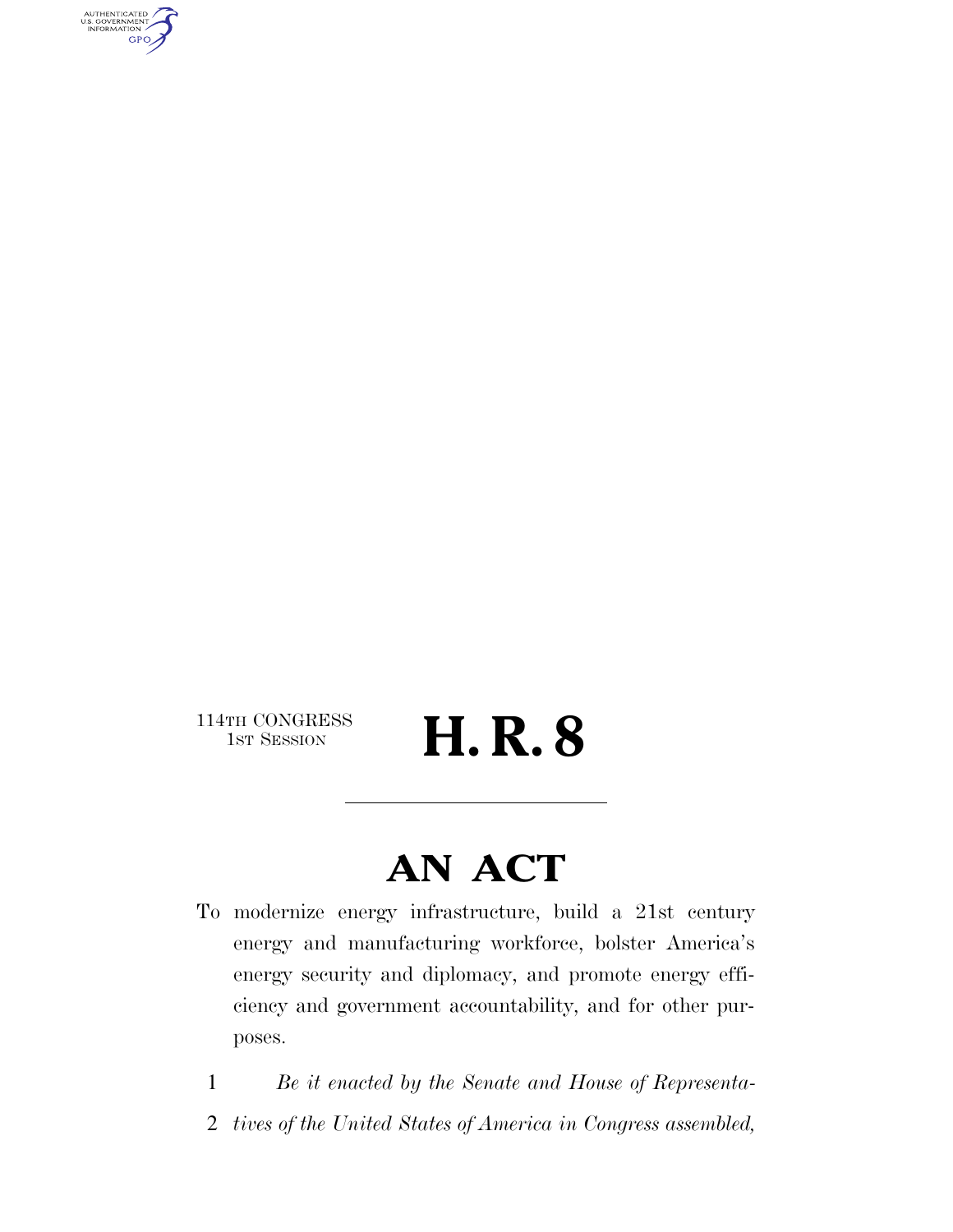114TH CONGRESS
1ST SESSION

# H. R. 8

---

# AN ACT

To modernize energy infrastructure, build a 21st century energy and manufacturing workforce, bolster America's energy security and diplomacy, and promote energy efficiency and government accountability, and for other purposes.

1 *Be it enacted by the Senate and House of Representa-*
2 *tives of the United States of America in Congress assembled,*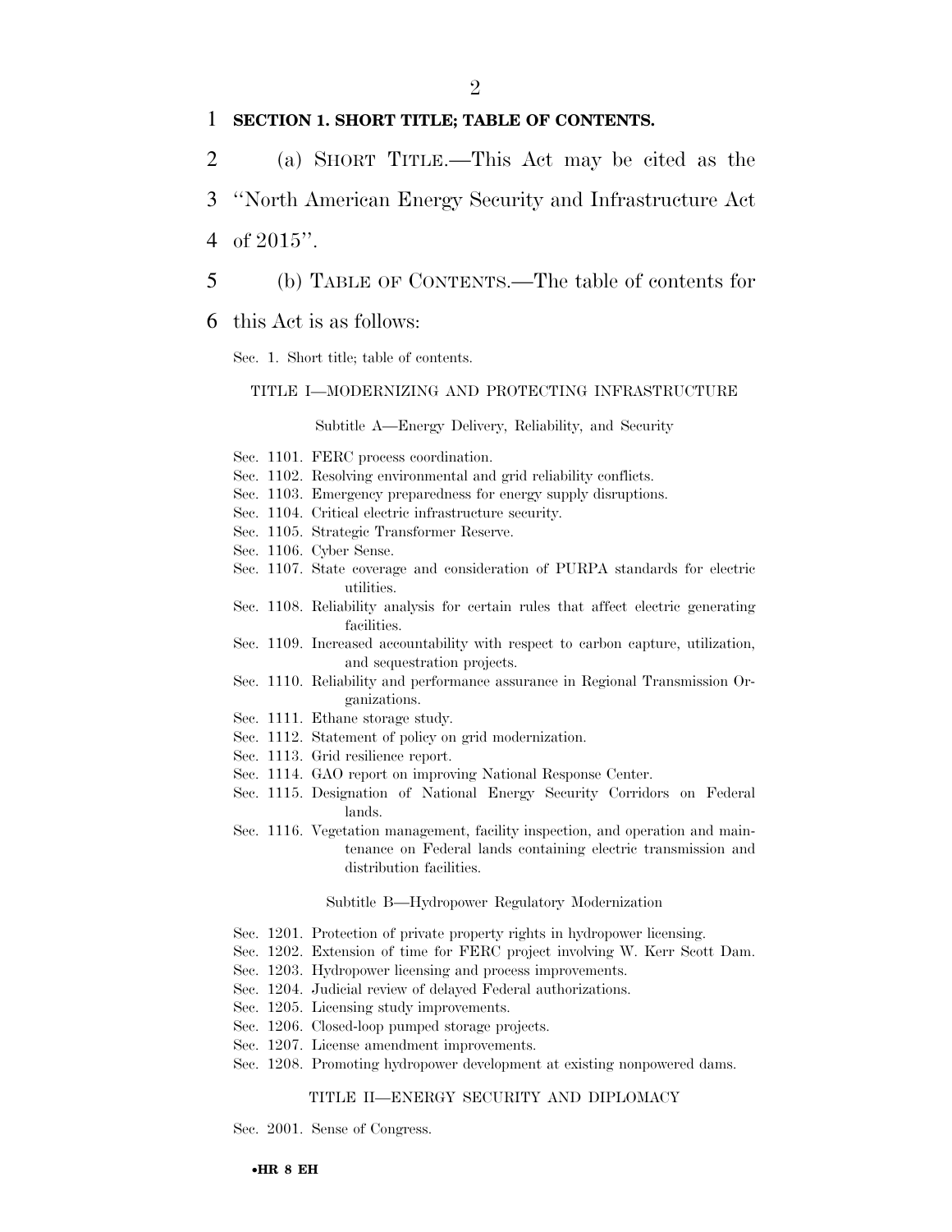**SECTION 1. SHORT TITLE; TABLE OF CONTENTS.**

(a) SHORT TITLE.—This Act may be cited as the "North American Energy Security and Infrastructure Act of 2015".

(b) TABLE OF CONTENTS.—The table of contents for this Act is as follows:

Sec. 1. Short title; table of contents.

TITLE I—MODERNIZING AND PROTECTING INFRASTRUCTURE

Subtitle A—Energy Delivery, Reliability, and Security

Sec. 1101. FERC process coordination.
Sec. 1102. Resolving environmental and grid reliability conflicts.
Sec. 1103. Emergency preparedness for energy supply disruptions.
Sec. 1104. Critical electric infrastructure security.
Sec. 1105. Strategic Transformer Reserve.
Sec. 1106. Cyber Sense.
Sec. 1107. State coverage and consideration of PURPA standards for electric utilities.
Sec. 1108. Reliability analysis for certain rules that affect electric generating facilities.
Sec. 1109. Increased accountability with respect to carbon capture, utilization, and sequestration projects.
Sec. 1110. Reliability and performance assurance in Regional Transmission Organizations.
Sec. 1111. Ethane storage study.
Sec. 1112. Statement of policy on grid modernization.
Sec. 1113. Grid resilience report.
Sec. 1114. GAO report on improving National Response Center.
Sec. 1115. Designation of National Energy Security Corridors on Federal lands.
Sec. 1116. Vegetation management, facility inspection, and operation and maintenance on Federal lands containing electric transmission and distribution facilities.

Subtitle B—Hydropower Regulatory Modernization

Sec. 1201. Protection of private property rights in hydropower licensing.
Sec. 1202. Extension of time for FERC project involving W. Kerr Scott Dam.
Sec. 1203. Hydropower licensing and process improvements.
Sec. 1204. Judicial review of delayed Federal authorizations.
Sec. 1205. Licensing study improvements.
Sec. 1206. Closed-loop pumped storage projects.
Sec. 1207. License amendment improvements.
Sec. 1208. Promoting hydropower development at existing nonpowered dams.

TITLE II—ENERGY SECURITY AND DIPLOMACY

Sec. 2001. Sense of Congress.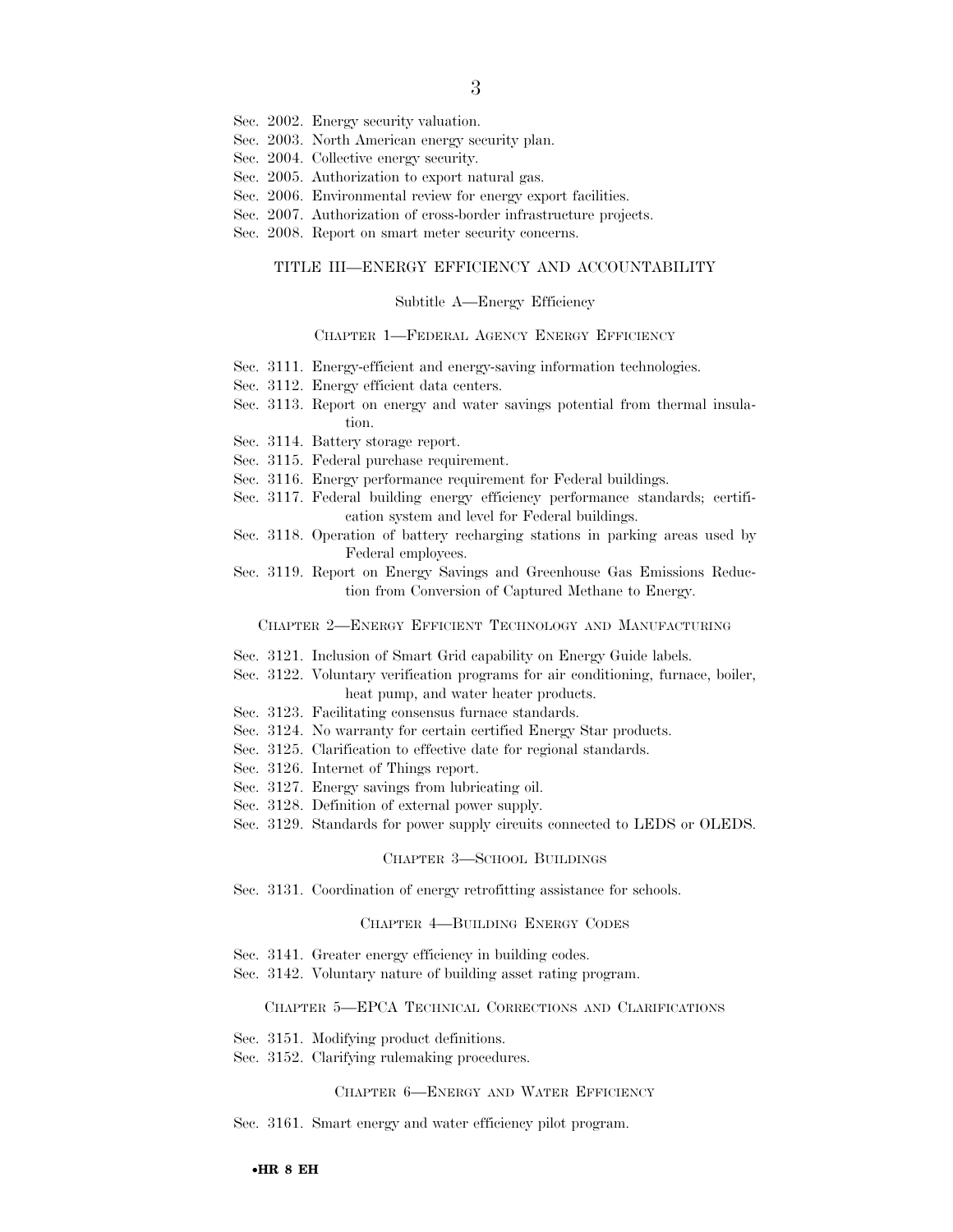Sec. 2002. Energy security valuation.
Sec. 2003. North American energy security plan.
Sec. 2004. Collective energy security.
Sec. 2005. Authorization to export natural gas.
Sec. 2006. Environmental review for energy export facilities.
Sec. 2007. Authorization of cross-border infrastructure projects.
Sec. 2008. Report on smart meter security concerns.

### TITLE III—ENERGY EFFICIENCY AND ACCOUNTABILITY

#### Subtitle A—Energy Efficiency

##### CHAPTER 1—FEDERAL AGENCY ENERGY EFFICIENCY

Sec. 3111. Energy-efficient and energy-saving information technologies.
Sec. 3112. Energy efficient data centers.
Sec. 3113. Report on energy and water savings potential from thermal insulation.
Sec. 3114. Battery storage report.
Sec. 3115. Federal purchase requirement.
Sec. 3116. Energy performance requirement for Federal buildings.
Sec. 3117. Federal building energy efficiency performance standards; certification system and level for Federal buildings.
Sec. 3118. Operation of battery recharging stations in parking areas used by Federal employees.
Sec. 3119. Report on Energy Savings and Greenhouse Gas Emissions Reduction from Conversion of Captured Methane to Energy.

##### CHAPTER 2—ENERGY EFFICIENT TECHNOLOGY AND MANUFACTURING

Sec. 3121. Inclusion of Smart Grid capability on Energy Guide labels.
Sec. 3122. Voluntary verification programs for air conditioning, furnace, boiler, heat pump, and water heater products.
Sec. 3123. Facilitating consensus furnace standards.
Sec. 3124. No warranty for certain certified Energy Star products.
Sec. 3125. Clarification to effective date for regional standards.
Sec. 3126. Internet of Things report.
Sec. 3127. Energy savings from lubricating oil.
Sec. 3128. Definition of external power supply.
Sec. 3129. Standards for power supply circuits connected to LEDS or OLEDS.

##### CHAPTER 3—SCHOOL BUILDINGS

Sec. 3131. Coordination of energy retrofitting assistance for schools.

##### CHAPTER 4—BUILDING ENERGY CODES

Sec. 3141. Greater energy efficiency in building codes.
Sec. 3142. Voluntary nature of building asset rating program.

##### CHAPTER 5—EPCA TECHNICAL CORRECTIONS AND CLARIFICATIONS

Sec. 3151. Modifying product definitions.
Sec. 3152. Clarifying rulemaking procedures.

##### CHAPTER 6—ENERGY AND WATER EFFICIENCY

Sec. 3161. Smart energy and water efficiency pilot program.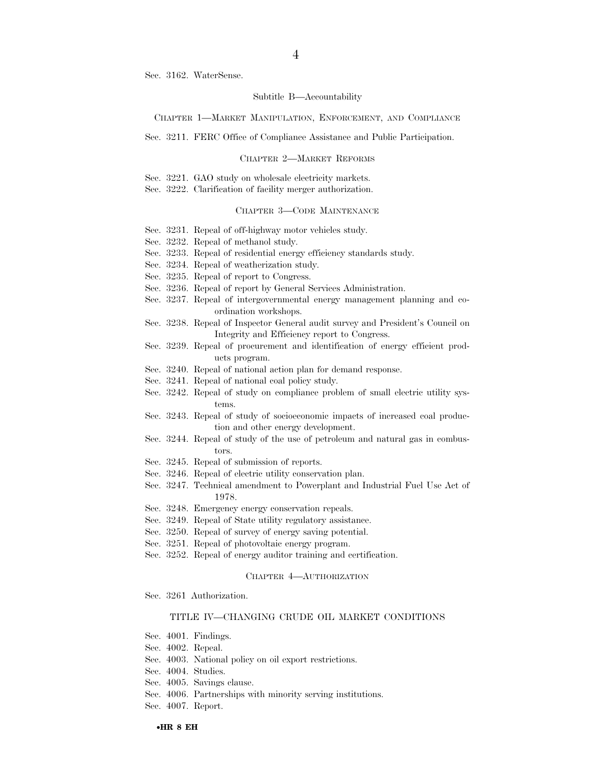Sec. 3162. WaterSense.

Subtitle B—Accountability

CHAPTER 1—MARKET MANIPULATION, ENFORCEMENT, AND COMPLIANCE

Sec. 3211. FERC Office of Compliance Assistance and Public Participation.

CHAPTER 2—MARKET REFORMS

Sec. 3221. GAO study on wholesale electricity markets.
Sec. 3222. Clarification of facility merger authorization.

CHAPTER 3—CODE MAINTENANCE

Sec. 3231. Repeal of off-highway motor vehicles study.
Sec. 3232. Repeal of methanol study.
Sec. 3233. Repeal of residential energy efficiency standards study.
Sec. 3234. Repeal of weatherization study.
Sec. 3235. Repeal of report to Congress.
Sec. 3236. Repeal of report by General Services Administration.
Sec. 3237. Repeal of intergovernmental energy management planning and coordination workshops.
Sec. 3238. Repeal of Inspector General audit survey and President's Council on Integrity and Efficiency report to Congress.
Sec. 3239. Repeal of procurement and identification of energy efficient products program.
Sec. 3240. Repeal of national action plan for demand response.
Sec. 3241. Repeal of national coal policy study.
Sec. 3242. Repeal of study on compliance problem of small electric utility systems.
Sec. 3243. Repeal of study of socioeconomic impacts of increased coal production and other energy development.
Sec. 3244. Repeal of study of the use of petroleum and natural gas in combustors.
Sec. 3245. Repeal of submission of reports.
Sec. 3246. Repeal of electric utility conservation plan.
Sec. 3247. Technical amendment to Powerplant and Industrial Fuel Use Act of 1978.
Sec. 3248. Emergency energy conservation repeals.
Sec. 3249. Repeal of State utility regulatory assistance.
Sec. 3250. Repeal of survey of energy saving potential.
Sec. 3251. Repeal of photovoltaic energy program.
Sec. 3252. Repeal of energy auditor training and certification.

CHAPTER 4—AUTHORIZATION

Sec. 3261 Authorization.

TITLE IV—CHANGING CRUDE OIL MARKET CONDITIONS

Sec. 4001. Findings.
Sec. 4002. Repeal.
Sec. 4003. National policy on oil export restrictions.
Sec. 4004. Studies.
Sec. 4005. Savings clause.
Sec. 4006. Partnerships with minority serving institutions.
Sec. 4007. Report.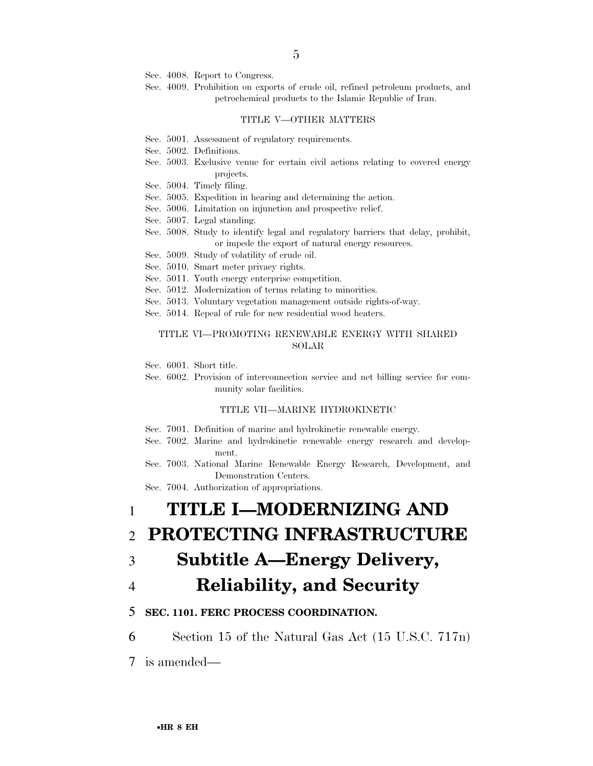Sec. 4008. Report to Congress.
Sec. 4009. Prohibition on exports of crude oil, refined petroleum products, and petrochemical products to the Islamic Republic of Iran.

TITLE V—OTHER MATTERS

Sec. 5001. Assessment of regulatory requirements.
Sec. 5002. Definitions.
Sec. 5003. Exclusive venue for certain civil actions relating to covered energy projects.
Sec. 5004. Timely filing.
Sec. 5005. Expedition in hearing and determining the action.
Sec. 5006. Limitation on injunction and prospective relief.
Sec. 5007. Legal standing.
Sec. 5008. Study to identify legal and regulatory barriers that delay, prohibit, or impede the export of natural energy resources.
Sec. 5009. Study of volatility of crude oil.
Sec. 5010. Smart meter privacy rights.
Sec. 5011. Youth energy enterprise competition.
Sec. 5012. Modernization of terms relating to minorities.
Sec. 5013. Voluntary vegetation management outside rights-of-way.
Sec. 5014. Repeal of rule for new residential wood heaters.

TITLE VI—PROMOTING RENEWABLE ENERGY WITH SHARED SOLAR

Sec. 6001. Short title.
Sec. 6002. Provision of interconnection service and net billing service for community solar facilities.

TITLE VII—MARINE HYDROKINETIC

Sec. 7001. Definition of marine and hydrokinetic renewable energy.
Sec. 7002. Marine and hydrokinetic renewable energy research and development.
Sec. 7003. National Marine Renewable Energy Research, Development, and Demonstration Centers.
Sec. 7004. Authorization of appropriations.

# TITLE I—MODERNIZING AND PROTECTING INFRASTRUCTURE

## Subtitle A—Energy Delivery, Reliability, and Security

**SEC. 1101. FERC PROCESS COORDINATION.**

Section 15 of the Natural Gas Act (15 U.S.C. 717n) is amended—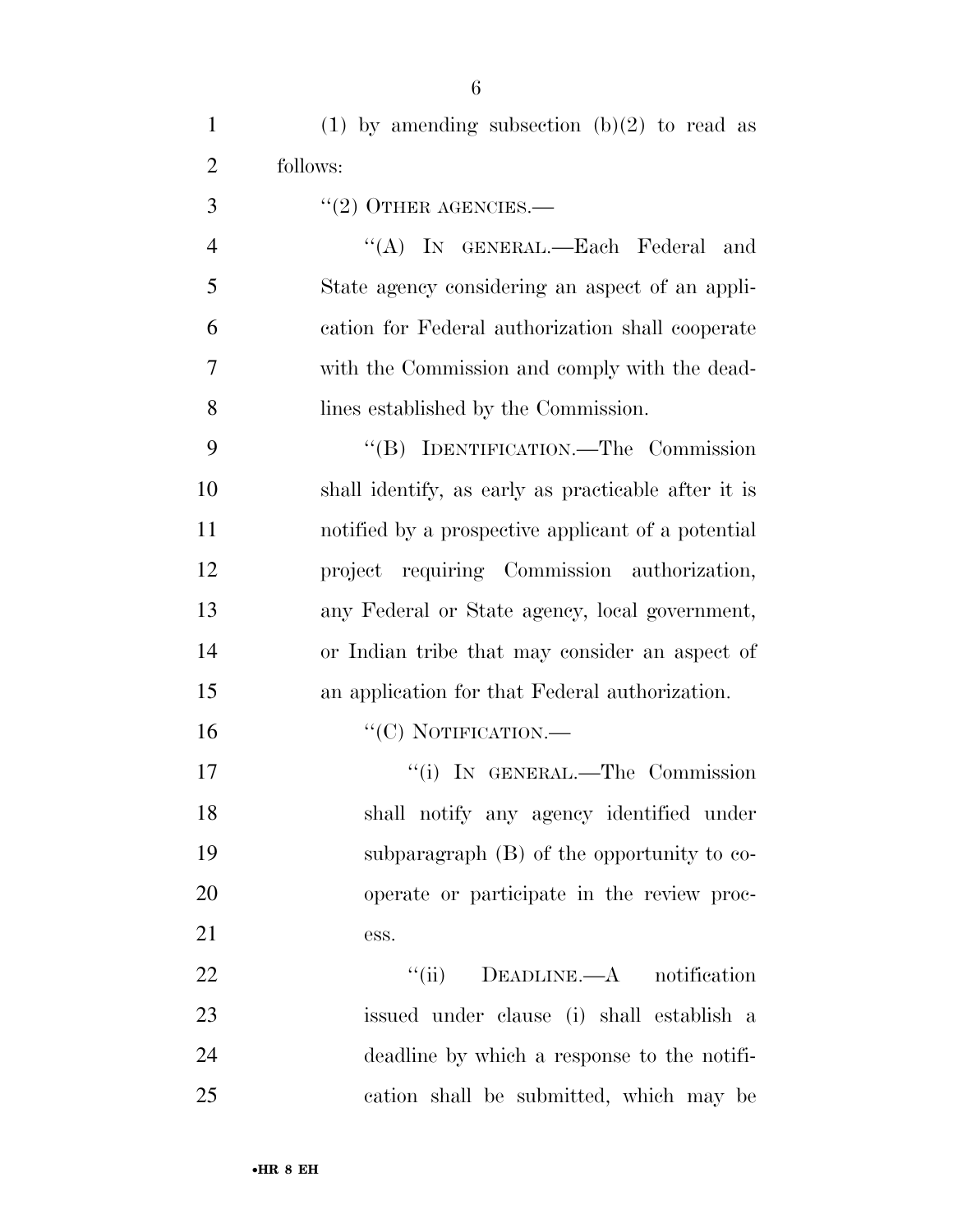(1) by amending subsection (b)(2) to read as follows:

"(2) OTHER AGENCIES.—

"(A) IN GENERAL.—Each Federal and State agency considering an aspect of an application for Federal authorization shall cooperate with the Commission and comply with the deadlines established by the Commission.

"(B) IDENTIFICATION.—The Commission shall identify, as early as practicable after it is notified by a prospective applicant of a potential project requiring Commission authorization, any Federal or State agency, local government, or Indian tribe that may consider an aspect of an application for that Federal authorization.

"(C) NOTIFICATION.—

"(i) IN GENERAL.—The Commission shall notify any agency identified under subparagraph (B) of the opportunity to cooperate or participate in the review process.

"(ii) DEADLINE.—A notification issued under clause (i) shall establish a deadline by which a response to the notification shall be submitted, which may be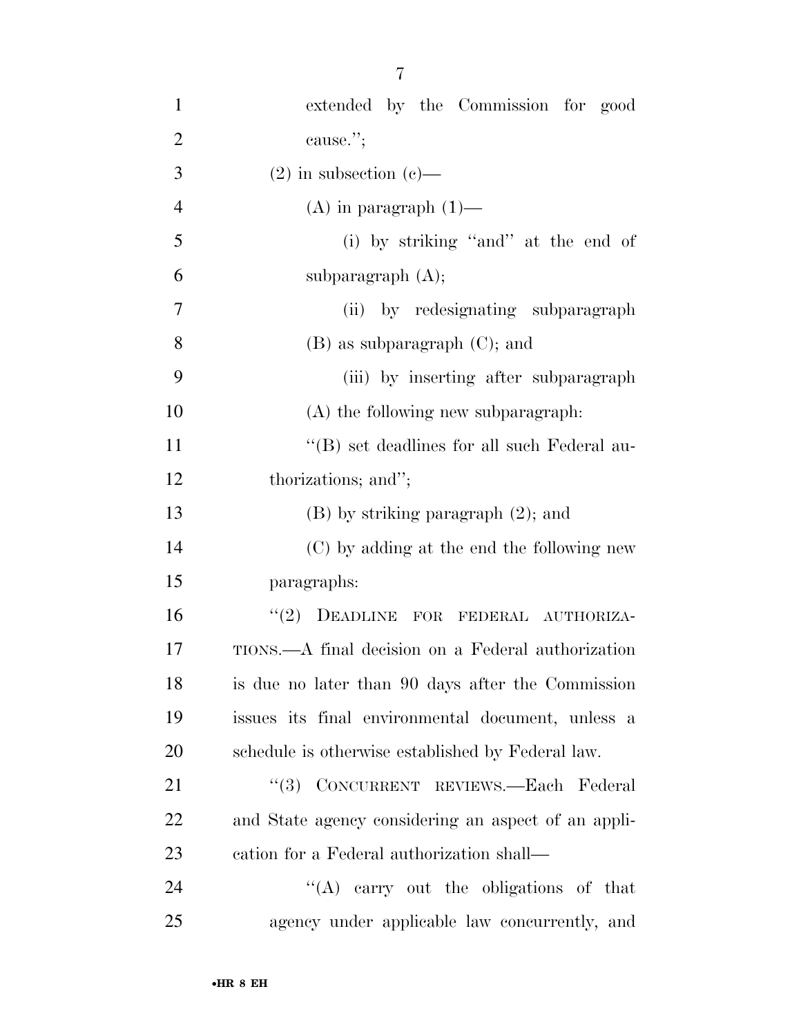extended by the Commission for good cause.'';

(2) in subsection (c)—

(A) in paragraph (1)—

(i) by striking ''and'' at the end of subparagraph (A);

(ii) by redesignating subparagraph (B) as subparagraph (C); and

(iii) by inserting after subparagraph (A) the following new subparagraph:

''(B) set deadlines for all such Federal authorizations; and'';

(B) by striking paragraph (2); and

(C) by adding at the end the following new paragraphs:

''(2) DEADLINE FOR FEDERAL AUTHORIZATIONS.—A final decision on a Federal authorization is due no later than 90 days after the Commission issues its final environmental document, unless a schedule is otherwise established by Federal law.

''(3) CONCURRENT REVIEWS.—Each Federal and State agency considering an aspect of an application for a Federal authorization shall—

''(A) carry out the obligations of that agency under applicable law concurrently, and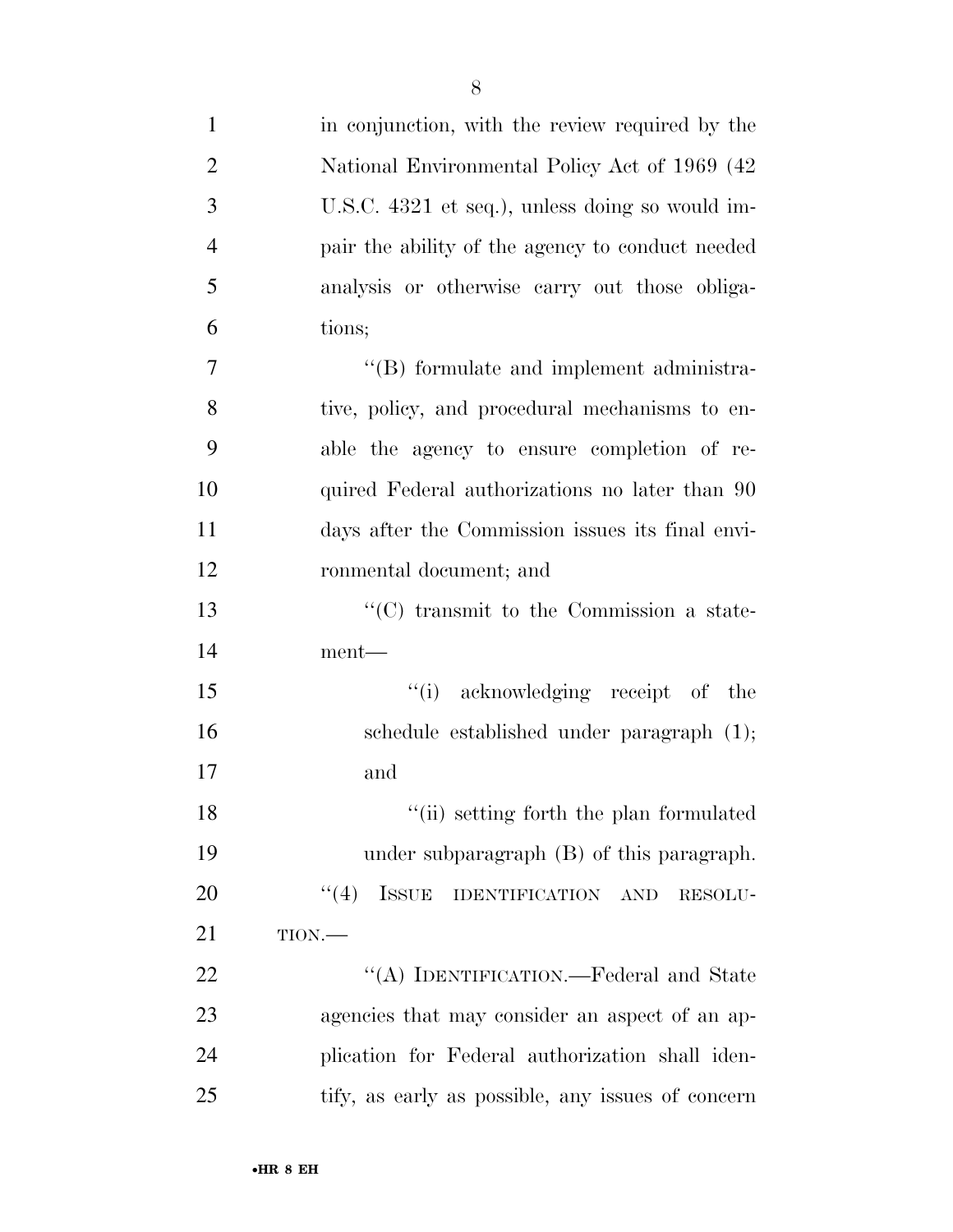in conjunction, with the review required by the National Environmental Policy Act of 1969 (42 U.S.C. 4321 et seq.), unless doing so would impair the ability of the agency to conduct needed analysis or otherwise carry out those obligations;

"(B) formulate and implement administrative, policy, and procedural mechanisms to enable the agency to ensure completion of required Federal authorizations no later than 90 days after the Commission issues its final environmental document; and

"(C) transmit to the Commission a statement—

"(i) acknowledging receipt of the schedule established under paragraph (1); and

"(ii) setting forth the plan formulated under subparagraph (B) of this paragraph.

"(4) ISSUE IDENTIFICATION AND RESOLUTION.—

"(A) IDENTIFICATION.—Federal and State agencies that may consider an aspect of an application for Federal authorization shall identify, as early as possible, any issues of concern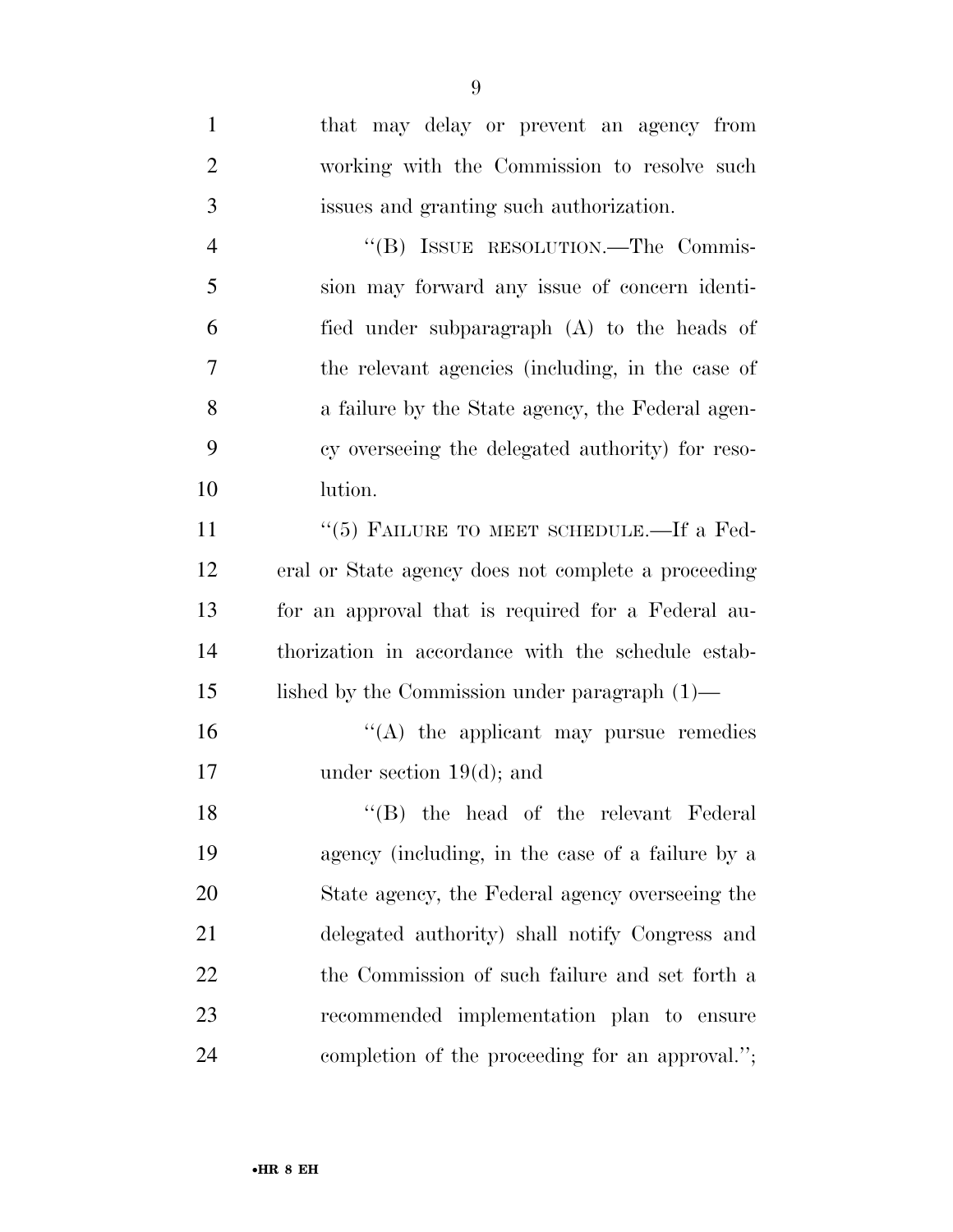that may delay or prevent an agency from working with the Commission to resolve such issues and granting such authorization.

"(B) ISSUE RESOLUTION.—The Commission may forward any issue of concern identified under subparagraph (A) to the heads of the relevant agencies (including, in the case of a failure by the State agency, the Federal agency overseeing the delegated authority) for resolution.

"(5) FAILURE TO MEET SCHEDULE.—If a Federal or State agency does not complete a proceeding for an approval that is required for a Federal authorization in accordance with the schedule established by the Commission under paragraph (1)—

"(A) the applicant may pursue remedies under section 19(d); and

"(B) the head of the relevant Federal agency (including, in the case of a failure by a State agency, the Federal agency overseeing the delegated authority) shall notify Congress and the Commission of such failure and set forth a recommended implementation plan to ensure completion of the proceeding for an approval.";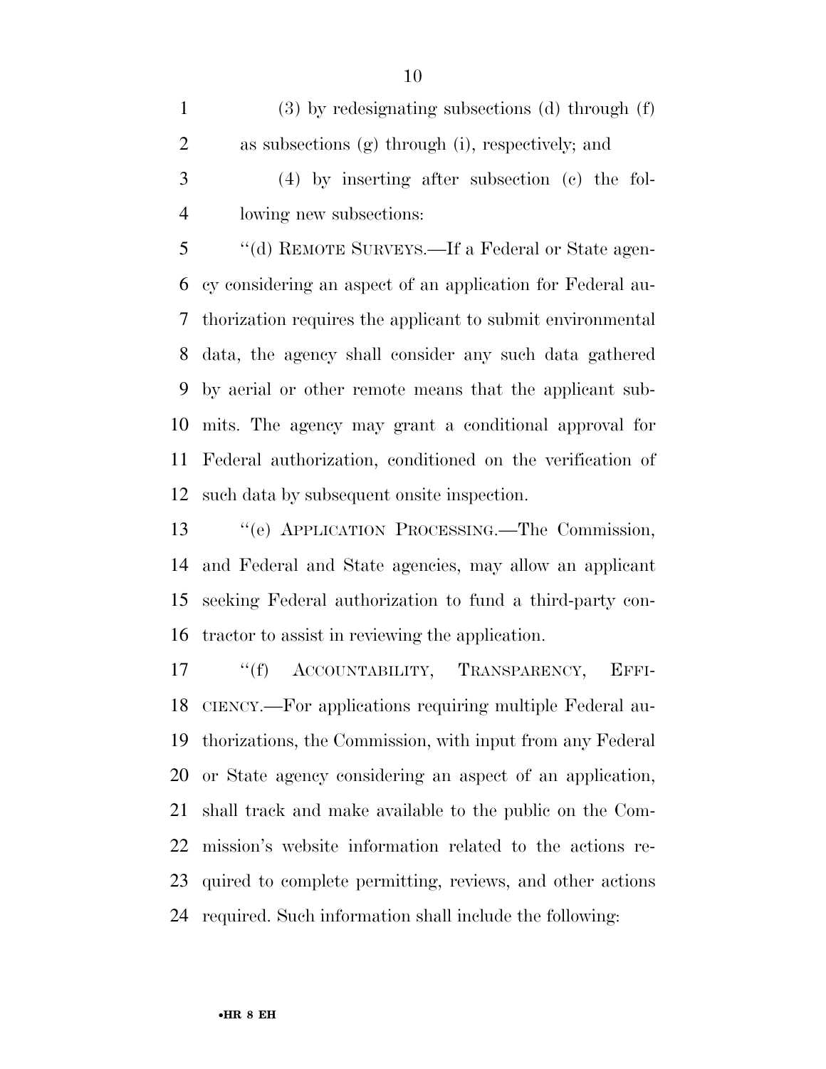(3) by redesignating subsections (d) through (f) as subsections (g) through (i), respectively; and

(4) by inserting after subsection (c) the following new subsections:

''(d) REMOTE SURVEYS.—If a Federal or State agency considering an aspect of an application for Federal authorization requires the applicant to submit environmental data, the agency shall consider any such data gathered by aerial or other remote means that the applicant submits. The agency may grant a conditional approval for Federal authorization, conditioned on the verification of such data by subsequent onsite inspection.

''(e) APPLICATION PROCESSING.—The Commission, and Federal and State agencies, may allow an applicant seeking Federal authorization to fund a third-party contractor to assist in reviewing the application.

''(f) ACCOUNTABILITY, TRANSPARENCY, EFFICIENCY.—For applications requiring multiple Federal authorizations, the Commission, with input from any Federal or State agency considering an aspect of an application, shall track and make available to the public on the Commission's website information related to the actions required to complete permitting, reviews, and other actions required. Such information shall include the following: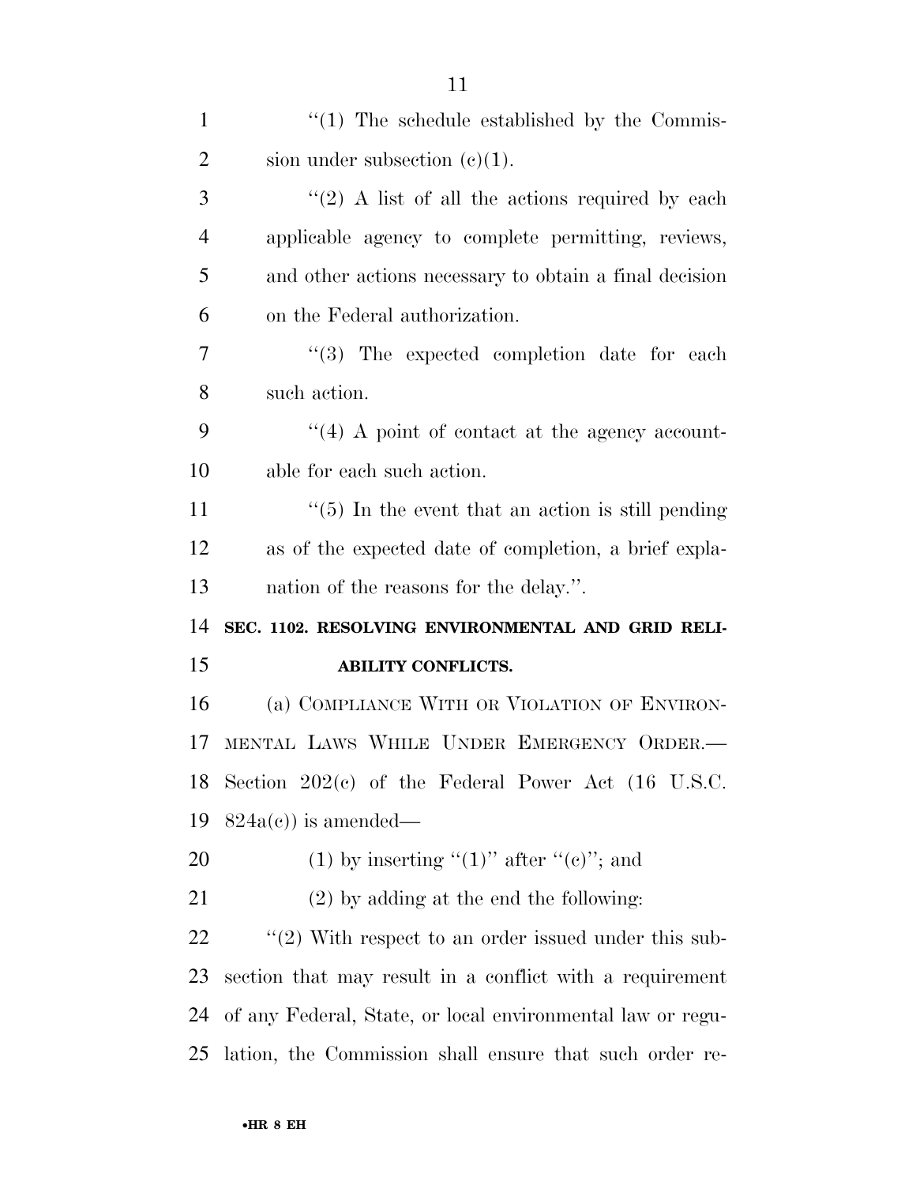"(1) The schedule established by the Commission under subsection (c)(1).

"(2) A list of all the actions required by each applicable agency to complete permitting, reviews, and other actions necessary to obtain a final decision on the Federal authorization.

"(3) The expected completion date for each such action.

"(4) A point of contact at the agency accountable for each such action.

"(5) In the event that an action is still pending as of the expected date of completion, a brief explanation of the reasons for the delay.".

**SEC. 1102. RESOLVING ENVIRONMENTAL AND GRID RELIABILITY CONFLICTS.**

(a) COMPLIANCE WITH OR VIOLATION OF ENVIRONMENTAL LAWS WHILE UNDER EMERGENCY ORDER.—Section 202(c) of the Federal Power Act (16 U.S.C. 824a(c)) is amended—

(1) by inserting "(1)" after "(c)"; and

(2) by adding at the end the following:

"(2) With respect to an order issued under this subsection that may result in a conflict with a requirement of any Federal, State, or local environmental law or regulation, the Commission shall ensure that such order re-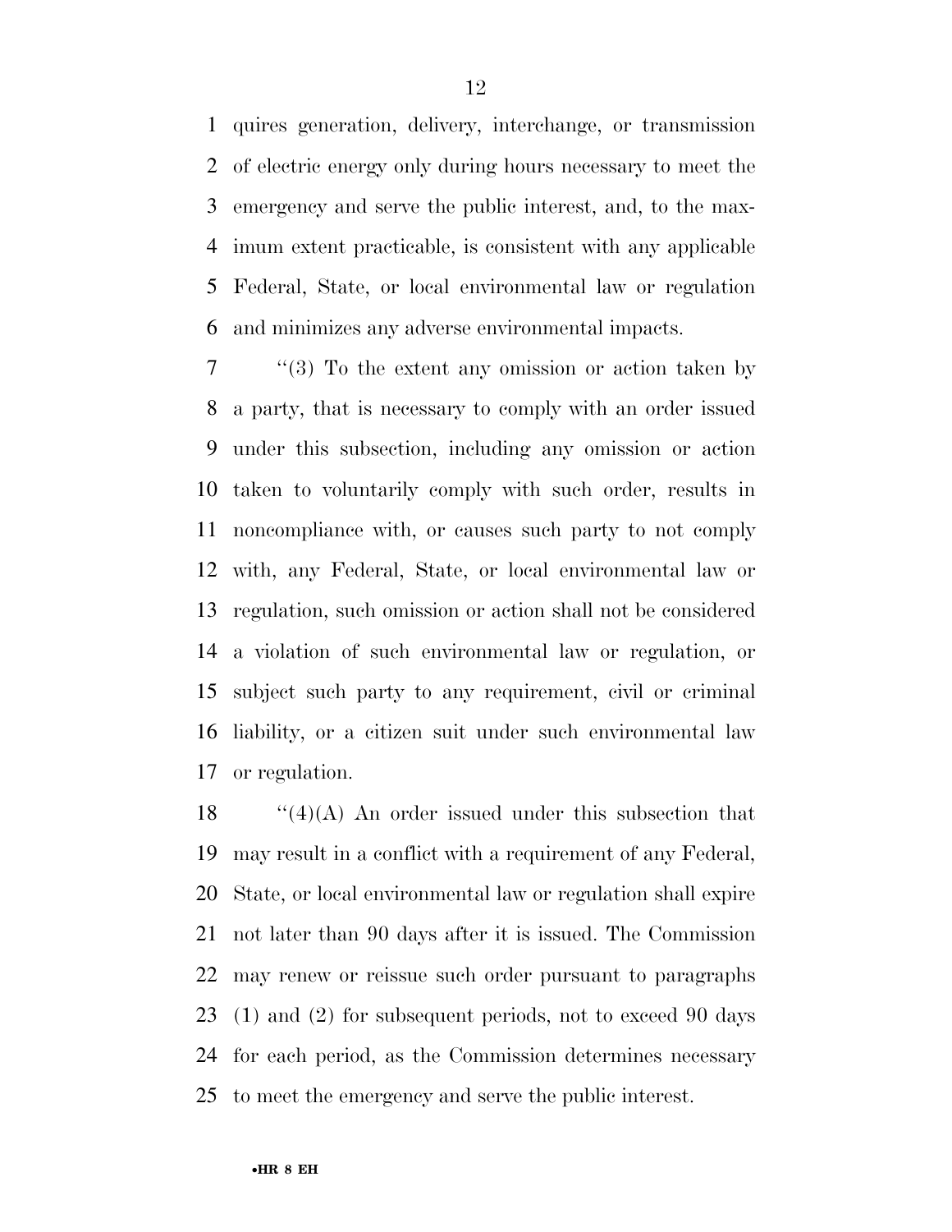quires generation, delivery, interchange, or transmission of electric energy only during hours necessary to meet the emergency and serve the public interest, and, to the maximum extent practicable, is consistent with any applicable Federal, State, or local environmental law or regulation and minimizes any adverse environmental impacts.

''(3) To the extent any omission or action taken by a party, that is necessary to comply with an order issued under this subsection, including any omission or action taken to voluntarily comply with such order, results in noncompliance with, or causes such party to not comply with, any Federal, State, or local environmental law or regulation, such omission or action shall not be considered a violation of such environmental law or regulation, or subject such party to any requirement, civil or criminal liability, or a citizen suit under such environmental law or regulation.

''(4)(A) An order issued under this subsection that may result in a conflict with a requirement of any Federal, State, or local environmental law or regulation shall expire not later than 90 days after it is issued. The Commission may renew or reissue such order pursuant to paragraphs (1) and (2) for subsequent periods, not to exceed 90 days for each period, as the Commission determines necessary to meet the emergency and serve the public interest.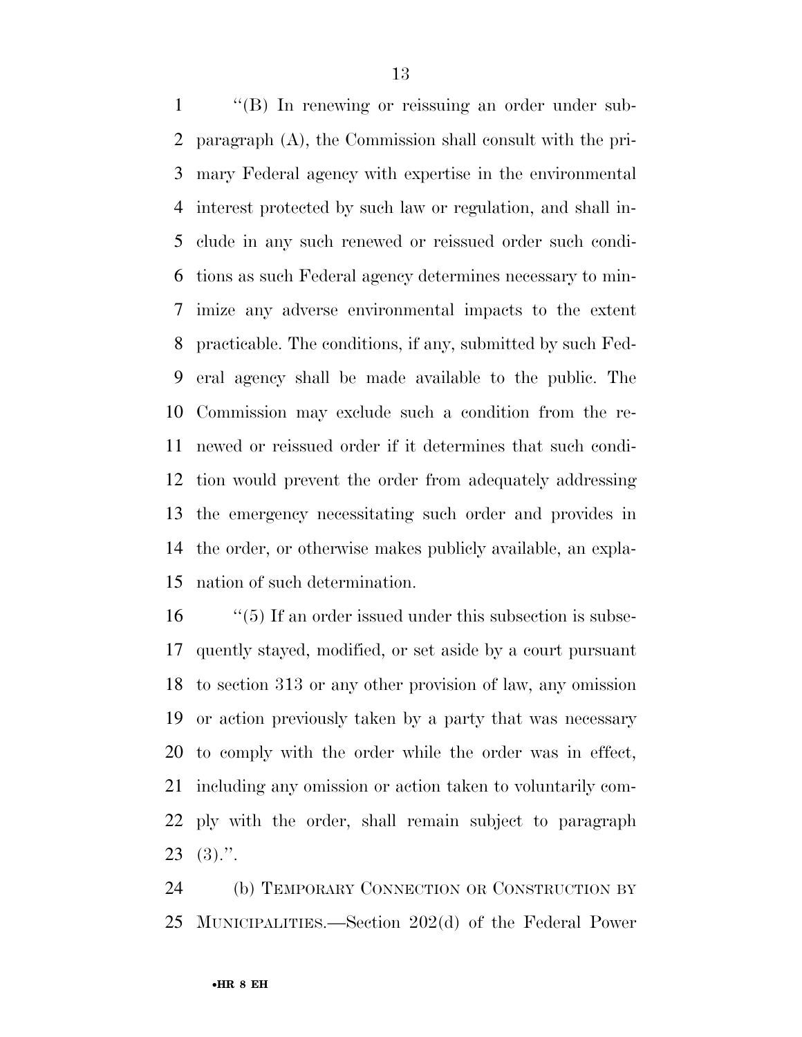''(B) In renewing or reissuing an order under subparagraph (A), the Commission shall consult with the primary Federal agency with expertise in the environmental interest protected by such law or regulation, and shall include in any such renewed or reissued order such conditions as such Federal agency determines necessary to minimize any adverse environmental impacts to the extent practicable. The conditions, if any, submitted by such Federal agency shall be made available to the public. The Commission may exclude such a condition from the renewed or reissued order if it determines that such condition would prevent the order from adequately addressing the emergency necessitating such order and provides in the order, or otherwise makes publicly available, an explanation of such determination.

''(5) If an order issued under this subsection is subsequently stayed, modified, or set aside by a court pursuant to section 313 or any other provision of law, any omission or action previously taken by a party that was necessary to comply with the order while the order was in effect, including any omission or action taken to voluntarily comply with the order, shall remain subject to paragraph (3).''.

(b) TEMPORARY CONNECTION OR CONSTRUCTION BY MUNICIPALITIES.—Section 202(d) of the Federal Power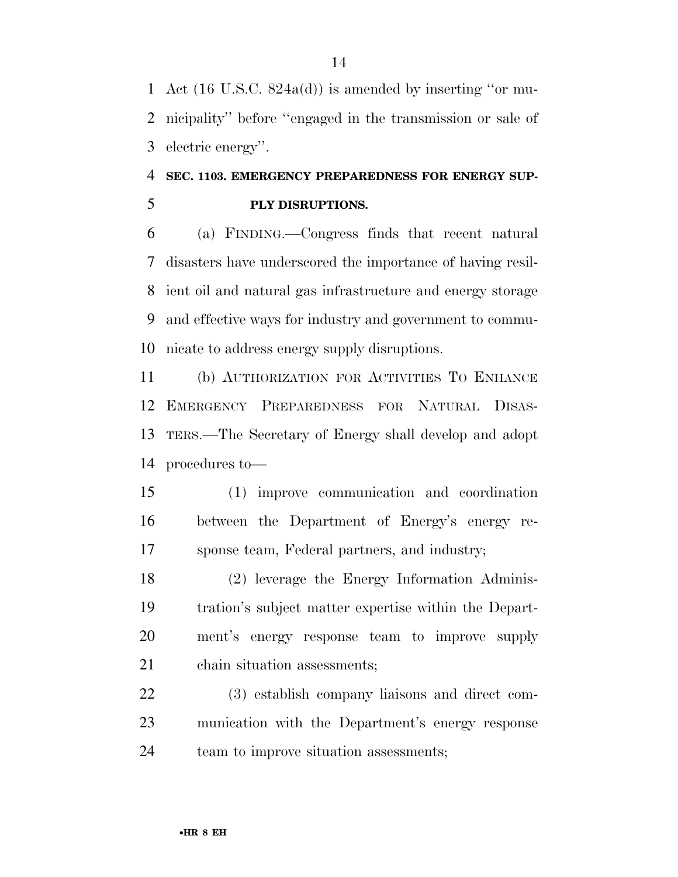Act (16 U.S.C. 824a(d)) is amended by inserting ''or municipality'' before ''engaged in the transmission or sale of electric energy''.

**SEC. 1103. EMERGENCY PREPAREDNESS FOR ENERGY SUPPLY DISRUPTIONS.**

(a) FINDING.—Congress finds that recent natural disasters have underscored the importance of having resilient oil and natural gas infrastructure and energy storage and effective ways for industry and government to communicate to address energy supply disruptions.

(b) AUTHORIZATION FOR ACTIVITIES TO ENHANCE EMERGENCY PREPAREDNESS FOR NATURAL DISASTERS.—The Secretary of Energy shall develop and adopt procedures to—

(1) improve communication and coordination between the Department of Energy's energy response team, Federal partners, and industry;

(2) leverage the Energy Information Administration's subject matter expertise within the Department's energy response team to improve supply chain situation assessments;

(3) establish company liaisons and direct communication with the Department's energy response team to improve situation assessments;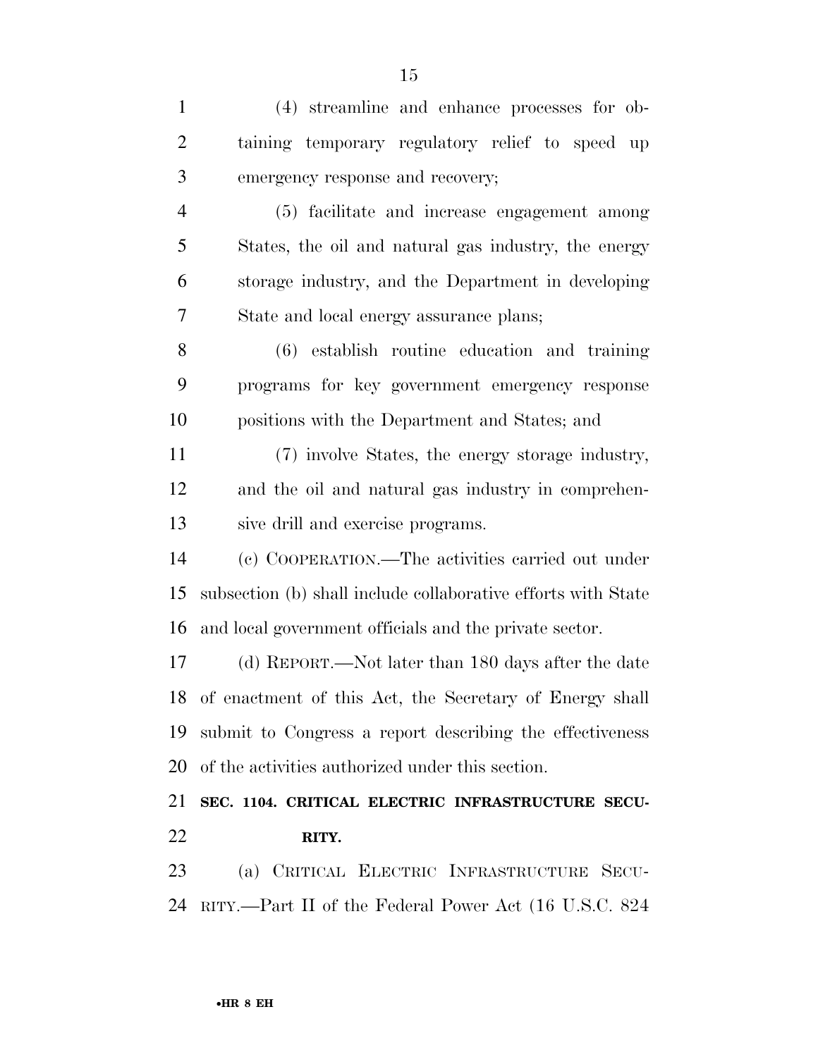(4) streamline and enhance processes for obtaining temporary regulatory relief to speed up emergency response and recovery;

(5) facilitate and increase engagement among States, the oil and natural gas industry, the energy storage industry, and the Department in developing State and local energy assurance plans;

(6) establish routine education and training programs for key government emergency response positions with the Department and States; and

(7) involve States, the energy storage industry, and the oil and natural gas industry in comprehensive drill and exercise programs.

(c) COOPERATION.—The activities carried out under subsection (b) shall include collaborative efforts with State and local government officials and the private sector.

(d) REPORT.—Not later than 180 days after the date of enactment of this Act, the Secretary of Energy shall submit to Congress a report describing the effectiveness of the activities authorized under this section.

**SEC. 1104. CRITICAL ELECTRIC INFRASTRUCTURE SECURITY.**

(a) CRITICAL ELECTRIC INFRASTRUCTURE SECURITY.—Part II of the Federal Power Act (16 U.S.C. 824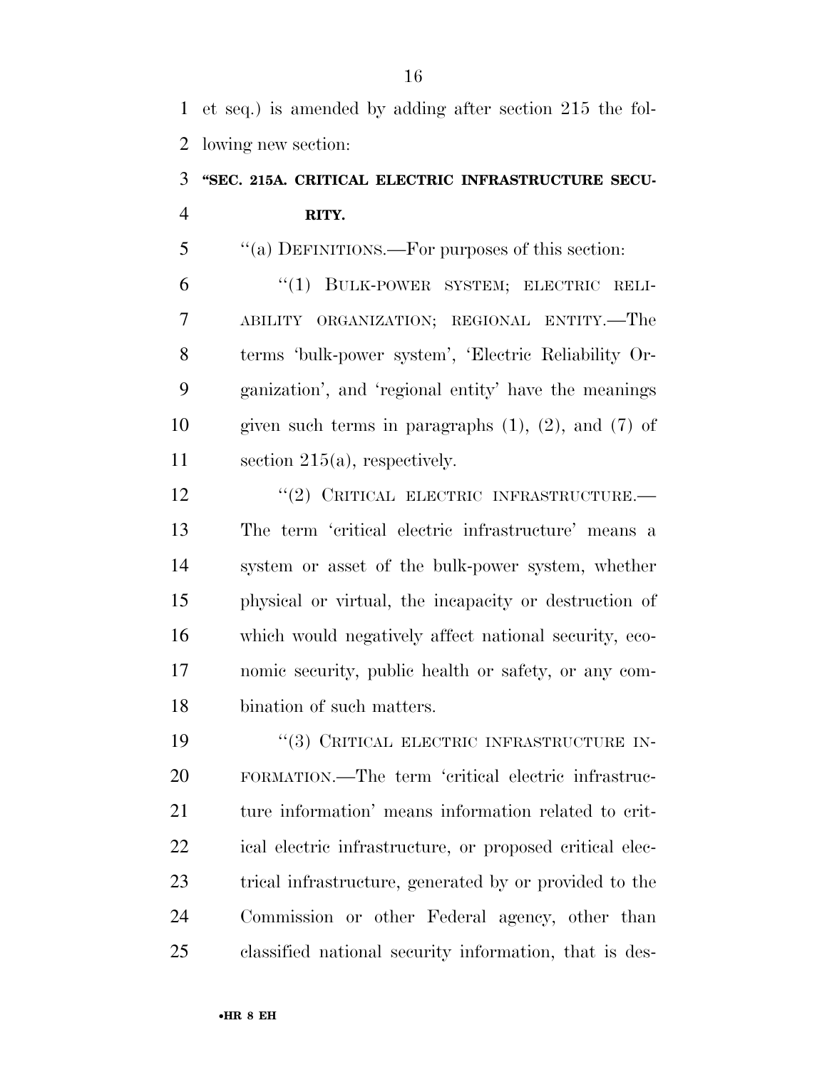et seq.) is amended by adding after section 215 the following new section:

**"SEC. 215A. CRITICAL ELECTRIC INFRASTRUCTURE SECURITY.**

"(a) DEFINITIONS.—For purposes of this section:

"(1) BULK-POWER SYSTEM; ELECTRIC RELIABILITY ORGANIZATION; REGIONAL ENTITY.—The terms 'bulk-power system', 'Electric Reliability Organization', and 'regional entity' have the meanings given such terms in paragraphs (1), (2), and (7) of section 215(a), respectively.

"(2) CRITICAL ELECTRIC INFRASTRUCTURE.—The term 'critical electric infrastructure' means a system or asset of the bulk-power system, whether physical or virtual, the incapacity or destruction of which would negatively affect national security, economic security, public health or safety, or any combination of such matters.

"(3) CRITICAL ELECTRIC INFRASTRUCTURE INFORMATION.—The term 'critical electric infrastructure information' means information related to critical electric infrastructure, or proposed critical electrical infrastructure, generated by or provided to the Commission or other Federal agency, other than classified national security information, that is des-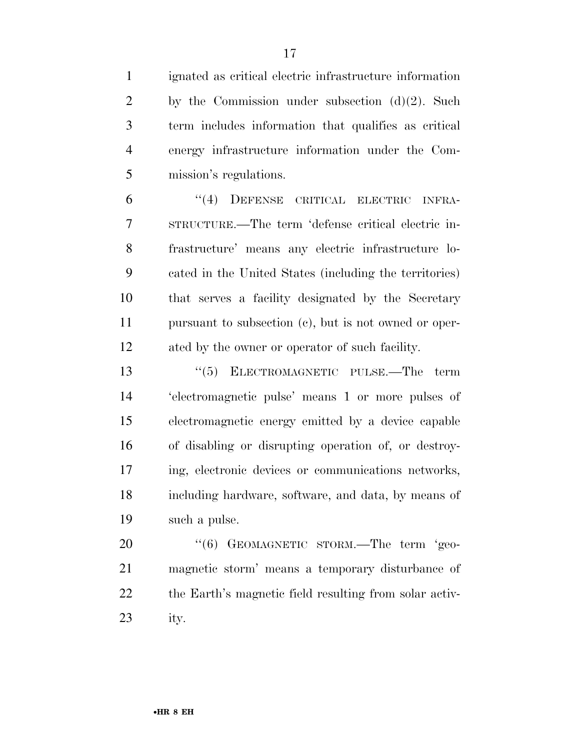ignated as critical electric infrastructure information by the Commission under subsection (d)(2). Such term includes information that qualifies as critical energy infrastructure information under the Commission's regulations.

"(4) DEFENSE CRITICAL ELECTRIC INFRASTRUCTURE.—The term 'defense critical electric infrastructure' means any electric infrastructure located in the United States (including the territories) that serves a facility designated by the Secretary pursuant to subsection (c), but is not owned or operated by the owner or operator of such facility.

"(5) ELECTROMAGNETIC PULSE.—The term 'electromagnetic pulse' means 1 or more pulses of electromagnetic energy emitted by a device capable of disabling or disrupting operation of, or destroying, electronic devices or communications networks, including hardware, software, and data, by means of such a pulse.

"(6) GEOMAGNETIC STORM.—The term 'geomagnetic storm' means a temporary disturbance of the Earth's magnetic field resulting from solar activity.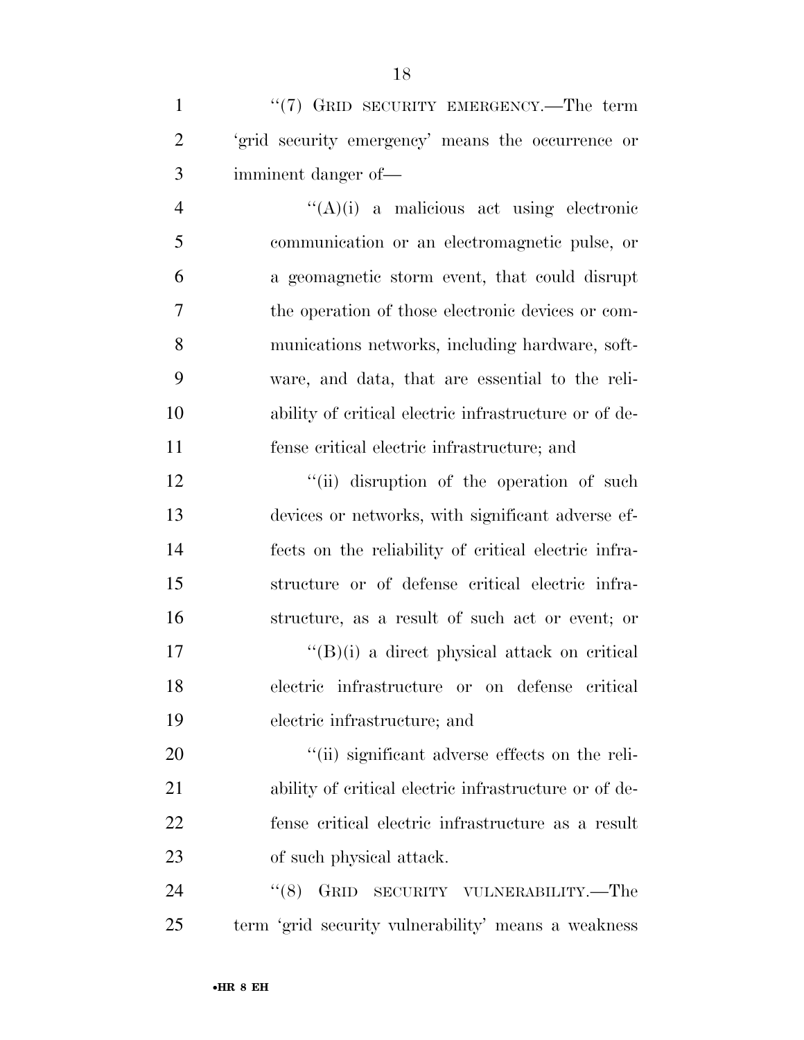"(7) GRID SECURITY EMERGENCY.—The term 'grid security emergency' means the occurrence or imminent danger of—

"(A)(i) a malicious act using electronic communication or an electromagnetic pulse, or a geomagnetic storm event, that could disrupt the operation of those electronic devices or communications networks, including hardware, software, and data, that are essential to the reliability of critical electric infrastructure or of defense critical electric infrastructure; and

"(ii) disruption of the operation of such devices or networks, with significant adverse effects on the reliability of critical electric infrastructure or of defense critical electric infrastructure, as a result of such act or event; or

"(B)(i) a direct physical attack on critical electric infrastructure or on defense critical electric infrastructure; and

"(ii) significant adverse effects on the reliability of critical electric infrastructure or of defense critical electric infrastructure as a result of such physical attack.

"(8) GRID SECURITY VULNERABILITY.—The term 'grid security vulnerability' means a weakness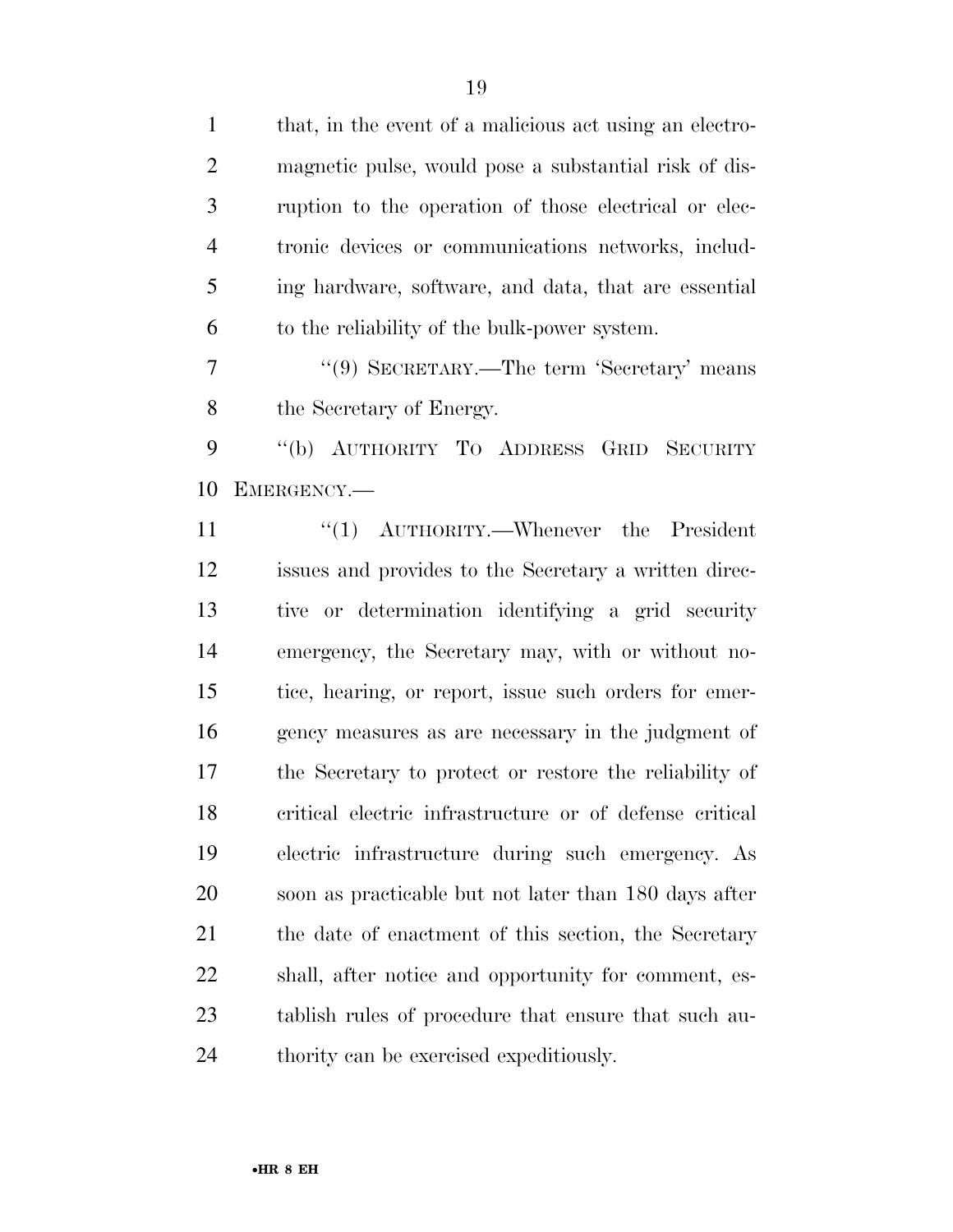that, in the event of a malicious act using an electromagnetic pulse, would pose a substantial risk of disruption to the operation of those electrical or electronic devices or communications networks, including hardware, software, and data, that are essential to the reliability of the bulk-power system.

"(9) SECRETARY.—The term 'Secretary' means the Secretary of Energy.

"(b) AUTHORITY TO ADDRESS GRID SECURITY EMERGENCY.—

"(1) AUTHORITY.—Whenever the President issues and provides to the Secretary a written directive or determination identifying a grid security emergency, the Secretary may, with or without notice, hearing, or report, issue such orders for emergency measures as are necessary in the judgment of the Secretary to protect or restore the reliability of critical electric infrastructure or of defense critical electric infrastructure during such emergency. As soon as practicable but not later than 180 days after the date of enactment of this section, the Secretary shall, after notice and opportunity for comment, establish rules of procedure that ensure that such authority can be exercised expeditiously.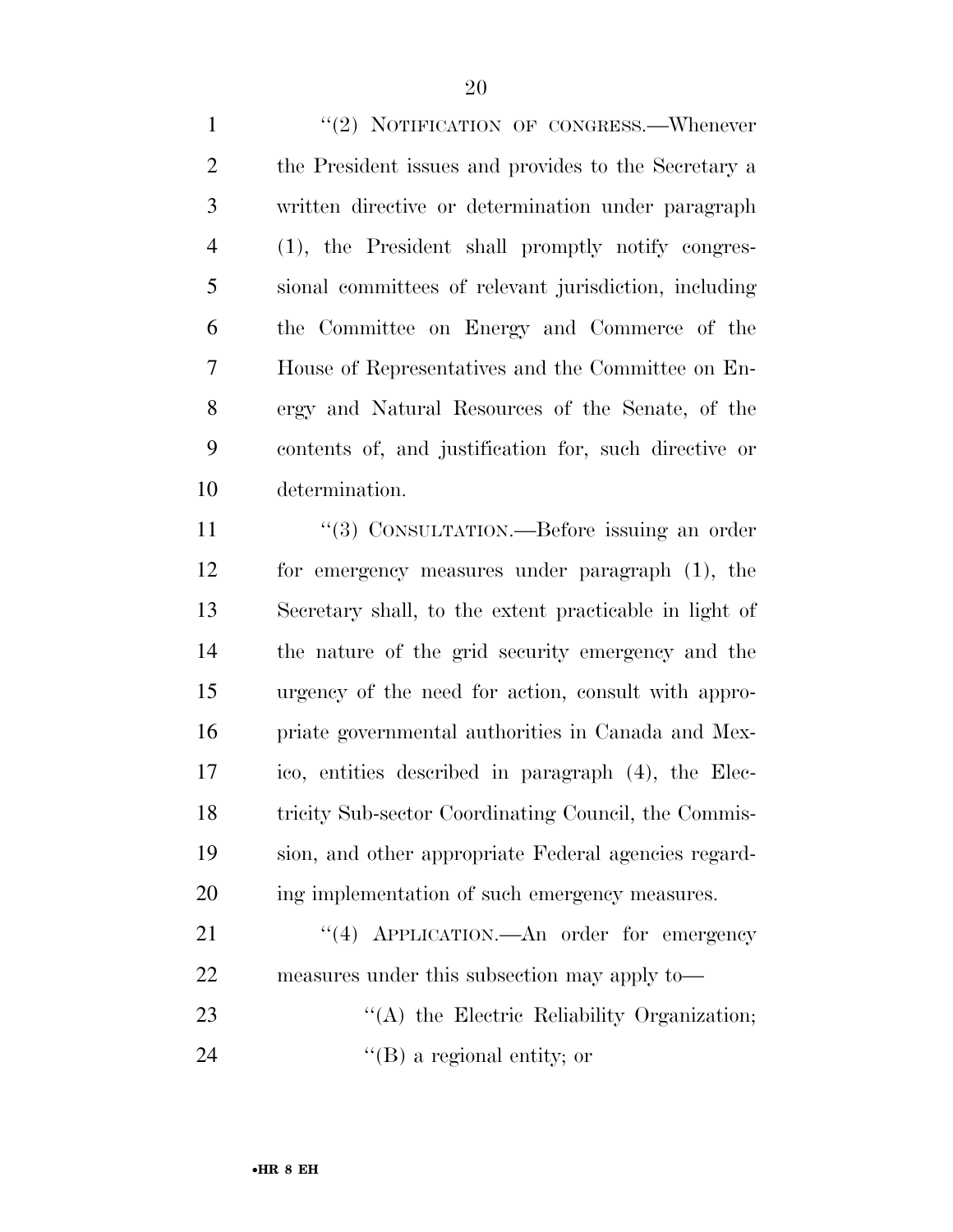"(2) NOTIFICATION OF CONGRESS.—Whenever the President issues and provides to the Secretary a written directive or determination under paragraph (1), the President shall promptly notify congressional committees of relevant jurisdiction, including the Committee on Energy and Commerce of the House of Representatives and the Committee on Energy and Natural Resources of the Senate, of the contents of, and justification for, such directive or determination.

"(3) CONSULTATION.—Before issuing an order for emergency measures under paragraph (1), the Secretary shall, to the extent practicable in light of the nature of the grid security emergency and the urgency of the need for action, consult with appropriate governmental authorities in Canada and Mexico, entities described in paragraph (4), the Electricity Sub-sector Coordinating Council, the Commission, and other appropriate Federal agencies regarding implementation of such emergency measures.

"(4) APPLICATION.—An order for emergency measures under this subsection may apply to—

"(A) the Electric Reliability Organization;

"(B) a regional entity; or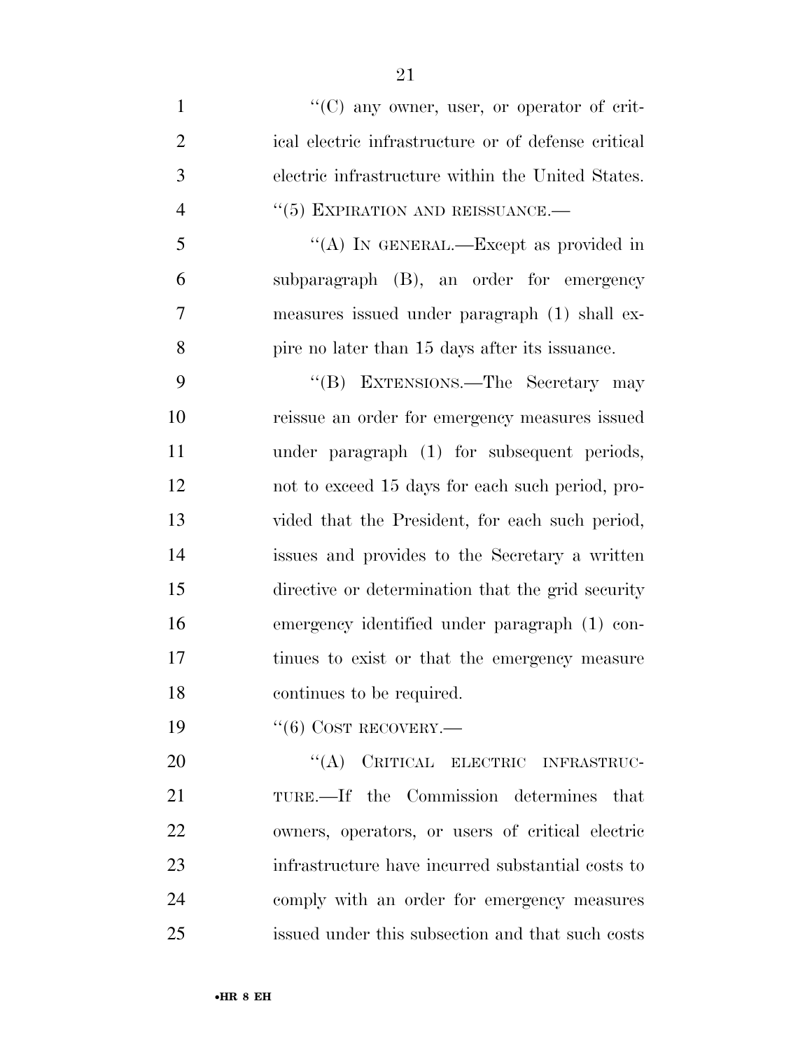"(C) any owner, user, or operator of critical electric infrastructure or of defense critical electric infrastructure within the United States.

"(5) EXPIRATION AND REISSUANCE.—

"(A) IN GENERAL.—Except as provided in subparagraph (B), an order for emergency measures issued under paragraph (1) shall expire no later than 15 days after its issuance.

"(B) EXTENSIONS.—The Secretary may reissue an order for emergency measures issued under paragraph (1) for subsequent periods, not to exceed 15 days for each such period, provided that the President, for each such period, issues and provides to the Secretary a written directive or determination that the grid security emergency identified under paragraph (1) continues to exist or that the emergency measure continues to be required.

"(6) COST RECOVERY.—

"(A) CRITICAL ELECTRIC INFRASTRUCTURE.—If the Commission determines that owners, operators, or users of critical electric infrastructure have incurred substantial costs to comply with an order for emergency measures issued under this subsection and that such costs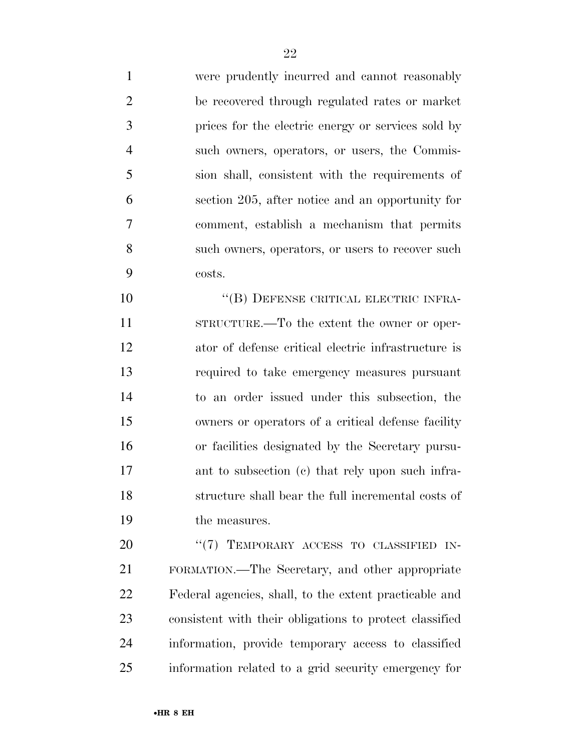were prudently incurred and cannot reasonably be recovered through regulated rates or market prices for the electric energy or services sold by such owners, operators, or users, the Commission shall, consistent with the requirements of section 205, after notice and an opportunity for comment, establish a mechanism that permits such owners, operators, or users to recover such costs.

"(B) DEFENSE CRITICAL ELECTRIC INFRASTRUCTURE.—To the extent the owner or operator of defense critical electric infrastructure is required to take emergency measures pursuant to an order issued under this subsection, the owners or operators of a critical defense facility or facilities designated by the Secretary pursuant to subsection (c) that rely upon such infrastructure shall bear the full incremental costs of the measures.

"(7) TEMPORARY ACCESS TO CLASSIFIED INFORMATION.—The Secretary, and other appropriate Federal agencies, shall, to the extent practicable and consistent with their obligations to protect classified information, provide temporary access to classified information related to a grid security emergency for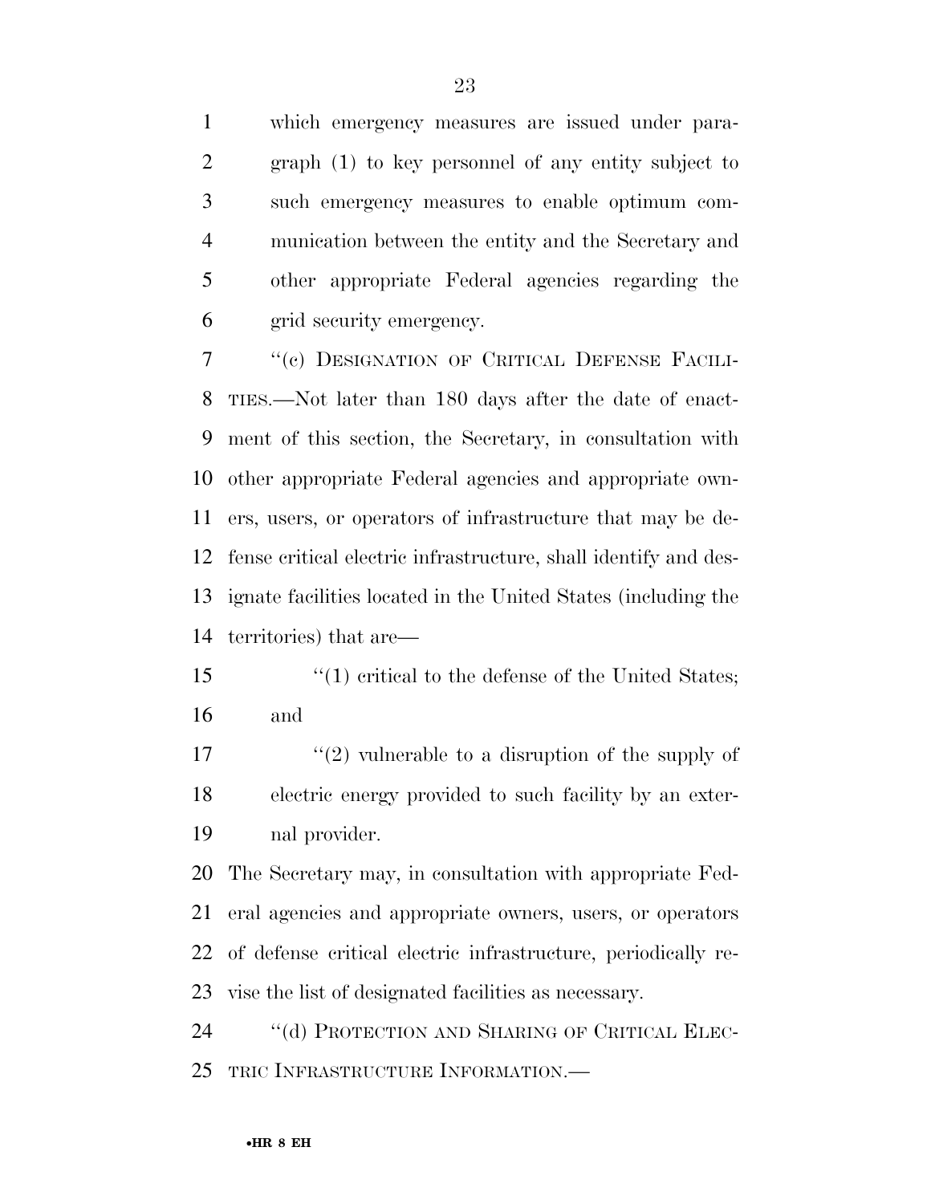which emergency measures are issued under paragraph (1) to key personnel of any entity subject to such emergency measures to enable optimum communication between the entity and the Secretary and other appropriate Federal agencies regarding the grid security emergency.

"(c) DESIGNATION OF CRITICAL DEFENSE FACILITIES.—Not later than 180 days after the date of enactment of this section, the Secretary, in consultation with other appropriate Federal agencies and appropriate owners, users, or operators of infrastructure that may be defense critical electric infrastructure, shall identify and designate facilities located in the United States (including the territories) that are—

"(1) critical to the defense of the United States; and

"(2) vulnerable to a disruption of the supply of electric energy provided to such facility by an external provider.

The Secretary may, in consultation with appropriate Federal agencies and appropriate owners, users, or operators of defense critical electric infrastructure, periodically revise the list of designated facilities as necessary.

"(d) PROTECTION AND SHARING OF CRITICAL ELECTRIC INFRASTRUCTURE INFORMATION.—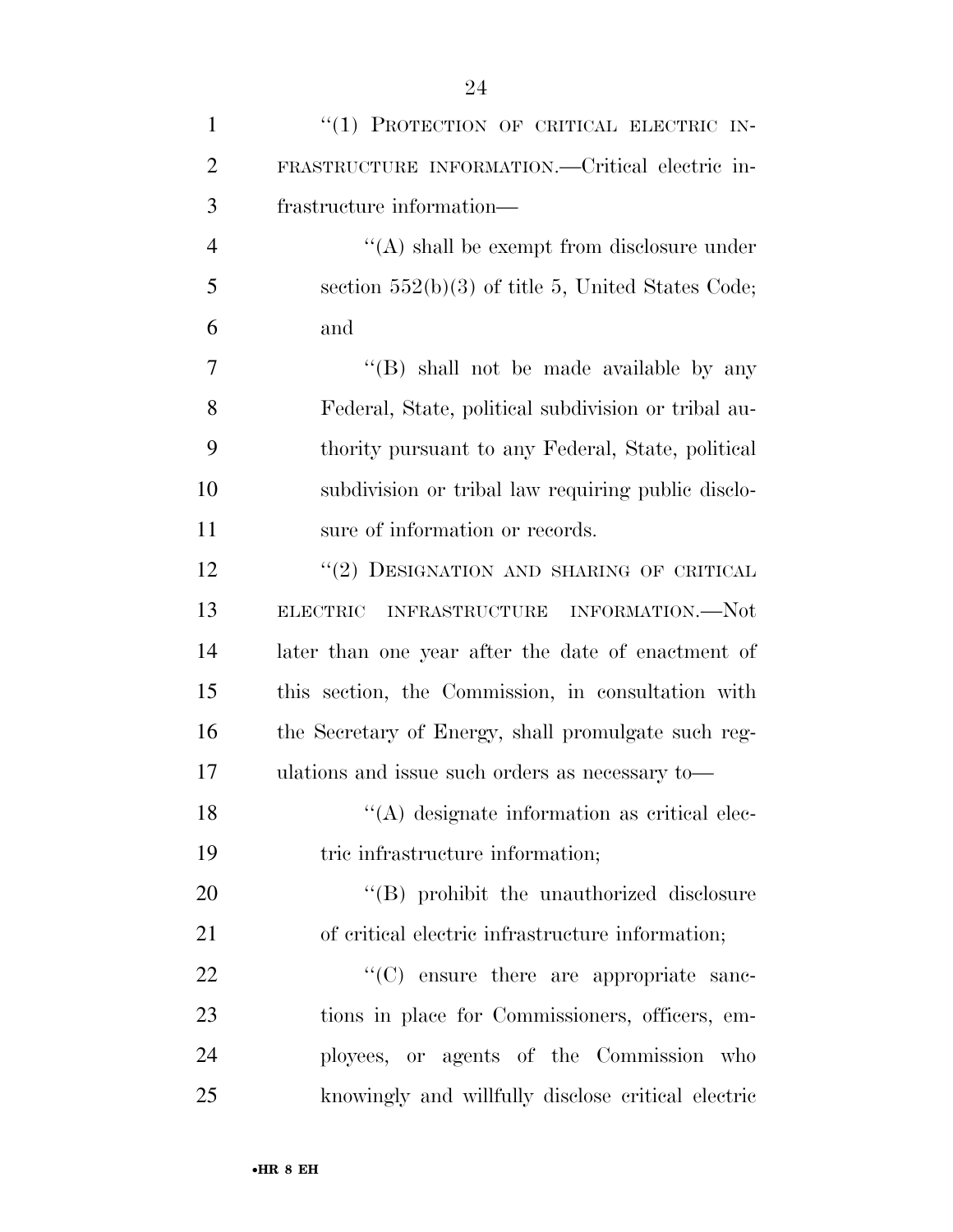"(1) PROTECTION OF CRITICAL ELECTRIC INFRASTRUCTURE INFORMATION.—Critical electric infrastructure information—

"(A) shall be exempt from disclosure under section 552(b)(3) of title 5, United States Code; and

"(B) shall not be made available by any Federal, State, political subdivision or tribal authority pursuant to any Federal, State, political subdivision or tribal law requiring public disclosure of information or records.

"(2) DESIGNATION AND SHARING OF CRITICAL ELECTRIC INFRASTRUCTURE INFORMATION.—Not later than one year after the date of enactment of this section, the Commission, in consultation with the Secretary of Energy, shall promulgate such regulations and issue such orders as necessary to—

"(A) designate information as critical electric infrastructure information;

"(B) prohibit the unauthorized disclosure of critical electric infrastructure information;

"(C) ensure there are appropriate sanctions in place for Commissioners, officers, employees, or agents of the Commission who knowingly and willfully disclose critical electric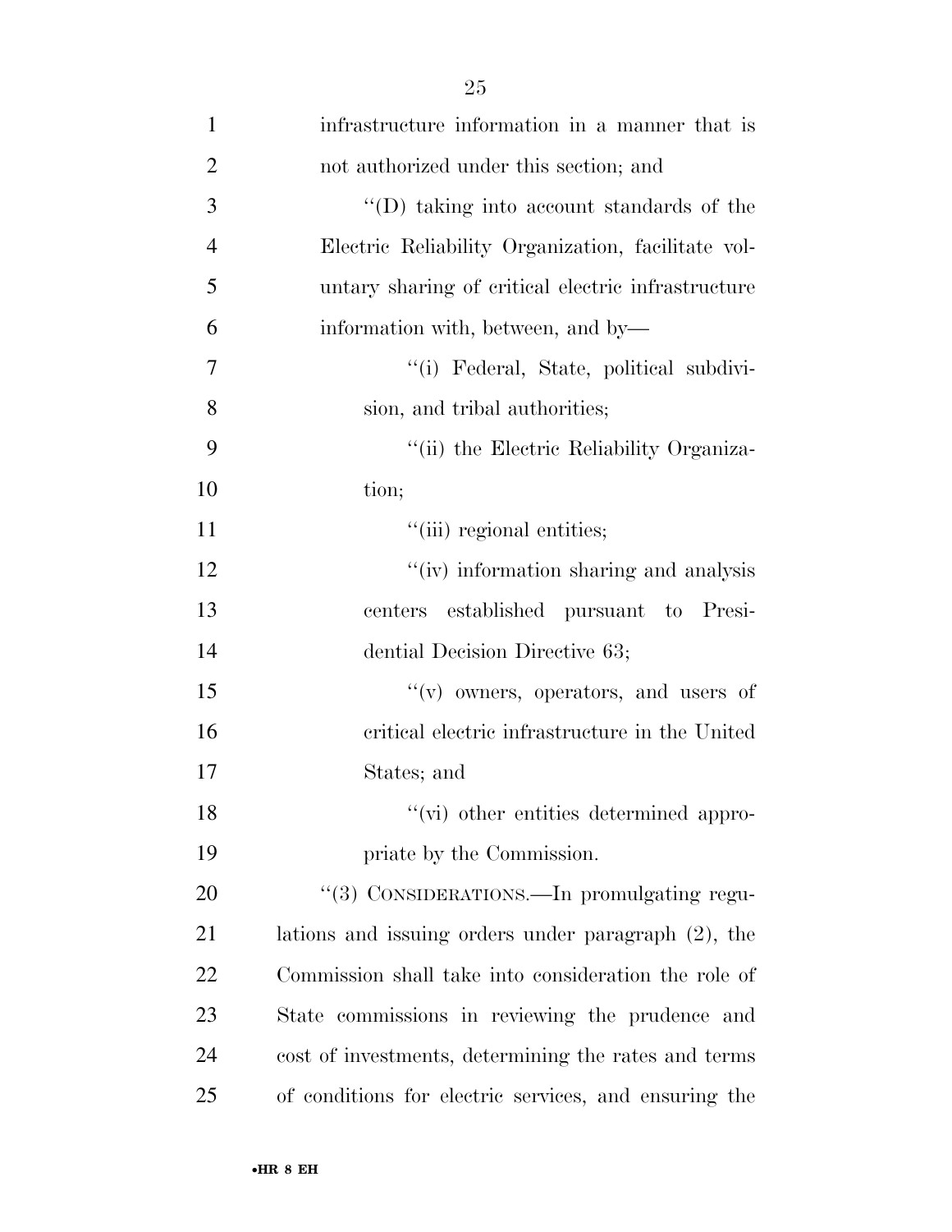infrastructure information in a manner that is not authorized under this section; and

''(D) taking into account standards of the Electric Reliability Organization, facilitate voluntary sharing of critical electric infrastructure information with, between, and by—

''(i) Federal, State, political subdivision, and tribal authorities;

''(ii) the Electric Reliability Organization;

''(iii) regional entities;

''(iv) information sharing and analysis centers established pursuant to Presidential Decision Directive 63;

''(v) owners, operators, and users of critical electric infrastructure in the United States; and

''(vi) other entities determined appropriate by the Commission.

''(3) CONSIDERATIONS.—In promulgating regulations and issuing orders under paragraph (2), the Commission shall take into consideration the role of State commissions in reviewing the prudence and cost of investments, determining the rates and terms of conditions for electric services, and ensuring the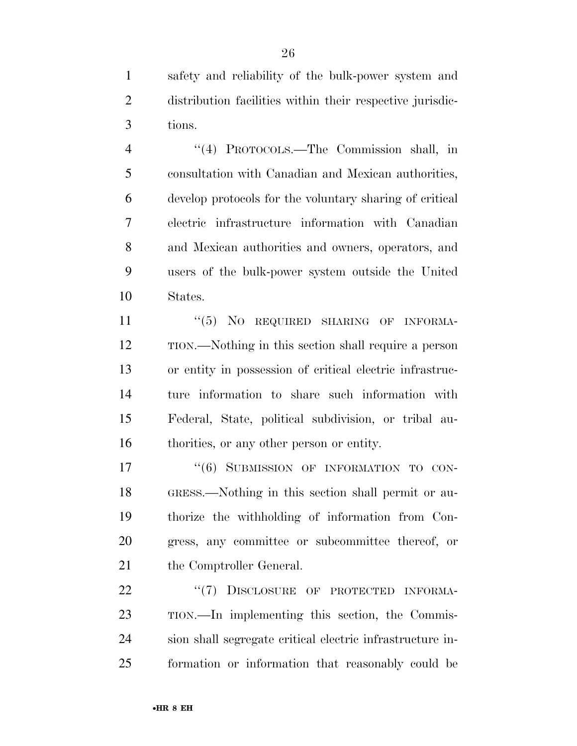safety and reliability of the bulk-power system and distribution facilities within their respective jurisdictions.

''(4) PROTOCOLS.—The Commission shall, in consultation with Canadian and Mexican authorities, develop protocols for the voluntary sharing of critical electric infrastructure information with Canadian and Mexican authorities and owners, operators, and users of the bulk-power system outside the United States.

''(5) NO REQUIRED SHARING OF INFORMATION.—Nothing in this section shall require a person or entity in possession of critical electric infrastructure information to share such information with Federal, State, political subdivision, or tribal authorities, or any other person or entity.

''(6) SUBMISSION OF INFORMATION TO CONGRESS.—Nothing in this section shall permit or authorize the withholding of information from Congress, any committee or subcommittee thereof, or the Comptroller General.

''(7) DISCLOSURE OF PROTECTED INFORMATION.—In implementing this section, the Commission shall segregate critical electric infrastructure information or information that reasonably could be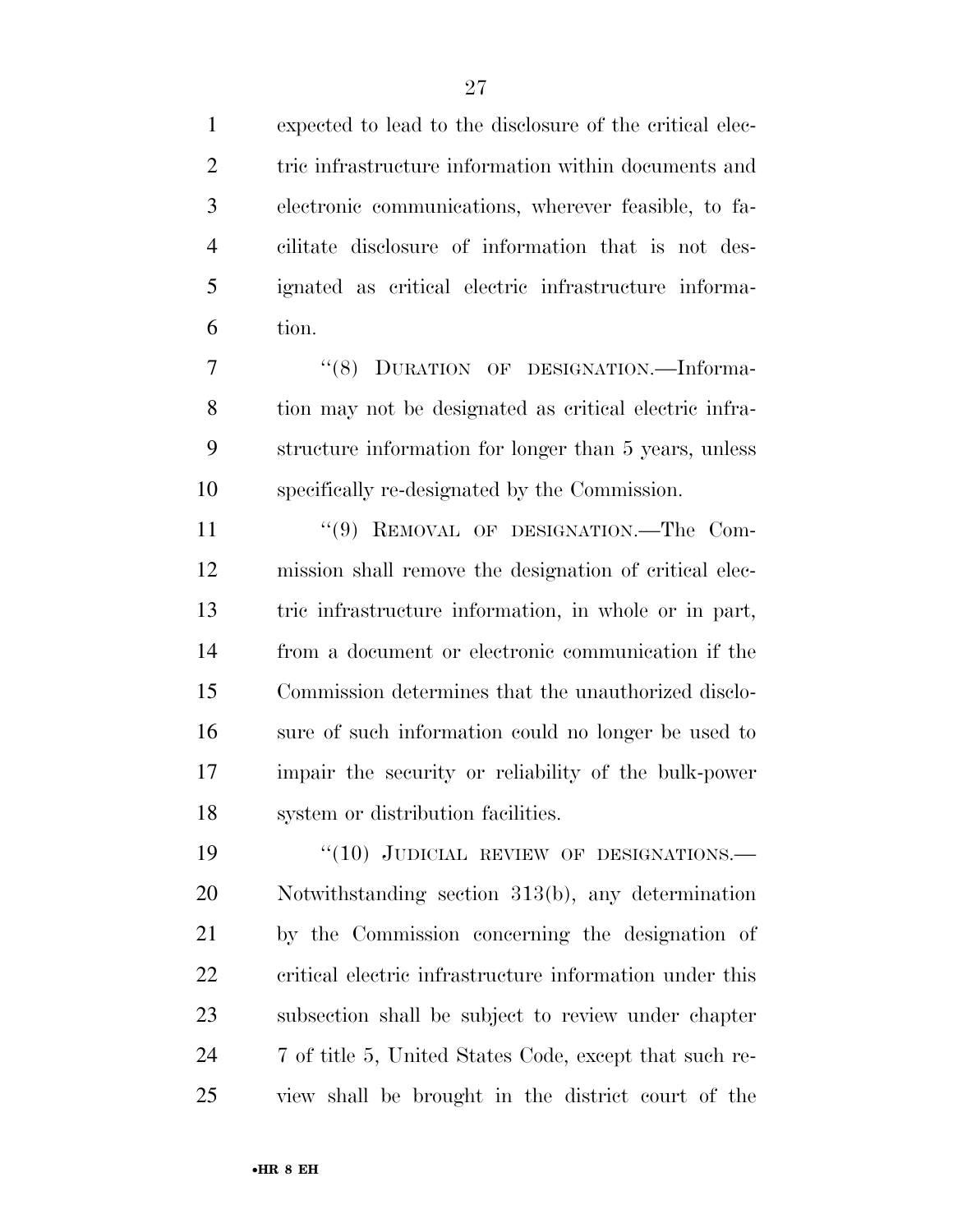expected to lead to the disclosure of the critical electric infrastructure information within documents and electronic communications, wherever feasible, to facilitate disclosure of information that is not designated as critical electric infrastructure information.

"(8) DURATION OF DESIGNATION.—Information may not be designated as critical electric infrastructure information for longer than 5 years, unless specifically re-designated by the Commission.

"(9) REMOVAL OF DESIGNATION.—The Commission shall remove the designation of critical electric infrastructure information, in whole or in part, from a document or electronic communication if the Commission determines that the unauthorized disclosure of such information could no longer be used to impair the security or reliability of the bulk-power system or distribution facilities.

"(10) JUDICIAL REVIEW OF DESIGNATIONS.—Notwithstanding section 313(b), any determination by the Commission concerning the designation of critical electric infrastructure information under this subsection shall be subject to review under chapter 7 of title 5, United States Code, except that such review shall be brought in the district court of the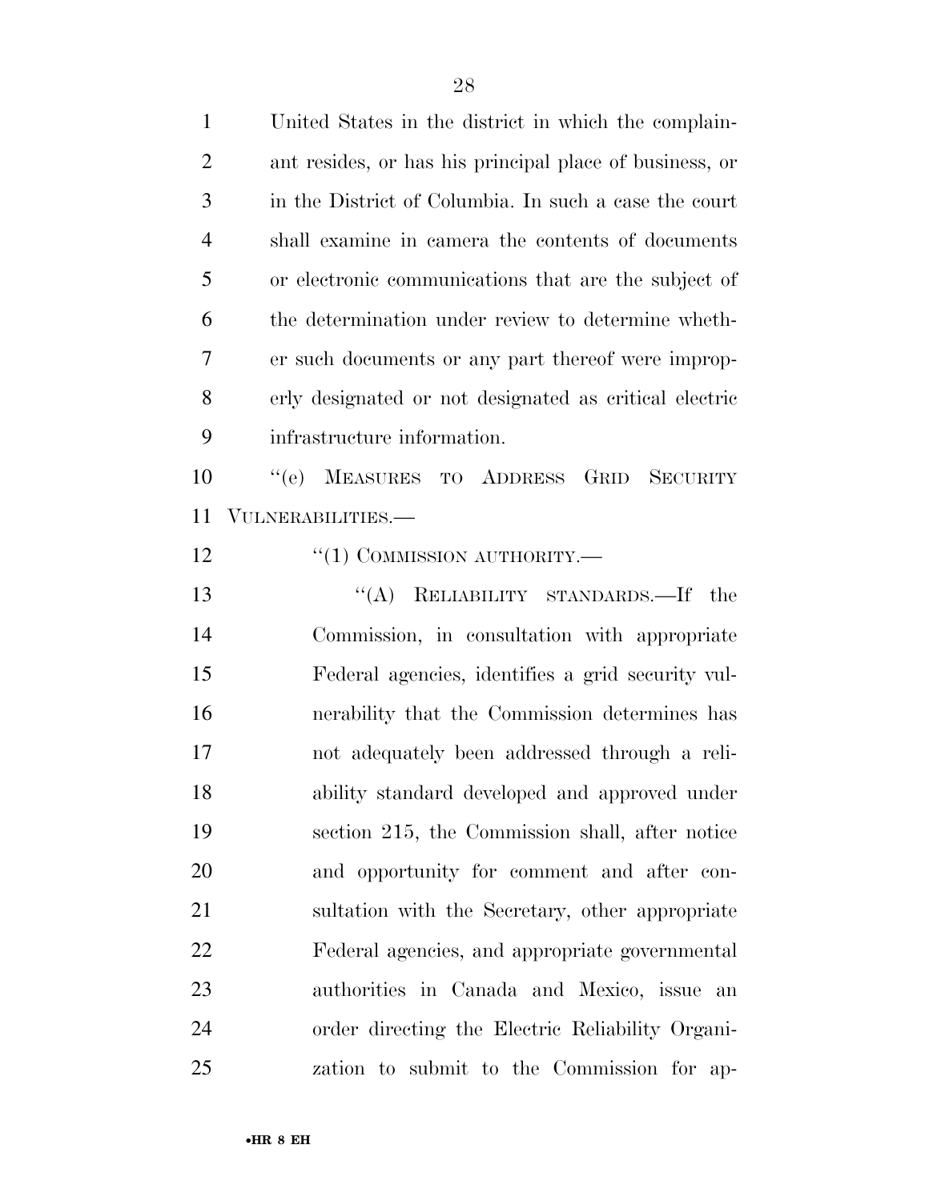United States in the district in which the complainant resides, or has his principal place of business, or in the District of Columbia. In such a case the court shall examine in camera the contents of documents or electronic communications that are the subject of the determination under review to determine whether such documents or any part thereof were improperly designated or not designated as critical electric infrastructure information.

''(e) MEASURES TO ADDRESS GRID SECURITY VULNERABILITIES.—

''(1) COMMISSION AUTHORITY.—

''(A) RELIABILITY STANDARDS.—If the Commission, in consultation with appropriate Federal agencies, identifies a grid security vulnerability that the Commission determines has not adequately been addressed through a reliability standard developed and approved under section 215, the Commission shall, after notice and opportunity for comment and after consultation with the Secretary, other appropriate Federal agencies, and appropriate governmental authorities in Canada and Mexico, issue an order directing the Electric Reliability Organization to submit to the Commission for ap-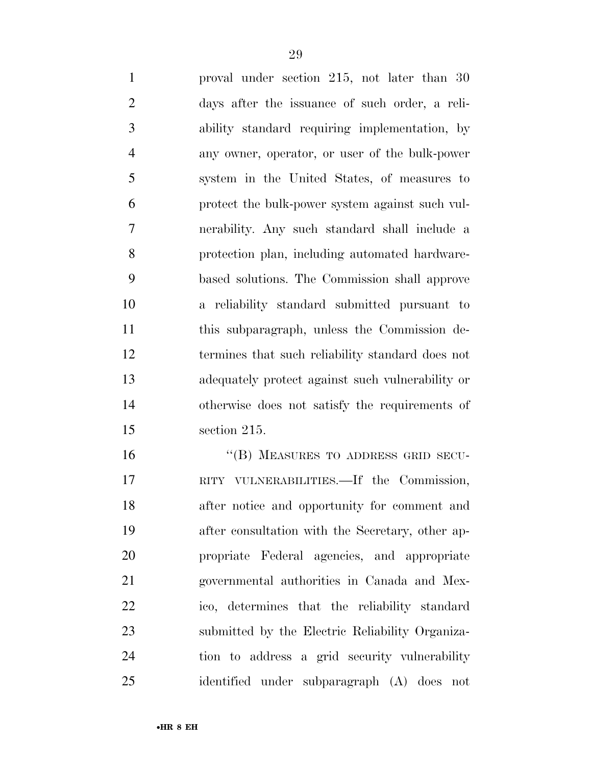proval under section 215, not later than 30 days after the issuance of such order, a reliability standard requiring implementation, by any owner, operator, or user of the bulk-power system in the United States, of measures to protect the bulk-power system against such vulnerability. Any such standard shall include a protection plan, including automated hardware-based solutions. The Commission shall approve a reliability standard submitted pursuant to this subparagraph, unless the Commission determines that such reliability standard does not adequately protect against such vulnerability or otherwise does not satisfy the requirements of section 215.

"(B) MEASURES TO ADDRESS GRID SECURITY VULNERABILITIES.—If the Commission, after notice and opportunity for comment and after consultation with the Secretary, other appropriate Federal agencies, and appropriate governmental authorities in Canada and Mexico, determines that the reliability standard submitted by the Electric Reliability Organization to address a grid security vulnerability identified under subparagraph (A) does not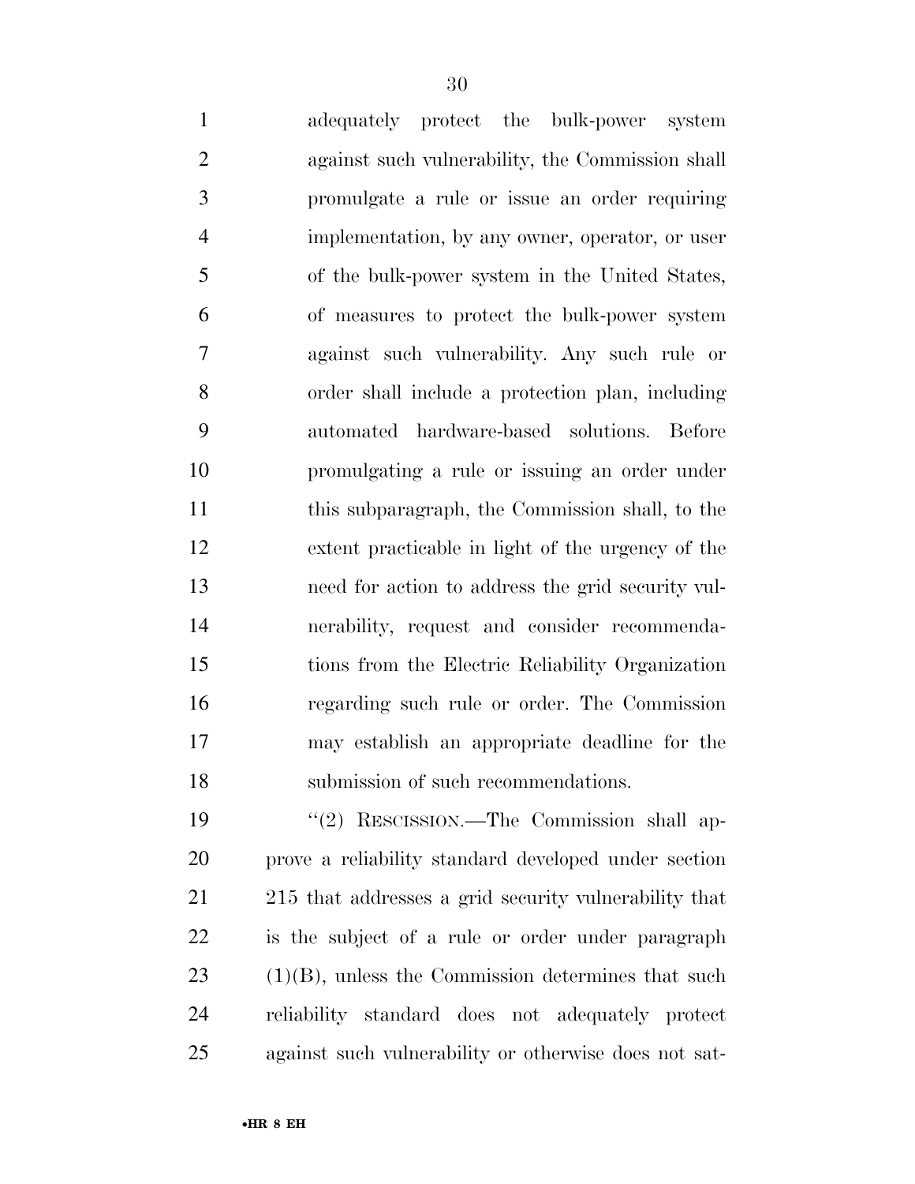adequately protect the bulk-power system against such vulnerability, the Commission shall promulgate a rule or issue an order requiring implementation, by any owner, operator, or user of the bulk-power system in the United States, of measures to protect the bulk-power system against such vulnerability. Any such rule or order shall include a protection plan, including automated hardware-based solutions. Before promulgating a rule or issuing an order under this subparagraph, the Commission shall, to the extent practicable in light of the urgency of the need for action to address the grid security vulnerability, request and consider recommendations from the Electric Reliability Organization regarding such rule or order. The Commission may establish an appropriate deadline for the submission of such recommendations.

''(2) RESCISSION.—The Commission shall approve a reliability standard developed under section 215 that addresses a grid security vulnerability that is the subject of a rule or order under paragraph (1)(B), unless the Commission determines that such reliability standard does not adequately protect against such vulnerability or otherwise does not sat-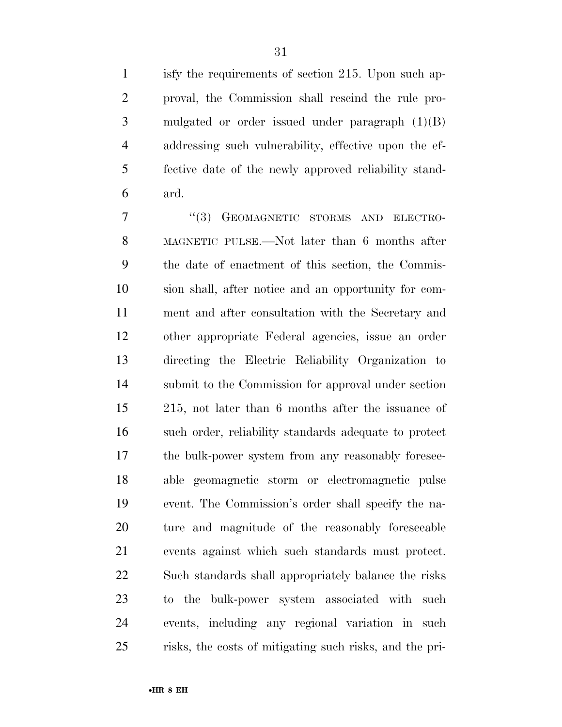isfy the requirements of section 215. Upon such approval, the Commission shall rescind the rule promulgated or order issued under paragraph (1)(B) addressing such vulnerability, effective upon the effective date of the newly approved reliability standard.

"(3) GEOMAGNETIC STORMS AND ELECTROMAGNETIC PULSE.—Not later than 6 months after the date of enactment of this section, the Commission shall, after notice and an opportunity for comment and after consultation with the Secretary and other appropriate Federal agencies, issue an order directing the Electric Reliability Organization to submit to the Commission for approval under section 215, not later than 6 months after the issuance of such order, reliability standards adequate to protect the bulk-power system from any reasonably foreseeable geomagnetic storm or electromagnetic pulse event. The Commission's order shall specify the nature and magnitude of the reasonably foreseeable events against which such standards must protect. Such standards shall appropriately balance the risks to the bulk-power system associated with such events, including any regional variation in such risks, the costs of mitigating such risks, and the pri-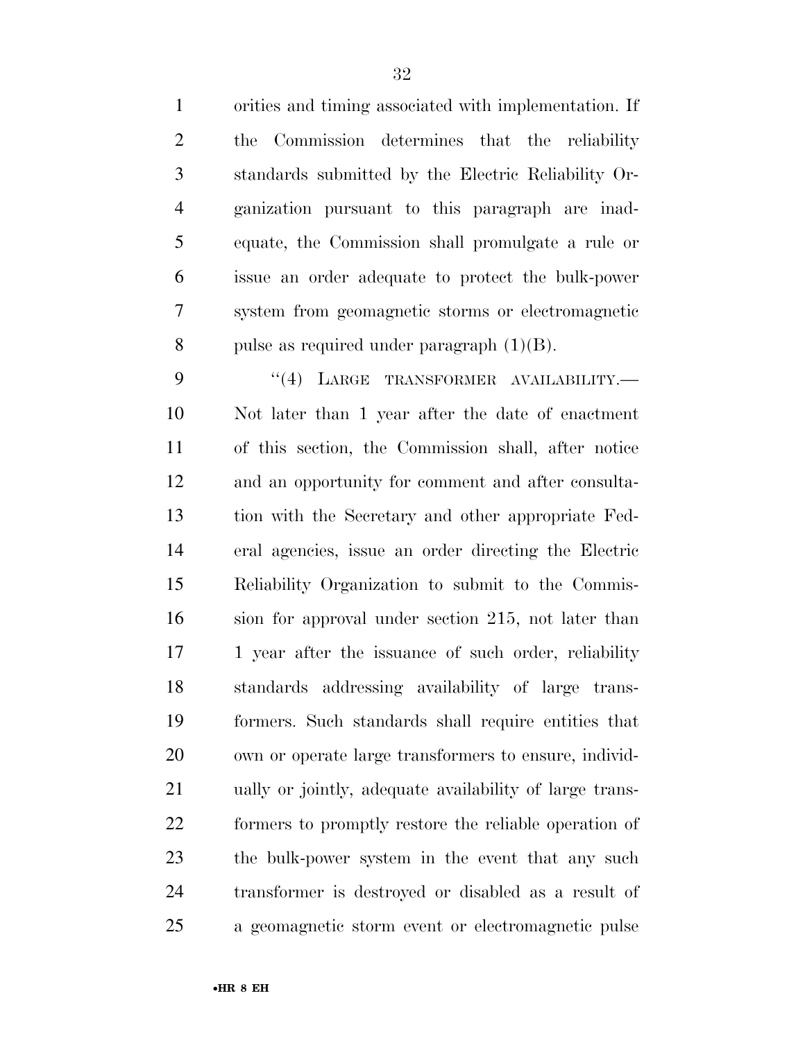orities and timing associated with implementation. If the Commission determines that the reliability standards submitted by the Electric Reliability Organization pursuant to this paragraph are inadequate, the Commission shall promulgate a rule or issue an order adequate to protect the bulk-power system from geomagnetic storms or electromagnetic pulse as required under paragraph (1)(B).

"(4) LARGE TRANSFORMER AVAILABILITY.—Not later than 1 year after the date of enactment of this section, the Commission shall, after notice and an opportunity for comment and after consultation with the Secretary and other appropriate Federal agencies, issue an order directing the Electric Reliability Organization to submit to the Commission for approval under section 215, not later than 1 year after the issuance of such order, reliability standards addressing availability of large transformers. Such standards shall require entities that own or operate large transformers to ensure, individually or jointly, adequate availability of large transformers to promptly restore the reliable operation of the bulk-power system in the event that any such transformer is destroyed or disabled as a result of a geomagnetic storm event or electromagnetic pulse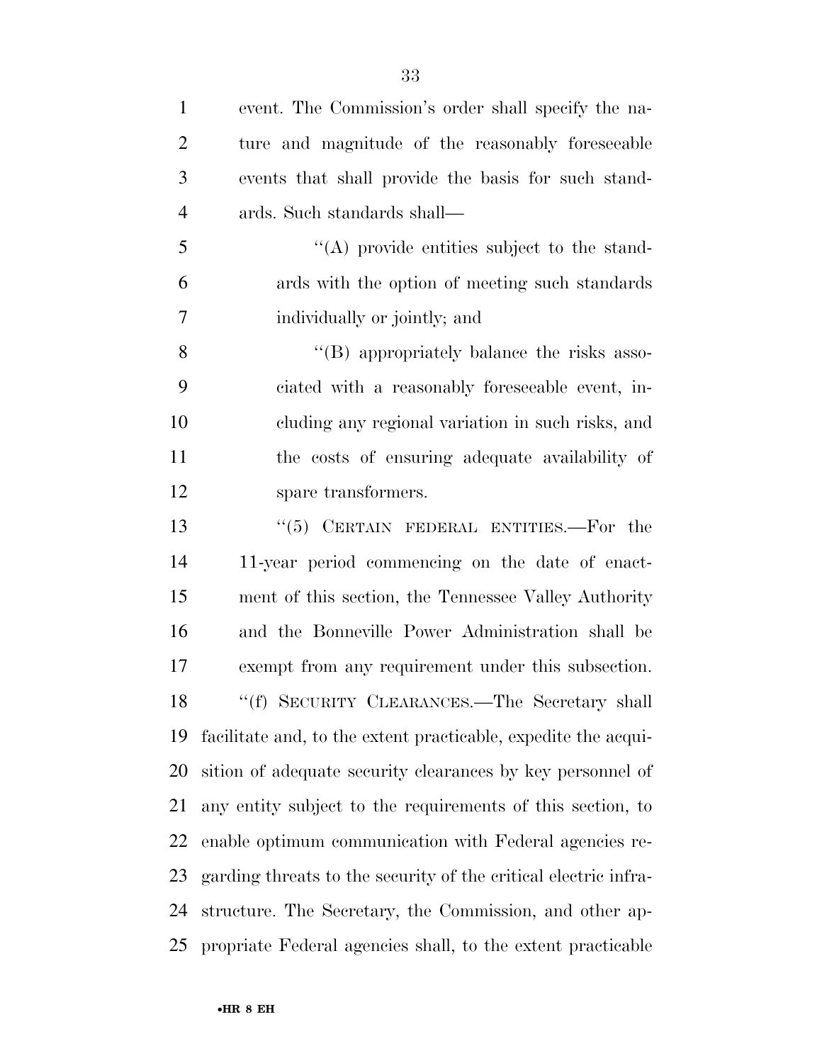event. The Commission's order shall specify the nature and magnitude of the reasonably foreseeable events that shall provide the basis for such standards. Such standards shall—

"(A) provide entities subject to the standards with the option of meeting such standards individually or jointly; and

"(B) appropriately balance the risks associated with a reasonably foreseeable event, including any regional variation in such risks, and the costs of ensuring adequate availability of spare transformers.

"(5) CERTAIN FEDERAL ENTITIES.—For the 11-year period commencing on the date of enactment of this section, the Tennessee Valley Authority and the Bonneville Power Administration shall be exempt from any requirement under this subsection.

"(f) SECURITY CLEARANCES.—The Secretary shall facilitate and, to the extent practicable, expedite the acquisition of adequate security clearances by key personnel of any entity subject to the requirements of this section, to enable optimum communication with Federal agencies regarding threats to the security of the critical electric infrastructure. The Secretary, the Commission, and other appropriate Federal agencies shall, to the extent practicable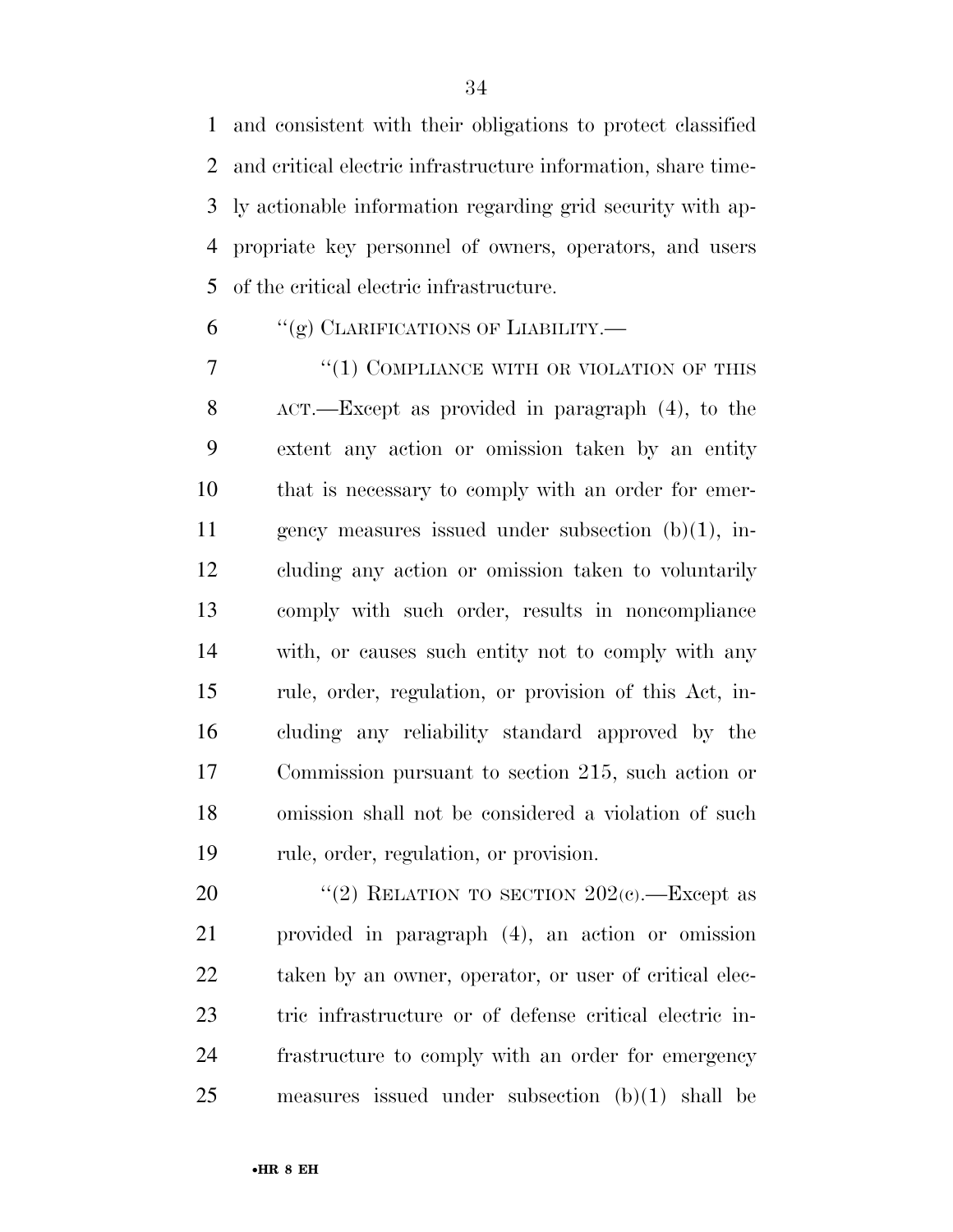and consistent with their obligations to protect classified and critical electric infrastructure information, share timely actionable information regarding grid security with appropriate key personnel of owners, operators, and users of the critical electric infrastructure.

"(g) CLARIFICATIONS OF LIABILITY.—

"(1) COMPLIANCE WITH OR VIOLATION OF THIS ACT.—Except as provided in paragraph (4), to the extent any action or omission taken by an entity that is necessary to comply with an order for emergency measures issued under subsection (b)(1), including any action or omission taken to voluntarily comply with such order, results in noncompliance with, or causes such entity not to comply with any rule, order, regulation, or provision of this Act, including any reliability standard approved by the Commission pursuant to section 215, such action or omission shall not be considered a violation of such rule, order, regulation, or provision.

"(2) RELATION TO SECTION 202(c).—Except as provided in paragraph (4), an action or omission taken by an owner, operator, or user of critical electric infrastructure or of defense critical electric infrastructure to comply with an order for emergency measures issued under subsection (b)(1) shall be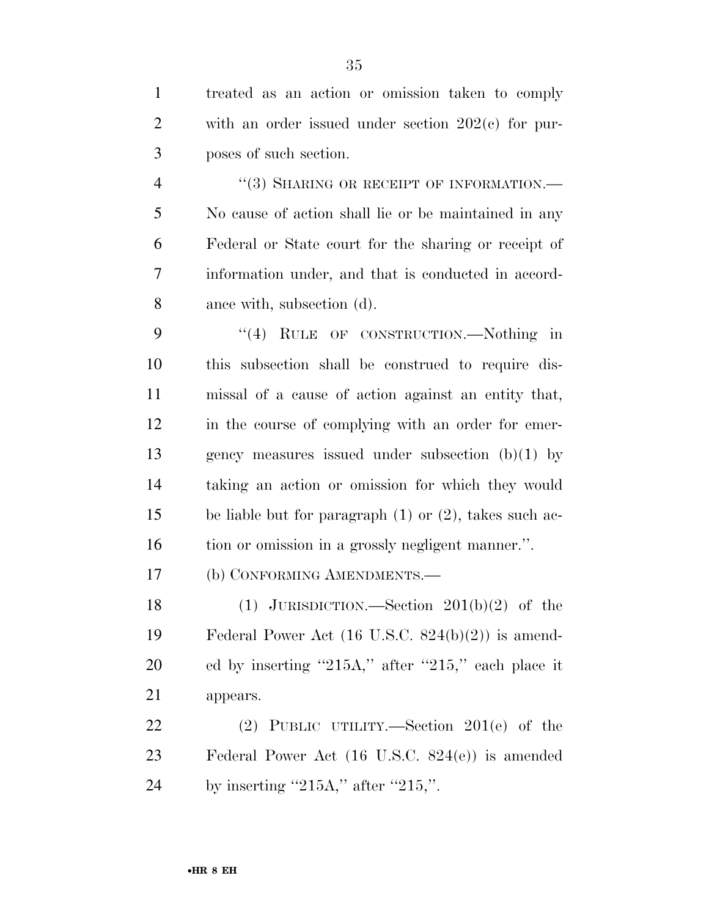treated as an action or omission taken to comply with an order issued under section 202(c) for purposes of such section.

"(3) SHARING OR RECEIPT OF INFORMATION.—No cause of action shall lie or be maintained in any Federal or State court for the sharing or receipt of information under, and that is conducted in accordance with, subsection (d).

"(4) RULE OF CONSTRUCTION.—Nothing in this subsection shall be construed to require dismissal of a cause of action against an entity that, in the course of complying with an order for emergency measures issued under subsection (b)(1) by taking an action or omission for which they would be liable but for paragraph (1) or (2), takes such action or omission in a grossly negligent manner.".

(b) CONFORMING AMENDMENTS.—

(1) JURISDICTION.—Section 201(b)(2) of the Federal Power Act (16 U.S.C. 824(b)(2)) is amended by inserting "215A," after "215," each place it appears.

(2) PUBLIC UTILITY.—Section 201(e) of the Federal Power Act (16 U.S.C. 824(e)) is amended by inserting "215A," after "215,".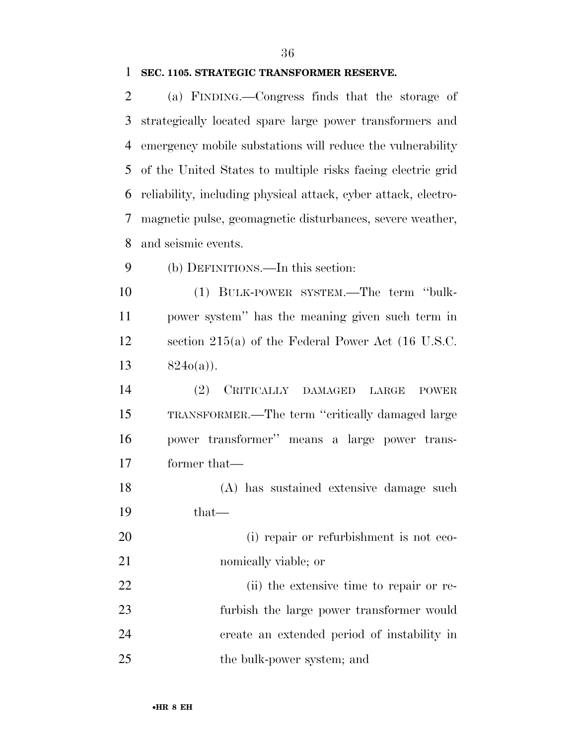**SEC. 1105. STRATEGIC TRANSFORMER RESERVE.**

(a) FINDING.—Congress finds that the storage of strategically located spare large power transformers and emergency mobile substations will reduce the vulnerability of the United States to multiple risks facing electric grid reliability, including physical attack, cyber attack, electromagnetic pulse, geomagnetic disturbances, severe weather, and seismic events.

(b) DEFINITIONS.—In this section:

(1) BULK-POWER SYSTEM.—The term ''bulk-power system'' has the meaning given such term in section 215(a) of the Federal Power Act (16 U.S.C. 824o(a)).

(2) CRITICALLY DAMAGED LARGE POWER TRANSFORMER.—The term ''critically damaged large power transformer'' means a large power transformer that—

(A) has sustained extensive damage such that—

(i) repair or refurbishment is not economically viable; or

(ii) the extensive time to repair or refurbish the large power transformer would create an extended period of instability in the bulk-power system; and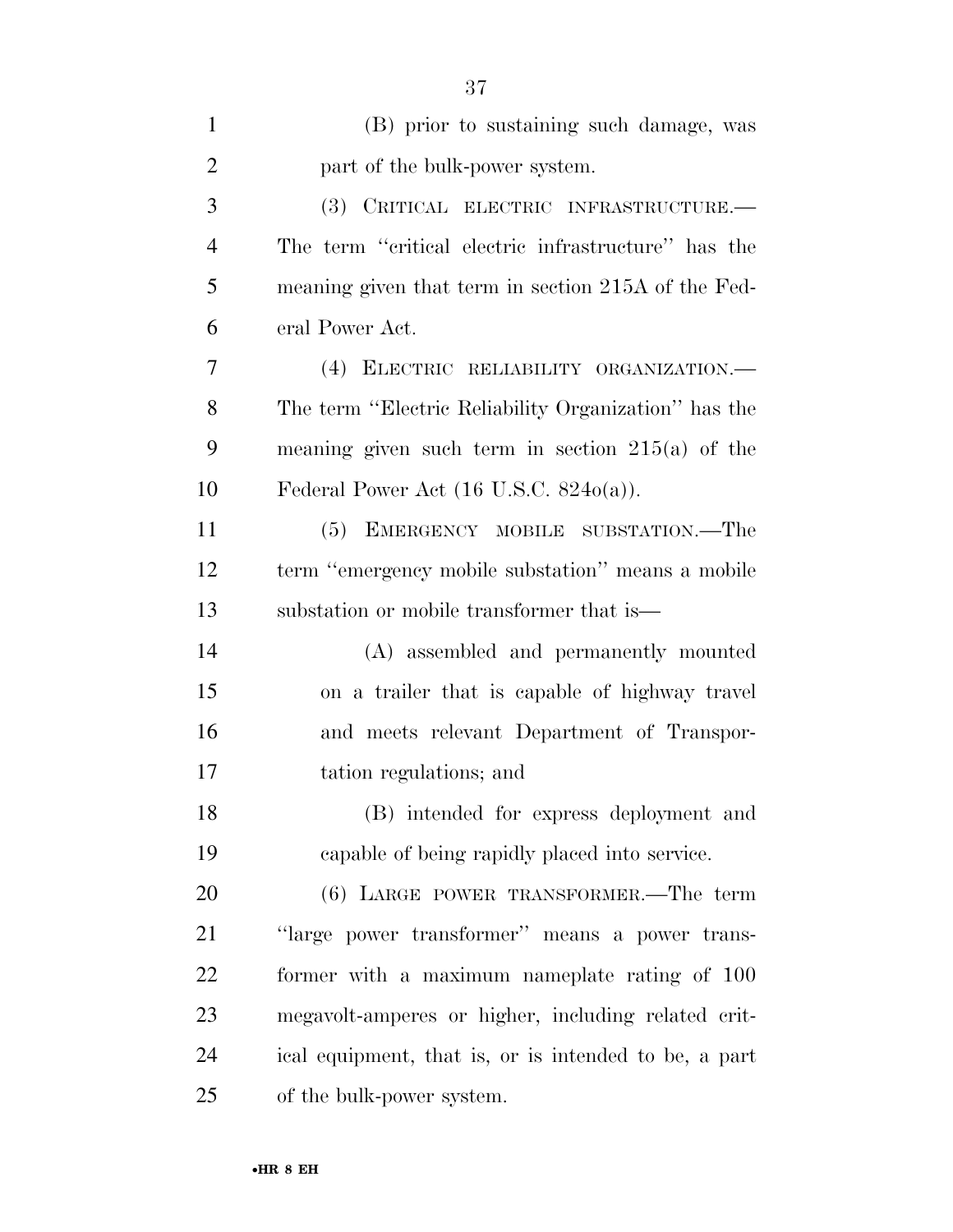(B) prior to sustaining such damage, was part of the bulk-power system.

(3) CRITICAL ELECTRIC INFRASTRUCTURE.—The term ''critical electric infrastructure'' has the meaning given that term in section 215A of the Federal Power Act.

(4) ELECTRIC RELIABILITY ORGANIZATION.—The term ''Electric Reliability Organization'' has the meaning given such term in section 215(a) of the Federal Power Act (16 U.S.C. 824o(a)).

(5) EMERGENCY MOBILE SUBSTATION.—The term ''emergency mobile substation'' means a mobile substation or mobile transformer that is—

(A) assembled and permanently mounted on a trailer that is capable of highway travel and meets relevant Department of Transportation regulations; and

(B) intended for express deployment and capable of being rapidly placed into service.

(6) LARGE POWER TRANSFORMER.—The term ''large power transformer'' means a power transformer with a maximum nameplate rating of 100 megavolt-amperes or higher, including related critical equipment, that is, or is intended to be, a part of the bulk-power system.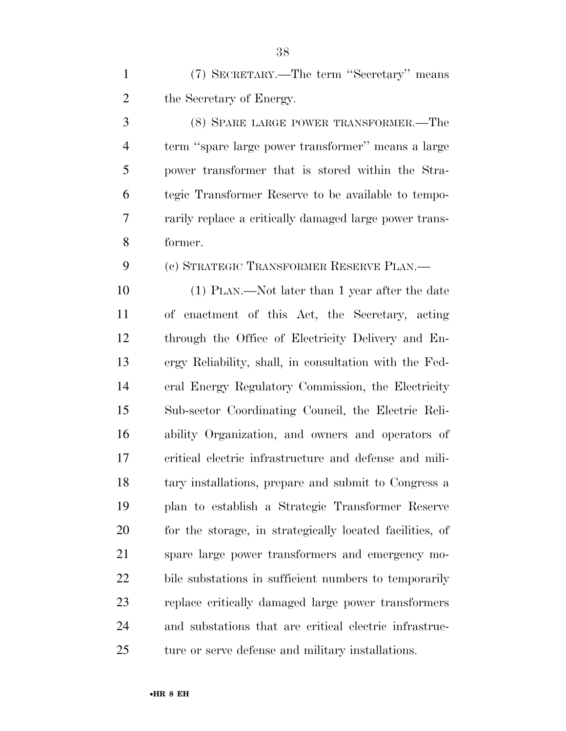(7) SECRETARY.—The term ''Secretary'' means the Secretary of Energy.

(8) SPARE LARGE POWER TRANSFORMER.—The term ''spare large power transformer'' means a large power transformer that is stored within the Strategic Transformer Reserve to be available to temporarily replace a critically damaged large power transformer.

(c) STRATEGIC TRANSFORMER RESERVE PLAN.—

(1) PLAN.—Not later than 1 year after the date of enactment of this Act, the Secretary, acting through the Office of Electricity Delivery and Energy Reliability, shall, in consultation with the Federal Energy Regulatory Commission, the Electricity Sub-sector Coordinating Council, the Electric Reliability Organization, and owners and operators of critical electric infrastructure and defense and military installations, prepare and submit to Congress a plan to establish a Strategic Transformer Reserve for the storage, in strategically located facilities, of spare large power transformers and emergency mobile substations in sufficient numbers to temporarily replace critically damaged large power transformers and substations that are critical electric infrastructure or serve defense and military installations.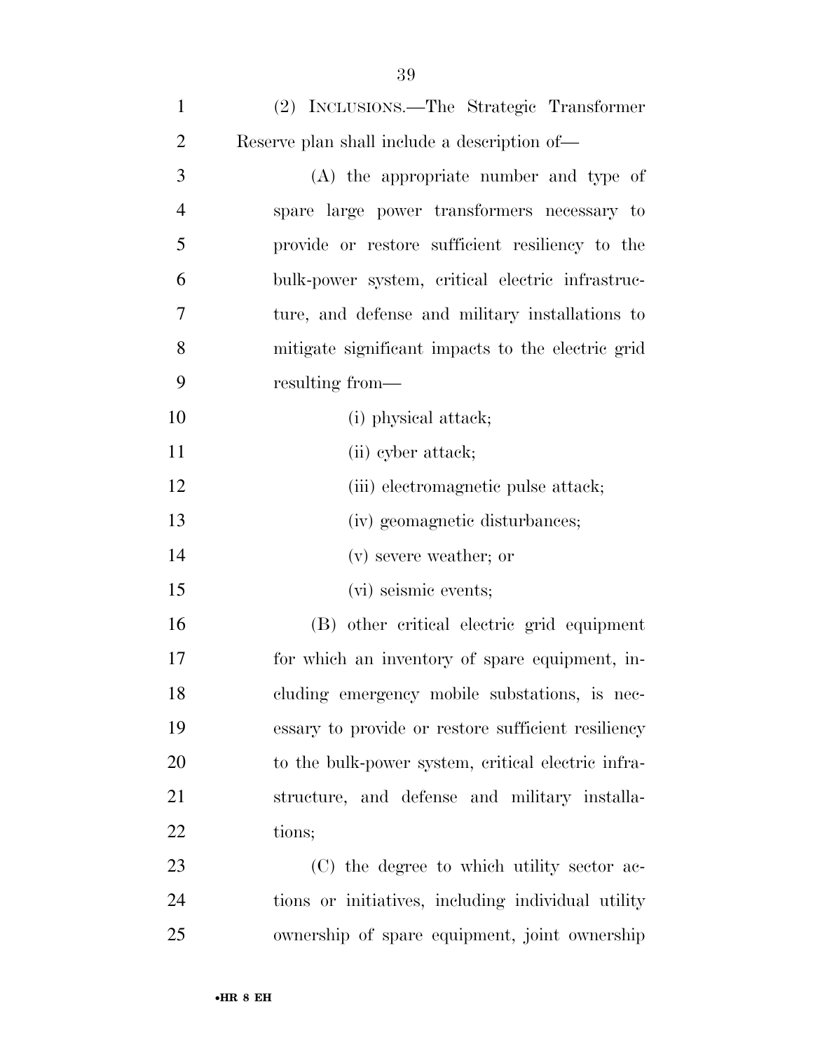(2) INCLUSIONS.—The Strategic Transformer Reserve plan shall include a description of—

(A) the appropriate number and type of spare large power transformers necessary to provide or restore sufficient resiliency to the bulk-power system, critical electric infrastructure, and defense and military installations to mitigate significant impacts to the electric grid resulting from—

(i) physical attack;

(ii) cyber attack;

(iii) electromagnetic pulse attack;

(iv) geomagnetic disturbances;

(v) severe weather; or

(vi) seismic events;

(B) other critical electric grid equipment for which an inventory of spare equipment, including emergency mobile substations, is necessary to provide or restore sufficient resiliency to the bulk-power system, critical electric infrastructure, and defense and military installations;

(C) the degree to which utility sector actions or initiatives, including individual utility ownership of spare equipment, joint ownership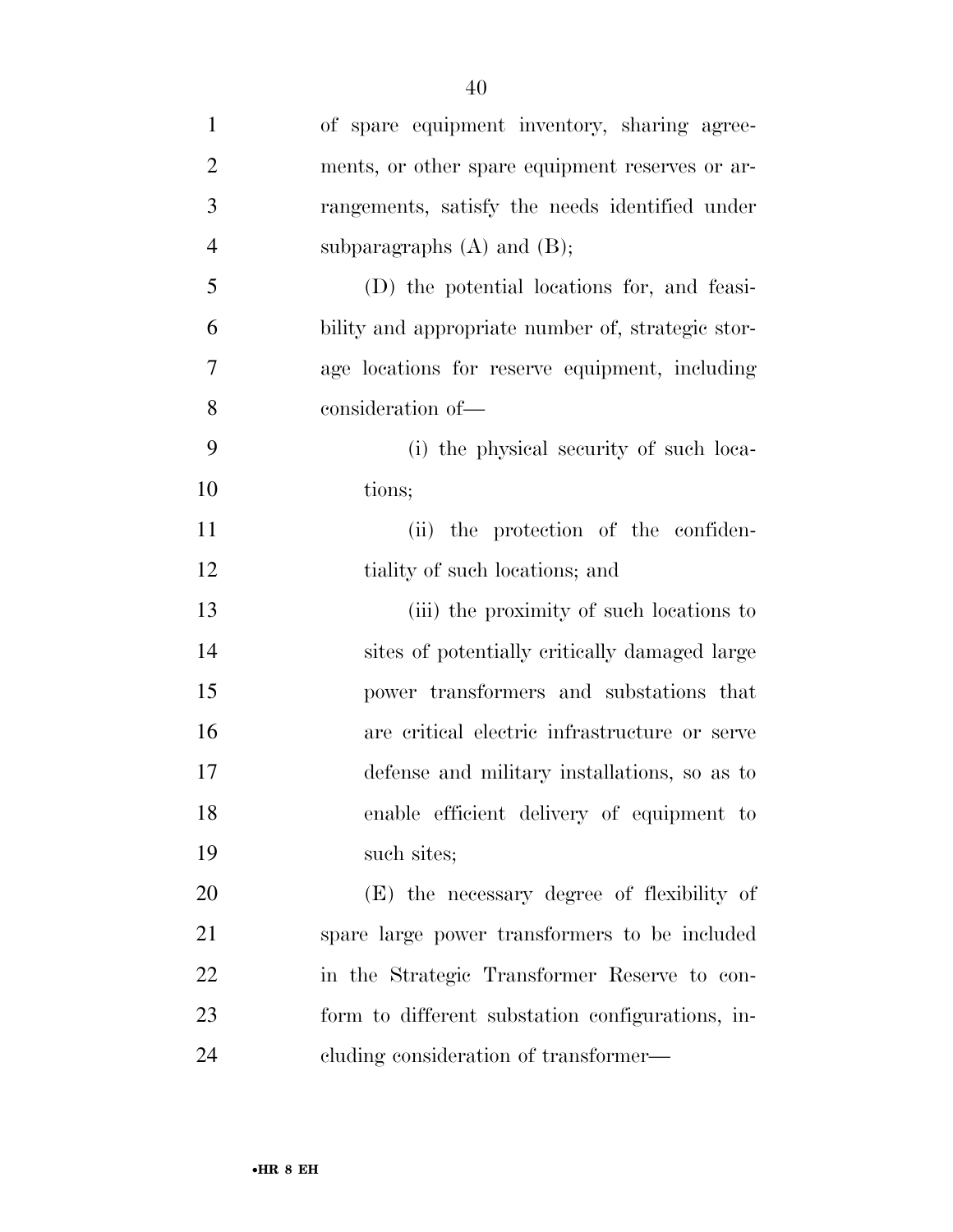of spare equipment inventory, sharing agreements, or other spare equipment reserves or arrangements, satisfy the needs identified under subparagraphs (A) and (B);

(D) the potential locations for, and feasibility and appropriate number of, strategic storage locations for reserve equipment, including consideration of—

(i) the physical security of such locations;

(ii) the protection of the confidentiality of such locations; and

(iii) the proximity of such locations to sites of potentially critically damaged large power transformers and substations that are critical electric infrastructure or serve defense and military installations, so as to enable efficient delivery of equipment to such sites;

(E) the necessary degree of flexibility of spare large power transformers to be included in the Strategic Transformer Reserve to conform to different substation configurations, including consideration of transformer—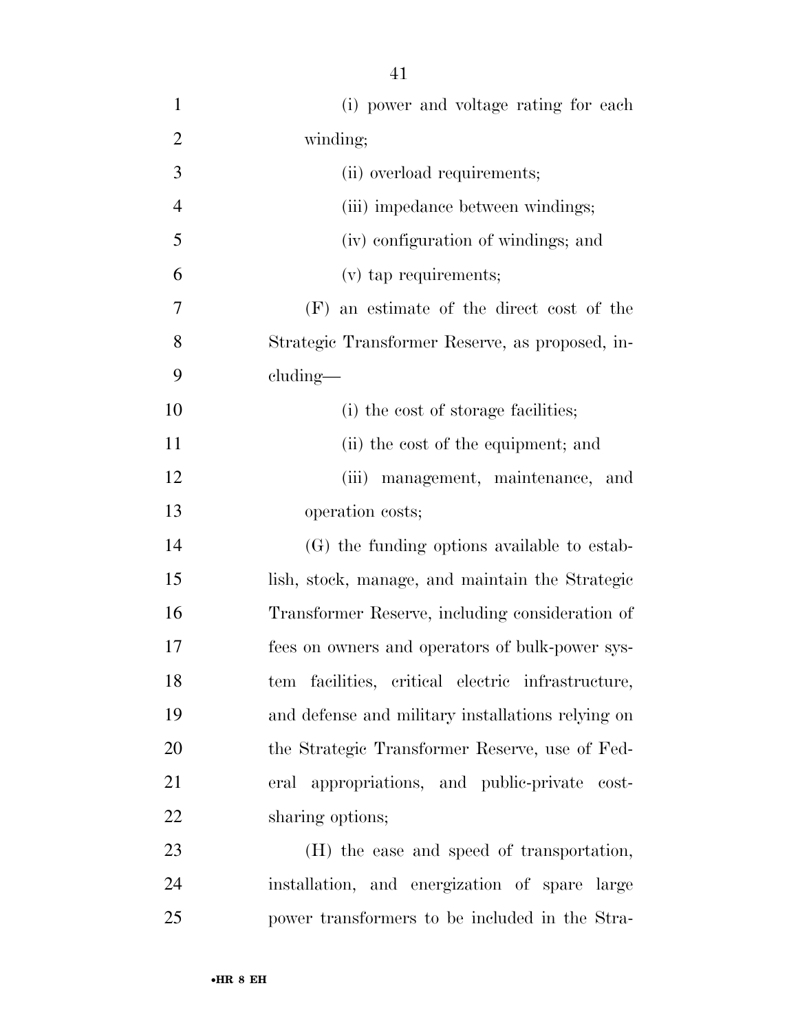(i) power and voltage rating for each winding;

(ii) overload requirements;

(iii) impedance between windings;

(iv) configuration of windings; and

(v) tap requirements;

(F) an estimate of the direct cost of the Strategic Transformer Reserve, as proposed, including—

(i) the cost of storage facilities;

(ii) the cost of the equipment; and

(iii) management, maintenance, and operation costs;

(G) the funding options available to establish, stock, manage, and maintain the Strategic Transformer Reserve, including consideration of fees on owners and operators of bulk-power system facilities, critical electric infrastructure, and defense and military installations relying on the Strategic Transformer Reserve, use of Federal appropriations, and public-private cost-sharing options;

(H) the ease and speed of transportation, installation, and energization of spare large power transformers to be included in the Stra-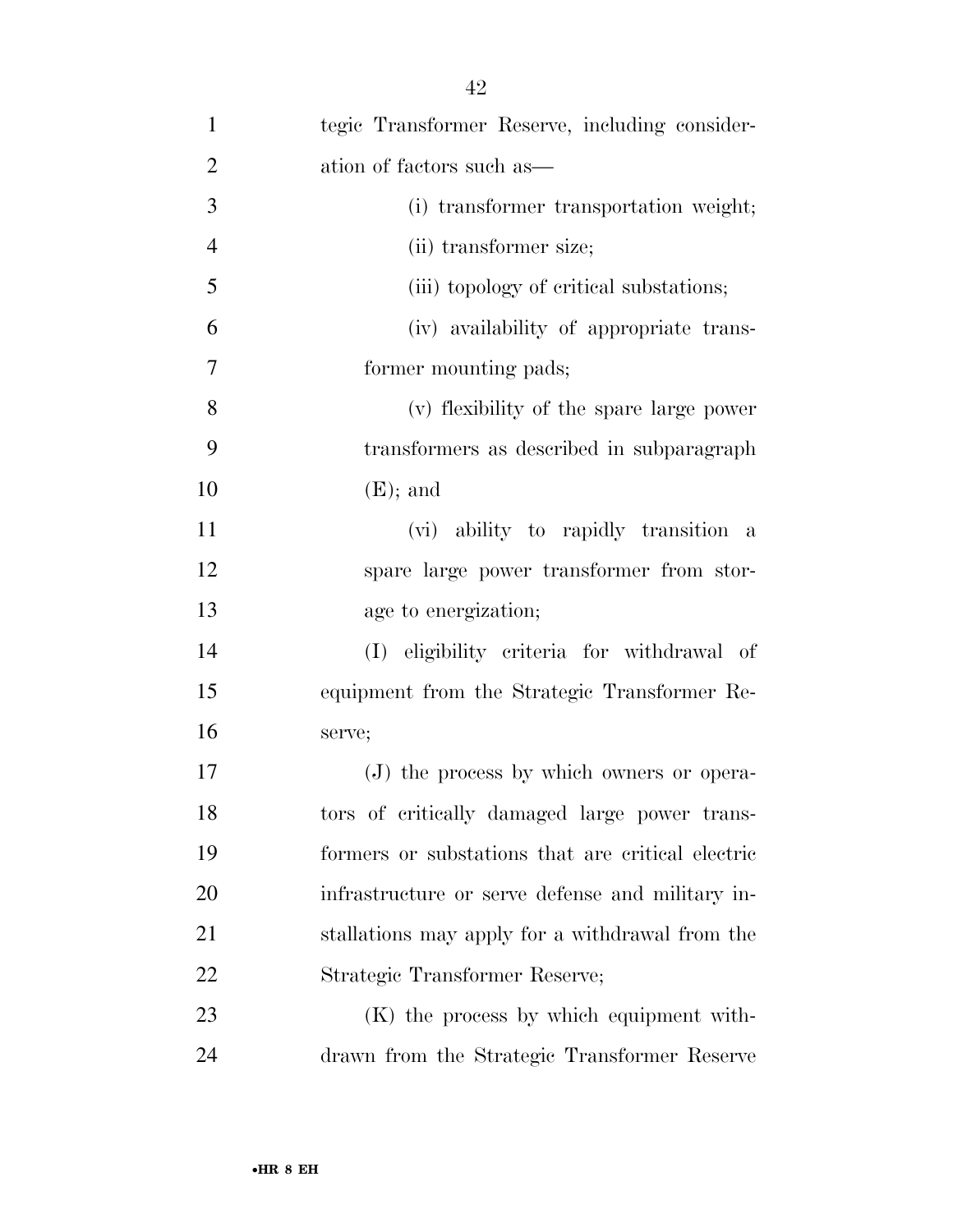tegic Transformer Reserve, including consideration of factors such as—

(i) transformer transportation weight;

(ii) transformer size;

(iii) topology of critical substations;

(iv) availability of appropriate transformer mounting pads;

(v) flexibility of the spare large power transformers as described in subparagraph (E); and

(vi) ability to rapidly transition a spare large power transformer from storage to energization;

(I) eligibility criteria for withdrawal of equipment from the Strategic Transformer Reserve;

(J) the process by which owners or operators of critically damaged large power transformers or substations that are critical electric infrastructure or serve defense and military installations may apply for a withdrawal from the Strategic Transformer Reserve;

(K) the process by which equipment withdrawn from the Strategic Transformer Reserve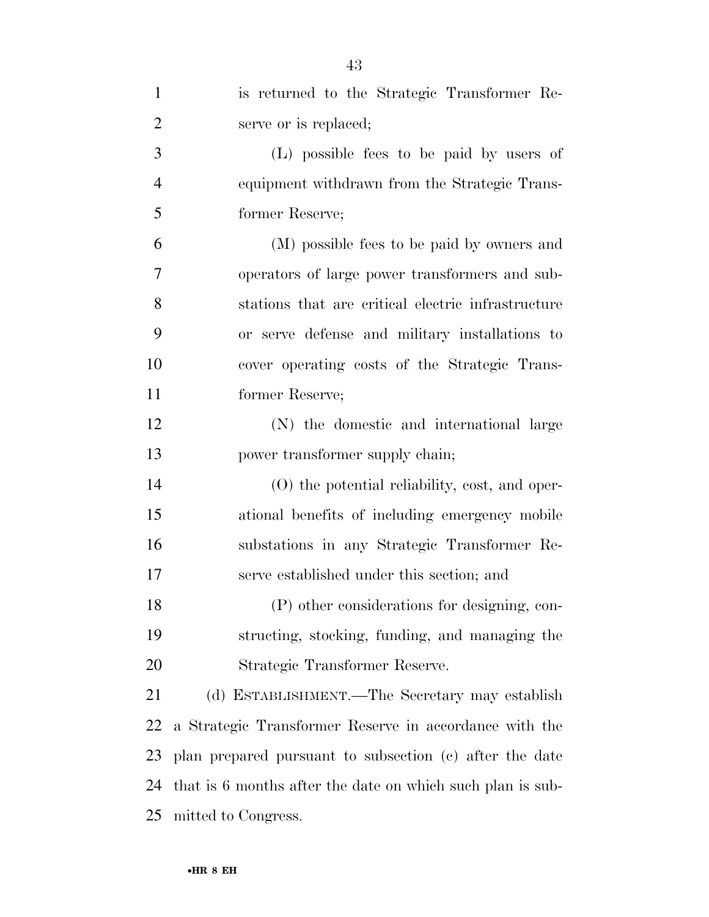is returned to the Strategic Transformer Reserve or is replaced;

(L) possible fees to be paid by users of equipment withdrawn from the Strategic Transformer Reserve;

(M) possible fees to be paid by owners and operators of large power transformers and substations that are critical electric infrastructure or serve defense and military installations to cover operating costs of the Strategic Transformer Reserve;

(N) the domestic and international large power transformer supply chain;

(O) the potential reliability, cost, and operational benefits of including emergency mobile substations in any Strategic Transformer Reserve established under this section; and

(P) other considerations for designing, constructing, stocking, funding, and managing the Strategic Transformer Reserve.

(d) ESTABLISHMENT.—The Secretary may establish a Strategic Transformer Reserve in accordance with the plan prepared pursuant to subsection (c) after the date that is 6 months after the date on which such plan is submitted to Congress.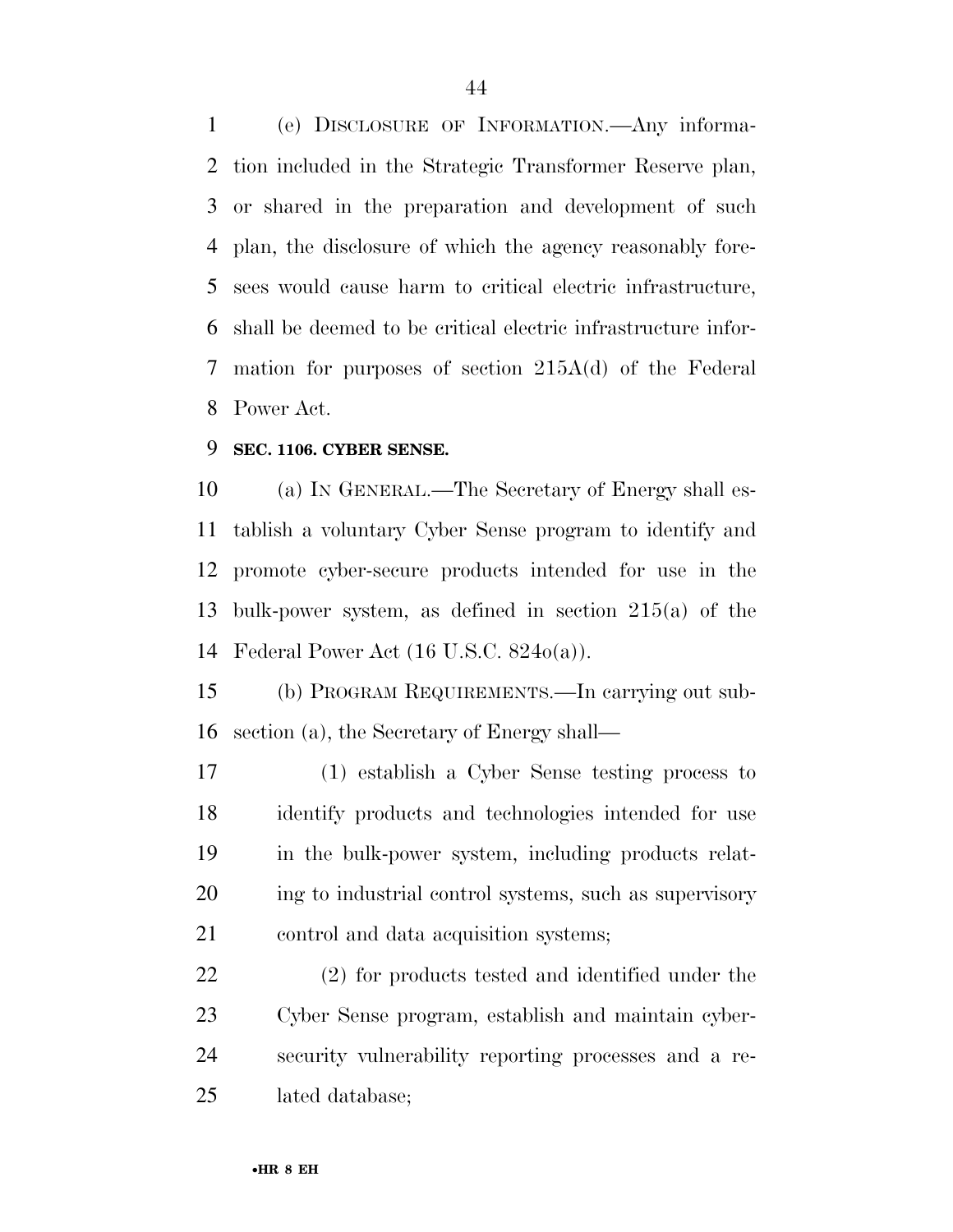(e) Disclosure of Information.—Any information included in the Strategic Transformer Reserve plan, or shared in the preparation and development of such plan, the disclosure of which the agency reasonably foresees would cause harm to critical electric infrastructure, shall be deemed to be critical electric infrastructure information for purposes of section 215A(d) of the Federal Power Act.

**SEC. 1106. CYBER SENSE.**

(a) In General.—The Secretary of Energy shall establish a voluntary Cyber Sense program to identify and promote cyber-secure products intended for use in the bulk-power system, as defined in section 215(a) of the Federal Power Act (16 U.S.C. 824o(a)).

(b) Program Requirements.—In carrying out subsection (a), the Secretary of Energy shall—

(1) establish a Cyber Sense testing process to identify products and technologies intended for use in the bulk-power system, including products relating to industrial control systems, such as supervisory control and data acquisition systems;

(2) for products tested and identified under the Cyber Sense program, establish and maintain cybersecurity vulnerability reporting processes and a related database;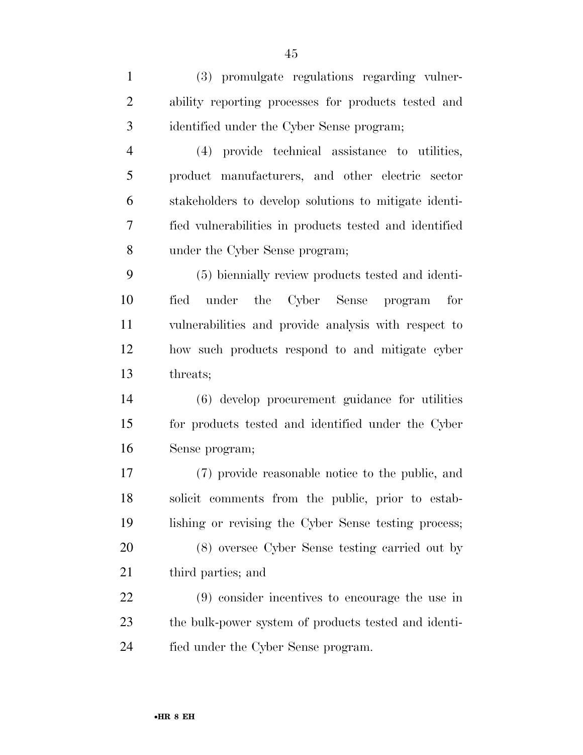(3) promulgate regulations regarding vulnerability reporting processes for products tested and identified under the Cyber Sense program;

(4) provide technical assistance to utilities, product manufacturers, and other electric sector stakeholders to develop solutions to mitigate identified vulnerabilities in products tested and identified under the Cyber Sense program;

(5) biennially review products tested and identified under the Cyber Sense program for vulnerabilities and provide analysis with respect to how such products respond to and mitigate cyber threats;

(6) develop procurement guidance for utilities for products tested and identified under the Cyber Sense program;

(7) provide reasonable notice to the public, and solicit comments from the public, prior to establishing or revising the Cyber Sense testing process;

(8) oversee Cyber Sense testing carried out by third parties; and

(9) consider incentives to encourage the use in the bulk-power system of products tested and identified under the Cyber Sense program.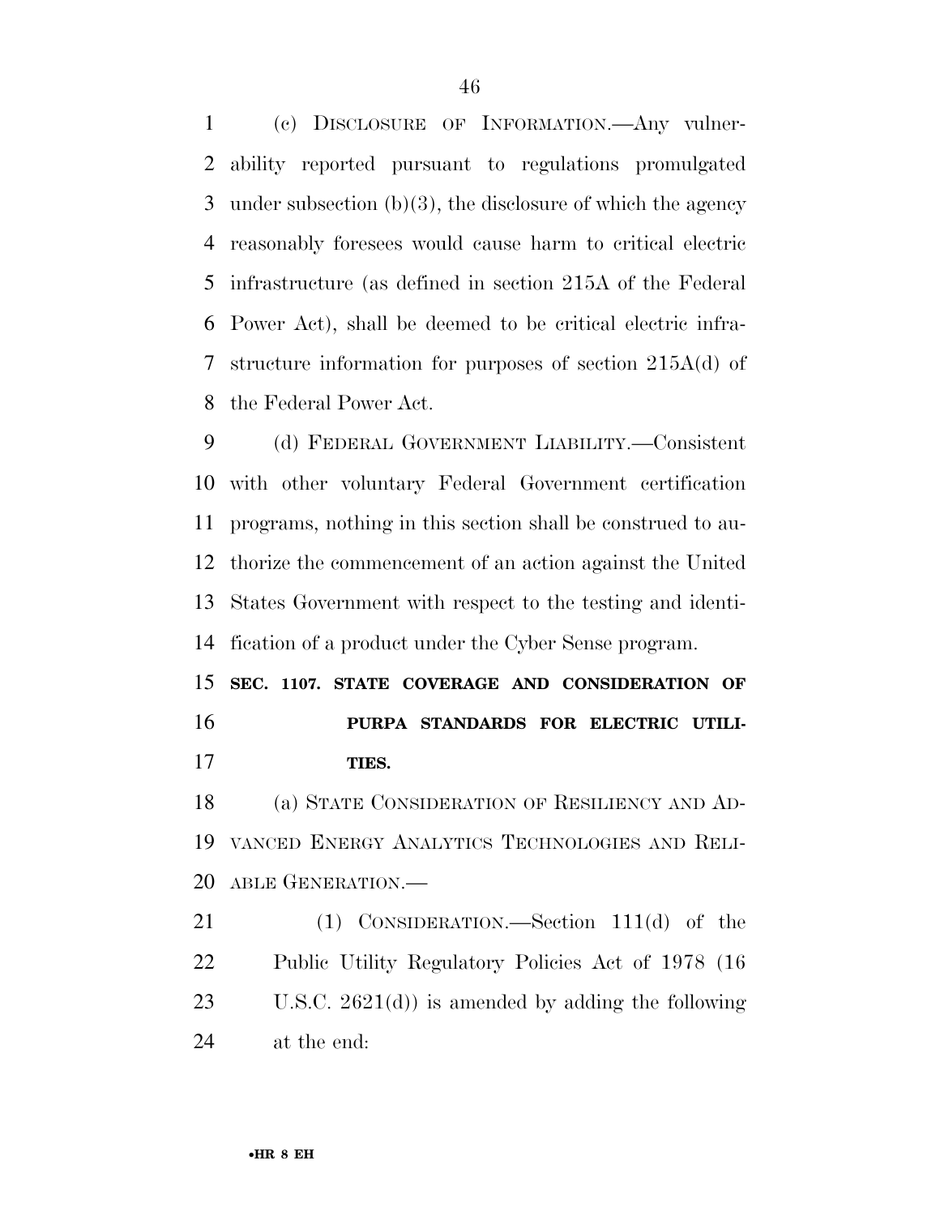(c) DISCLOSURE OF INFORMATION.—Any vulnerability reported pursuant to regulations promulgated under subsection (b)(3), the disclosure of which the agency reasonably foresees would cause harm to critical electric infrastructure (as defined in section 215A of the Federal Power Act), shall be deemed to be critical electric infrastructure information for purposes of section 215A(d) of the Federal Power Act.

(d) FEDERAL GOVERNMENT LIABILITY.—Consistent with other voluntary Federal Government certification programs, nothing in this section shall be construed to authorize the commencement of an action against the United States Government with respect to the testing and identification of a product under the Cyber Sense program.

**SEC. 1107. STATE COVERAGE AND CONSIDERATION OF PURPA STANDARDS FOR ELECTRIC UTILITIES.**

(a) STATE CONSIDERATION OF RESILIENCY AND ADVANCED ENERGY ANALYTICS TECHNOLOGIES AND RELIABLE GENERATION.—

(1) CONSIDERATION.—Section 111(d) of the Public Utility Regulatory Policies Act of 1978 (16 U.S.C. 2621(d)) is amended by adding the following at the end: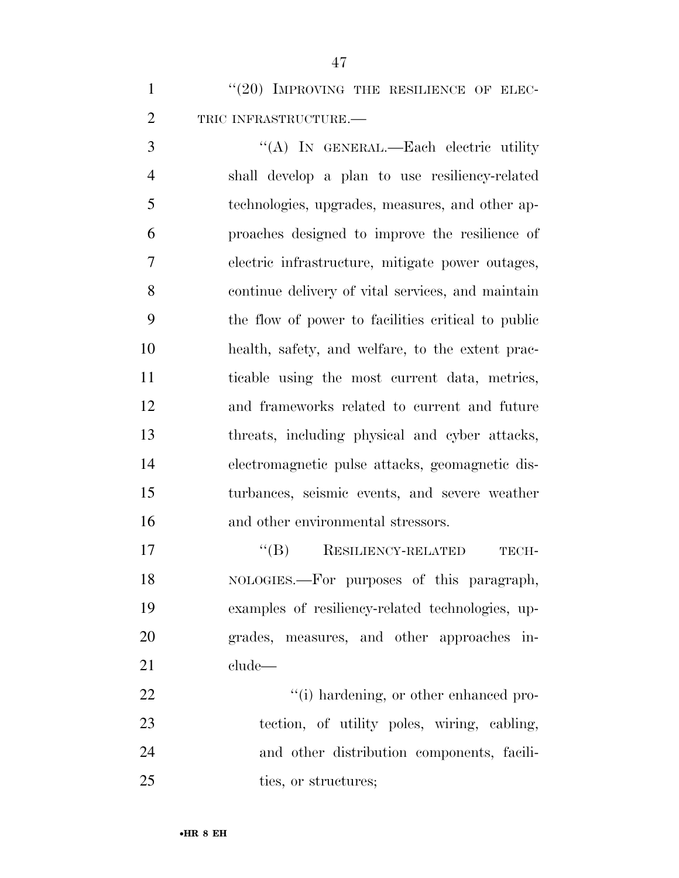"(20) IMPROVING THE RESILIENCE OF ELECTRIC INFRASTRUCTURE.—

"(A) IN GENERAL.—Each electric utility shall develop a plan to use resiliency-related technologies, upgrades, measures, and other approaches designed to improve the resilience of electric infrastructure, mitigate power outages, continue delivery of vital services, and maintain the flow of power to facilities critical to public health, safety, and welfare, to the extent practicable using the most current data, metrics, and frameworks related to current and future threats, including physical and cyber attacks, electromagnetic pulse attacks, geomagnetic disturbances, seismic events, and severe weather and other environmental stressors.

"(B) RESILIENCY-RELATED TECHNOLOGIES.—For purposes of this paragraph, examples of resiliency-related technologies, upgrades, measures, and other approaches include—

"(i) hardening, or other enhanced protection, of utility poles, wiring, cabling, and other distribution components, facilities, or structures;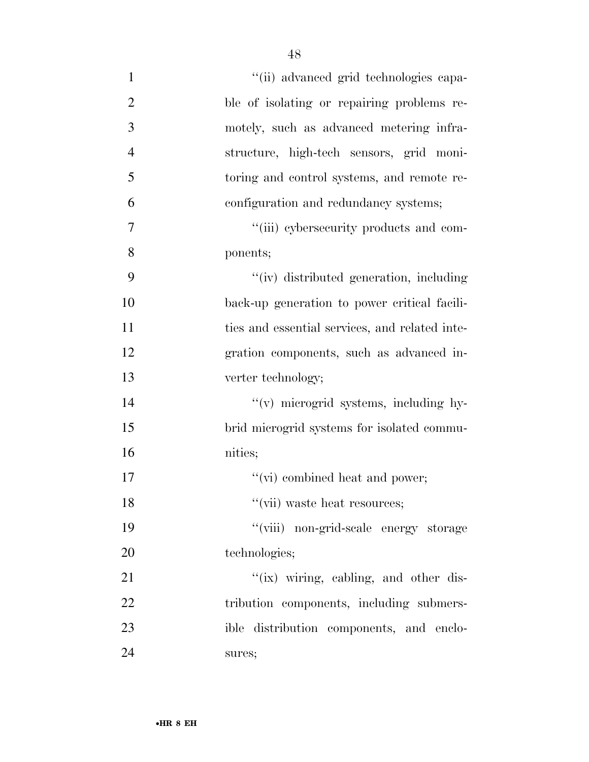''(ii) advanced grid technologies capable of isolating or repairing problems remotely, such as advanced metering infrastructure, high-tech sensors, grid monitoring and control systems, and remote reconfiguration and redundancy systems;

''(iii) cybersecurity products and components;

''(iv) distributed generation, including back-up generation to power critical facilities and essential services, and related integration components, such as advanced inverter technology;

''(v) microgrid systems, including hybrid microgrid systems for isolated communities;

''(vi) combined heat and power;

''(vii) waste heat resources;

''(viii) non-grid-scale energy storage technologies;

''(ix) wiring, cabling, and other distribution components, including submersible distribution components, and enclosures;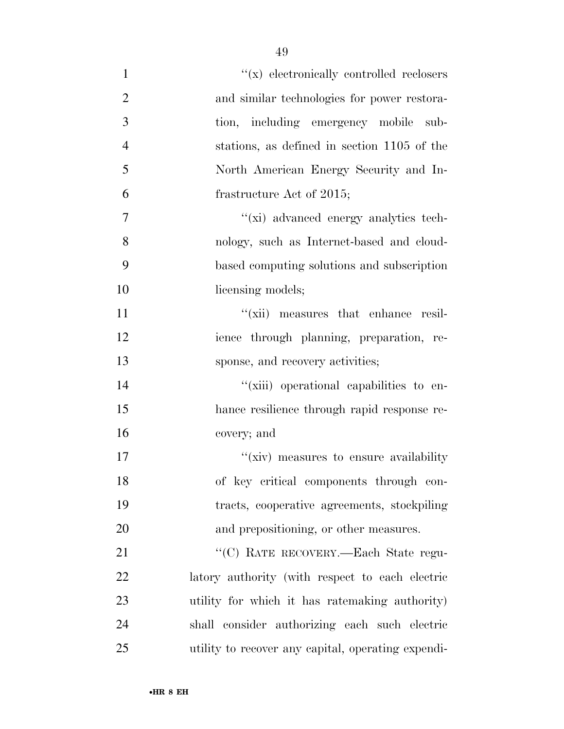''(x) electronically controlled reclosers and similar technologies for power restoration, including emergency mobile substations, as defined in section 1105 of the North American Energy Security and Infrastructure Act of 2015;

''(xi) advanced energy analytics technology, such as Internet-based and cloud-based computing solutions and subscription licensing models;

''(xii) measures that enhance resilience through planning, preparation, response, and recovery activities;

''(xiii) operational capabilities to enhance resilience through rapid response recovery; and

''(xiv) measures to ensure availability of key critical components through contracts, cooperative agreements, stockpiling and prepositioning, or other measures.

''(C) RATE RECOVERY.—Each State regulatory authority (with respect to each electric utility for which it has ratemaking authority) shall consider authorizing each such electric utility to recover any capital, operating expendi-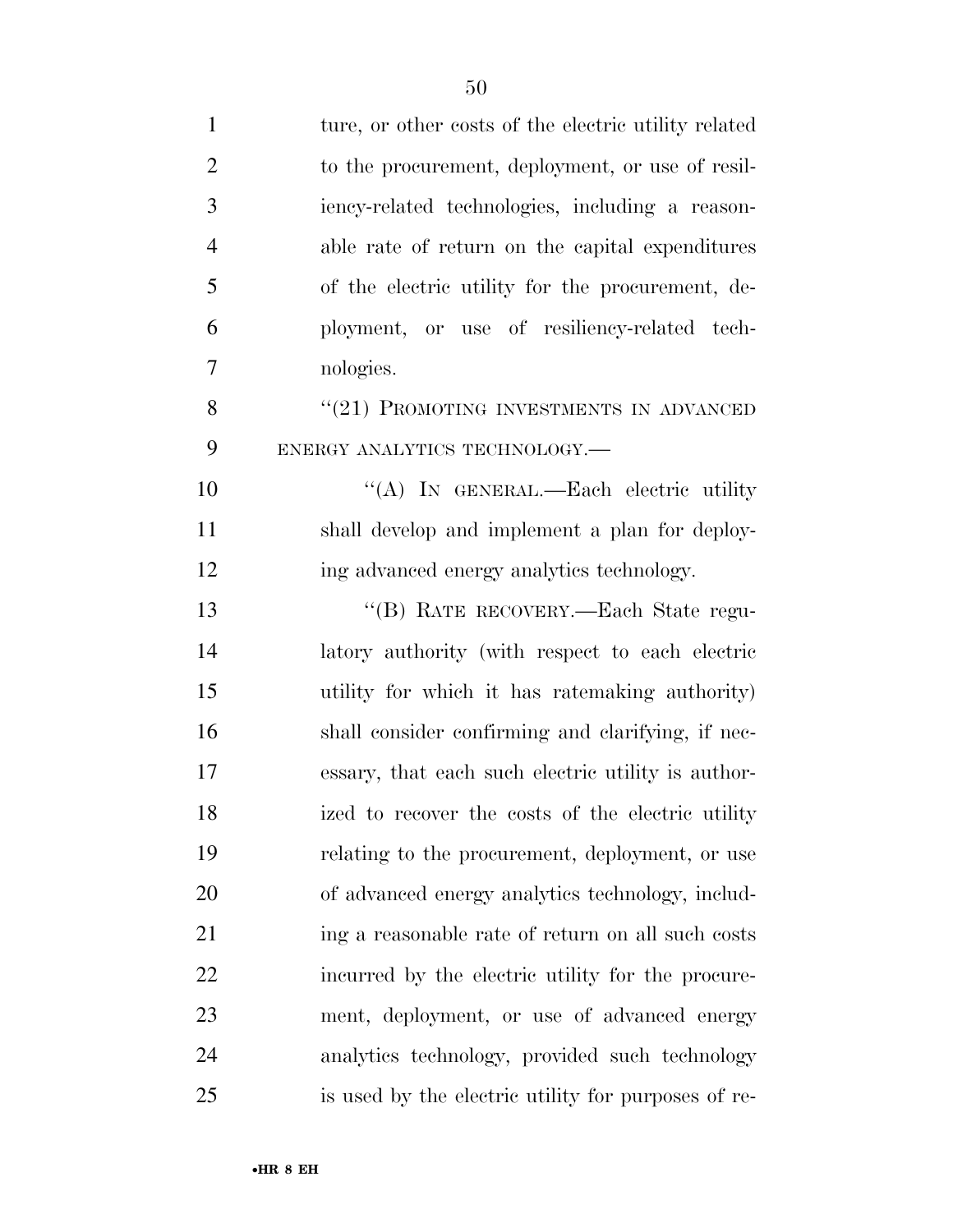ture, or other costs of the electric utility related to the procurement, deployment, or use of resiliency-related technologies, including a reasonable rate of return on the capital expenditures of the electric utility for the procurement, deployment, or use of resiliency-related technologies.

"(21) PROMOTING INVESTMENTS IN ADVANCED ENERGY ANALYTICS TECHNOLOGY.—

"(A) IN GENERAL.—Each electric utility shall develop and implement a plan for deploying advanced energy analytics technology.

"(B) RATE RECOVERY.—Each State regulatory authority (with respect to each electric utility for which it has ratemaking authority) shall consider confirming and clarifying, if necessary, that each such electric utility is authorized to recover the costs of the electric utility relating to the procurement, deployment, or use of advanced energy analytics technology, including a reasonable rate of return on all such costs incurred by the electric utility for the procurement, deployment, or use of advanced energy analytics technology, provided such technology is used by the electric utility for purposes of re-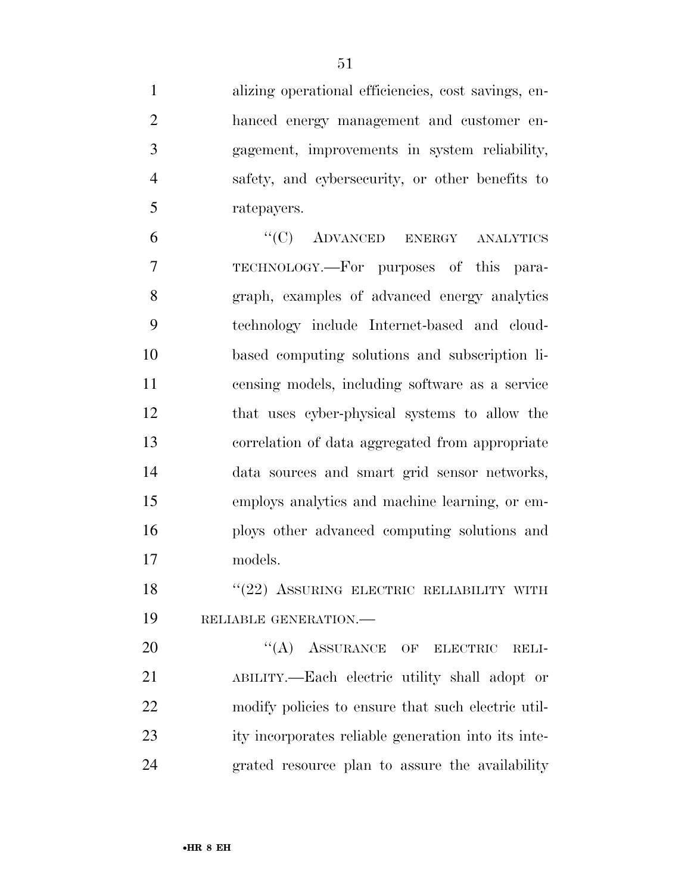alizing operational efficiencies, cost savings, enhanced energy management and customer engagement, improvements in system reliability, safety, and cybersecurity, or other benefits to ratepayers.

"(C) ADVANCED ENERGY ANALYTICS TECHNOLOGY.—For purposes of this paragraph, examples of advanced energy analytics technology include Internet-based and cloud-based computing solutions and subscription licensing models, including software as a service that uses cyber-physical systems to allow the correlation of data aggregated from appropriate data sources and smart grid sensor networks, employs analytics and machine learning, or employs other advanced computing solutions and models.

"(22) ASSURING ELECTRIC RELIABILITY WITH RELIABLE GENERATION.—

"(A) ASSURANCE OF ELECTRIC RELIABILITY.—Each electric utility shall adopt or modify policies to ensure that such electric utility incorporates reliable generation into its integrated resource plan to assure the availability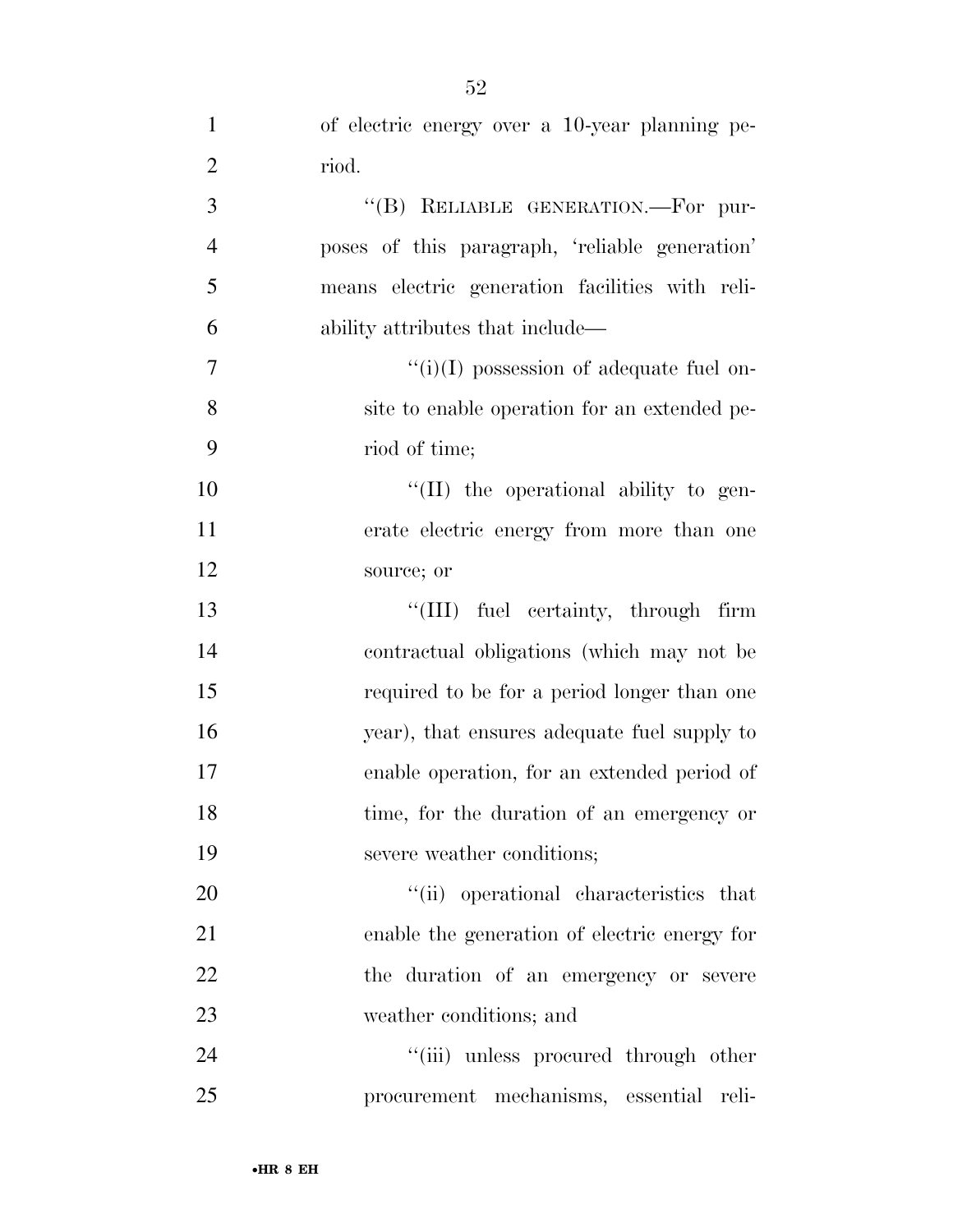of electric energy over a 10-year planning period.

''(B) RELIABLE GENERATION.—For purposes of this paragraph, 'reliable generation' means electric generation facilities with reliability attributes that include—

''(i)(I) possession of adequate fuel onsite to enable operation for an extended period of time;

''(II) the operational ability to generate electric energy from more than one source; or

''(III) fuel certainty, through firm contractual obligations (which may not be required to be for a period longer than one year), that ensures adequate fuel supply to enable operation, for an extended period of time, for the duration of an emergency or severe weather conditions;

''(ii) operational characteristics that enable the generation of electric energy for the duration of an emergency or severe weather conditions; and

''(iii) unless procured through other procurement mechanisms, essential reli-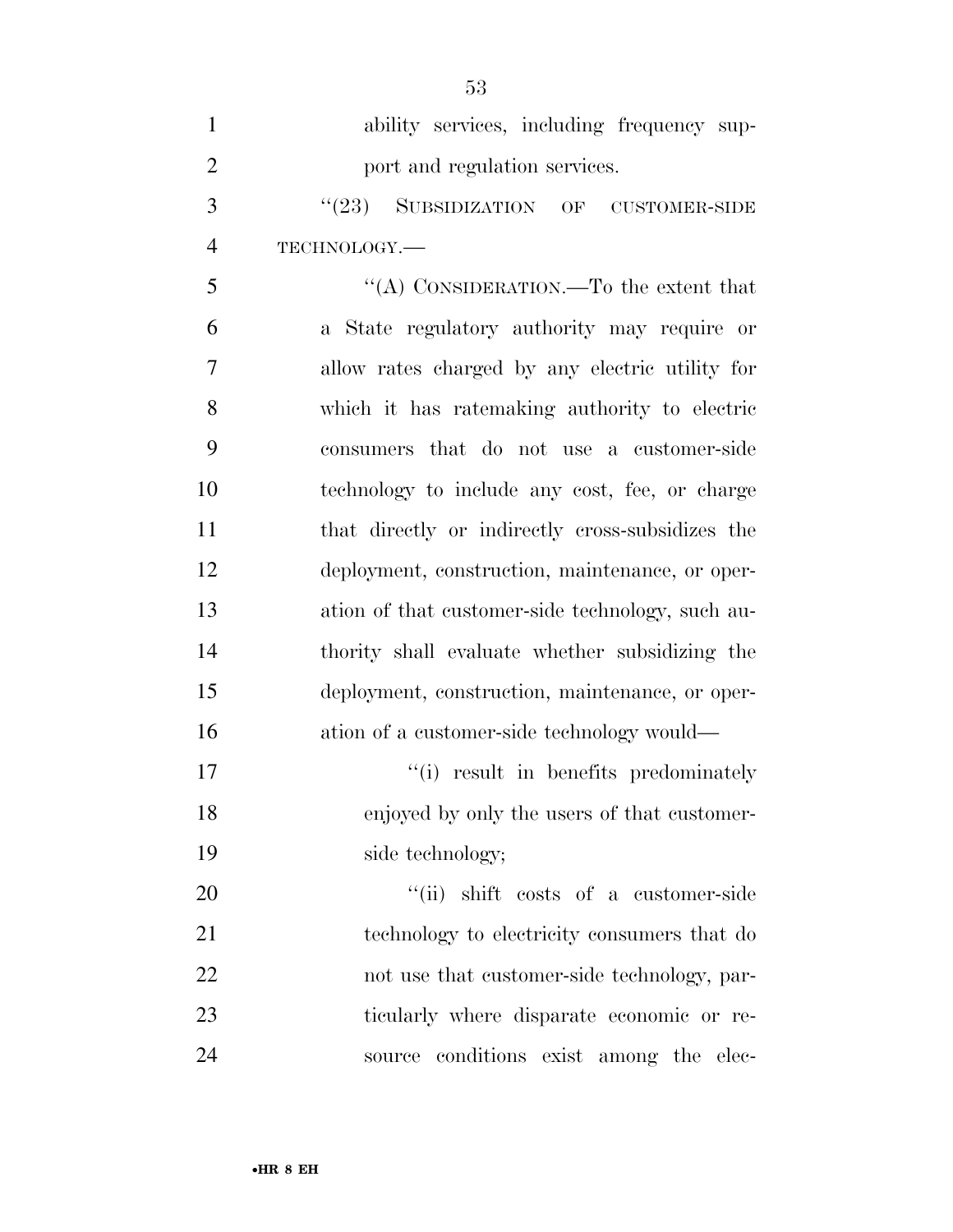ability services, including frequency support and regulation services.

"(23) SUBSIDIZATION OF CUSTOMER-SIDE TECHNOLOGY.—

"(A) CONSIDERATION.—To the extent that a State regulatory authority may require or allow rates charged by any electric utility for which it has ratemaking authority to electric consumers that do not use a customer-side technology to include any cost, fee, or charge that directly or indirectly cross-subsidizes the deployment, construction, maintenance, or operation of that customer-side technology, such authority shall evaluate whether subsidizing the deployment, construction, maintenance, or operation of a customer-side technology would—

"(i) result in benefits predominately enjoyed by only the users of that customer-side technology;

"(ii) shift costs of a customer-side technology to electricity consumers that do not use that customer-side technology, particularly where disparate economic or resource conditions exist among the elec-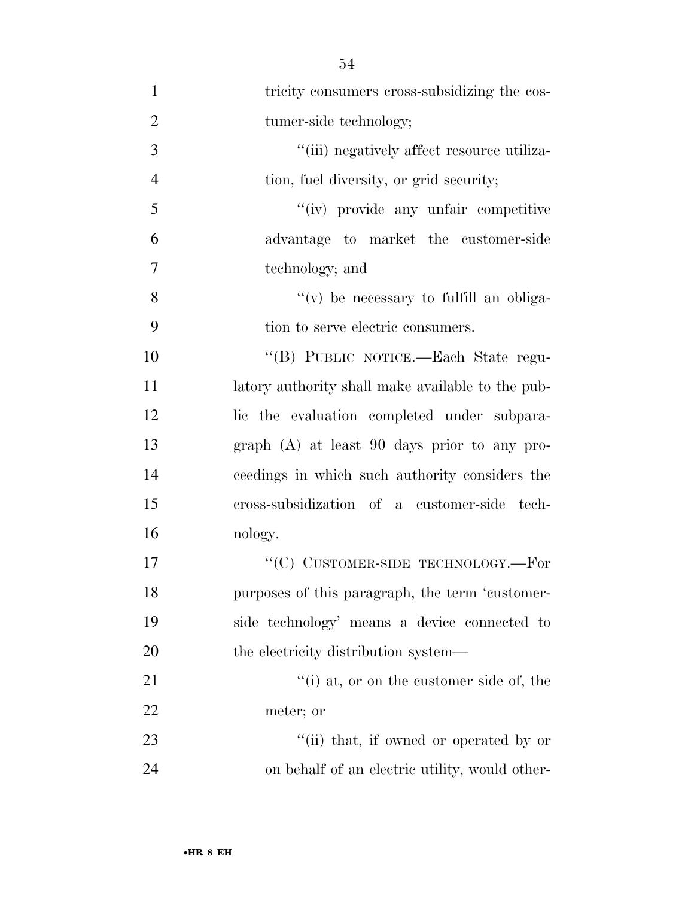tricity consumers cross-subsidizing the costumer-side technology;

''(iii) negatively affect resource utilization, fuel diversity, or grid security;

''(iv) provide any unfair competitive advantage to market the customer-side technology; and

''(v) be necessary to fulfill an obligation to serve electric consumers.

''(B) PUBLIC NOTICE.—Each State regulatory authority shall make available to the public the evaluation completed under subparagraph (A) at least 90 days prior to any proceedings in which such authority considers the cross-subsidization of a customer-side technology.

''(C) CUSTOMER-SIDE TECHNOLOGY.—For purposes of this paragraph, the term 'customer-side technology' means a device connected to the electricity distribution system—

''(i) at, or on the customer side of, the meter; or

''(ii) that, if owned or operated by or on behalf of an electric utility, would other-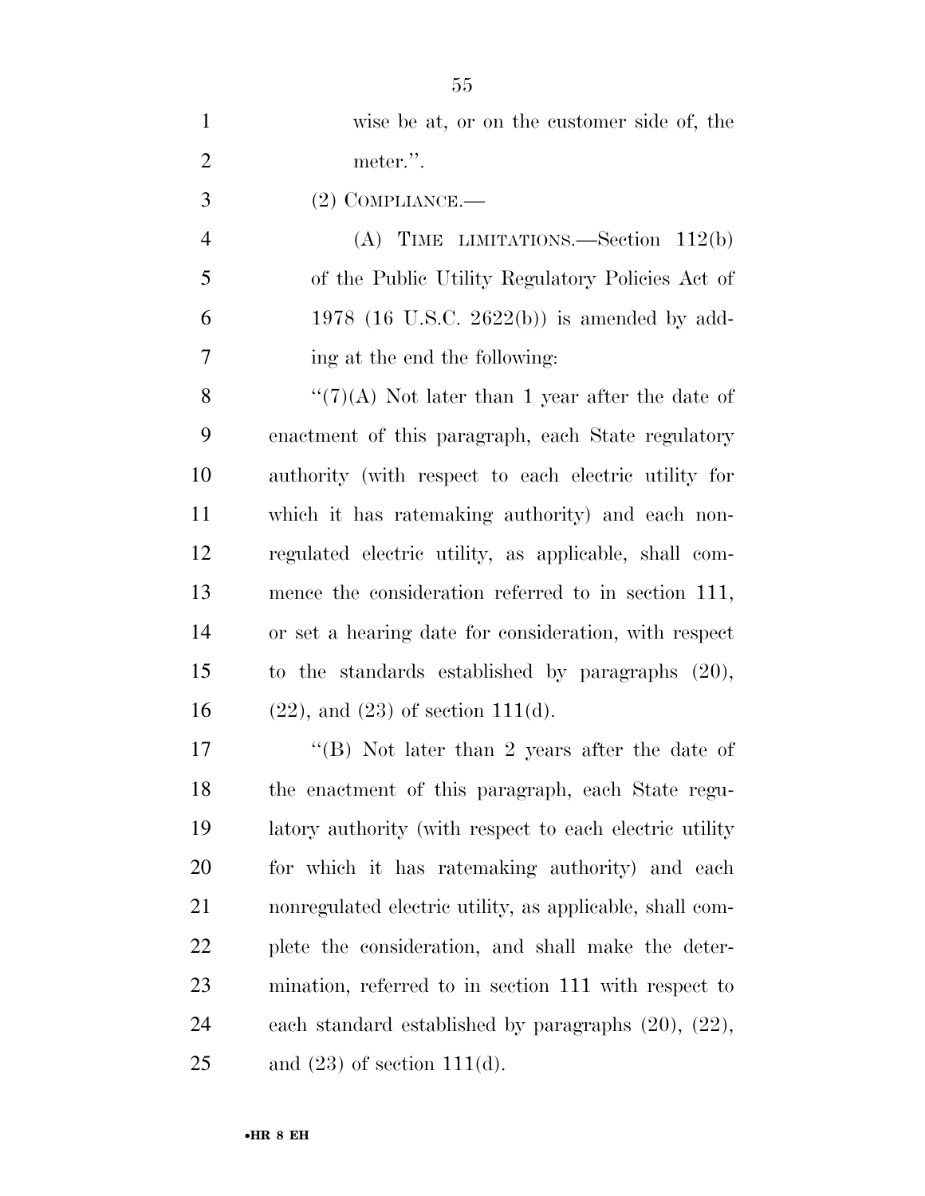wise be at, or on the customer side of, the meter.''.

(2) COMPLIANCE.—

(A) TIME LIMITATIONS.—Section 112(b) of the Public Utility Regulatory Policies Act of 1978 (16 U.S.C. 2622(b)) is amended by adding at the end the following:

''(7)(A) Not later than 1 year after the date of enactment of this paragraph, each State regulatory authority (with respect to each electric utility for which it has ratemaking authority) and each nonregulated electric utility, as applicable, shall commence the consideration referred to in section 111, or set a hearing date for consideration, with respect to the standards established by paragraphs (20), (22), and (23) of section 111(d).

''(B) Not later than 2 years after the date of the enactment of this paragraph, each State regulatory authority (with respect to each electric utility for which it has ratemaking authority) and each nonregulated electric utility, as applicable, shall complete the consideration, and shall make the determination, referred to in section 111 with respect to each standard established by paragraphs (20), (22), and (23) of section 111(d).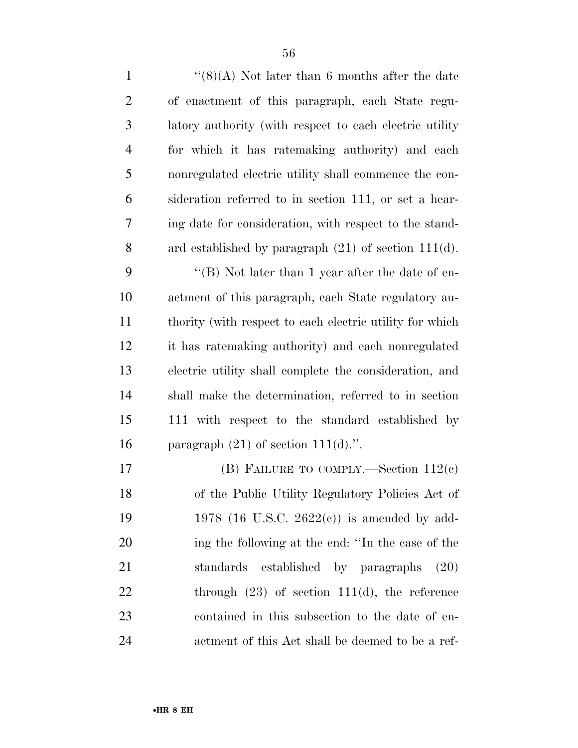''(8)(A) Not later than 6 months after the date of enactment of this paragraph, each State regulatory authority (with respect to each electric utility for which it has ratemaking authority) and each nonregulated electric utility shall commence the consideration referred to in section 111, or set a hearing date for consideration, with respect to the standard established by paragraph (21) of section 111(d).

''(B) Not later than 1 year after the date of enactment of this paragraph, each State regulatory authority (with respect to each electric utility for which it has ratemaking authority) and each nonregulated electric utility shall complete the consideration, and shall make the determination, referred to in section 111 with respect to the standard established by paragraph (21) of section 111(d).''.

(B) FAILURE TO COMPLY.—Section 112(c) of the Public Utility Regulatory Policies Act of 1978 (16 U.S.C. 2622(c)) is amended by adding the following at the end: ''In the case of the standards established by paragraphs (20) through (23) of section 111(d), the reference contained in this subsection to the date of enactment of this Act shall be deemed to be a ref-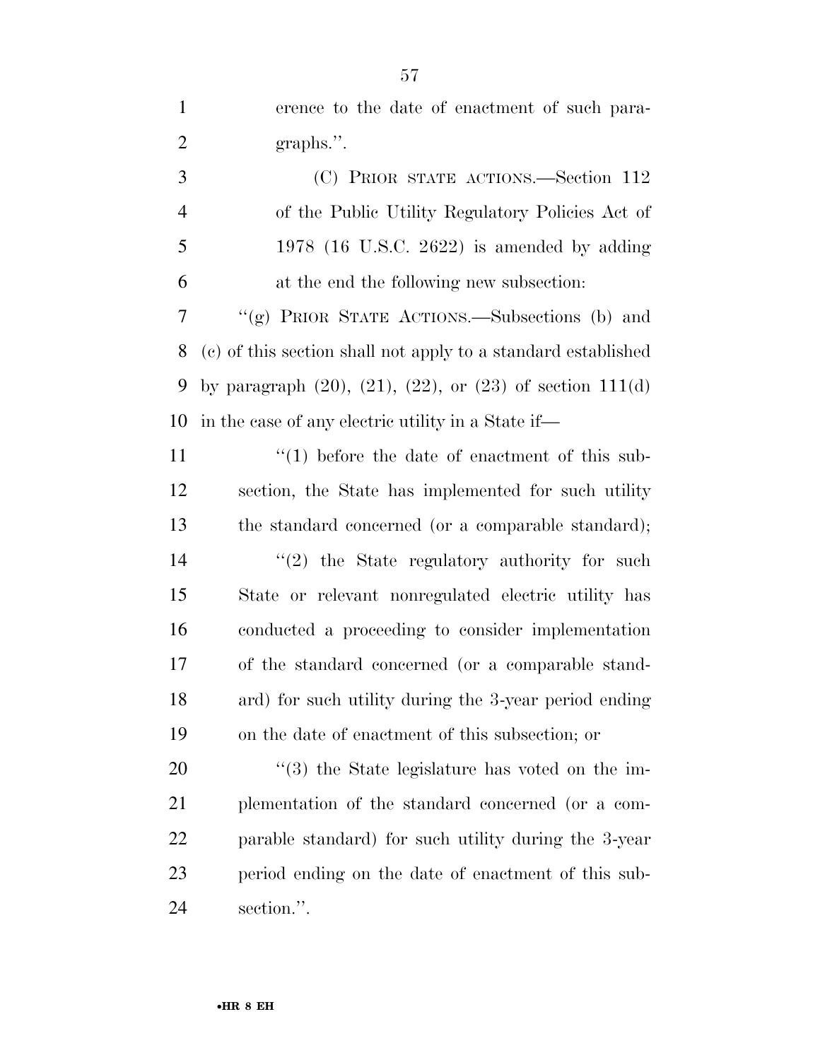erence to the date of enactment of such paragraphs.''.

(C) PRIOR STATE ACTIONS.—Section 112 of the Public Utility Regulatory Policies Act of 1978 (16 U.S.C. 2622) is amended by adding at the end the following new subsection:

''(g) PRIOR STATE ACTIONS.—Subsections (b) and (c) of this section shall not apply to a standard established by paragraph (20), (21), (22), or (23) of section 111(d) in the case of any electric utility in a State if—

''(1) before the date of enactment of this subsection, the State has implemented for such utility the standard concerned (or a comparable standard);

''(2) the State regulatory authority for such State or relevant nonregulated electric utility has conducted a proceeding to consider implementation of the standard concerned (or a comparable standard) for such utility during the 3-year period ending on the date of enactment of this subsection; or

''(3) the State legislature has voted on the implementation of the standard concerned (or a comparable standard) for such utility during the 3-year period ending on the date of enactment of this subsection.''.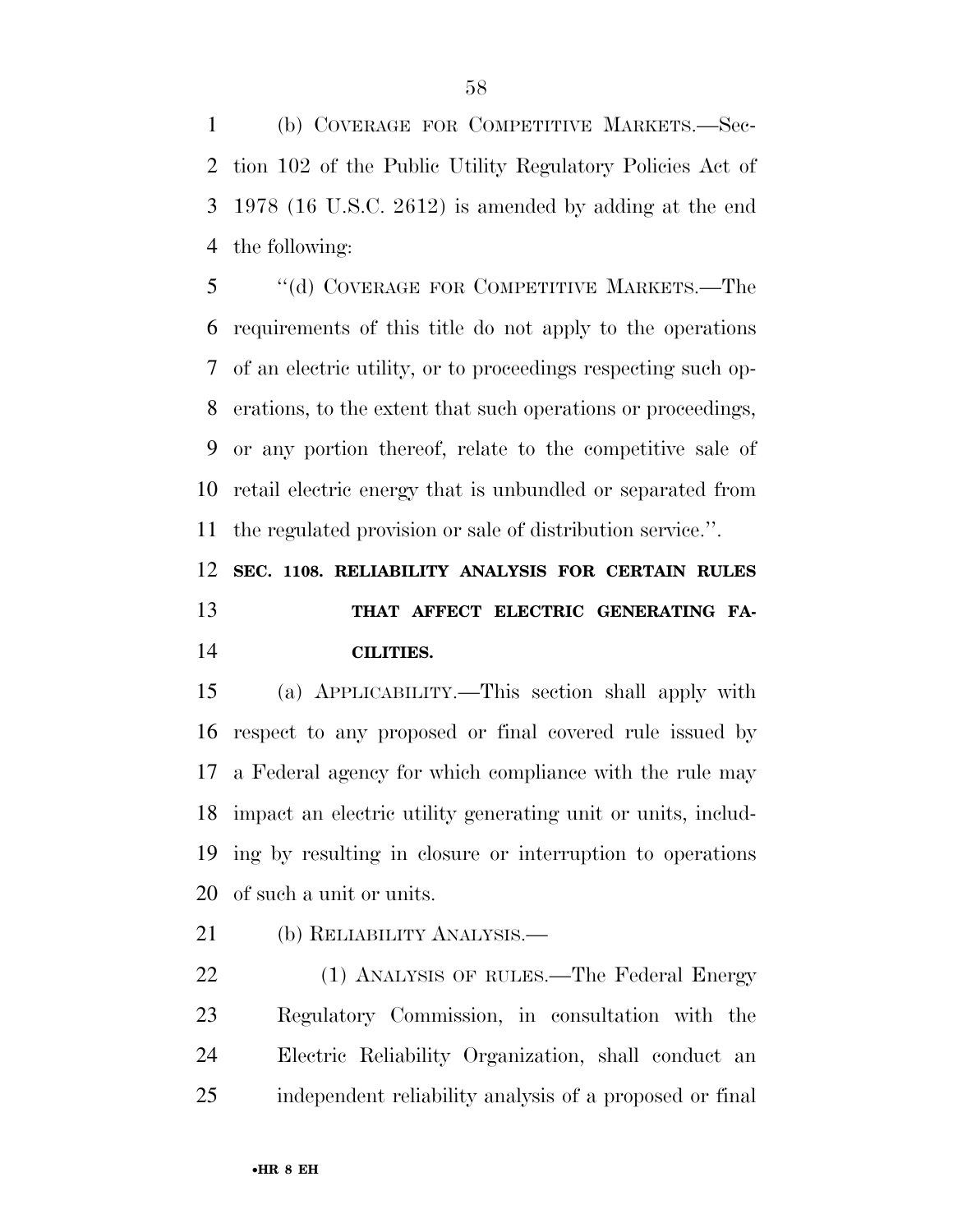(b) COVERAGE FOR COMPETITIVE MARKETS.—Section 102 of the Public Utility Regulatory Policies Act of 1978 (16 U.S.C. 2612) is amended by adding at the end the following:

"(d) COVERAGE FOR COMPETITIVE MARKETS.—The requirements of this title do not apply to the operations of an electric utility, or to proceedings respecting such operations, to the extent that such operations or proceedings, or any portion thereof, relate to the competitive sale of retail electric energy that is unbundled or separated from the regulated provision or sale of distribution service.".

**SEC. 1108. RELIABILITY ANALYSIS FOR CERTAIN RULES THAT AFFECT ELECTRIC GENERATING FACILITIES.**

(a) APPLICABILITY.—This section shall apply with respect to any proposed or final covered rule issued by a Federal agency for which compliance with the rule may impact an electric utility generating unit or units, including by resulting in closure or interruption to operations of such a unit or units.

(b) RELIABILITY ANALYSIS.—

(1) ANALYSIS OF RULES.—The Federal Energy Regulatory Commission, in consultation with the Electric Reliability Organization, shall conduct an independent reliability analysis of a proposed or final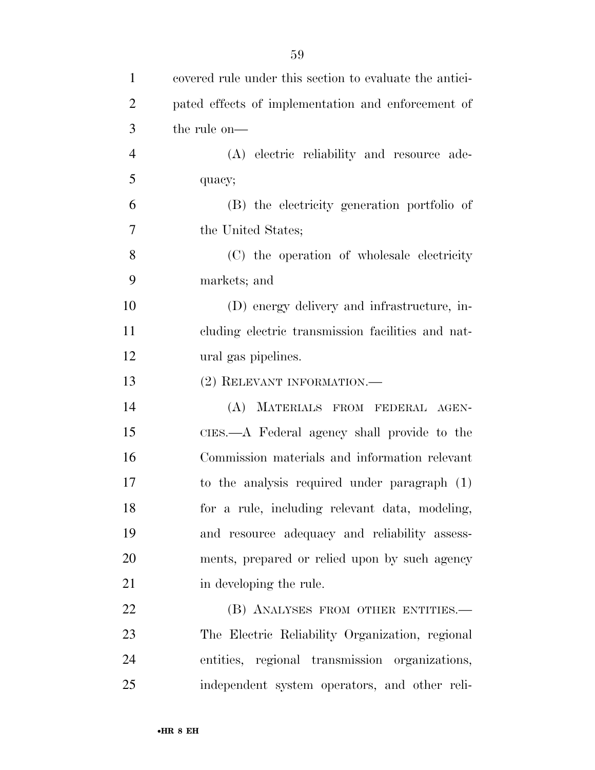covered rule under this section to evaluate the anticipated effects of implementation and enforcement of the rule on—

(A) electric reliability and resource adequacy;

(B) the electricity generation portfolio of the United States;

(C) the operation of wholesale electricity markets; and

(D) energy delivery and infrastructure, including electric transmission facilities and natural gas pipelines.

(2) RELEVANT INFORMATION.—

(A) MATERIALS FROM FEDERAL AGENCIES.—A Federal agency shall provide to the Commission materials and information relevant to the analysis required under paragraph (1) for a rule, including relevant data, modeling, and resource adequacy and reliability assessments, prepared or relied upon by such agency in developing the rule.

(B) ANALYSES FROM OTHER ENTITIES.—The Electric Reliability Organization, regional entities, regional transmission organizations, independent system operators, and other reli-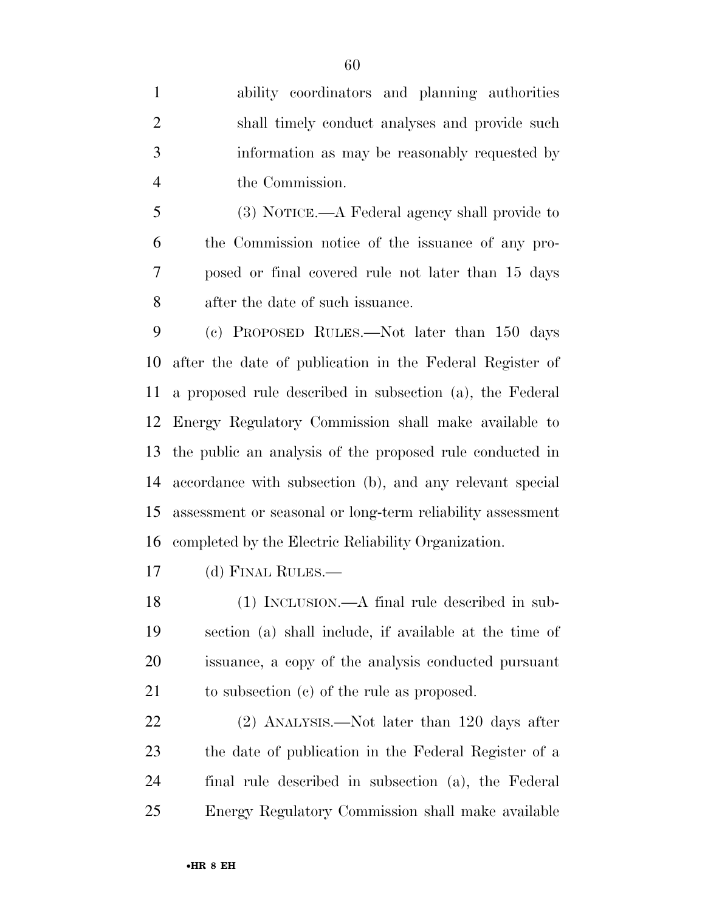ability coordinators and planning authorities shall timely conduct analyses and provide such information as may be reasonably requested by the Commission.

(3) NOTICE.—A Federal agency shall provide to the Commission notice of the issuance of any proposed or final covered rule not later than 15 days after the date of such issuance.

(c) PROPOSED RULES.—Not later than 150 days after the date of publication in the Federal Register of a proposed rule described in subsection (a), the Federal Energy Regulatory Commission shall make available to the public an analysis of the proposed rule conducted in accordance with subsection (b), and any relevant special assessment or seasonal or long-term reliability assessment completed by the Electric Reliability Organization.

(d) FINAL RULES.—

(1) INCLUSION.—A final rule described in subsection (a) shall include, if available at the time of issuance, a copy of the analysis conducted pursuant to subsection (c) of the rule as proposed.

(2) ANALYSIS.—Not later than 120 days after the date of publication in the Federal Register of a final rule described in subsection (a), the Federal Energy Regulatory Commission shall make available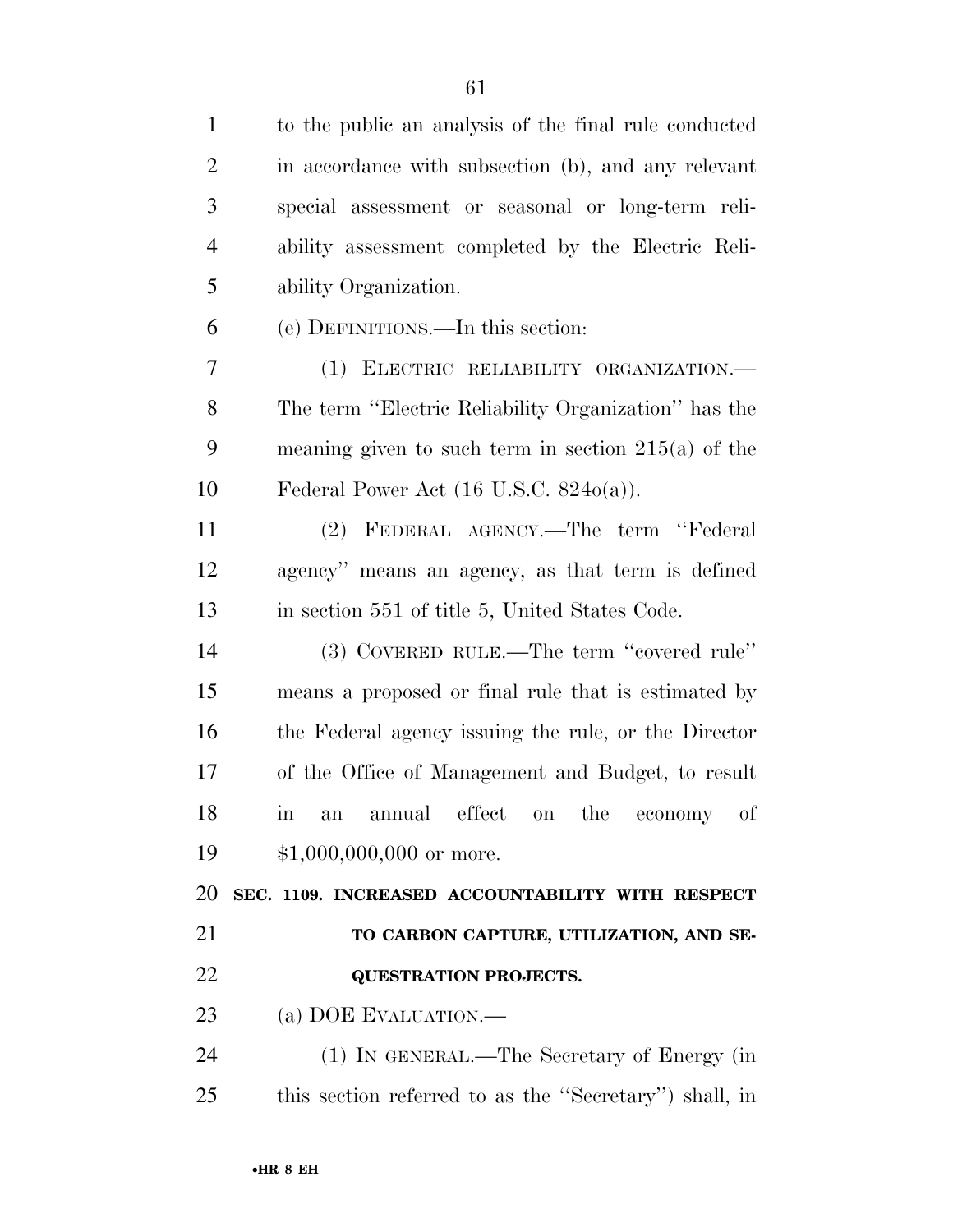to the public an analysis of the final rule conducted in accordance with subsection (b), and any relevant special assessment or seasonal or long-term reliability assessment completed by the Electric Reliability Organization.

(e) DEFINITIONS.—In this section:

(1) ELECTRIC RELIABILITY ORGANIZATION.—The term ''Electric Reliability Organization'' has the meaning given to such term in section 215(a) of the Federal Power Act (16 U.S.C. 824o(a)).

(2) FEDERAL AGENCY.—The term ''Federal agency'' means an agency, as that term is defined in section 551 of title 5, United States Code.

(3) COVERED RULE.—The term ''covered rule'' means a proposed or final rule that is estimated by the Federal agency issuing the rule, or the Director of the Office of Management and Budget, to result in an annual effect on the economy of $1,000,000,000 or more.

**SEC. 1109. INCREASED ACCOUNTABILITY WITH RESPECT TO CARBON CAPTURE, UTILIZATION, AND SEQUESTRATION PROJECTS.**

(a) DOE EVALUATION.—

(1) IN GENERAL.—The Secretary of Energy (in this section referred to as the ''Secretary'') shall, in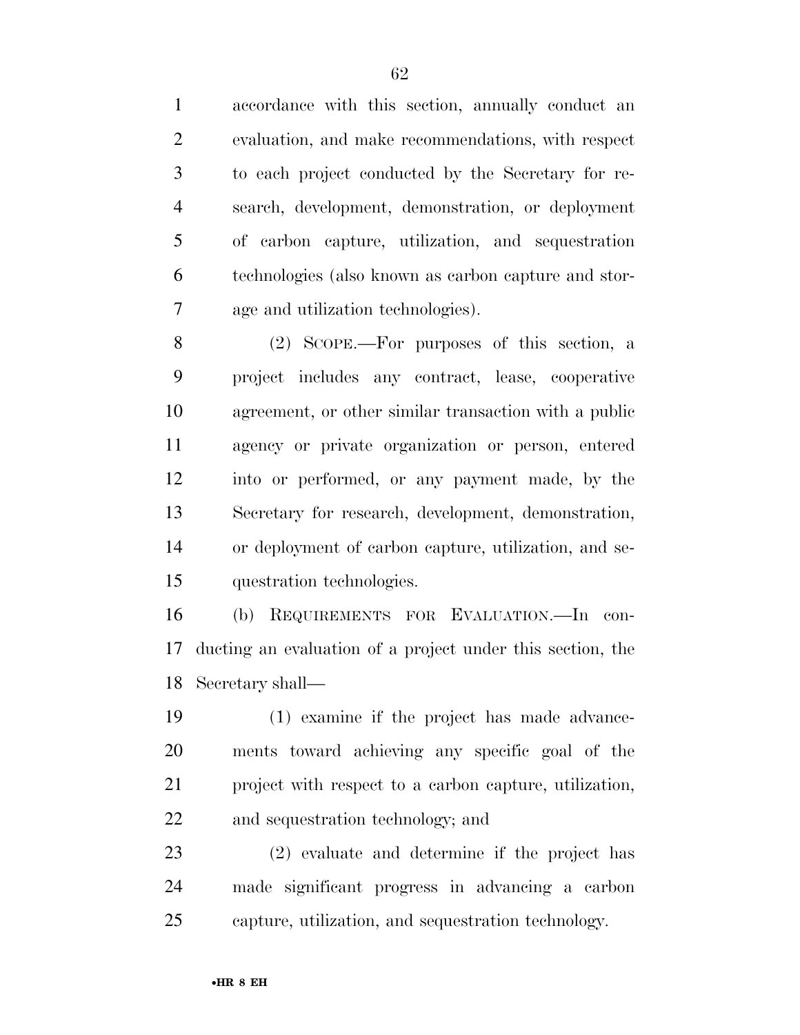accordance with this section, annually conduct an evaluation, and make recommendations, with respect to each project conducted by the Secretary for research, development, demonstration, or deployment of carbon capture, utilization, and sequestration technologies (also known as carbon capture and storage and utilization technologies).

(2) SCOPE.—For purposes of this section, a project includes any contract, lease, cooperative agreement, or other similar transaction with a public agency or private organization or person, entered into or performed, or any payment made, by the Secretary for research, development, demonstration, or deployment of carbon capture, utilization, and sequestration technologies.

(b) REQUIREMENTS FOR EVALUATION.—In conducting an evaluation of a project under this section, the Secretary shall—

(1) examine if the project has made advancements toward achieving any specific goal of the project with respect to a carbon capture, utilization, and sequestration technology; and

(2) evaluate and determine if the project has made significant progress in advancing a carbon capture, utilization, and sequestration technology.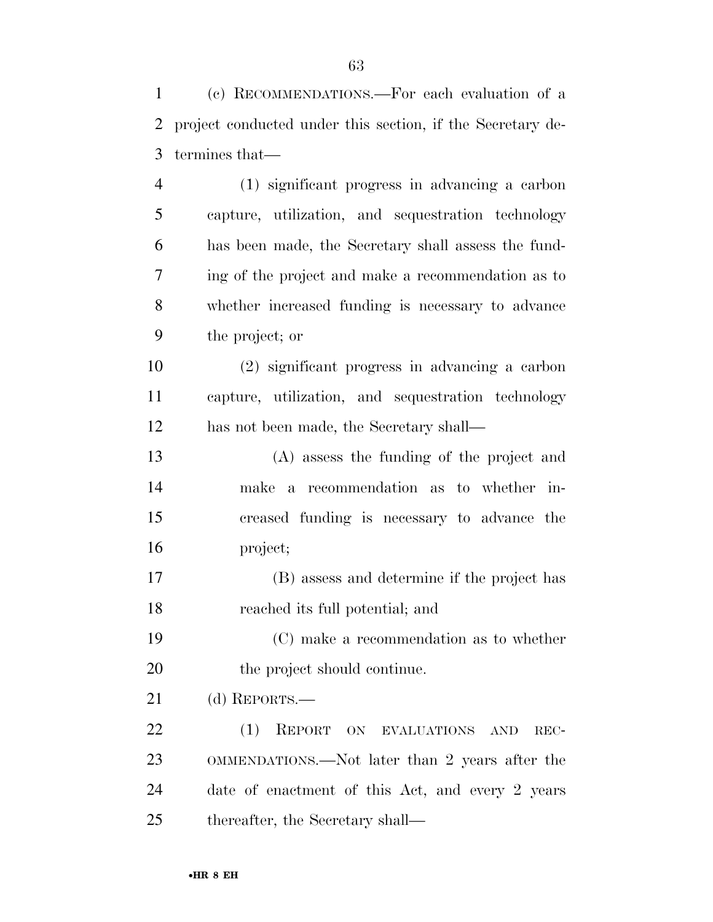(c) RECOMMENDATIONS.—For each evaluation of a project conducted under this section, if the Secretary determines that—

(1) significant progress in advancing a carbon capture, utilization, and sequestration technology has been made, the Secretary shall assess the funding of the project and make a recommendation as to whether increased funding is necessary to advance the project; or

(2) significant progress in advancing a carbon capture, utilization, and sequestration technology has not been made, the Secretary shall—

(A) assess the funding of the project and make a recommendation as to whether increased funding is necessary to advance the project;

(B) assess and determine if the project has reached its full potential; and

(C) make a recommendation as to whether the project should continue.

(d) REPORTS.—

(1) REPORT ON EVALUATIONS AND RECOMMENDATIONS.—Not later than 2 years after the date of enactment of this Act, and every 2 years thereafter, the Secretary shall—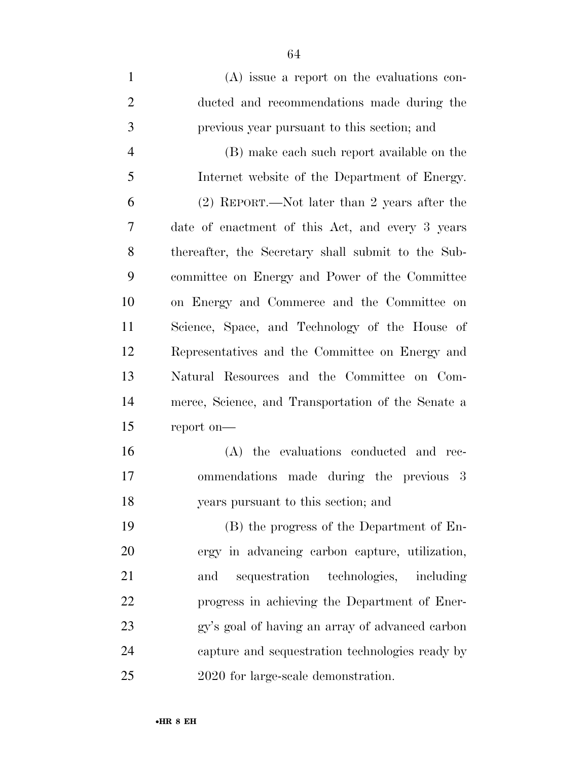(A) issue a report on the evaluations conducted and recommendations made during the previous year pursuant to this section; and

(B) make each such report available on the Internet website of the Department of Energy.

(2) REPORT.—Not later than 2 years after the date of enactment of this Act, and every 3 years thereafter, the Secretary shall submit to the Subcommittee on Energy and Power of the Committee on Energy and Commerce and the Committee on Science, Space, and Technology of the House of Representatives and the Committee on Energy and Natural Resources and the Committee on Commerce, Science, and Transportation of the Senate a report on—

(A) the evaluations conducted and recommendations made during the previous 3 years pursuant to this section; and

(B) the progress of the Department of Energy in advancing carbon capture, utilization, and sequestration technologies, including progress in achieving the Department of Energy's goal of having an array of advanced carbon capture and sequestration technologies ready by 2020 for large-scale demonstration.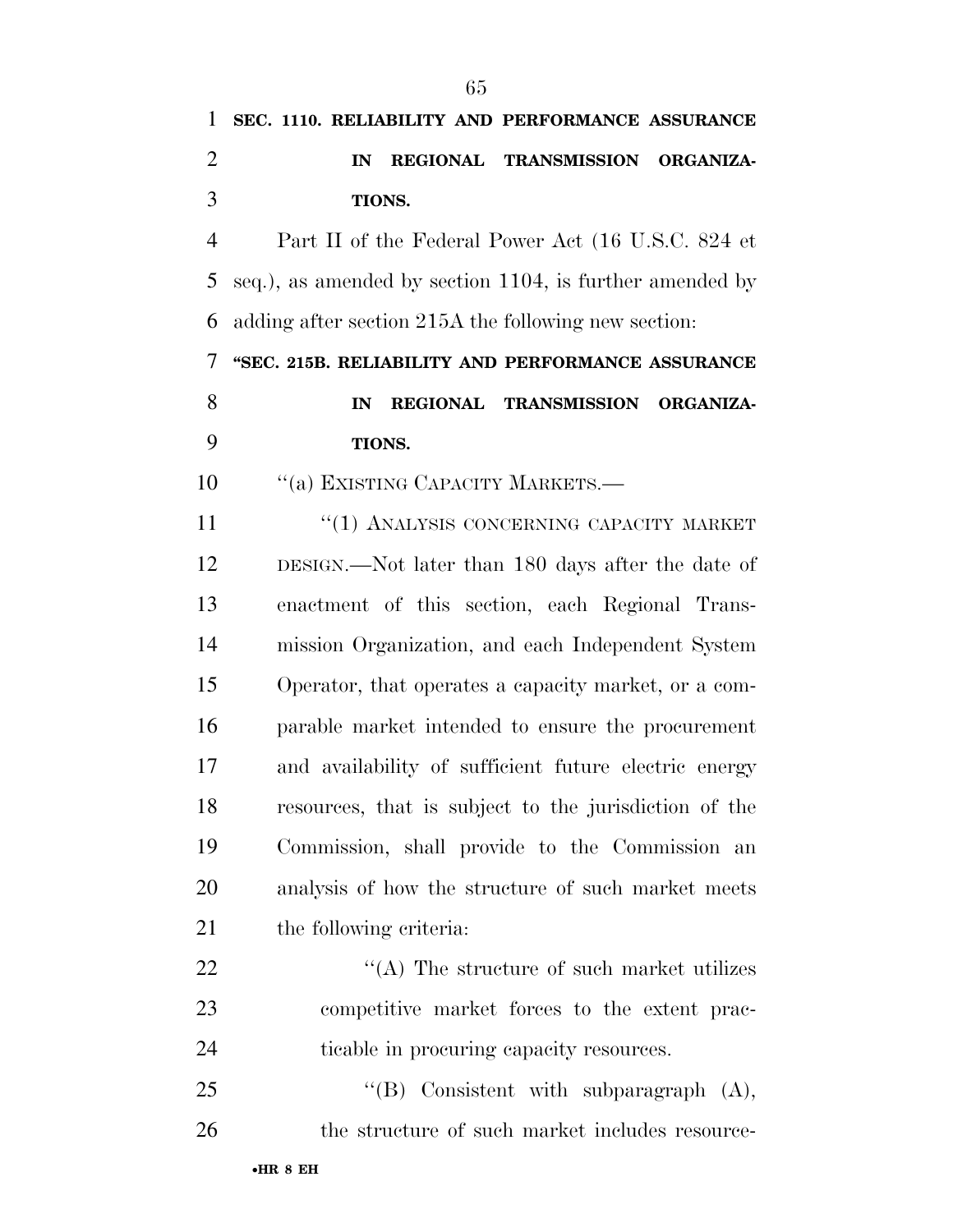**SEC. 1110. RELIABILITY AND PERFORMANCE ASSURANCE IN REGIONAL TRANSMISSION ORGANIZATIONS.**

Part II of the Federal Power Act (16 U.S.C. 824 et seq.), as amended by section 1104, is further amended by adding after section 215A the following new section:

**"SEC. 215B. RELIABILITY AND PERFORMANCE ASSURANCE IN REGIONAL TRANSMISSION ORGANIZATIONS.**

"(a) EXISTING CAPACITY MARKETS.—

"(1) ANALYSIS CONCERNING CAPACITY MARKET DESIGN.—Not later than 180 days after the date of enactment of this section, each Regional Transmission Organization, and each Independent System Operator, that operates a capacity market, or a comparable market intended to ensure the procurement and availability of sufficient future electric energy resources, that is subject to the jurisdiction of the Commission, shall provide to the Commission an analysis of how the structure of such market meets the following criteria:

"(A) The structure of such market utilizes competitive market forces to the extent practicable in procuring capacity resources.

"(B) Consistent with subparagraph (A), the structure of such market includes resource-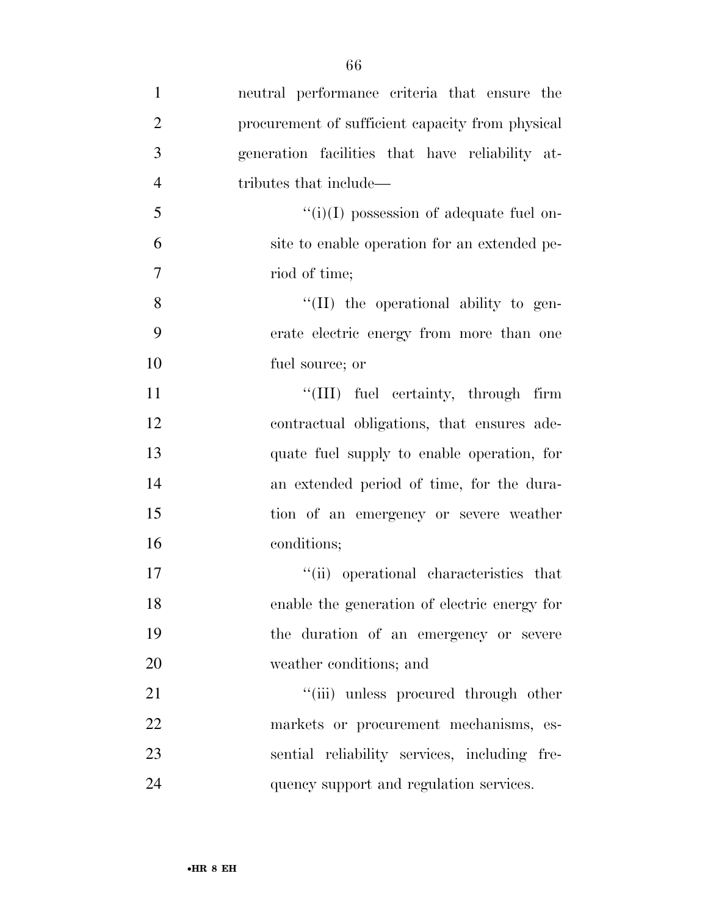neutral performance criteria that ensure the procurement of sufficient capacity from physical generation facilities that have reliability attributes that include—

"(i)(I) possession of adequate fuel onsite to enable operation for an extended period of time;

"(II) the operational ability to generate electric energy from more than one fuel source; or

"(III) fuel certainty, through firm contractual obligations, that ensures adequate fuel supply to enable operation, for an extended period of time, for the duration of an emergency or severe weather conditions;

"(ii) operational characteristics that enable the generation of electric energy for the duration of an emergency or severe weather conditions; and

"(iii) unless procured through other markets or procurement mechanisms, essential reliability services, including frequency support and regulation services.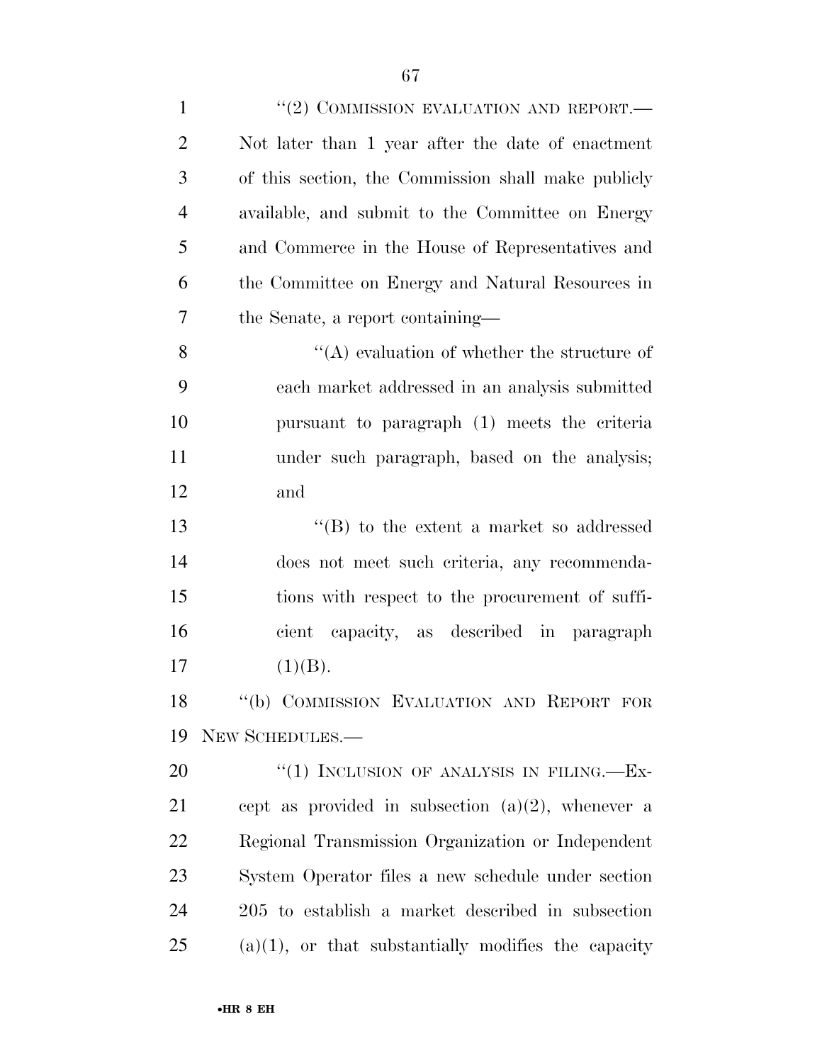"(2) COMMISSION EVALUATION AND REPORT.— Not later than 1 year after the date of enactment of this section, the Commission shall make publicly available, and submit to the Committee on Energy and Commerce in the House of Representatives and the Committee on Energy and Natural Resources in the Senate, a report containing—

"(A) evaluation of whether the structure of each market addressed in an analysis submitted pursuant to paragraph (1) meets the criteria under such paragraph, based on the analysis; and

"(B) to the extent a market so addressed does not meet such criteria, any recommendations with respect to the procurement of sufficient capacity, as described in paragraph (1)(B).

"(b) COMMISSION EVALUATION AND REPORT FOR NEW SCHEDULES.—

"(1) INCLUSION OF ANALYSIS IN FILING.—Except as provided in subsection (a)(2), whenever a Regional Transmission Organization or Independent System Operator files a new schedule under section 205 to establish a market described in subsection (a)(1), or that substantially modifies the capacity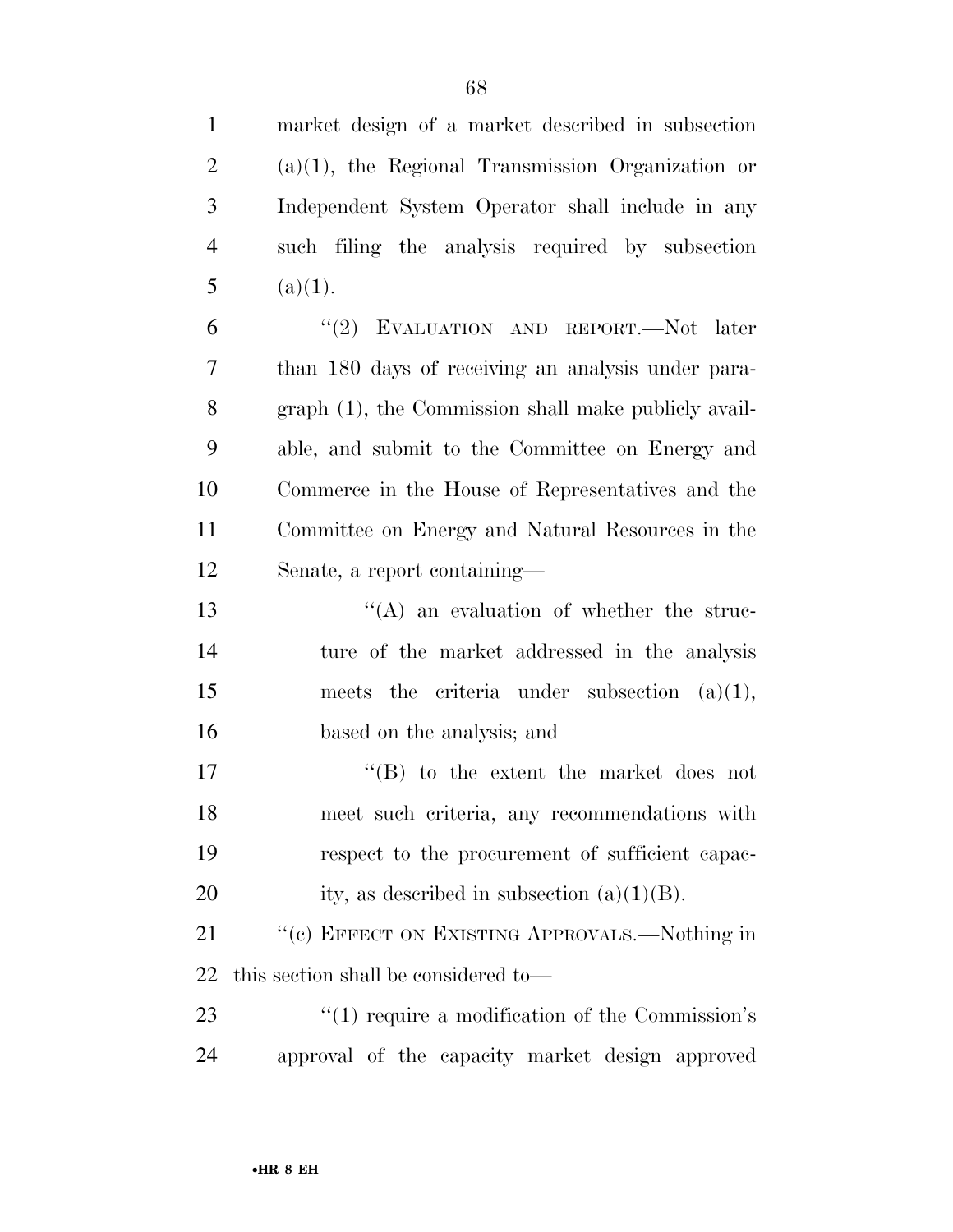market design of a market described in subsection (a)(1), the Regional Transmission Organization or Independent System Operator shall include in any such filing the analysis required by subsection (a)(1).

"(2) EVALUATION AND REPORT.—Not later than 180 days of receiving an analysis under paragraph (1), the Commission shall make publicly available, and submit to the Committee on Energy and Commerce in the House of Representatives and the Committee on Energy and Natural Resources in the Senate, a report containing—

"(A) an evaluation of whether the structure of the market addressed in the analysis meets the criteria under subsection (a)(1), based on the analysis; and

"(B) to the extent the market does not meet such criteria, any recommendations with respect to the procurement of sufficient capacity, as described in subsection (a)(1)(B).

"(c) EFFECT ON EXISTING APPROVALS.—Nothing in this section shall be considered to—

"(1) require a modification of the Commission's approval of the capacity market design approved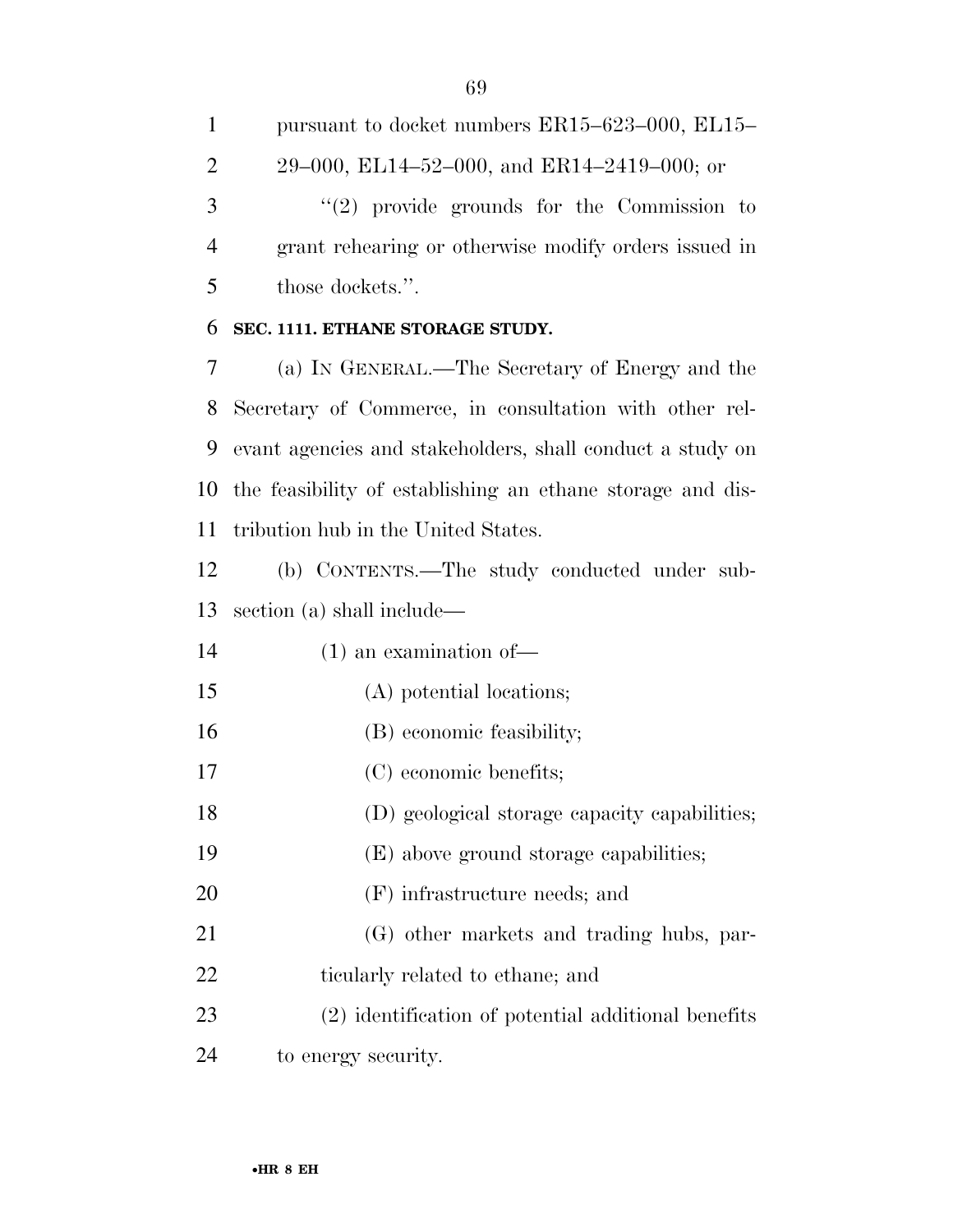pursuant to docket numbers ER15–623–000, EL15–29–000, EL14–52–000, and ER14–2419–000; or

"(2) provide grounds for the Commission to grant rehearing or otherwise modify orders issued in those dockets.".

**SEC. 1111. ETHANE STORAGE STUDY.**

(a) IN GENERAL.—The Secretary of Energy and the Secretary of Commerce, in consultation with other relevant agencies and stakeholders, shall conduct a study on the feasibility of establishing an ethane storage and distribution hub in the United States.

(b) CONTENTS.—The study conducted under subsection (a) shall include—

(1) an examination of—

(A) potential locations;

(B) economic feasibility;

(C) economic benefits;

(D) geological storage capacity capabilities;

(E) above ground storage capabilities;

(F) infrastructure needs; and

(G) other markets and trading hubs, particularly related to ethane; and

(2) identification of potential additional benefits to energy security.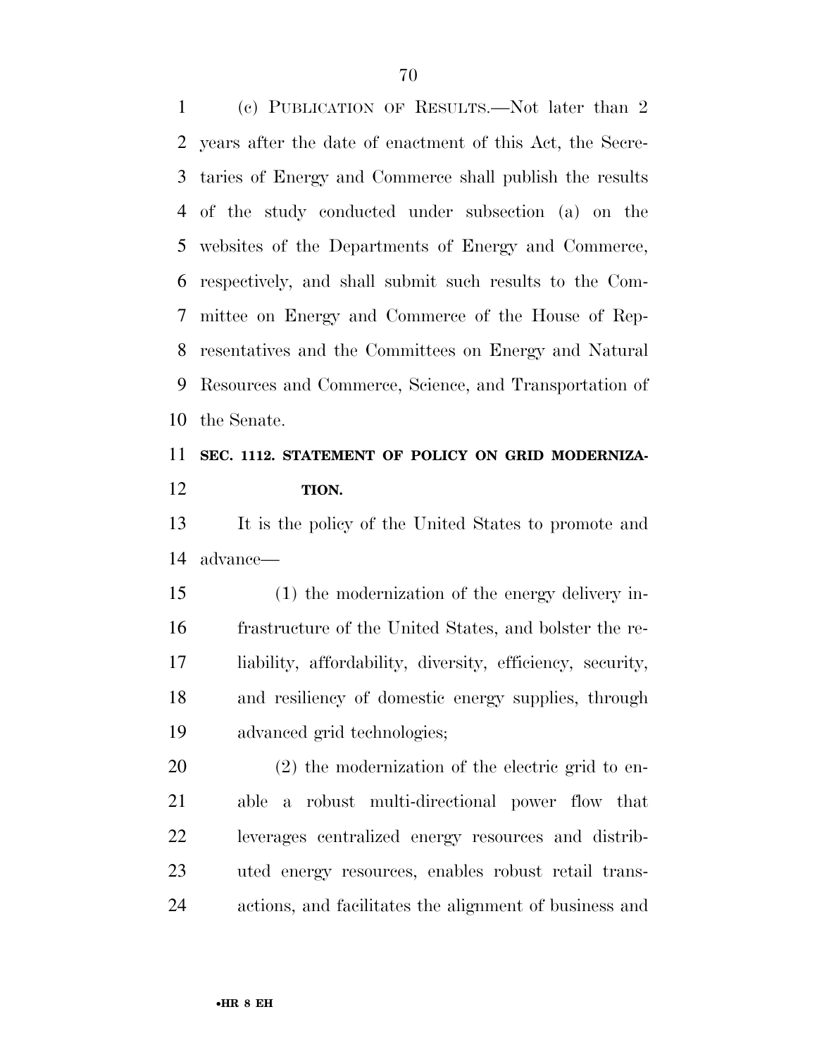(c) PUBLICATION OF RESULTS.—Not later than 2 years after the date of enactment of this Act, the Secretaries of Energy and Commerce shall publish the results of the study conducted under subsection (a) on the websites of the Departments of Energy and Commerce, respectively, and shall submit such results to the Committee on Energy and Commerce of the House of Representatives and the Committees on Energy and Natural Resources and Commerce, Science, and Transportation of the Senate.

### SEC. 1112. STATEMENT OF POLICY ON GRID MODERNIZATION.

It is the policy of the United States to promote and advance—

(1) the modernization of the energy delivery infrastructure of the United States, and bolster the reliability, affordability, diversity, efficiency, security, and resiliency of domestic energy supplies, through advanced grid technologies;

(2) the modernization of the electric grid to enable a robust multi-directional power flow that leverages centralized energy resources and distributed energy resources, enables robust retail transactions, and facilitates the alignment of business and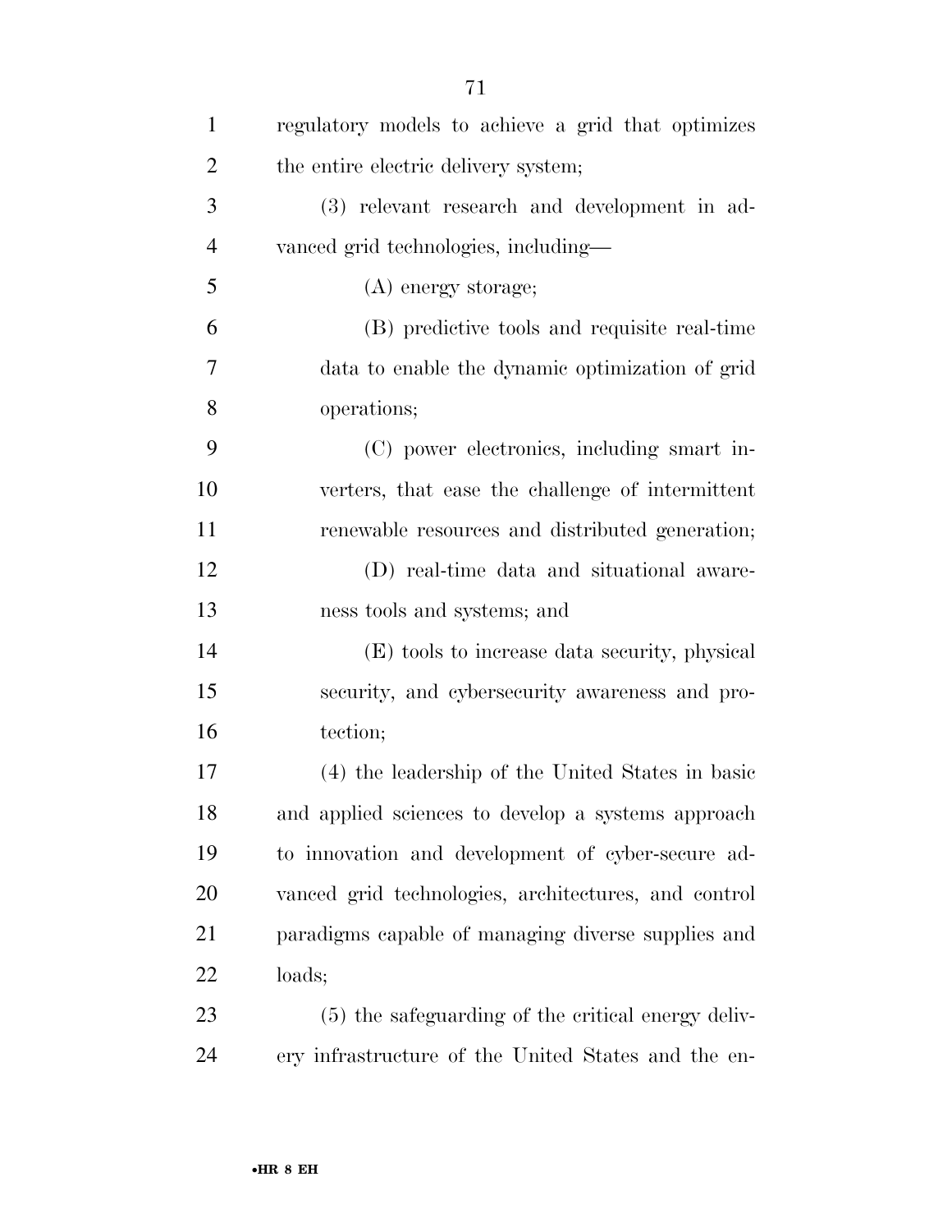regulatory models to achieve a grid that optimizes the entire electric delivery system;

(3) relevant research and development in advanced grid technologies, including—

(A) energy storage;

(B) predictive tools and requisite real-time data to enable the dynamic optimization of grid operations;

(C) power electronics, including smart inverters, that ease the challenge of intermittent renewable resources and distributed generation;

(D) real-time data and situational awareness tools and systems; and

(E) tools to increase data security, physical security, and cybersecurity awareness and protection;

(4) the leadership of the United States in basic and applied sciences to develop a systems approach to innovation and development of cyber-secure advanced grid technologies, architectures, and control paradigms capable of managing diverse supplies and loads;

(5) the safeguarding of the critical energy delivery infrastructure of the United States and the en-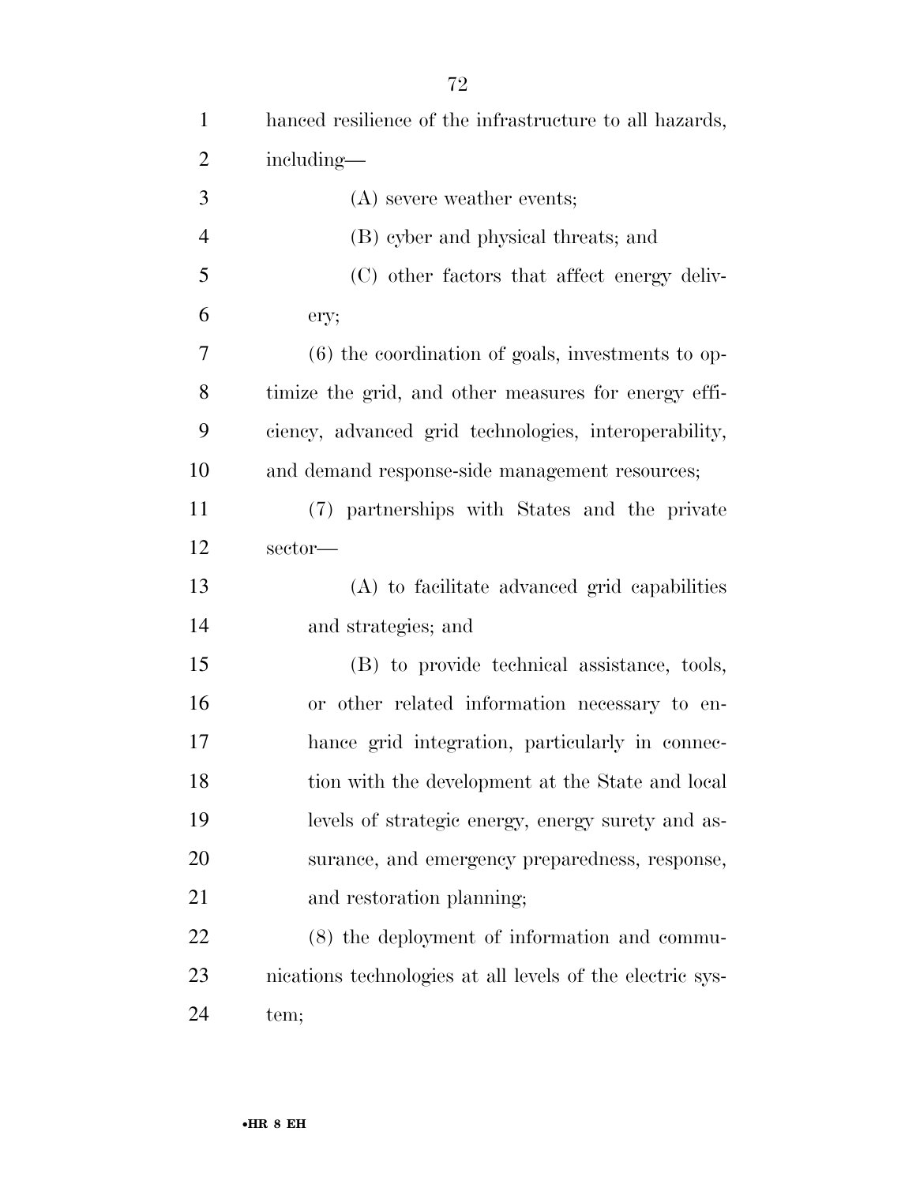hanced resilience of the infrastructure to all hazards, including—

(A) severe weather events;

(B) cyber and physical threats; and

(C) other factors that affect energy delivery;

(6) the coordination of goals, investments to optimize the grid, and other measures for energy efficiency, advanced grid technologies, interoperability, and demand response-side management resources;

(7) partnerships with States and the private sector—

(A) to facilitate advanced grid capabilities and strategies; and

(B) to provide technical assistance, tools, or other related information necessary to enhance grid integration, particularly in connection with the development at the State and local levels of strategic energy, energy surety and assurance, and emergency preparedness, response, and restoration planning;

(8) the deployment of information and communications technologies at all levels of the electric system;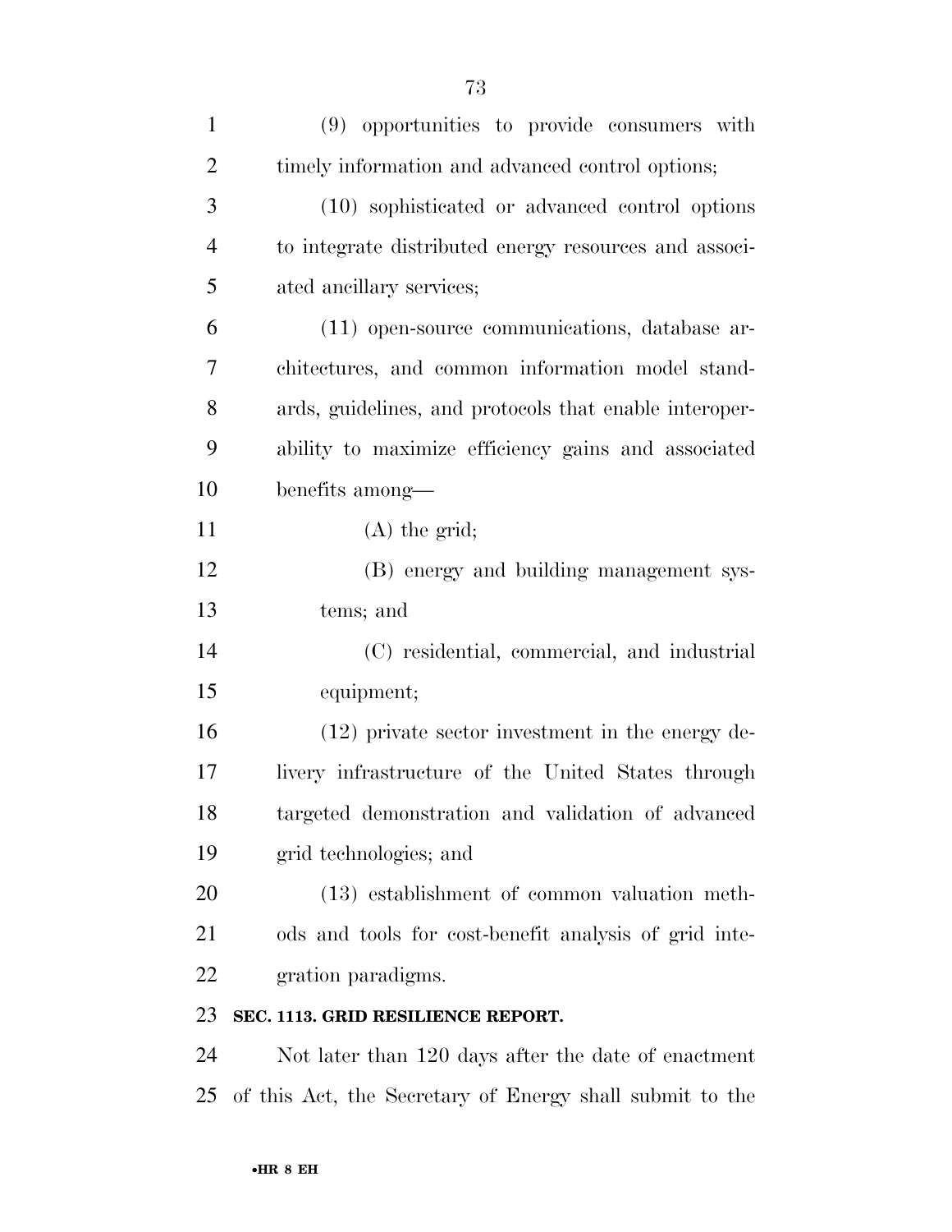(9) opportunities to provide consumers with timely information and advanced control options;

(10) sophisticated or advanced control options to integrate distributed energy resources and associated ancillary services;

(11) open-source communications, database architectures, and common information model standards, guidelines, and protocols that enable interoperability to maximize efficiency gains and associated benefits among—

(A) the grid;

(B) energy and building management systems; and

(C) residential, commercial, and industrial equipment;

(12) private sector investment in the energy delivery infrastructure of the United States through targeted demonstration and validation of advanced grid technologies; and

(13) establishment of common valuation methods and tools for cost-benefit analysis of grid integration paradigms.

**SEC. 1113. GRID RESILIENCE REPORT.**

Not later than 120 days after the date of enactment of this Act, the Secretary of Energy shall submit to the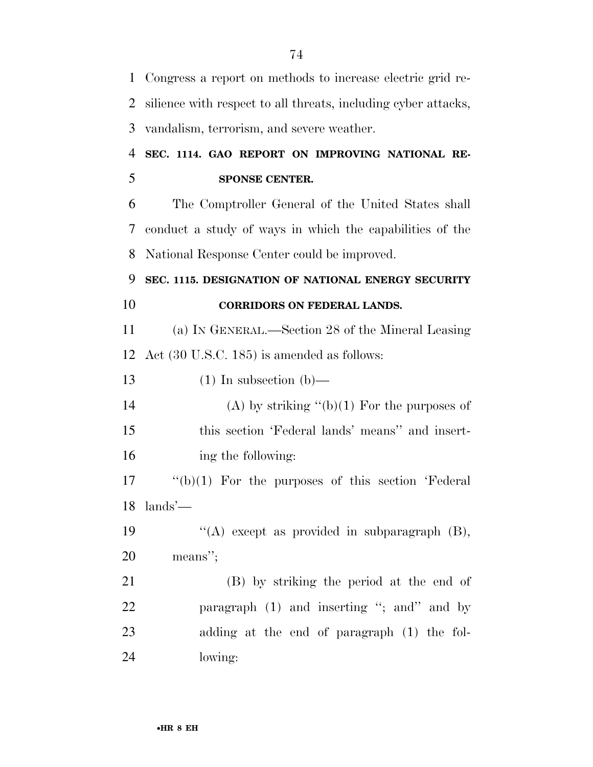Congress a report on methods to increase electric grid resilience with respect to all threats, including cyber attacks, vandalism, terrorism, and severe weather.

**SEC. 1114. GAO REPORT ON IMPROVING NATIONAL RESPONSE CENTER.**

The Comptroller General of the United States shall conduct a study of ways in which the capabilities of the National Response Center could be improved.

**SEC. 1115. DESIGNATION OF NATIONAL ENERGY SECURITY CORRIDORS ON FEDERAL LANDS.**

(a) IN GENERAL.—Section 28 of the Mineral Leasing Act (30 U.S.C. 185) is amended as follows:

(1) In subsection (b)—

(A) by striking ''(b)(1) For the purposes of this section 'Federal lands' means'' and inserting the following:

''(b)(1) For the purposes of this section 'Federal lands'—

''(A) except as provided in subparagraph (B), means'';

(B) by striking the period at the end of paragraph (1) and inserting ''; and'' and by adding at the end of paragraph (1) the following: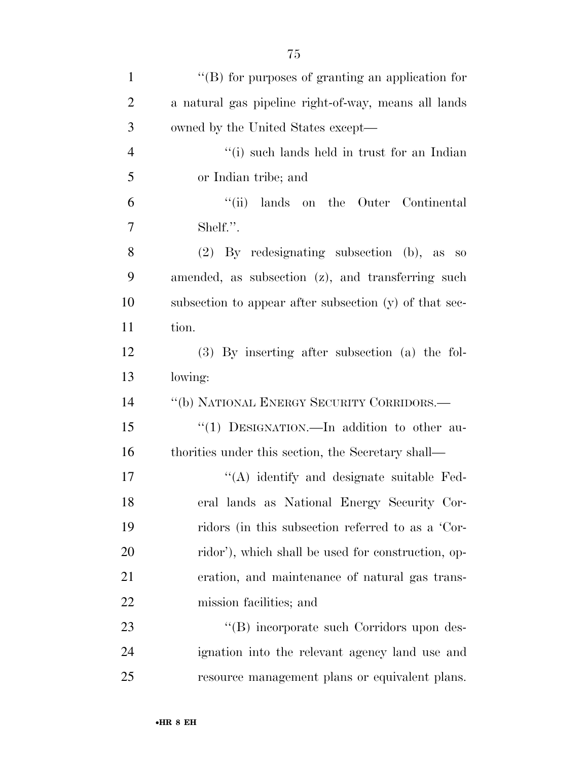''(B) for purposes of granting an application for a natural gas pipeline right-of-way, means all lands owned by the United States except—

''(i) such lands held in trust for an Indian or Indian tribe; and

''(ii) lands on the Outer Continental Shelf.''.

(2) By redesignating subsection (b), as so amended, as subsection (z), and transferring such subsection to appear after subsection (y) of that section.

(3) By inserting after subsection (a) the following:

''(b) NATIONAL ENERGY SECURITY CORRIDORS.—

''(1) DESIGNATION.—In addition to other authorities under this section, the Secretary shall—

''(A) identify and designate suitable Federal lands as National Energy Security Corridors (in this subsection referred to as a 'Corridor'), which shall be used for construction, operation, and maintenance of natural gas transmission facilities; and

''(B) incorporate such Corridors upon designation into the relevant agency land use and resource management plans or equivalent plans.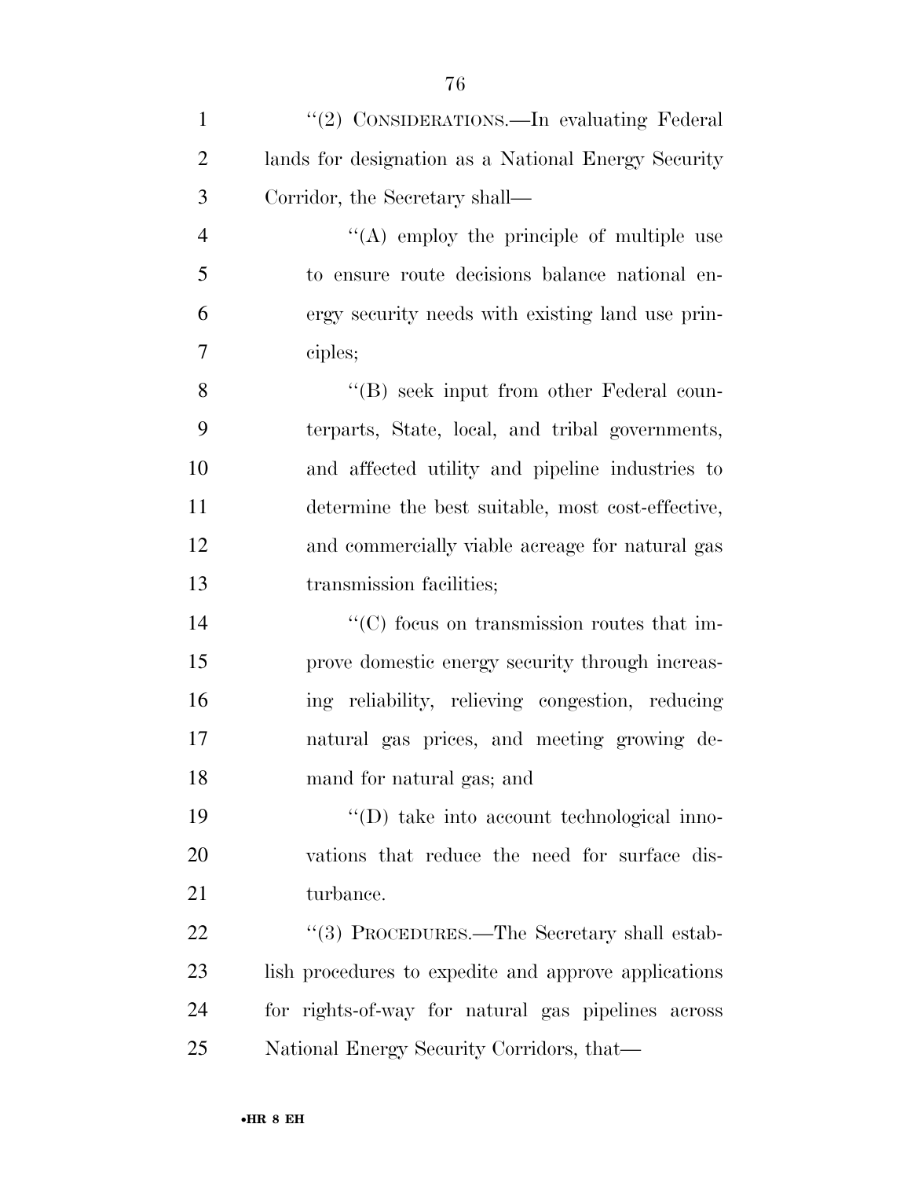''(2) CONSIDERATIONS.—In evaluating Federal lands for designation as a National Energy Security Corridor, the Secretary shall—

''(A) employ the principle of multiple use to ensure route decisions balance national energy security needs with existing land use principles;

''(B) seek input from other Federal counterparts, State, local, and tribal governments, and affected utility and pipeline industries to determine the best suitable, most cost-effective, and commercially viable acreage for natural gas transmission facilities;

''(C) focus on transmission routes that improve domestic energy security through increasing reliability, relieving congestion, reducing natural gas prices, and meeting growing demand for natural gas; and

''(D) take into account technological innovations that reduce the need for surface disturbance.

''(3) PROCEDURES.—The Secretary shall establish procedures to expedite and approve applications for rights-of-way for natural gas pipelines across National Energy Security Corridors, that—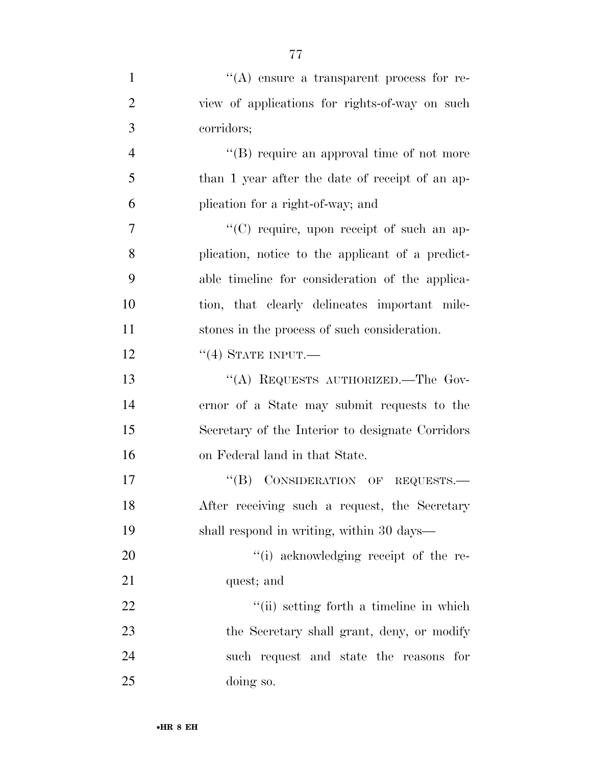''(A) ensure a transparent process for review of applications for rights-of-way on such corridors;

''(B) require an approval time of not more than 1 year after the date of receipt of an application for a right-of-way; and

''(C) require, upon receipt of such an application, notice to the applicant of a predictable timeline for consideration of the application, that clearly delineates important milestones in the process of such consideration.

''(4) STATE INPUT.—

''(A) REQUESTS AUTHORIZED.—The Governor of a State may submit requests to the Secretary of the Interior to designate Corridors on Federal land in that State.

''(B) CONSIDERATION OF REQUESTS.—After receiving such a request, the Secretary shall respond in writing, within 30 days—

''(i) acknowledging receipt of the request; and

''(ii) setting forth a timeline in which the Secretary shall grant, deny, or modify such request and state the reasons for doing so.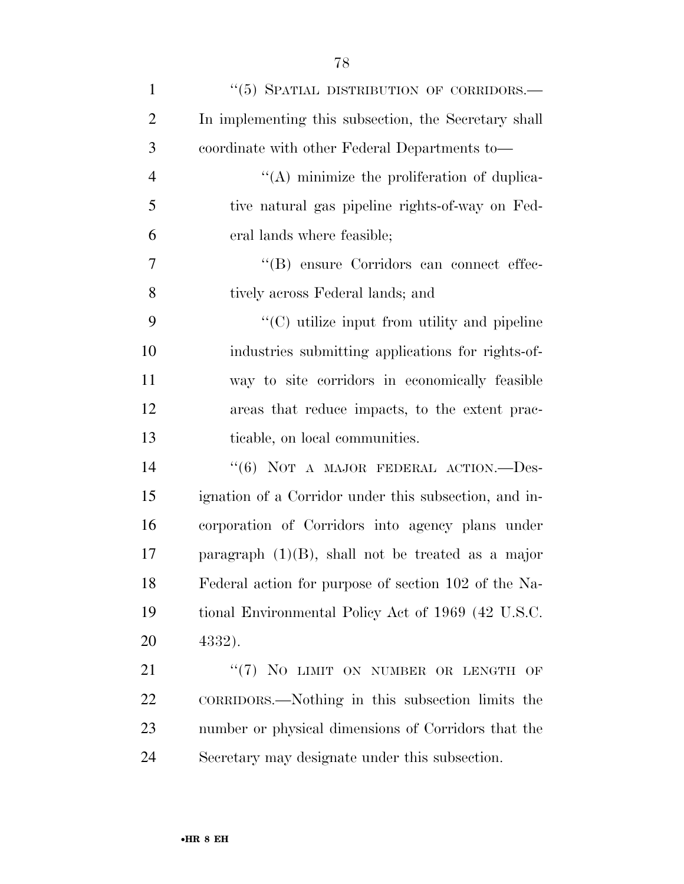''(5) SPATIAL DISTRIBUTION OF CORRIDORS.—In implementing this subsection, the Secretary shall coordinate with other Federal Departments to—

''(A) minimize the proliferation of duplicative natural gas pipeline rights-of-way on Federal lands where feasible;

''(B) ensure Corridors can connect effectively across Federal lands; and

''(C) utilize input from utility and pipeline industries submitting applications for rights-of-way to site corridors in economically feasible areas that reduce impacts, to the extent practicable, on local communities.

''(6) NOT A MAJOR FEDERAL ACTION.—Designation of a Corridor under this subsection, and incorporation of Corridors into agency plans under paragraph (1)(B), shall not be treated as a major Federal action for purpose of section 102 of the National Environmental Policy Act of 1969 (42 U.S.C. 4332).

''(7) NO LIMIT ON NUMBER OR LENGTH OF CORRIDORS.—Nothing in this subsection limits the number or physical dimensions of Corridors that the Secretary may designate under this subsection.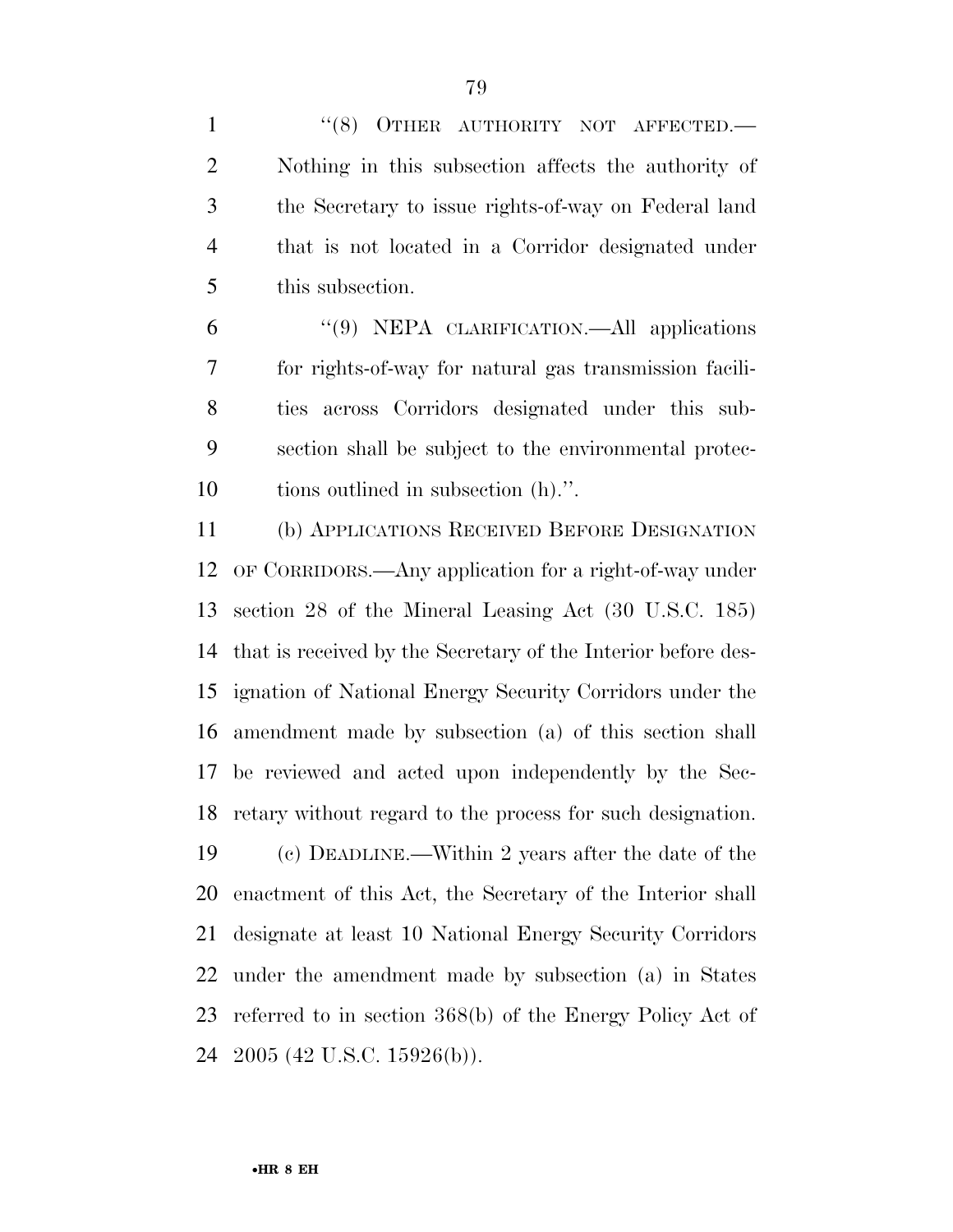"(8) OTHER AUTHORITY NOT AFFECTED.—Nothing in this subsection affects the authority of the Secretary to issue rights-of-way on Federal land that is not located in a Corridor designated under this subsection.

"(9) NEPA CLARIFICATION.—All applications for rights-of-way for natural gas transmission facilities across Corridors designated under this subsection shall be subject to the environmental protections outlined in subsection (h).".

(b) APPLICATIONS RECEIVED BEFORE DESIGNATION OF CORRIDORS.—Any application for a right-of-way under section 28 of the Mineral Leasing Act (30 U.S.C. 185) that is received by the Secretary of the Interior before designation of National Energy Security Corridors under the amendment made by subsection (a) of this section shall be reviewed and acted upon independently by the Secretary without regard to the process for such designation.

(c) DEADLINE.—Within 2 years after the date of the enactment of this Act, the Secretary of the Interior shall designate at least 10 National Energy Security Corridors under the amendment made by subsection (a) in States referred to in section 368(b) of the Energy Policy Act of 2005 (42 U.S.C. 15926(b)).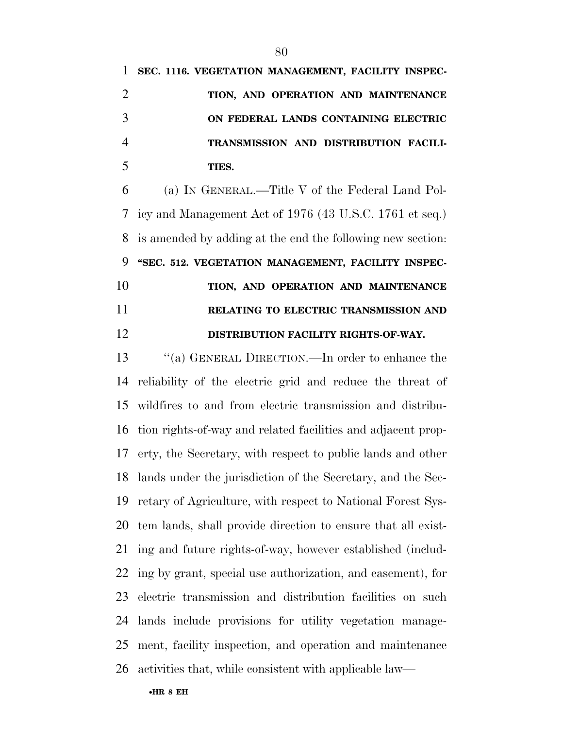**SEC. 1116. VEGETATION MANAGEMENT, FACILITY INSPECTION, AND OPERATION AND MAINTENANCE ON FEDERAL LANDS CONTAINING ELECTRIC TRANSMISSION AND DISTRIBUTION FACILITIES.**

(a) IN GENERAL.—Title V of the Federal Land Policy and Management Act of 1976 (43 U.S.C. 1761 et seq.) is amended by adding at the end the following new section:

**"SEC. 512. VEGETATION MANAGEMENT, FACILITY INSPECTION, AND OPERATION AND MAINTENANCE RELATING TO ELECTRIC TRANSMISSION AND DISTRIBUTION FACILITY RIGHTS-OF-WAY.**

"(a) GENERAL DIRECTION.—In order to enhance the reliability of the electric grid and reduce the threat of wildfires to and from electric transmission and distribution rights-of-way and related facilities and adjacent property, the Secretary, with respect to public lands and other lands under the jurisdiction of the Secretary, and the Secretary of Agriculture, with respect to National Forest System lands, shall provide direction to ensure that all existing and future rights-of-way, however established (including by grant, special use authorization, and easement), for electric transmission and distribution facilities on such lands include provisions for utility vegetation management, facility inspection, and operation and maintenance activities that, while consistent with applicable law—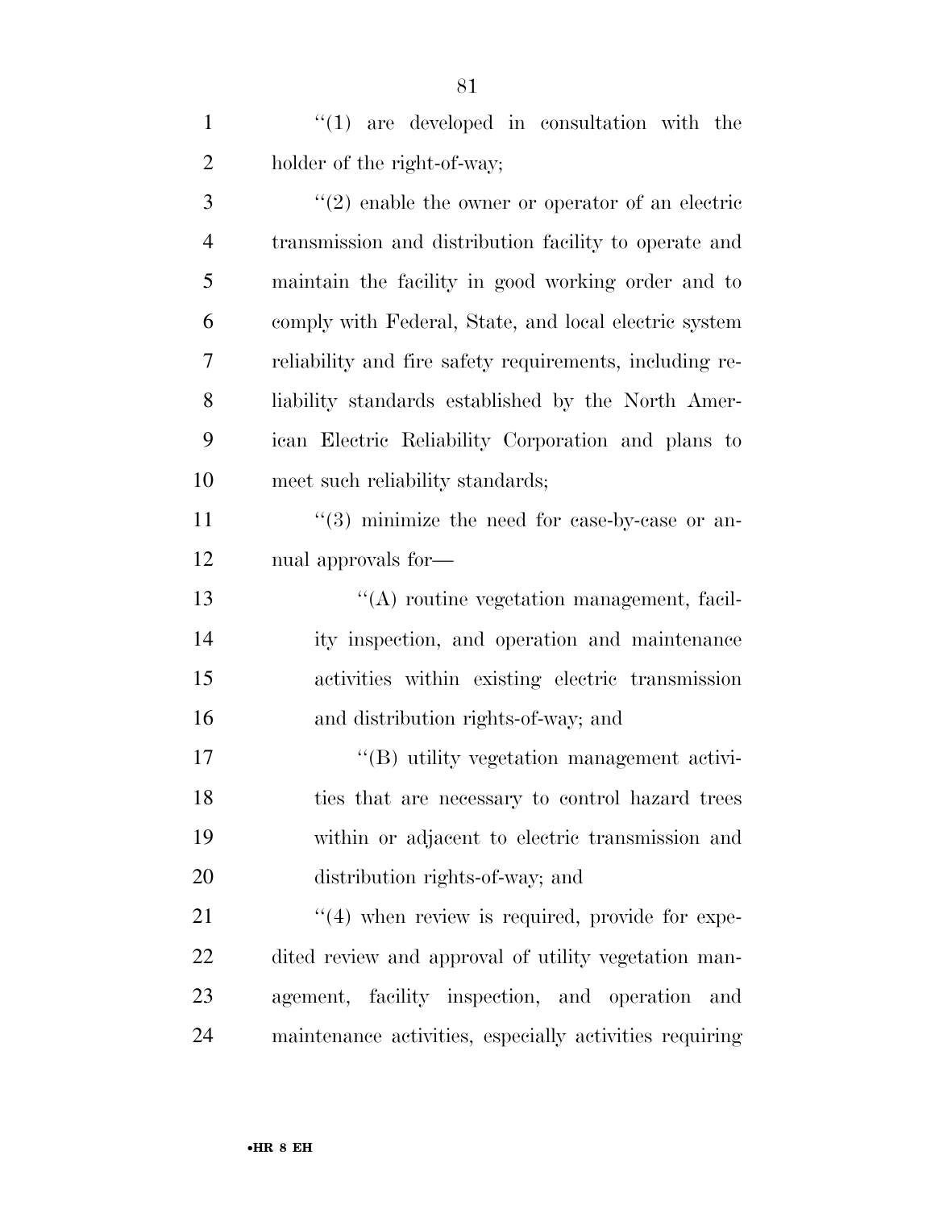''(1) are developed in consultation with the holder of the right-of-way;

''(2) enable the owner or operator of an electric transmission and distribution facility to operate and maintain the facility in good working order and to comply with Federal, State, and local electric system reliability and fire safety requirements, including reliability standards established by the North American Electric Reliability Corporation and plans to meet such reliability standards;

''(3) minimize the need for case-by-case or annual approvals for—

''(A) routine vegetation management, facility inspection, and operation and maintenance activities within existing electric transmission and distribution rights-of-way; and

''(B) utility vegetation management activities that are necessary to control hazard trees within or adjacent to electric transmission and distribution rights-of-way; and

''(4) when review is required, provide for expedited review and approval of utility vegetation management, facility inspection, and operation and maintenance activities, especially activities requiring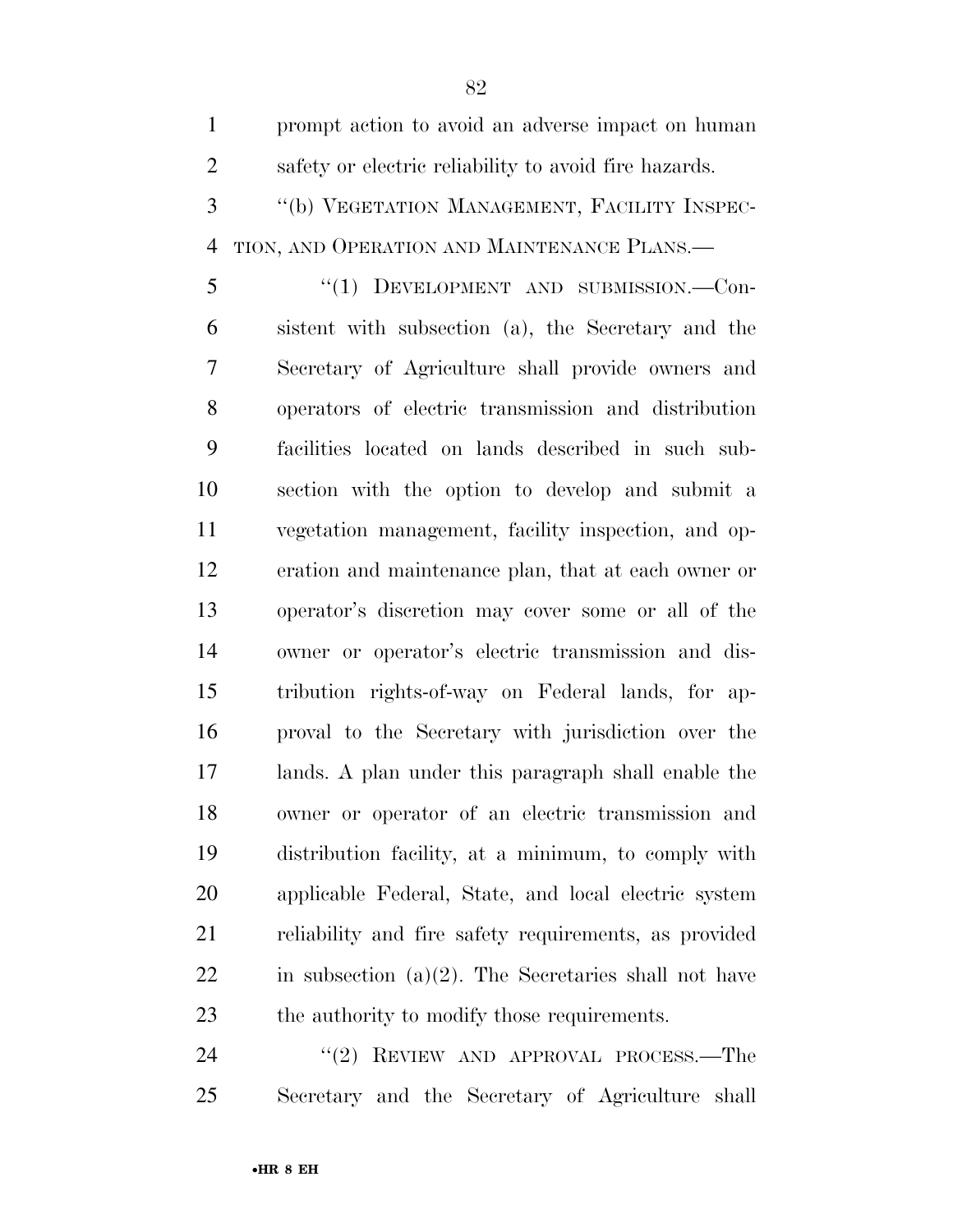prompt action to avoid an adverse impact on human safety or electric reliability to avoid fire hazards.

"(b) VEGETATION MANAGEMENT, FACILITY INSPECTION, AND OPERATION AND MAINTENANCE PLANS.—

"(1) DEVELOPMENT AND SUBMISSION.—Consistent with subsection (a), the Secretary and the Secretary of Agriculture shall provide owners and operators of electric transmission and distribution facilities located on lands described in such subsection with the option to develop and submit a vegetation management, facility inspection, and operation and maintenance plan, that at each owner or operator's discretion may cover some or all of the owner or operator's electric transmission and distribution rights-of-way on Federal lands, for approval to the Secretary with jurisdiction over the lands. A plan under this paragraph shall enable the owner or operator of an electric transmission and distribution facility, at a minimum, to comply with applicable Federal, State, and local electric system reliability and fire safety requirements, as provided in subsection (a)(2). The Secretaries shall not have the authority to modify those requirements.

"(2) REVIEW AND APPROVAL PROCESS.—The Secretary and the Secretary of Agriculture shall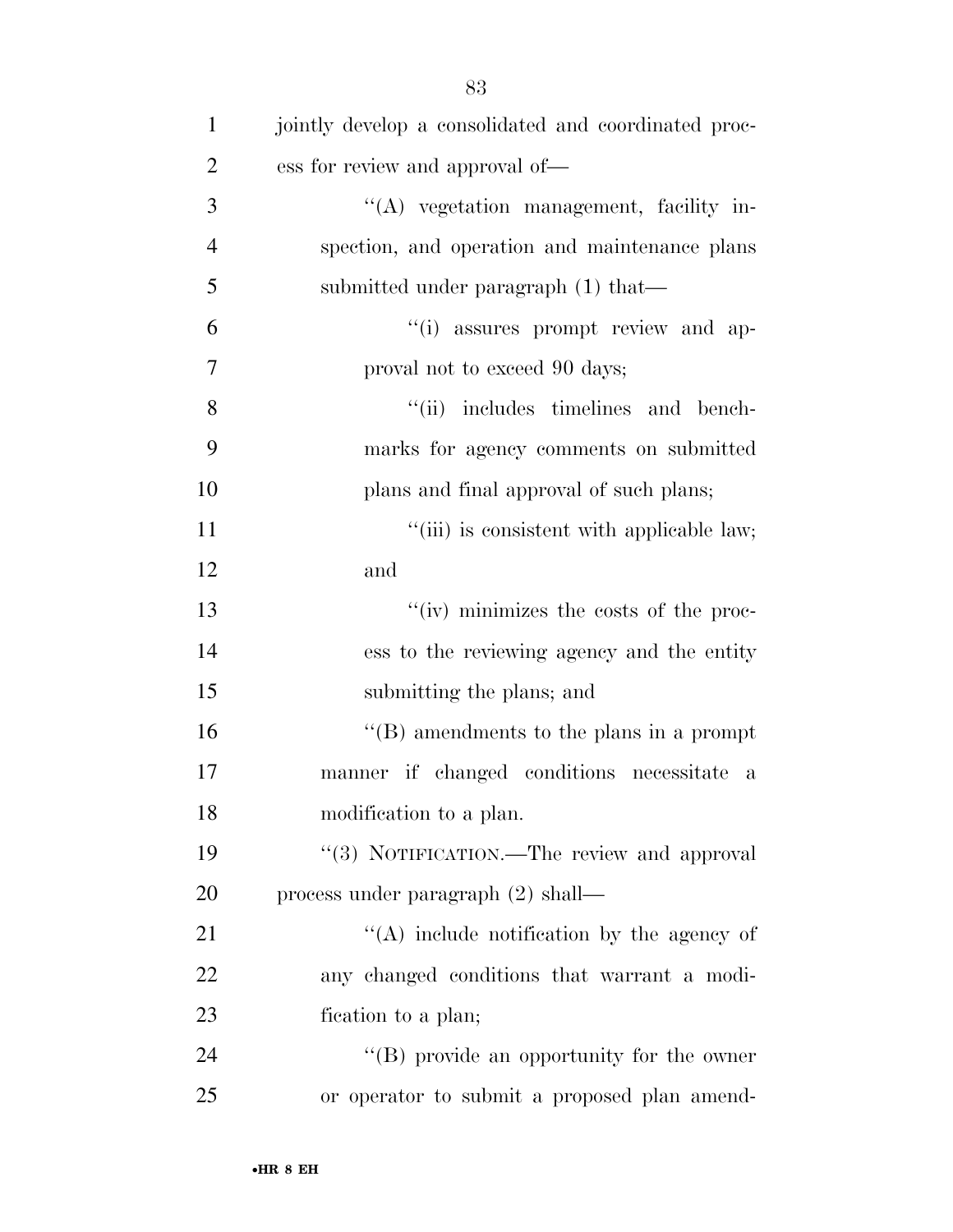jointly develop a consolidated and coordinated process for review and approval of—

"(A) vegetation management, facility inspection, and operation and maintenance plans submitted under paragraph (1) that—

"(i) assures prompt review and approval not to exceed 90 days;

"(ii) includes timelines and benchmarks for agency comments on submitted plans and final approval of such plans;

"(iii) is consistent with applicable law; and

"(iv) minimizes the costs of the process to the reviewing agency and the entity submitting the plans; and

"(B) amendments to the plans in a prompt manner if changed conditions necessitate a modification to a plan.

"(3) NOTIFICATION.—The review and approval process under paragraph (2) shall—

"(A) include notification by the agency of any changed conditions that warrant a modification to a plan;

"(B) provide an opportunity for the owner or operator to submit a proposed plan amend-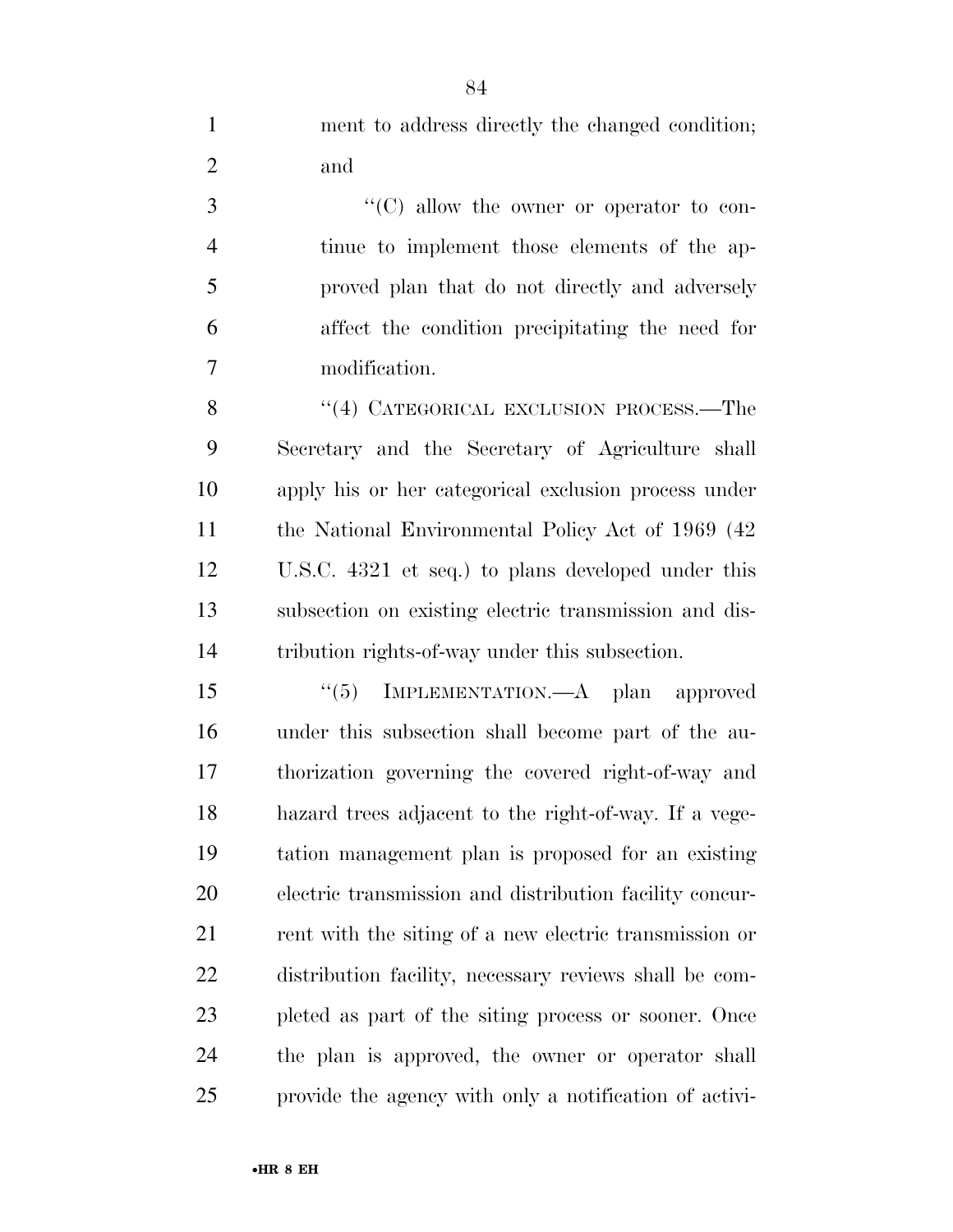ment to address directly the changed condition; and

"(C) allow the owner or operator to continue to implement those elements of the approved plan that do not directly and adversely affect the condition precipitating the need for modification.

"(4) CATEGORICAL EXCLUSION PROCESS.—The Secretary and the Secretary of Agriculture shall apply his or her categorical exclusion process under the National Environmental Policy Act of 1969 (42 U.S.C. 4321 et seq.) to plans developed under this subsection on existing electric transmission and distribution rights-of-way under this subsection.

"(5) IMPLEMENTATION.—A plan approved under this subsection shall become part of the authorization governing the covered right-of-way and hazard trees adjacent to the right-of-way. If a vegetation management plan is proposed for an existing electric transmission and distribution facility concurrent with the siting of a new electric transmission or distribution facility, necessary reviews shall be completed as part of the siting process or sooner. Once the plan is approved, the owner or operator shall provide the agency with only a notification of activi-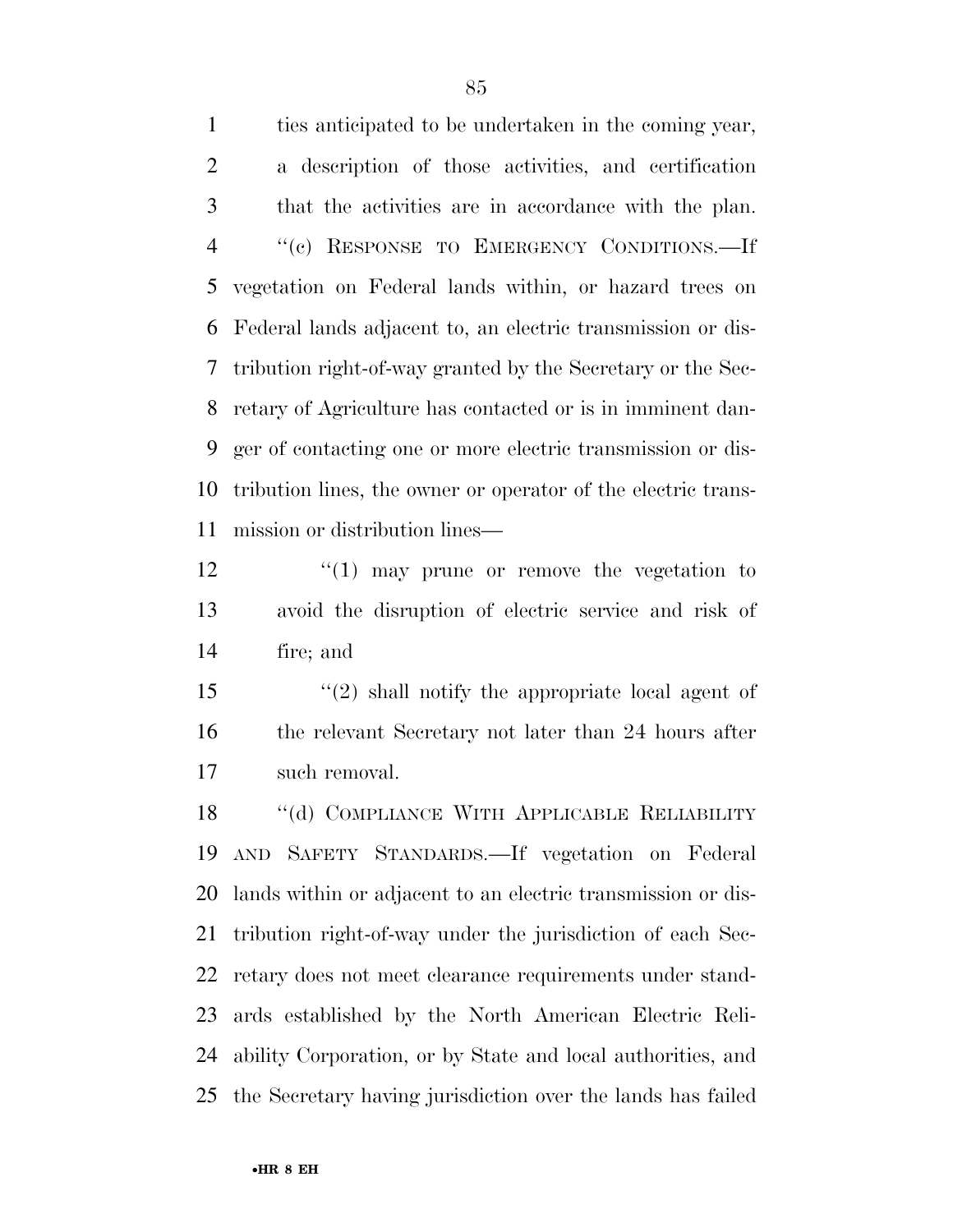ties anticipated to be undertaken in the coming year, a description of those activities, and certification that the activities are in accordance with the plan.

"(c) RESPONSE TO EMERGENCY CONDITIONS.—If vegetation on Federal lands within, or hazard trees on Federal lands adjacent to, an electric transmission or distribution right-of-way granted by the Secretary or the Secretary of Agriculture has contacted or is in imminent danger of contacting one or more electric transmission or distribution lines, the owner or operator of the electric transmission or distribution lines—

"(1) may prune or remove the vegetation to avoid the disruption of electric service and risk of fire; and

"(2) shall notify the appropriate local agent of the relevant Secretary not later than 24 hours after such removal.

"(d) COMPLIANCE WITH APPLICABLE RELIABILITY AND SAFETY STANDARDS.—If vegetation on Federal lands within or adjacent to an electric transmission or distribution right-of-way under the jurisdiction of each Secretary does not meet clearance requirements under standards established by the North American Electric Reliability Corporation, or by State and local authorities, and the Secretary having jurisdiction over the lands has failed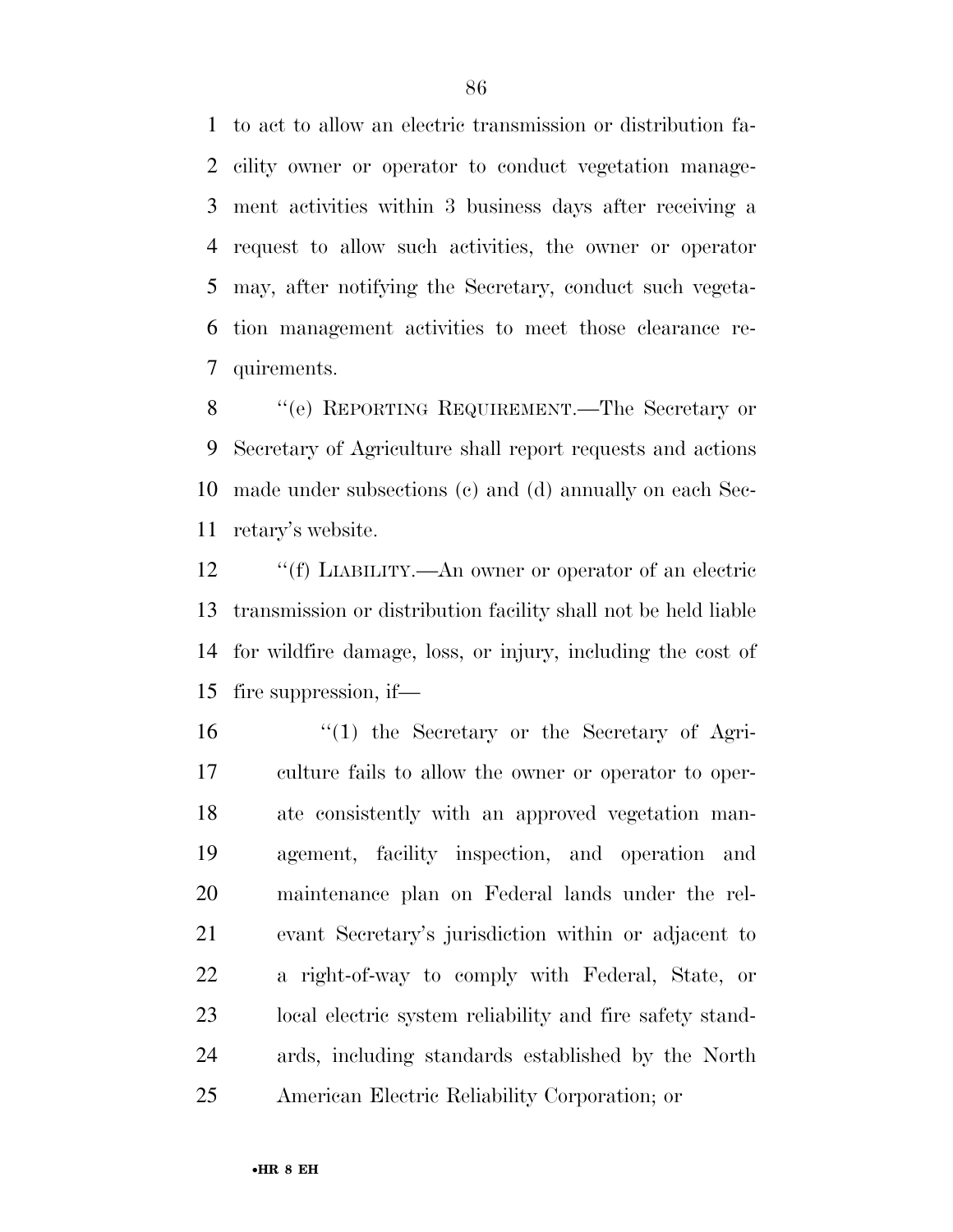to act to allow an electric transmission or distribution facility owner or operator to conduct vegetation management activities within 3 business days after receiving a request to allow such activities, the owner or operator may, after notifying the Secretary, conduct such vegetation management activities to meet those clearance requirements.

''(e) REPORTING REQUIREMENT.—The Secretary or Secretary of Agriculture shall report requests and actions made under subsections (c) and (d) annually on each Secretary's website.

''(f) LIABILITY.—An owner or operator of an electric transmission or distribution facility shall not be held liable for wildfire damage, loss, or injury, including the cost of fire suppression, if—

''(1) the Secretary or the Secretary of Agriculture fails to allow the owner or operator to operate consistently with an approved vegetation management, facility inspection, and operation and maintenance plan on Federal lands under the relevant Secretary's jurisdiction within or adjacent to a right-of-way to comply with Federal, State, or local electric system reliability and fire safety standards, including standards established by the North American Electric Reliability Corporation; or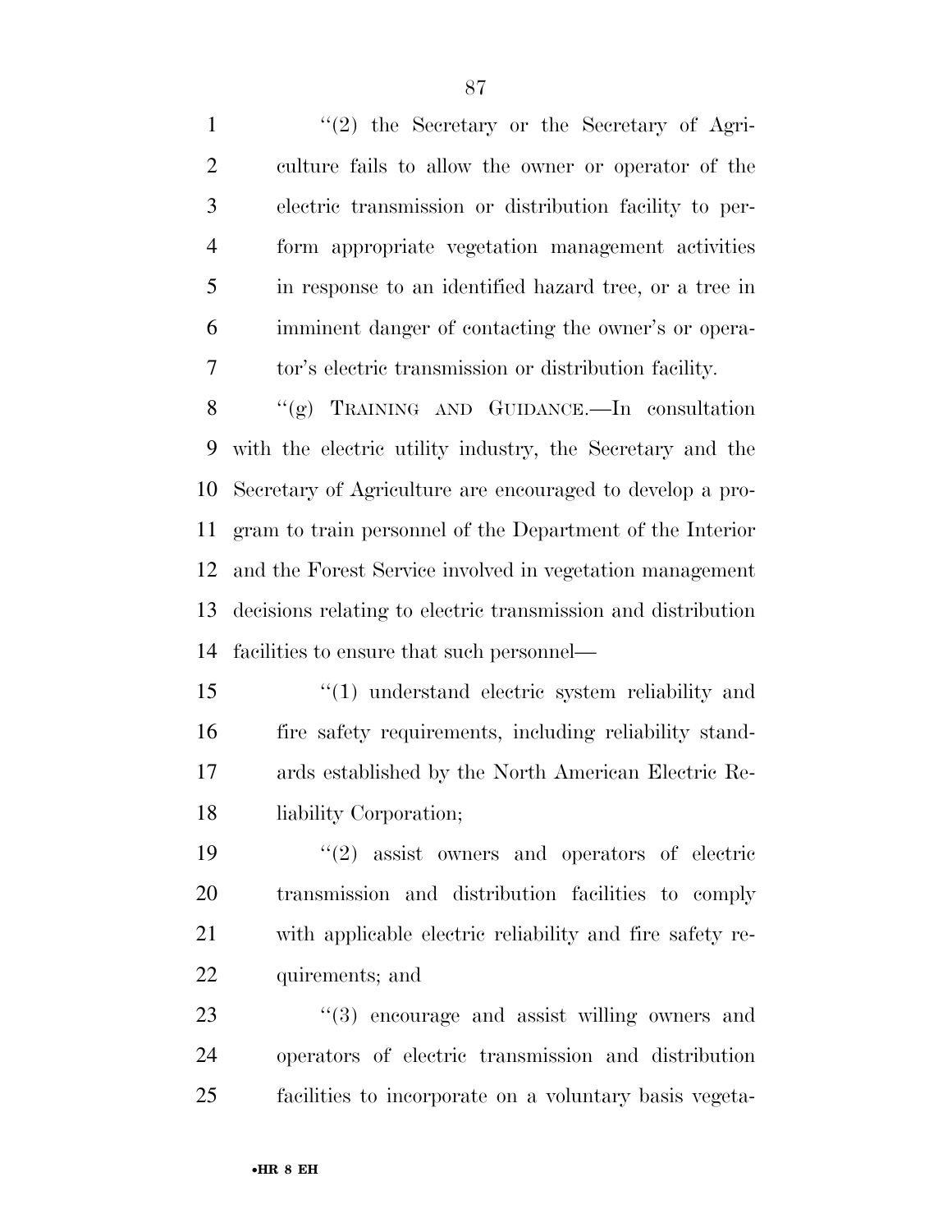"(2) the Secretary or the Secretary of Agriculture fails to allow the owner or operator of the electric transmission or distribution facility to perform appropriate vegetation management activities in response to an identified hazard tree, or a tree in imminent danger of contacting the owner's or operator's electric transmission or distribution facility.

"(g) TRAINING AND GUIDANCE.—In consultation with the electric utility industry, the Secretary and the Secretary of Agriculture are encouraged to develop a program to train personnel of the Department of the Interior and the Forest Service involved in vegetation management decisions relating to electric transmission and distribution facilities to ensure that such personnel—

"(1) understand electric system reliability and fire safety requirements, including reliability standards established by the North American Electric Reliability Corporation;

"(2) assist owners and operators of electric transmission and distribution facilities to comply with applicable electric reliability and fire safety requirements; and

"(3) encourage and assist willing owners and operators of electric transmission and distribution facilities to incorporate on a voluntary basis vegeta-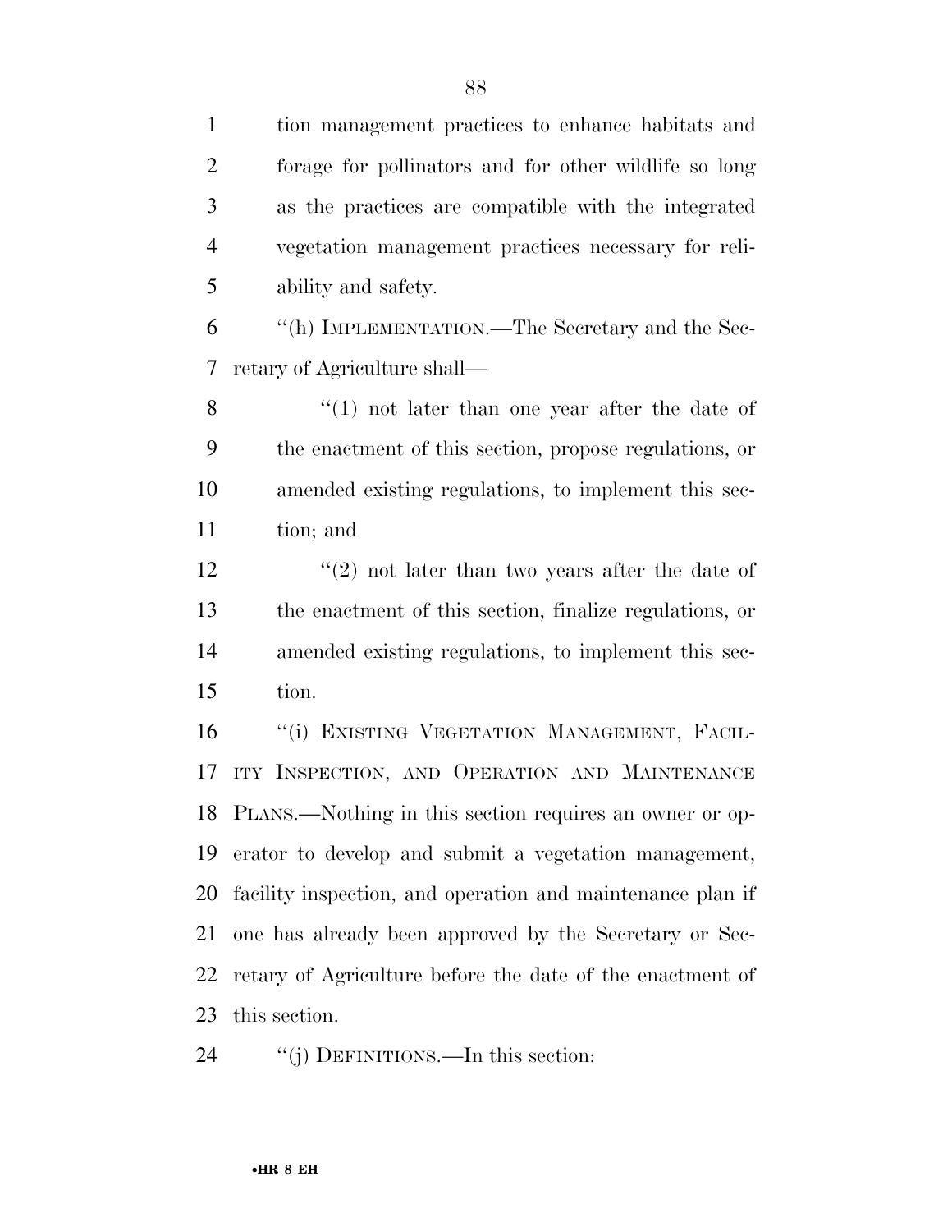tion management practices to enhance habitats and forage for pollinators and for other wildlife so long as the practices are compatible with the integrated vegetation management practices necessary for reliability and safety.

''(h) IMPLEMENTATION.—The Secretary and the Secretary of Agriculture shall—

''(1) not later than one year after the date of the enactment of this section, propose regulations, or amended existing regulations, to implement this section; and

''(2) not later than two years after the date of the enactment of this section, finalize regulations, or amended existing regulations, to implement this section.

''(i) EXISTING VEGETATION MANAGEMENT, FACILITY INSPECTION, AND OPERATION AND MAINTENANCE PLANS.—Nothing in this section requires an owner or operator to develop and submit a vegetation management, facility inspection, and operation and maintenance plan if one has already been approved by the Secretary or Secretary of Agriculture before the date of the enactment of this section.

''(j) DEFINITIONS.—In this section: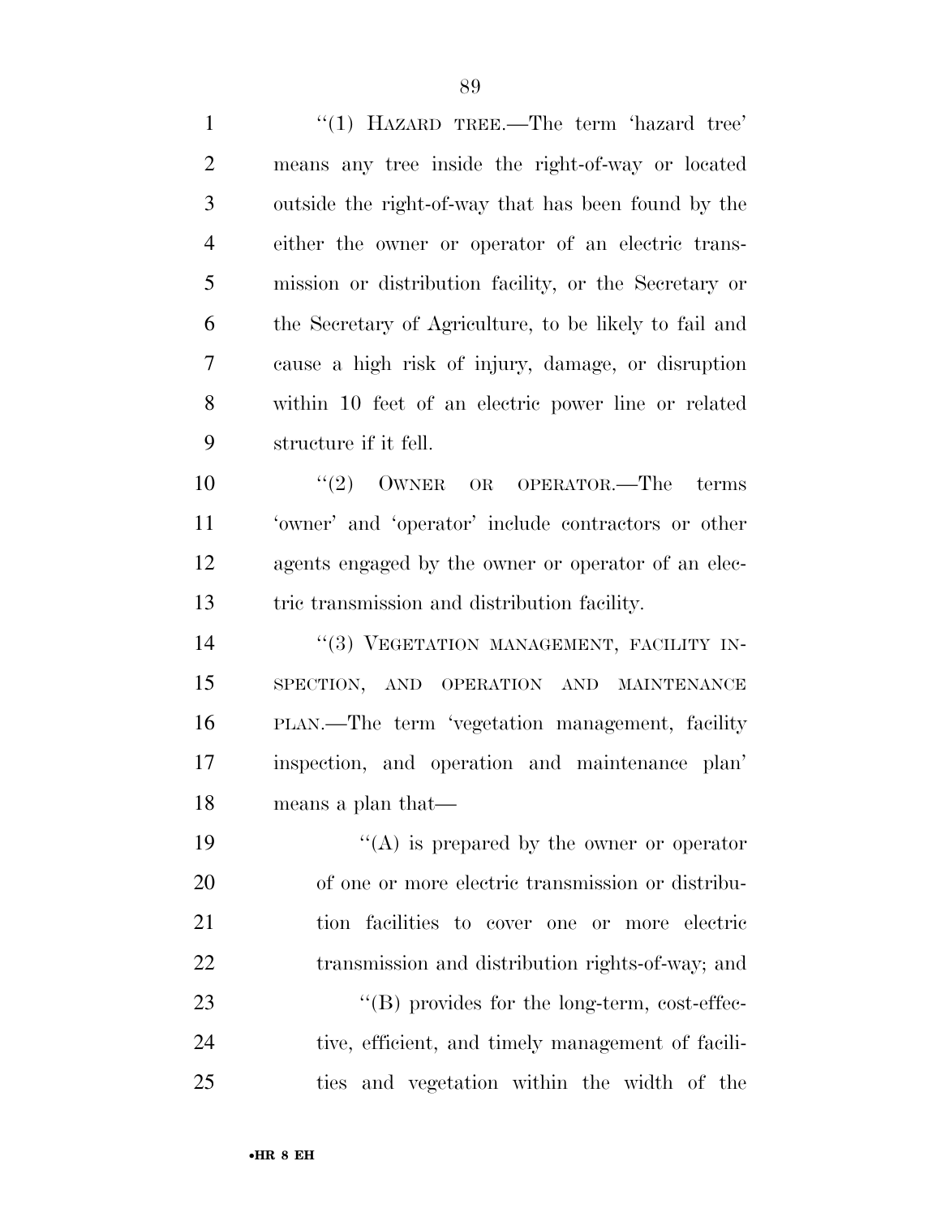"(1) HAZARD TREE.—The term 'hazard tree' means any tree inside the right-of-way or located outside the right-of-way that has been found by the either the owner or operator of an electric transmission or distribution facility, or the Secretary or the Secretary of Agriculture, to be likely to fail and cause a high risk of injury, damage, or disruption within 10 feet of an electric power line or related structure if it fell.

"(2) OWNER OR OPERATOR.—The terms 'owner' and 'operator' include contractors or other agents engaged by the owner or operator of an electric transmission and distribution facility.

"(3) VEGETATION MANAGEMENT, FACILITY INSPECTION, AND OPERATION AND MAINTENANCE PLAN.—The term 'vegetation management, facility inspection, and operation and maintenance plan' means a plan that—

"(A) is prepared by the owner or operator of one or more electric transmission or distribution facilities to cover one or more electric transmission and distribution rights-of-way; and

"(B) provides for the long-term, cost-effective, efficient, and timely management of facilities and vegetation within the width of the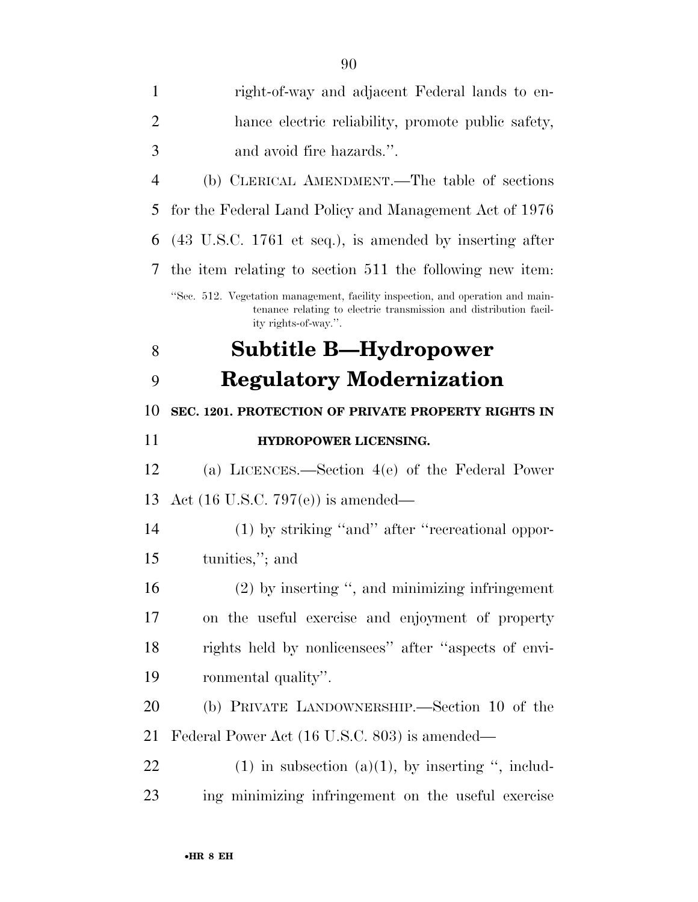right-of-way and adjacent Federal lands to enhance electric reliability, promote public safety, and avoid fire hazards.''.

(b) CLERICAL AMENDMENT.—The table of sections for the Federal Land Policy and Management Act of 1976 (43 U.S.C. 1761 et seq.), is amended by inserting after the item relating to section 511 the following new item:

''Sec. 512. Vegetation management, facility inspection, and operation and maintenance relating to electric transmission and distribution facility rights-of-way.''.

# Subtitle B—Hydropower Regulatory Modernization

**SEC. 1201. PROTECTION OF PRIVATE PROPERTY RIGHTS IN HYDROPOWER LICENSING.**

(a) LICENCES.—Section 4(e) of the Federal Power Act (16 U.S.C. 797(e)) is amended—

(1) by striking ''and'' after ''recreational opportunities,''; and

(2) by inserting '', and minimizing infringement on the useful exercise and enjoyment of property rights held by nonlicensees'' after ''aspects of environmental quality''.

(b) PRIVATE LANDOWNERSHIP.—Section 10 of the Federal Power Act (16 U.S.C. 803) is amended—

(1) in subsection (a)(1), by inserting '', including minimizing infringement on the useful exercise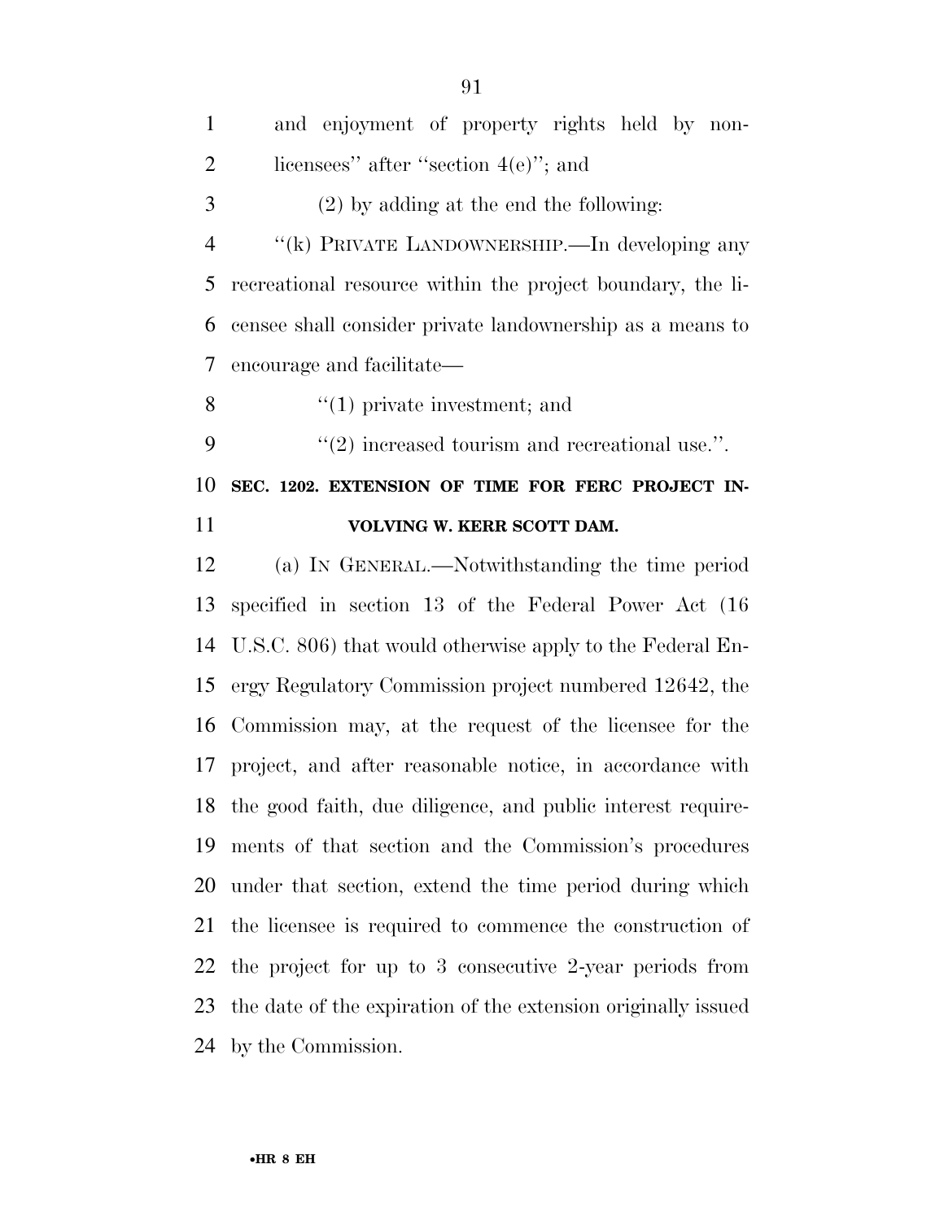and enjoyment of property rights held by non-licensees'' after ''section 4(e)''; and

(2) by adding at the end the following:

''(k) PRIVATE LANDOWNERSHIP.—In developing any recreational resource within the project boundary, the licensee shall consider private landownership as a means to encourage and facilitate—

''(1) private investment; and

''(2) increased tourism and recreational use.''.

**SEC. 1202. EXTENSION OF TIME FOR FERC PROJECT INVOLVING W. KERR SCOTT DAM.**

(a) IN GENERAL.—Notwithstanding the time period specified in section 13 of the Federal Power Act (16 U.S.C. 806) that would otherwise apply to the Federal Energy Regulatory Commission project numbered 12642, the Commission may, at the request of the licensee for the project, and after reasonable notice, in accordance with the good faith, due diligence, and public interest requirements of that section and the Commission's procedures under that section, extend the time period during which the licensee is required to commence the construction of the project for up to 3 consecutive 2-year periods from the date of the expiration of the extension originally issued by the Commission.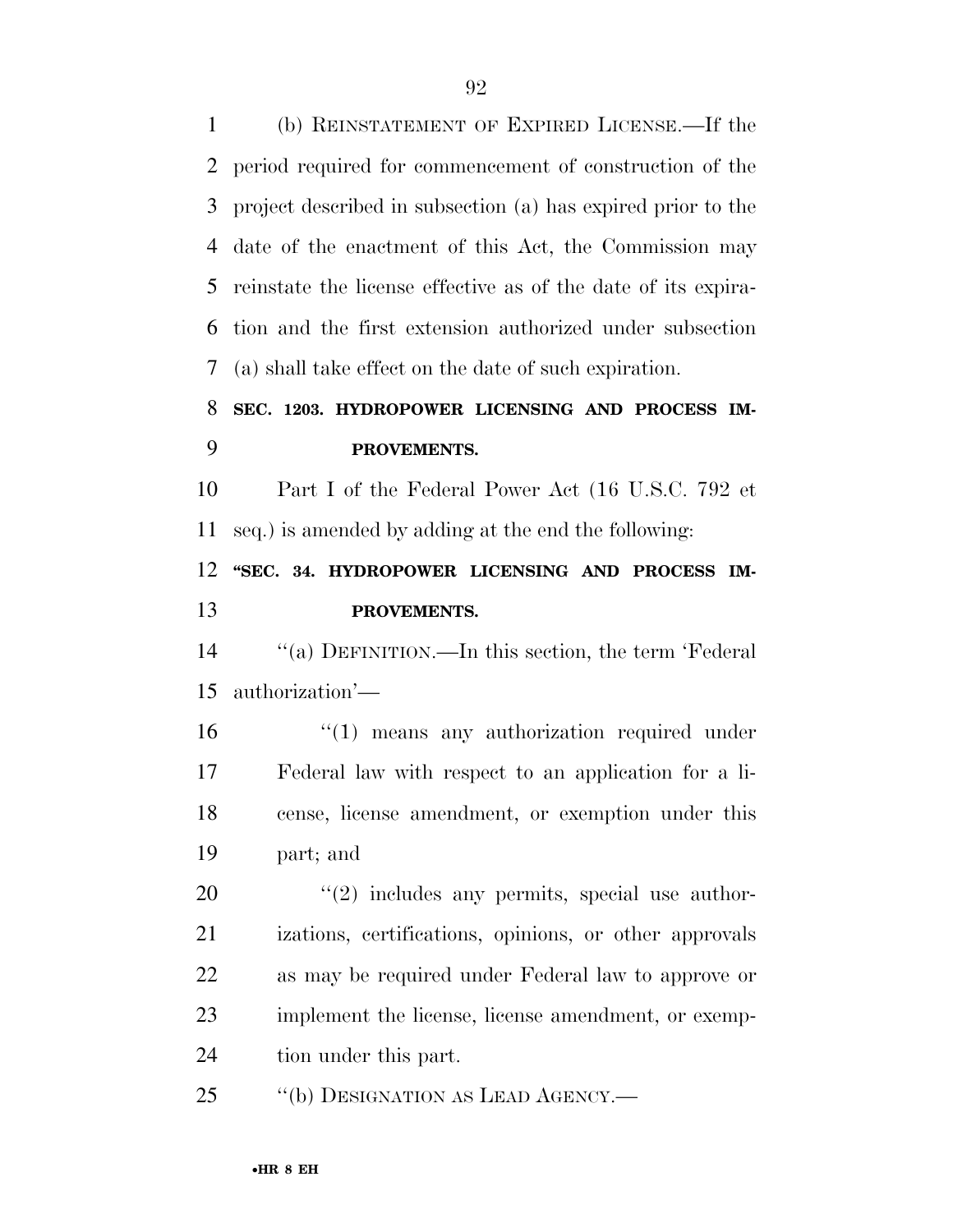(b) REINSTATEMENT OF EXPIRED LICENSE.—If the period required for commencement of construction of the project described in subsection (a) has expired prior to the date of the enactment of this Act, the Commission may reinstate the license effective as of the date of its expiration and the first extension authorized under subsection (a) shall take effect on the date of such expiration.

### SEC. 1203. HYDROPOWER LICENSING AND PROCESS IMPROVEMENTS.

Part I of the Federal Power Act (16 U.S.C. 792 et seq.) is amended by adding at the end the following:

### "SEC. 34. HYDROPOWER LICENSING AND PROCESS IMPROVEMENTS.

"(a) DEFINITION.—In this section, the term 'Federal authorization'—

"(1) means any authorization required under Federal law with respect to an application for a license, license amendment, or exemption under this part; and

"(2) includes any permits, special use authorizations, certifications, opinions, or other approvals as may be required under Federal law to approve or implement the license, license amendment, or exemption under this part.

"(b) DESIGNATION AS LEAD AGENCY.—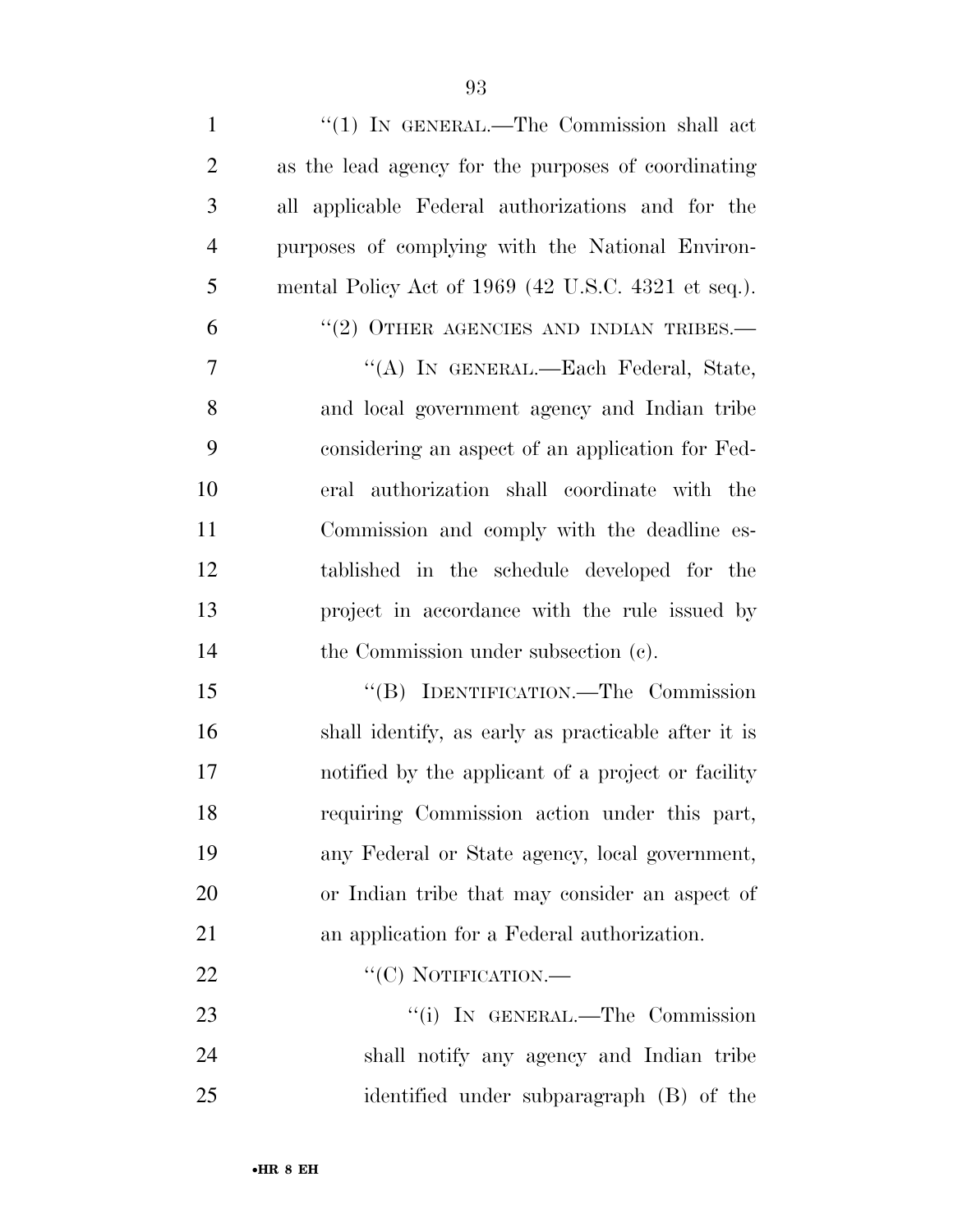''(1) IN GENERAL.—The Commission shall act as the lead agency for the purposes of coordinating all applicable Federal authorizations and for the purposes of complying with the National Environmental Policy Act of 1969 (42 U.S.C. 4321 et seq.).

''(2) OTHER AGENCIES AND INDIAN TRIBES.—

''(A) IN GENERAL.—Each Federal, State, and local government agency and Indian tribe considering an aspect of an application for Federal authorization shall coordinate with the Commission and comply with the deadline established in the schedule developed for the project in accordance with the rule issued by the Commission under subsection (c).

''(B) IDENTIFICATION.—The Commission shall identify, as early as practicable after it is notified by the applicant of a project or facility requiring Commission action under this part, any Federal or State agency, local government, or Indian tribe that may consider an aspect of an application for a Federal authorization.

''(C) NOTIFICATION.—

''(i) IN GENERAL.—The Commission shall notify any agency and Indian tribe identified under subparagraph (B) of the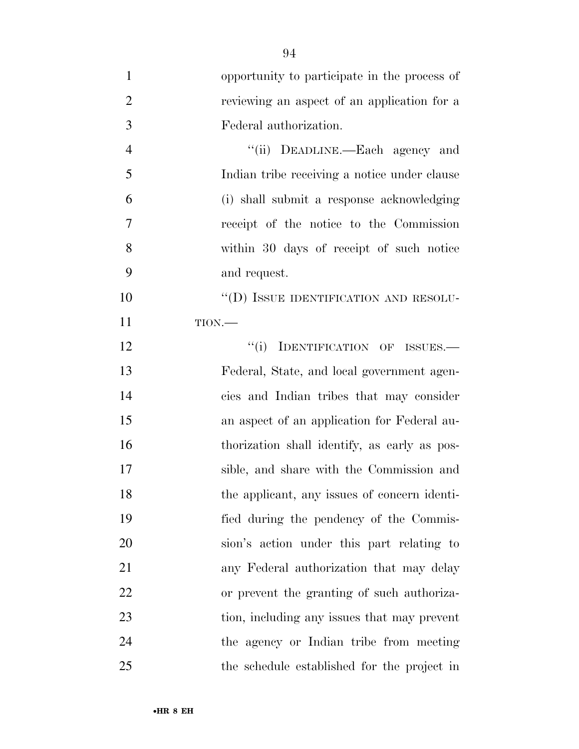opportunity to participate in the process of reviewing an aspect of an application for a Federal authorization.

"(ii) DEADLINE.—Each agency and Indian tribe receiving a notice under clause (i) shall submit a response acknowledging receipt of the notice to the Commission within 30 days of receipt of such notice and request.

"(D) ISSUE IDENTIFICATION AND RESOLUTION.—

"(i) IDENTIFICATION OF ISSUES.— Federal, State, and local government agencies and Indian tribes that may consider an aspect of an application for Federal authorization shall identify, as early as possible, and share with the Commission and the applicant, any issues of concern identified during the pendency of the Commission's action under this part relating to any Federal authorization that may delay or prevent the granting of such authorization, including any issues that may prevent the agency or Indian tribe from meeting the schedule established for the project in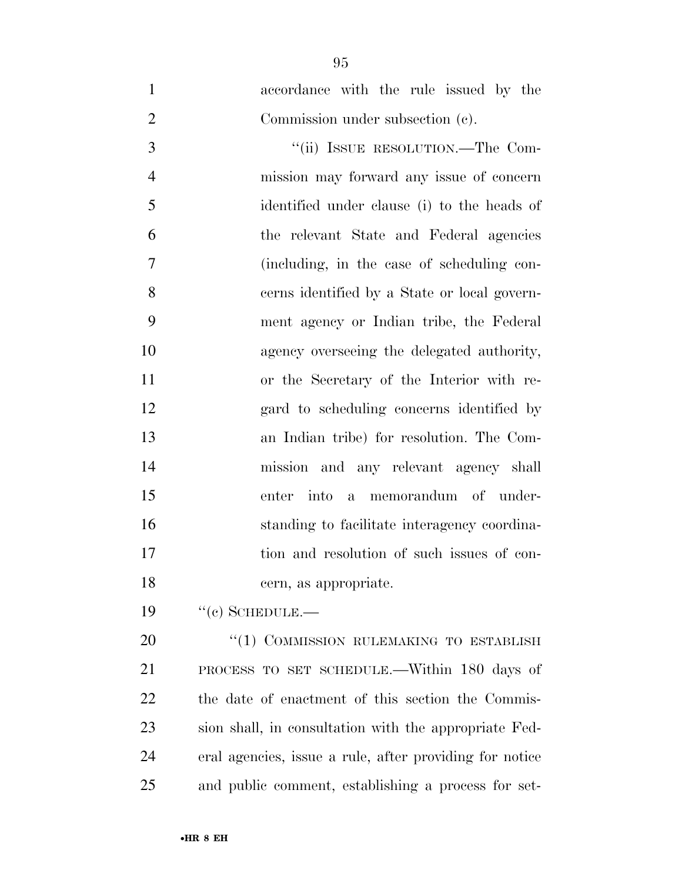accordance with the rule issued by the Commission under subsection (c).

''(ii) ISSUE RESOLUTION.—The Commission may forward any issue of concern identified under clause (i) to the heads of the relevant State and Federal agencies (including, in the case of scheduling concerns identified by a State or local government agency or Indian tribe, the Federal agency overseeing the delegated authority, or the Secretary of the Interior with regard to scheduling concerns identified by an Indian tribe) for resolution. The Commission and any relevant agency shall enter into a memorandum of understanding to facilitate interagency coordination and resolution of such issues of concern, as appropriate.

''(c) SCHEDULE.—

''(1) COMMISSION RULEMAKING TO ESTABLISH PROCESS TO SET SCHEDULE.—Within 180 days of the date of enactment of this section the Commission shall, in consultation with the appropriate Federal agencies, issue a rule, after providing for notice and public comment, establishing a process for set-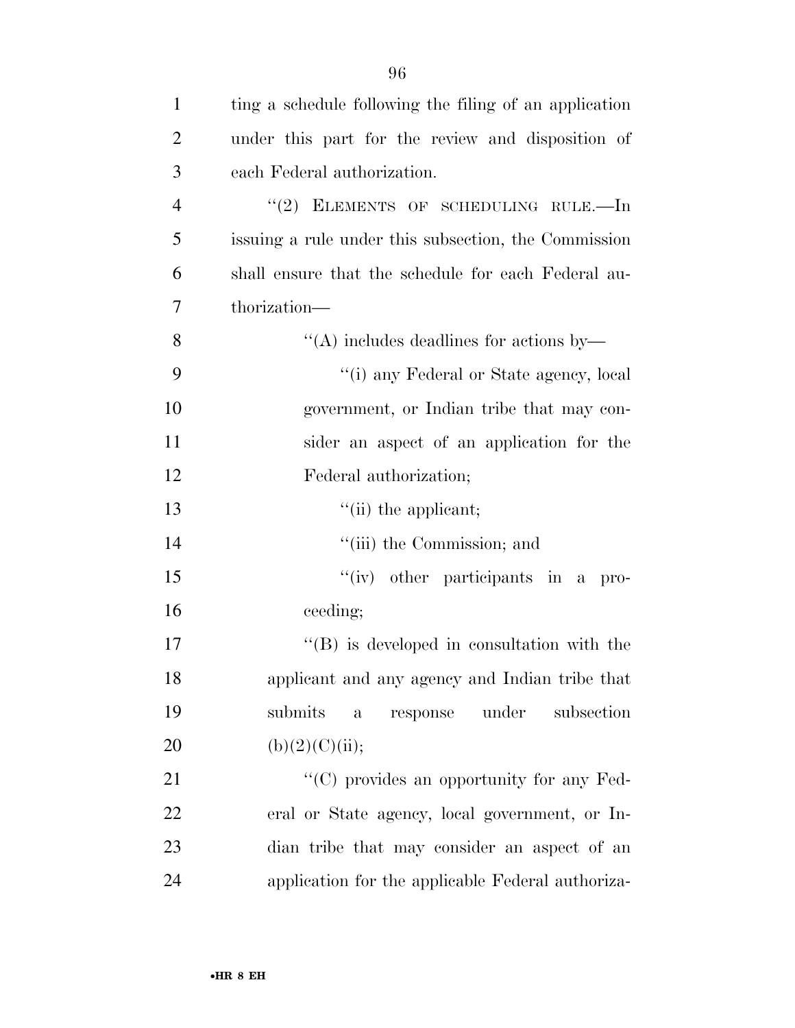ting a schedule following the filing of an application under this part for the review and disposition of each Federal authorization.

''(2) ELEMENTS OF SCHEDULING RULE.—In issuing a rule under this subsection, the Commission shall ensure that the schedule for each Federal authorization—

''(A) includes deadlines for actions by—

''(i) any Federal or State agency, local government, or Indian tribe that may consider an aspect of an application for the Federal authorization;

''(ii) the applicant;

''(iii) the Commission; and

''(iv) other participants in a proceeding;

''(B) is developed in consultation with the applicant and any agency and Indian tribe that submits a response under subsection (b)(2)(C)(ii);

''(C) provides an opportunity for any Federal or State agency, local government, or Indian tribe that may consider an aspect of an application for the applicable Federal authoriza-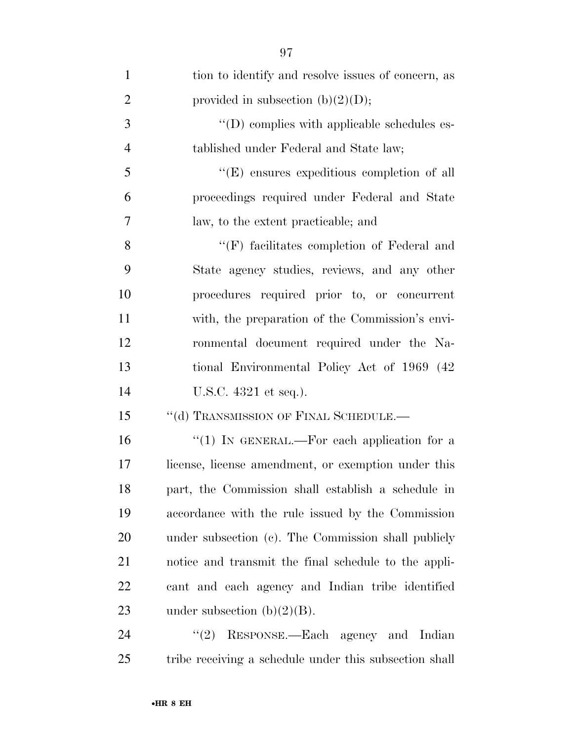tion to identify and resolve issues of concern, as provided in subsection (b)(2)(D);

''(D) complies with applicable schedules established under Federal and State law;

''(E) ensures expeditious completion of all proceedings required under Federal and State law, to the extent practicable; and

''(F) facilitates completion of Federal and State agency studies, reviews, and any other procedures required prior to, or concurrent with, the preparation of the Commission's environmental document required under the National Environmental Policy Act of 1969 (42 U.S.C. 4321 et seq.).

''(d) TRANSMISSION OF FINAL SCHEDULE.—

''(1) IN GENERAL.—For each application for a license, license amendment, or exemption under this part, the Commission shall establish a schedule in accordance with the rule issued by the Commission under subsection (c). The Commission shall publicly notice and transmit the final schedule to the applicant and each agency and Indian tribe identified under subsection (b)(2)(B).

''(2) RESPONSE.—Each agency and Indian tribe receiving a schedule under this subsection shall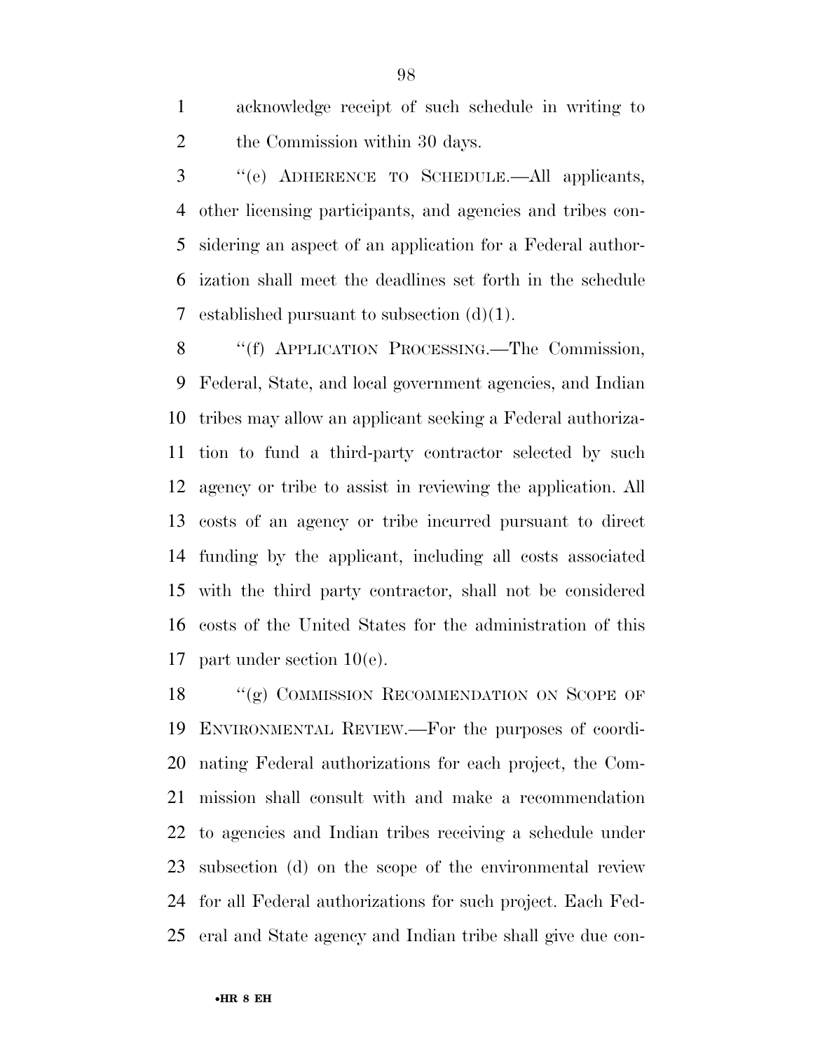acknowledge receipt of such schedule in writing to the Commission within 30 days.

"(e) ADHERENCE TO SCHEDULE.—All applicants, other licensing participants, and agencies and tribes considering an aspect of an application for a Federal authorization shall meet the deadlines set forth in the schedule established pursuant to subsection (d)(1).

"(f) APPLICATION PROCESSING.—The Commission, Federal, State, and local government agencies, and Indian tribes may allow an applicant seeking a Federal authorization to fund a third-party contractor selected by such agency or tribe to assist in reviewing the application. All costs of an agency or tribe incurred pursuant to direct funding by the applicant, including all costs associated with the third party contractor, shall not be considered costs of the United States for the administration of this part under section 10(e).

"(g) COMMISSION RECOMMENDATION ON SCOPE OF ENVIRONMENTAL REVIEW.—For the purposes of coordinating Federal authorizations for each project, the Commission shall consult with and make a recommendation to agencies and Indian tribes receiving a schedule under subsection (d) on the scope of the environmental review for all Federal authorizations for such project. Each Federal and State agency and Indian tribe shall give due con-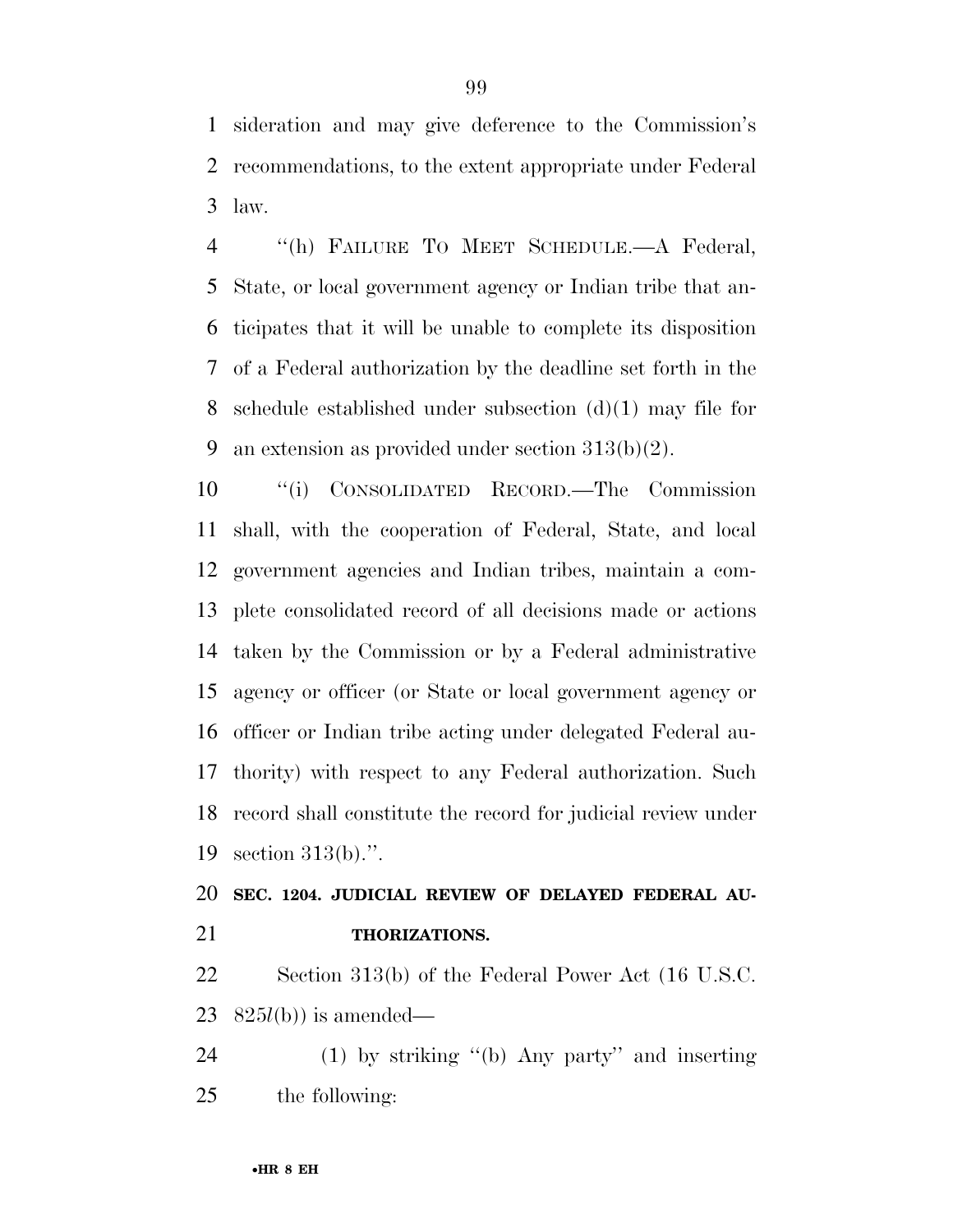sideration and may give deference to the Commission's recommendations, to the extent appropriate under Federal law.

"(h) FAILURE TO MEET SCHEDULE.—A Federal, State, or local government agency or Indian tribe that anticipates that it will be unable to complete its disposition of a Federal authorization by the deadline set forth in the schedule established under subsection (d)(1) may file for an extension as provided under section 313(b)(2).

"(i) CONSOLIDATED RECORD.—The Commission shall, with the cooperation of Federal, State, and local government agencies and Indian tribes, maintain a complete consolidated record of all decisions made or actions taken by the Commission or by a Federal administrative agency or officer (or State or local government agency or officer or Indian tribe acting under delegated Federal authority) with respect to any Federal authorization. Such record shall constitute the record for judicial review under section 313(b).".

**SEC. 1204. JUDICIAL REVIEW OF DELAYED FEDERAL AUTHORIZATIONS.**

Section 313(b) of the Federal Power Act (16 U.S.C. 825*l*(b)) is amended—

(1) by striking "(b) Any party" and inserting the following: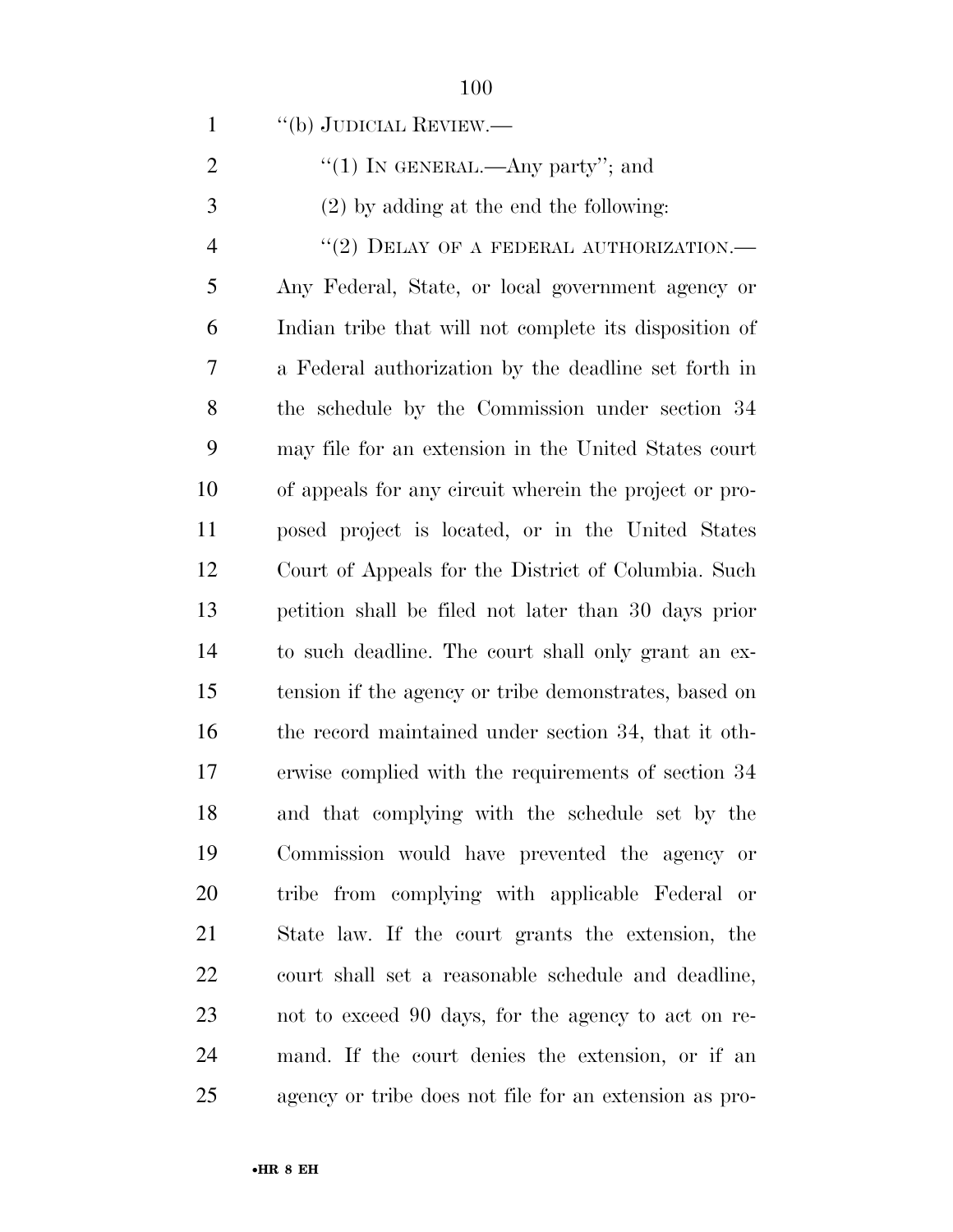"(b) JUDICIAL REVIEW.—

"(1) IN GENERAL.—Any party"; and

(2) by adding at the end the following:

"(2) DELAY OF A FEDERAL AUTHORIZATION.— Any Federal, State, or local government agency or Indian tribe that will not complete its disposition of a Federal authorization by the deadline set forth in the schedule by the Commission under section 34 may file for an extension in the United States court of appeals for any circuit wherein the project or proposed project is located, or in the United States Court of Appeals for the District of Columbia. Such petition shall be filed not later than 30 days prior to such deadline. The court shall only grant an extension if the agency or tribe demonstrates, based on the record maintained under section 34, that it otherwise complied with the requirements of section 34 and that complying with the schedule set by the Commission would have prevented the agency or tribe from complying with applicable Federal or State law. If the court grants the extension, the court shall set a reasonable schedule and deadline, not to exceed 90 days, for the agency to act on remand. If the court denies the extension, or if an agency or tribe does not file for an extension as pro-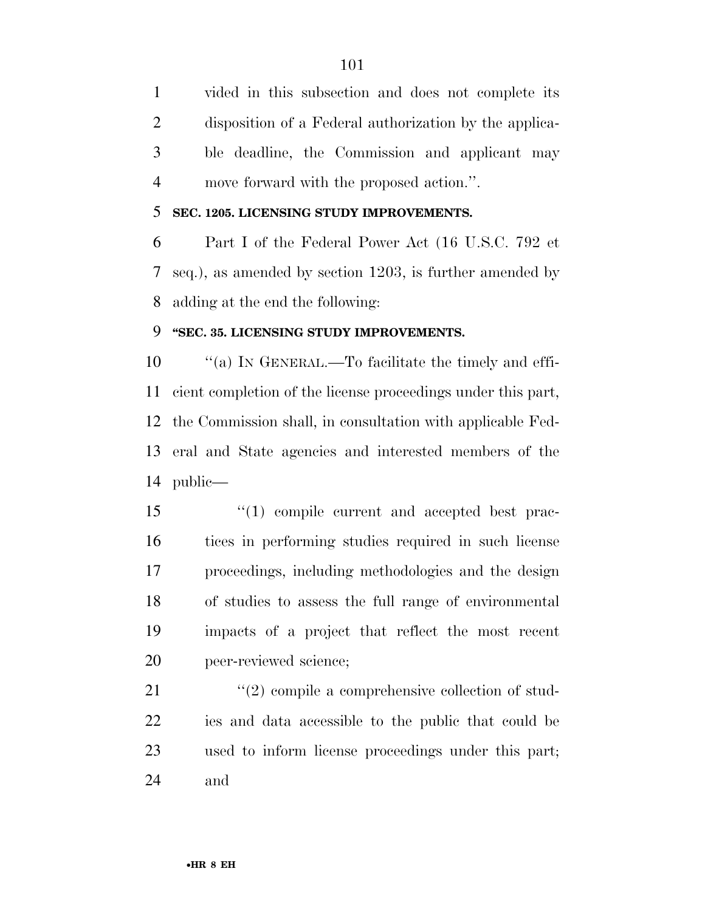vided in this subsection and does not complete its disposition of a Federal authorization by the applicable deadline, the Commission and applicant may move forward with the proposed action.''.

**SEC. 1205. LICENSING STUDY IMPROVEMENTS.**

Part I of the Federal Power Act (16 U.S.C. 792 et seq.), as amended by section 1203, is further amended by adding at the end the following:

**''SEC. 35. LICENSING STUDY IMPROVEMENTS.**

''(a) IN GENERAL.—To facilitate the timely and efficient completion of the license proceedings under this part, the Commission shall, in consultation with applicable Federal and State agencies and interested members of the public—

''(1) compile current and accepted best practices in performing studies required in such license proceedings, including methodologies and the design of studies to assess the full range of environmental impacts of a project that reflect the most recent peer-reviewed science;

''(2) compile a comprehensive collection of studies and data accessible to the public that could be used to inform license proceedings under this part; and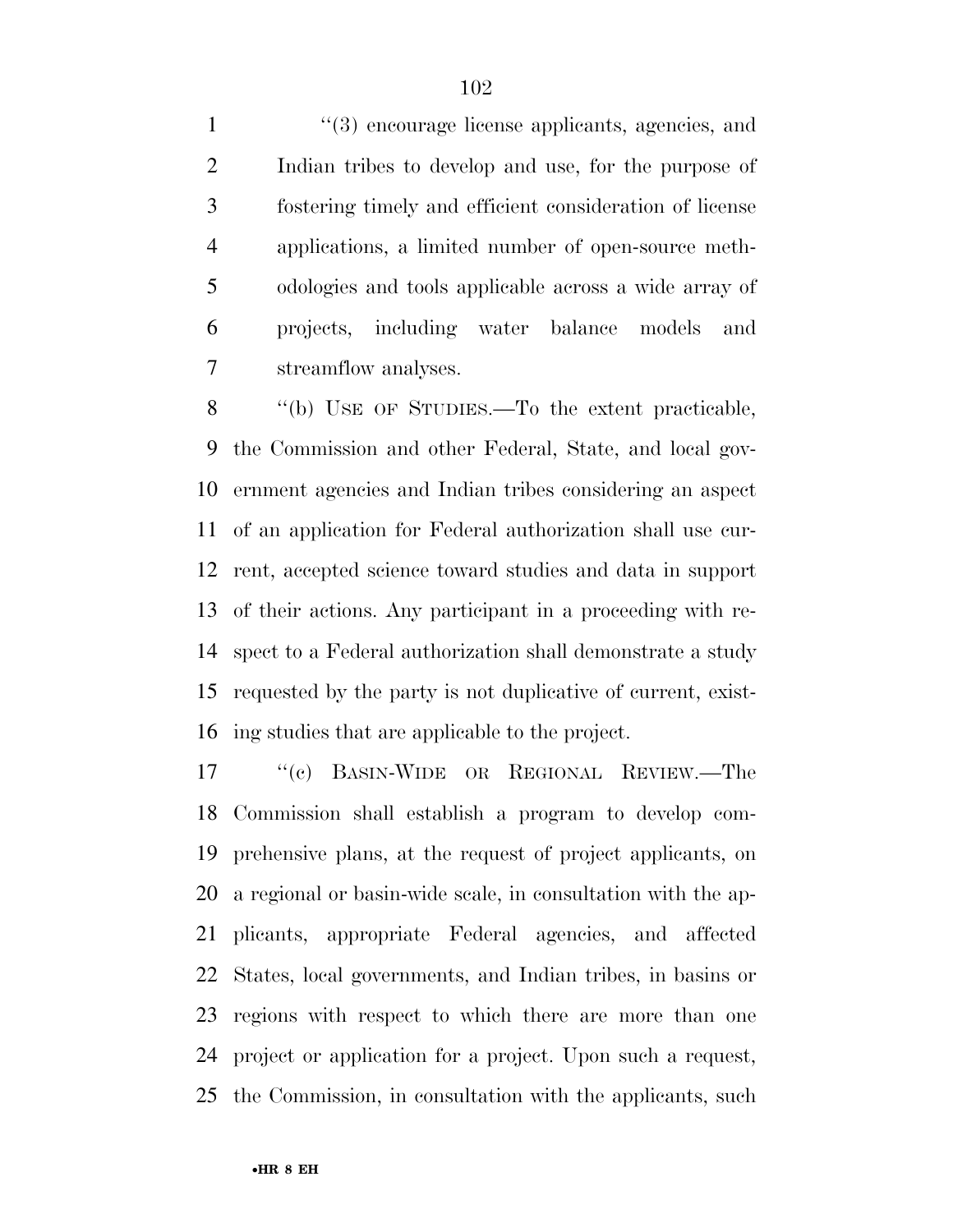"(3) encourage license applicants, agencies, and Indian tribes to develop and use, for the purpose of fostering timely and efficient consideration of license applications, a limited number of open-source methodologies and tools applicable across a wide array of projects, including water balance models and streamflow analyses.

"(b) USE OF STUDIES.—To the extent practicable, the Commission and other Federal, State, and local government agencies and Indian tribes considering an aspect of an application for Federal authorization shall use current, accepted science toward studies and data in support of their actions. Any participant in a proceeding with respect to a Federal authorization shall demonstrate a study requested by the party is not duplicative of current, existing studies that are applicable to the project.

"(c) BASIN-WIDE OR REGIONAL REVIEW.—The Commission shall establish a program to develop comprehensive plans, at the request of project applicants, on a regional or basin-wide scale, in consultation with the applicants, appropriate Federal agencies, and affected States, local governments, and Indian tribes, in basins or regions with respect to which there are more than one project or application for a project. Upon such a request, the Commission, in consultation with the applicants, such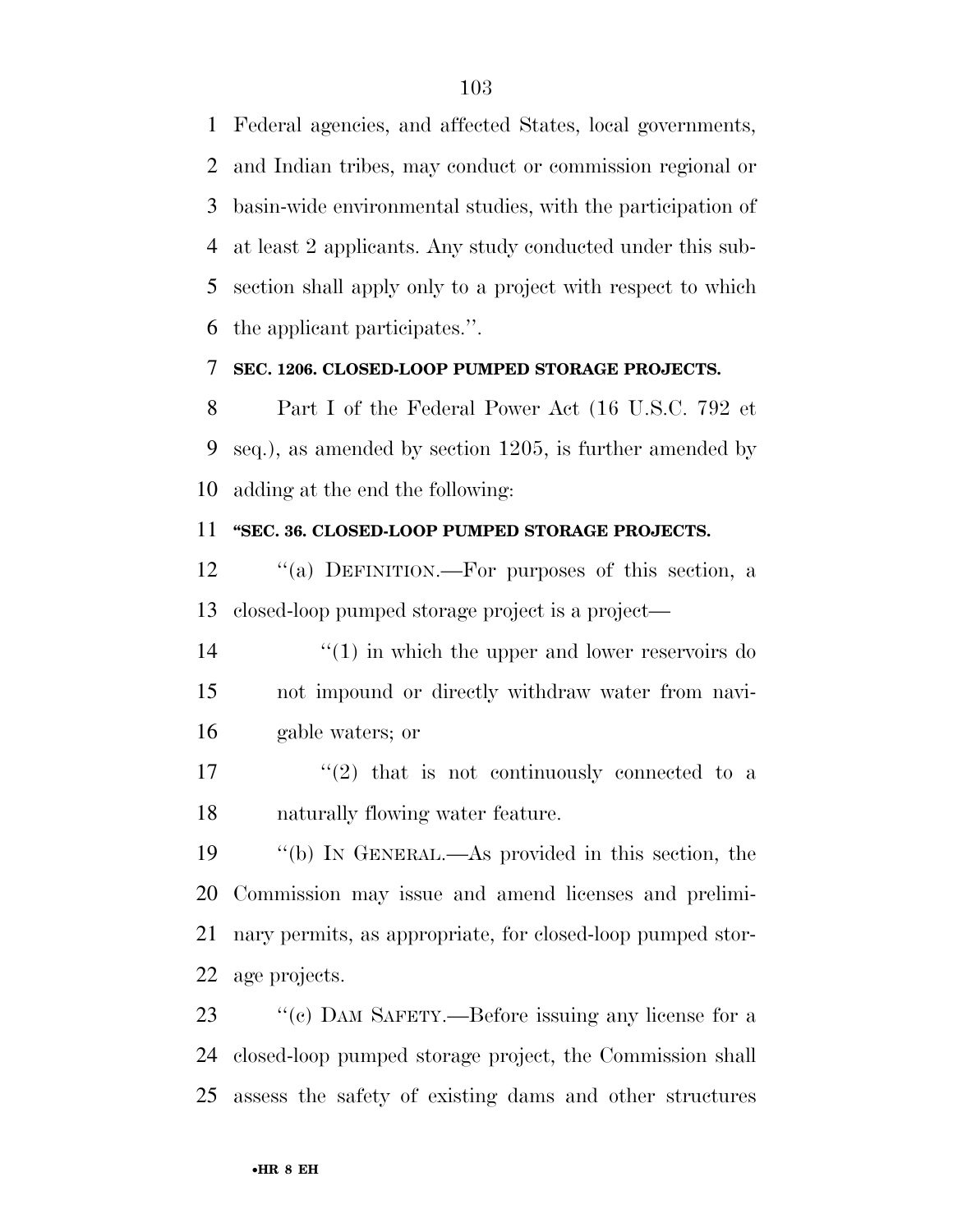Federal agencies, and affected States, local governments, and Indian tribes, may conduct or commission regional or basin-wide environmental studies, with the participation of at least 2 applicants. Any study conducted under this subsection shall apply only to a project with respect to which the applicant participates.''.

**SEC. 1206. CLOSED-LOOP PUMPED STORAGE PROJECTS.**

Part I of the Federal Power Act (16 U.S.C. 792 et seq.), as amended by section 1205, is further amended by adding at the end the following:

**"SEC. 36. CLOSED-LOOP PUMPED STORAGE PROJECTS.**

''(a) DEFINITION.—For purposes of this section, a closed-loop pumped storage project is a project—

''(1) in which the upper and lower reservoirs do not impound or directly withdraw water from navigable waters; or

''(2) that is not continuously connected to a naturally flowing water feature.

''(b) IN GENERAL.—As provided in this section, the Commission may issue and amend licenses and preliminary permits, as appropriate, for closed-loop pumped storage projects.

''(c) DAM SAFETY.—Before issuing any license for a closed-loop pumped storage project, the Commission shall assess the safety of existing dams and other structures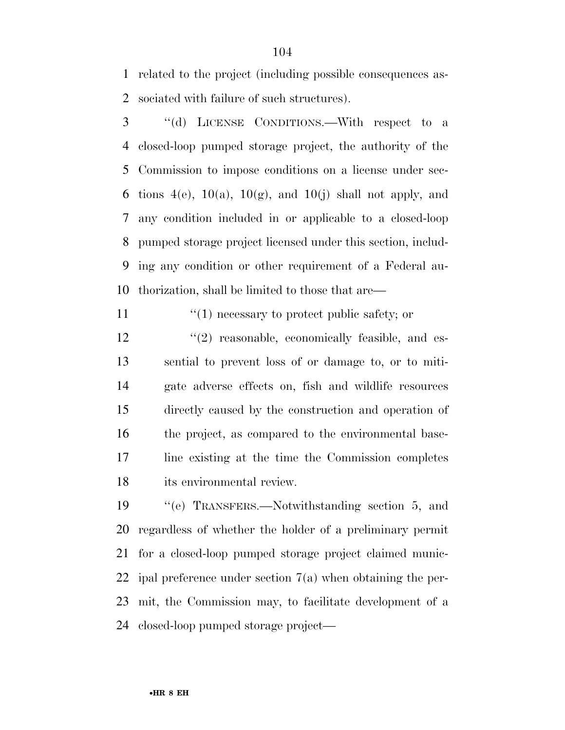related to the project (including possible consequences associated with failure of such structures).

"(d) LICENSE CONDITIONS.—With respect to a closed-loop pumped storage project, the authority of the Commission to impose conditions on a license under sections 4(e), 10(a), 10(g), and 10(j) shall not apply, and any condition included in or applicable to a closed-loop pumped storage project licensed under this section, including any condition or other requirement of a Federal authorization, shall be limited to those that are—

"(1) necessary to protect public safety; or

"(2) reasonable, economically feasible, and essential to prevent loss of or damage to, or to mitigate adverse effects on, fish and wildlife resources directly caused by the construction and operation of the project, as compared to the environmental baseline existing at the time the Commission completes its environmental review.

"(e) TRANSFERS.—Notwithstanding section 5, and regardless of whether the holder of a preliminary permit for a closed-loop pumped storage project claimed municipal preference under section 7(a) when obtaining the permit, the Commission may, to facilitate development of a closed-loop pumped storage project—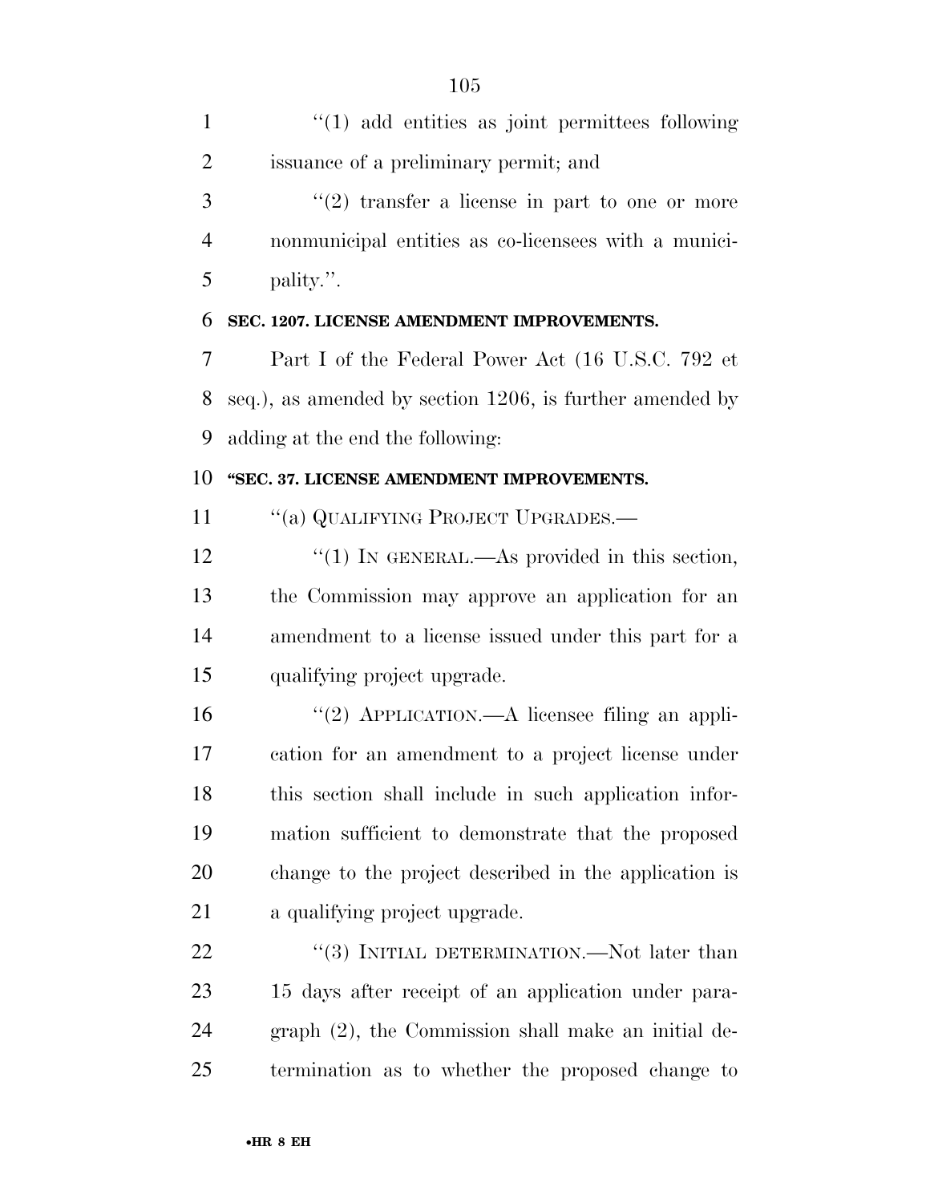''(1) add entities as joint permittees following issuance of a preliminary permit; and

''(2) transfer a license in part to one or more nonmunicipal entities as co-licensees with a municipality.''.

**SEC. 1207. LICENSE AMENDMENT IMPROVEMENTS.**

Part I of the Federal Power Act (16 U.S.C. 792 et seq.), as amended by section 1206, is further amended by adding at the end the following:

**''SEC. 37. LICENSE AMENDMENT IMPROVEMENTS.**

''(a) QUALIFYING PROJECT UPGRADES.—

''(1) IN GENERAL.—As provided in this section, the Commission may approve an application for an amendment to a license issued under this part for a qualifying project upgrade.

''(2) APPLICATION.—A licensee filing an application for an amendment to a project license under this section shall include in such application information sufficient to demonstrate that the proposed change to the project described in the application is a qualifying project upgrade.

''(3) INITIAL DETERMINATION.—Not later than 15 days after receipt of an application under paragraph (2), the Commission shall make an initial determination as to whether the proposed change to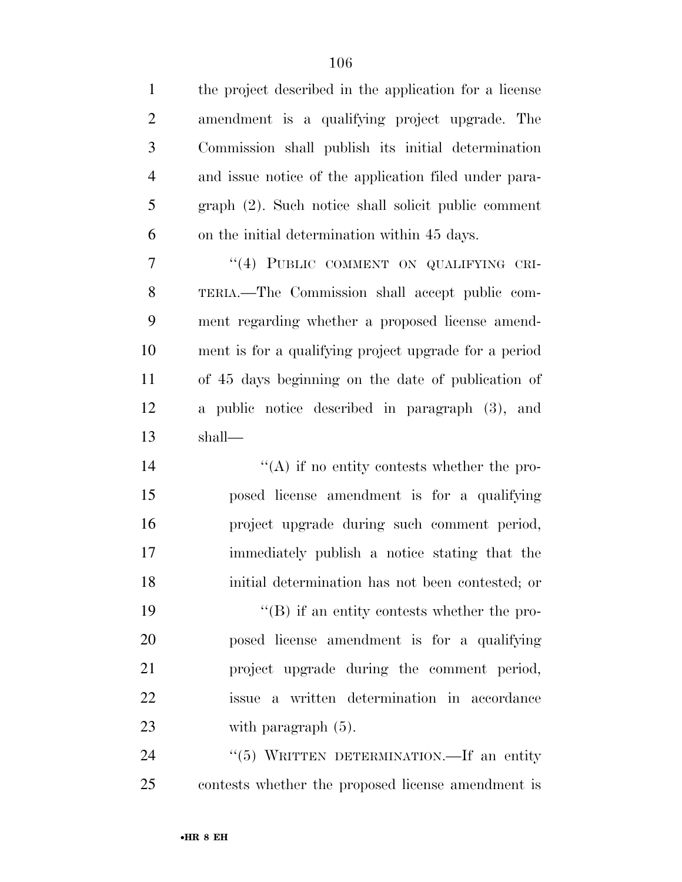the project described in the application for a license amendment is a qualifying project upgrade. The Commission shall publish its initial determination and issue notice of the application filed under paragraph (2). Such notice shall solicit public comment on the initial determination within 45 days.

"(4) PUBLIC COMMENT ON QUALIFYING CRITERIA.—The Commission shall accept public comment regarding whether a proposed license amendment is for a qualifying project upgrade for a period of 45 days beginning on the date of publication of a public notice described in paragraph (3), and shall—

"(A) if no entity contests whether the proposed license amendment is for a qualifying project upgrade during such comment period, immediately publish a notice stating that the initial determination has not been contested; or

"(B) if an entity contests whether the proposed license amendment is for a qualifying project upgrade during the comment period, issue a written determination in accordance with paragraph (5).

"(5) WRITTEN DETERMINATION.—If an entity contests whether the proposed license amendment is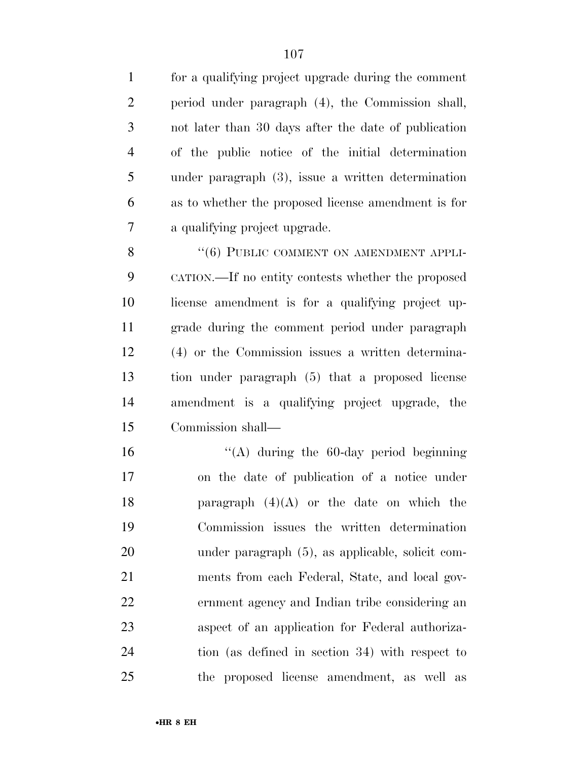for a qualifying project upgrade during the comment period under paragraph (4), the Commission shall, not later than 30 days after the date of publication of the public notice of the initial determination under paragraph (3), issue a written determination as to whether the proposed license amendment is for a qualifying project upgrade.

"(6) PUBLIC COMMENT ON AMENDMENT APPLICATION.—If no entity contests whether the proposed license amendment is for a qualifying project upgrade during the comment period under paragraph (4) or the Commission issues a written determination under paragraph (5) that a proposed license amendment is a qualifying project upgrade, the Commission shall—

"(A) during the 60-day period beginning on the date of publication of a notice under paragraph (4)(A) or the date on which the Commission issues the written determination under paragraph (5), as applicable, solicit comments from each Federal, State, and local government agency and Indian tribe considering an aspect of an application for Federal authorization (as defined in section 34) with respect to the proposed license amendment, as well as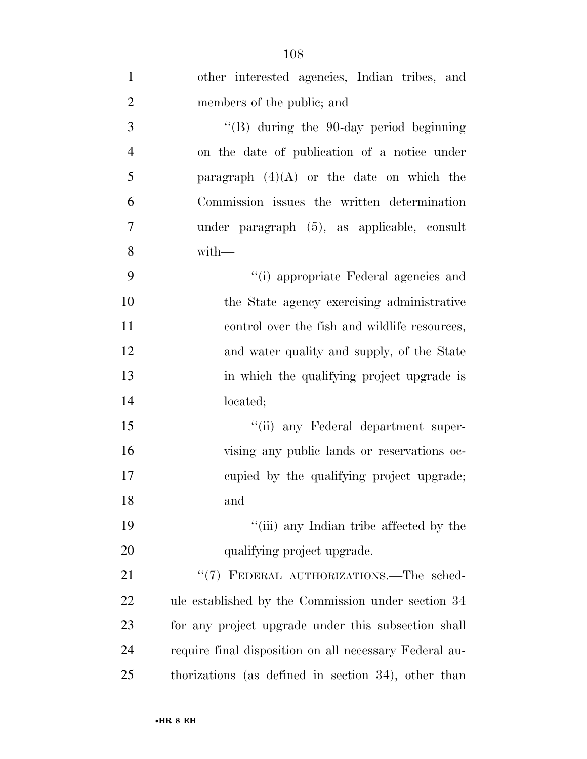other interested agencies, Indian tribes, and members of the public; and

''(B) during the 90-day period beginning on the date of publication of a notice under paragraph (4)(A) or the date on which the Commission issues the written determination under paragraph (5), as applicable, consult with—

''(i) appropriate Federal agencies and the State agency exercising administrative control over the fish and wildlife resources, and water quality and supply, of the State in which the qualifying project upgrade is located;

''(ii) any Federal department supervising any public lands or reservations occupied by the qualifying project upgrade; and

''(iii) any Indian tribe affected by the qualifying project upgrade.

''(7) FEDERAL AUTHORIZATIONS.—The schedule established by the Commission under section 34 for any project upgrade under this subsection shall require final disposition on all necessary Federal authorizations (as defined in section 34), other than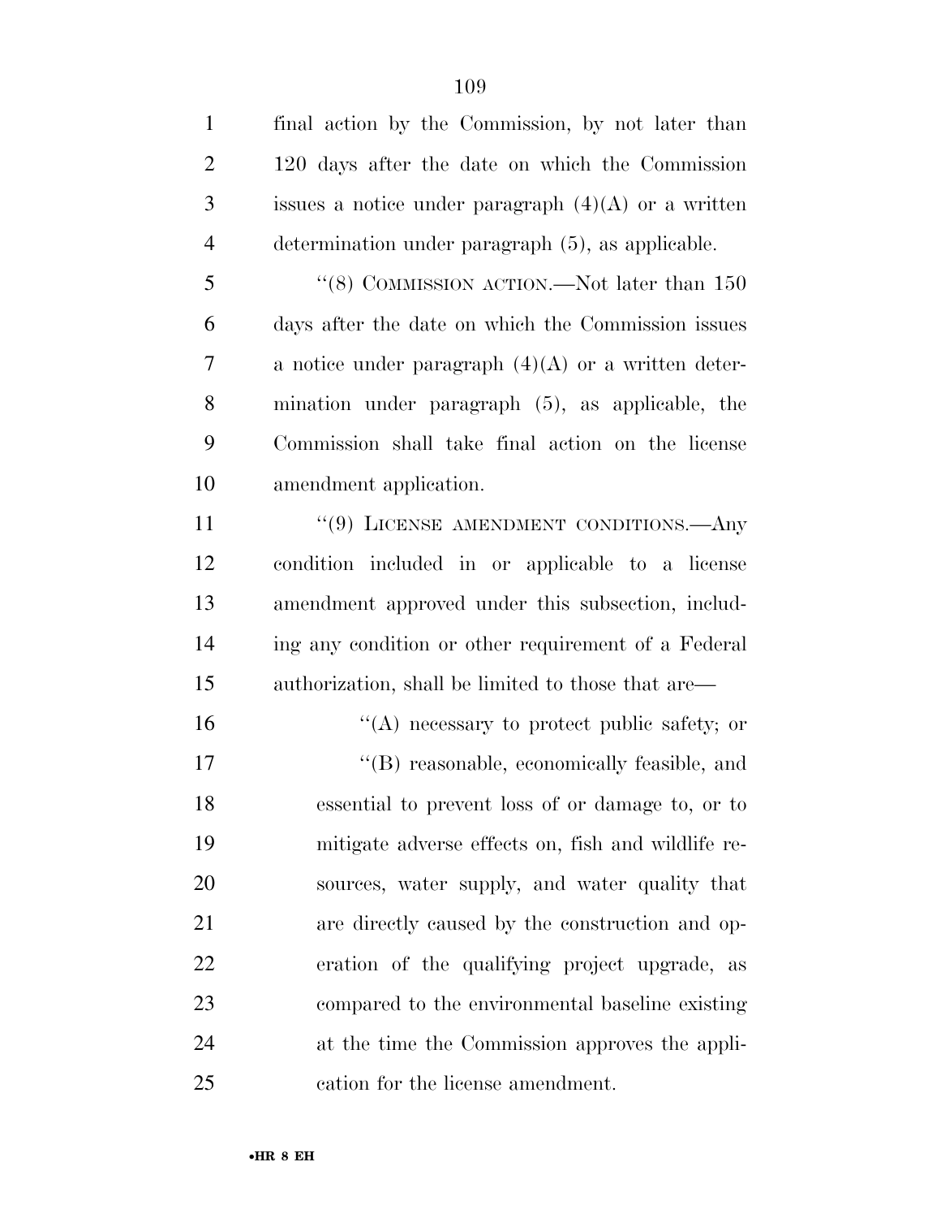final action by the Commission, by not later than 120 days after the date on which the Commission issues a notice under paragraph (4)(A) or a written determination under paragraph (5), as applicable.

"(8) COMMISSION ACTION.—Not later than 150 days after the date on which the Commission issues a notice under paragraph (4)(A) or a written determination under paragraph (5), as applicable, the Commission shall take final action on the license amendment application.

"(9) LICENSE AMENDMENT CONDITIONS.—Any condition included in or applicable to a license amendment approved under this subsection, including any condition or other requirement of a Federal authorization, shall be limited to those that are—

"(A) necessary to protect public safety; or

"(B) reasonable, economically feasible, and essential to prevent loss of or damage to, or to mitigate adverse effects on, fish and wildlife resources, water supply, and water quality that are directly caused by the construction and operation of the qualifying project upgrade, as compared to the environmental baseline existing at the time the Commission approves the application for the license amendment.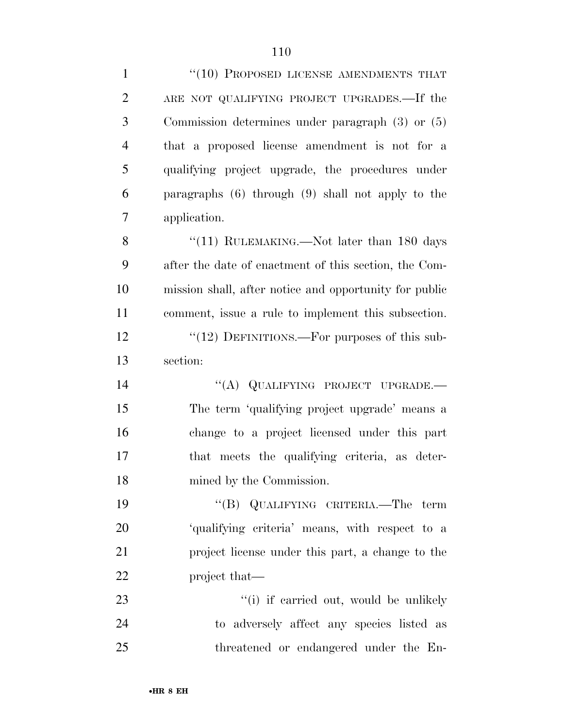"(10) PROPOSED LICENSE AMENDMENTS THAT ARE NOT QUALIFYING PROJECT UPGRADES.—If the Commission determines under paragraph (3) or (5) that a proposed license amendment is not for a qualifying project upgrade, the procedures under paragraphs (6) through (9) shall not apply to the application.

"(11) RULEMAKING.—Not later than 180 days after the date of enactment of this section, the Commission shall, after notice and opportunity for public comment, issue a rule to implement this subsection.

"(12) DEFINITIONS.—For purposes of this subsection:

"(A) QUALIFYING PROJECT UPGRADE.—The term 'qualifying project upgrade' means a change to a project licensed under this part that meets the qualifying criteria, as determined by the Commission.

"(B) QUALIFYING CRITERIA.—The term 'qualifying criteria' means, with respect to a project license under this part, a change to the project that—

"(i) if carried out, would be unlikely to adversely affect any species listed as threatened or endangered under the En-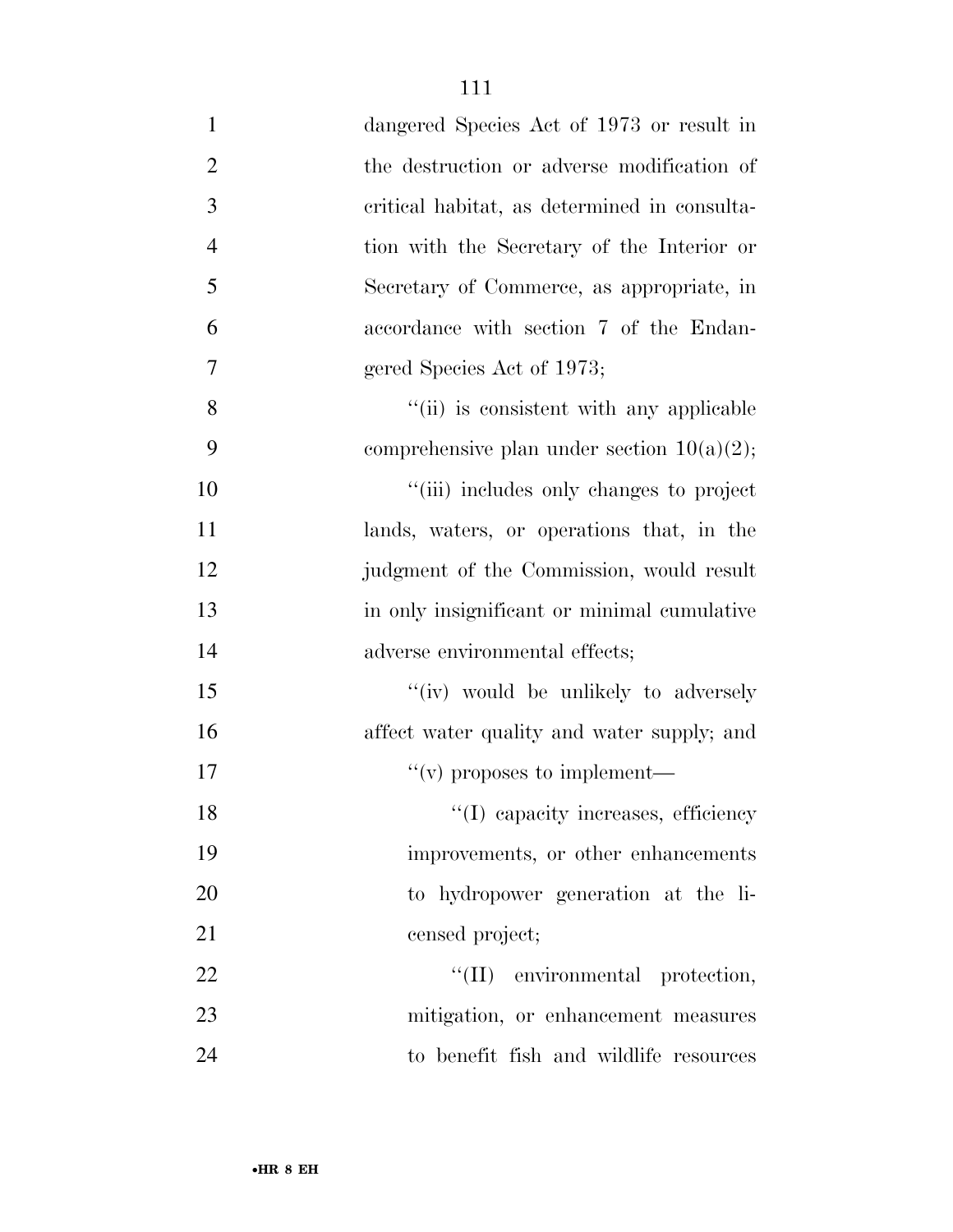dangered Species Act of 1973 or result in the destruction or adverse modification of critical habitat, as determined in consultation with the Secretary of the Interior or Secretary of Commerce, as appropriate, in accordance with section 7 of the Endangered Species Act of 1973;

"(ii) is consistent with any applicable comprehensive plan under section 10(a)(2);

"(iii) includes only changes to project lands, waters, or operations that, in the judgment of the Commission, would result in only insignificant or minimal cumulative adverse environmental effects;

"(iv) would be unlikely to adversely affect water quality and water supply; and

"(v) proposes to implement—

"(I) capacity increases, efficiency improvements, or other enhancements to hydropower generation at the licensed project;

"(II) environmental protection, mitigation, or enhancement measures to benefit fish and wildlife resources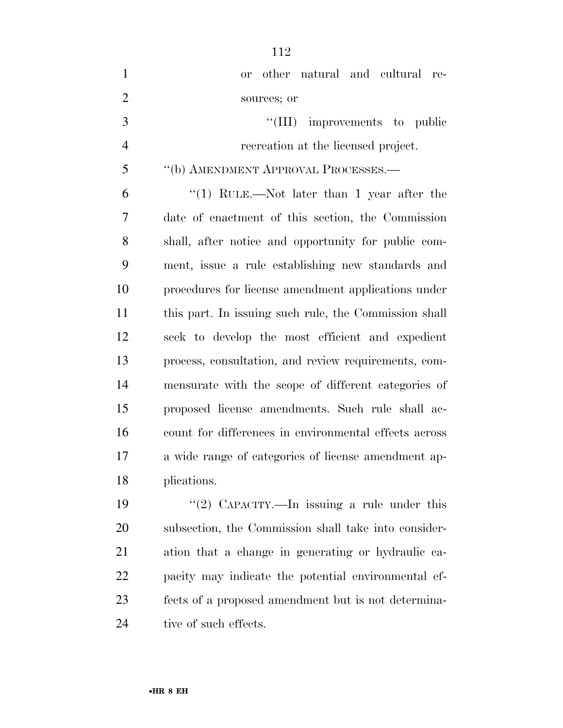or other natural and cultural resources; or

''(III) improvements to public recreation at the licensed project.

''(b) AMENDMENT APPROVAL PROCESSES.—

''(1) RULE.—Not later than 1 year after the date of enactment of this section, the Commission shall, after notice and opportunity for public comment, issue a rule establishing new standards and procedures for license amendment applications under this part. In issuing such rule, the Commission shall seek to develop the most efficient and expedient process, consultation, and review requirements, commensurate with the scope of different categories of proposed license amendments. Such rule shall account for differences in environmental effects across a wide range of categories of license amendment applications.

''(2) CAPACITY.—In issuing a rule under this subsection, the Commission shall take into consideration that a change in generating or hydraulic capacity may indicate the potential environmental effects of a proposed amendment but is not determinative of such effects.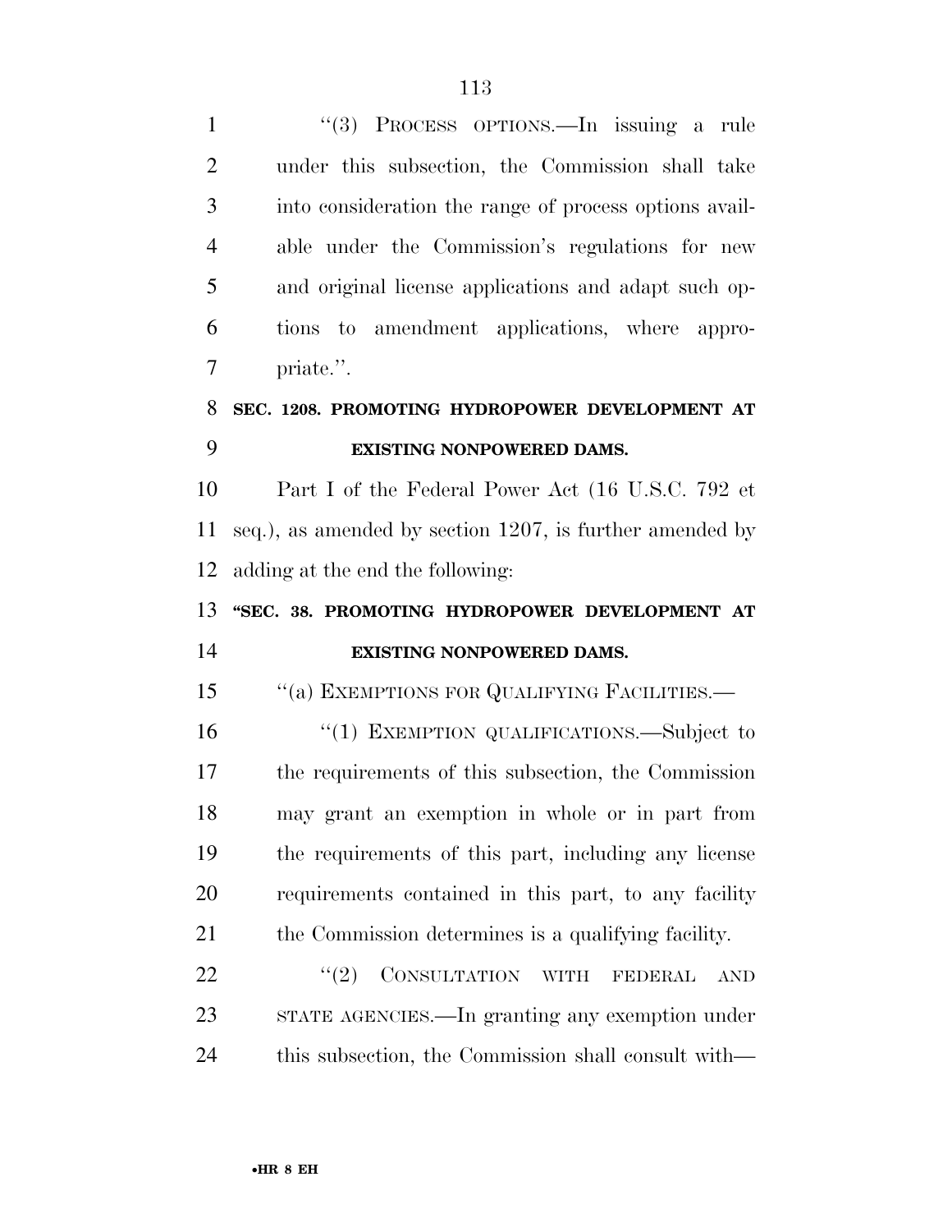"(3) PROCESS OPTIONS.—In issuing a rule under this subsection, the Commission shall take into consideration the range of process options available under the Commission's regulations for new and original license applications and adapt such options to amendment applications, where appropriate.".

**SEC. 1208. PROMOTING HYDROPOWER DEVELOPMENT AT EXISTING NONPOWERED DAMS.**

Part I of the Federal Power Act (16 U.S.C. 792 et seq.), as amended by section 1207, is further amended by adding at the end the following:

**"SEC. 38. PROMOTING HYDROPOWER DEVELOPMENT AT EXISTING NONPOWERED DAMS.**

"(a) EXEMPTIONS FOR QUALIFYING FACILITIES.—

"(1) EXEMPTION QUALIFICATIONS.—Subject to the requirements of this subsection, the Commission may grant an exemption in whole or in part from the requirements of this part, including any license requirements contained in this part, to any facility the Commission determines is a qualifying facility.

"(2) CONSULTATION WITH FEDERAL AND STATE AGENCIES.—In granting any exemption under this subsection, the Commission shall consult with—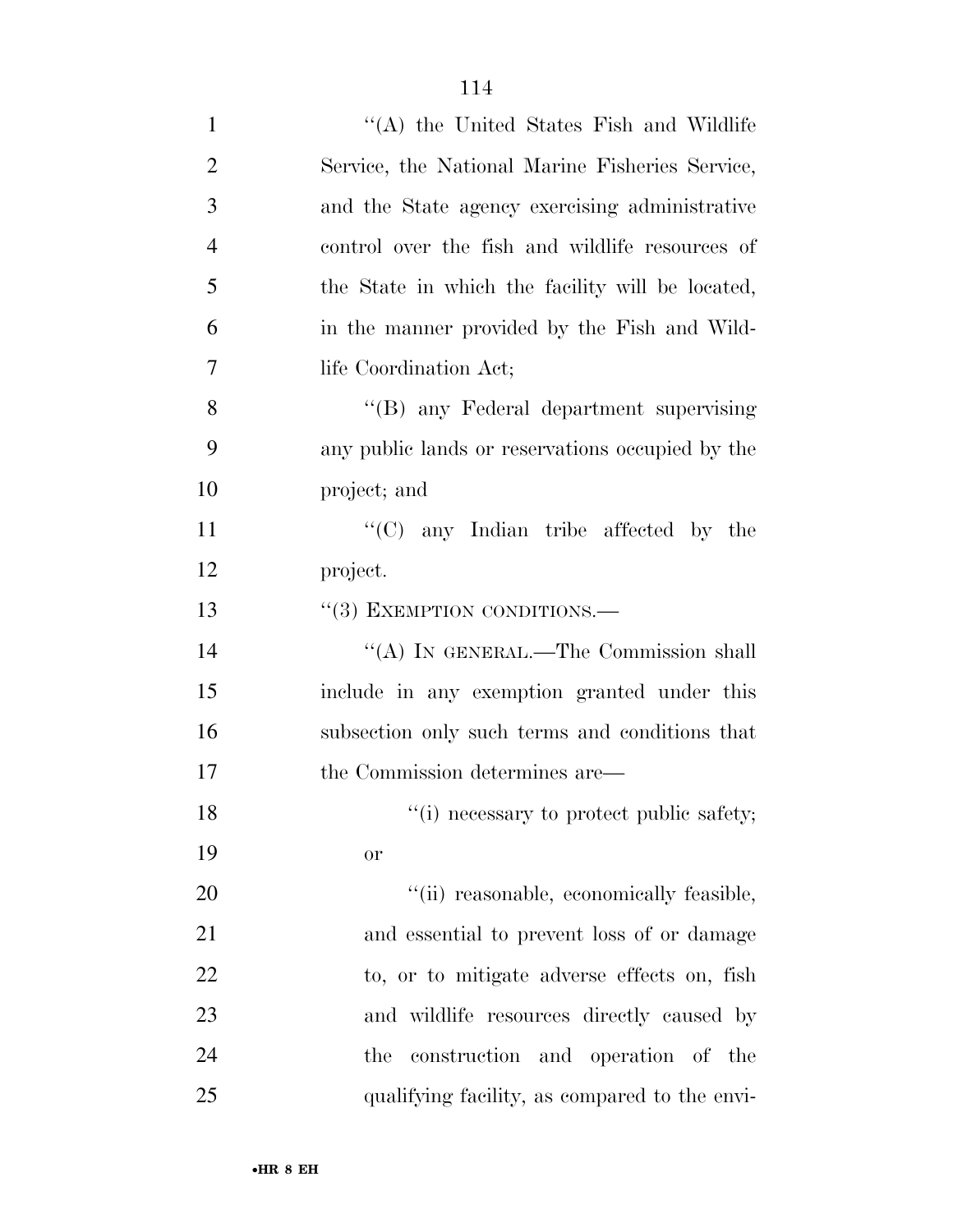''(A) the United States Fish and Wildlife Service, the National Marine Fisheries Service, and the State agency exercising administrative control over the fish and wildlife resources of the State in which the facility will be located, in the manner provided by the Fish and Wildlife Coordination Act;

''(B) any Federal department supervising any public lands or reservations occupied by the project; and

''(C) any Indian tribe affected by the project.

''(3) EXEMPTION CONDITIONS.—

''(A) IN GENERAL.—The Commission shall include in any exemption granted under this subsection only such terms and conditions that the Commission determines are—

''(i) necessary to protect public safety; or

''(ii) reasonable, economically feasible, and essential to prevent loss of or damage to, or to mitigate adverse effects on, fish and wildlife resources directly caused by the construction and operation of the qualifying facility, as compared to the envi-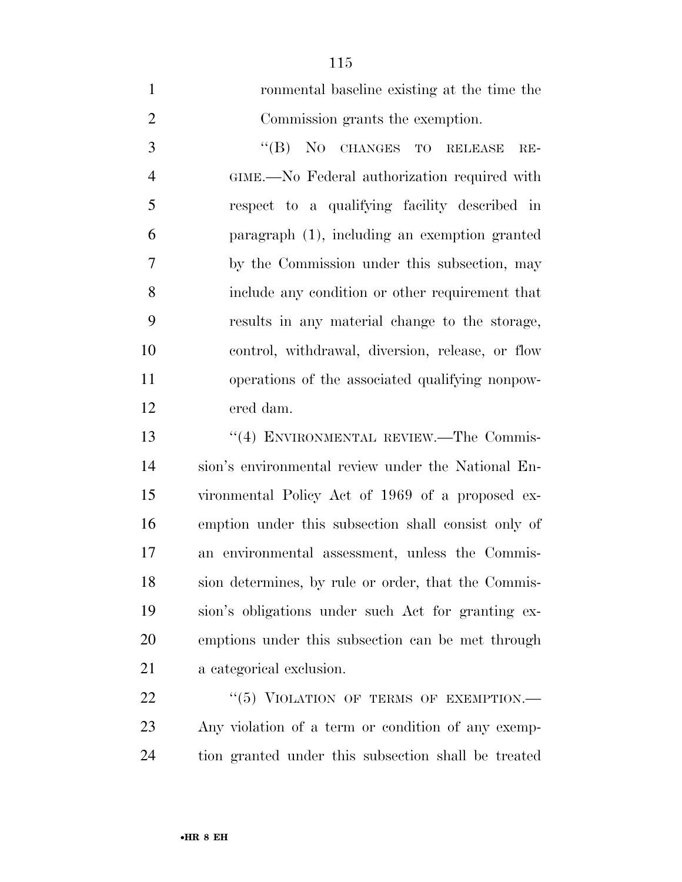ronmental baseline existing at the time the Commission grants the exemption.

"(B) NO CHANGES TO RELEASE REGIME.—No Federal authorization required with respect to a qualifying facility described in paragraph (1), including an exemption granted by the Commission under this subsection, may include any condition or other requirement that results in any material change to the storage, control, withdrawal, diversion, release, or flow operations of the associated qualifying nonpowered dam.

"(4) ENVIRONMENTAL REVIEW.—The Commission's environmental review under the National Environmental Policy Act of 1969 of a proposed exemption under this subsection shall consist only of an environmental assessment, unless the Commission determines, by rule or order, that the Commission's obligations under such Act for granting exemptions under this subsection can be met through a categorical exclusion.

"(5) VIOLATION OF TERMS OF EXEMPTION.—Any violation of a term or condition of any exemption granted under this subsection shall be treated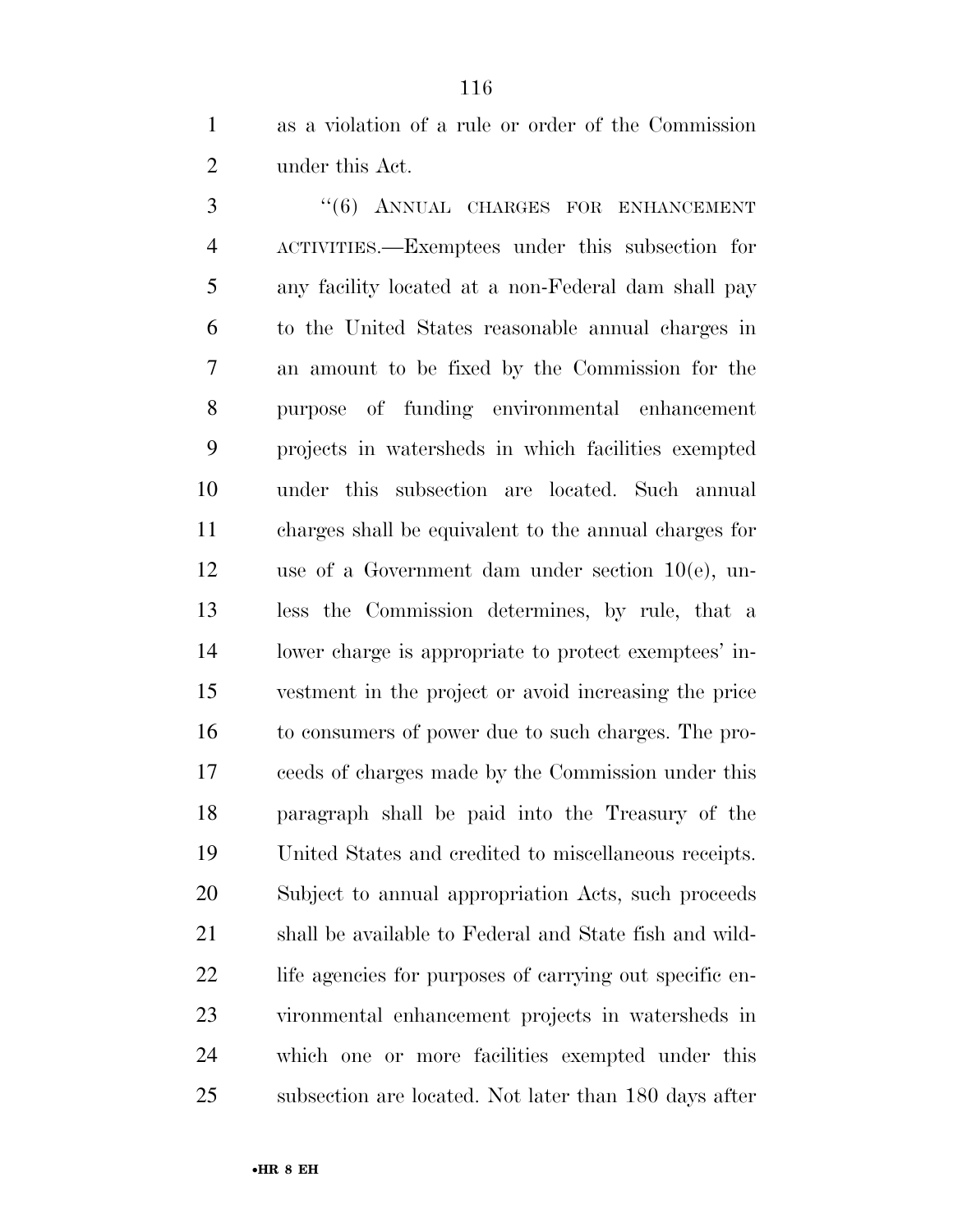as a violation of a rule or order of the Commission under this Act.

"(6) ANNUAL CHARGES FOR ENHANCEMENT ACTIVITIES.—Exemptees under this subsection for any facility located at a non-Federal dam shall pay to the United States reasonable annual charges in an amount to be fixed by the Commission for the purpose of funding environmental enhancement projects in watersheds in which facilities exempted under this subsection are located. Such annual charges shall be equivalent to the annual charges for use of a Government dam under section 10(e), unless the Commission determines, by rule, that a lower charge is appropriate to protect exemptees' investment in the project or avoid increasing the price to consumers of power due to such charges. The proceeds of charges made by the Commission under this paragraph shall be paid into the Treasury of the United States and credited to miscellaneous receipts. Subject to annual appropriation Acts, such proceeds shall be available to Federal and State fish and wildlife agencies for purposes of carrying out specific environmental enhancement projects in watersheds in which one or more facilities exempted under this subsection are located. Not later than 180 days after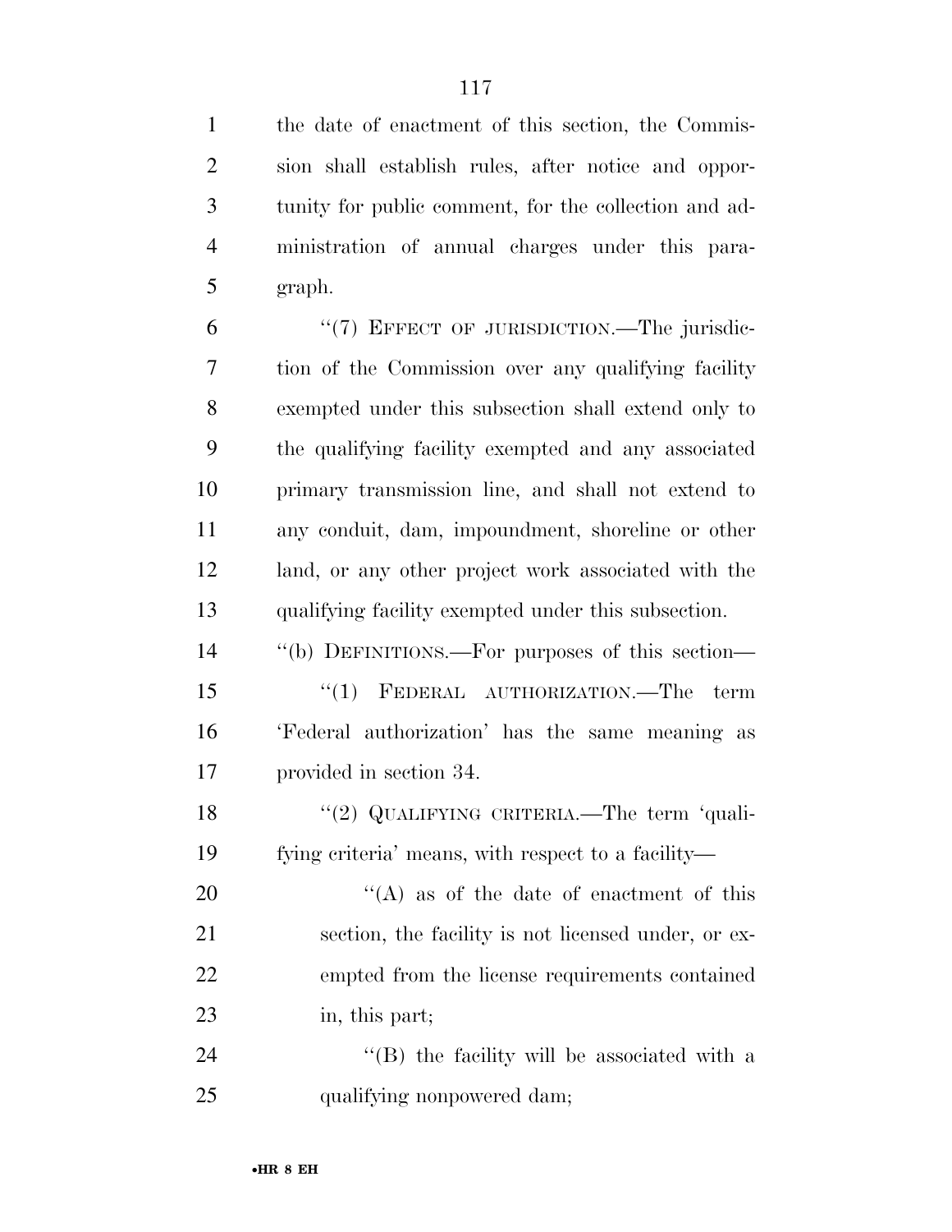the date of enactment of this section, the Commission shall establish rules, after notice and opportunity for public comment, for the collection and administration of annual charges under this paragraph.

"(7) EFFECT OF JURISDICTION.—The jurisdiction of the Commission over any qualifying facility exempted under this subsection shall extend only to the qualifying facility exempted and any associated primary transmission line, and shall not extend to any conduit, dam, impoundment, shoreline or other land, or any other project work associated with the qualifying facility exempted under this subsection.

"(b) DEFINITIONS.—For purposes of this section—

"(1) FEDERAL AUTHORIZATION.—The term 'Federal authorization' has the same meaning as provided in section 34.

"(2) QUALIFYING CRITERIA.—The term 'qualifying criteria' means, with respect to a facility—

"(A) as of the date of enactment of this section, the facility is not licensed under, or exempted from the license requirements contained in, this part;

"(B) the facility will be associated with a qualifying nonpowered dam;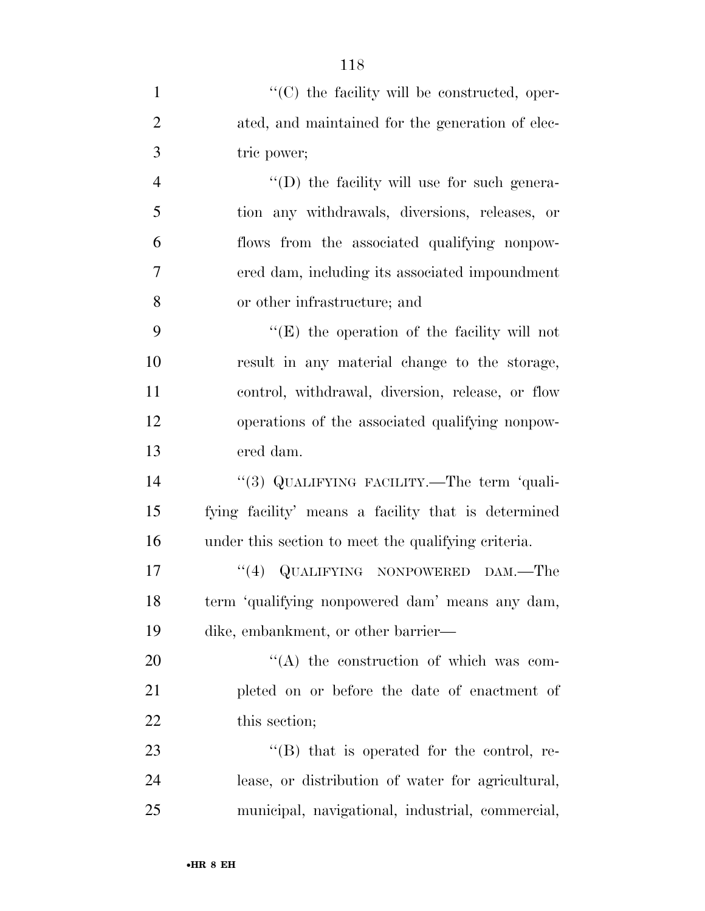''(C) the facility will be constructed, operated, and maintained for the generation of electric power;

''(D) the facility will use for such generation any withdrawals, diversions, releases, or flows from the associated qualifying nonpowered dam, including its associated impoundment or other infrastructure; and

''(E) the operation of the facility will not result in any material change to the storage, control, withdrawal, diversion, release, or flow operations of the associated qualifying nonpowered dam.

''(3) QUALIFYING FACILITY.—The term 'qualifying facility' means a facility that is determined under this section to meet the qualifying criteria.

''(4) QUALIFYING NONPOWERED DAM.—The term 'qualifying nonpowered dam' means any dam, dike, embankment, or other barrier—

''(A) the construction of which was completed on or before the date of enactment of this section;

''(B) that is operated for the control, release, or distribution of water for agricultural, municipal, navigational, industrial, commercial,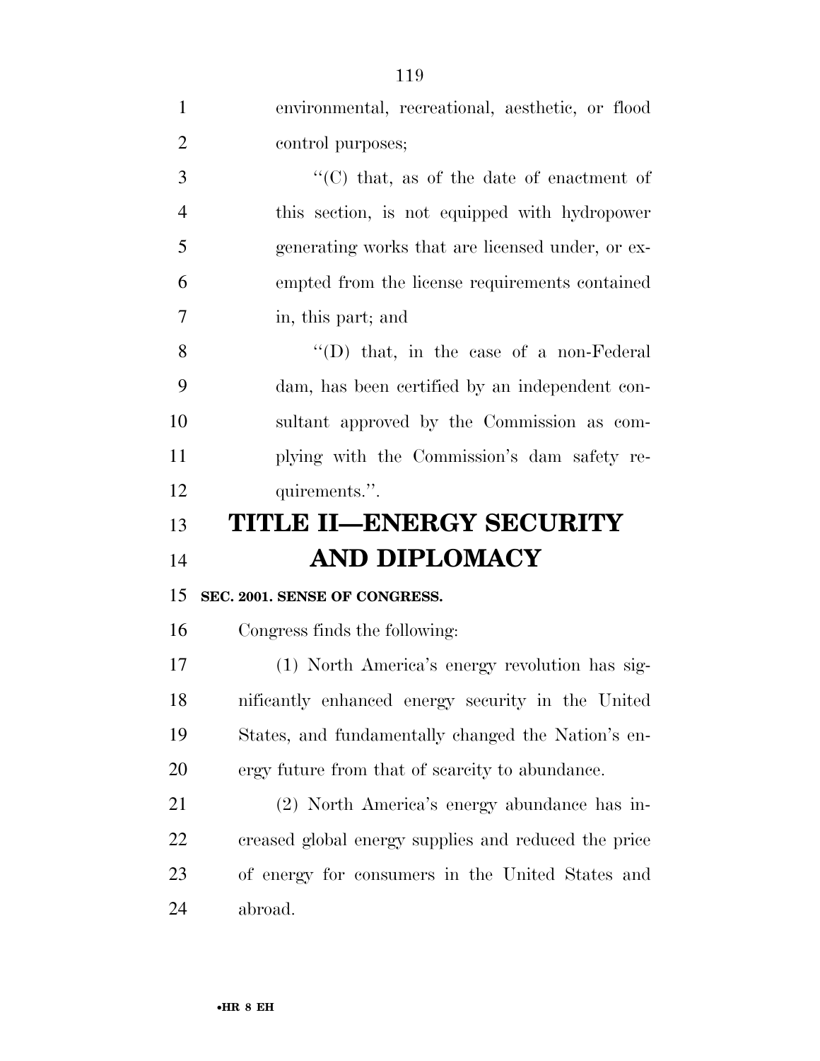environmental, recreational, aesthetic, or flood control purposes;

"(C) that, as of the date of enactment of this section, is not equipped with hydropower generating works that are licensed under, or exempted from the license requirements contained in, this part; and

"(D) that, in the case of a non-Federal dam, has been certified by an independent consultant approved by the Commission as complying with the Commission's dam safety requirements.".

# TITLE II—ENERGY SECURITY AND DIPLOMACY

**SEC. 2001. SENSE OF CONGRESS.**

Congress finds the following:

(1) North America's energy revolution has significantly enhanced energy security in the United States, and fundamentally changed the Nation's energy future from that of scarcity to abundance.

(2) North America's energy abundance has increased global energy supplies and reduced the price of energy for consumers in the United States and abroad.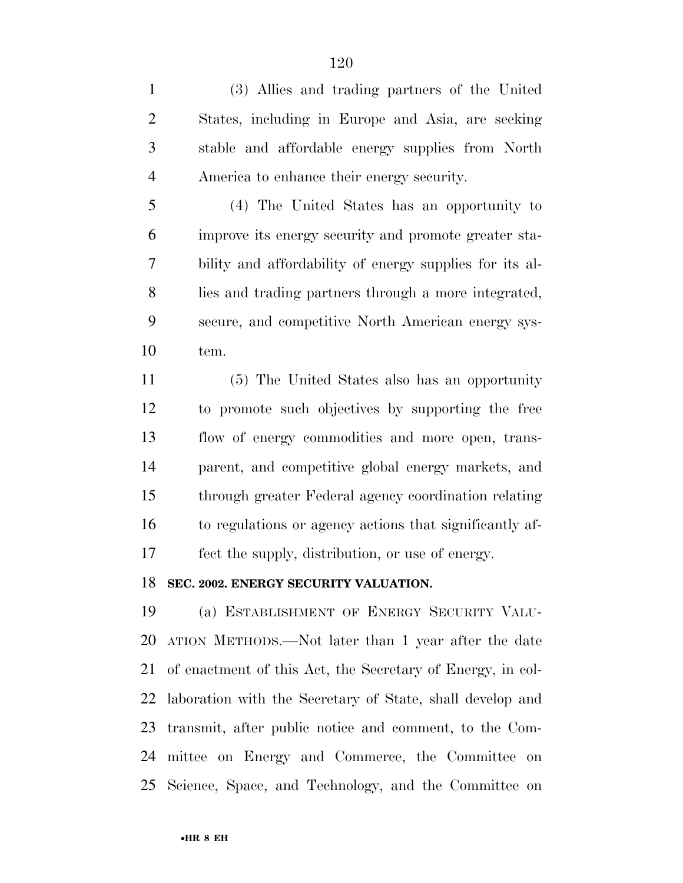(3) Allies and trading partners of the United States, including in Europe and Asia, are seeking stable and affordable energy supplies from North America to enhance their energy security.

(4) The United States has an opportunity to improve its energy security and promote greater stability and affordability of energy supplies for its allies and trading partners through a more integrated, secure, and competitive North American energy system.

(5) The United States also has an opportunity to promote such objectives by supporting the free flow of energy commodities and more open, transparent, and competitive global energy markets, and through greater Federal agency coordination relating to regulations or agency actions that significantly affect the supply, distribution, or use of energy.

### SEC. 2002. ENERGY SECURITY VALUATION.

(a) ESTABLISHMENT OF ENERGY SECURITY VALUATION METHODS.—Not later than 1 year after the date of enactment of this Act, the Secretary of Energy, in collaboration with the Secretary of State, shall develop and transmit, after public notice and comment, to the Committee on Energy and Commerce, the Committee on Science, Space, and Technology, and the Committee on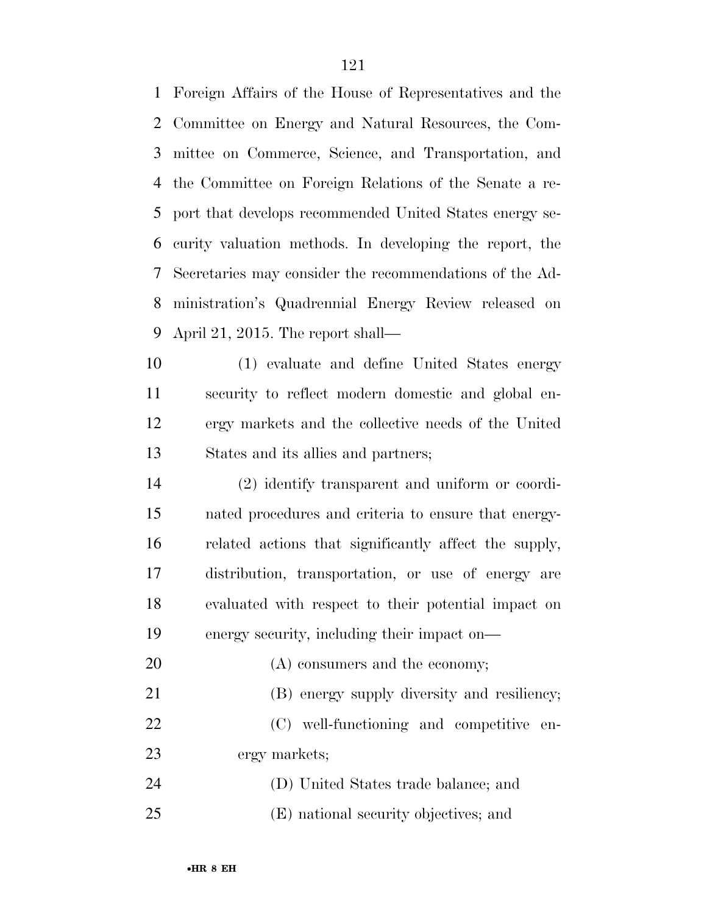Foreign Affairs of the House of Representatives and the Committee on Energy and Natural Resources, the Committee on Commerce, Science, and Transportation, and the Committee on Foreign Relations of the Senate a report that develops recommended United States energy security valuation methods. In developing the report, the Secretaries may consider the recommendations of the Administration's Quadrennial Energy Review released on April 21, 2015. The report shall—

(1) evaluate and define United States energy security to reflect modern domestic and global energy markets and the collective needs of the United States and its allies and partners;

(2) identify transparent and uniform or coordinated procedures and criteria to ensure that energy-related actions that significantly affect the supply, distribution, transportation, or use of energy are evaluated with respect to their potential impact on energy security, including their impact on—

(A) consumers and the economy;

(B) energy supply diversity and resiliency;

(C) well-functioning and competitive energy markets;

(D) United States trade balance; and

(E) national security objectives; and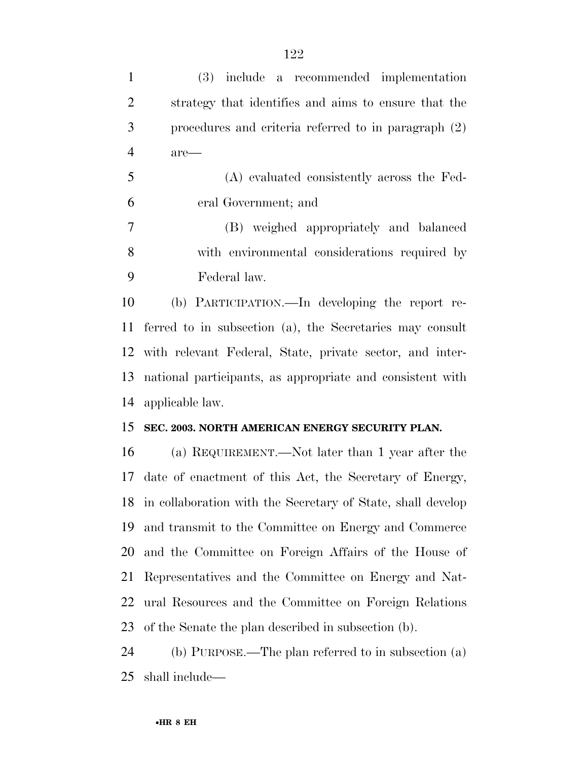(3) include a recommended implementation strategy that identifies and aims to ensure that the procedures and criteria referred to in paragraph (2) are—

(A) evaluated consistently across the Federal Government; and

(B) weighed appropriately and balanced with environmental considerations required by Federal law.

(b) PARTICIPATION.—In developing the report referred to in subsection (a), the Secretaries may consult with relevant Federal, State, private sector, and international participants, as appropriate and consistent with applicable law.

**SEC. 2003. NORTH AMERICAN ENERGY SECURITY PLAN.**

(a) REQUIREMENT.—Not later than 1 year after the date of enactment of this Act, the Secretary of Energy, in collaboration with the Secretary of State, shall develop and transmit to the Committee on Energy and Commerce and the Committee on Foreign Affairs of the House of Representatives and the Committee on Energy and Natural Resources and the Committee on Foreign Relations of the Senate the plan described in subsection (b).

(b) PURPOSE.—The plan referred to in subsection (a) shall include—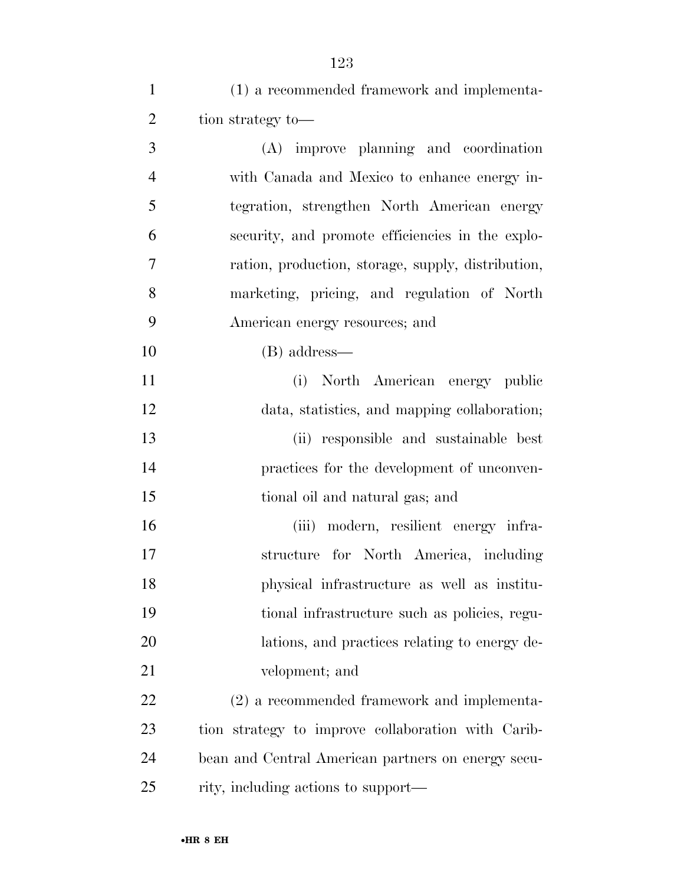(1) a recommended framework and implementation strategy to—

(A) improve planning and coordination with Canada and Mexico to enhance energy integration, strengthen North American energy security, and promote efficiencies in the exploration, production, storage, supply, distribution, marketing, pricing, and regulation of North American energy resources; and

(B) address—

(i) North American energy public data, statistics, and mapping collaboration;

(ii) responsible and sustainable best practices for the development of unconventional oil and natural gas; and

(iii) modern, resilient energy infrastructure for North America, including physical infrastructure as well as institutional infrastructure such as policies, regulations, and practices relating to energy development; and

(2) a recommended framework and implementation strategy to improve collaboration with Caribbean and Central American partners on energy security, including actions to support—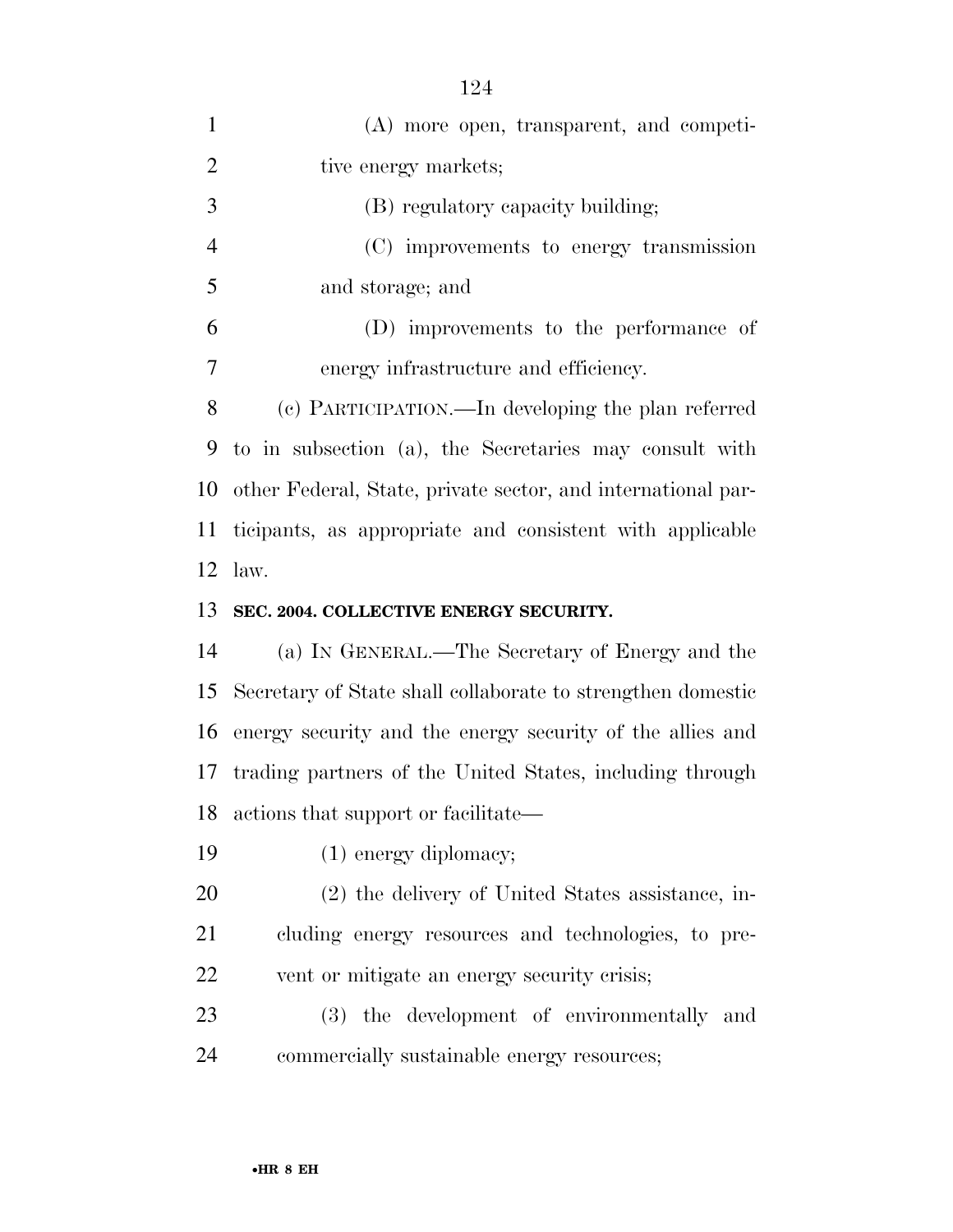(A) more open, transparent, and competitive energy markets;

(B) regulatory capacity building;

(C) improvements to energy transmission and storage; and

(D) improvements to the performance of energy infrastructure and efficiency.

(c) PARTICIPATION.—In developing the plan referred to in subsection (a), the Secretaries may consult with other Federal, State, private sector, and international participants, as appropriate and consistent with applicable law.

**SEC. 2004. COLLECTIVE ENERGY SECURITY.**

(a) IN GENERAL.—The Secretary of Energy and the Secretary of State shall collaborate to strengthen domestic energy security and the energy security of the allies and trading partners of the United States, including through actions that support or facilitate—

(1) energy diplomacy;

(2) the delivery of United States assistance, including energy resources and technologies, to prevent or mitigate an energy security crisis;

(3) the development of environmentally and commercially sustainable energy resources;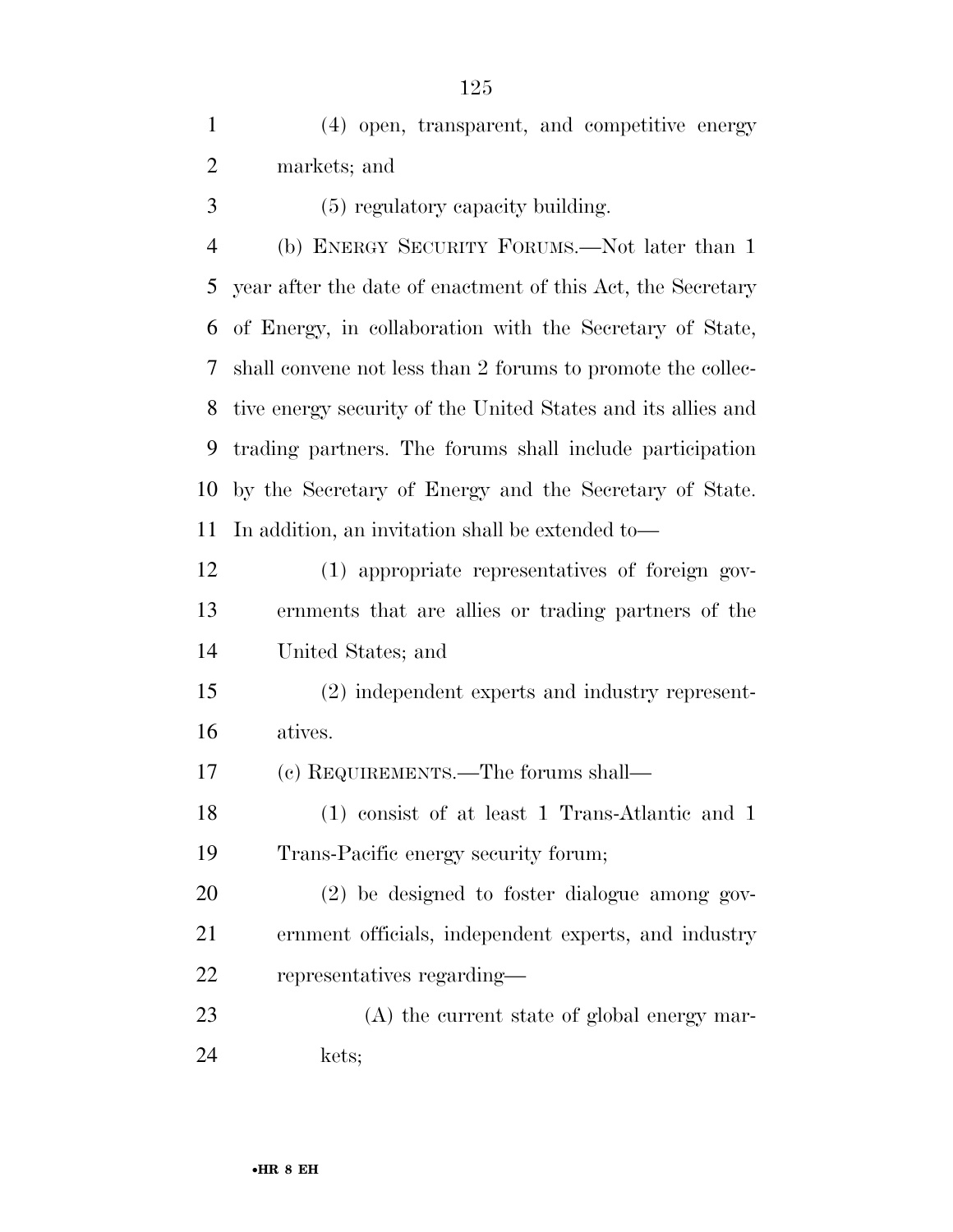(4) open, transparent, and competitive energy markets; and

(5) regulatory capacity building.

(b) ENERGY SECURITY FORUMS.—Not later than 1 year after the date of enactment of this Act, the Secretary of Energy, in collaboration with the Secretary of State, shall convene not less than 2 forums to promote the collective energy security of the United States and its allies and trading partners. The forums shall include participation by the Secretary of Energy and the Secretary of State. In addition, an invitation shall be extended to—

(1) appropriate representatives of foreign governments that are allies or trading partners of the United States; and

(2) independent experts and industry representatives.

(c) REQUIREMENTS.—The forums shall—

(1) consist of at least 1 Trans-Atlantic and 1 Trans-Pacific energy security forum;

(2) be designed to foster dialogue among government officials, independent experts, and industry representatives regarding—

(A) the current state of global energy markets;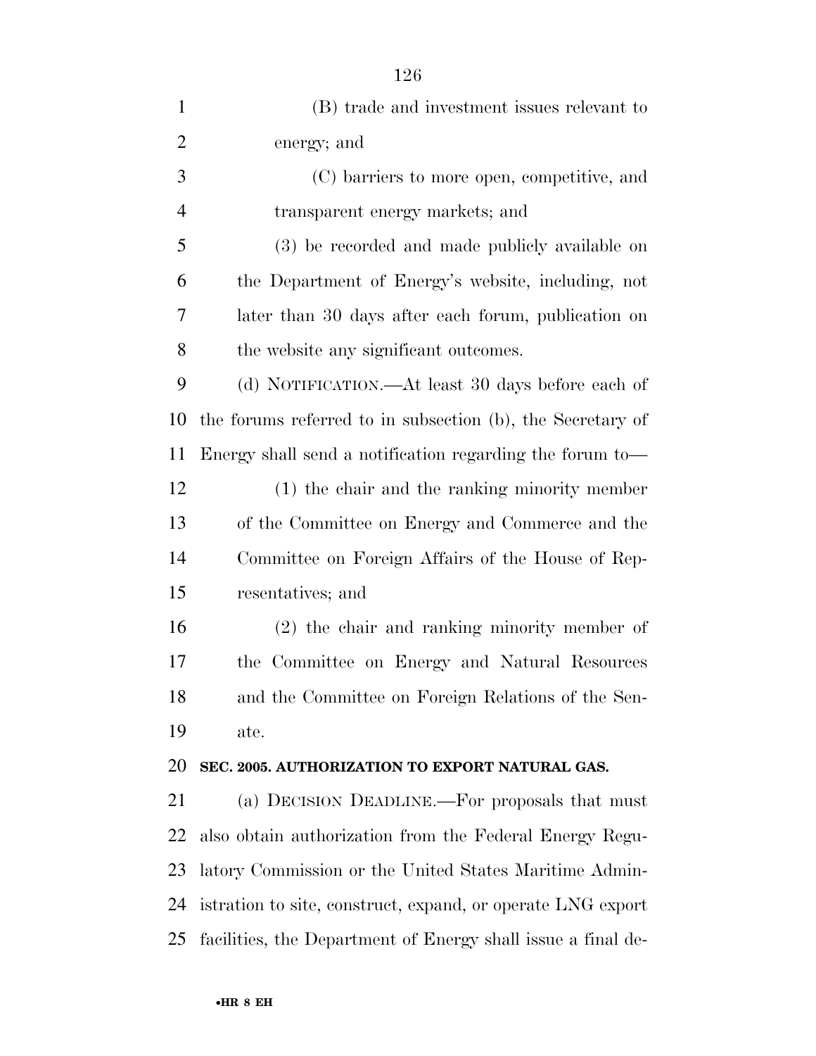(B) trade and investment issues relevant to energy; and

(C) barriers to more open, competitive, and transparent energy markets; and

(3) be recorded and made publicly available on the Department of Energy's website, including, not later than 30 days after each forum, publication on the website any significant outcomes.

(d) NOTIFICATION.—At least 30 days before each of the forums referred to in subsection (b), the Secretary of Energy shall send a notification regarding the forum to—

(1) the chair and the ranking minority member of the Committee on Energy and Commerce and the Committee on Foreign Affairs of the House of Representatives; and

(2) the chair and ranking minority member of the Committee on Energy and Natural Resources and the Committee on Foreign Relations of the Senate.

**SEC. 2005. AUTHORIZATION TO EXPORT NATURAL GAS.**

(a) DECISION DEADLINE.—For proposals that must also obtain authorization from the Federal Energy Regulatory Commission or the United States Maritime Administration to site, construct, expand, or operate LNG export facilities, the Department of Energy shall issue a final de-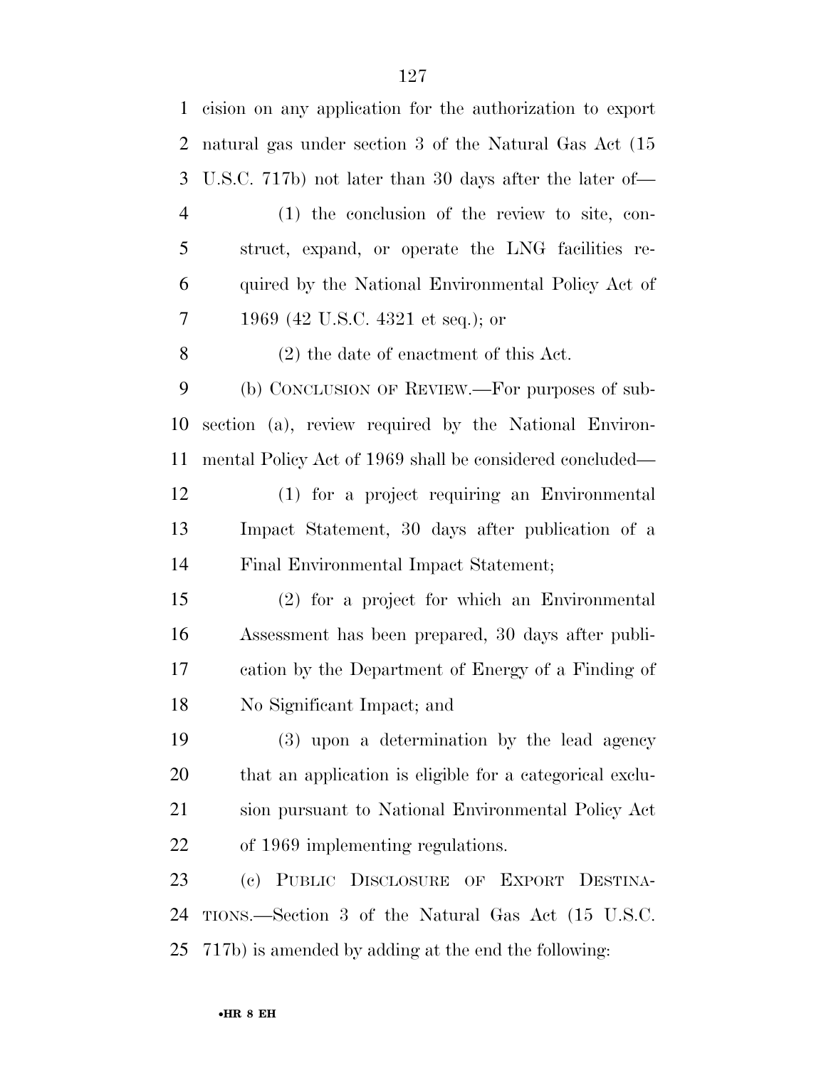cision on any application for the authorization to export natural gas under section 3 of the Natural Gas Act (15 U.S.C. 717b) not later than 30 days after the later of—

(1) the conclusion of the review to site, construct, expand, or operate the LNG facilities required by the National Environmental Policy Act of 1969 (42 U.S.C. 4321 et seq.); or

(2) the date of enactment of this Act.

(b) CONCLUSION OF REVIEW.—For purposes of subsection (a), review required by the National Environmental Policy Act of 1969 shall be considered concluded—

(1) for a project requiring an Environmental Impact Statement, 30 days after publication of a Final Environmental Impact Statement;

(2) for a project for which an Environmental Assessment has been prepared, 30 days after publication by the Department of Energy of a Finding of No Significant Impact; and

(3) upon a determination by the lead agency that an application is eligible for a categorical exclusion pursuant to National Environmental Policy Act of 1969 implementing regulations.

(c) PUBLIC DISCLOSURE OF EXPORT DESTINATIONS.—Section 3 of the Natural Gas Act (15 U.S.C. 717b) is amended by adding at the end the following: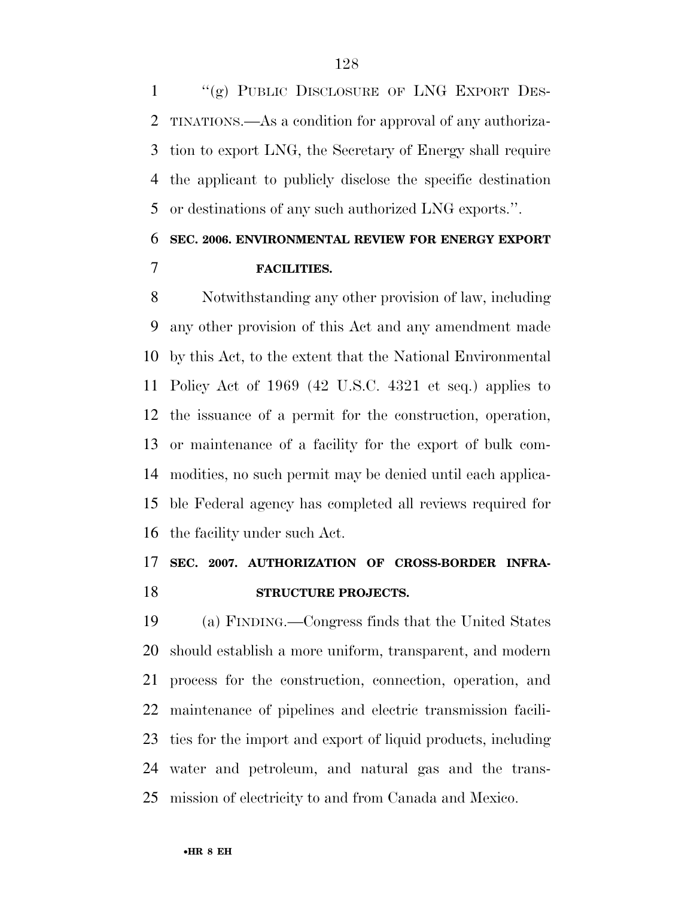"(g) PUBLIC DISCLOSURE OF LNG EXPORT DESTINATIONS.—As a condition for approval of any authorization to export LNG, the Secretary of Energy shall require the applicant to publicly disclose the specific destination or destinations of any such authorized LNG exports.".

**SEC. 2006. ENVIRONMENTAL REVIEW FOR ENERGY EXPORT FACILITIES.**

Notwithstanding any other provision of law, including any other provision of this Act and any amendment made by this Act, to the extent that the National Environmental Policy Act of 1969 (42 U.S.C. 4321 et seq.) applies to the issuance of a permit for the construction, operation, or maintenance of a facility for the export of bulk commodities, no such permit may be denied until each applicable Federal agency has completed all reviews required for the facility under such Act.

**SEC. 2007. AUTHORIZATION OF CROSS-BORDER INFRASTRUCTURE PROJECTS.**

(a) FINDING.—Congress finds that the United States should establish a more uniform, transparent, and modern process for the construction, connection, operation, and maintenance of pipelines and electric transmission facilities for the import and export of liquid products, including water and petroleum, and natural gas and the transmission of electricity to and from Canada and Mexico.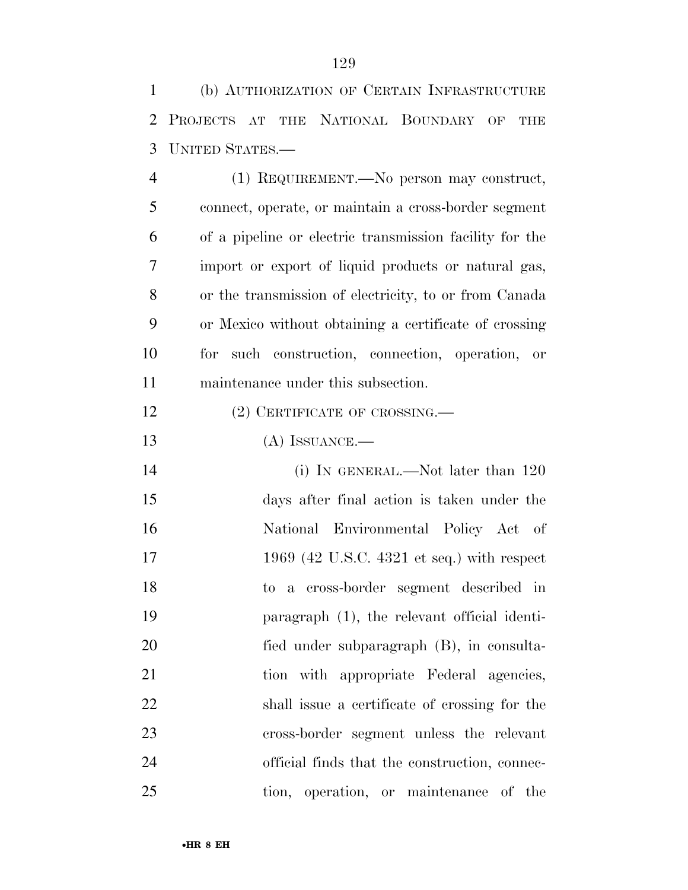(b) AUTHORIZATION OF CERTAIN INFRASTRUCTURE PROJECTS AT THE NATIONAL BOUNDARY OF THE UNITED STATES.—

(1) REQUIREMENT.—No person may construct, connect, operate, or maintain a cross-border segment of a pipeline or electric transmission facility for the import or export of liquid products or natural gas, or the transmission of electricity, to or from Canada or Mexico without obtaining a certificate of crossing for such construction, connection, operation, or maintenance under this subsection.

(2) CERTIFICATE OF CROSSING.—

(A) ISSUANCE.—

(i) IN GENERAL.—Not later than 120 days after final action is taken under the National Environmental Policy Act of 1969 (42 U.S.C. 4321 et seq.) with respect to a cross-border segment described in paragraph (1), the relevant official identified under subparagraph (B), in consultation with appropriate Federal agencies, shall issue a certificate of crossing for the cross-border segment unless the relevant official finds that the construction, connection, operation, or maintenance of the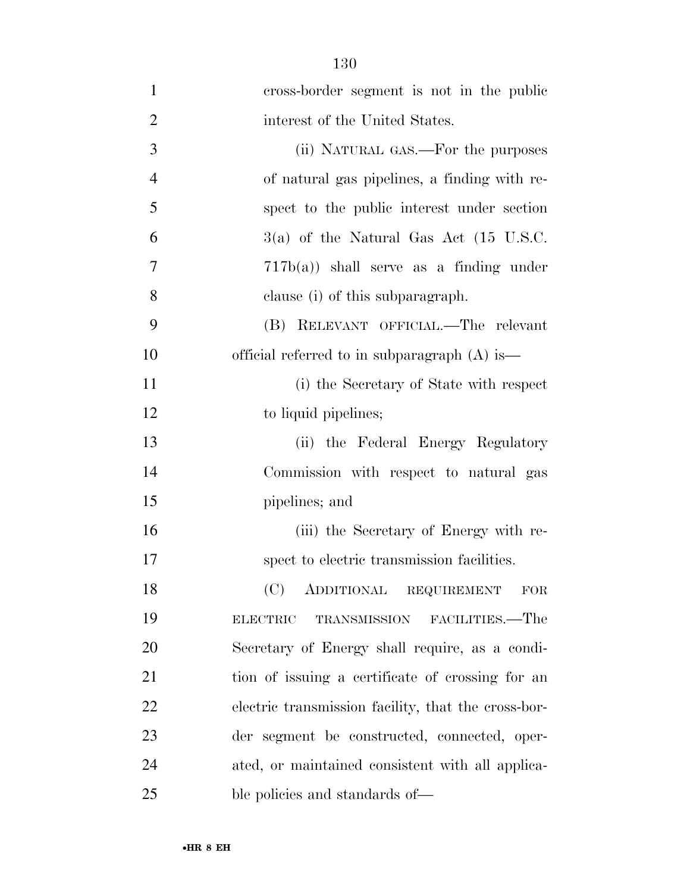cross-border segment is not in the public interest of the United States.

(ii) NATURAL GAS.—For the purposes of natural gas pipelines, a finding with respect to the public interest under section 3(a) of the Natural Gas Act (15 U.S.C. 717b(a)) shall serve as a finding under clause (i) of this subparagraph.

(B) RELEVANT OFFICIAL.—The relevant official referred to in subparagraph (A) is—

(i) the Secretary of State with respect to liquid pipelines;

(ii) the Federal Energy Regulatory Commission with respect to natural gas pipelines; and

(iii) the Secretary of Energy with respect to electric transmission facilities.

(C) ADDITIONAL REQUIREMENT FOR ELECTRIC TRANSMISSION FACILITIES.—The Secretary of Energy shall require, as a condition of issuing a certificate of crossing for an electric transmission facility, that the cross-border segment be constructed, connected, operated, or maintained consistent with all applicable policies and standards of—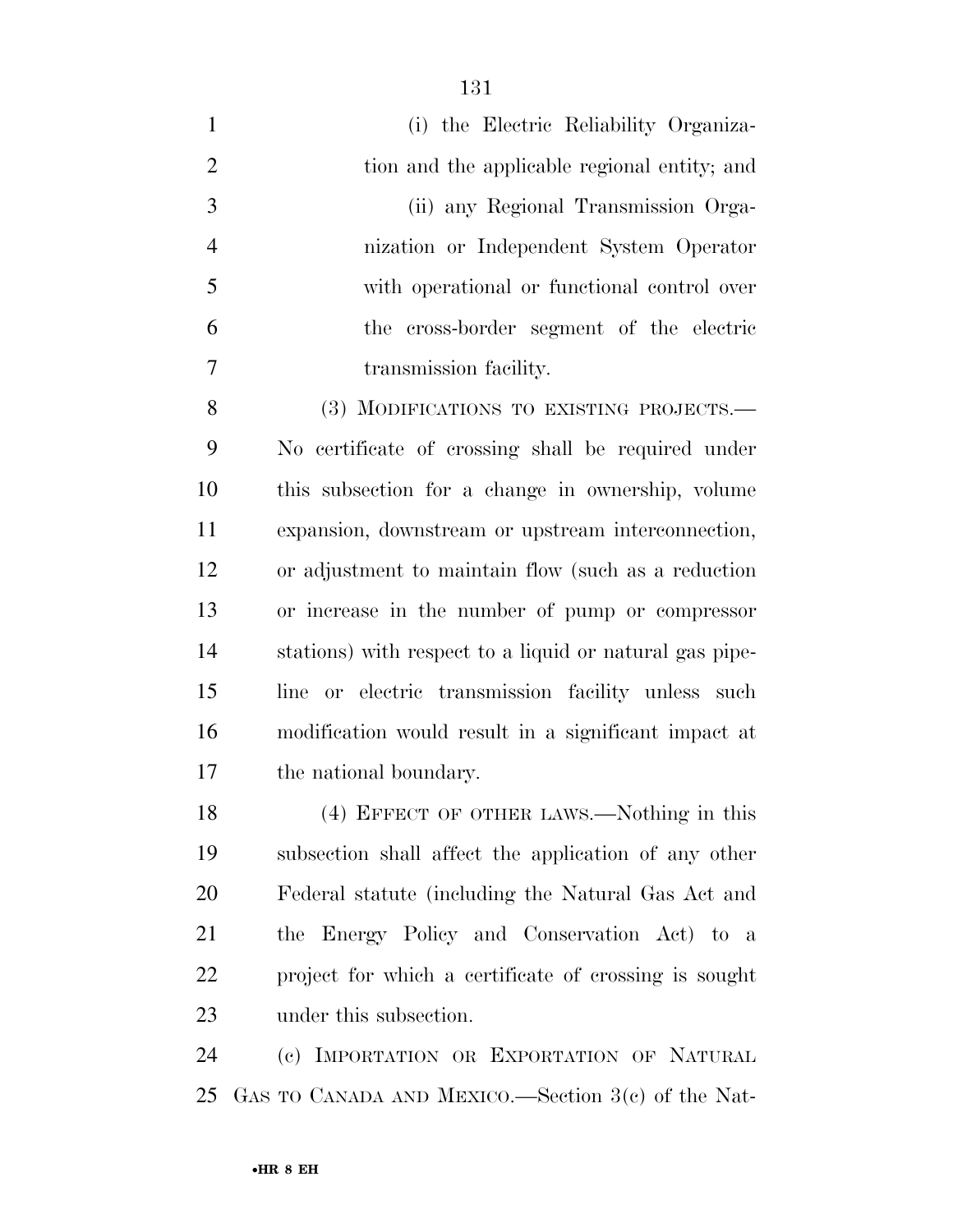(i) the Electric Reliability Organization and the applicable regional entity; and

(ii) any Regional Transmission Organization or Independent System Operator with operational or functional control over the cross-border segment of the electric transmission facility.

(3) MODIFICATIONS TO EXISTING PROJECTS.—No certificate of crossing shall be required under this subsection for a change in ownership, volume expansion, downstream or upstream interconnection, or adjustment to maintain flow (such as a reduction or increase in the number of pump or compressor stations) with respect to a liquid or natural gas pipeline or electric transmission facility unless such modification would result in a significant impact at the national boundary.

(4) EFFECT OF OTHER LAWS.—Nothing in this subsection shall affect the application of any other Federal statute (including the Natural Gas Act and the Energy Policy and Conservation Act) to a project for which a certificate of crossing is sought under this subsection.

(c) IMPORTATION OR EXPORTATION OF NATURAL GAS TO CANADA AND MEXICO.—Section 3(c) of the Nat-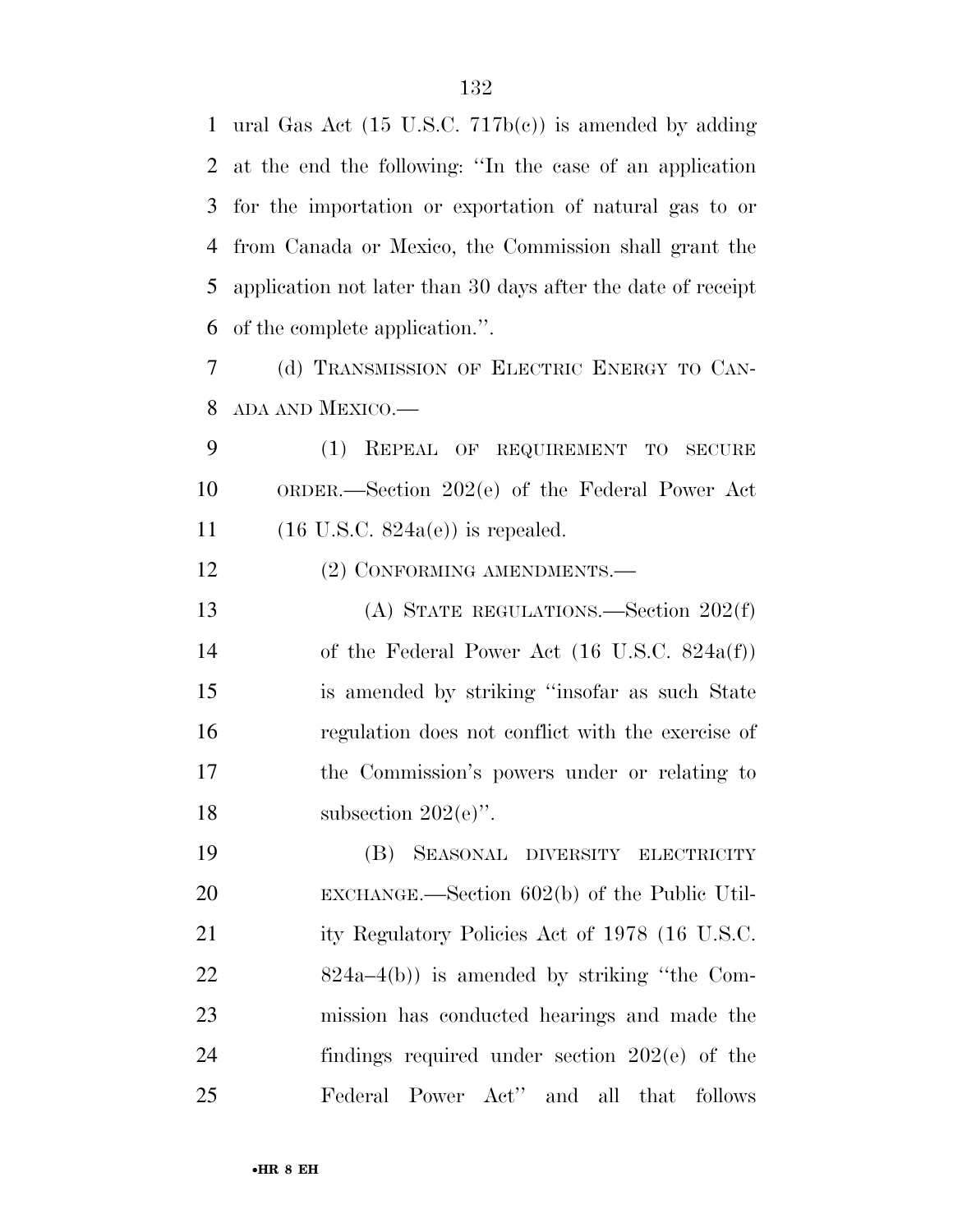ural Gas Act (15 U.S.C. 717b(c)) is amended by adding at the end the following: "In the case of an application for the importation or exportation of natural gas to or from Canada or Mexico, the Commission shall grant the application not later than 30 days after the date of receipt of the complete application.".

(d) TRANSMISSION OF ELECTRIC ENERGY TO CANADA AND MEXICO.—

(1) REPEAL OF REQUIREMENT TO SECURE ORDER.—Section 202(e) of the Federal Power Act (16 U.S.C. 824a(e)) is repealed.

(2) CONFORMING AMENDMENTS.—

(A) STATE REGULATIONS.—Section 202(f) of the Federal Power Act (16 U.S.C. 824a(f)) is amended by striking "insofar as such State regulation does not conflict with the exercise of the Commission's powers under or relating to subsection 202(e)".

(B) SEASONAL DIVERSITY ELECTRICITY EXCHANGE.—Section 602(b) of the Public Utility Regulatory Policies Act of 1978 (16 U.S.C. 824a–4(b)) is amended by striking "the Commission has conducted hearings and made the findings required under section 202(e) of the Federal Power Act" and all that follows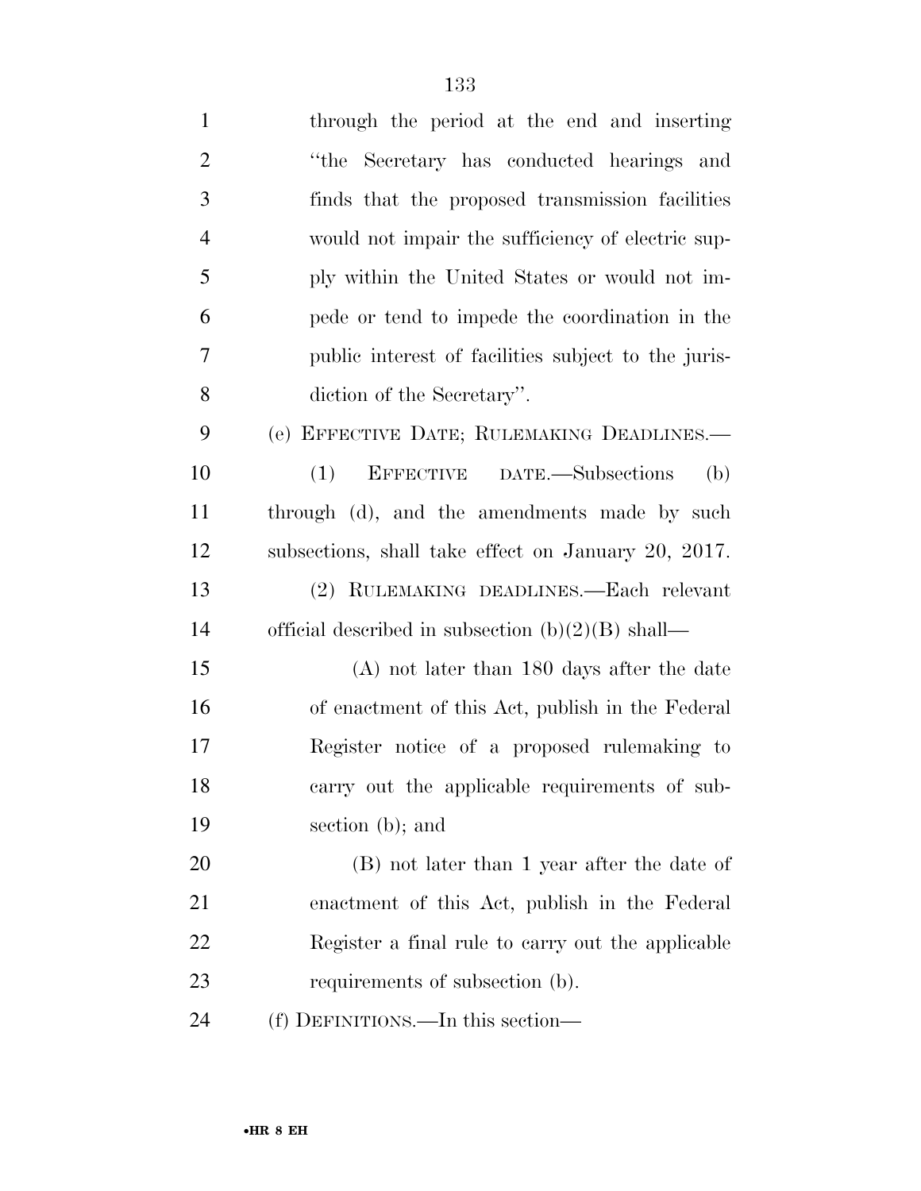through the period at the end and inserting "the Secretary has conducted hearings and finds that the proposed transmission facilities would not impair the sufficiency of electric supply within the United States or would not impede or tend to impede the coordination in the public interest of facilities subject to the jurisdiction of the Secretary".

(e) EFFECTIVE DATE; RULEMAKING DEADLINES.—

(1) EFFECTIVE DATE.—Subsections (b) through (d), and the amendments made by such subsections, shall take effect on January 20, 2017.

(2) RULEMAKING DEADLINES.—Each relevant official described in subsection (b)(2)(B) shall—

(A) not later than 180 days after the date of enactment of this Act, publish in the Federal Register notice of a proposed rulemaking to carry out the applicable requirements of subsection (b); and

(B) not later than 1 year after the date of enactment of this Act, publish in the Federal Register a final rule to carry out the applicable requirements of subsection (b).

(f) DEFINITIONS.—In this section—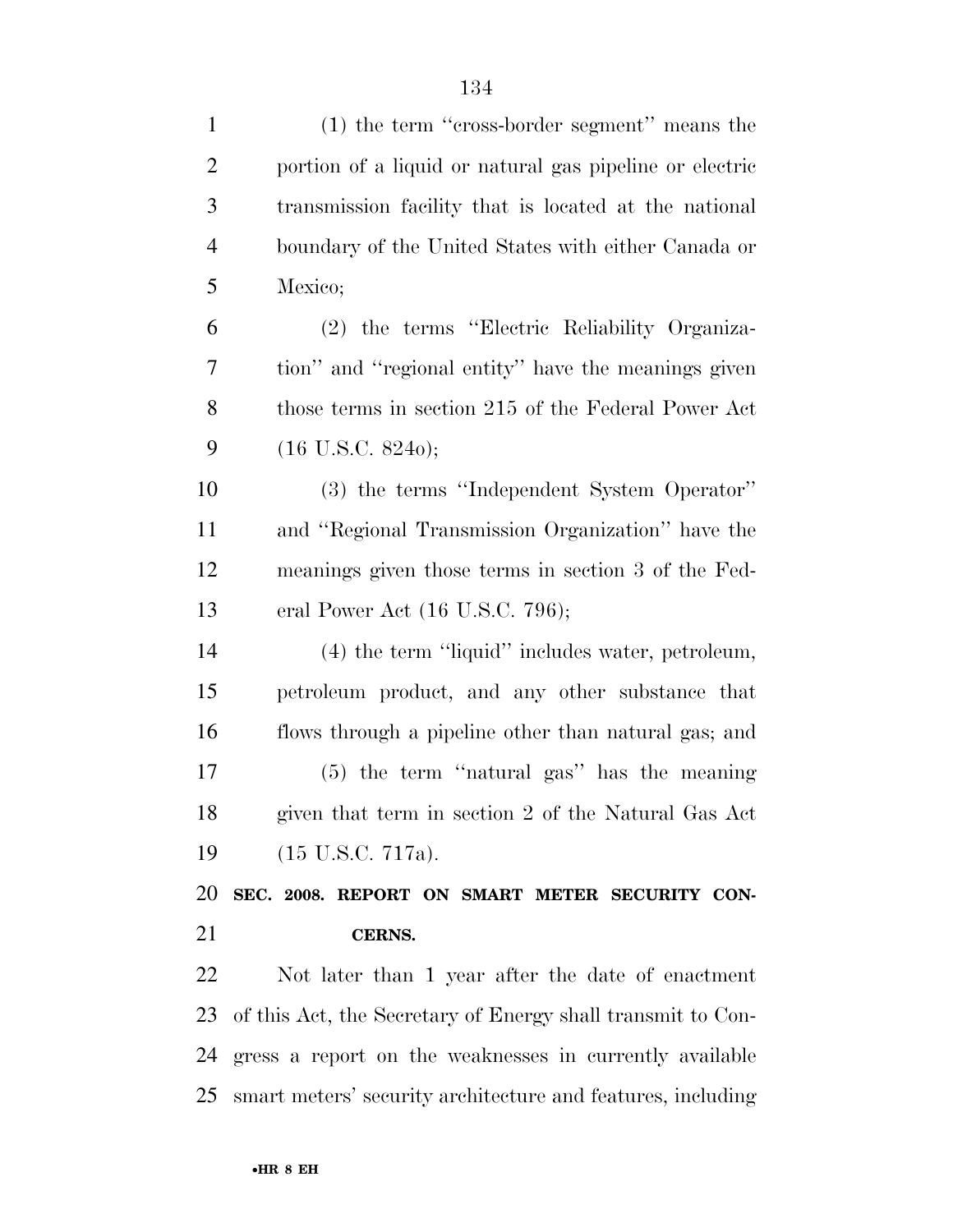(1) the term "cross-border segment" means the portion of a liquid or natural gas pipeline or electric transmission facility that is located at the national boundary of the United States with either Canada or Mexico;

(2) the terms "Electric Reliability Organization" and "regional entity" have the meanings given those terms in section 215 of the Federal Power Act (16 U.S.C. 824o);

(3) the terms "Independent System Operator" and "Regional Transmission Organization" have the meanings given those terms in section 3 of the Federal Power Act (16 U.S.C. 796);

(4) the term "liquid" includes water, petroleum, petroleum product, and any other substance that flows through a pipeline other than natural gas; and

(5) the term "natural gas" has the meaning given that term in section 2 of the Natural Gas Act (15 U.S.C. 717a).

**SEC. 2008. REPORT ON SMART METER SECURITY CONCERNS.**

Not later than 1 year after the date of enactment of this Act, the Secretary of Energy shall transmit to Congress a report on the weaknesses in currently available smart meters' security architecture and features, including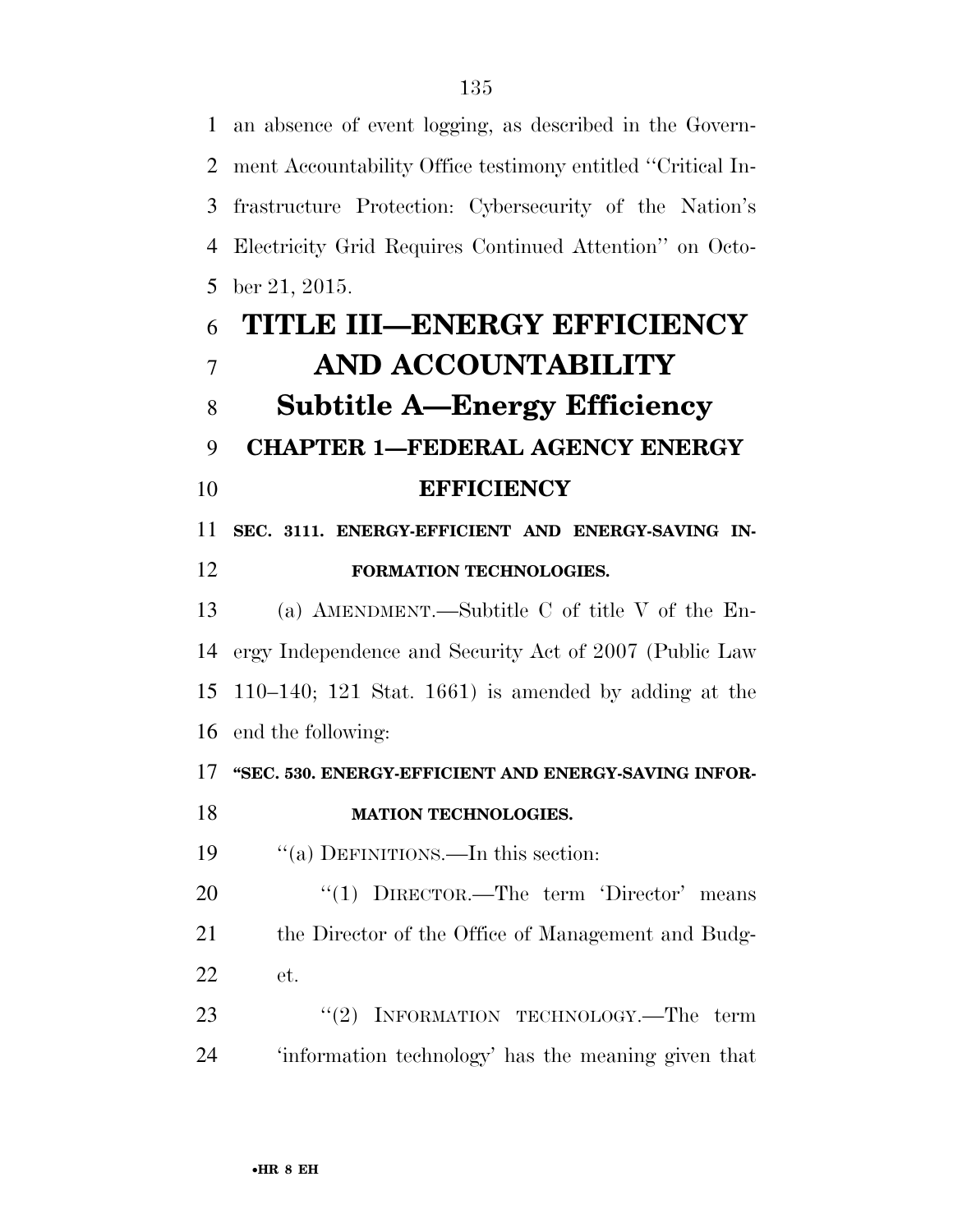an absence of event logging, as described in the Government Accountability Office testimony entitled ''Critical Infrastructure Protection: Cybersecurity of the Nation's Electricity Grid Requires Continued Attention'' on October 21, 2015.

# TITLE III—ENERGY EFFICIENCY AND ACCOUNTABILITY

## Subtitle A—Energy Efficiency

### CHAPTER 1—FEDERAL AGENCY ENERGY EFFICIENCY

**SEC. 3111. ENERGY-EFFICIENT AND ENERGY-SAVING INFORMATION TECHNOLOGIES.**

(a) AMENDMENT.—Subtitle C of title V of the Energy Independence and Security Act of 2007 (Public Law 110–140; 121 Stat. 1661) is amended by adding at the end the following:

**''SEC. 530. ENERGY-EFFICIENT AND ENERGY-SAVING INFORMATION TECHNOLOGIES.**

''(a) DEFINITIONS.—In this section:

''(1) DIRECTOR.—The term 'Director' means the Director of the Office of Management and Budget.

''(2) INFORMATION TECHNOLOGY.—The term 'information technology' has the meaning given that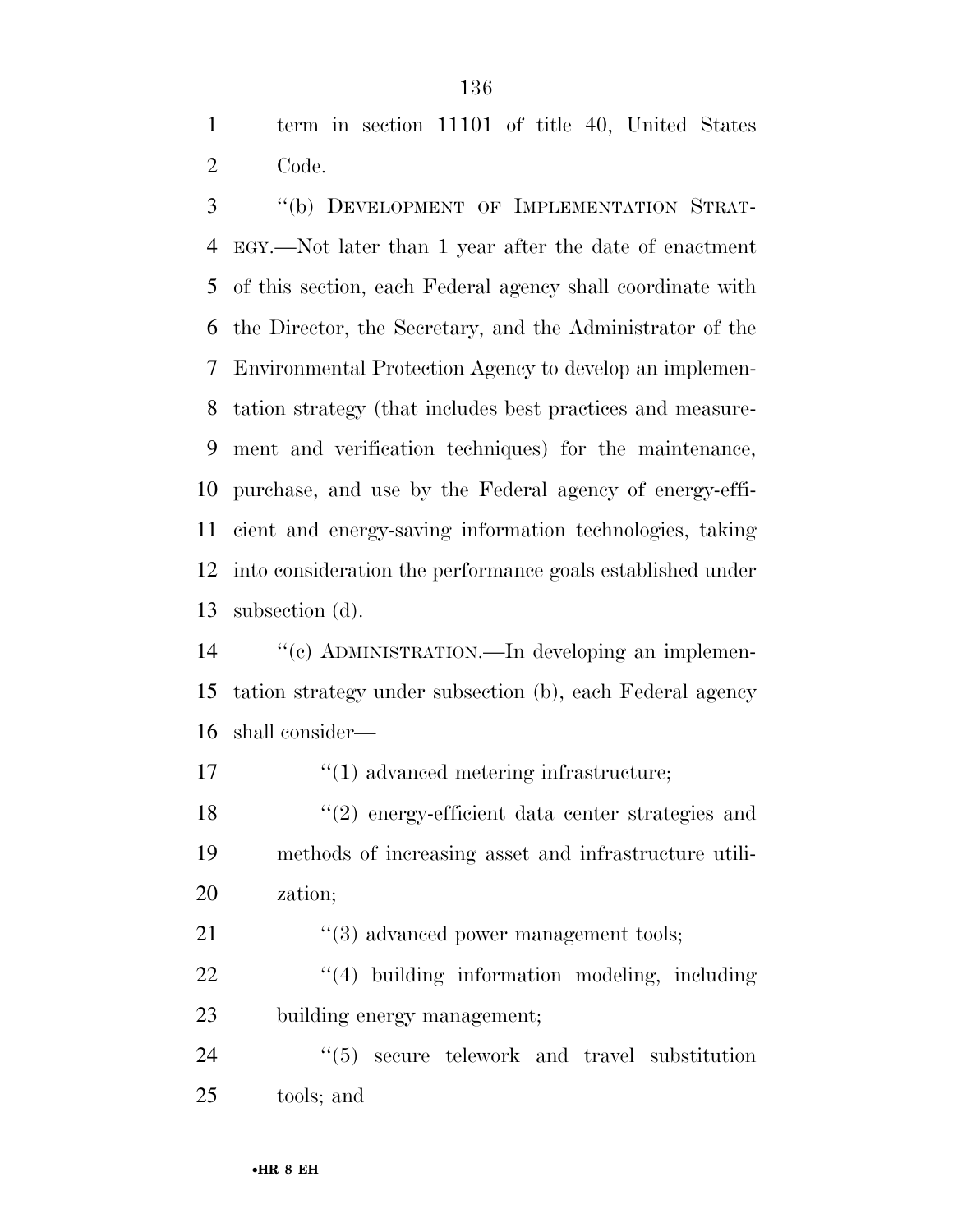term in section 11101 of title 40, United States Code.

"(b) DEVELOPMENT OF IMPLEMENTATION STRATEGY.—Not later than 1 year after the date of enactment of this section, each Federal agency shall coordinate with the Director, the Secretary, and the Administrator of the Environmental Protection Agency to develop an implementation strategy (that includes best practices and measurement and verification techniques) for the maintenance, purchase, and use by the Federal agency of energy-efficient and energy-saving information technologies, taking into consideration the performance goals established under subsection (d).

"(c) ADMINISTRATION.—In developing an implementation strategy under subsection (b), each Federal agency shall consider—

"(1) advanced metering infrastructure;

"(2) energy-efficient data center strategies and methods of increasing asset and infrastructure utilization;

"(3) advanced power management tools;

"(4) building information modeling, including building energy management;

"(5) secure telework and travel substitution tools; and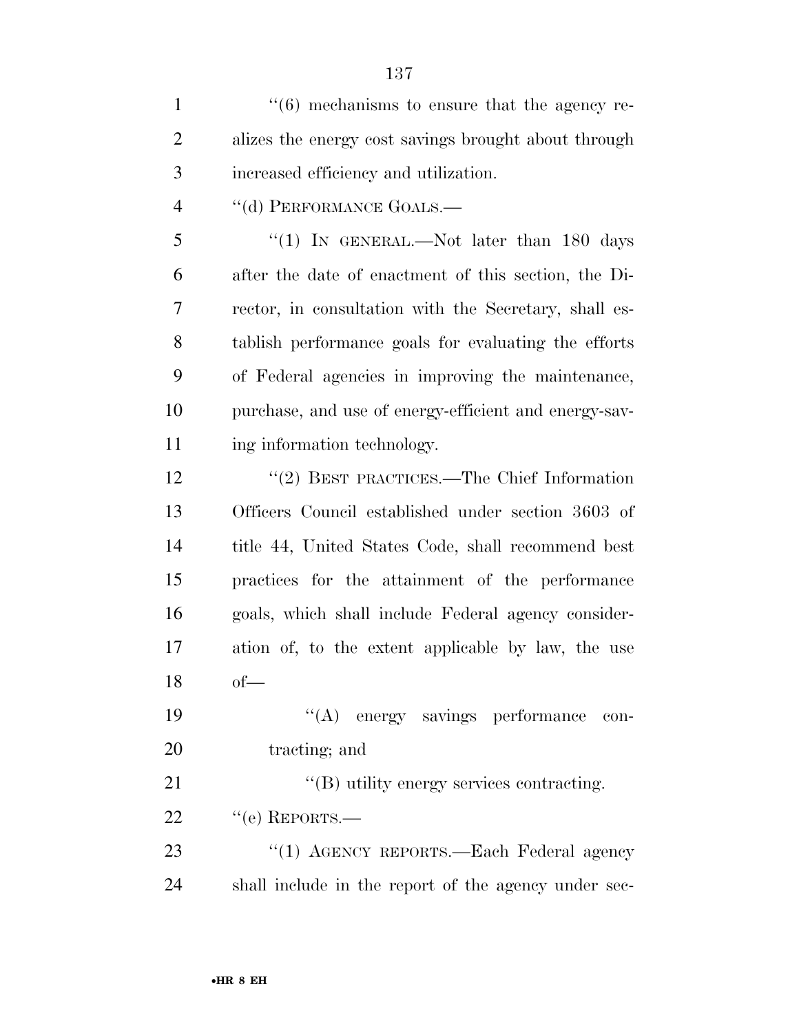"(6) mechanisms to ensure that the agency realizes the energy cost savings brought about through increased efficiency and utilization.

"(d) PERFORMANCE GOALS.—

"(1) IN GENERAL.—Not later than 180 days after the date of enactment of this section, the Director, in consultation with the Secretary, shall establish performance goals for evaluating the efforts of Federal agencies in improving the maintenance, purchase, and use of energy-efficient and energy-saving information technology.

"(2) BEST PRACTICES.—The Chief Information Officers Council established under section 3603 of title 44, United States Code, shall recommend best practices for the attainment of the performance goals, which shall include Federal agency consideration of, to the extent applicable by law, the use of—

"(A) energy savings performance contracting; and

"(B) utility energy services contracting.

"(e) REPORTS.—

"(1) AGENCY REPORTS.—Each Federal agency shall include in the report of the agency under sec-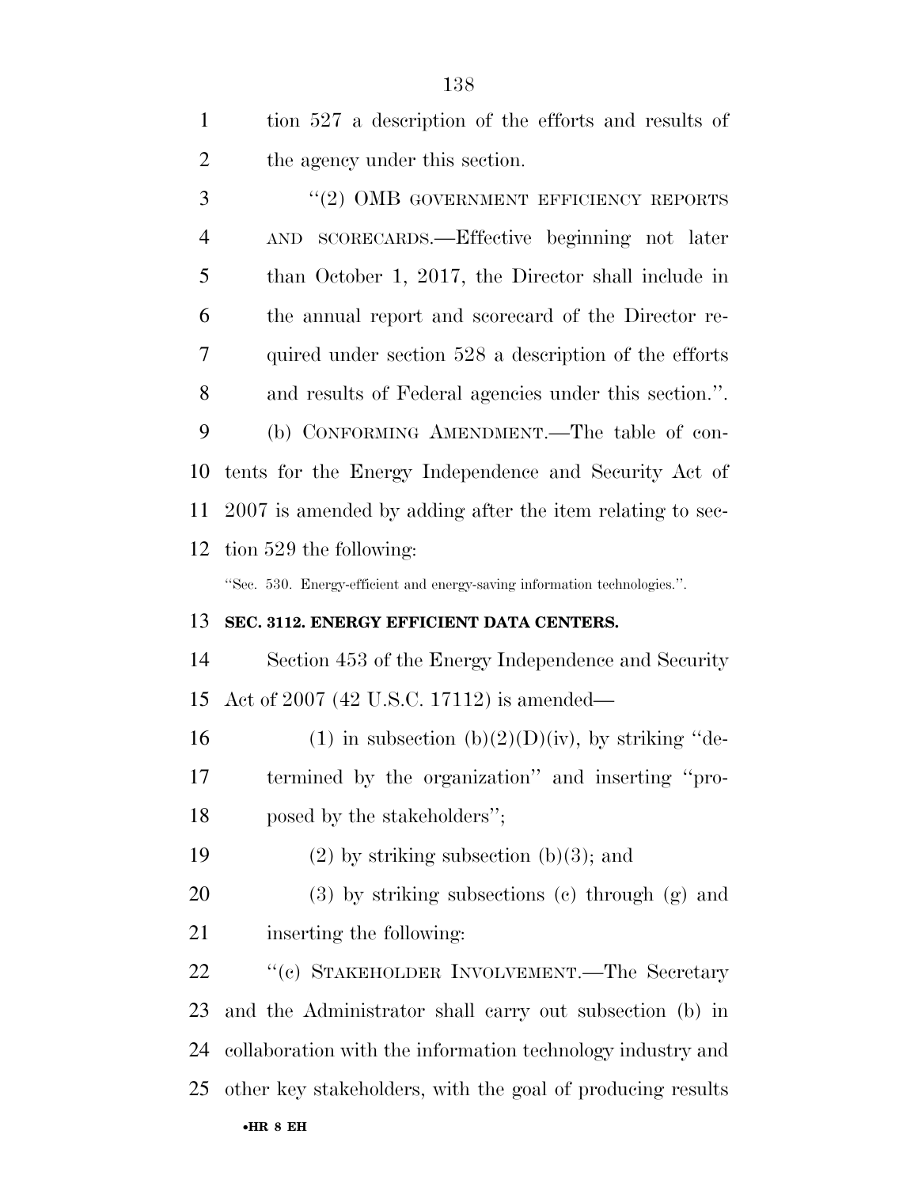tion 527 a description of the efforts and results of the agency under this section.

"(2) OMB GOVERNMENT EFFICIENCY REPORTS AND SCORECARDS.—Effective beginning not later than October 1, 2017, the Director shall include in the annual report and scorecard of the Director required under section 528 a description of the efforts and results of Federal agencies under this section.".

(b) CONFORMING AMENDMENT.—The table of contents for the Energy Independence and Security Act of 2007 is amended by adding after the item relating to section 529 the following:

"Sec. 530. Energy-efficient and energy-saving information technologies.".

**SEC. 3112. ENERGY EFFICIENT DATA CENTERS.**

Section 453 of the Energy Independence and Security Act of 2007 (42 U.S.C. 17112) is amended—

(1) in subsection (b)(2)(D)(iv), by striking "determined by the organization" and inserting "proposed by the stakeholders";

(2) by striking subsection (b)(3); and

(3) by striking subsections (c) through (g) and inserting the following:

"(c) STAKEHOLDER INVOLVEMENT.—The Secretary and the Administrator shall carry out subsection (b) in collaboration with the information technology industry and other key stakeholders, with the goal of producing results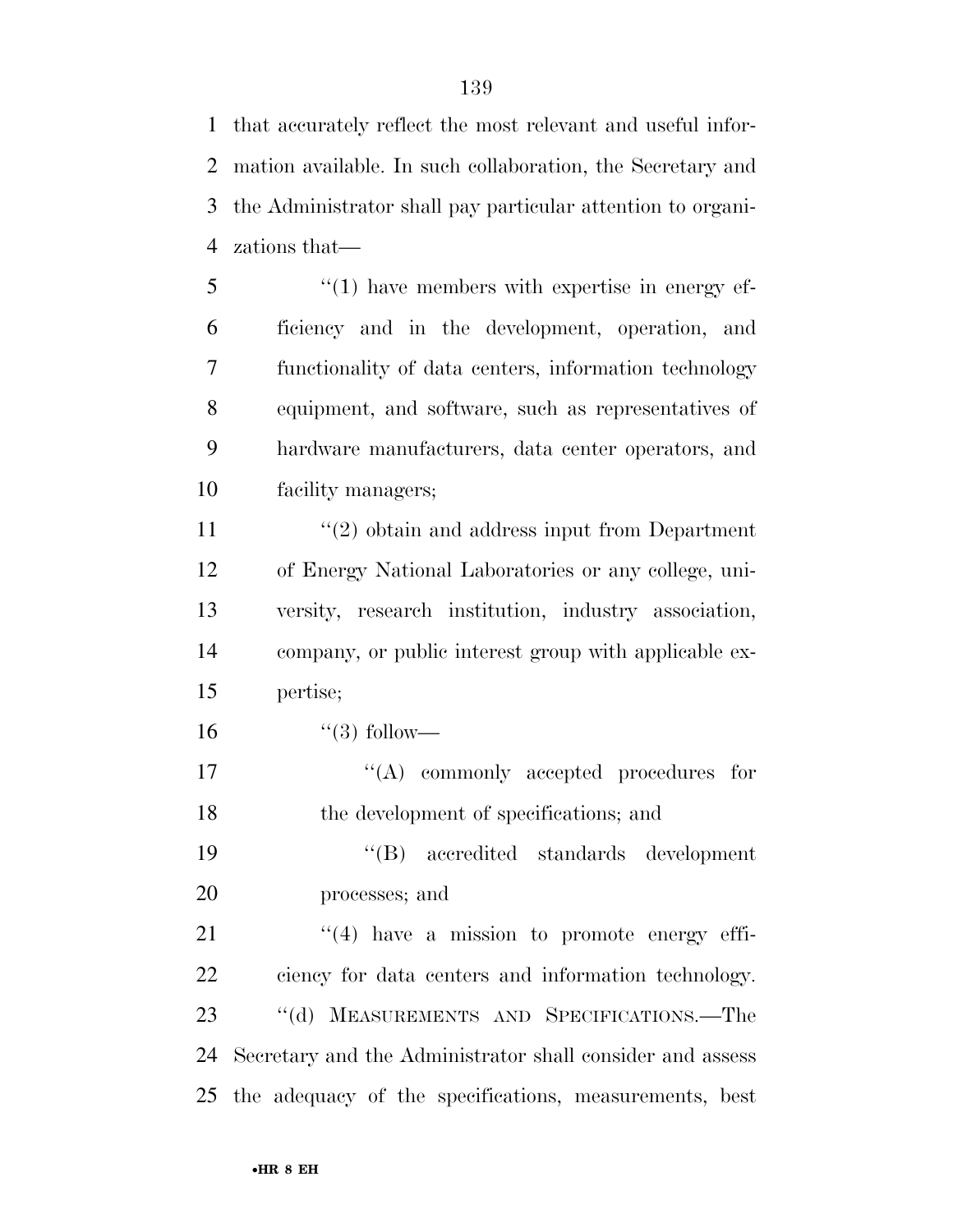that accurately reflect the most relevant and useful information available. In such collaboration, the Secretary and the Administrator shall pay particular attention to organizations that—

''(1) have members with expertise in energy efficiency and in the development, operation, and functionality of data centers, information technology equipment, and software, such as representatives of hardware manufacturers, data center operators, and facility managers;

''(2) obtain and address input from Department of Energy National Laboratories or any college, university, research institution, industry association, company, or public interest group with applicable expertise;

''(3) follow—

''(A) commonly accepted procedures for the development of specifications; and

''(B) accredited standards development processes; and

''(4) have a mission to promote energy efficiency for data centers and information technology.

''(d) MEASUREMENTS AND SPECIFICATIONS.—The Secretary and the Administrator shall consider and assess the adequacy of the specifications, measurements, best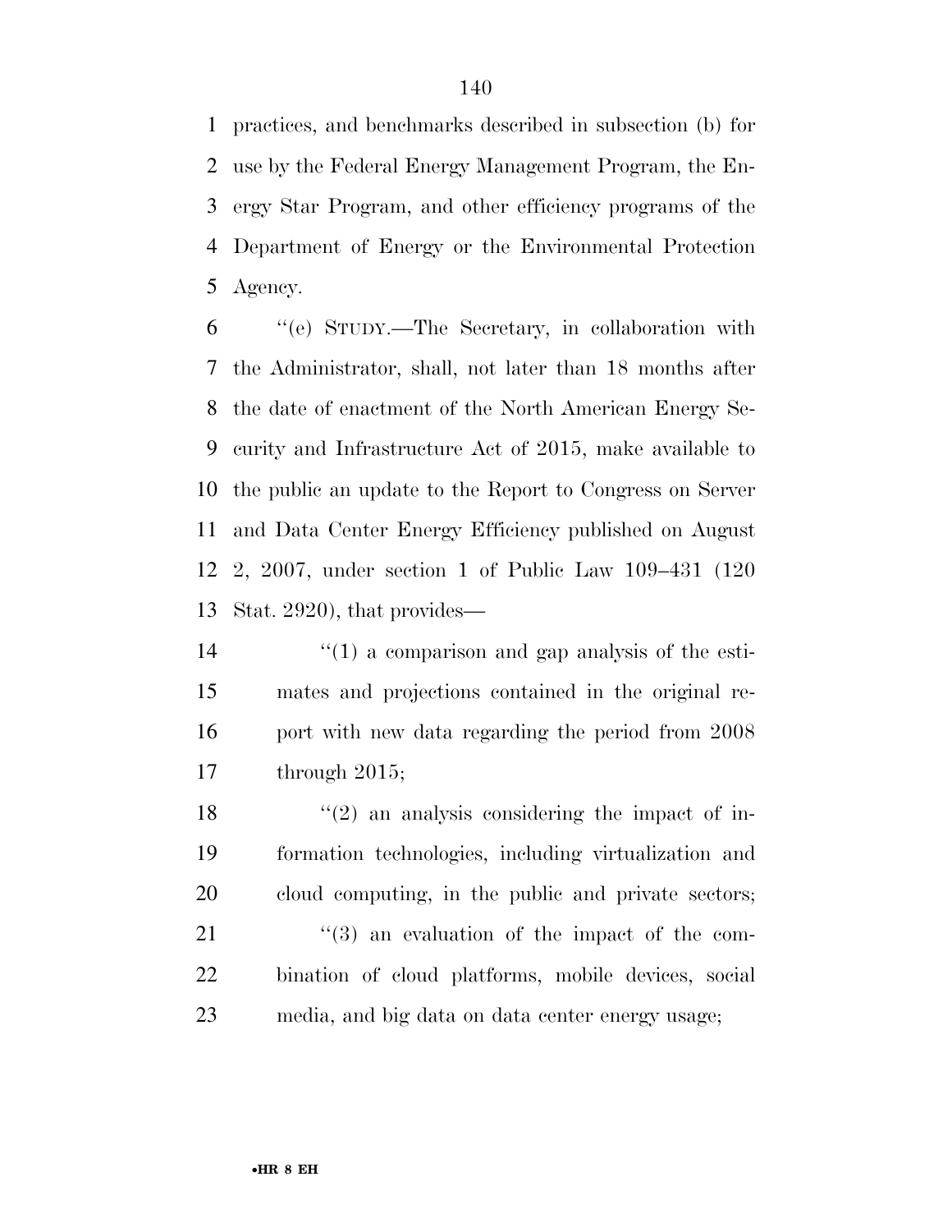practices, and benchmarks described in subsection (b) for use by the Federal Energy Management Program, the Energy Star Program, and other efficiency programs of the Department of Energy or the Environmental Protection Agency.

"(e) STUDY.—The Secretary, in collaboration with the Administrator, shall, not later than 18 months after the date of enactment of the North American Energy Security and Infrastructure Act of 2015, make available to the public an update to the Report to Congress on Server and Data Center Energy Efficiency published on August 2, 2007, under section 1 of Public Law 109–431 (120 Stat. 2920), that provides—

"(1) a comparison and gap analysis of the estimates and projections contained in the original report with new data regarding the period from 2008 through 2015;

"(2) an analysis considering the impact of information technologies, including virtualization and cloud computing, in the public and private sectors;

"(3) an evaluation of the impact of the combination of cloud platforms, mobile devices, social media, and big data on data center energy usage;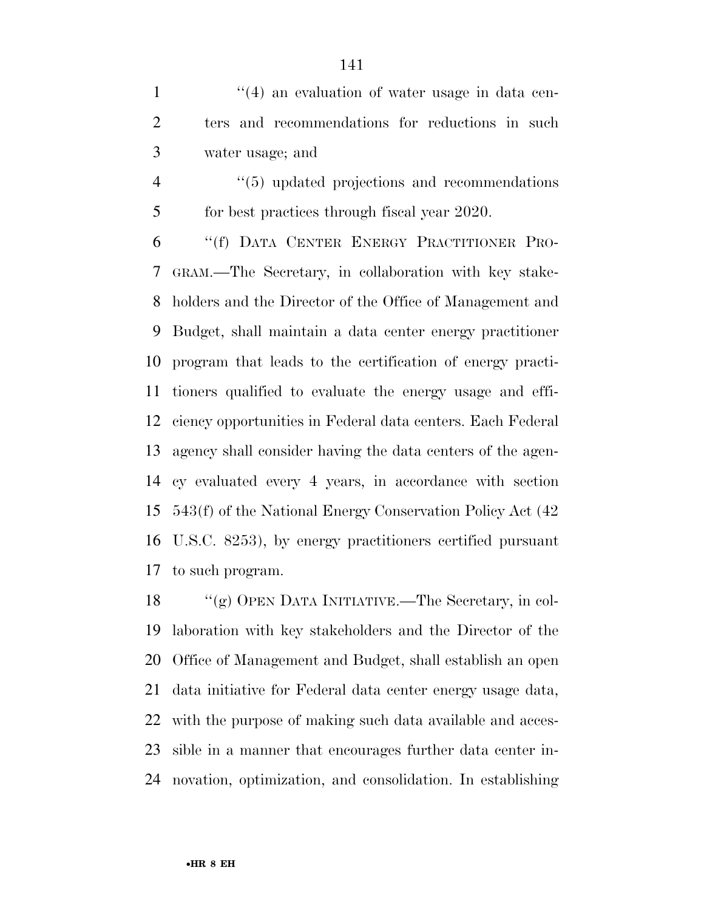''(4) an evaluation of water usage in data centers and recommendations for reductions in such water usage; and

''(5) updated projections and recommendations for best practices through fiscal year 2020.

''(f) DATA CENTER ENERGY PRACTITIONER PROGRAM.—The Secretary, in collaboration with key stakeholders and the Director of the Office of Management and Budget, shall maintain a data center energy practitioner program that leads to the certification of energy practitioners qualified to evaluate the energy usage and efficiency opportunities in Federal data centers. Each Federal agency shall consider having the data centers of the agency evaluated every 4 years, in accordance with section 543(f) of the National Energy Conservation Policy Act (42 U.S.C. 8253), by energy practitioners certified pursuant to such program.

''(g) OPEN DATA INITIATIVE.—The Secretary, in collaboration with key stakeholders and the Director of the Office of Management and Budget, shall establish an open data initiative for Federal data center energy usage data, with the purpose of making such data available and accessible in a manner that encourages further data center innovation, optimization, and consolidation. In establishing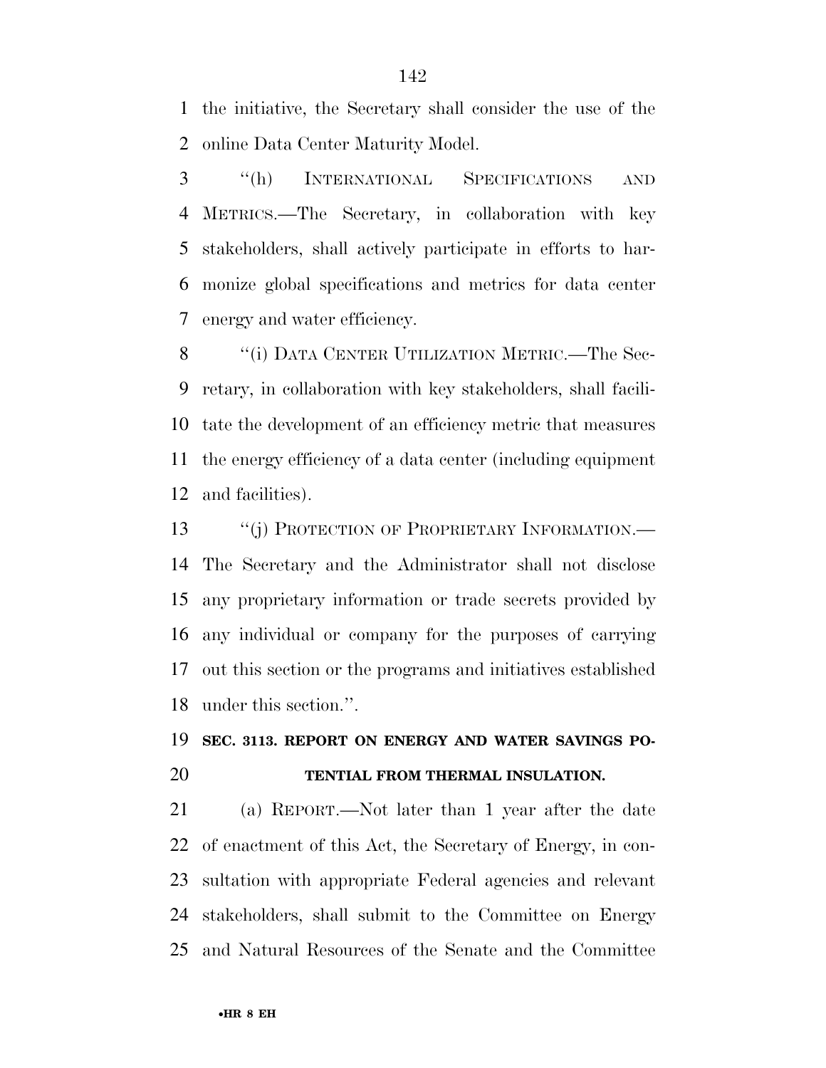the initiative, the Secretary shall consider the use of the online Data Center Maturity Model.

"(h) INTERNATIONAL SPECIFICATIONS AND METRICS.—The Secretary, in collaboration with key stakeholders, shall actively participate in efforts to harmonize global specifications and metrics for data center energy and water efficiency.

"(i) DATA CENTER UTILIZATION METRIC.—The Secretary, in collaboration with key stakeholders, shall facilitate the development of an efficiency metric that measures the energy efficiency of a data center (including equipment and facilities).

"(j) PROTECTION OF PROPRIETARY INFORMATION.—The Secretary and the Administrator shall not disclose any proprietary information or trade secrets provided by any individual or company for the purposes of carrying out this section or the programs and initiatives established under this section.".

**SEC. 3113. REPORT ON ENERGY AND WATER SAVINGS POTENTIAL FROM THERMAL INSULATION.**

(a) REPORT.—Not later than 1 year after the date of enactment of this Act, the Secretary of Energy, in consultation with appropriate Federal agencies and relevant stakeholders, shall submit to the Committee on Energy and Natural Resources of the Senate and the Committee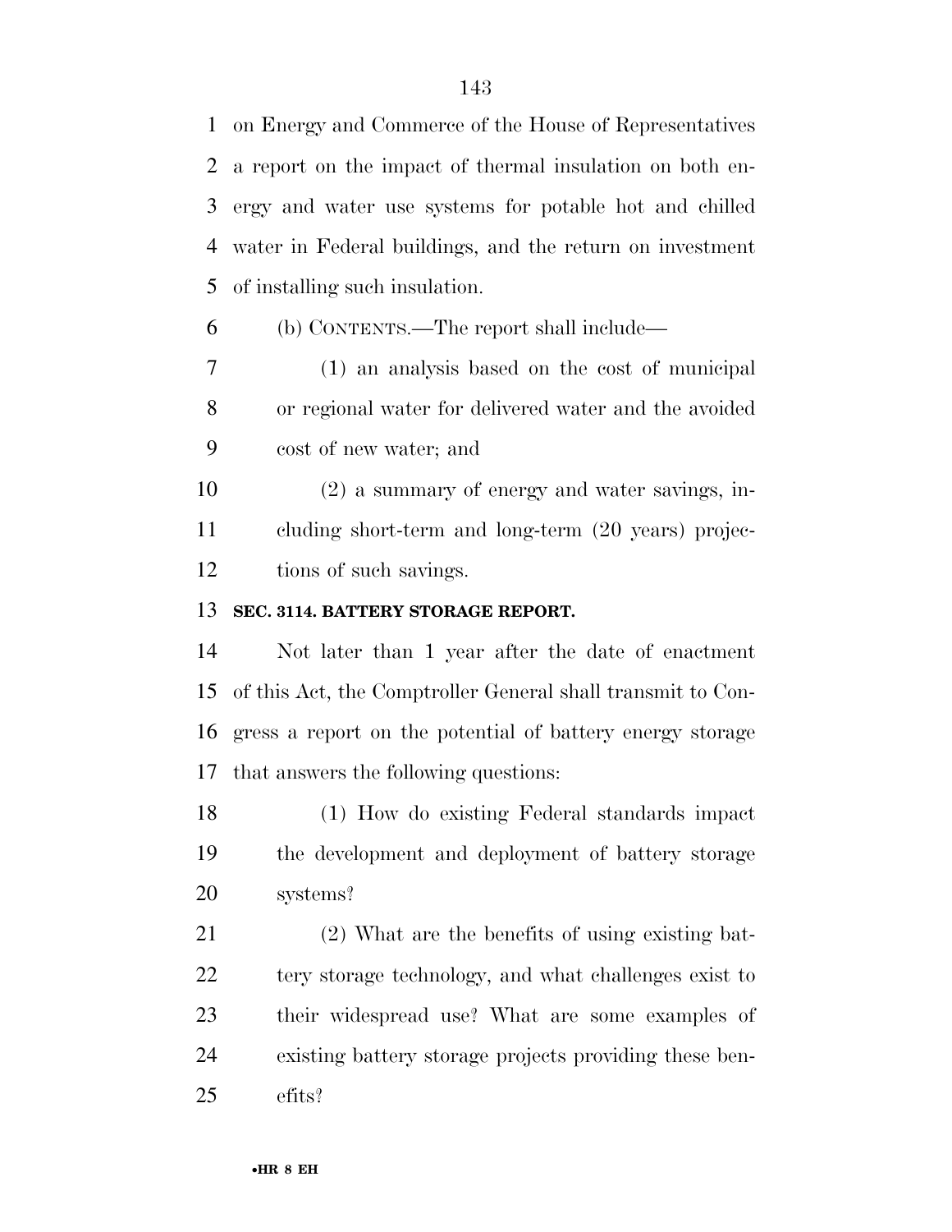on Energy and Commerce of the House of Representatives a report on the impact of thermal insulation on both energy and water use systems for potable hot and chilled water in Federal buildings, and the return on investment of installing such insulation.

(b) CONTENTS.—The report shall include—

(1) an analysis based on the cost of municipal or regional water for delivered water and the avoided cost of new water; and

(2) a summary of energy and water savings, including short-term and long-term (20 years) projections of such savings.

**SEC. 3114. BATTERY STORAGE REPORT.**

Not later than 1 year after the date of enactment of this Act, the Comptroller General shall transmit to Congress a report on the potential of battery energy storage that answers the following questions:

(1) How do existing Federal standards impact the development and deployment of battery storage systems?

(2) What are the benefits of using existing battery storage technology, and what challenges exist to their widespread use? What are some examples of existing battery storage projects providing these benefits?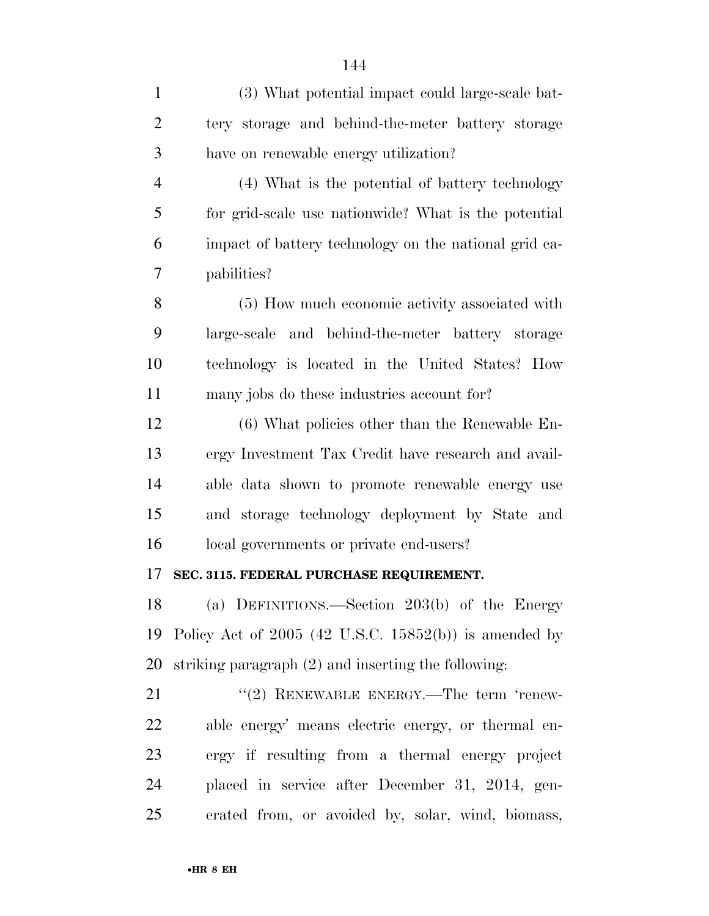(3) What potential impact could large-scale battery storage and behind-the-meter battery storage have on renewable energy utilization?

(4) What is the potential of battery technology for grid-scale use nationwide? What is the potential impact of battery technology on the national grid capabilities?

(5) How much economic activity associated with large-scale and behind-the-meter battery storage technology is located in the United States? How many jobs do these industries account for?

(6) What policies other than the Renewable Energy Investment Tax Credit have research and available data shown to promote renewable energy use and storage technology deployment by State and local governments or private end-users?

**SEC. 3115. FEDERAL PURCHASE REQUIREMENT.**

(a) DEFINITIONS.—Section 203(b) of the Energy Policy Act of 2005 (42 U.S.C. 15852(b)) is amended by striking paragraph (2) and inserting the following:

"(2) RENEWABLE ENERGY.—The term 'renewable energy' means electric energy, or thermal energy if resulting from a thermal energy project placed in service after December 31, 2014, generated from, or avoided by, solar, wind, biomass,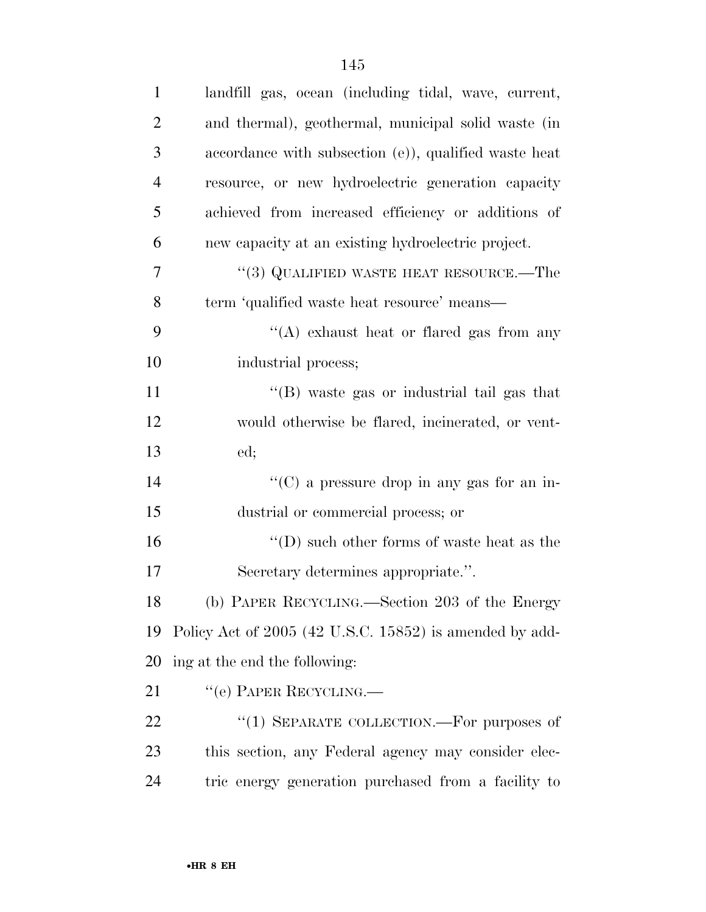landfill gas, ocean (including tidal, wave, current, and thermal), geothermal, municipal solid waste (in accordance with subsection (e)), qualified waste heat resource, or new hydroelectric generation capacity achieved from increased efficiency or additions of new capacity at an existing hydroelectric project.

''(3) QUALIFIED WASTE HEAT RESOURCE.—The term 'qualified waste heat resource' means—

''(A) exhaust heat or flared gas from any industrial process;

''(B) waste gas or industrial tail gas that would otherwise be flared, incinerated, or vented;

''(C) a pressure drop in any gas for an industrial or commercial process; or

''(D) such other forms of waste heat as the Secretary determines appropriate.''.

(b) PAPER RECYCLING.—Section 203 of the Energy Policy Act of 2005 (42 U.S.C. 15852) is amended by adding at the end the following:

''(e) PAPER RECYCLING.—

''(1) SEPARATE COLLECTION.—For purposes of this section, any Federal agency may consider electric energy generation purchased from a facility to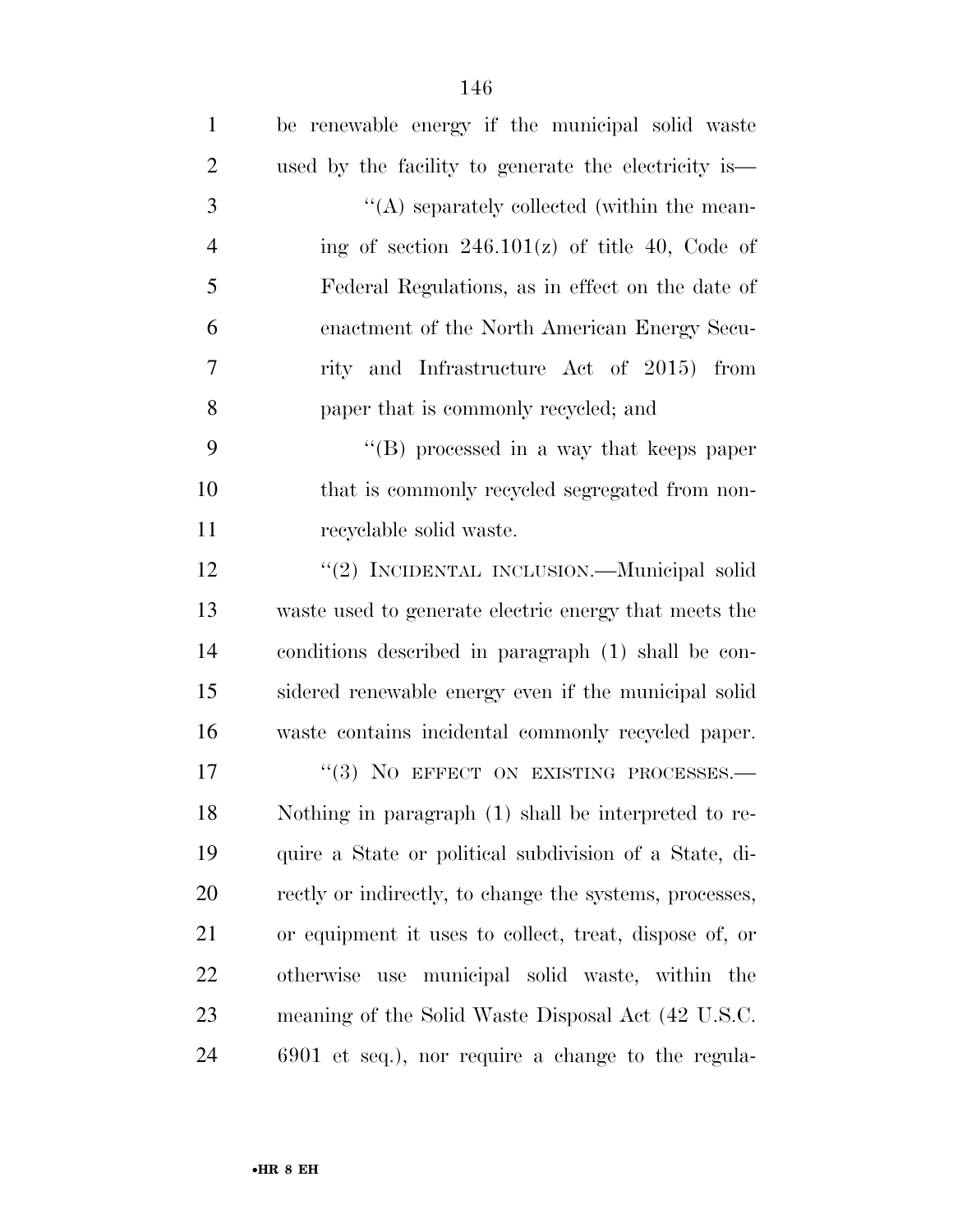be renewable energy if the municipal solid waste used by the facility to generate the electricity is—

"(A) separately collected (within the meaning of section 246.101(z) of title 40, Code of Federal Regulations, as in effect on the date of enactment of the North American Energy Security and Infrastructure Act of 2015) from paper that is commonly recycled; and

"(B) processed in a way that keeps paper that is commonly recycled segregated from nonrecyclable solid waste.

"(2) INCIDENTAL INCLUSION.—Municipal solid waste used to generate electric energy that meets the conditions described in paragraph (1) shall be considered renewable energy even if the municipal solid waste contains incidental commonly recycled paper.

"(3) NO EFFECT ON EXISTING PROCESSES.—Nothing in paragraph (1) shall be interpreted to require a State or political subdivision of a State, directly or indirectly, to change the systems, processes, or equipment it uses to collect, treat, dispose of, or otherwise use municipal solid waste, within the meaning of the Solid Waste Disposal Act (42 U.S.C. 6901 et seq.), nor require a change to the regula-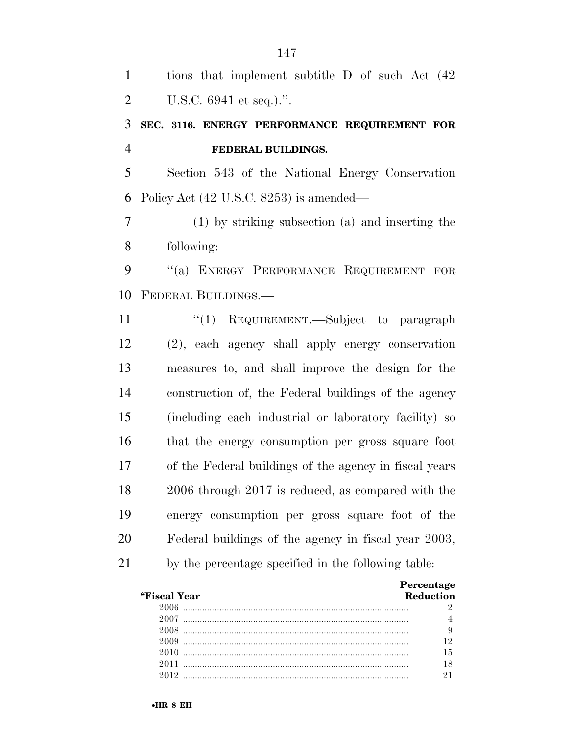tions that implement subtitle D of such Act (42 U.S.C. 6941 et seq.).''.

### SEC. 3116. ENERGY PERFORMANCE REQUIREMENT FOR FEDERAL BUILDINGS.

Section 543 of the National Energy Conservation Policy Act (42 U.S.C. 8253) is amended—

(1) by striking subsection (a) and inserting the following:

''(a) ENERGY PERFORMANCE REQUIREMENT FOR FEDERAL BUILDINGS.—

''(1) REQUIREMENT.—Subject to paragraph (2), each agency shall apply energy conservation measures to, and shall improve the design for the construction of, the Federal buildings of the agency (including each industrial or laboratory facility) so that the energy consumption per gross square foot of the Federal buildings of the agency in fiscal years 2006 through 2017 is reduced, as compared with the energy consumption per gross square foot of the Federal buildings of the agency in fiscal year 2003, by the percentage specified in the following table:

| ''Fiscal Year | Percentage Reduction |
|---|---|
| 2006 | 2 |
| 2007 | 4 |
| 2008 | 9 |
| 2009 | 12 |
| 2010 | 15 |
| 2011 | 18 |
| 2012 | 21 |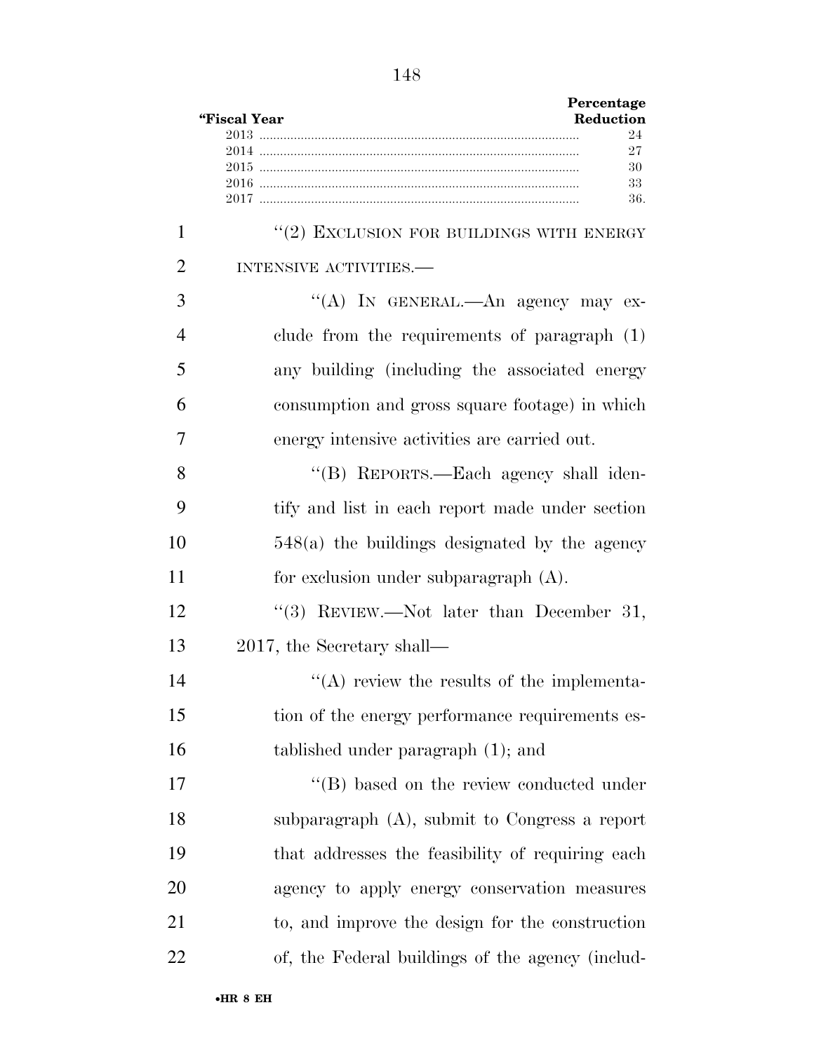| "Fiscal Year | Percentage Reduction |
| --- | --- |
| 2013 | 24 |
| 2014 | 27 |
| 2015 | 30 |
| 2016 | 33 |
| 2017 | 36. |

"(2) EXCLUSION FOR BUILDINGS WITH ENERGY INTENSIVE ACTIVITIES.—

"(A) IN GENERAL.—An agency may exclude from the requirements of paragraph (1) any building (including the associated energy consumption and gross square footage) in which energy intensive activities are carried out.

"(B) REPORTS.—Each agency shall identify and list in each report made under section 548(a) the buildings designated by the agency for exclusion under subparagraph (A).

"(3) REVIEW.—Not later than December 31, 2017, the Secretary shall—

"(A) review the results of the implementation of the energy performance requirements established under paragraph (1); and

"(B) based on the review conducted under subparagraph (A), submit to Congress a report that addresses the feasibility of requiring each agency to apply energy conservation measures to, and improve the design for the construction of, the Federal buildings of the agency (includ-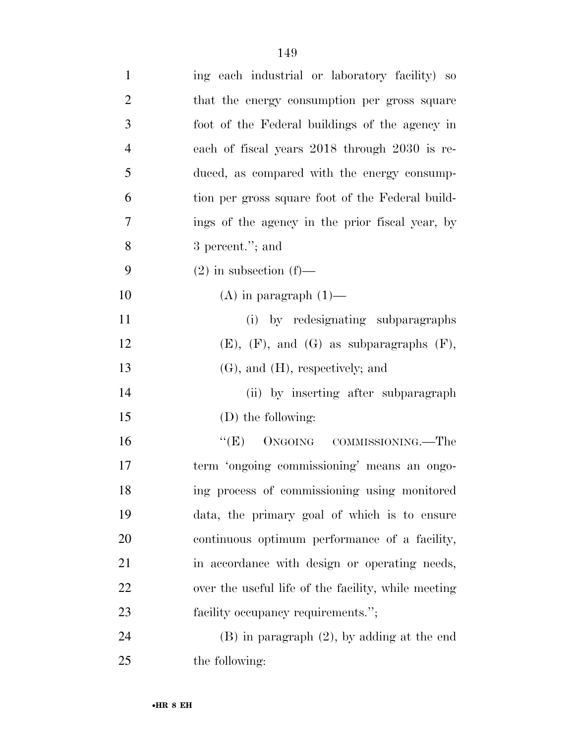ing each industrial or laboratory facility) so that the energy consumption per gross square foot of the Federal buildings of the agency in each of fiscal years 2018 through 2030 is reduced, as compared with the energy consumption per gross square foot of the Federal buildings of the agency in the prior fiscal year, by 3 percent.''; and

(2) in subsection (f)—

(A) in paragraph (1)—

(i) by redesignating subparagraphs (E), (F), and (G) as subparagraphs (F), (G), and (H), respectively; and

(ii) by inserting after subparagraph (D) the following:

''(E) ONGOING COMMISSIONING.—The term 'ongoing commissioning' means an ongoing process of commissioning using monitored data, the primary goal of which is to ensure continuous optimum performance of a facility, in accordance with design or operating needs, over the useful life of the facility, while meeting facility occupancy requirements.'';

(B) in paragraph (2), by adding at the end the following: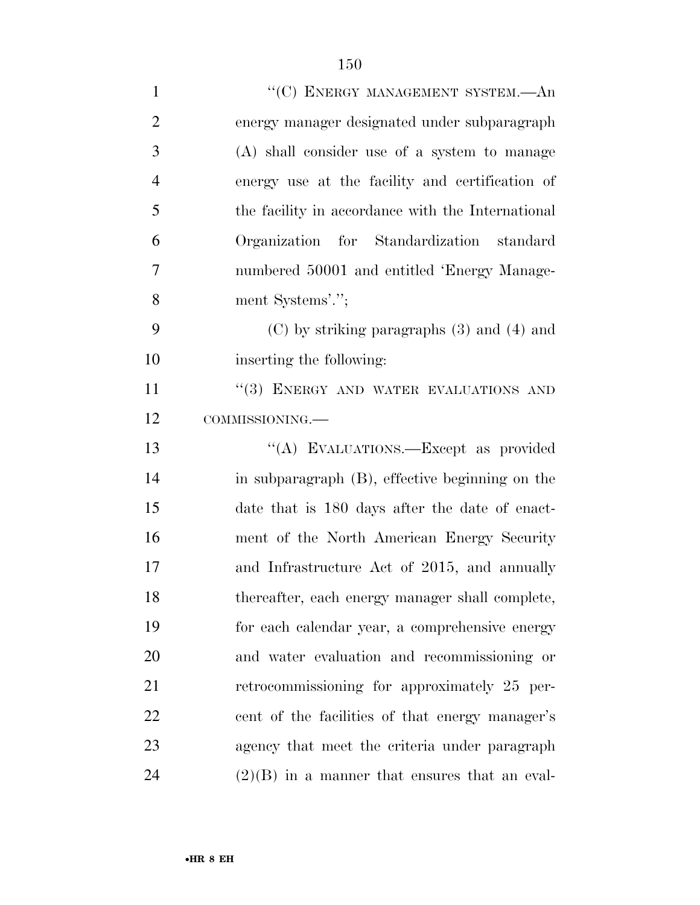"(C) ENERGY MANAGEMENT SYSTEM.—An energy manager designated under subparagraph (A) shall consider use of a system to manage energy use at the facility and certification of the facility in accordance with the International Organization for Standardization standard numbered 50001 and entitled 'Energy Management Systems'.";

(C) by striking paragraphs (3) and (4) and inserting the following:

"(3) ENERGY AND WATER EVALUATIONS AND COMMISSIONING.—

"(A) EVALUATIONS.—Except as provided in subparagraph (B), effective beginning on the date that is 180 days after the date of enactment of the North American Energy Security and Infrastructure Act of 2015, and annually thereafter, each energy manager shall complete, for each calendar year, a comprehensive energy and water evaluation and recommissioning or retrocommissioning for approximately 25 percent of the facilities of that energy manager's agency that meet the criteria under paragraph (2)(B) in a manner that ensures that an eval-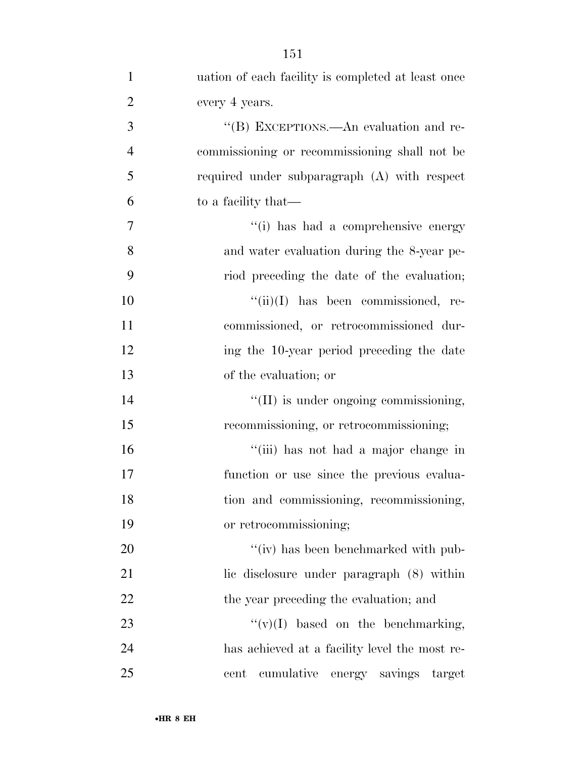uation of each facility is completed at least once every 4 years.

"(B) EXCEPTIONS.—An evaluation and recommissioning or recommissioning shall not be required under subparagraph (A) with respect to a facility that—

"(i) has had a comprehensive energy and water evaluation during the 8-year period preceding the date of the evaluation;

"(ii)(I) has been commissioned, recommissioned, or retrocommissioned during the 10-year period preceding the date of the evaluation; or

"(II) is under ongoing commissioning, recommissioning, or retrocommissioning;

"(iii) has not had a major change in function or use since the previous evaluation and commissioning, recommissioning, or retrocommissioning;

"(iv) has been benchmarked with public disclosure under paragraph (8) within the year preceding the evaluation; and

"(v)(I) based on the benchmarking, has achieved at a facility level the most recent cumulative energy savings target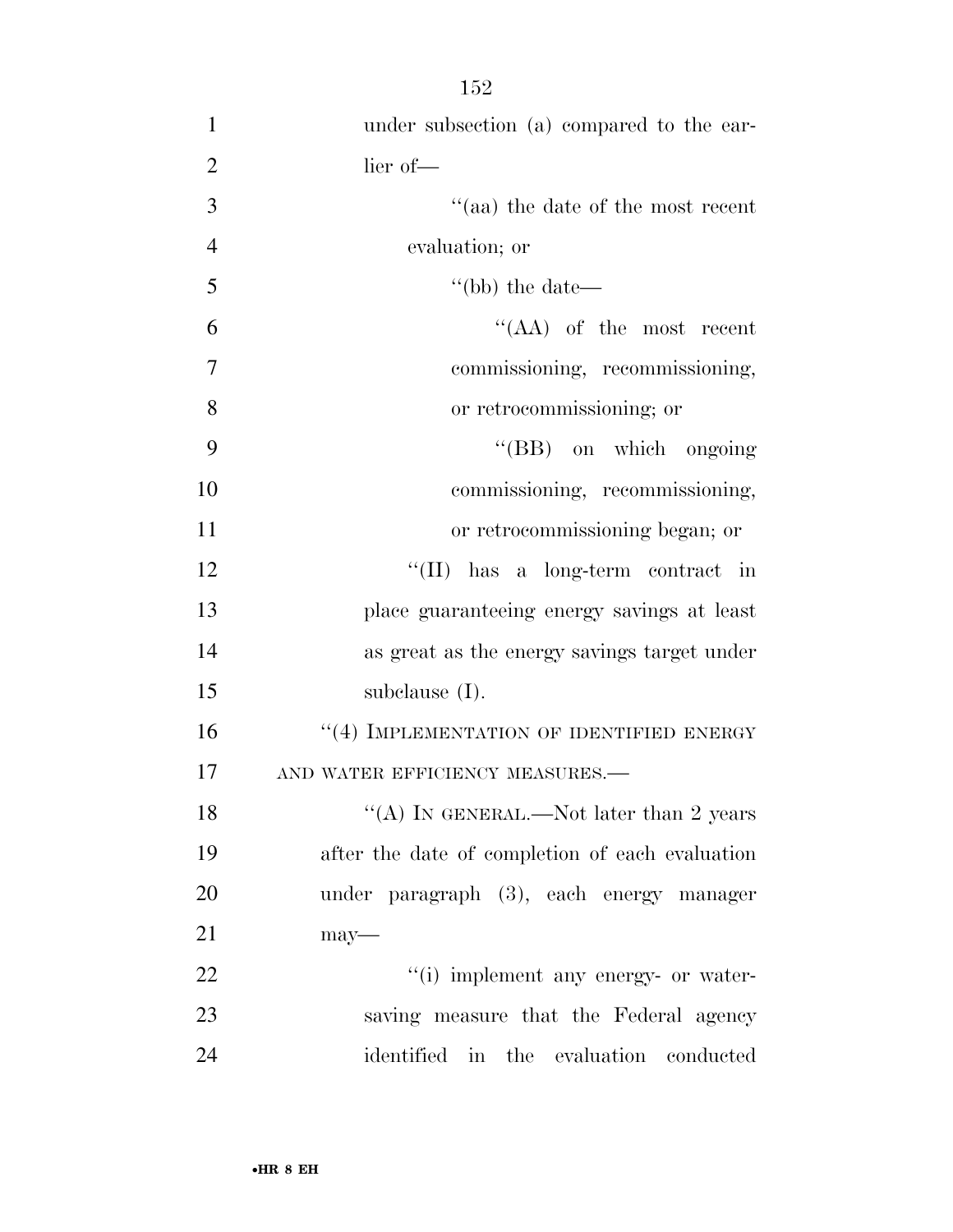under subsection (a) compared to the earlier of—

''(aa) the date of the most recent evaluation; or

''(bb) the date—

''(AA) of the most recent commissioning, recommissioning, or retrocommissioning; or

''(BB) on which ongoing commissioning, recommissioning, or retrocommissioning began; or

''(II) has a long-term contract in place guaranteeing energy savings at least as great as the energy savings target under subclause (I).

''(4) IMPLEMENTATION OF IDENTIFIED ENERGY AND WATER EFFICIENCY MEASURES.—

''(A) IN GENERAL.—Not later than 2 years after the date of completion of each evaluation under paragraph (3), each energy manager may—

''(i) implement any energy- or water-saving measure that the Federal agency identified in the evaluation conducted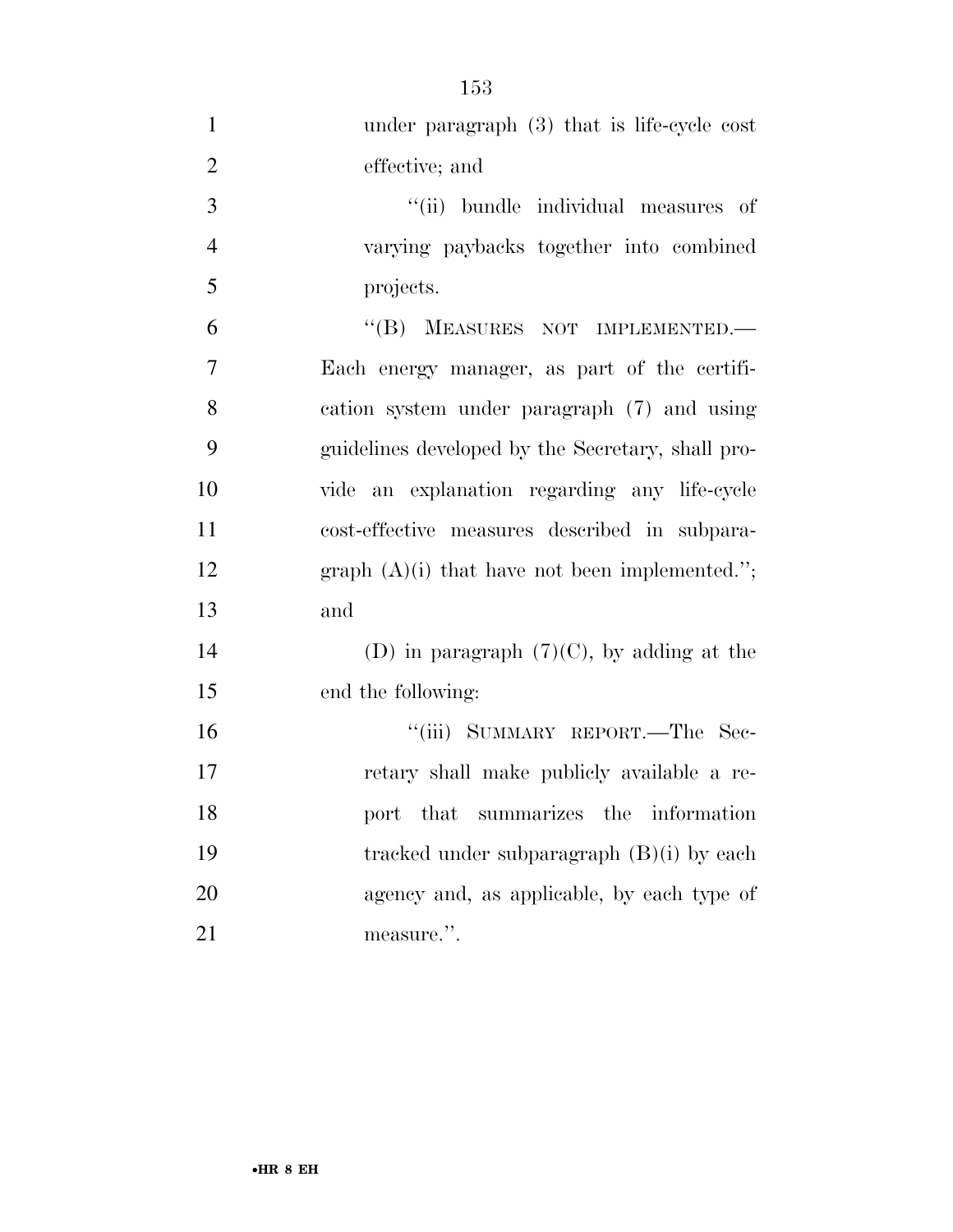under paragraph (3) that is life-cycle cost effective; and

''(ii) bundle individual measures of varying paybacks together into combined projects.

''(B) MEASURES NOT IMPLEMENTED.—Each energy manager, as part of the certification system under paragraph (7) and using guidelines developed by the Secretary, shall provide an explanation regarding any life-cycle cost-effective measures described in subparagraph (A)(i) that have not been implemented.''; and

(D) in paragraph (7)(C), by adding at the end the following:

''(iii) SUMMARY REPORT.—The Secretary shall make publicly available a report that summarizes the information tracked under subparagraph (B)(i) by each agency and, as applicable, by each type of measure.''.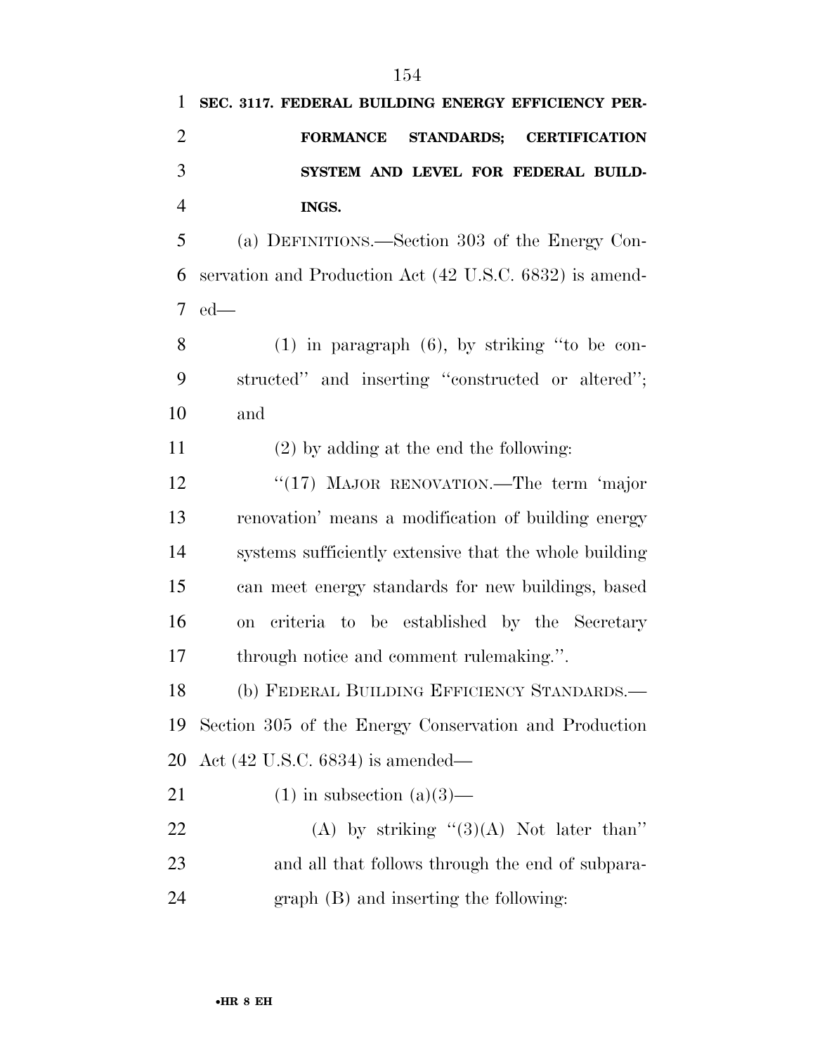**SEC. 3117. FEDERAL BUILDING ENERGY EFFICIENCY PERFORMANCE STANDARDS; CERTIFICATION SYSTEM AND LEVEL FOR FEDERAL BUILDINGS.**

(a) DEFINITIONS.—Section 303 of the Energy Conservation and Production Act (42 U.S.C. 6832) is amended—

(1) in paragraph (6), by striking "to be constructed" and inserting "constructed or altered"; and

(2) by adding at the end the following:

"(17) MAJOR RENOVATION.—The term 'major renovation' means a modification of building energy systems sufficiently extensive that the whole building can meet energy standards for new buildings, based on criteria to be established by the Secretary through notice and comment rulemaking.".

(b) FEDERAL BUILDING EFFICIENCY STANDARDS.—Section 305 of the Energy Conservation and Production Act (42 U.S.C. 6834) is amended—

(1) in subsection (a)(3)—

(A) by striking "(3)(A) Not later than" and all that follows through the end of subparagraph (B) and inserting the following: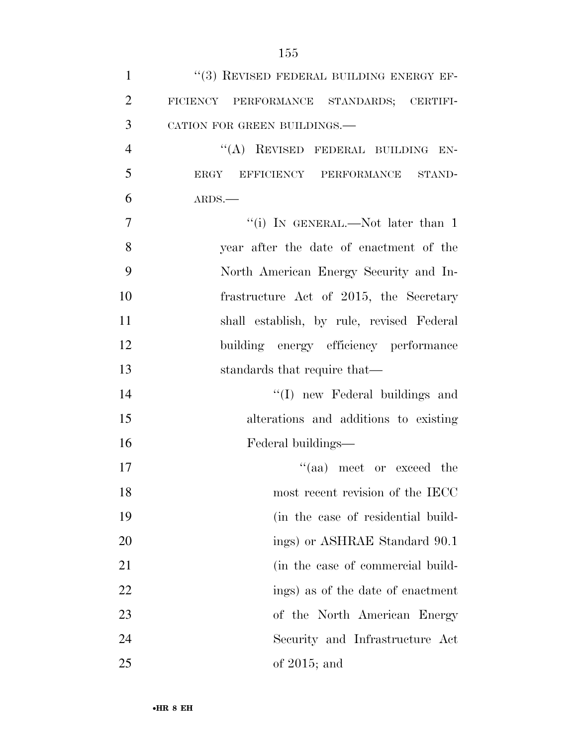"(3) REVISED FEDERAL BUILDING ENERGY EFFICIENCY PERFORMANCE STANDARDS; CERTIFICATION FOR GREEN BUILDINGS.—

"(A) REVISED FEDERAL BUILDING ENERGY EFFICIENCY PERFORMANCE STANDARDS.—

"(i) IN GENERAL.—Not later than 1 year after the date of enactment of the North American Energy Security and Infrastructure Act of 2015, the Secretary shall establish, by rule, revised Federal building energy efficiency performance standards that require that—

"(I) new Federal buildings and alterations and additions to existing Federal buildings—

"(aa) meet or exceed the most recent revision of the IECC (in the case of residential buildings) or ASHRAE Standard 90.1 (in the case of commercial buildings) as of the date of enactment of the North American Energy Security and Infrastructure Act of 2015; and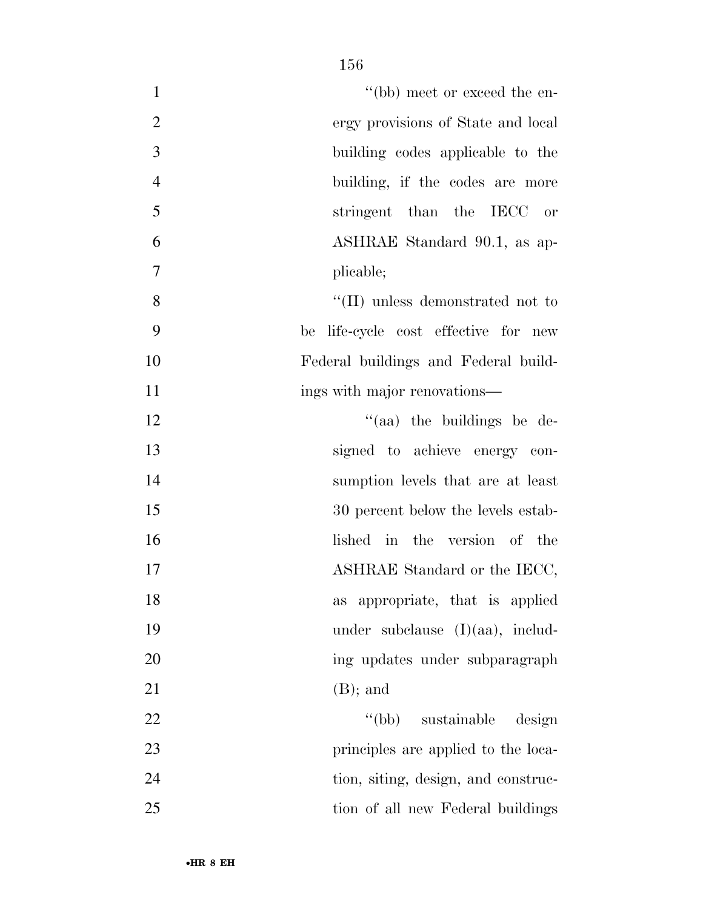"(bb) meet or exceed the energy provisions of State and local building codes applicable to the building, if the codes are more stringent than the IECC or ASHRAE Standard 90.1, as applicable;

"(II) unless demonstrated not to be life-cycle cost effective for new Federal buildings and Federal buildings with major renovations—

"(aa) the buildings be designed to achieve energy consumption levels that are at least 30 percent below the levels established in the version of the ASHRAE Standard or the IECC, as appropriate, that is applied under subclause (I)(aa), including updates under subparagraph (B); and

"(bb) sustainable design principles are applied to the location, siting, design, and construction of all new Federal buildings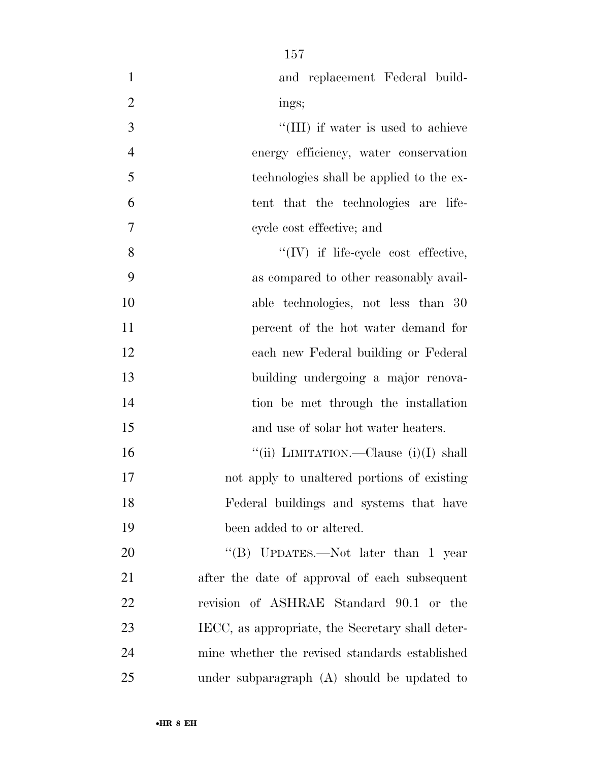and replacement Federal buildings;

''(III) if water is used to achieve energy efficiency, water conservation technologies shall be applied to the extent that the technologies are life-cycle cost effective; and

''(IV) if life-cycle cost effective, as compared to other reasonably available technologies, not less than 30 percent of the hot water demand for each new Federal building or Federal building undergoing a major renovation be met through the installation and use of solar hot water heaters.

''(ii) LIMITATION.—Clause (i)(I) shall not apply to unaltered portions of existing Federal buildings and systems that have been added to or altered.

''(B) UPDATES.—Not later than 1 year after the date of approval of each subsequent revision of ASHRAE Standard 90.1 or the IECC, as appropriate, the Secretary shall determine whether the revised standards established under subparagraph (A) should be updated to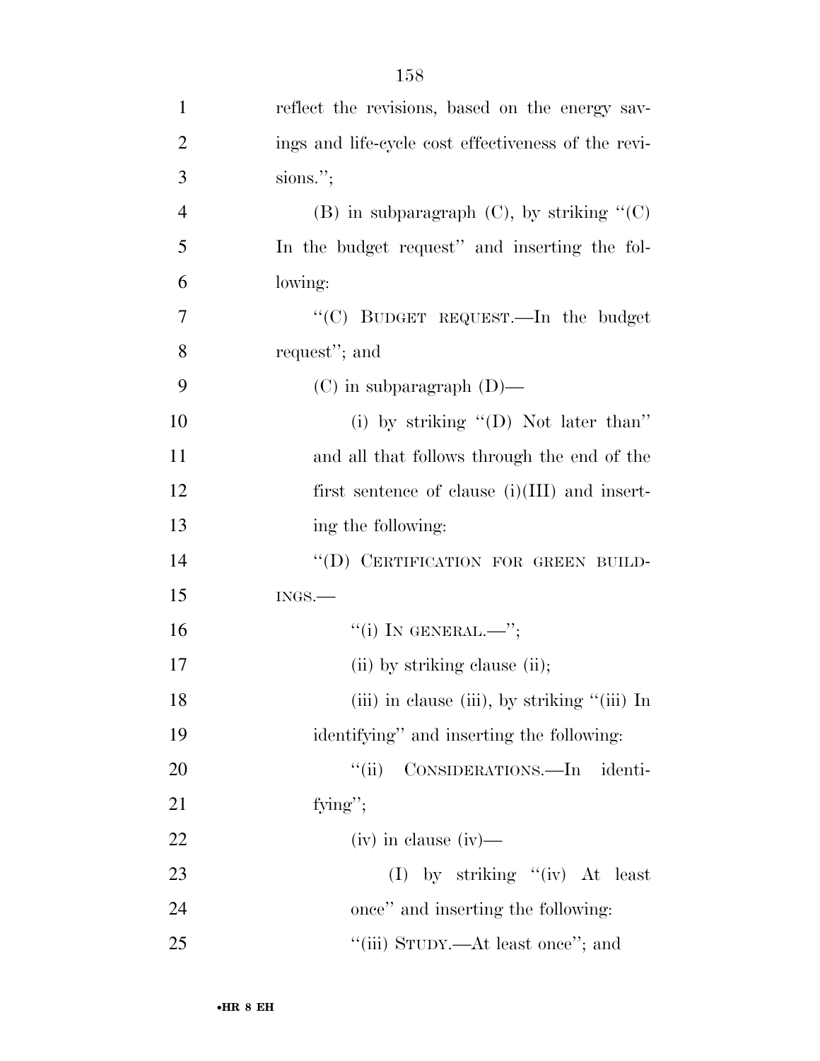reflect the revisions, based on the energy savings and life-cycle cost effectiveness of the revisions.'';

(B) in subparagraph (C), by striking ''(C) In the budget request'' and inserting the following:

''(C) BUDGET REQUEST.—In the budget request''; and

(C) in subparagraph (D)—

(i) by striking ''(D) Not later than'' and all that follows through the end of the first sentence of clause (i)(III) and inserting the following:

''(D) CERTIFICATION FOR GREEN BUILDINGS.—

''(i) IN GENERAL.—'';

(ii) by striking clause (ii);

(iii) in clause (iii), by striking ''(iii) In identifying'' and inserting the following:

''(ii) CONSIDERATIONS.—In identifying'';

(iv) in clause (iv)—

(I) by striking ''(iv) At least once'' and inserting the following:

''(iii) STUDY.—At least once''; and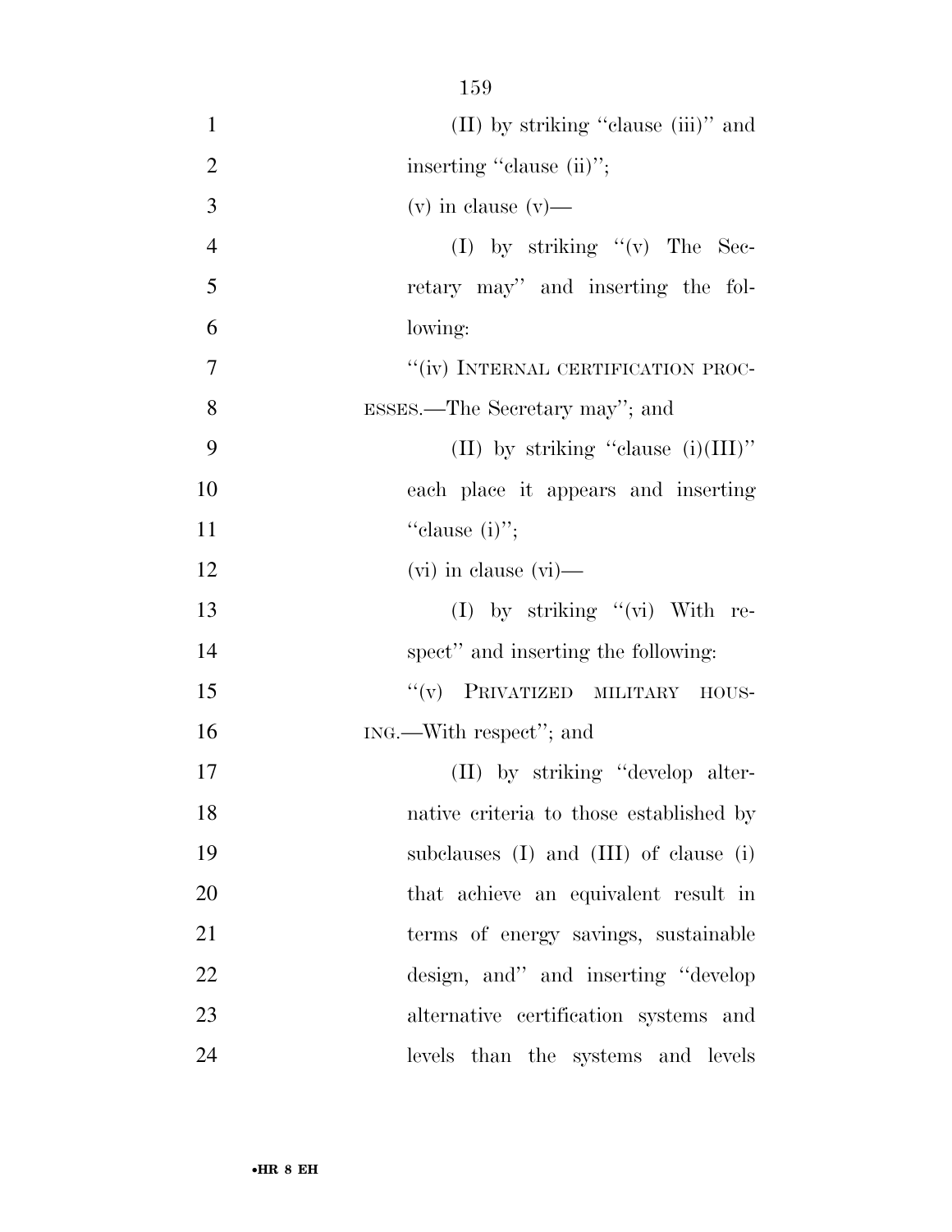(II) by striking "clause (iii)" and inserting "clause (ii)";

(v) in clause (v)—

(I) by striking "(v) The Secretary may" and inserting the following:

"(iv) INTERNAL CERTIFICATION PROCESSES.—The Secretary may"; and

(II) by striking "clause (i)(III)" each place it appears and inserting "clause (i)";

(vi) in clause (vi)—

(I) by striking "(vi) With respect" and inserting the following:

"(v) PRIVATIZED MILITARY HOUSING.—With respect"; and

(II) by striking "develop alternative criteria to those established by subclauses (I) and (III) of clause (i) that achieve an equivalent result in terms of energy savings, sustainable design, and" and inserting "develop alternative certification systems and levels than the systems and levels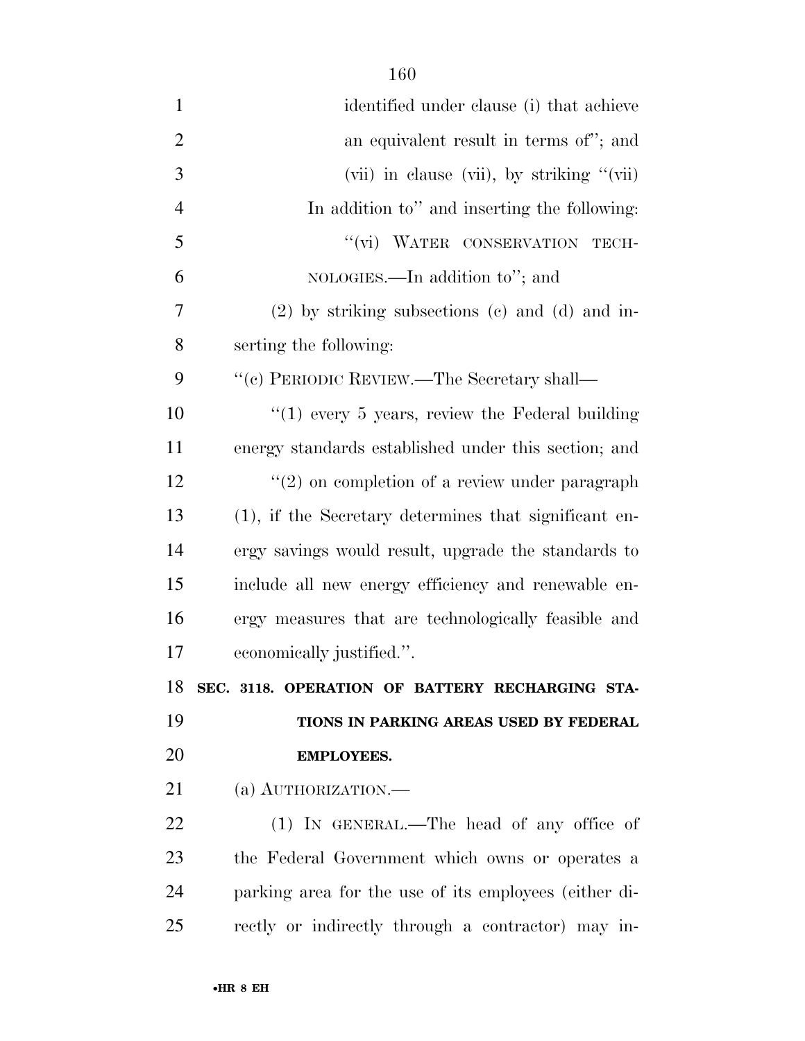identified under clause (i) that achieve an equivalent result in terms of''; and

(vii) in clause (vii), by striking ''(vii) In addition to'' and inserting the following:

''(vi) WATER CONSERVATION TECHNOLOGIES.—In addition to''; and

(2) by striking subsections (c) and (d) and inserting the following:

''(c) PERIODIC REVIEW.—The Secretary shall—

''(1) every 5 years, review the Federal building energy standards established under this section; and

''(2) on completion of a review under paragraph (1), if the Secretary determines that significant energy savings would result, upgrade the standards to include all new energy efficiency and renewable energy measures that are technologically feasible and economically justified.''.

**SEC. 3118. OPERATION OF BATTERY RECHARGING STATIONS IN PARKING AREAS USED BY FEDERAL EMPLOYEES.**

(a) AUTHORIZATION.—

(1) IN GENERAL.—The head of any office of the Federal Government which owns or operates a parking area for the use of its employees (either directly or indirectly through a contractor) may in-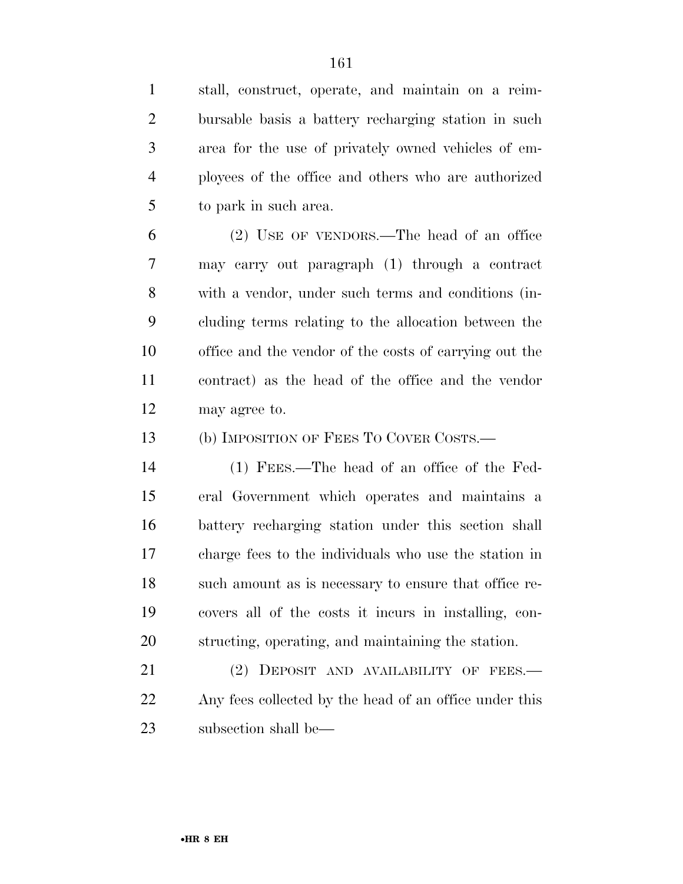stall, construct, operate, and maintain on a reimbursable basis a battery recharging station in such area for the use of privately owned vehicles of employees of the office and others who are authorized to park in such area.

(2) USE OF VENDORS.—The head of an office may carry out paragraph (1) through a contract with a vendor, under such terms and conditions (including terms relating to the allocation between the office and the vendor of the costs of carrying out the contract) as the head of the office and the vendor may agree to.

(b) IMPOSITION OF FEES TO COVER COSTS.—

(1) FEES.—The head of an office of the Federal Government which operates and maintains a battery recharging station under this section shall charge fees to the individuals who use the station in such amount as is necessary to ensure that office recovers all of the costs it incurs in installing, constructing, operating, and maintaining the station.

(2) DEPOSIT AND AVAILABILITY OF FEES.—Any fees collected by the head of an office under this subsection shall be—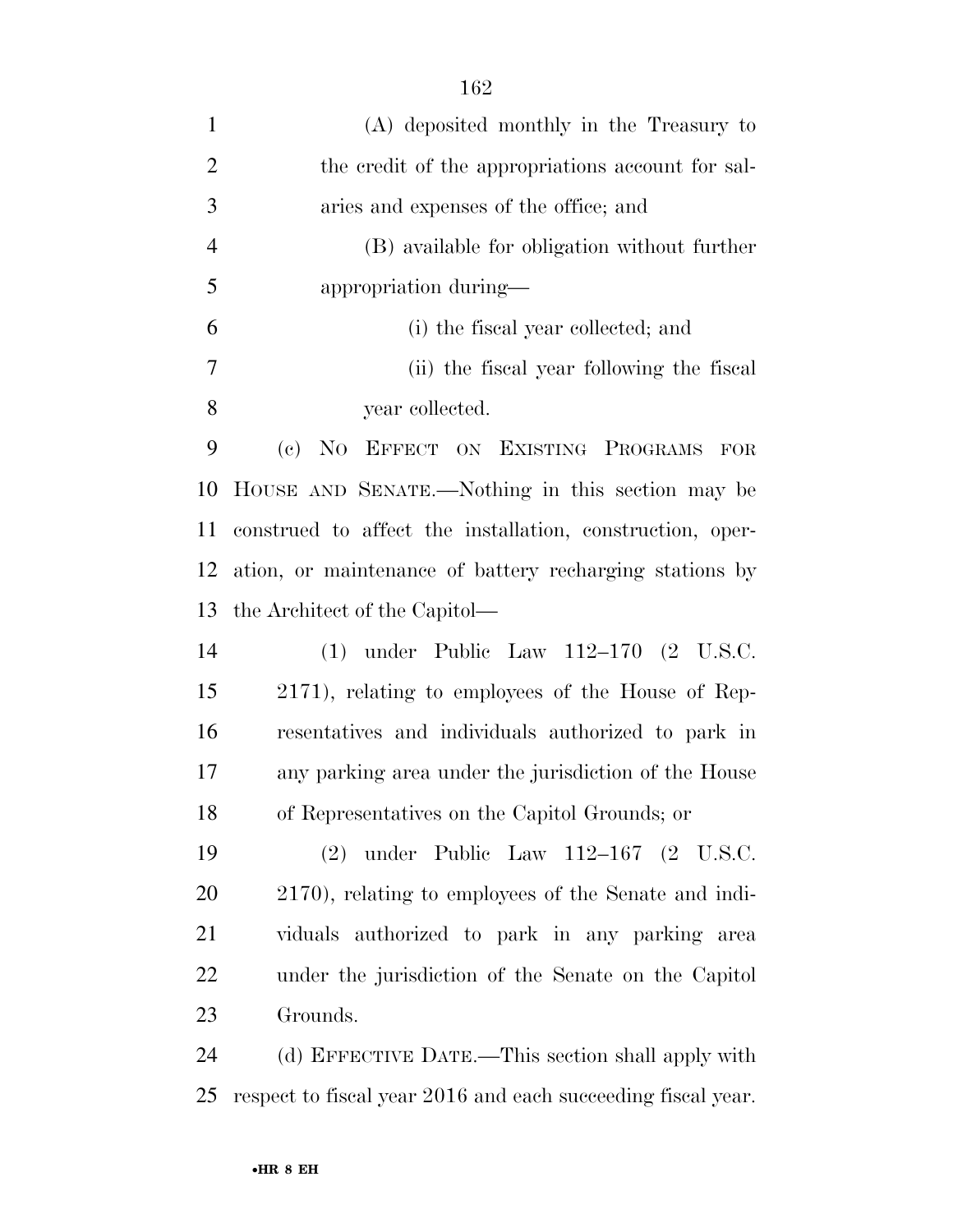(A) deposited monthly in the Treasury to the credit of the appropriations account for salaries and expenses of the office; and

(B) available for obligation without further appropriation during—

(i) the fiscal year collected; and

(ii) the fiscal year following the fiscal year collected.

(c) NO EFFECT ON EXISTING PROGRAMS FOR HOUSE AND SENATE.—Nothing in this section may be construed to affect the installation, construction, operation, or maintenance of battery recharging stations by the Architect of the Capitol—

(1) under Public Law 112–170 (2 U.S.C. 2171), relating to employees of the House of Representatives and individuals authorized to park in any parking area under the jurisdiction of the House of Representatives on the Capitol Grounds; or

(2) under Public Law 112–167 (2 U.S.C. 2170), relating to employees of the Senate and individuals authorized to park in any parking area under the jurisdiction of the Senate on the Capitol Grounds.

(d) EFFECTIVE DATE.—This section shall apply with respect to fiscal year 2016 and each succeeding fiscal year.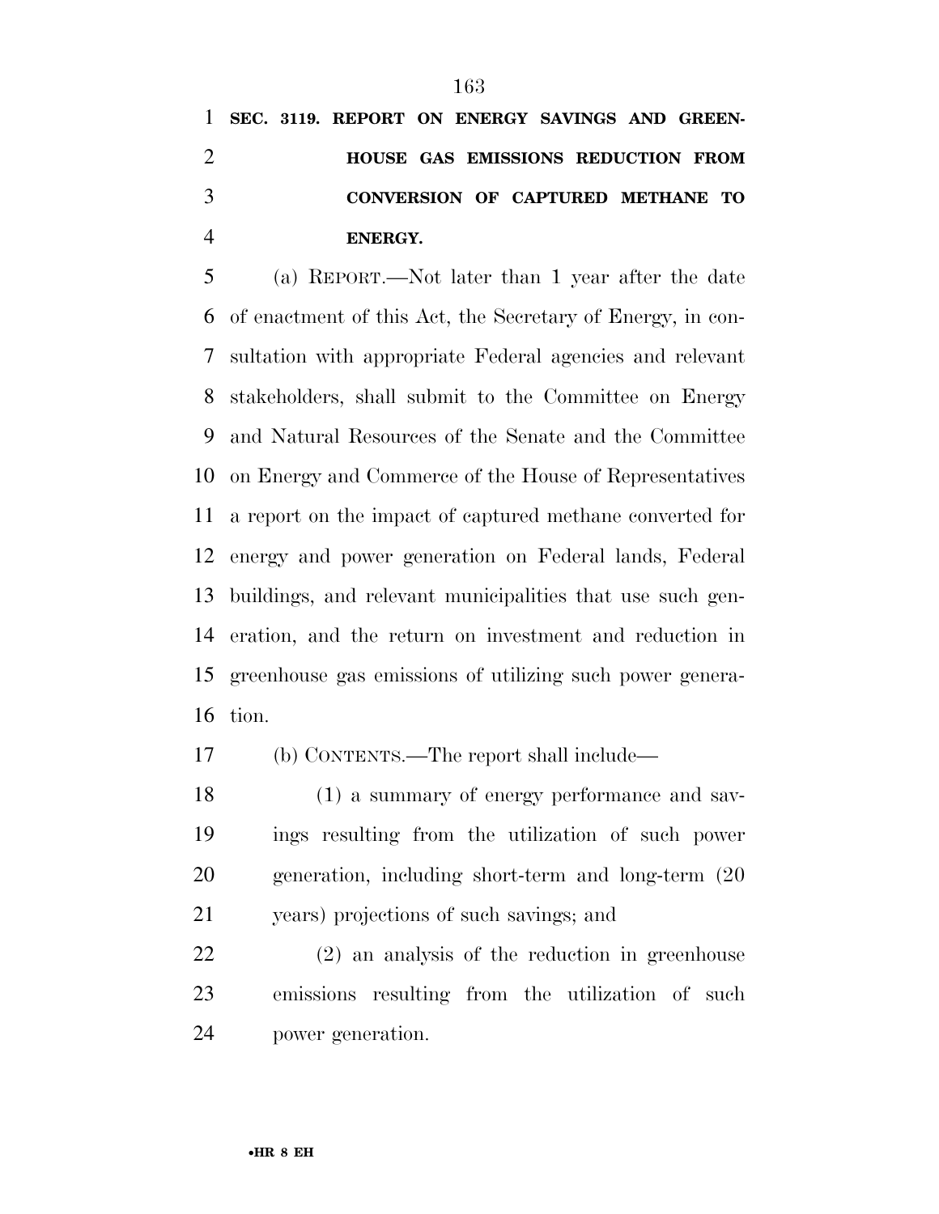**SEC. 3119. REPORT ON ENERGY SAVINGS AND GREENHOUSE GAS EMISSIONS REDUCTION FROM CONVERSION OF CAPTURED METHANE TO ENERGY.**

(a) REPORT.—Not later than 1 year after the date of enactment of this Act, the Secretary of Energy, in consultation with appropriate Federal agencies and relevant stakeholders, shall submit to the Committee on Energy and Natural Resources of the Senate and the Committee on Energy and Commerce of the House of Representatives a report on the impact of captured methane converted for energy and power generation on Federal lands, Federal buildings, and relevant municipalities that use such generation, and the return on investment and reduction in greenhouse gas emissions of utilizing such power generation.

(b) CONTENTS.—The report shall include—

(1) a summary of energy performance and savings resulting from the utilization of such power generation, including short-term and long-term (20 years) projections of such savings; and

(2) an analysis of the reduction in greenhouse emissions resulting from the utilization of such power generation.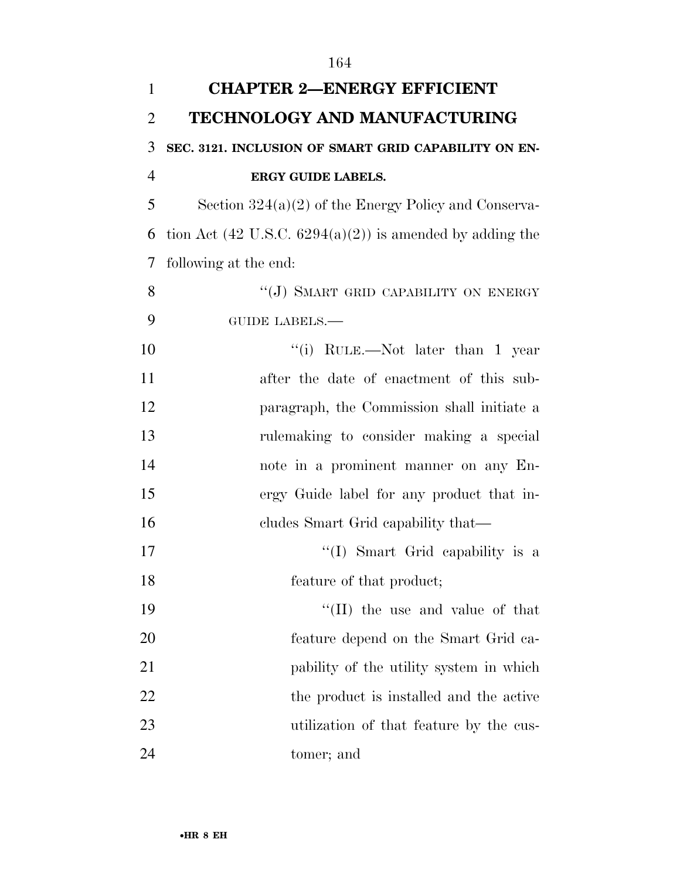## CHAPTER 2—ENERGY EFFICIENT TECHNOLOGY AND MANUFACTURING

### SEC. 3121. INCLUSION OF SMART GRID CAPABILITY ON ENERGY GUIDE LABELS.

Section 324(a)(2) of the Energy Policy and Conservation Act (42 U.S.C. 6294(a)(2)) is amended by adding the following at the end:

"(J) SMART GRID CAPABILITY ON ENERGY GUIDE LABELS.—

"(i) RULE.—Not later than 1 year after the date of enactment of this subparagraph, the Commission shall initiate a rulemaking to consider making a special note in a prominent manner on any Energy Guide label for any product that includes Smart Grid capability that—

"(I) Smart Grid capability is a feature of that product;

"(II) the use and value of that feature depend on the Smart Grid capability of the utility system in which the product is installed and the active utilization of that feature by the customer; and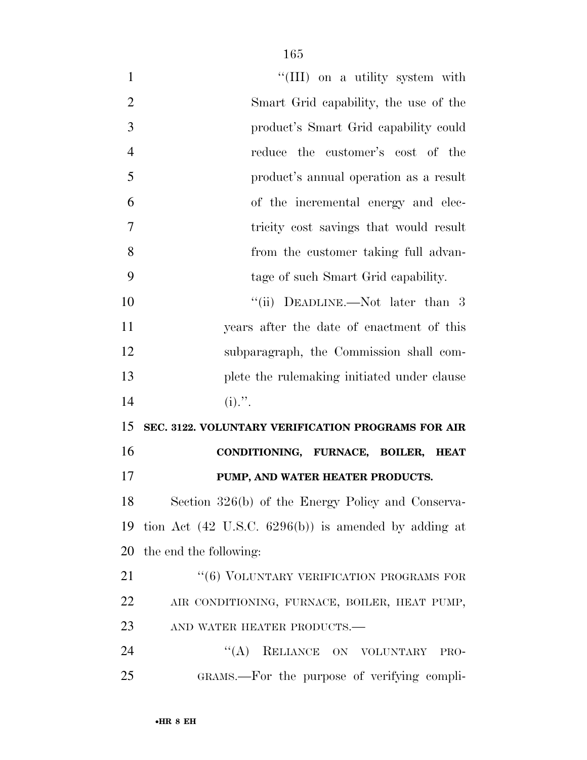"(III) on a utility system with Smart Grid capability, the use of the product's Smart Grid capability could reduce the customer's cost of the product's annual operation as a result of the incremental energy and electricity cost savings that would result from the customer taking full advantage of such Smart Grid capability.

"(ii) DEADLINE.—Not later than 3 years after the date of enactment of this subparagraph, the Commission shall complete the rulemaking initiated under clause (i).".

**SEC. 3122. VOLUNTARY VERIFICATION PROGRAMS FOR AIR CONDITIONING, FURNACE, BOILER, HEAT PUMP, AND WATER HEATER PRODUCTS.**

Section 326(b) of the Energy Policy and Conservation Act (42 U.S.C. 6296(b)) is amended by adding at the end the following:

"(6) VOLUNTARY VERIFICATION PROGRAMS FOR AIR CONDITIONING, FURNACE, BOILER, HEAT PUMP, AND WATER HEATER PRODUCTS.—

"(A) RELIANCE ON VOLUNTARY PROGRAMS.—For the purpose of verifying compli-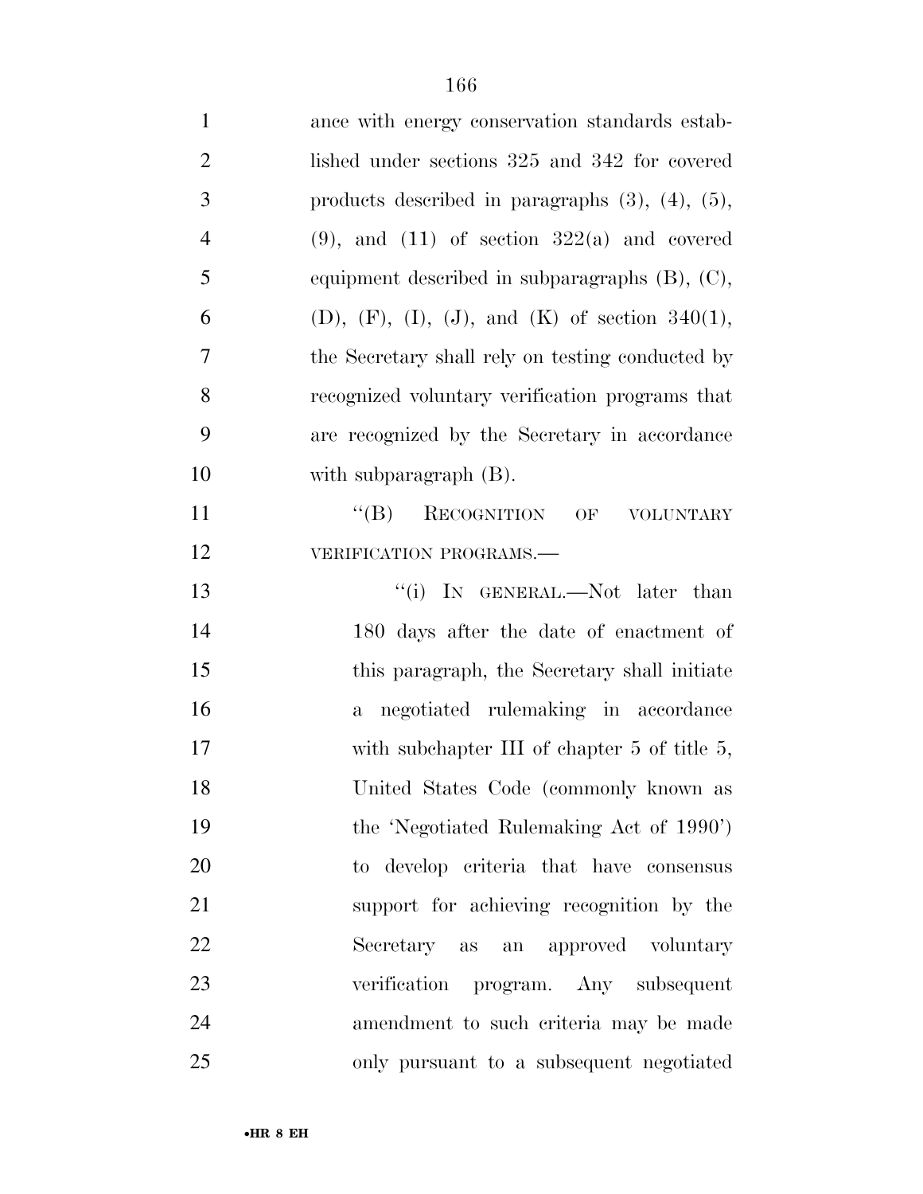ance with energy conservation standards established under sections 325 and 342 for covered products described in paragraphs (3), (4), (5), (9), and (11) of section 322(a) and covered equipment described in subparagraphs (B), (C), (D), (F), (I), (J), and (K) of section 340(1), the Secretary shall rely on testing conducted by recognized voluntary verification programs that are recognized by the Secretary in accordance with subparagraph (B).

"(B) RECOGNITION OF VOLUNTARY VERIFICATION PROGRAMS.—

"(i) IN GENERAL.—Not later than 180 days after the date of enactment of this paragraph, the Secretary shall initiate a negotiated rulemaking in accordance with subchapter III of chapter 5 of title 5, United States Code (commonly known as the 'Negotiated Rulemaking Act of 1990') to develop criteria that have consensus support for achieving recognition by the Secretary as an approved voluntary verification program. Any subsequent amendment to such criteria may be made only pursuant to a subsequent negotiated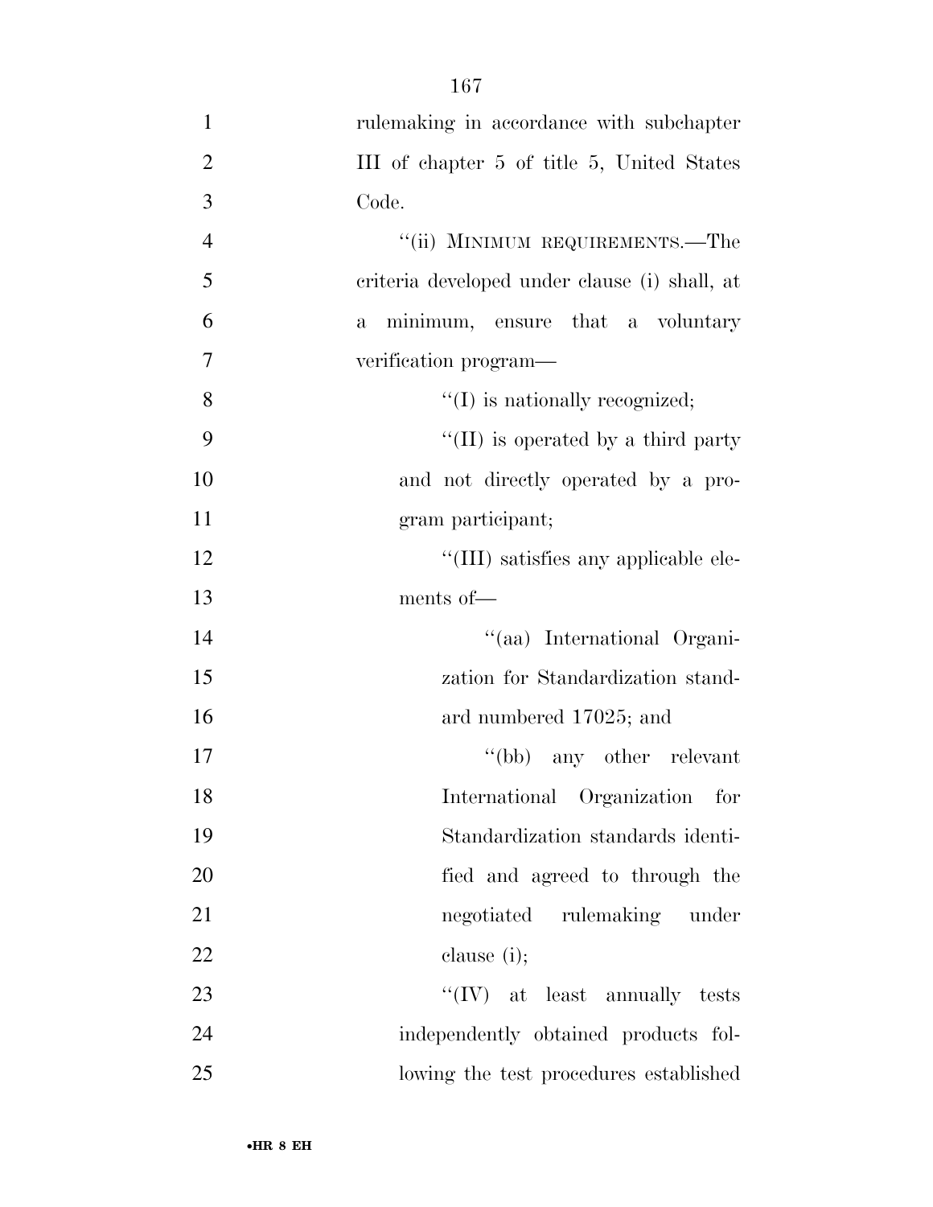rulemaking in accordance with subchapter III of chapter 5 of title 5, United States Code.

"(ii) MINIMUM REQUIREMENTS.—The criteria developed under clause (i) shall, at a minimum, ensure that a voluntary verification program—

"(I) is nationally recognized;

"(II) is operated by a third party and not directly operated by a program participant;

"(III) satisfies any applicable elements of—

"(aa) International Organization for Standardization standard numbered 17025; and

"(bb) any other relevant International Organization for Standardization standards identified and agreed to through the negotiated rulemaking under clause (i);

"(IV) at least annually tests independently obtained products following the test procedures established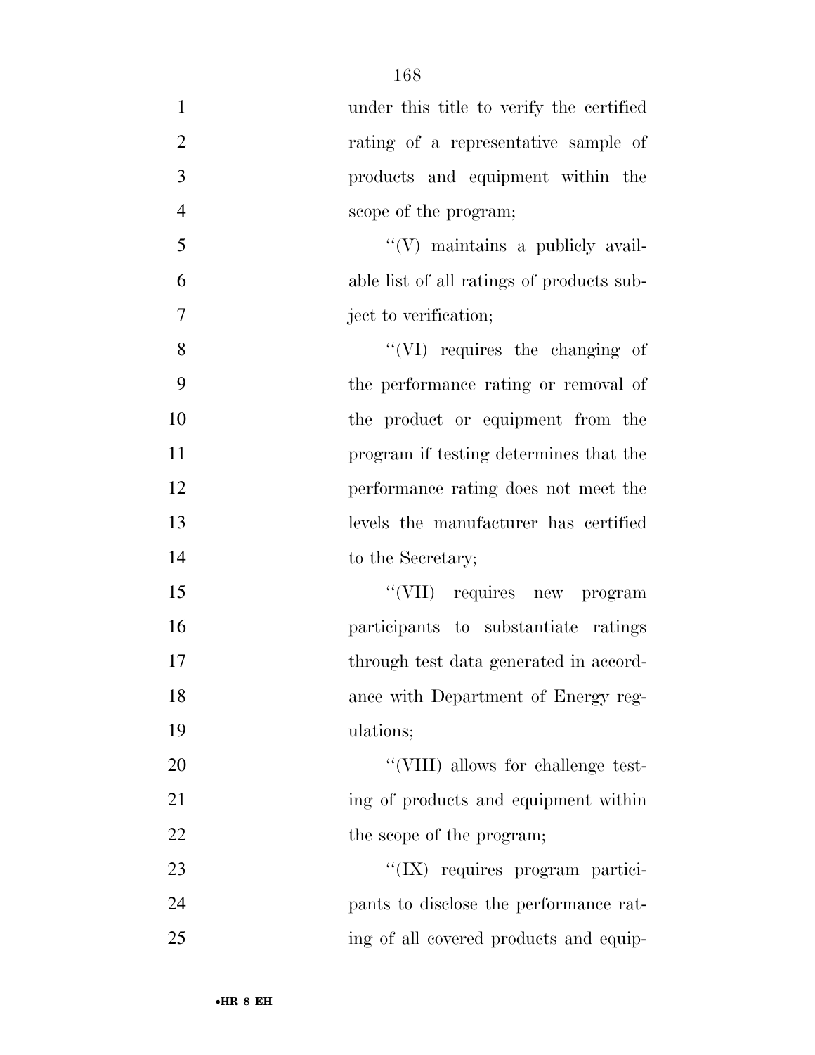under this title to verify the certified rating of a representative sample of products and equipment within the scope of the program;

''(V) maintains a publicly available list of all ratings of products subject to verification;

''(VI) requires the changing of the performance rating or removal of the product or equipment from the program if testing determines that the performance rating does not meet the levels the manufacturer has certified to the Secretary;

''(VII) requires new program participants to substantiate ratings through test data generated in accordance with Department of Energy regulations;

''(VIII) allows for challenge testing of products and equipment within the scope of the program;

''(IX) requires program participants to disclose the performance rating of all covered products and equip-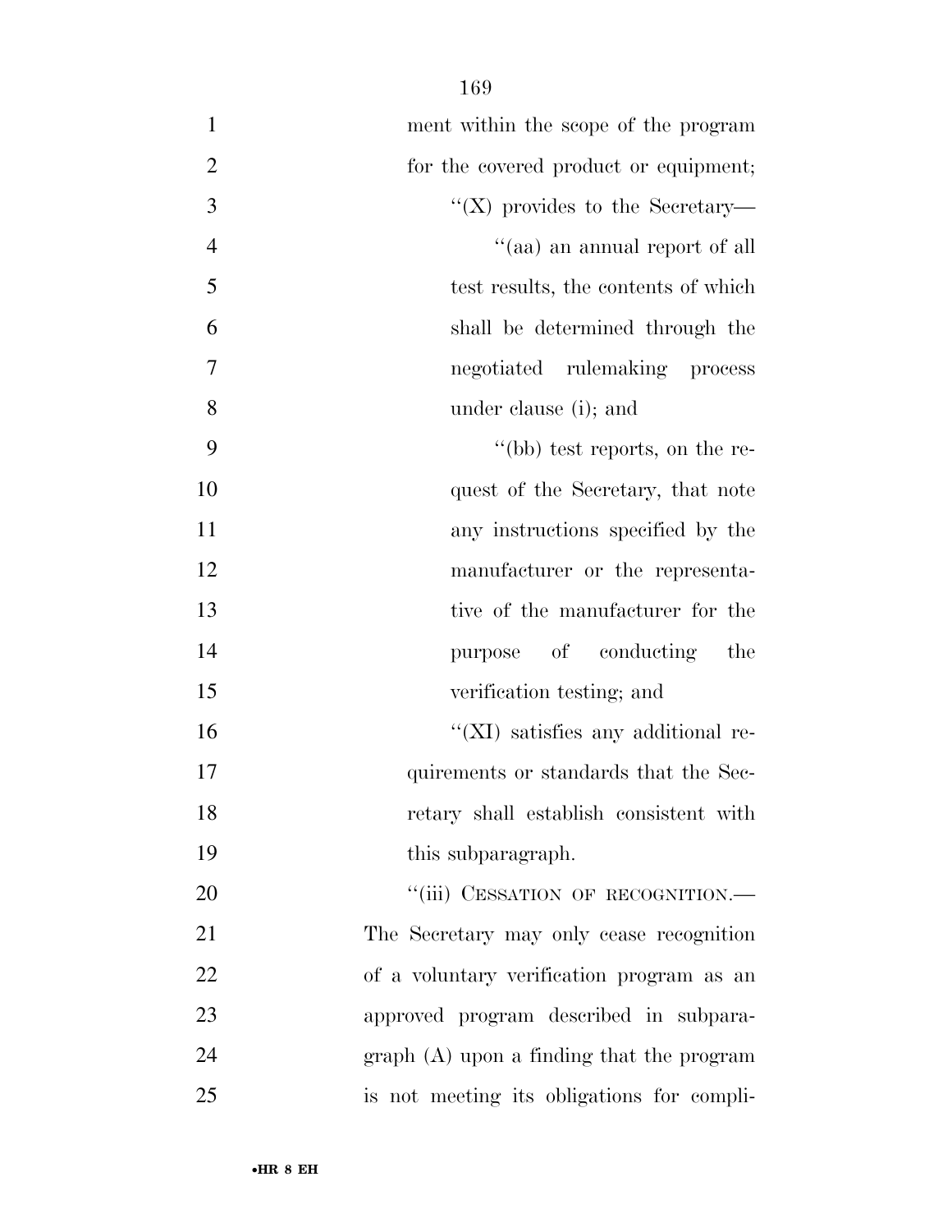ment within the scope of the program for the covered product or equipment;

''(X) provides to the Secretary—

''(aa) an annual report of all test results, the contents of which shall be determined through the negotiated rulemaking process under clause (i); and

''(bb) test reports, on the request of the Secretary, that note any instructions specified by the manufacturer or the representative of the manufacturer for the purpose of conducting the verification testing; and

''(XI) satisfies any additional requirements or standards that the Secretary shall establish consistent with this subparagraph.

''(iii) CESSATION OF RECOGNITION.— The Secretary may only cease recognition of a voluntary verification program as an approved program described in subparagraph (A) upon a finding that the program is not meeting its obligations for compli-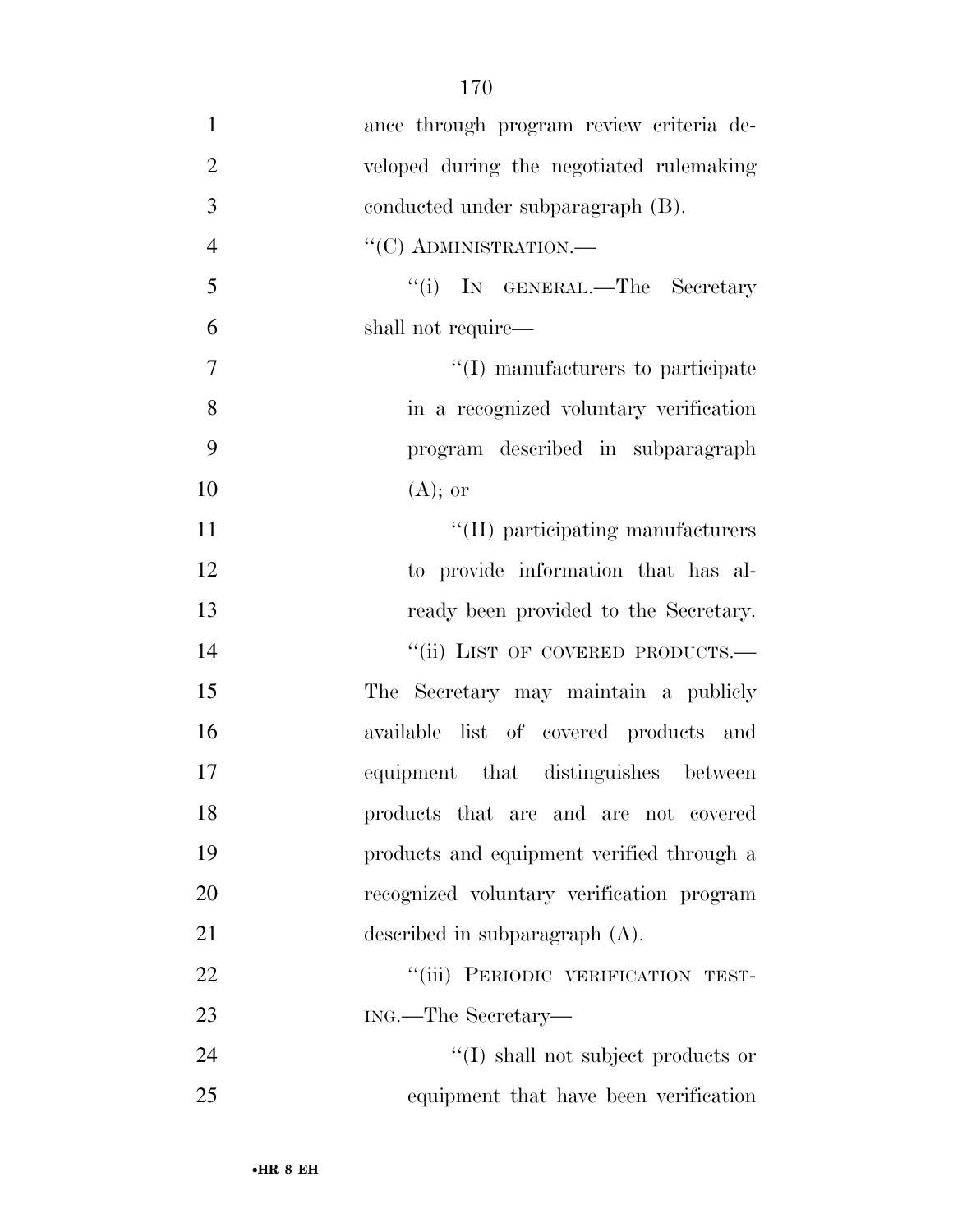ance through program review criteria developed during the negotiated rulemaking conducted under subparagraph (B).

''(C) ADMINISTRATION.—

''(i) IN GENERAL.—The Secretary shall not require—

''(I) manufacturers to participate in a recognized voluntary verification program described in subparagraph (A); or

''(II) participating manufacturers to provide information that has already been provided to the Secretary.

''(ii) LIST OF COVERED PRODUCTS.—The Secretary may maintain a publicly available list of covered products and equipment that distinguishes between products that are and are not covered products and equipment verified through a recognized voluntary verification program described in subparagraph (A).

''(iii) PERIODIC VERIFICATION TESTING.—The Secretary—

''(I) shall not subject products or equipment that have been verification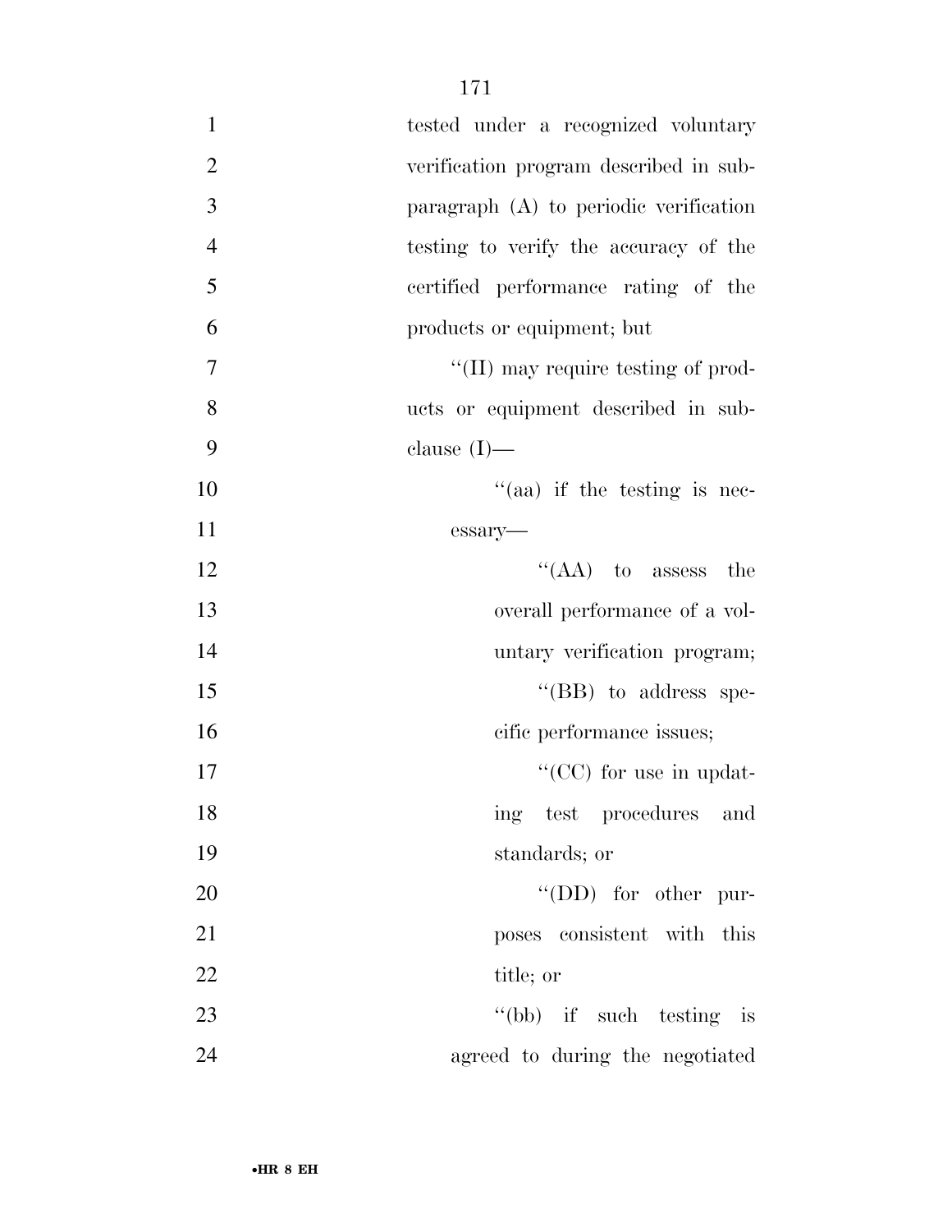tested under a recognized voluntary verification program described in subparagraph (A) to periodic verification testing to verify the accuracy of the certified performance rating of the products or equipment; but

"(II) may require testing of products or equipment described in subclause (I)—

"(aa) if the testing is necessary—

"(AA) to assess the overall performance of a voluntary verification program;

"(BB) to address specific performance issues;

"(CC) for use in updating test procedures and standards; or

"(DD) for other purposes consistent with this title; or

"(bb) if such testing is agreed to during the negotiated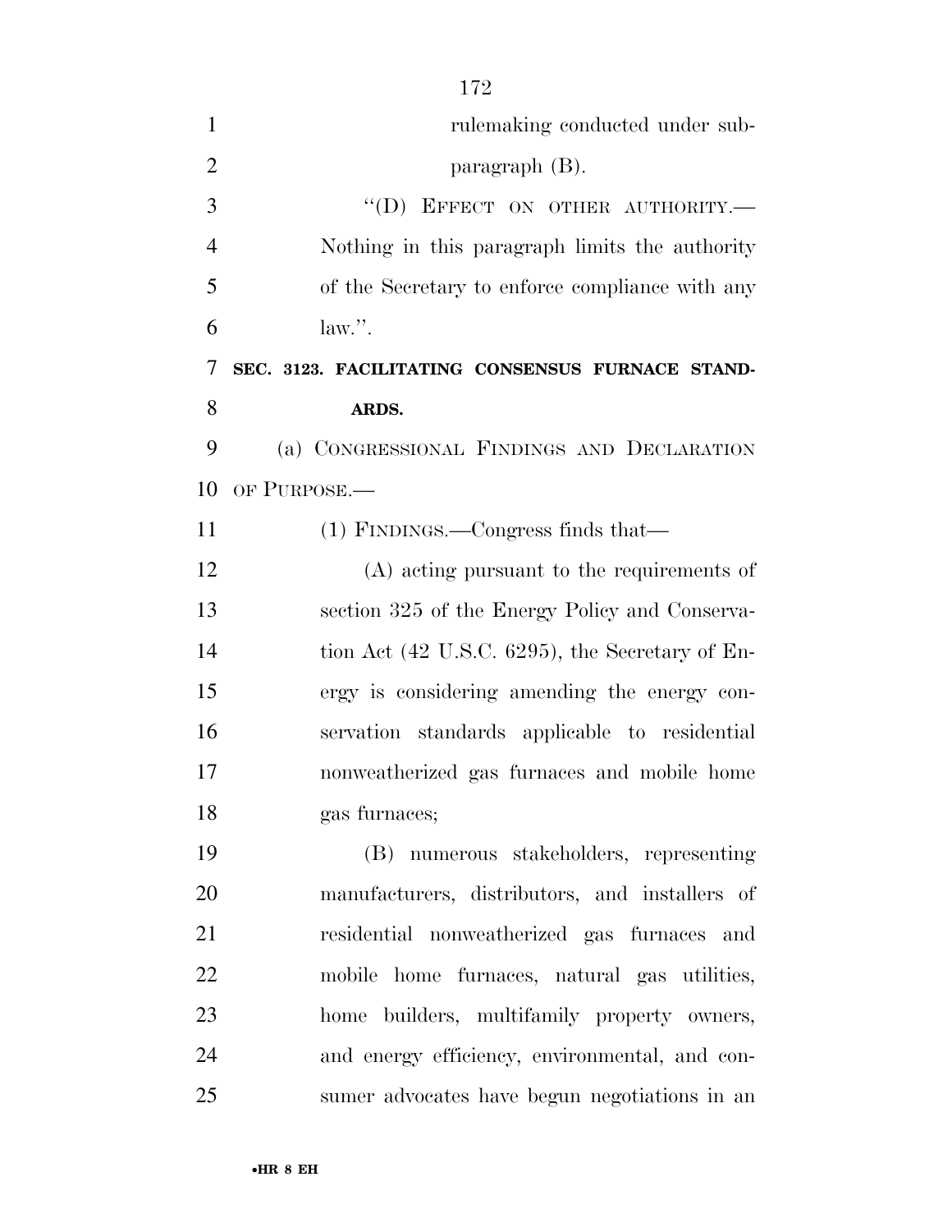rulemaking conducted under subparagraph (B).

"(D) EFFECT ON OTHER AUTHORITY.—Nothing in this paragraph limits the authority of the Secretary to enforce compliance with any law.".

**SEC. 3123. FACILITATING CONSENSUS FURNACE STANDARDS.**

(a) CONGRESSIONAL FINDINGS AND DECLARATION OF PURPOSE.—

(1) FINDINGS.—Congress finds that—

(A) acting pursuant to the requirements of section 325 of the Energy Policy and Conservation Act (42 U.S.C. 6295), the Secretary of Energy is considering amending the energy conservation standards applicable to residential nonweatherized gas furnaces and mobile home gas furnaces;

(B) numerous stakeholders, representing manufacturers, distributors, and installers of residential nonweatherized gas furnaces and mobile home furnaces, natural gas utilities, home builders, multifamily property owners, and energy efficiency, environmental, and consumer advocates have begun negotiations in an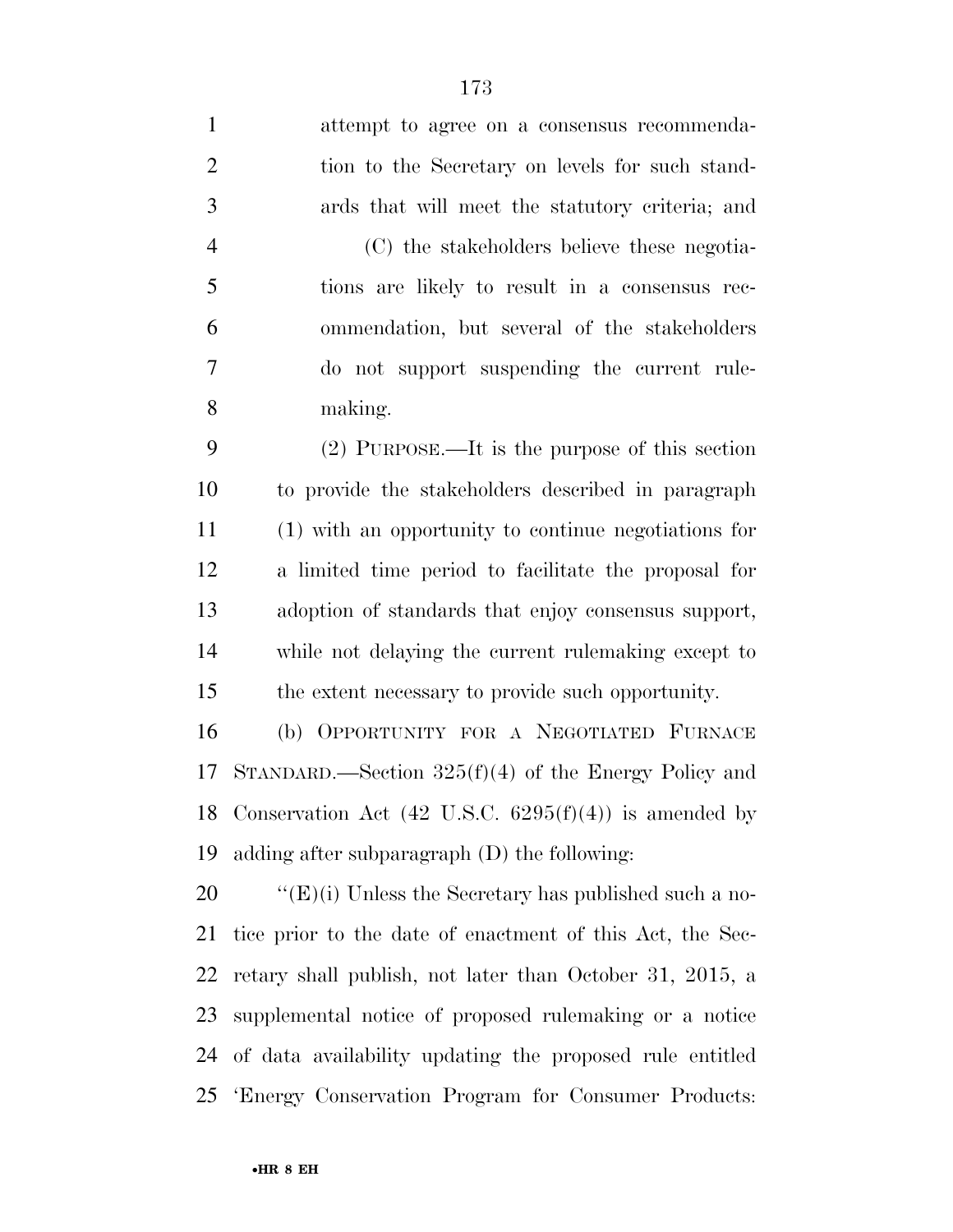attempt to agree on a consensus recommendation to the Secretary on levels for such standards that will meet the statutory criteria; and

(C) the stakeholders believe these negotiations are likely to result in a consensus recommendation, but several of the stakeholders do not support suspending the current rulemaking.

(2) PURPOSE.—It is the purpose of this section to provide the stakeholders described in paragraph (1) with an opportunity to continue negotiations for a limited time period to facilitate the proposal for adoption of standards that enjoy consensus support, while not delaying the current rulemaking except to the extent necessary to provide such opportunity.

(b) OPPORTUNITY FOR A NEGOTIATED FURNACE STANDARD.—Section 325(f)(4) of the Energy Policy and Conservation Act (42 U.S.C. 6295(f)(4)) is amended by adding after subparagraph (D) the following:

''(E)(i) Unless the Secretary has published such a notice prior to the date of enactment of this Act, the Secretary shall publish, not later than October 31, 2015, a supplemental notice of proposed rulemaking or a notice of data availability updating the proposed rule entitled 'Energy Conservation Program for Consumer Products: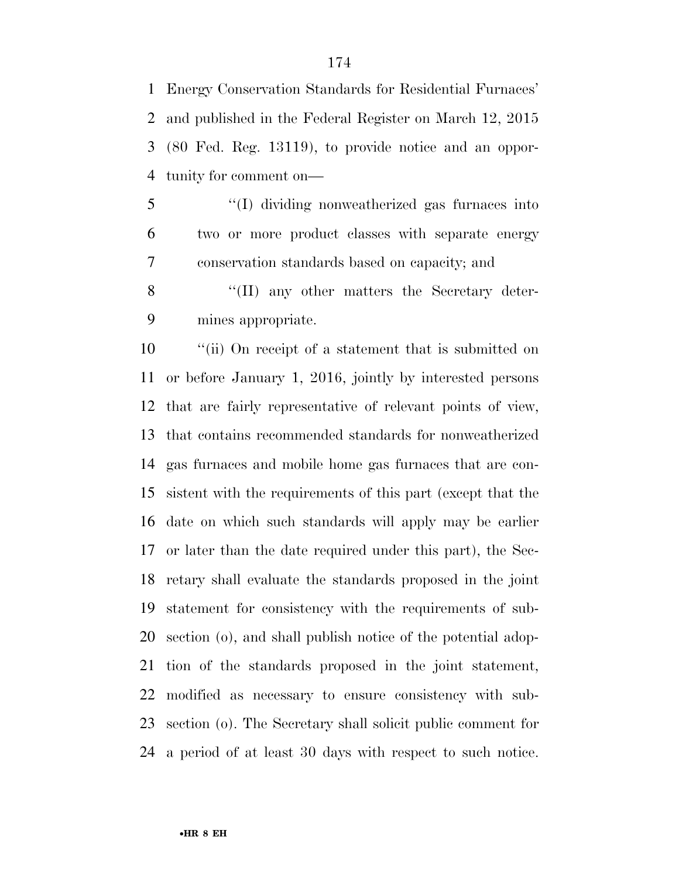Energy Conservation Standards for Residential Furnaces' and published in the Federal Register on March 12, 2015 (80 Fed. Reg. 13119), to provide notice and an opportunity for comment on—

''(I) dividing nonweatherized gas furnaces into two or more product classes with separate energy conservation standards based on capacity; and

''(II) any other matters the Secretary determines appropriate.

''(ii) On receipt of a statement that is submitted on or before January 1, 2016, jointly by interested persons that are fairly representative of relevant points of view, that contains recommended standards for nonweatherized gas furnaces and mobile home gas furnaces that are consistent with the requirements of this part (except that the date on which such standards will apply may be earlier or later than the date required under this part), the Secretary shall evaluate the standards proposed in the joint statement for consistency with the requirements of subsection (o), and shall publish notice of the potential adoption of the standards proposed in the joint statement, modified as necessary to ensure consistency with subsection (o). The Secretary shall solicit public comment for a period of at least 30 days with respect to such notice.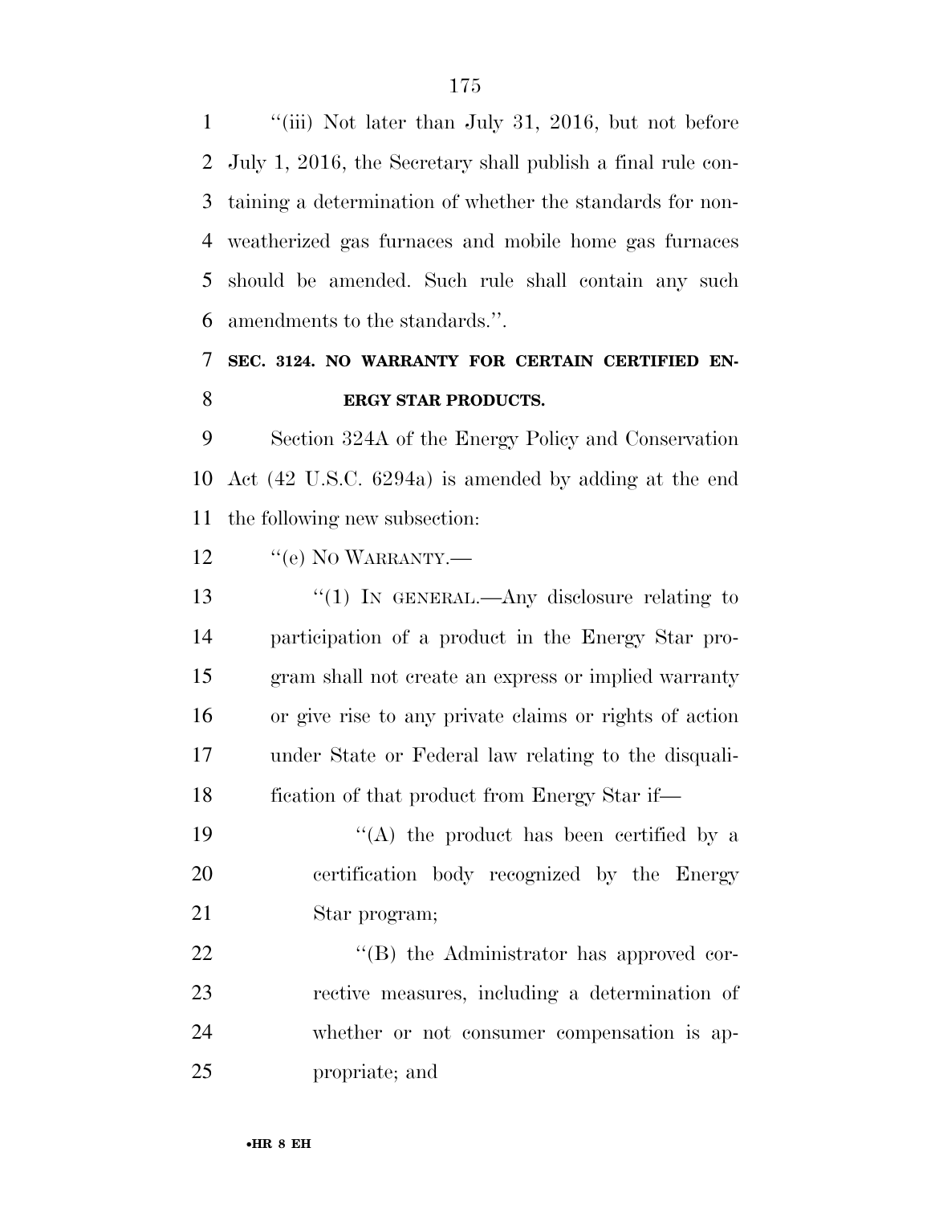''(iii) Not later than July 31, 2016, but not before July 1, 2016, the Secretary shall publish a final rule containing a determination of whether the standards for non-weatherized gas furnaces and mobile home gas furnaces should be amended. Such rule shall contain any such amendments to the standards.''.

### SEC. 3124. NO WARRANTY FOR CERTAIN CERTIFIED ENERGY STAR PRODUCTS.

Section 324A of the Energy Policy and Conservation Act (42 U.S.C. 6294a) is amended by adding at the end the following new subsection:

''(e) NO WARRANTY.—

''(1) IN GENERAL.—Any disclosure relating to participation of a product in the Energy Star program shall not create an express or implied warranty or give rise to any private claims or rights of action under State or Federal law relating to the disqualification of that product from Energy Star if—

''(A) the product has been certified by a certification body recognized by the Energy Star program;

''(B) the Administrator has approved corrective measures, including a determination of whether or not consumer compensation is appropriate; and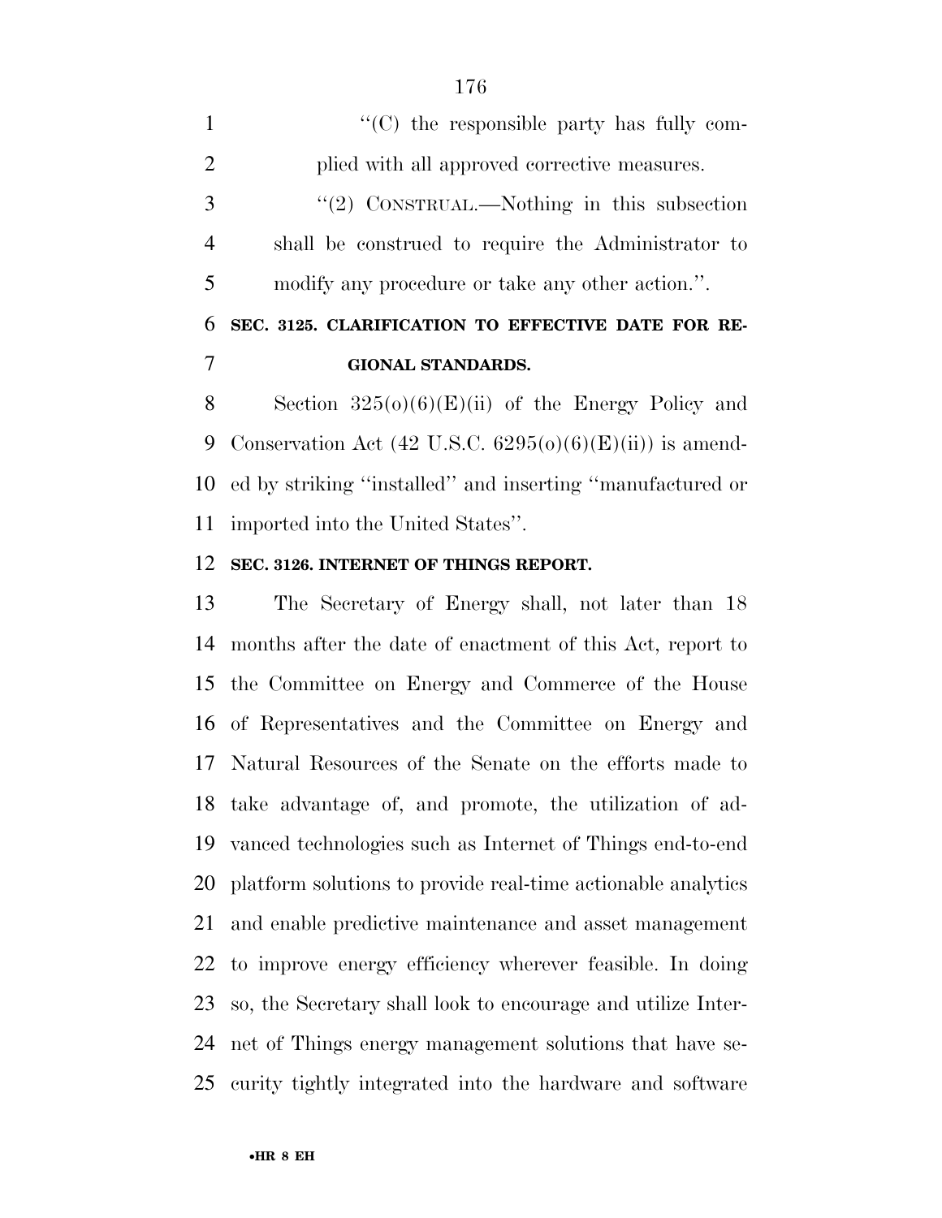"(C) the responsible party has fully complied with all approved corrective measures.

"(2) CONSTRUAL.—Nothing in this subsection shall be construed to require the Administrator to modify any procedure or take any other action.".

**SEC. 3125. CLARIFICATION TO EFFECTIVE DATE FOR REGIONAL STANDARDS.**

Section 325(o)(6)(E)(ii) of the Energy Policy and Conservation Act (42 U.S.C. 6295(o)(6)(E)(ii)) is amended by striking "installed" and inserting "manufactured or imported into the United States".

**SEC. 3126. INTERNET OF THINGS REPORT.**

The Secretary of Energy shall, not later than 18 months after the date of enactment of this Act, report to the Committee on Energy and Commerce of the House of Representatives and the Committee on Energy and Natural Resources of the Senate on the efforts made to take advantage of, and promote, the utilization of advanced technologies such as Internet of Things end-to-end platform solutions to provide real-time actionable analytics and enable predictive maintenance and asset management to improve energy efficiency wherever feasible. In doing so, the Secretary shall look to encourage and utilize Internet of Things energy management solutions that have security tightly integrated into the hardware and software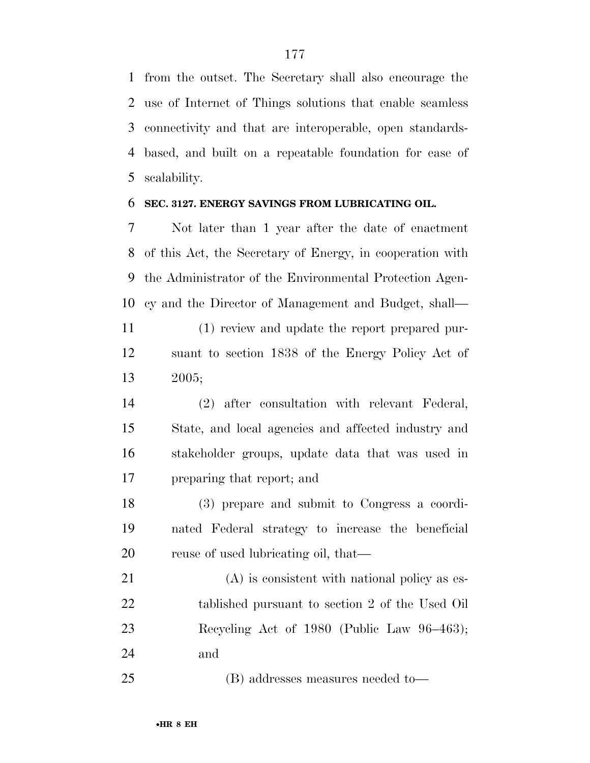from the outset. The Secretary shall also encourage the use of Internet of Things solutions that enable seamless connectivity and that are interoperable, open standards-based, and built on a repeatable foundation for ease of scalability.

### SEC. 3127. ENERGY SAVINGS FROM LUBRICATING OIL.

Not later than 1 year after the date of enactment of this Act, the Secretary of Energy, in cooperation with the Administrator of the Environmental Protection Agency and the Director of Management and Budget, shall—

(1) review and update the report prepared pursuant to section 1838 of the Energy Policy Act of 2005;

(2) after consultation with relevant Federal, State, and local agencies and affected industry and stakeholder groups, update data that was used in preparing that report; and

(3) prepare and submit to Congress a coordinated Federal strategy to increase the beneficial reuse of used lubricating oil, that—

(A) is consistent with national policy as established pursuant to section 2 of the Used Oil Recycling Act of 1980 (Public Law 96–463); and

(B) addresses measures needed to—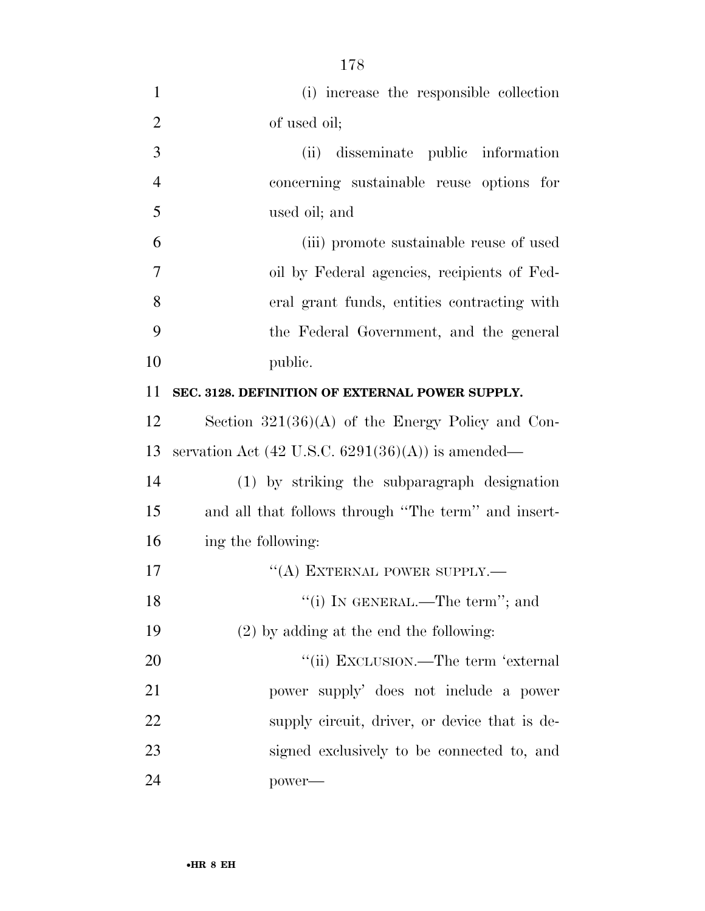(i) increase the responsible collection of used oil;

(ii) disseminate public information concerning sustainable reuse options for used oil; and

(iii) promote sustainable reuse of used oil by Federal agencies, recipients of Federal grant funds, entities contracting with the Federal Government, and the general public.

**SEC. 3128. DEFINITION OF EXTERNAL POWER SUPPLY.**

Section 321(36)(A) of the Energy Policy and Conservation Act (42 U.S.C. 6291(36)(A)) is amended—

(1) by striking the subparagraph designation and all that follows through "The term" and inserting the following:

"(A) EXTERNAL POWER SUPPLY.—

"(i) IN GENERAL.—The term"; and

(2) by adding at the end the following:

"(ii) EXCLUSION.—The term 'external power supply' does not include a power supply circuit, driver, or device that is designed exclusively to be connected to, and power—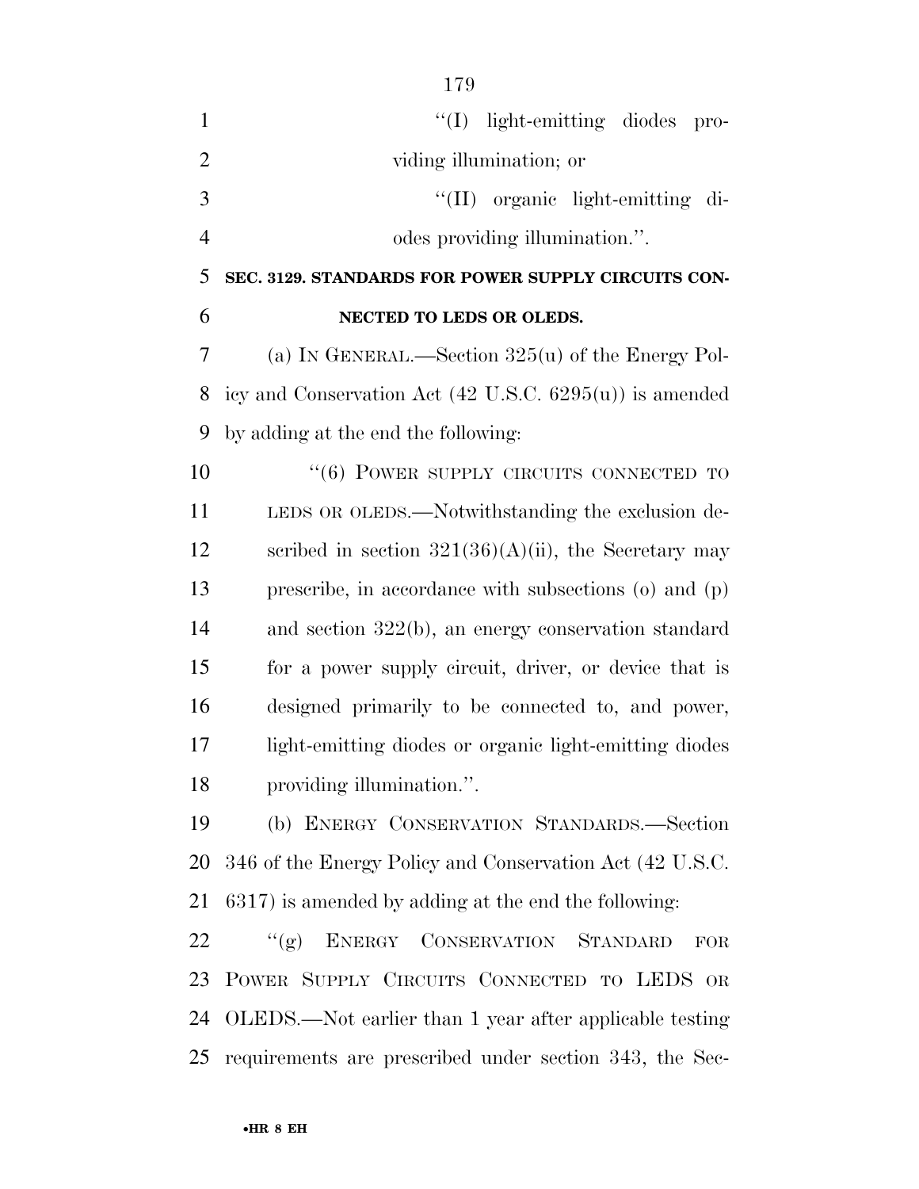"(I) light-emitting diodes providing illumination; or

"(II) organic light-emitting diodes providing illumination.".

**SEC. 3129. STANDARDS FOR POWER SUPPLY CIRCUITS CONNECTED TO LEDS OR OLEDS.**

(a) IN GENERAL.—Section 325(u) of the Energy Policy and Conservation Act (42 U.S.C. 6295(u)) is amended by adding at the end the following:

"(6) POWER SUPPLY CIRCUITS CONNECTED TO LEDS OR OLEDS.—Notwithstanding the exclusion described in section 321(36)(A)(ii), the Secretary may prescribe, in accordance with subsections (o) and (p) and section 322(b), an energy conservation standard for a power supply circuit, driver, or device that is designed primarily to be connected to, and power, light-emitting diodes or organic light-emitting diodes providing illumination.".

(b) ENERGY CONSERVATION STANDARDS.—Section 346 of the Energy Policy and Conservation Act (42 U.S.C. 6317) is amended by adding at the end the following:

"(g) ENERGY CONSERVATION STANDARD FOR POWER SUPPLY CIRCUITS CONNECTED TO LEDS OR OLEDS.—Not earlier than 1 year after applicable testing requirements are prescribed under section 343, the Sec-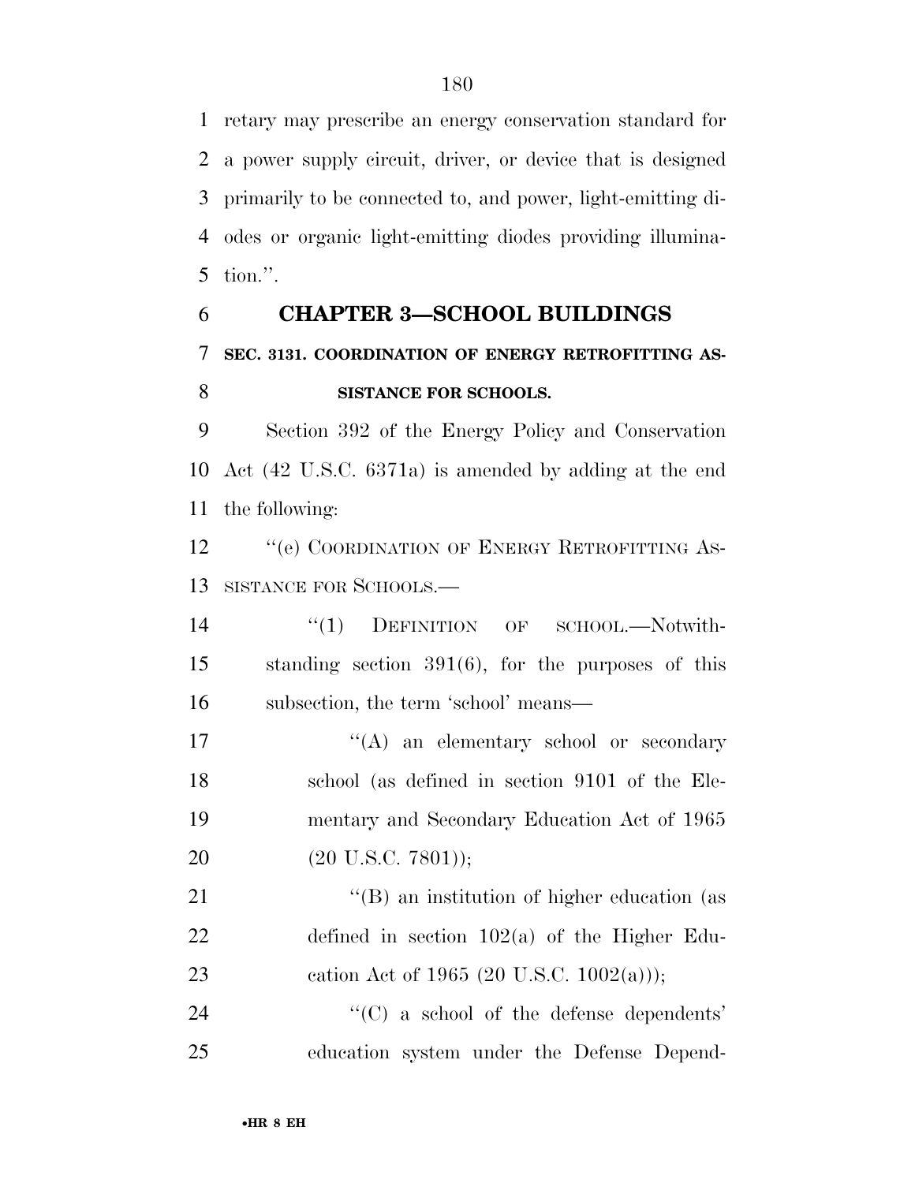retary may prescribe an energy conservation standard for a power supply circuit, driver, or device that is designed primarily to be connected to, and power, light-emitting diodes or organic light-emitting diodes providing illumination.''.

## CHAPTER 3—SCHOOL BUILDINGS

### SEC. 3131. COORDINATION OF ENERGY RETROFITTING ASSISTANCE FOR SCHOOLS.

Section 392 of the Energy Policy and Conservation Act (42 U.S.C. 6371a) is amended by adding at the end the following:

''(e) COORDINATION OF ENERGY RETROFITTING ASSISTANCE FOR SCHOOLS.—

''(1) DEFINITION OF SCHOOL.—Notwithstanding section 391(6), for the purposes of this subsection, the term 'school' means—

''(A) an elementary school or secondary school (as defined in section 9101 of the Elementary and Secondary Education Act of 1965 (20 U.S.C. 7801));

''(B) an institution of higher education (as defined in section 102(a) of the Higher Education Act of 1965 (20 U.S.C. 1002(a)));

''(C) a school of the defense dependents' education system under the Defense Depend-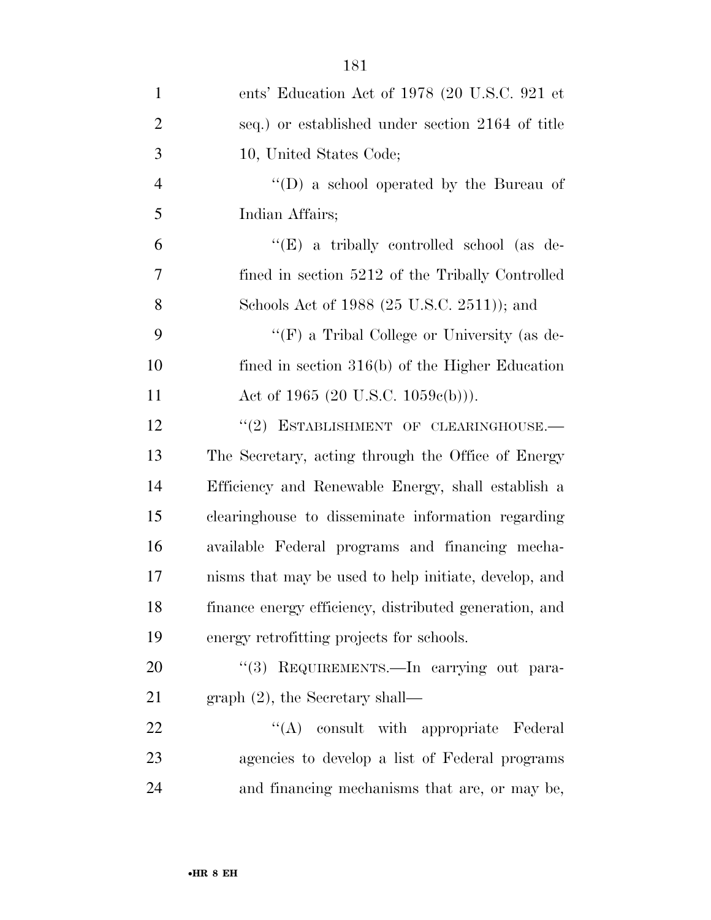ents' Education Act of 1978 (20 U.S.C. 921 et seq.) or established under section 2164 of title 10, United States Code;

''(D) a school operated by the Bureau of Indian Affairs;

''(E) a tribally controlled school (as defined in section 5212 of the Tribally Controlled Schools Act of 1988 (25 U.S.C. 2511)); and

''(F) a Tribal College or University (as defined in section 316(b) of the Higher Education Act of 1965 (20 U.S.C. 1059c(b))).

''(2) ESTABLISHMENT OF CLEARINGHOUSE.— The Secretary, acting through the Office of Energy Efficiency and Renewable Energy, shall establish a clearinghouse to disseminate information regarding available Federal programs and financing mechanisms that may be used to help initiate, develop, and finance energy efficiency, distributed generation, and energy retrofitting projects for schools.

''(3) REQUIREMENTS.—In carrying out paragraph (2), the Secretary shall—

''(A) consult with appropriate Federal agencies to develop a list of Federal programs and financing mechanisms that are, or may be,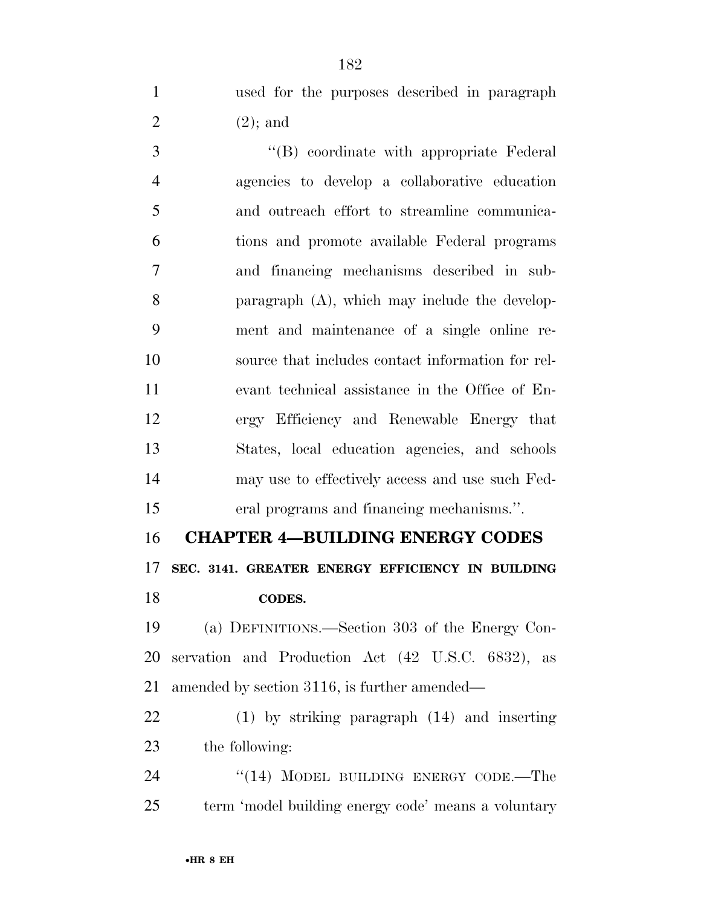used for the purposes described in paragraph (2); and

''(B) coordinate with appropriate Federal agencies to develop a collaborative education and outreach effort to streamline communications and promote available Federal programs and financing mechanisms described in subparagraph (A), which may include the development and maintenance of a single online resource that includes contact information for relevant technical assistance in the Office of Energy Efficiency and Renewable Energy that States, local education agencies, and schools may use to effectively access and use such Federal programs and financing mechanisms.''.

## CHAPTER 4—BUILDING ENERGY CODES

### SEC. 3141. GREATER ENERGY EFFICIENCY IN BUILDING CODES.

(a) DEFINITIONS.—Section 303 of the Energy Conservation and Production Act (42 U.S.C. 6832), as amended by section 3116, is further amended—

(1) by striking paragraph (14) and inserting the following:

''(14) MODEL BUILDING ENERGY CODE.—The term 'model building energy code' means a voluntary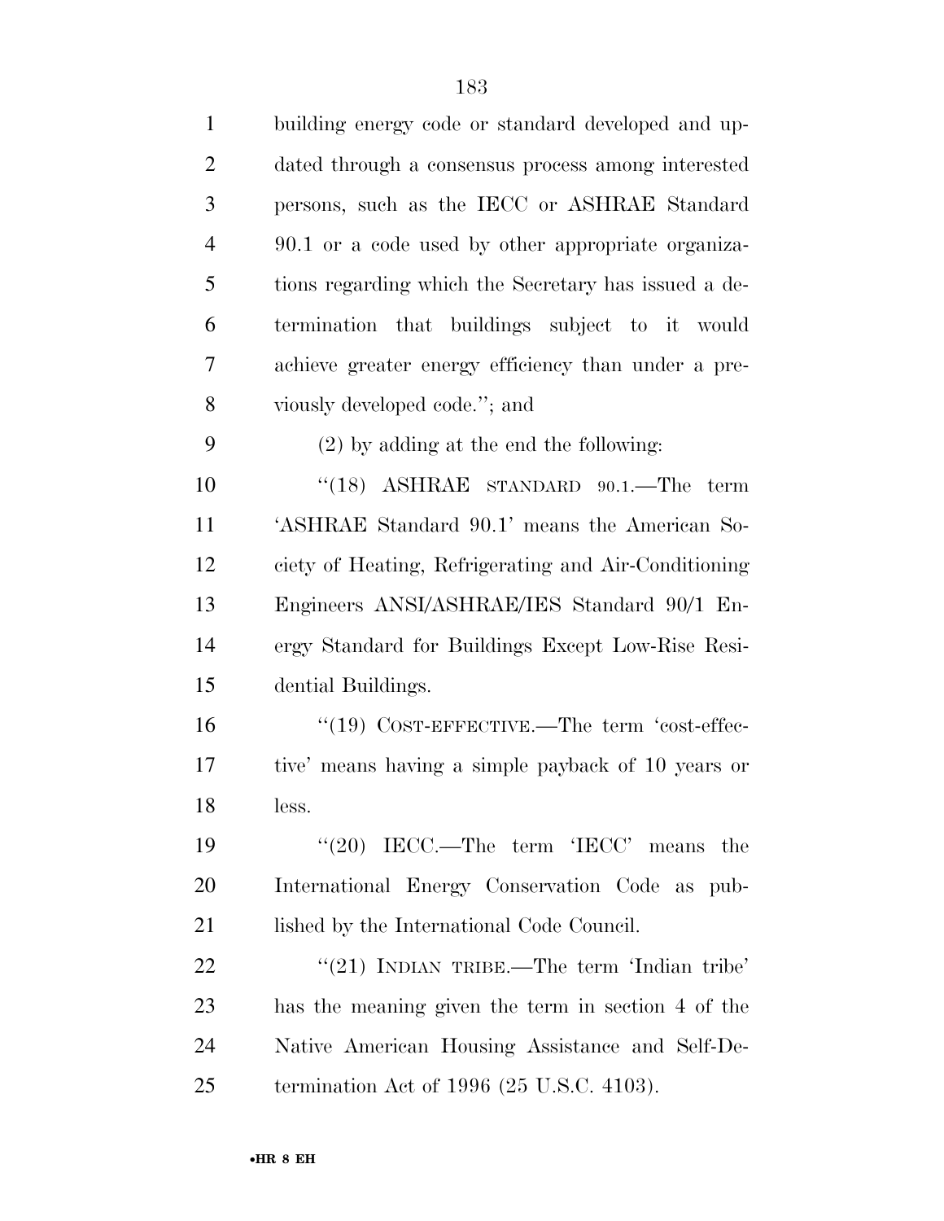building energy code or standard developed and updated through a consensus process among interested persons, such as the IECC or ASHRAE Standard 90.1 or a code used by other appropriate organizations regarding which the Secretary has issued a determination that buildings subject to it would achieve greater energy efficiency than under a previously developed code.''; and

(2) by adding at the end the following:

''(18) ASHRAE STANDARD 90.1.—The term 'ASHRAE Standard 90.1' means the American Society of Heating, Refrigerating and Air-Conditioning Engineers ANSI/ASHRAE/IES Standard 90/1 Energy Standard for Buildings Except Low-Rise Residential Buildings.

''(19) COST-EFFECTIVE.—The term 'cost-effective' means having a simple payback of 10 years or less.

''(20) IECC.—The term 'IECC' means the International Energy Conservation Code as published by the International Code Council.

''(21) INDIAN TRIBE.—The term 'Indian tribe' has the meaning given the term in section 4 of the Native American Housing Assistance and Self-Determination Act of 1996 (25 U.S.C. 4103).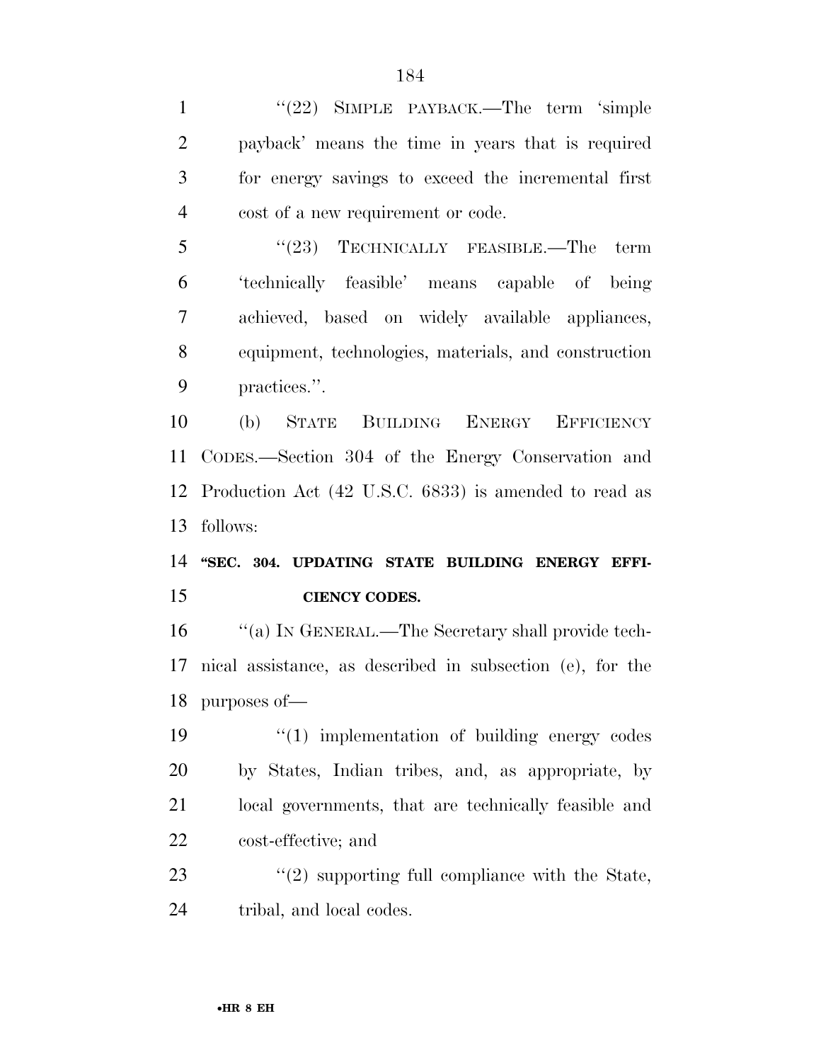"(22) SIMPLE PAYBACK.—The term 'simple payback' means the time in years that is required for energy savings to exceed the incremental first cost of a new requirement or code.

"(23) TECHNICALLY FEASIBLE.—The term 'technically feasible' means capable of being achieved, based on widely available appliances, equipment, technologies, materials, and construction practices.".

(b) STATE BUILDING ENERGY EFFICIENCY CODES.—Section 304 of the Energy Conservation and Production Act (42 U.S.C. 6833) is amended to read as follows:

**"SEC. 304. UPDATING STATE BUILDING ENERGY EFFICIENCY CODES.**

"(a) IN GENERAL.—The Secretary shall provide technical assistance, as described in subsection (e), for the purposes of—

"(1) implementation of building energy codes by States, Indian tribes, and, as appropriate, by local governments, that are technically feasible and cost-effective; and

"(2) supporting full compliance with the State, tribal, and local codes.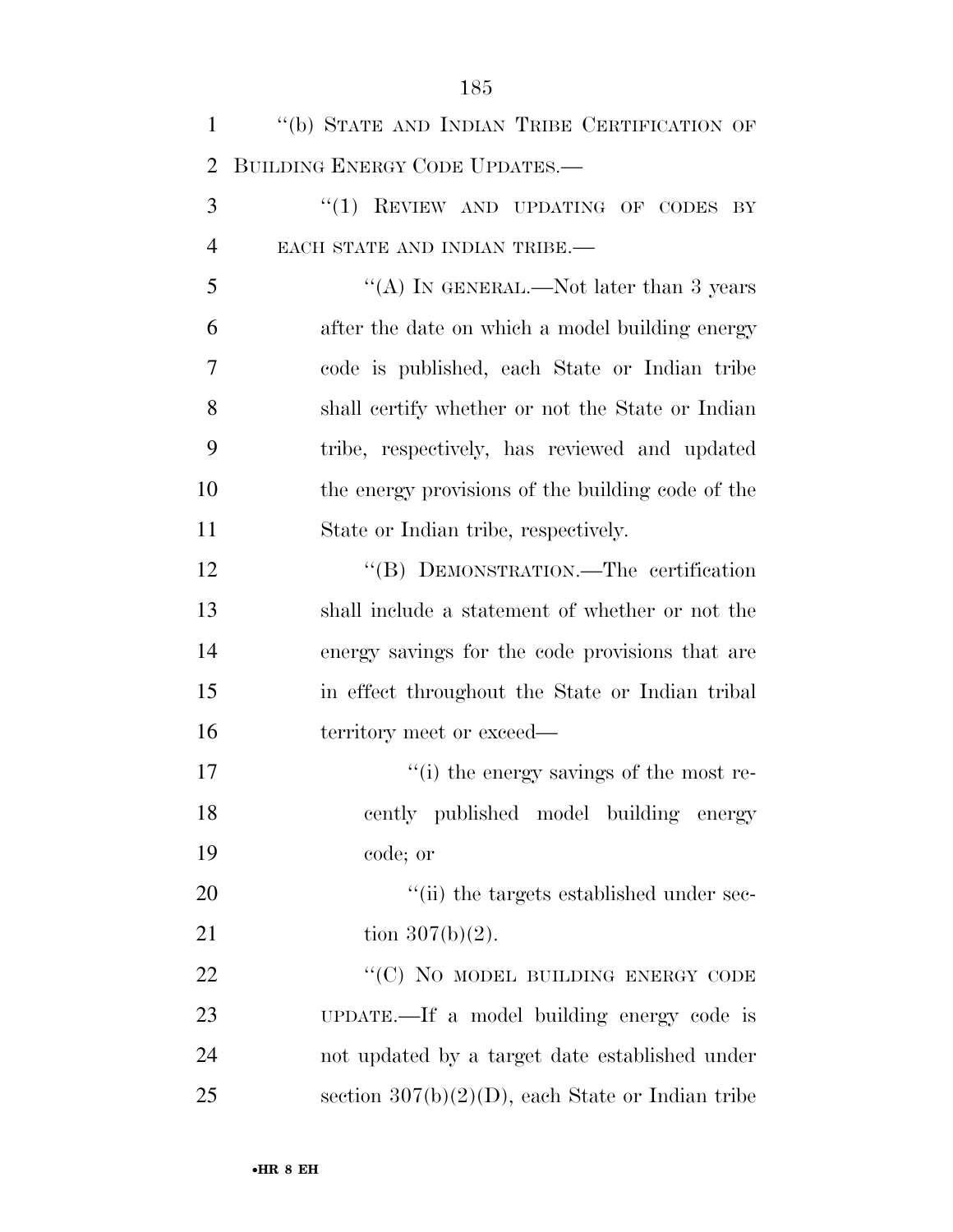"(b) STATE AND INDIAN TRIBE CERTIFICATION OF BUILDING ENERGY CODE UPDATES.—

"(1) REVIEW AND UPDATING OF CODES BY EACH STATE AND INDIAN TRIBE.—

"(A) IN GENERAL.—Not later than 3 years after the date on which a model building energy code is published, each State or Indian tribe shall certify whether or not the State or Indian tribe, respectively, has reviewed and updated the energy provisions of the building code of the State or Indian tribe, respectively.

"(B) DEMONSTRATION.—The certification shall include a statement of whether or not the energy savings for the code provisions that are in effect throughout the State or Indian tribal territory meet or exceed—

"(i) the energy savings of the most recently published model building energy code; or

"(ii) the targets established under section 307(b)(2).

"(C) NO MODEL BUILDING ENERGY CODE UPDATE.—If a model building energy code is not updated by a target date established under section 307(b)(2)(D), each State or Indian tribe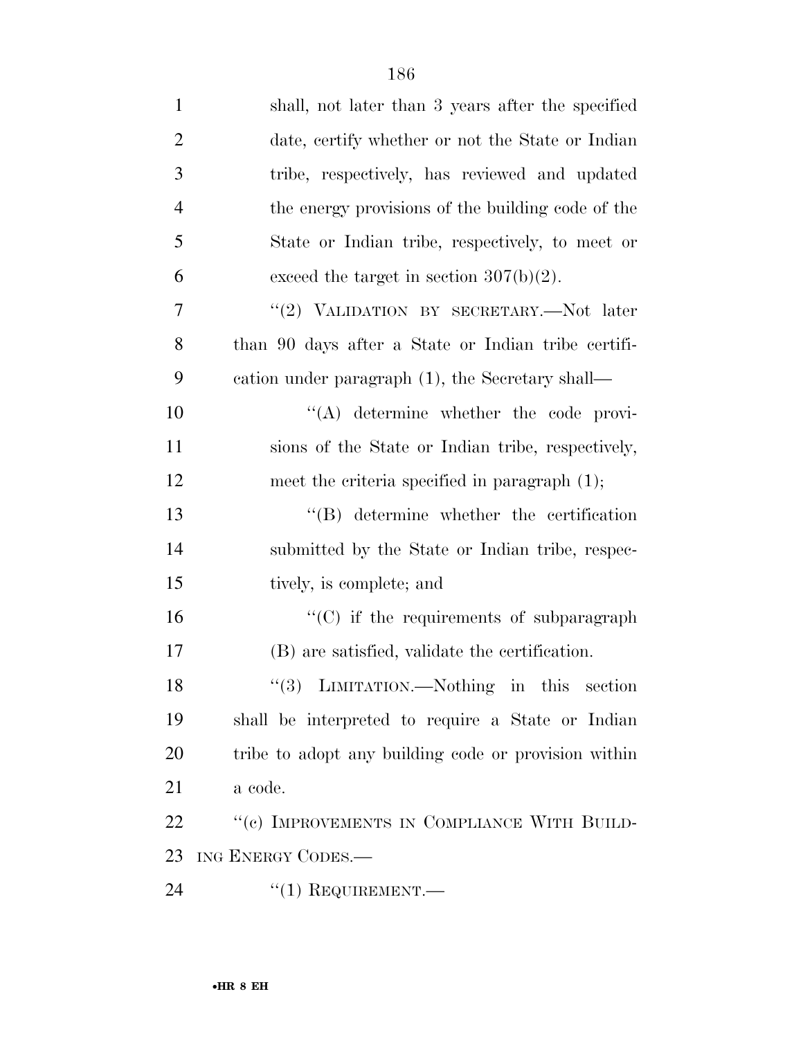shall, not later than 3 years after the specified date, certify whether or not the State or Indian tribe, respectively, has reviewed and updated the energy provisions of the building code of the State or Indian tribe, respectively, to meet or exceed the target in section 307(b)(2).

"(2) VALIDATION BY SECRETARY.—Not later than 90 days after a State or Indian tribe certification under paragraph (1), the Secretary shall—

"(A) determine whether the code provisions of the State or Indian tribe, respectively, meet the criteria specified in paragraph (1);

"(B) determine whether the certification submitted by the State or Indian tribe, respectively, is complete; and

"(C) if the requirements of subparagraph (B) are satisfied, validate the certification.

"(3) LIMITATION.—Nothing in this section shall be interpreted to require a State or Indian tribe to adopt any building code or provision within a code.

"(c) IMPROVEMENTS IN COMPLIANCE WITH BUILDING ENERGY CODES.—

"(1) REQUIREMENT.—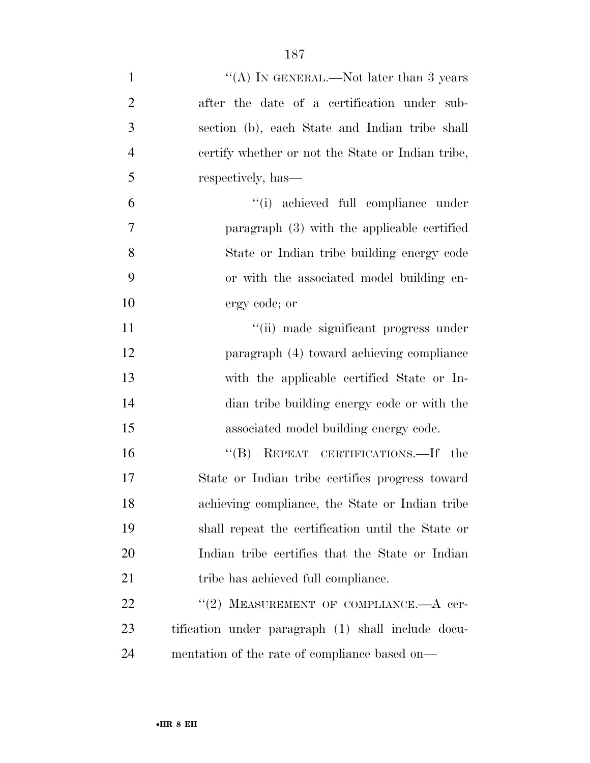"(A) IN GENERAL.—Not later than 3 years after the date of a certification under subsection (b), each State and Indian tribe shall certify whether or not the State or Indian tribe, respectively, has—

"(i) achieved full compliance under paragraph (3) with the applicable certified State or Indian tribe building energy code or with the associated model building energy code; or

"(ii) made significant progress under paragraph (4) toward achieving compliance with the applicable certified State or Indian tribe building energy code or with the associated model building energy code.

"(B) REPEAT CERTIFICATIONS.—If the State or Indian tribe certifies progress toward achieving compliance, the State or Indian tribe shall repeat the certification until the State or Indian tribe certifies that the State or Indian tribe has achieved full compliance.

"(2) MEASUREMENT OF COMPLIANCE.—A certification under paragraph (1) shall include documentation of the rate of compliance based on—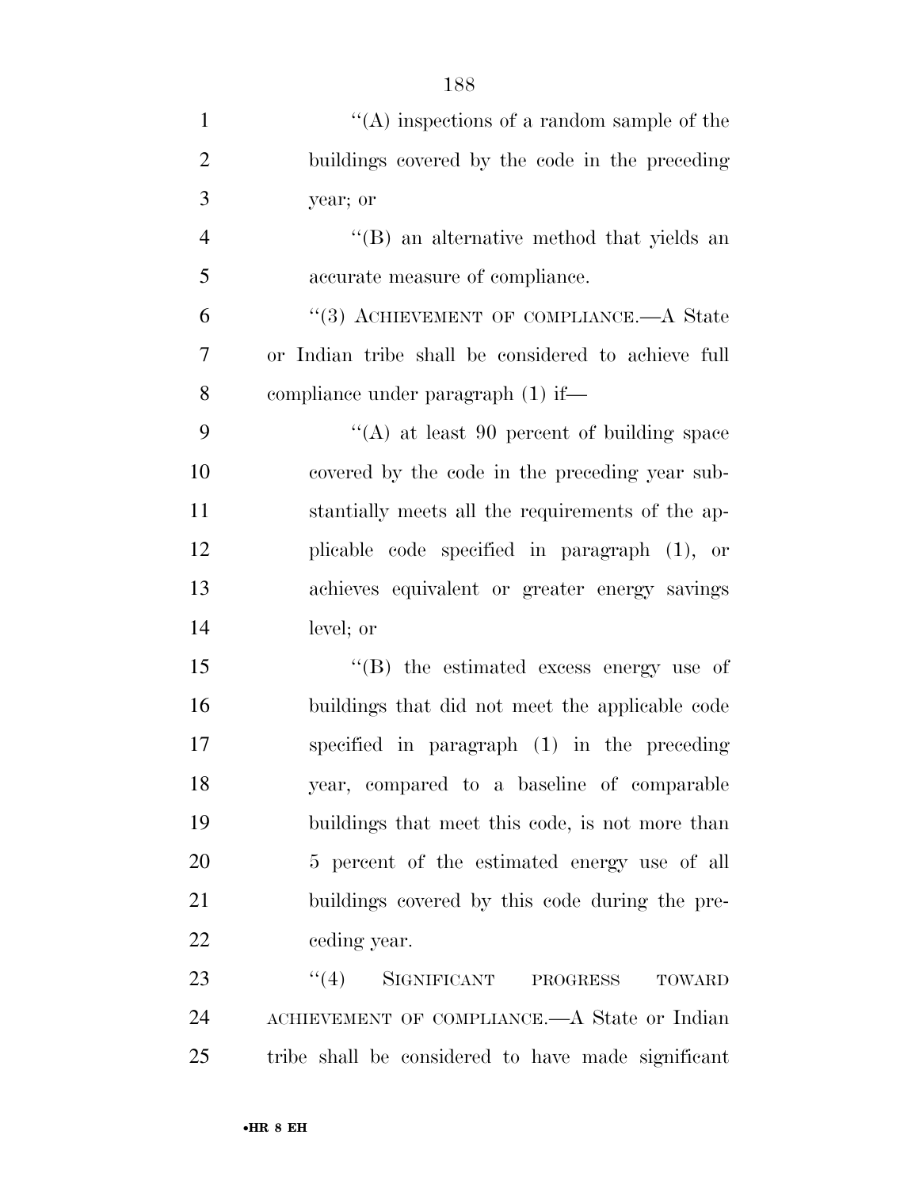"(A) inspections of a random sample of the buildings covered by the code in the preceding year; or

"(B) an alternative method that yields an accurate measure of compliance.

"(3) ACHIEVEMENT OF COMPLIANCE.—A State or Indian tribe shall be considered to achieve full compliance under paragraph (1) if—

"(A) at least 90 percent of building space covered by the code in the preceding year substantially meets all the requirements of the applicable code specified in paragraph (1), or achieves equivalent or greater energy savings level; or

"(B) the estimated excess energy use of buildings that did not meet the applicable code specified in paragraph (1) in the preceding year, compared to a baseline of comparable buildings that meet this code, is not more than 5 percent of the estimated energy use of all buildings covered by this code during the preceding year.

"(4) SIGNIFICANT PROGRESS TOWARD ACHIEVEMENT OF COMPLIANCE.—A State or Indian tribe shall be considered to have made significant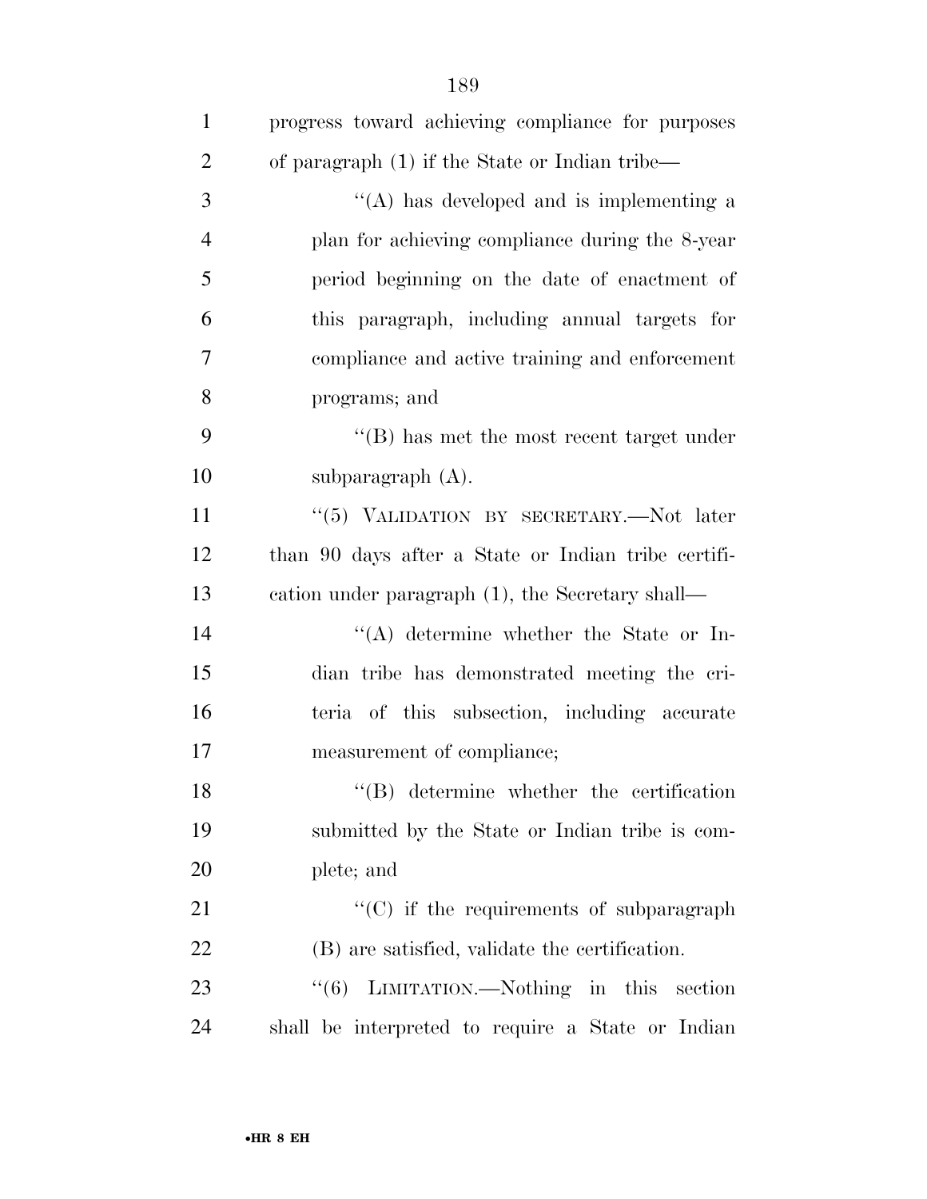progress toward achieving compliance for purposes of paragraph (1) if the State or Indian tribe—

''(A) has developed and is implementing a plan for achieving compliance during the 8-year period beginning on the date of enactment of this paragraph, including annual targets for compliance and active training and enforcement programs; and

''(B) has met the most recent target under subparagraph (A).

''(5) VALIDATION BY SECRETARY.—Not later than 90 days after a State or Indian tribe certification under paragraph (1), the Secretary shall—

''(A) determine whether the State or Indian tribe has demonstrated meeting the criteria of this subsection, including accurate measurement of compliance;

''(B) determine whether the certification submitted by the State or Indian tribe is complete; and

''(C) if the requirements of subparagraph (B) are satisfied, validate the certification.

''(6) LIMITATION.—Nothing in this section shall be interpreted to require a State or Indian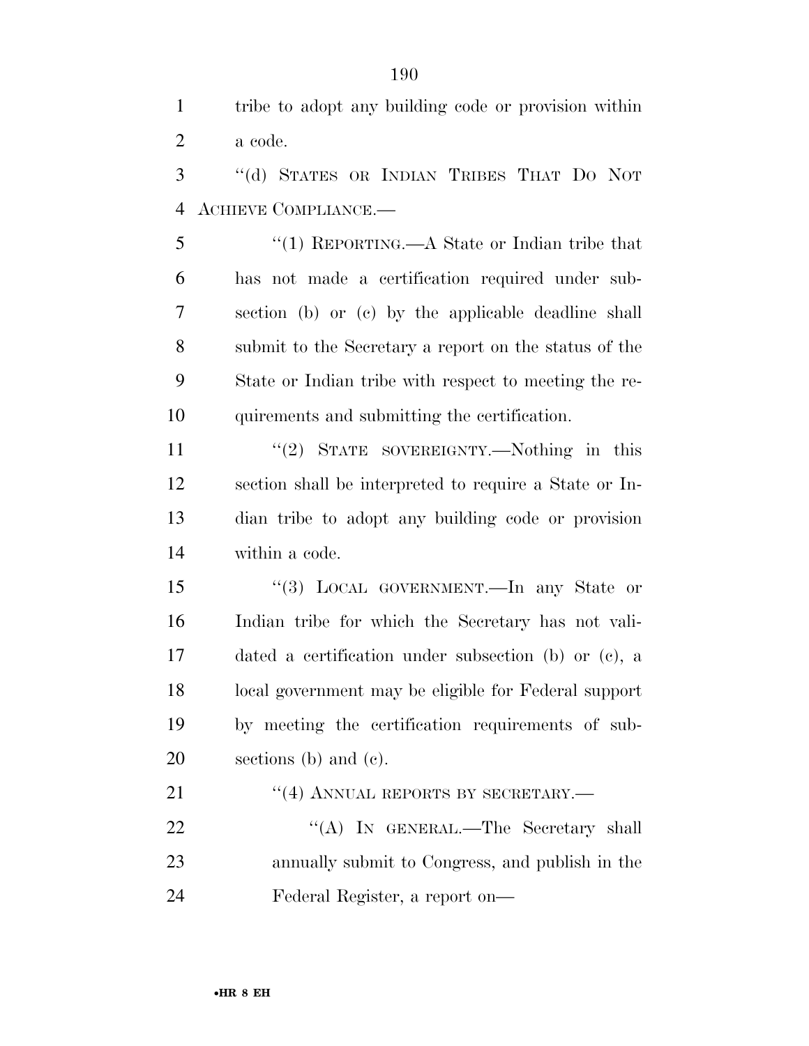tribe to adopt any building code or provision within a code.

"(d) STATES OR INDIAN TRIBES THAT DO NOT ACHIEVE COMPLIANCE.—

"(1) REPORTING.—A State or Indian tribe that has not made a certification required under subsection (b) or (c) by the applicable deadline shall submit to the Secretary a report on the status of the State or Indian tribe with respect to meeting the requirements and submitting the certification.

"(2) STATE SOVEREIGNTY.—Nothing in this section shall be interpreted to require a State or Indian tribe to adopt any building code or provision within a code.

"(3) LOCAL GOVERNMENT.—In any State or Indian tribe for which the Secretary has not validated a certification under subsection (b) or (c), a local government may be eligible for Federal support by meeting the certification requirements of subsections (b) and (c).

"(4) ANNUAL REPORTS BY SECRETARY.—

"(A) IN GENERAL.—The Secretary shall annually submit to Congress, and publish in the Federal Register, a report on—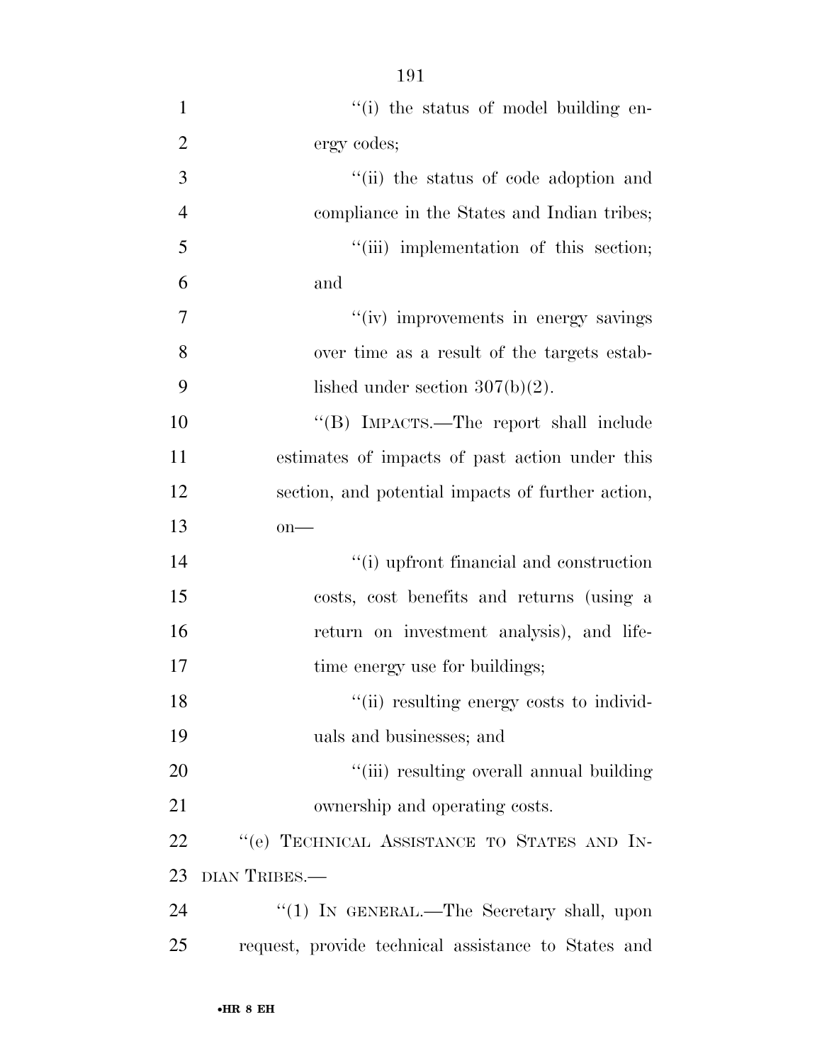"(i) the status of model building energy codes;

"(ii) the status of code adoption and compliance in the States and Indian tribes;

"(iii) implementation of this section; and

"(iv) improvements in energy savings over time as a result of the targets established under section 307(b)(2).

"(B) IMPACTS.—The report shall include estimates of impacts of past action under this section, and potential impacts of further action, on—

"(i) upfront financial and construction costs, cost benefits and returns (using a return on investment analysis), and lifetime energy use for buildings;

"(ii) resulting energy costs to individuals and businesses; and

"(iii) resulting overall annual building ownership and operating costs.

"(e) TECHNICAL ASSISTANCE TO STATES AND INDIAN TRIBES.—

"(1) IN GENERAL.—The Secretary shall, upon request, provide technical assistance to States and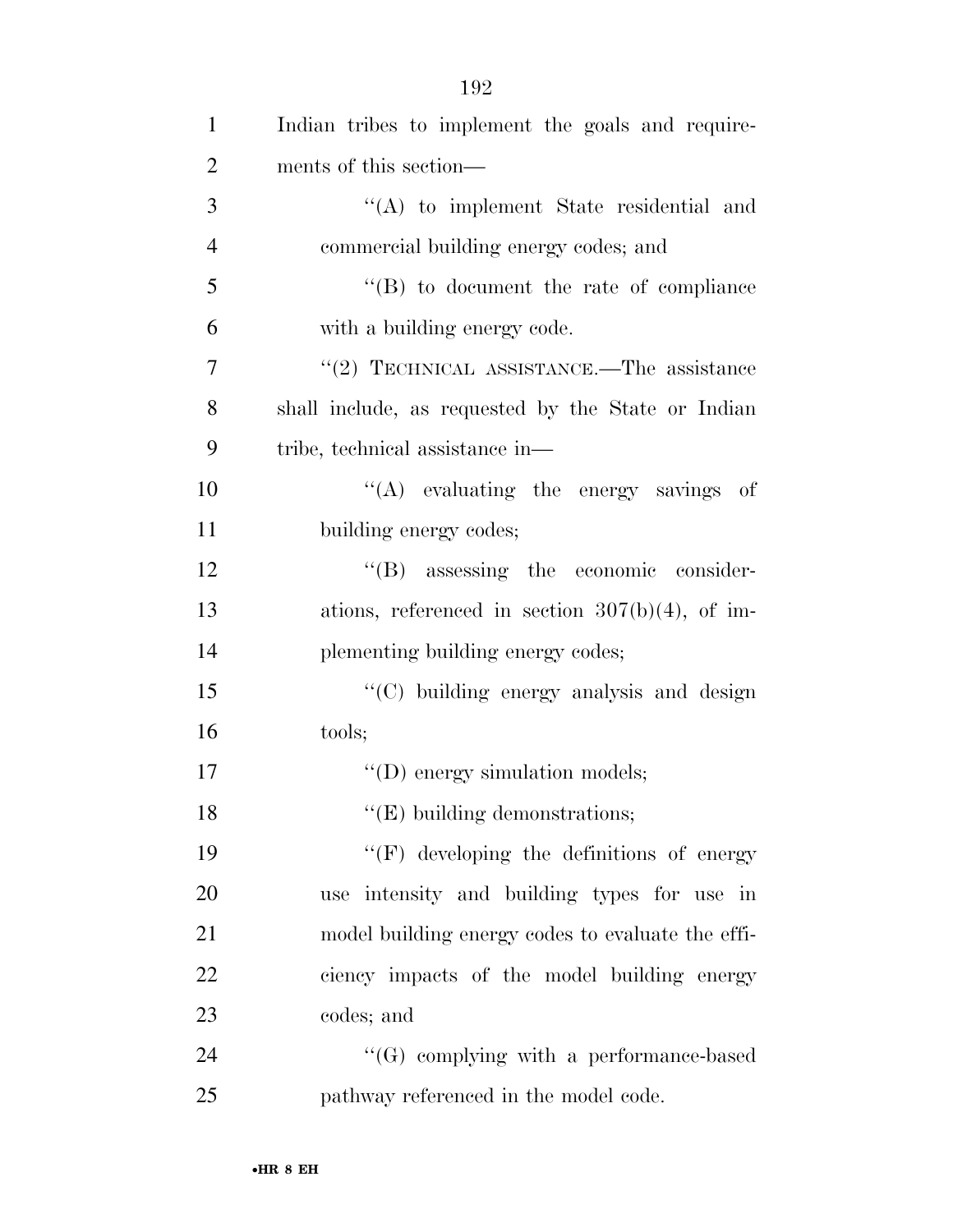Indian tribes to implement the goals and requirements of this section—

''(A) to implement State residential and commercial building energy codes; and

''(B) to document the rate of compliance with a building energy code.

''(2) TECHNICAL ASSISTANCE.—The assistance shall include, as requested by the State or Indian tribe, technical assistance in—

''(A) evaluating the energy savings of building energy codes;

''(B) assessing the economic considerations, referenced in section 307(b)(4), of implementing building energy codes;

''(C) building energy analysis and design tools;

''(D) energy simulation models;

''(E) building demonstrations;

''(F) developing the definitions of energy use intensity and building types for use in model building energy codes to evaluate the efficiency impacts of the model building energy codes; and

''(G) complying with a performance-based pathway referenced in the model code.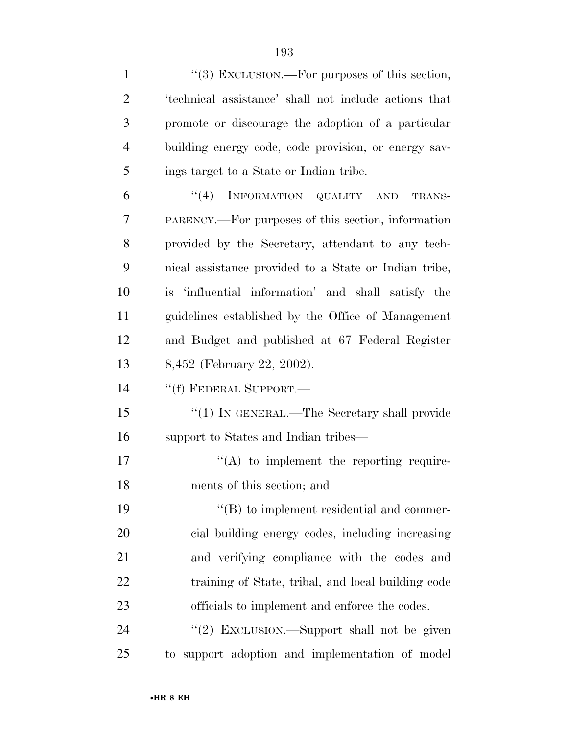''(3) EXCLUSION.—For purposes of this section, 'technical assistance' shall not include actions that promote or discourage the adoption of a particular building energy code, code provision, or energy savings target to a State or Indian tribe.

''(4) INFORMATION QUALITY AND TRANSPARENCY.—For purposes of this section, information provided by the Secretary, attendant to any technical assistance provided to a State or Indian tribe, is 'influential information' and shall satisfy the guidelines established by the Office of Management and Budget and published at 67 Federal Register 8,452 (February 22, 2002).

''(f) FEDERAL SUPPORT.—

''(1) IN GENERAL.—The Secretary shall provide support to States and Indian tribes—

''(A) to implement the reporting requirements of this section; and

''(B) to implement residential and commercial building energy codes, including increasing and verifying compliance with the codes and training of State, tribal, and local building code officials to implement and enforce the codes.

''(2) EXCLUSION.—Support shall not be given to support adoption and implementation of model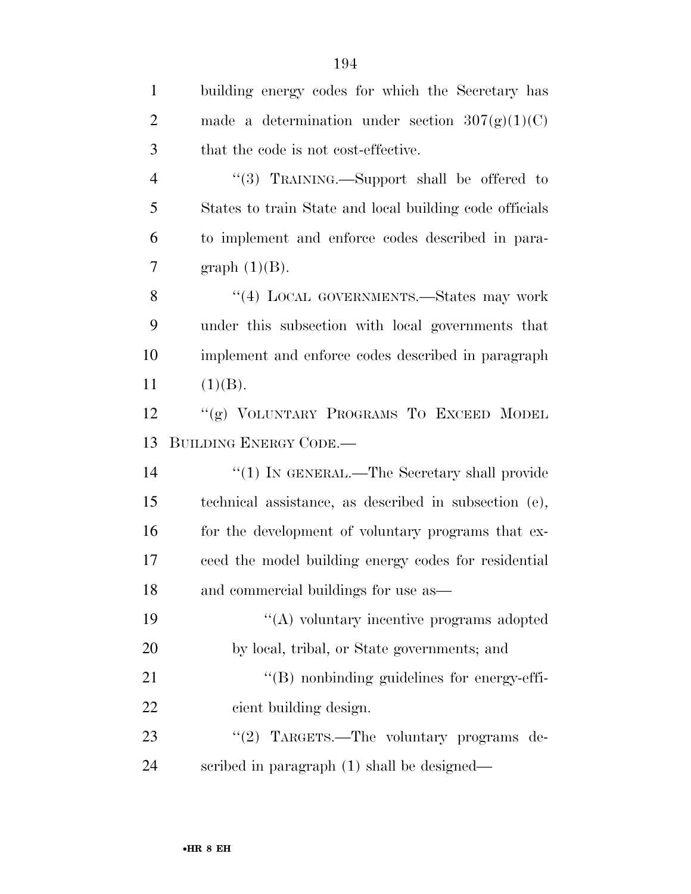building energy codes for which the Secretary has made a determination under section 307(g)(1)(C) that the code is not cost-effective.

"(3) TRAINING.—Support shall be offered to States to train State and local building code officials to implement and enforce codes described in paragraph (1)(B).

"(4) LOCAL GOVERNMENTS.—States may work under this subsection with local governments that implement and enforce codes described in paragraph (1)(B).

"(g) VOLUNTARY PROGRAMS TO EXCEED MODEL BUILDING ENERGY CODE.—

"(1) IN GENERAL.—The Secretary shall provide technical assistance, as described in subsection (e), for the development of voluntary programs that exceed the model building energy codes for residential and commercial buildings for use as—

"(A) voluntary incentive programs adopted by local, tribal, or State governments; and

"(B) nonbinding guidelines for energy-efficient building design.

"(2) TARGETS.—The voluntary programs described in paragraph (1) shall be designed—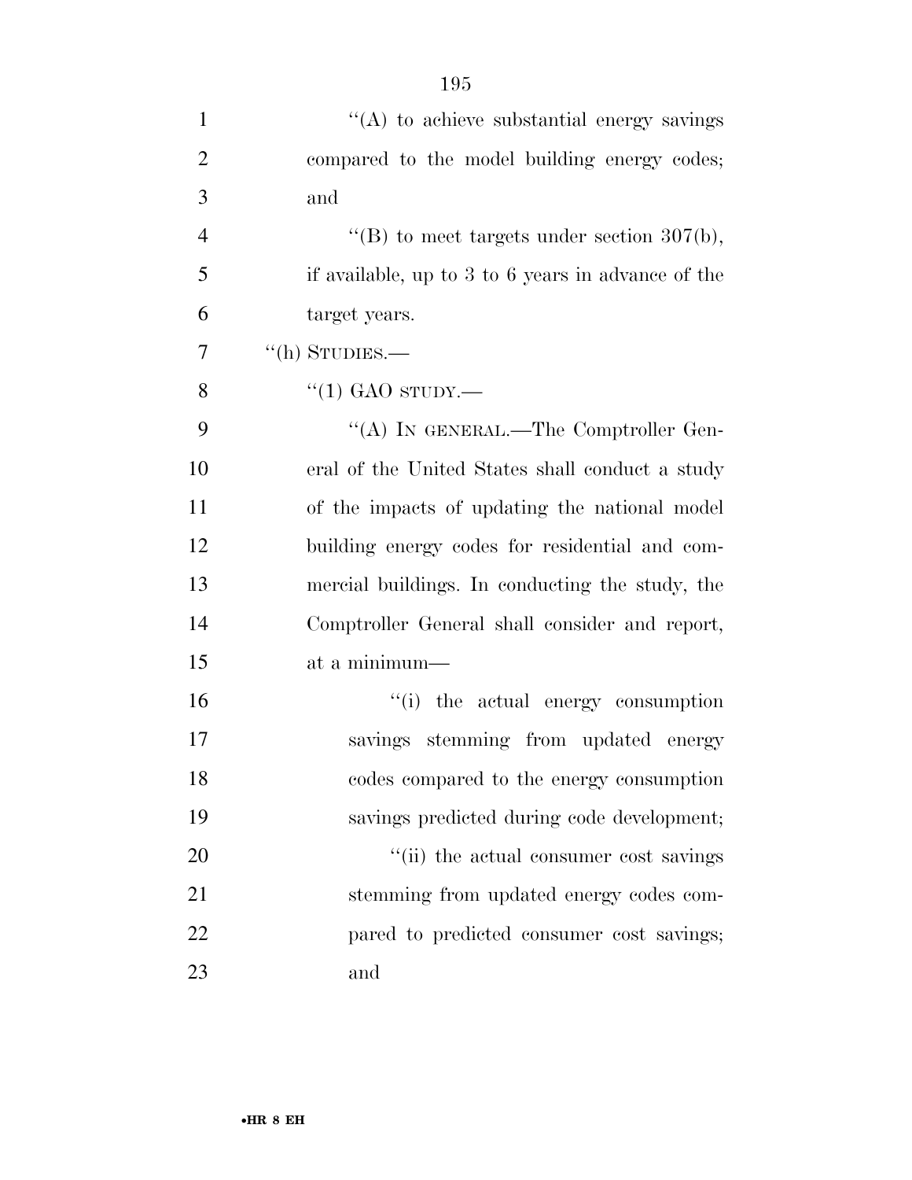''(A) to achieve substantial energy savings compared to the model building energy codes; and

''(B) to meet targets under section 307(b), if available, up to 3 to 6 years in advance of the target years.

''(h) STUDIES.—

''(1) GAO STUDY.—

''(A) IN GENERAL.—The Comptroller General of the United States shall conduct a study of the impacts of updating the national model building energy codes for residential and commercial buildings. In conducting the study, the Comptroller General shall consider and report, at a minimum—

''(i) the actual energy consumption savings stemming from updated energy codes compared to the energy consumption savings predicted during code development;

''(ii) the actual consumer cost savings stemming from updated energy codes compared to predicted consumer cost savings; and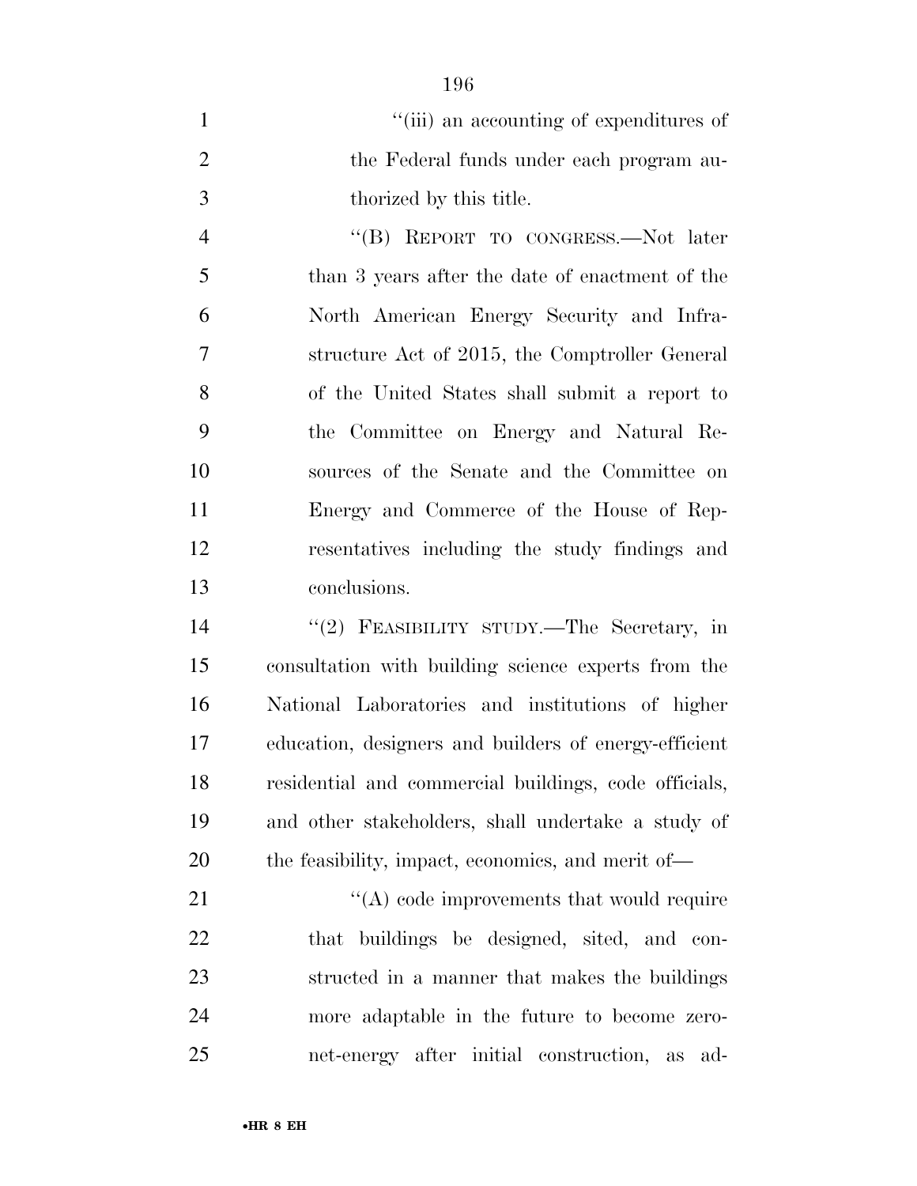"(iii) an accounting of expenditures of the Federal funds under each program authorized by this title.

"(B) REPORT TO CONGRESS.—Not later than 3 years after the date of enactment of the North American Energy Security and Infrastructure Act of 2015, the Comptroller General of the United States shall submit a report to the Committee on Energy and Natural Resources of the Senate and the Committee on Energy and Commerce of the House of Representatives including the study findings and conclusions.

"(2) FEASIBILITY STUDY.—The Secretary, in consultation with building science experts from the National Laboratories and institutions of higher education, designers and builders of energy-efficient residential and commercial buildings, code officials, and other stakeholders, shall undertake a study of the feasibility, impact, economics, and merit of—

"(A) code improvements that would require that buildings be designed, sited, and constructed in a manner that makes the buildings more adaptable in the future to become zero-net-energy after initial construction, as ad-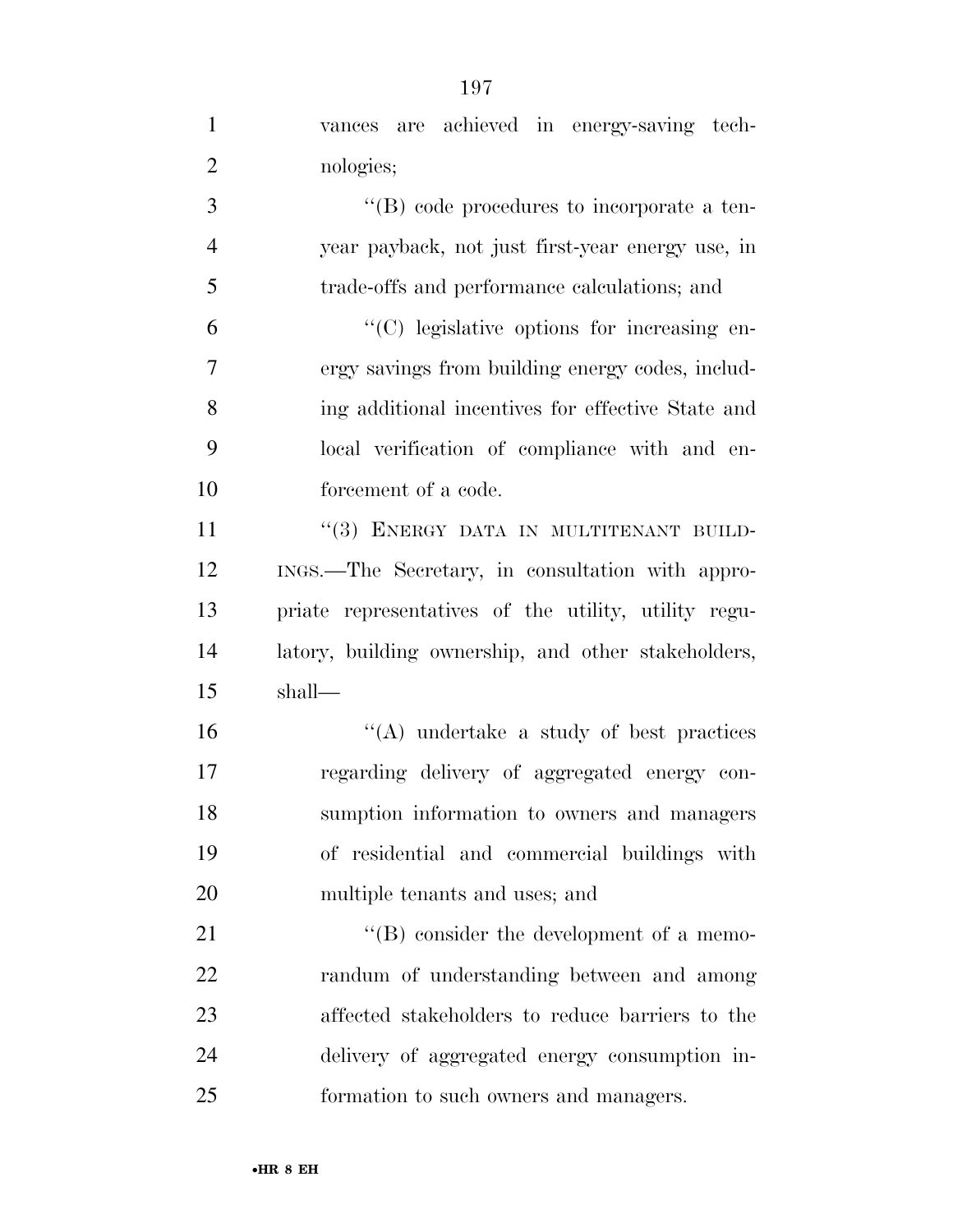vances are achieved in energy-saving technologies;

"(B) code procedures to incorporate a ten-year payback, not just first-year energy use, in trade-offs and performance calculations; and

"(C) legislative options for increasing energy savings from building energy codes, including additional incentives for effective State and local verification of compliance with and enforcement of a code.

"(3) ENERGY DATA IN MULTITENANT BUILDINGS.—The Secretary, in consultation with appropriate representatives of the utility, utility regulatory, building ownership, and other stakeholders, shall—

"(A) undertake a study of best practices regarding delivery of aggregated energy consumption information to owners and managers of residential and commercial buildings with multiple tenants and uses; and

"(B) consider the development of a memorandum of understanding between and among affected stakeholders to reduce barriers to the delivery of aggregated energy consumption information to such owners and managers.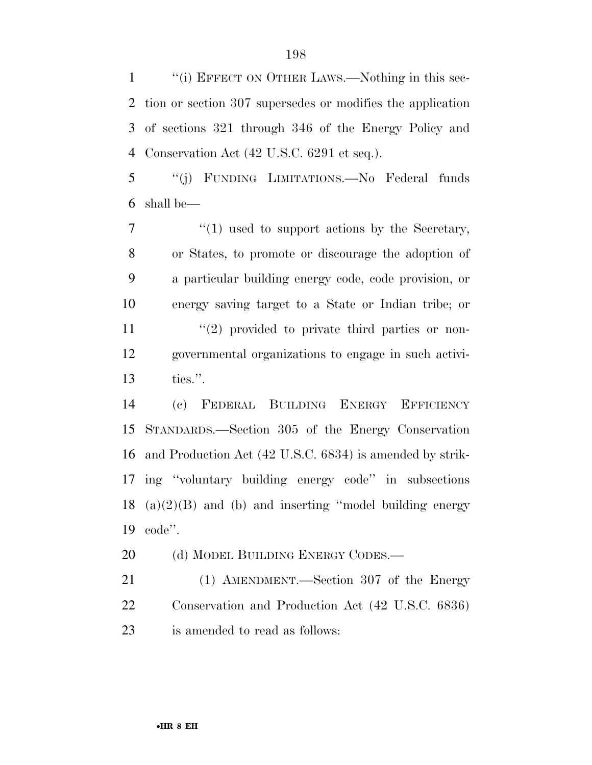"(i) EFFECT ON OTHER LAWS.—Nothing in this section or section 307 supersedes or modifies the application of sections 321 through 346 of the Energy Policy and Conservation Act (42 U.S.C. 6291 et seq.).

"(j) FUNDING LIMITATIONS.—No Federal funds shall be—

"(1) used to support actions by the Secretary, or States, to promote or discourage the adoption of a particular building energy code, code provision, or energy saving target to a State or Indian tribe; or

"(2) provided to private third parties or non-governmental organizations to engage in such activities.".

(c) FEDERAL BUILDING ENERGY EFFICIENCY STANDARDS.—Section 305 of the Energy Conservation and Production Act (42 U.S.C. 6834) is amended by striking "voluntary building energy code" in subsections (a)(2)(B) and (b) and inserting "model building energy code".

(d) MODEL BUILDING ENERGY CODES.—

(1) AMENDMENT.—Section 307 of the Energy Conservation and Production Act (42 U.S.C. 6836) is amended to read as follows: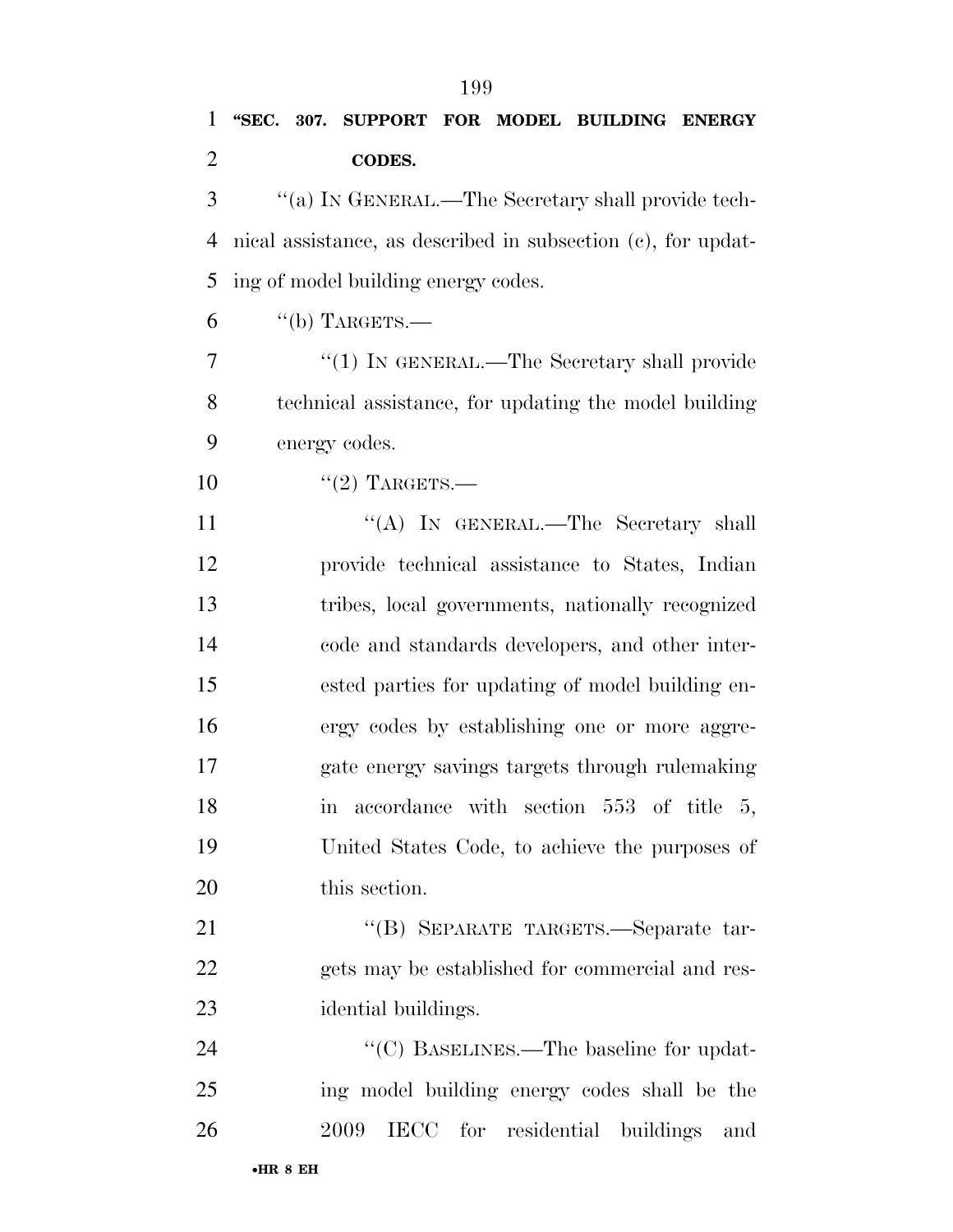**"SEC. 307. SUPPORT FOR MODEL BUILDING ENERGY CODES.**

"(a) IN GENERAL.—The Secretary shall provide technical assistance, as described in subsection (c), for updating of model building energy codes.

"(b) TARGETS.—

"(1) IN GENERAL.—The Secretary shall provide technical assistance, for updating the model building energy codes.

"(2) TARGETS.—

"(A) IN GENERAL.—The Secretary shall provide technical assistance to States, Indian tribes, local governments, nationally recognized code and standards developers, and other interested parties for updating of model building energy codes by establishing one or more aggregate energy savings targets through rulemaking in accordance with section 553 of title 5, United States Code, to achieve the purposes of this section.

"(B) SEPARATE TARGETS.—Separate targets may be established for commercial and residential buildings.

"(C) BASELINES.—The baseline for updating model building energy codes shall be the 2009 IECC for residential buildings and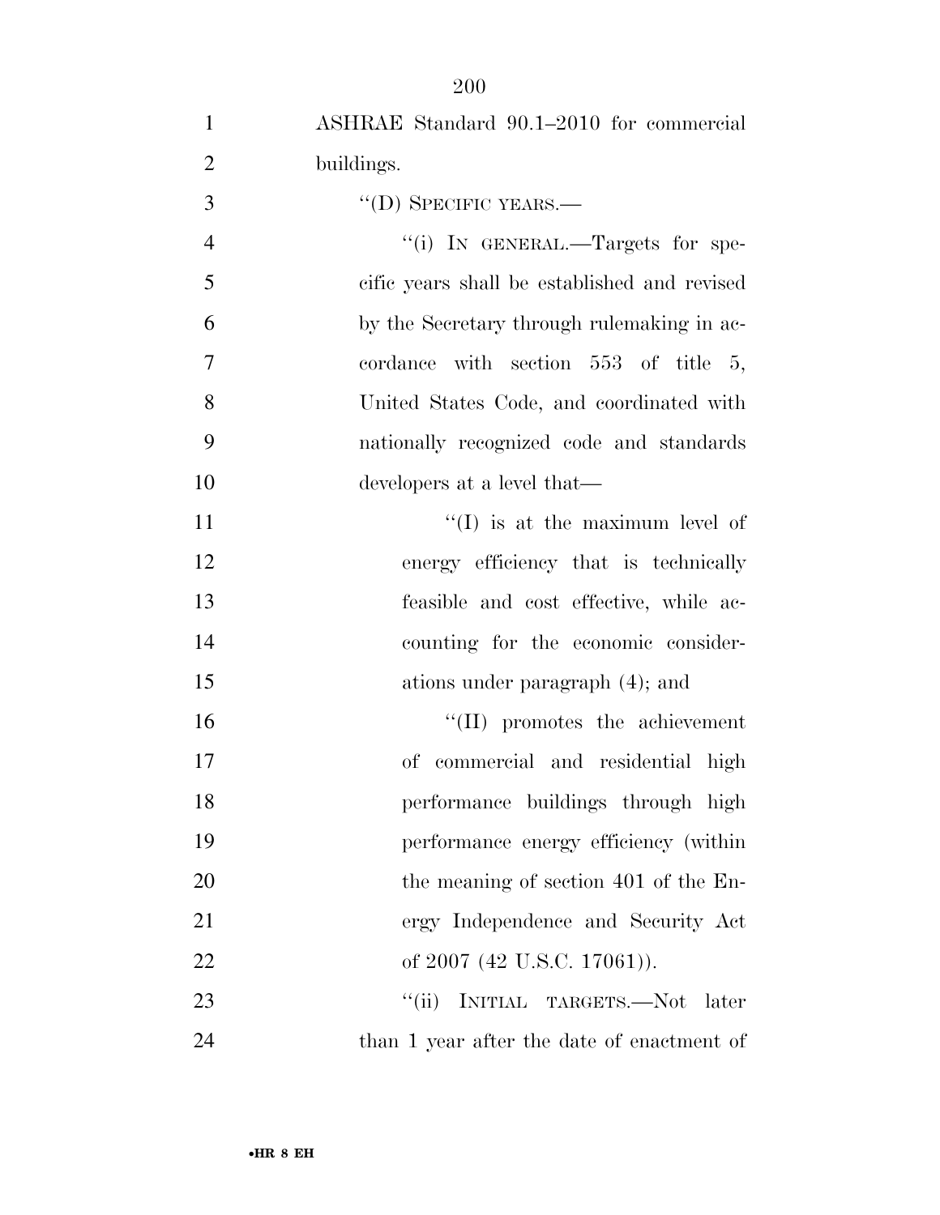ASHRAE Standard 90.1–2010 for commercial buildings.

"(D) SPECIFIC YEARS.—

"(i) IN GENERAL.—Targets for specific years shall be established and revised by the Secretary through rulemaking in accordance with section 553 of title 5, United States Code, and coordinated with nationally recognized code and standards developers at a level that—

"(I) is at the maximum level of energy efficiency that is technically feasible and cost effective, while accounting for the economic considerations under paragraph (4); and

"(II) promotes the achievement of commercial and residential high performance buildings through high performance energy efficiency (within the meaning of section 401 of the Energy Independence and Security Act of 2007 (42 U.S.C. 17061)).

"(ii) INITIAL TARGETS.—Not later than 1 year after the date of enactment of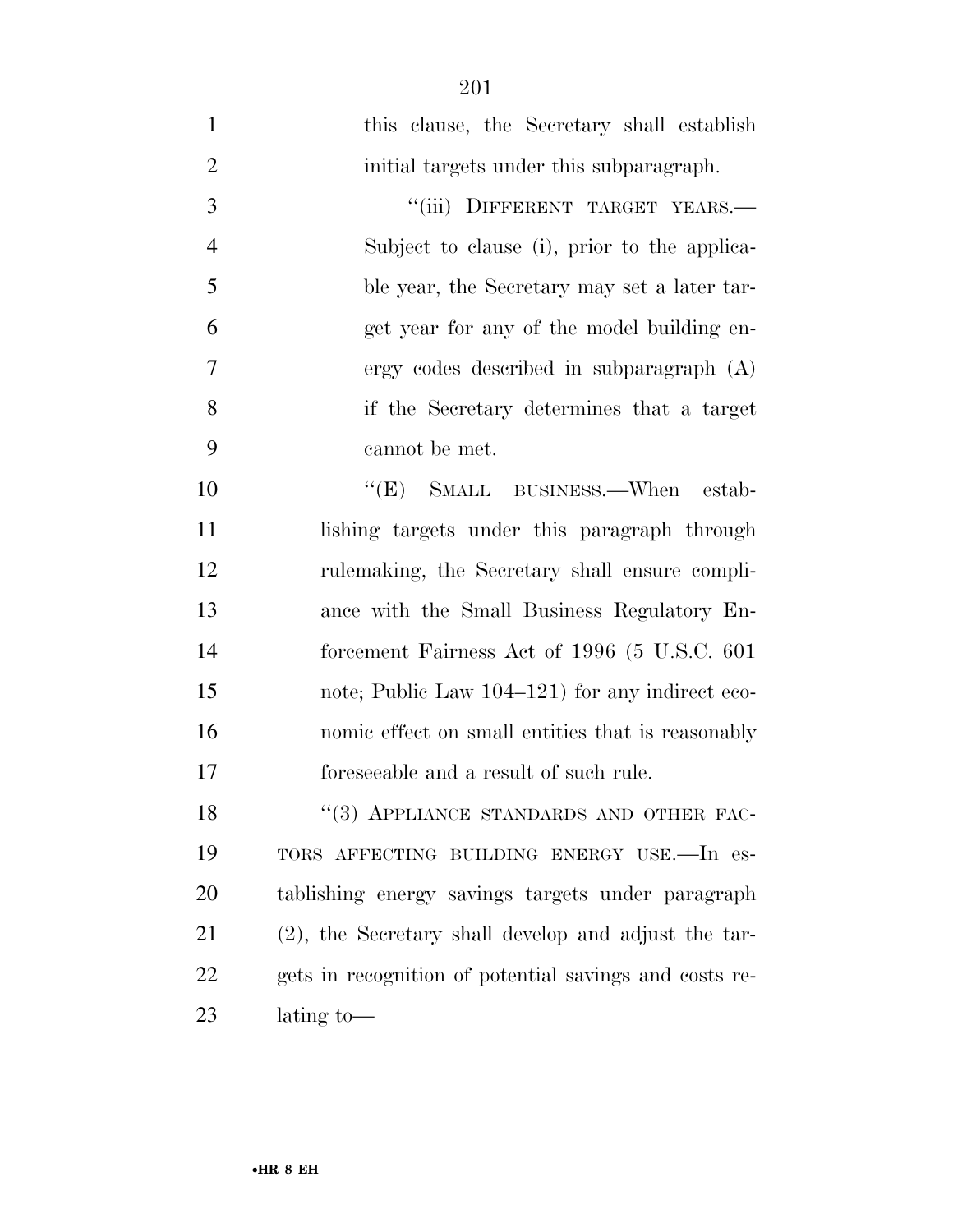this clause, the Secretary shall establish initial targets under this subparagraph.

"(iii) DIFFERENT TARGET YEARS.—Subject to clause (i), prior to the applicable year, the Secretary may set a later target year for any of the model building energy codes described in subparagraph (A) if the Secretary determines that a target cannot be met.

"(E) SMALL BUSINESS.—When establishing targets under this paragraph through rulemaking, the Secretary shall ensure compliance with the Small Business Regulatory Enforcement Fairness Act of 1996 (5 U.S.C. 601 note; Public Law 104–121) for any indirect economic effect on small entities that is reasonably foreseeable and a result of such rule.

"(3) APPLIANCE STANDARDS AND OTHER FACTORS AFFECTING BUILDING ENERGY USE.—In establishing energy savings targets under paragraph (2), the Secretary shall develop and adjust the targets in recognition of potential savings and costs relating to—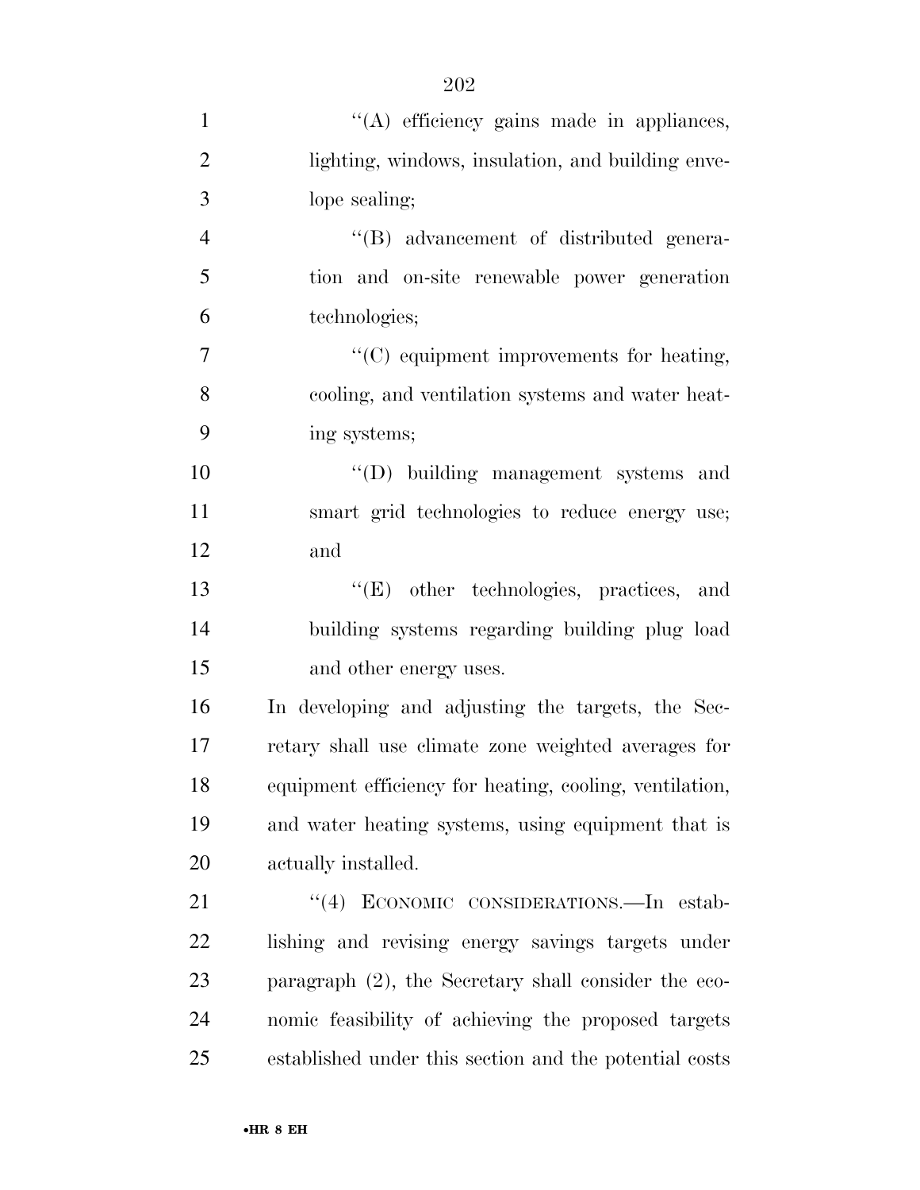"(A) efficiency gains made in appliances, lighting, windows, insulation, and building envelope sealing;

"(B) advancement of distributed generation and on-site renewable power generation technologies;

"(C) equipment improvements for heating, cooling, and ventilation systems and water heating systems;

"(D) building management systems and smart grid technologies to reduce energy use; and

"(E) other technologies, practices, and building systems regarding building plug load and other energy uses.

In developing and adjusting the targets, the Secretary shall use climate zone weighted averages for equipment efficiency for heating, cooling, ventilation, and water heating systems, using equipment that is actually installed.

"(4) ECONOMIC CONSIDERATIONS.—In establishing and revising energy savings targets under paragraph (2), the Secretary shall consider the economic feasibility of achieving the proposed targets established under this section and the potential costs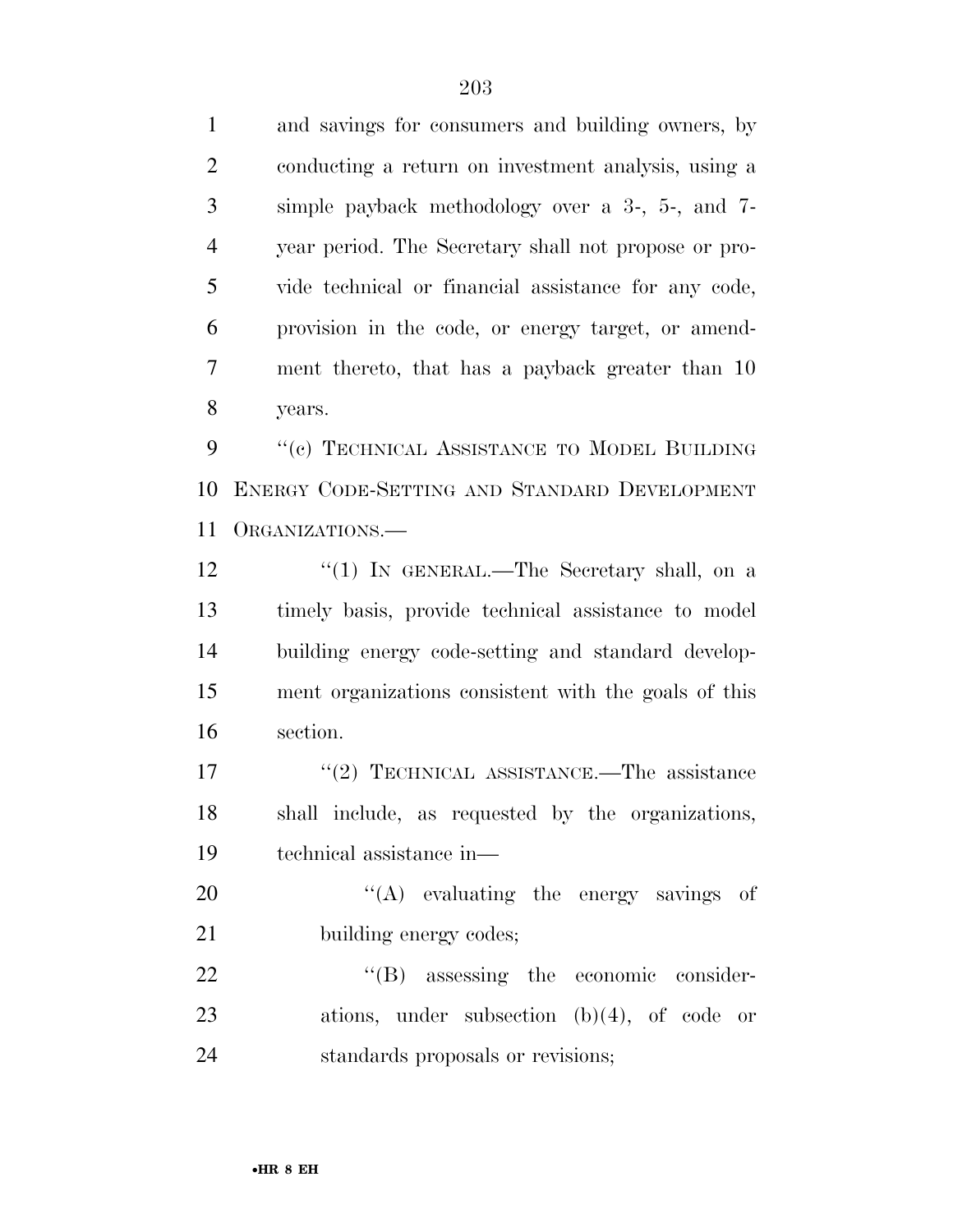and savings for consumers and building owners, by conducting a return on investment analysis, using a simple payback methodology over a 3-, 5-, and 7-year period. The Secretary shall not propose or provide technical or financial assistance for any code, provision in the code, or energy target, or amendment thereto, that has a payback greater than 10 years.

''(c) TECHNICAL ASSISTANCE TO MODEL BUILDING ENERGY CODE-SETTING AND STANDARD DEVELOPMENT ORGANIZATIONS.—

''(1) IN GENERAL.—The Secretary shall, on a timely basis, provide technical assistance to model building energy code-setting and standard development organizations consistent with the goals of this section.

''(2) TECHNICAL ASSISTANCE.—The assistance shall include, as requested by the organizations, technical assistance in—

''(A) evaluating the energy savings of building energy codes;

''(B) assessing the economic considerations, under subsection (b)(4), of code or standards proposals or revisions;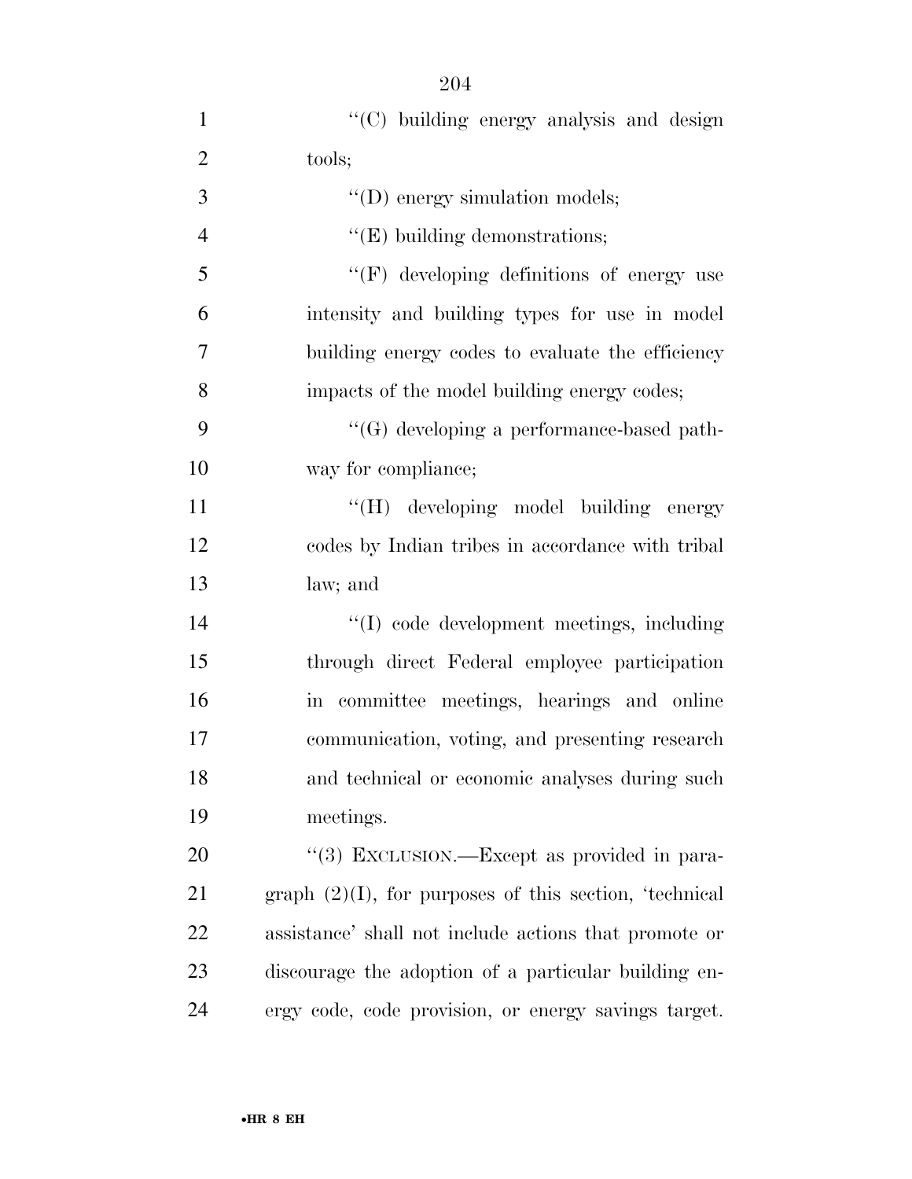''(C) building energy analysis and design tools;

''(D) energy simulation models;

''(E) building demonstrations;

''(F) developing definitions of energy use intensity and building types for use in model building energy codes to evaluate the efficiency impacts of the model building energy codes;

''(G) developing a performance-based pathway for compliance;

''(H) developing model building energy codes by Indian tribes in accordance with tribal law; and

''(I) code development meetings, including through direct Federal employee participation in committee meetings, hearings and online communication, voting, and presenting research and technical or economic analyses during such meetings.

''(3) EXCLUSION.—Except as provided in paragraph (2)(I), for purposes of this section, 'technical assistance' shall not include actions that promote or discourage the adoption of a particular building energy code, code provision, or energy savings target.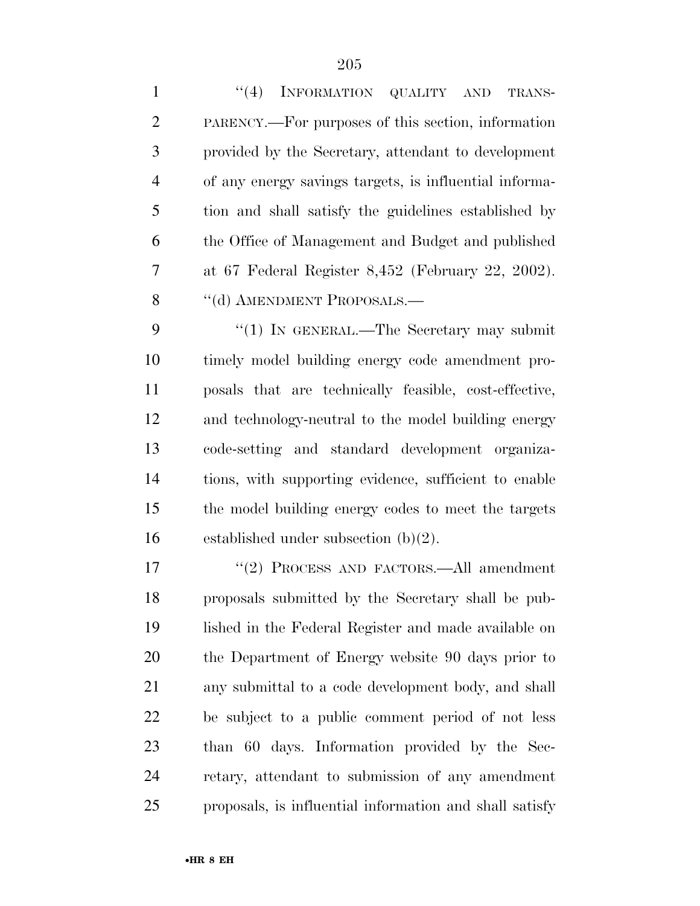"(4) INFORMATION QUALITY AND TRANSPARENCY.—For purposes of this section, information provided by the Secretary, attendant to development of any energy savings targets, is influential information and shall satisfy the guidelines established by the Office of Management and Budget and published at 67 Federal Register 8,452 (February 22, 2002).

"(d) AMENDMENT PROPOSALS.—

"(1) IN GENERAL.—The Secretary may submit timely model building energy code amendment proposals that are technically feasible, cost-effective, and technology-neutral to the model building energy code-setting and standard development organizations, with supporting evidence, sufficient to enable the model building energy codes to meet the targets established under subsection (b)(2).

"(2) PROCESS AND FACTORS.—All amendment proposals submitted by the Secretary shall be published in the Federal Register and made available on the Department of Energy website 90 days prior to any submittal to a code development body, and shall be subject to a public comment period of not less than 60 days. Information provided by the Secretary, attendant to submission of any amendment proposals, is influential information and shall satisfy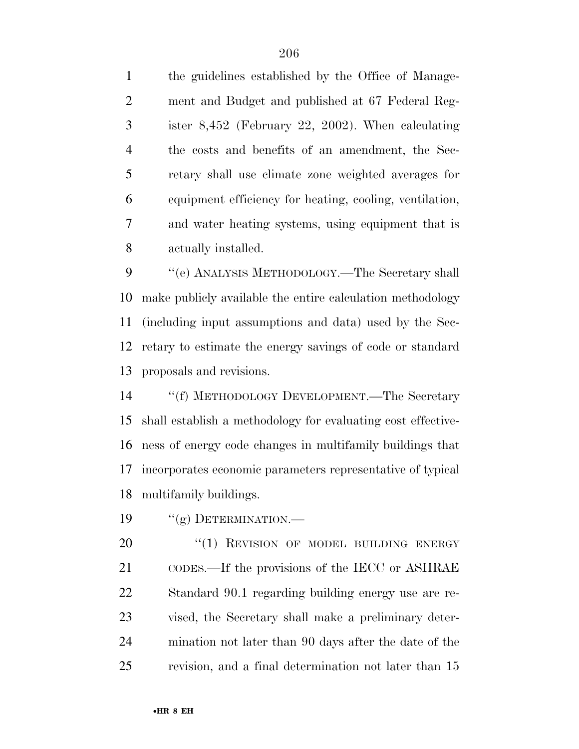the guidelines established by the Office of Management and Budget and published at 67 Federal Register 8,452 (February 22, 2002). When calculating the costs and benefits of an amendment, the Secretary shall use climate zone weighted averages for equipment efficiency for heating, cooling, ventilation, and water heating systems, using equipment that is actually installed.

"(e) ANALYSIS METHODOLOGY.—The Secretary shall make publicly available the entire calculation methodology (including input assumptions and data) used by the Secretary to estimate the energy savings of code or standard proposals and revisions.

"(f) METHODOLOGY DEVELOPMENT.—The Secretary shall establish a methodology for evaluating cost effectiveness of energy code changes in multifamily buildings that incorporates economic parameters representative of typical multifamily buildings.

"(g) DETERMINATION.—

"(1) REVISION OF MODEL BUILDING ENERGY CODES.—If the provisions of the IECC or ASHRAE Standard 90.1 regarding building energy use are revised, the Secretary shall make a preliminary determination not later than 90 days after the date of the revision, and a final determination not later than 15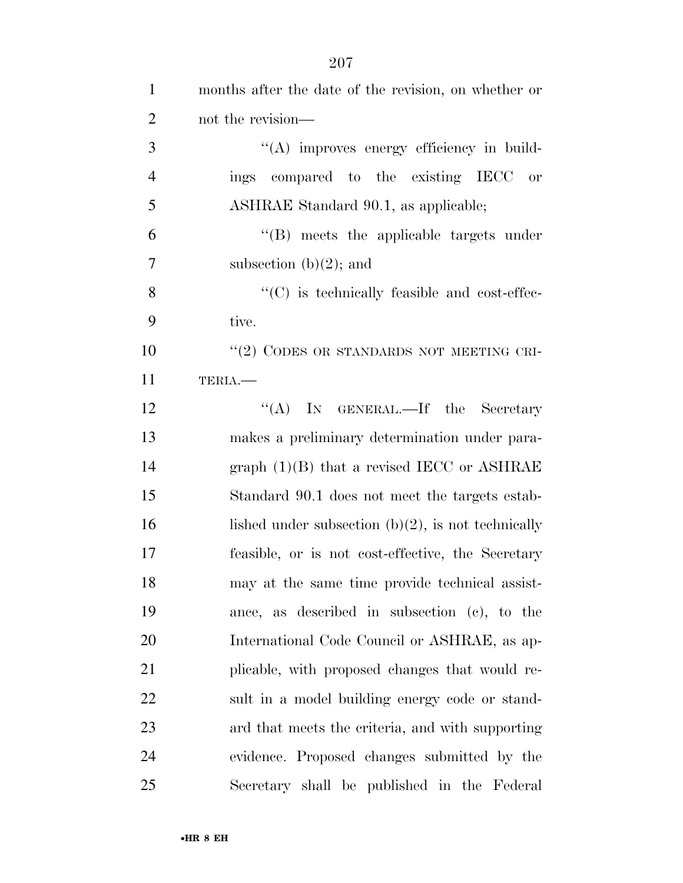months after the date of the revision, on whether or not the revision—

''(A) improves energy efficiency in buildings compared to the existing IECC or ASHRAE Standard 90.1, as applicable;

''(B) meets the applicable targets under subsection (b)(2); and

''(C) is technically feasible and cost-effective.

''(2) CODES OR STANDARDS NOT MEETING CRITERIA.—

''(A) IN GENERAL.—If the Secretary makes a preliminary determination under paragraph (1)(B) that a revised IECC or ASHRAE Standard 90.1 does not meet the targets established under subsection (b)(2), is not technically feasible, or is not cost-effective, the Secretary may at the same time provide technical assistance, as described in subsection (c), to the International Code Council or ASHRAE, as applicable, with proposed changes that would result in a model building energy code or standard that meets the criteria, and with supporting evidence. Proposed changes submitted by the Secretary shall be published in the Federal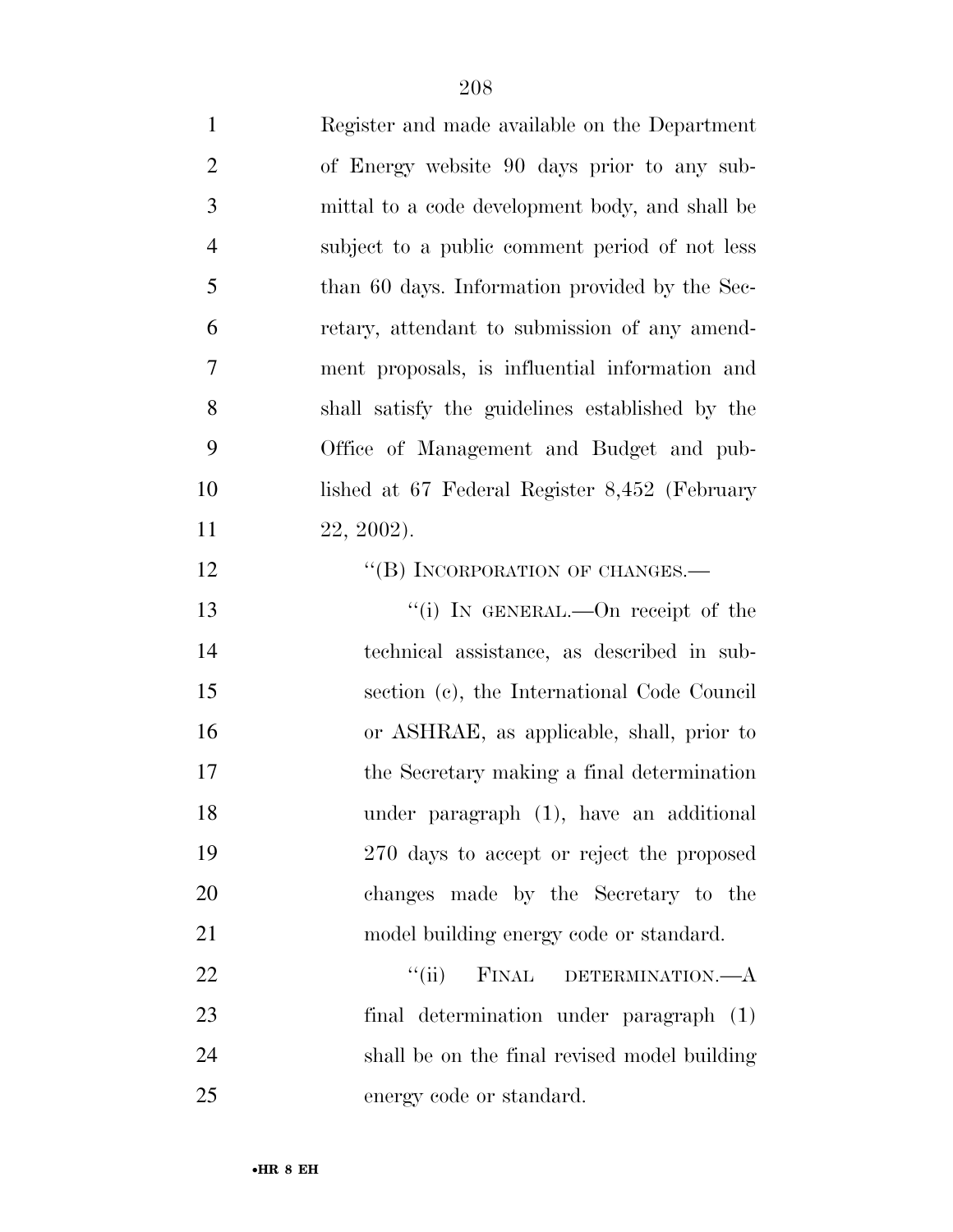Register and made available on the Department of Energy website 90 days prior to any submittal to a code development body, and shall be subject to a public comment period of not less than 60 days. Information provided by the Secretary, attendant to submission of any amendment proposals, is influential information and shall satisfy the guidelines established by the Office of Management and Budget and published at 67 Federal Register 8,452 (February 22, 2002).

''(B) INCORPORATION OF CHANGES.—

''(i) IN GENERAL.—On receipt of the technical assistance, as described in subsection (c), the International Code Council or ASHRAE, as applicable, shall, prior to the Secretary making a final determination under paragraph (1), have an additional 270 days to accept or reject the proposed changes made by the Secretary to the model building energy code or standard.

''(ii) FINAL DETERMINATION.—A final determination under paragraph (1) shall be on the final revised model building energy code or standard.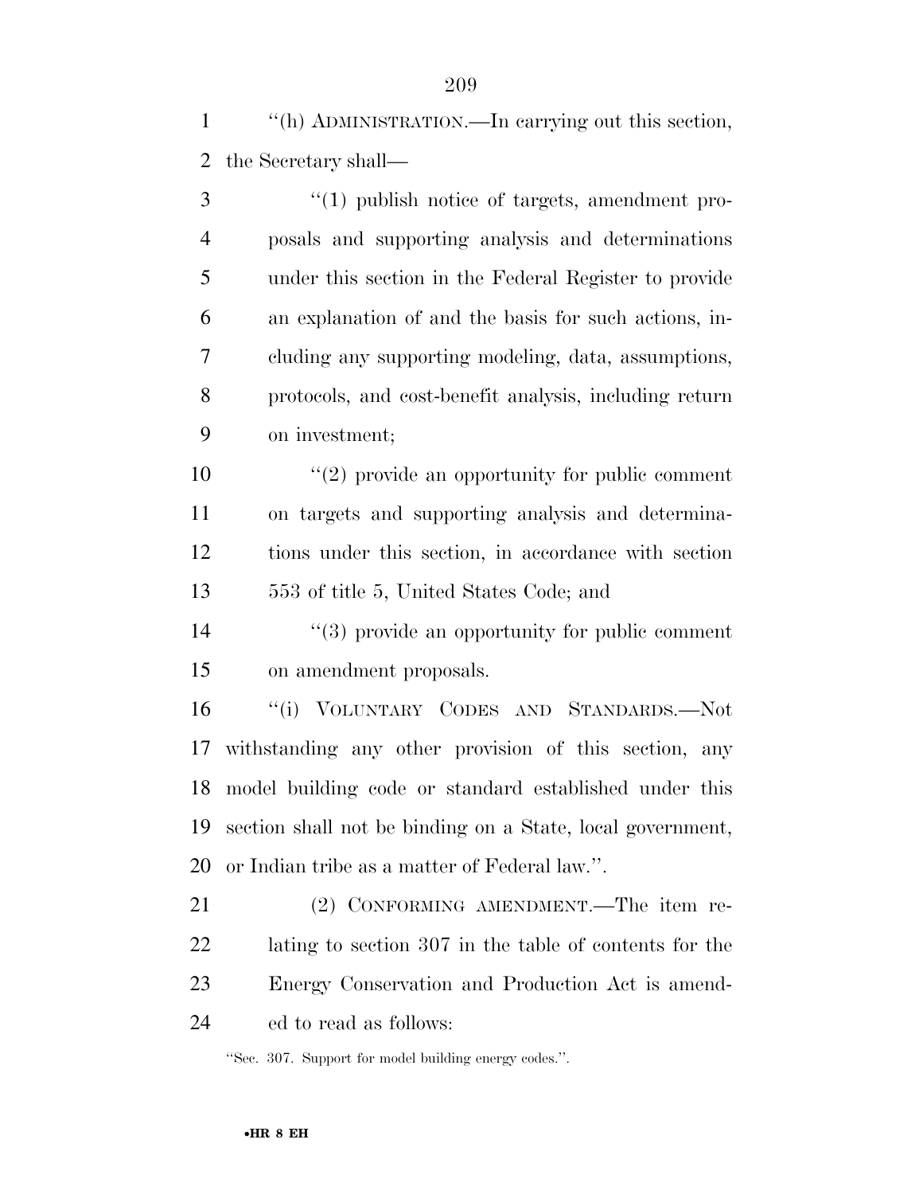''(h) ADMINISTRATION.—In carrying out this section, the Secretary shall—

''(1) publish notice of targets, amendment proposals and supporting analysis and determinations under this section in the Federal Register to provide an explanation of and the basis for such actions, including any supporting modeling, data, assumptions, protocols, and cost-benefit analysis, including return on investment;

''(2) provide an opportunity for public comment on targets and supporting analysis and determinations under this section, in accordance with section 553 of title 5, United States Code; and

''(3) provide an opportunity for public comment on amendment proposals.

''(i) VOLUNTARY CODES AND STANDARDS.—Notwithstanding any other provision of this section, any model building code or standard established under this section shall not be binding on a State, local government, or Indian tribe as a matter of Federal law.''.

(2) CONFORMING AMENDMENT.—The item relating to section 307 in the table of contents for the Energy Conservation and Production Act is amended to read as follows:

''Sec. 307. Support for model building energy codes.''.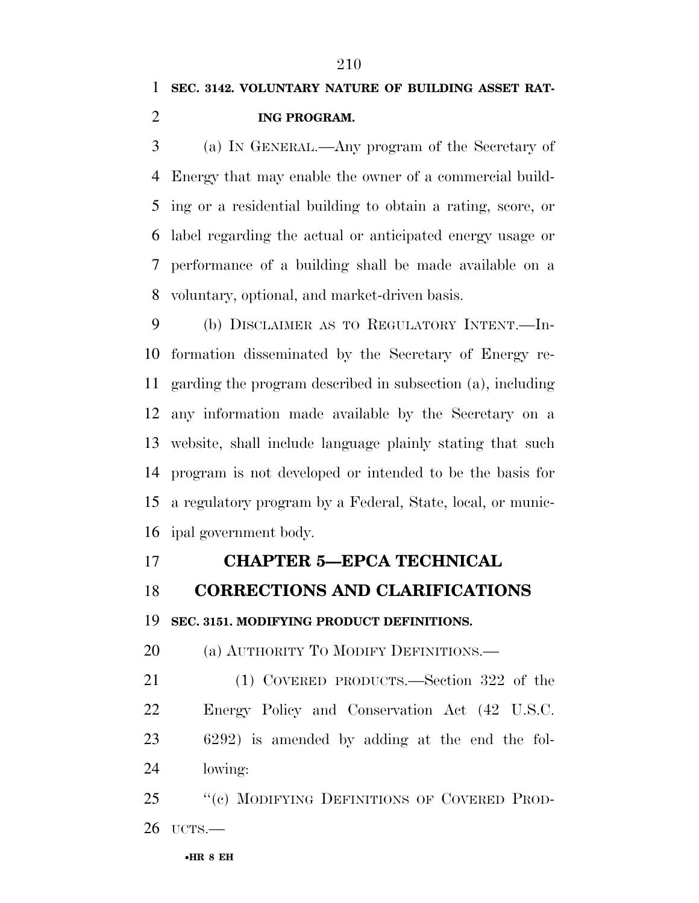**SEC. 3142. VOLUNTARY NATURE OF BUILDING ASSET RATING PROGRAM.**

(a) IN GENERAL.—Any program of the Secretary of Energy that may enable the owner of a commercial building or a residential building to obtain a rating, score, or label regarding the actual or anticipated energy usage or performance of a building shall be made available on a voluntary, optional, and market-driven basis.

(b) DISCLAIMER AS TO REGULATORY INTENT.—Information disseminated by the Secretary of Energy regarding the program described in subsection (a), including any information made available by the Secretary on a website, shall include language plainly stating that such program is not developed or intended to be the basis for a regulatory program by a Federal, State, local, or municipal government body.

## CHAPTER 5—EPCA TECHNICAL CORRECTIONS AND CLARIFICATIONS

**SEC. 3151. MODIFYING PRODUCT DEFINITIONS.**

(a) AUTHORITY TO MODIFY DEFINITIONS.—

(1) COVERED PRODUCTS.—Section 322 of the Energy Policy and Conservation Act (42 U.S.C. 6292) is amended by adding at the end the following:

"(c) MODIFYING DEFINITIONS OF COVERED PRODUCTS.—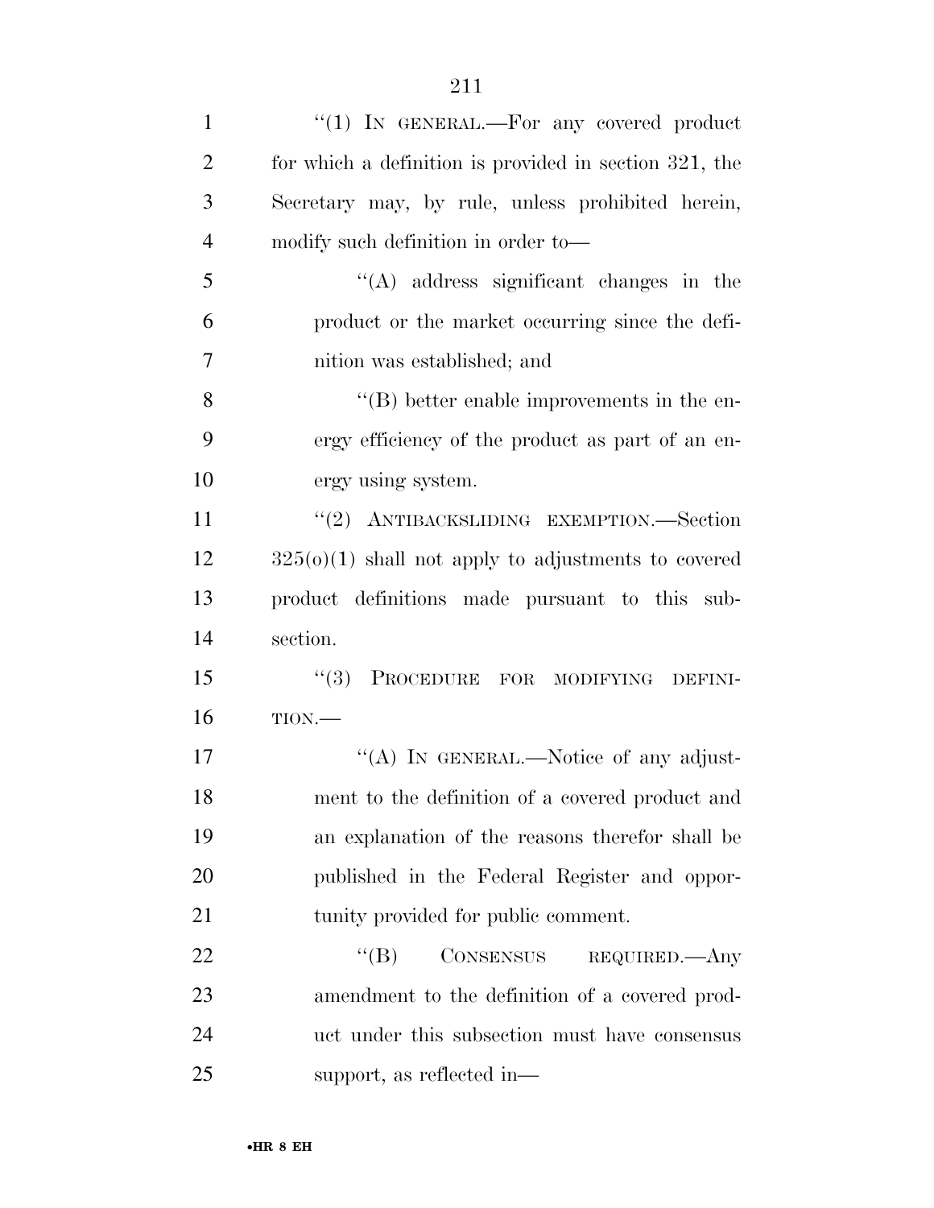"(1) IN GENERAL.—For any covered product for which a definition is provided in section 321, the Secretary may, by rule, unless prohibited herein, modify such definition in order to—

"(A) address significant changes in the product or the market occurring since the definition was established; and

"(B) better enable improvements in the energy efficiency of the product as part of an energy using system.

"(2) ANTIBACKSLIDING EXEMPTION.—Section 325(o)(1) shall not apply to adjustments to covered product definitions made pursuant to this subsection.

"(3) PROCEDURE FOR MODIFYING DEFINITION.—

"(A) IN GENERAL.—Notice of any adjustment to the definition of a covered product and an explanation of the reasons therefor shall be published in the Federal Register and opportunity provided for public comment.

"(B) CONSENSUS REQUIRED.—Any amendment to the definition of a covered product under this subsection must have consensus support, as reflected in—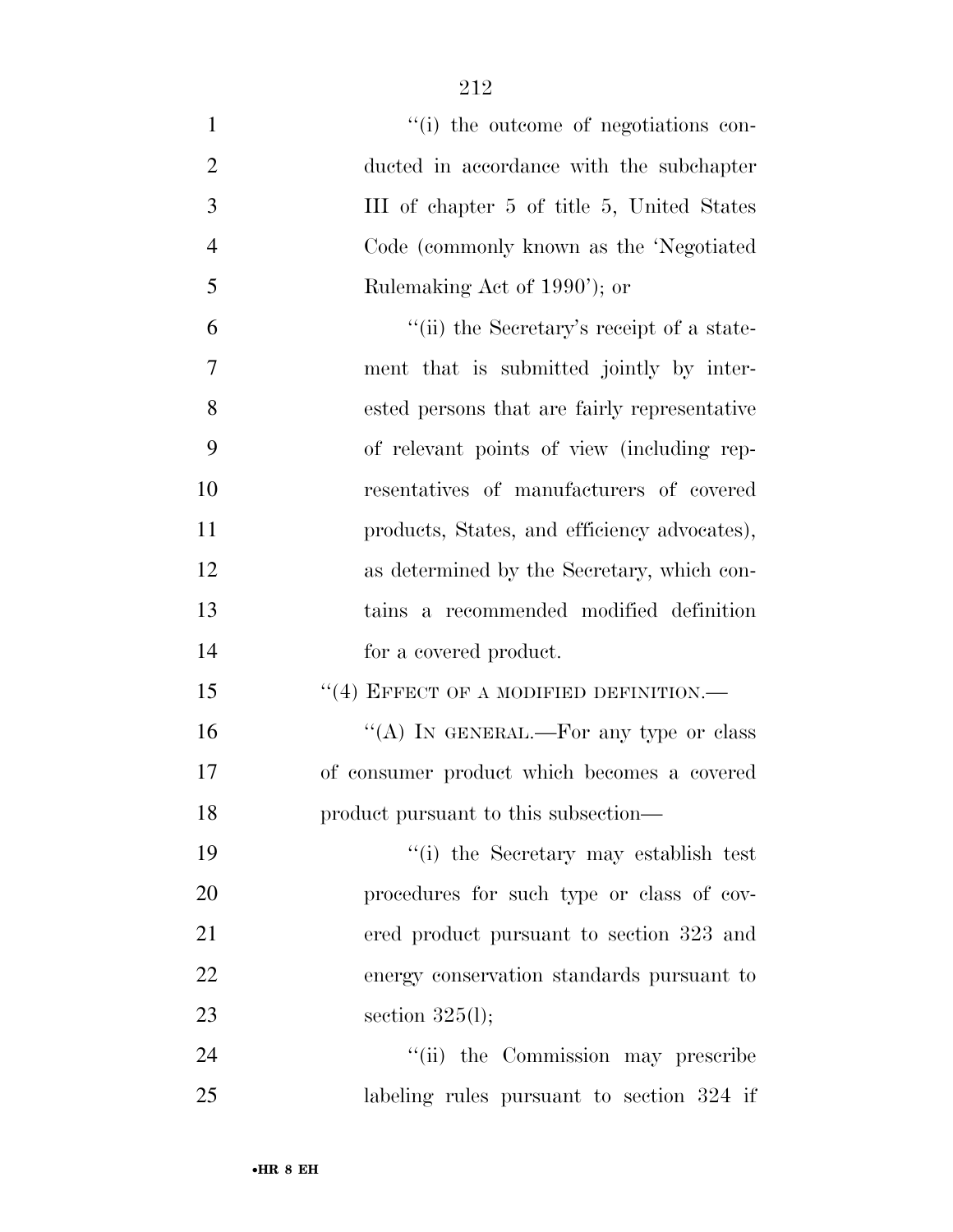"(i) the outcome of negotiations conducted in accordance with the subchapter III of chapter 5 of title 5, United States Code (commonly known as the 'Negotiated Rulemaking Act of 1990'); or

"(ii) the Secretary's receipt of a statement that is submitted jointly by interested persons that are fairly representative of relevant points of view (including representatives of manufacturers of covered products, States, and efficiency advocates), as determined by the Secretary, which contains a recommended modified definition for a covered product.

"(4) EFFECT OF A MODIFIED DEFINITION.—

"(A) IN GENERAL.—For any type or class of consumer product which becomes a covered product pursuant to this subsection—

"(i) the Secretary may establish test procedures for such type or class of covered product pursuant to section 323 and energy conservation standards pursuant to section 325(l);

"(ii) the Commission may prescribe labeling rules pursuant to section 324 if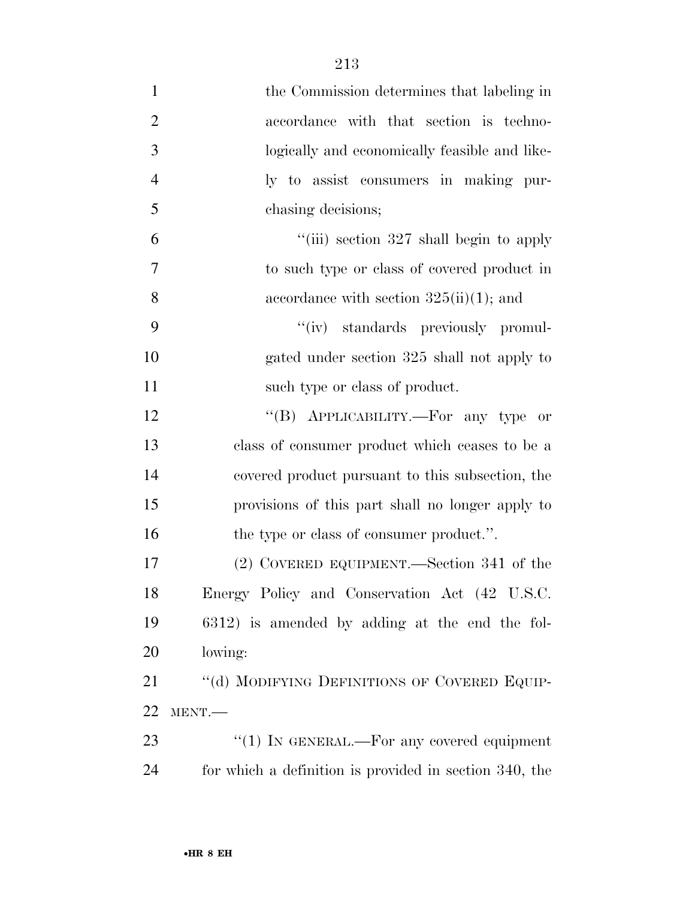the Commission determines that labeling in accordance with that section is technologically and economically feasible and likely to assist consumers in making purchasing decisions;

''(iii) section 327 shall begin to apply to such type or class of covered product in accordance with section 325(ii)(1); and

''(iv) standards previously promulgated under section 325 shall not apply to such type or class of product.

''(B) APPLICABILITY.—For any type or class of consumer product which ceases to be a covered product pursuant to this subsection, the provisions of this part shall no longer apply to the type or class of consumer product.''.

(2) COVERED EQUIPMENT.—Section 341 of the Energy Policy and Conservation Act (42 U.S.C. 6312) is amended by adding at the end the following:

''(d) MODIFYING DEFINITIONS OF COVERED EQUIPMENT.—

''(1) IN GENERAL.—For any covered equipment for which a definition is provided in section 340, the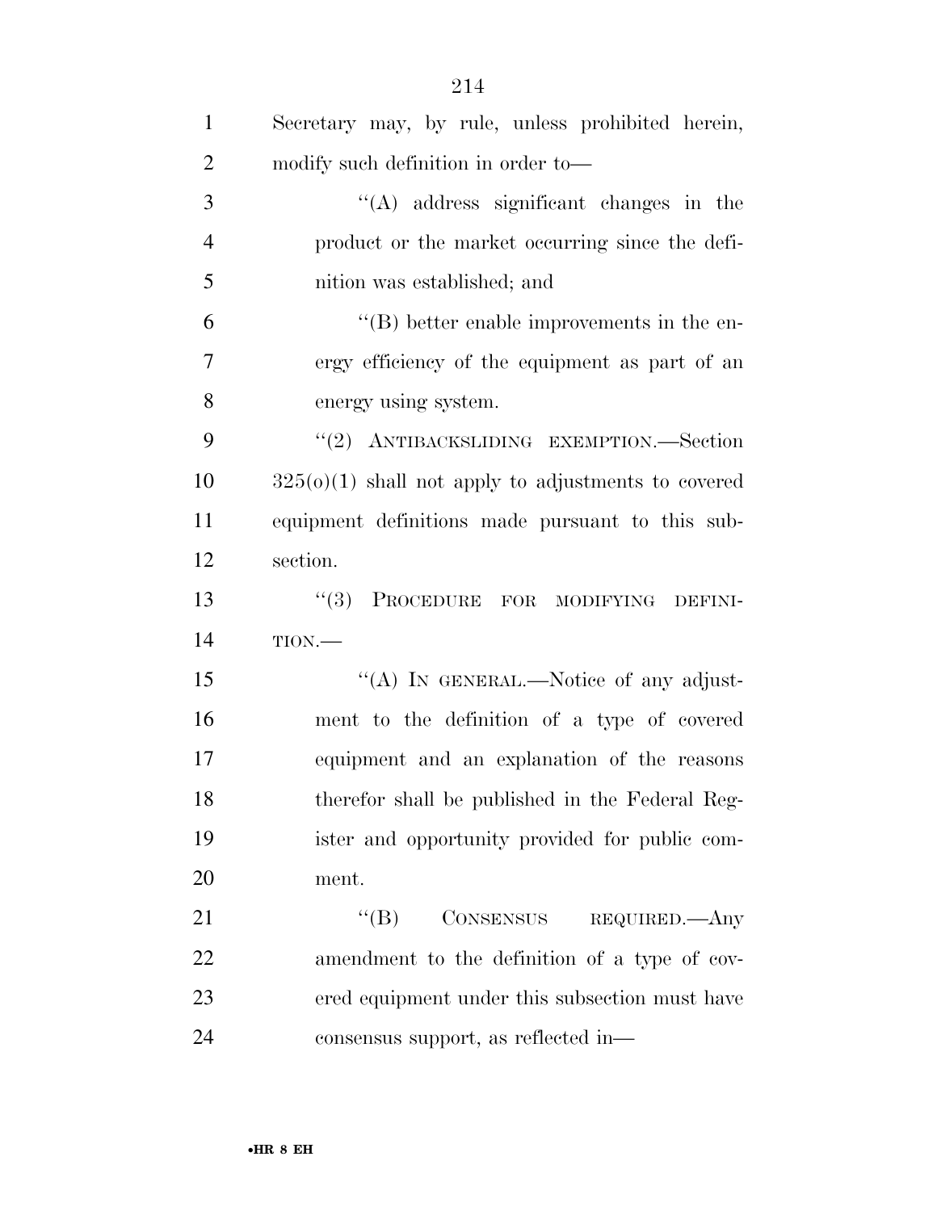Secretary may, by rule, unless prohibited herein, modify such definition in order to—

"(A) address significant changes in the product or the market occurring since the definition was established; and

"(B) better enable improvements in the energy efficiency of the equipment as part of an energy using system.

"(2) ANTIBACKSLIDING EXEMPTION.—Section 325(o)(1) shall not apply to adjustments to covered equipment definitions made pursuant to this subsection.

"(3) PROCEDURE FOR MODIFYING DEFINITION.—

"(A) IN GENERAL.—Notice of any adjustment to the definition of a type of covered equipment and an explanation of the reasons therefor shall be published in the Federal Register and opportunity provided for public comment.

"(B) CONSENSUS REQUIRED.—Any amendment to the definition of a type of covered equipment under this subsection must have consensus support, as reflected in—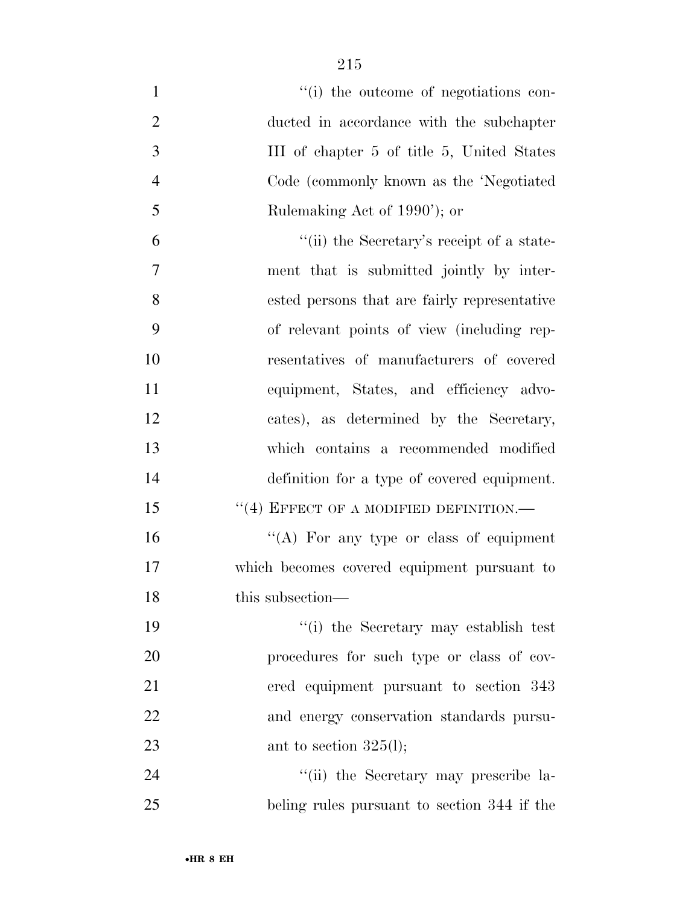"(i) the outcome of negotiations conducted in accordance with the subchapter III of chapter 5 of title 5, United States Code (commonly known as the 'Negotiated Rulemaking Act of 1990'); or

"(ii) the Secretary's receipt of a statement that is submitted jointly by interested persons that are fairly representative of relevant points of view (including representatives of manufacturers of covered equipment, States, and efficiency advocates), as determined by the Secretary, which contains a recommended modified definition for a type of covered equipment.

"(4) EFFECT OF A MODIFIED DEFINITION.—

"(A) For any type or class of equipment which becomes covered equipment pursuant to this subsection—

"(i) the Secretary may establish test procedures for such type or class of covered equipment pursuant to section 343 and energy conservation standards pursuant to section 325(l);

"(ii) the Secretary may prescribe labeling rules pursuant to section 344 if the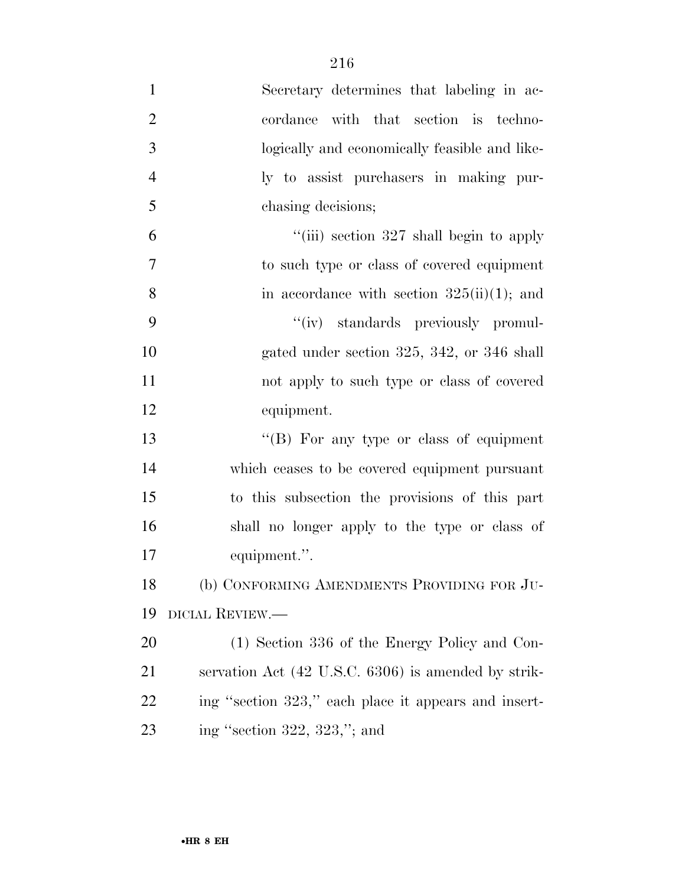Secretary determines that labeling in accordance with that section is technologically and economically feasible and likely to assist purchasers in making purchasing decisions;

''(iii) section 327 shall begin to apply to such type or class of covered equipment in accordance with section 325(ii)(1); and

''(iv) standards previously promulgated under section 325, 342, or 346 shall not apply to such type or class of covered equipment.

''(B) For any type or class of equipment which ceases to be covered equipment pursuant to this subsection the provisions of this part shall no longer apply to the type or class of equipment.''.

(b) CONFORMING AMENDMENTS PROVIDING FOR JUDICIAL REVIEW.—

(1) Section 336 of the Energy Policy and Conservation Act (42 U.S.C. 6306) is amended by striking ''section 323,'' each place it appears and inserting ''section 322, 323,''; and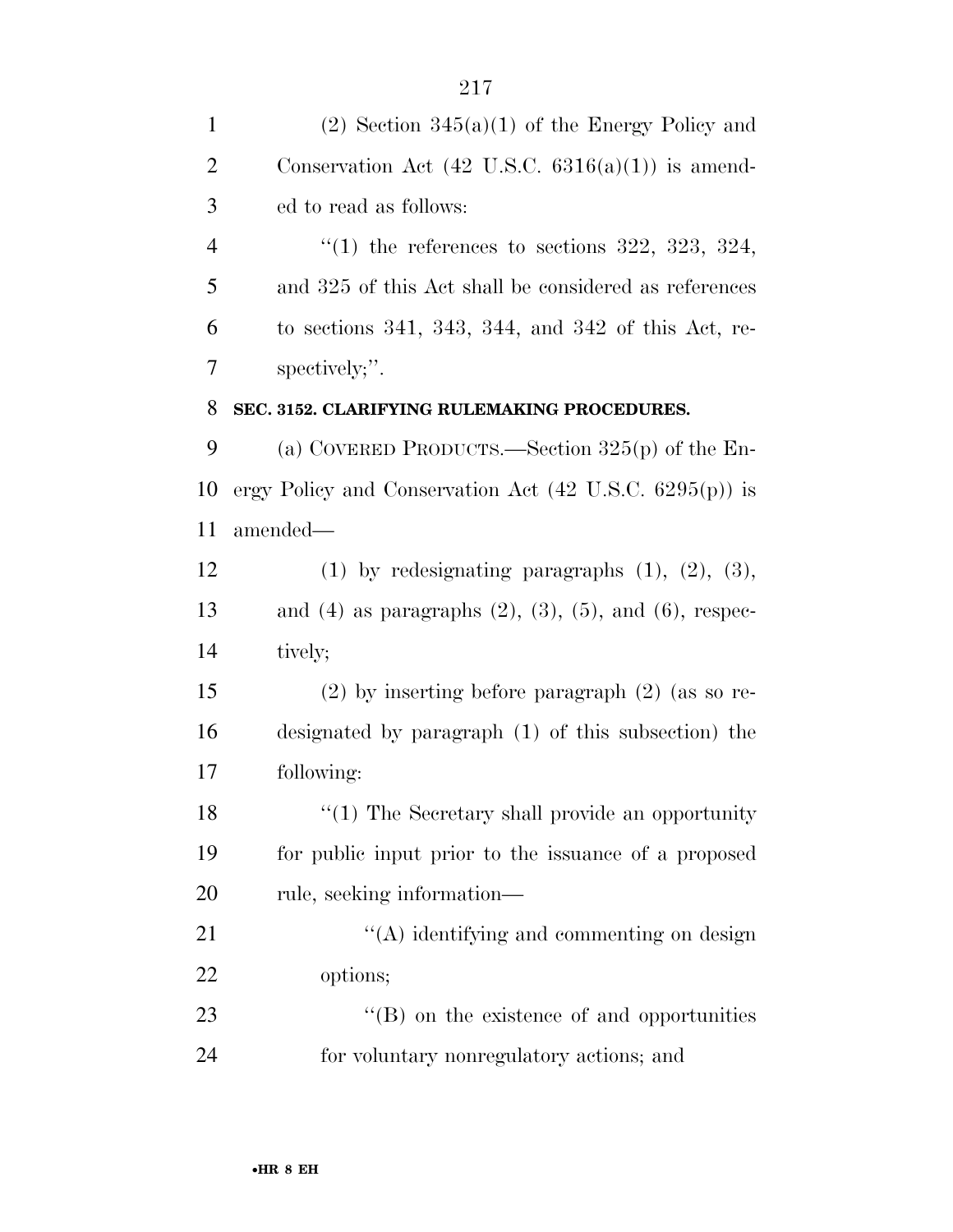(2) Section 345(a)(1) of the Energy Policy and Conservation Act (42 U.S.C. 6316(a)(1)) is amended to read as follows:

''(1) the references to sections 322, 323, 324, and 325 of this Act shall be considered as references to sections 341, 343, 344, and 342 of this Act, respectively;''.

**SEC. 3152. CLARIFYING RULEMAKING PROCEDURES.**

(a) COVERED PRODUCTS.—Section 325(p) of the Energy Policy and Conservation Act (42 U.S.C. 6295(p)) is amended—

(1) by redesignating paragraphs (1), (2), (3), and (4) as paragraphs (2), (3), (5), and (6), respectively;

(2) by inserting before paragraph (2) (as so redesignated by paragraph (1) of this subsection) the following:

''(1) The Secretary shall provide an opportunity for public input prior to the issuance of a proposed rule, seeking information—

''(A) identifying and commenting on design options;

''(B) on the existence of and opportunities for voluntary nonregulatory actions; and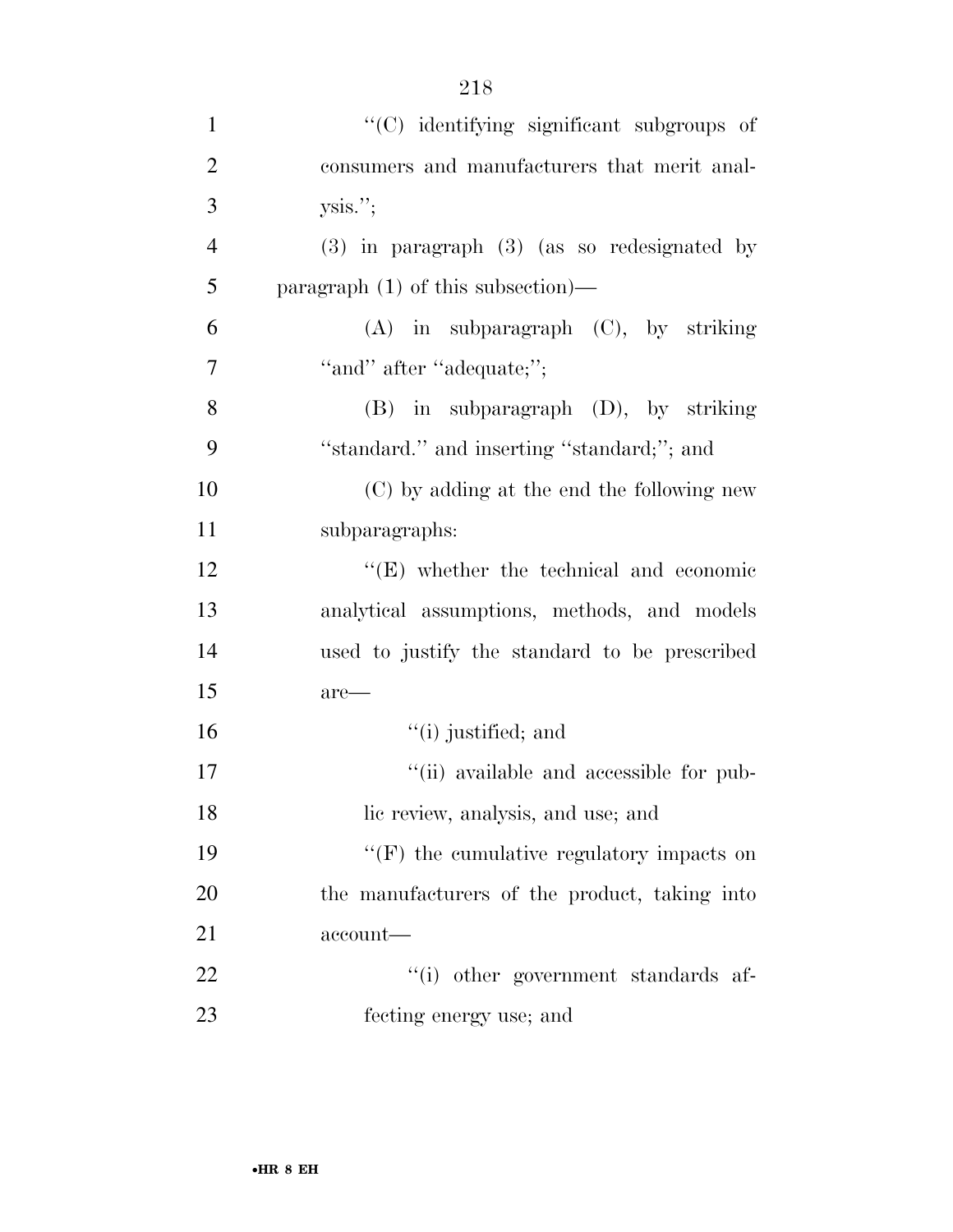"(C) identifying significant subgroups of consumers and manufacturers that merit analysis.";

(3) in paragraph (3) (as so redesignated by paragraph (1) of this subsection)—

(A) in subparagraph (C), by striking "and" after "adequate;";

(B) in subparagraph (D), by striking "standard." and inserting "standard;"; and

(C) by adding at the end the following new subparagraphs:

"(E) whether the technical and economic analytical assumptions, methods, and models used to justify the standard to be prescribed are—

"(i) justified; and

"(ii) available and accessible for public review, analysis, and use; and

"(F) the cumulative regulatory impacts on the manufacturers of the product, taking into account—

"(i) other government standards affecting energy use; and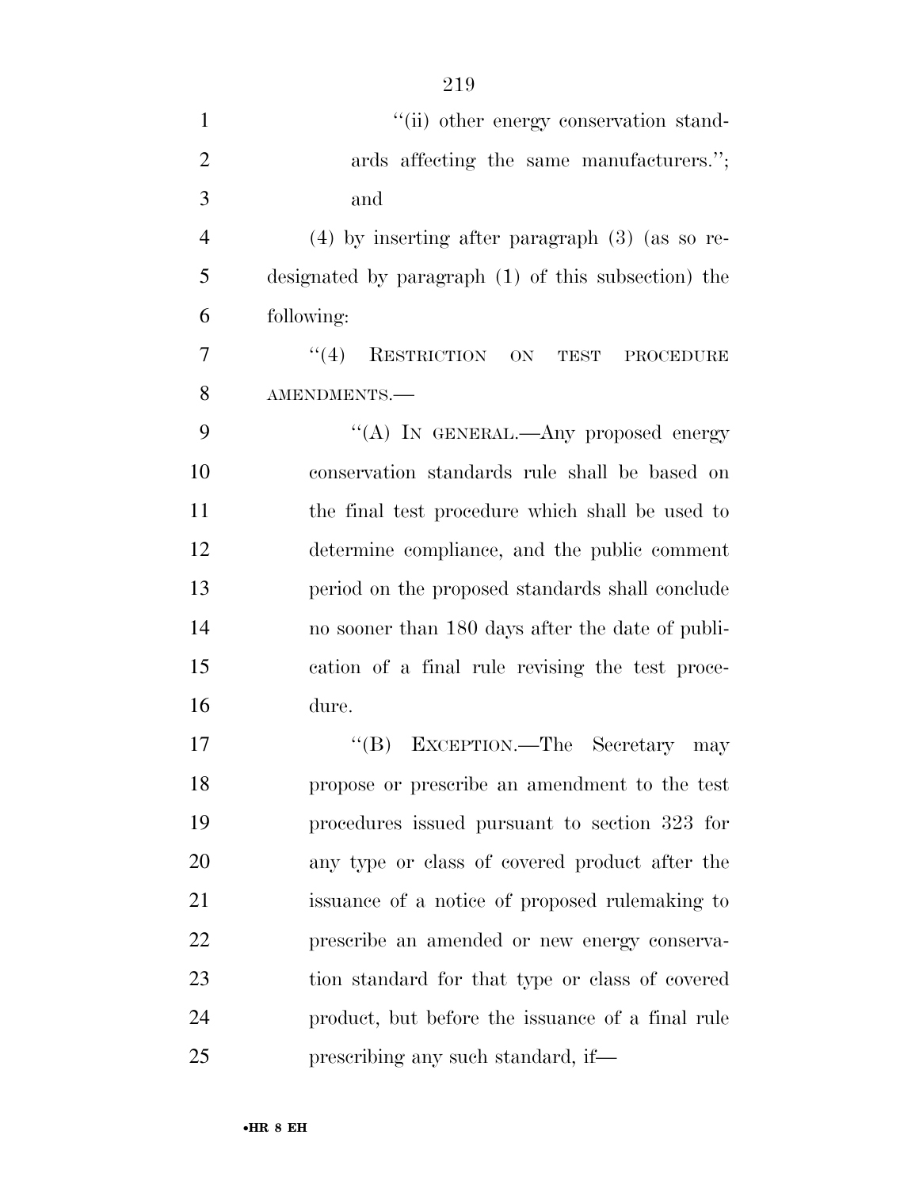"(ii) other energy conservation standards affecting the same manufacturers."; and

(4) by inserting after paragraph (3) (as so redesignated by paragraph (1) of this subsection) the following:

"(4) RESTRICTION ON TEST PROCEDURE AMENDMENTS.—

"(A) IN GENERAL.—Any proposed energy conservation standards rule shall be based on the final test procedure which shall be used to determine compliance, and the public comment period on the proposed standards shall conclude no sooner than 180 days after the date of publication of a final rule revising the test procedure.

"(B) EXCEPTION.—The Secretary may propose or prescribe an amendment to the test procedures issued pursuant to section 323 for any type or class of covered product after the issuance of a notice of proposed rulemaking to prescribe an amended or new energy conservation standard for that type or class of covered product, but before the issuance of a final rule prescribing any such standard, if—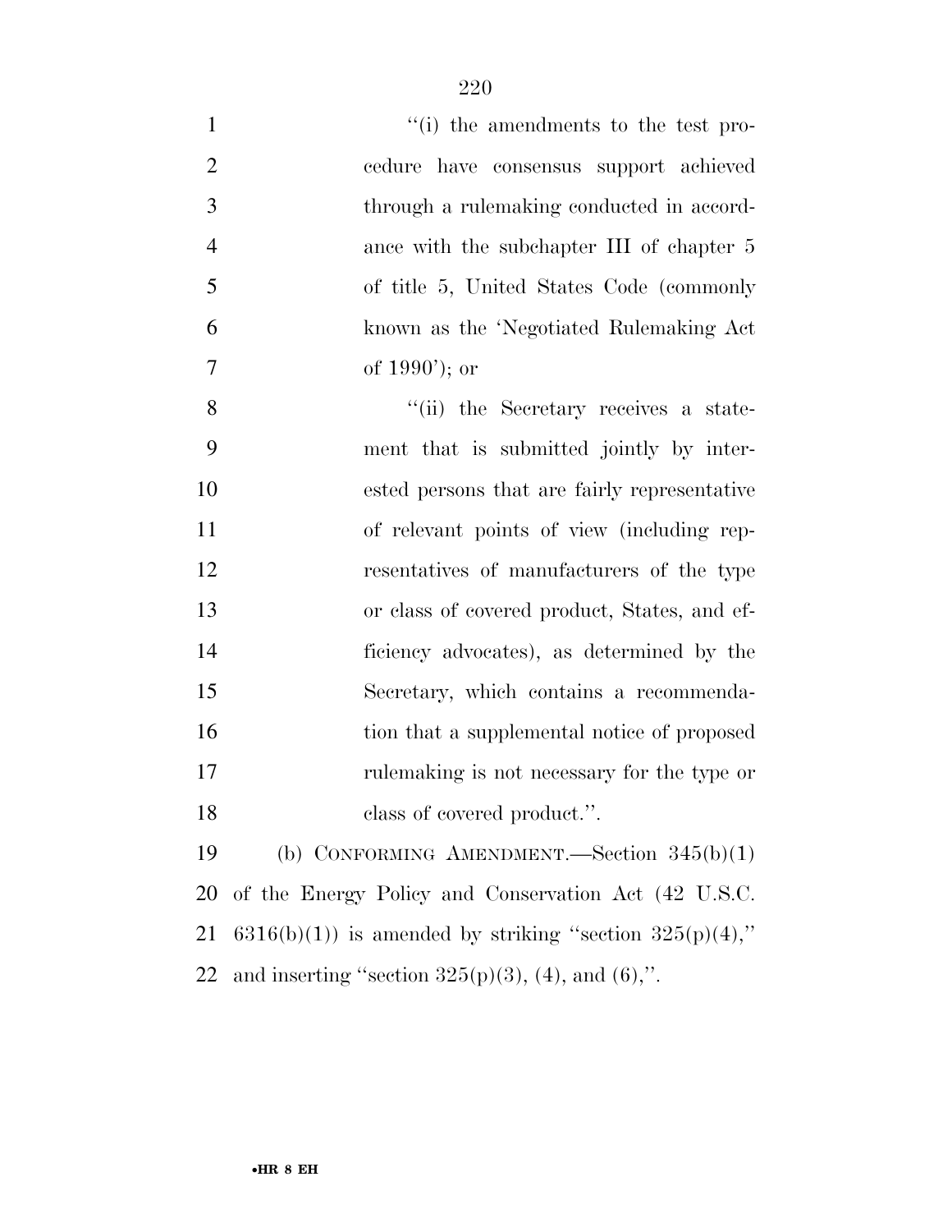''(i) the amendments to the test procedure have consensus support achieved through a rulemaking conducted in accordance with the subchapter III of chapter 5 of title 5, United States Code (commonly known as the 'Negotiated Rulemaking Act of 1990'); or

''(ii) the Secretary receives a statement that is submitted jointly by interested persons that are fairly representative of relevant points of view (including representatives of manufacturers of the type or class of covered product, States, and efficiency advocates), as determined by the Secretary, which contains a recommendation that a supplemental notice of proposed rulemaking is not necessary for the type or class of covered product.''.

(b) CONFORMING AMENDMENT.—Section 345(b)(1) of the Energy Policy and Conservation Act (42 U.S.C. 6316(b)(1)) is amended by striking ''section 325(p)(4),'' and inserting ''section 325(p)(3), (4), and (6),''.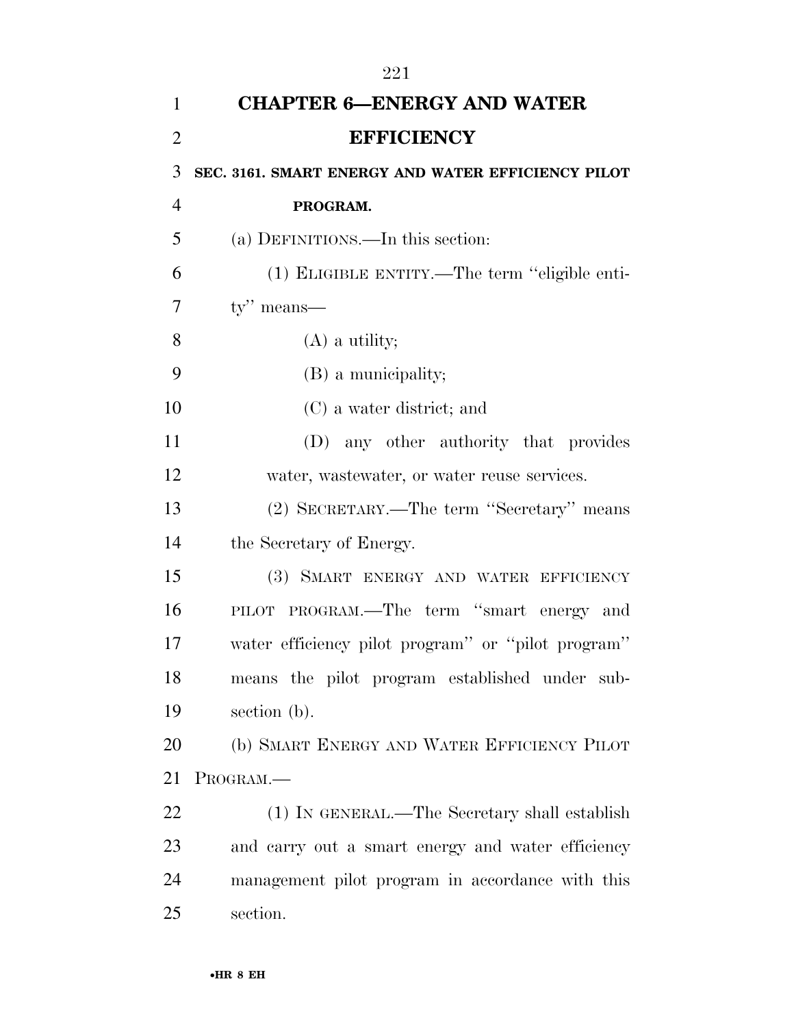## CHAPTER 6—ENERGY AND WATER EFFICIENCY

### SEC. 3161. SMART ENERGY AND WATER EFFICIENCY PILOT PROGRAM.

(a) DEFINITIONS.—In this section:

(1) ELIGIBLE ENTITY.—The term ''eligible entity'' means—

(A) a utility;

(B) a municipality;

(C) a water district; and

(D) any other authority that provides water, wastewater, or water reuse services.

(2) SECRETARY.—The term ''Secretary'' means the Secretary of Energy.

(3) SMART ENERGY AND WATER EFFICIENCY PILOT PROGRAM.—The term ''smart energy and water efficiency pilot program'' or ''pilot program'' means the pilot program established under subsection (b).

(b) SMART ENERGY AND WATER EFFICIENCY PILOT PROGRAM.—

(1) IN GENERAL.—The Secretary shall establish and carry out a smart energy and water efficiency management pilot program in accordance with this section.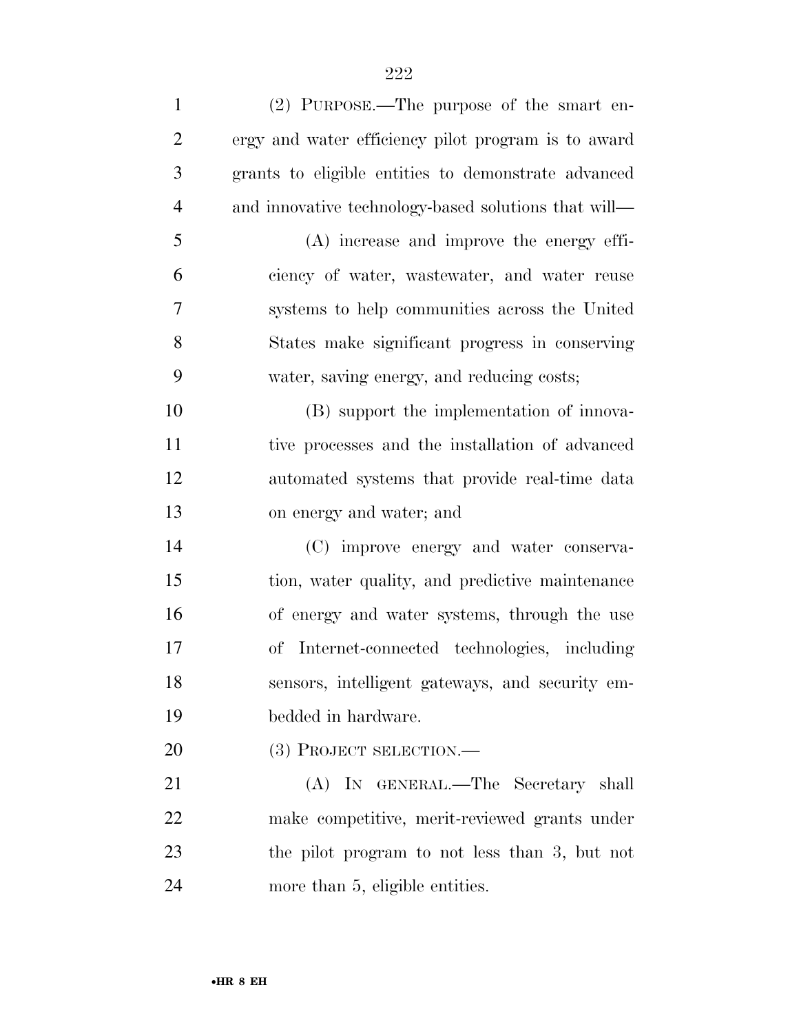(2) PURPOSE.—The purpose of the smart energy and water efficiency pilot program is to award grants to eligible entities to demonstrate advanced and innovative technology-based solutions that will—

(A) increase and improve the energy efficiency of water, wastewater, and water reuse systems to help communities across the United States make significant progress in conserving water, saving energy, and reducing costs;

(B) support the implementation of innovative processes and the installation of advanced automated systems that provide real-time data on energy and water; and

(C) improve energy and water conservation, water quality, and predictive maintenance of energy and water systems, through the use of Internet-connected technologies, including sensors, intelligent gateways, and security embedded in hardware.

(3) PROJECT SELECTION.—

(A) IN GENERAL.—The Secretary shall make competitive, merit-reviewed grants under the pilot program to not less than 3, but not more than 5, eligible entities.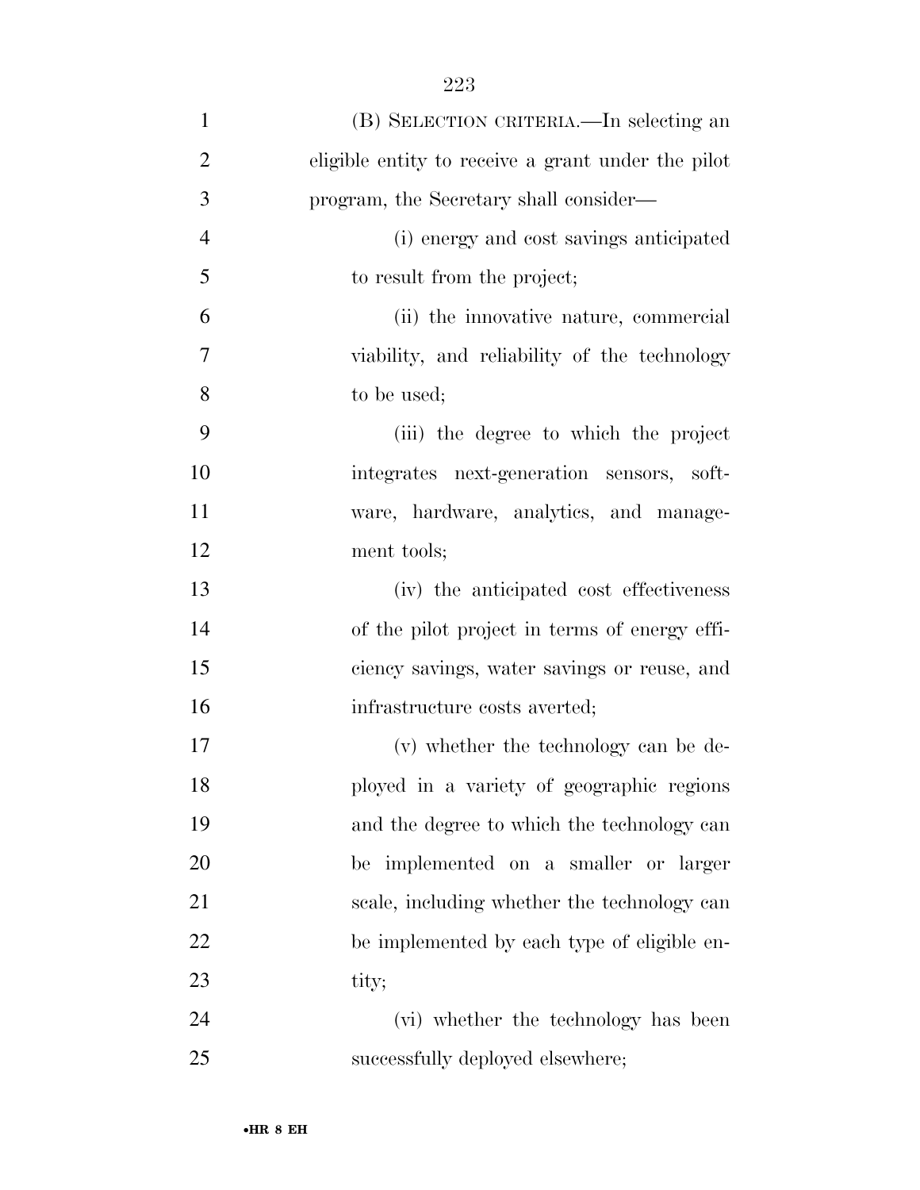(B) SELECTION CRITERIA.—In selecting an eligible entity to receive a grant under the pilot program, the Secretary shall consider—

(i) energy and cost savings anticipated to result from the project;

(ii) the innovative nature, commercial viability, and reliability of the technology to be used;

(iii) the degree to which the project integrates next-generation sensors, software, hardware, analytics, and management tools;

(iv) the anticipated cost effectiveness of the pilot project in terms of energy efficiency savings, water savings or reuse, and infrastructure costs averted;

(v) whether the technology can be deployed in a variety of geographic regions and the degree to which the technology can be implemented on a smaller or larger scale, including whether the technology can be implemented by each type of eligible entity;

(vi) whether the technology has been successfully deployed elsewhere;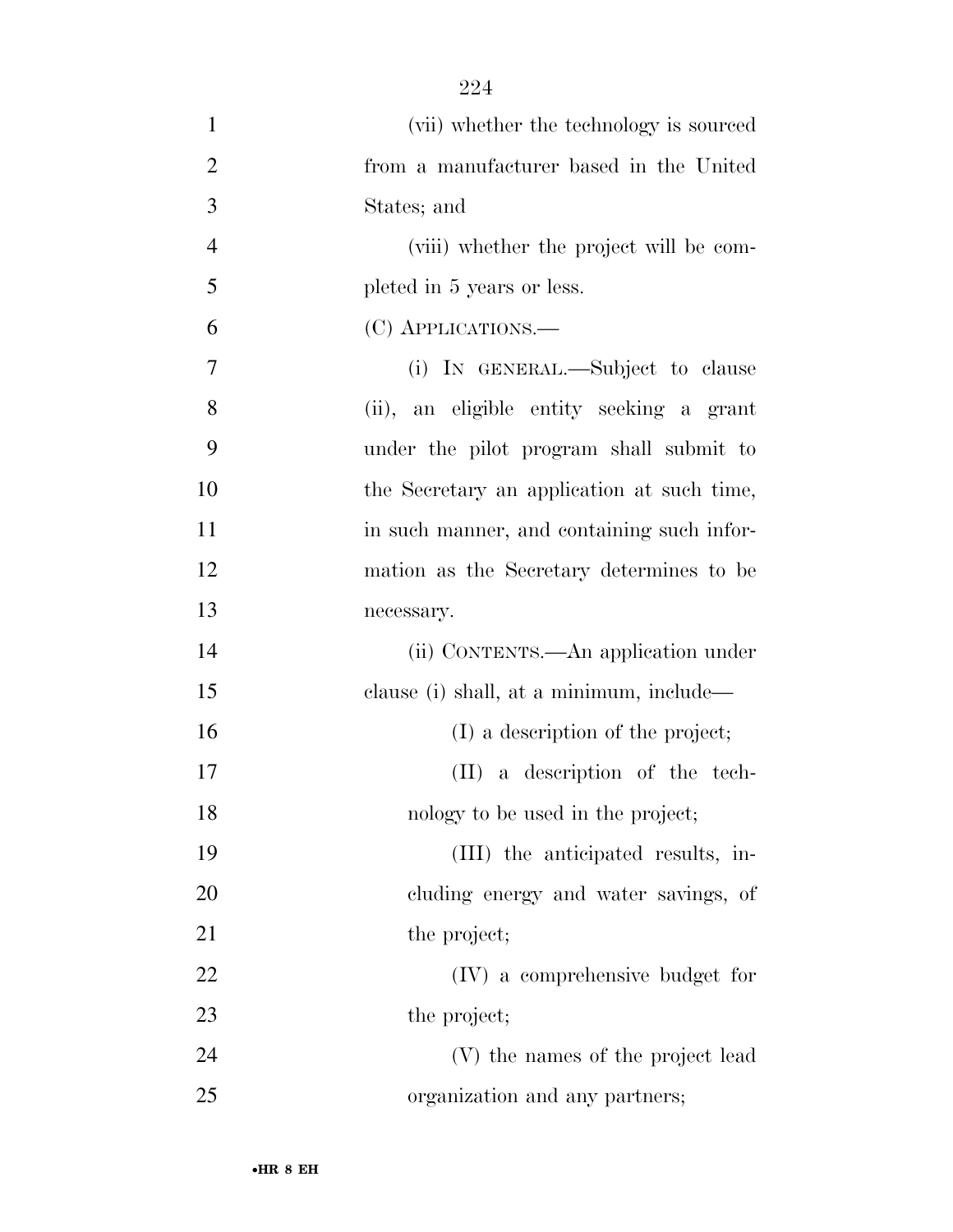(vii) whether the technology is sourced from a manufacturer based in the United States; and

(viii) whether the project will be completed in 5 years or less.

(C) APPLICATIONS.—

(i) IN GENERAL.—Subject to clause (ii), an eligible entity seeking a grant under the pilot program shall submit to the Secretary an application at such time, in such manner, and containing such information as the Secretary determines to be necessary.

(ii) CONTENTS.—An application under clause (i) shall, at a minimum, include—

(I) a description of the project;

(II) a description of the technology to be used in the project;

(III) the anticipated results, including energy and water savings, of the project;

(IV) a comprehensive budget for the project;

(V) the names of the project lead organization and any partners;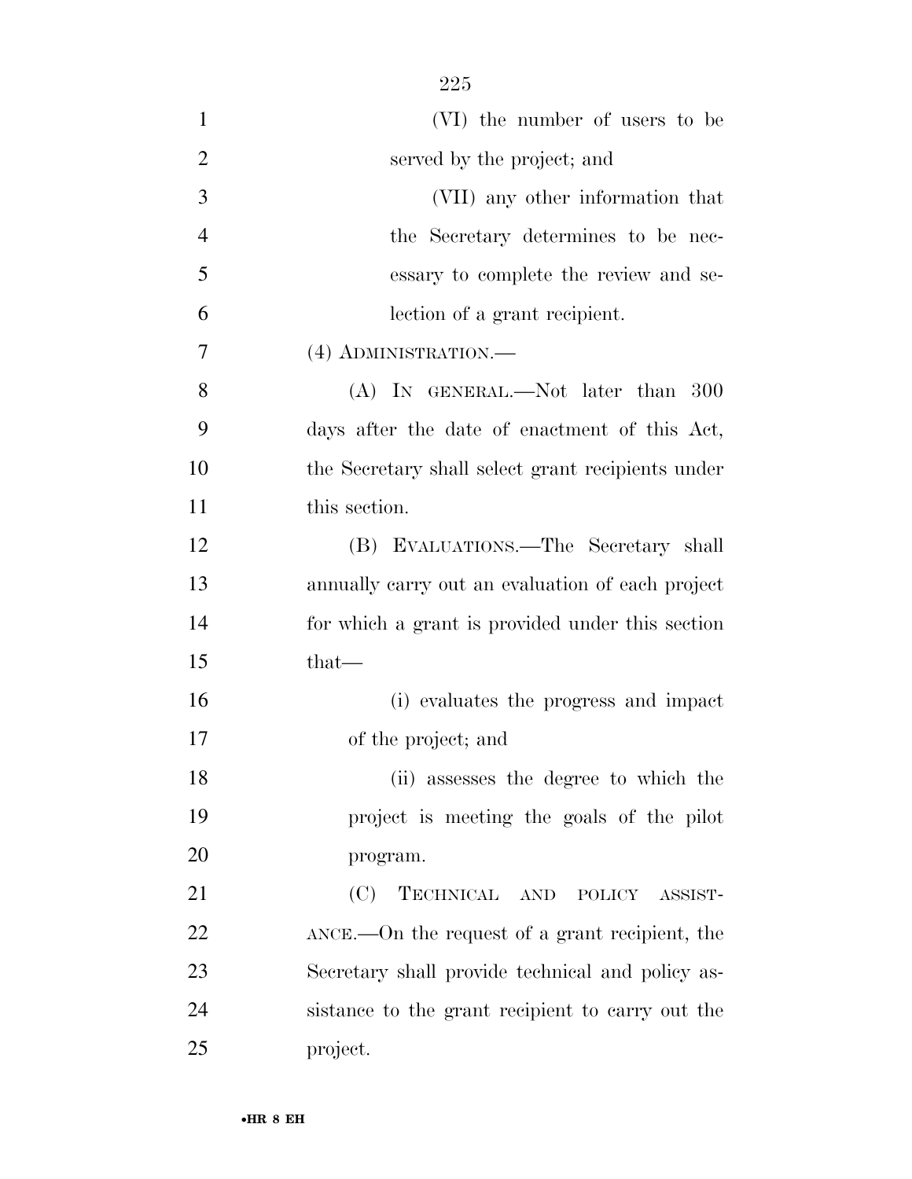(VI) the number of users to be served by the project; and

(VII) any other information that the Secretary determines to be necessary to complete the review and selection of a grant recipient.

(4) ADMINISTRATION.—

(A) IN GENERAL.—Not later than 300 days after the date of enactment of this Act, the Secretary shall select grant recipients under this section.

(B) EVALUATIONS.—The Secretary shall annually carry out an evaluation of each project for which a grant is provided under this section that—

(i) evaluates the progress and impact of the project; and

(ii) assesses the degree to which the project is meeting the goals of the pilot program.

(C) TECHNICAL AND POLICY ASSISTANCE.—On the request of a grant recipient, the Secretary shall provide technical and policy assistance to the grant recipient to carry out the project.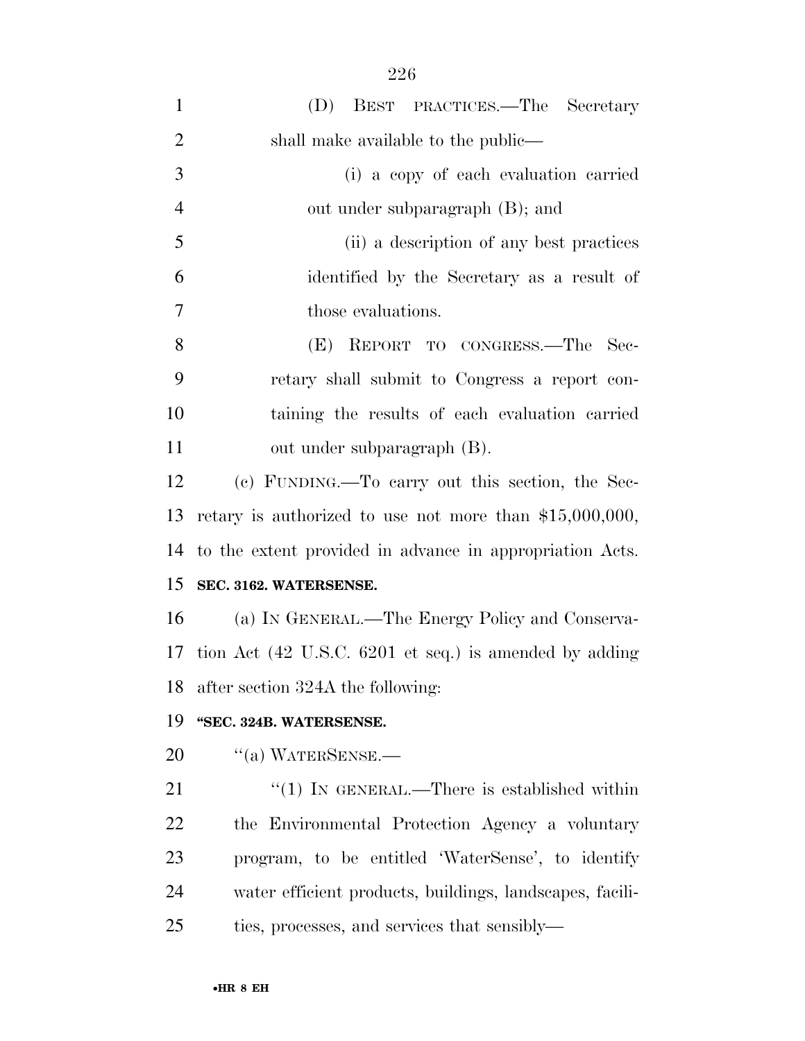(D) BEST PRACTICES.—The Secretary shall make available to the public—

(i) a copy of each evaluation carried out under subparagraph (B); and

(ii) a description of any best practices identified by the Secretary as a result of those evaluations.

(E) REPORT TO CONGRESS.—The Secretary shall submit to Congress a report containing the results of each evaluation carried out under subparagraph (B).

(c) FUNDING.—To carry out this section, the Secretary is authorized to use not more than $15,000,000, to the extent provided in advance in appropriation Acts.

**SEC. 3162. WATERSENSE.**

(a) IN GENERAL.—The Energy Policy and Conservation Act (42 U.S.C. 6201 et seq.) is amended by adding after section 324A the following:

**"SEC. 324B. WATERSENSE.**

''(a) WATERSENSE.—

''(1) IN GENERAL.—There is established within the Environmental Protection Agency a voluntary program, to be entitled 'WaterSense', to identify water efficient products, buildings, landscapes, facilities, processes, and services that sensibly—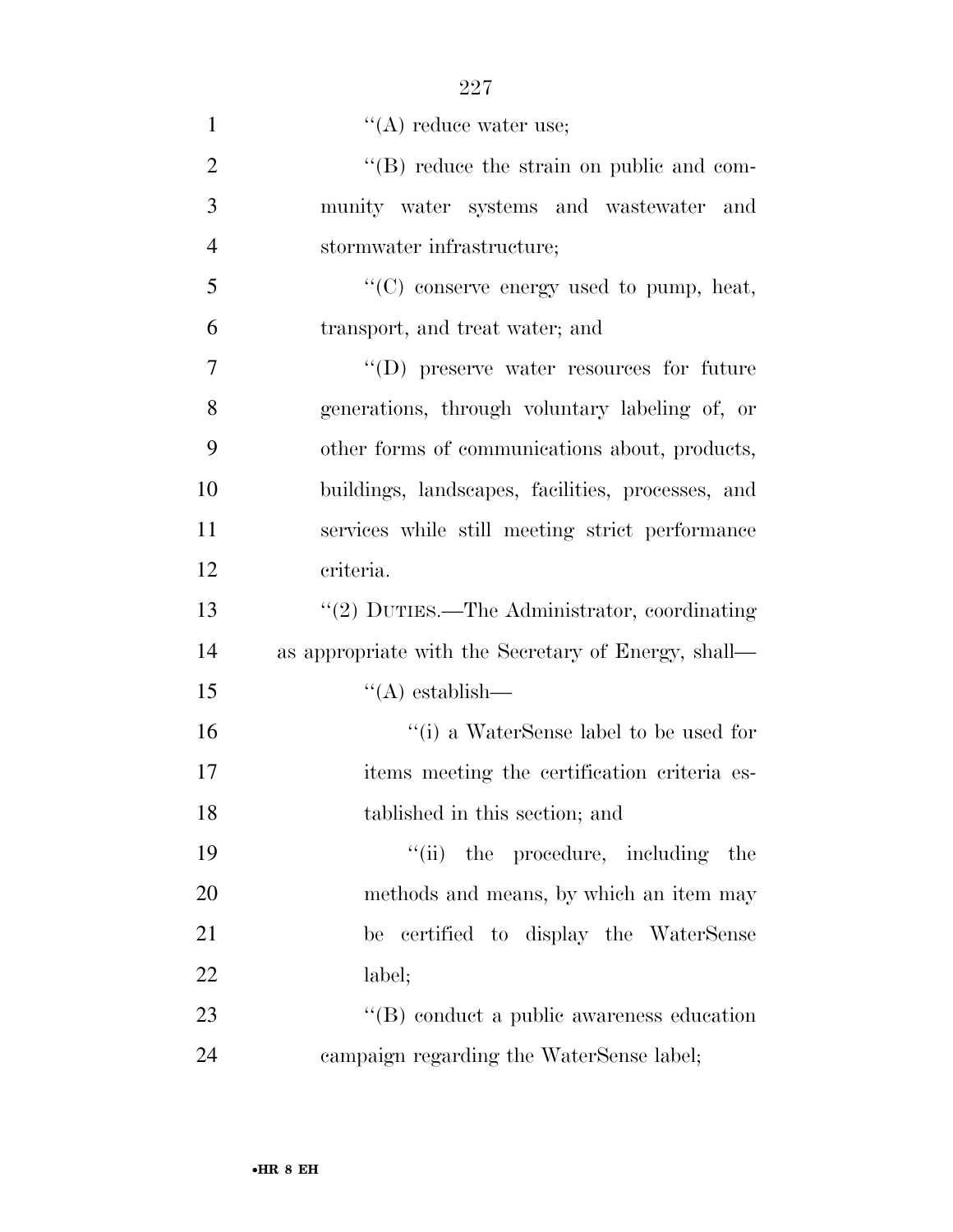''(A) reduce water use;

''(B) reduce the strain on public and community water systems and wastewater and stormwater infrastructure;

''(C) conserve energy used to pump, heat, transport, and treat water; and

''(D) preserve water resources for future generations, through voluntary labeling of, or other forms of communications about, products, buildings, landscapes, facilities, processes, and services while still meeting strict performance criteria.

''(2) DUTIES.—The Administrator, coordinating as appropriate with the Secretary of Energy, shall—

''(A) establish—

''(i) a WaterSense label to be used for items meeting the certification criteria established in this section; and

''(ii) the procedure, including the methods and means, by which an item may be certified to display the WaterSense label;

''(B) conduct a public awareness education campaign regarding the WaterSense label;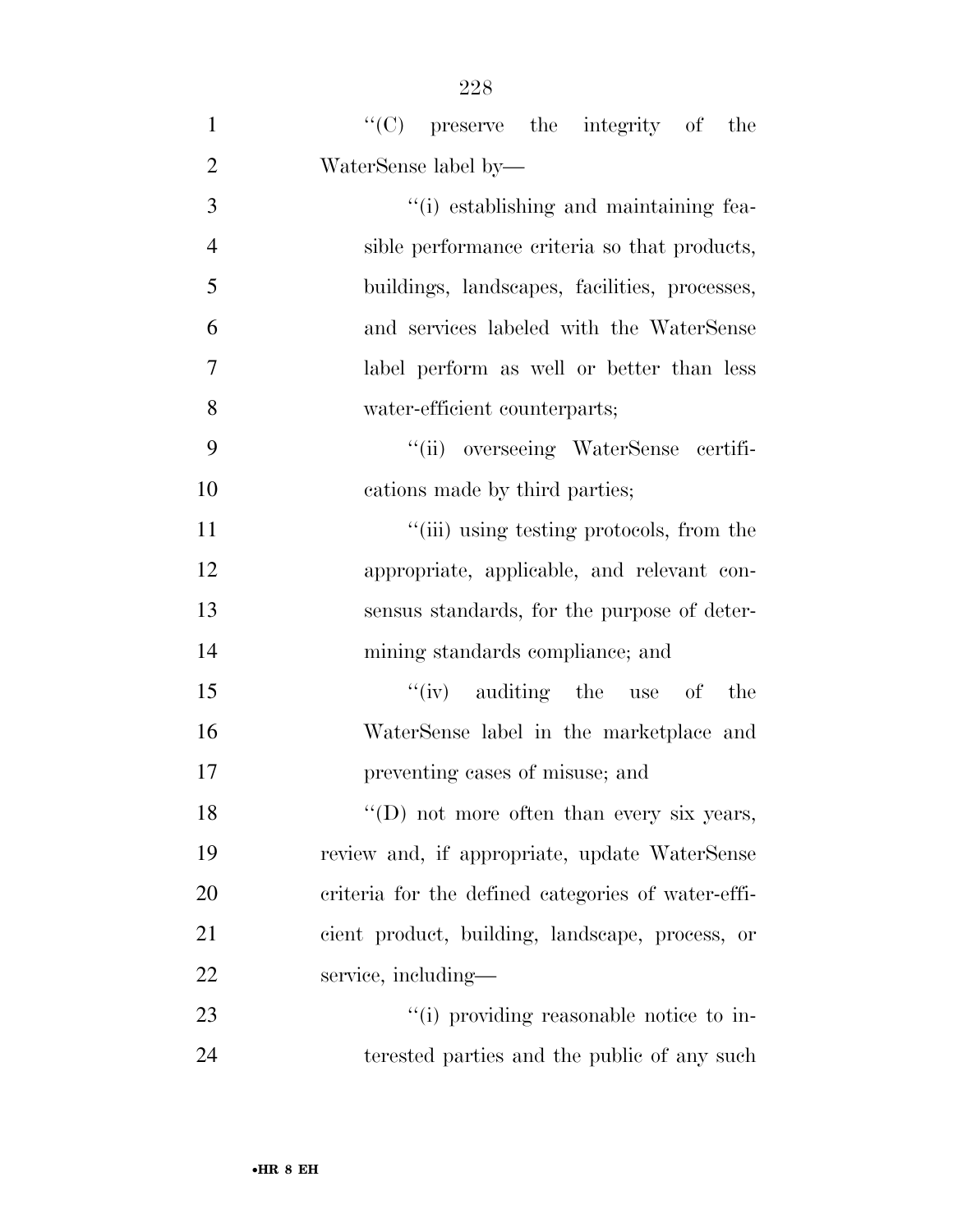''(C) preserve the integrity of the WaterSense label by—

''(i) establishing and maintaining feasible performance criteria so that products, buildings, landscapes, facilities, processes, and services labeled with the WaterSense label perform as well or better than less water-efficient counterparts;

''(ii) overseeing WaterSense certifications made by third parties;

''(iii) using testing protocols, from the appropriate, applicable, and relevant consensus standards, for the purpose of determining standards compliance; and

''(iv) auditing the use of the WaterSense label in the marketplace and preventing cases of misuse; and

''(D) not more often than every six years, review and, if appropriate, update WaterSense criteria for the defined categories of water-efficient product, building, landscape, process, or service, including—

''(i) providing reasonable notice to interested parties and the public of any such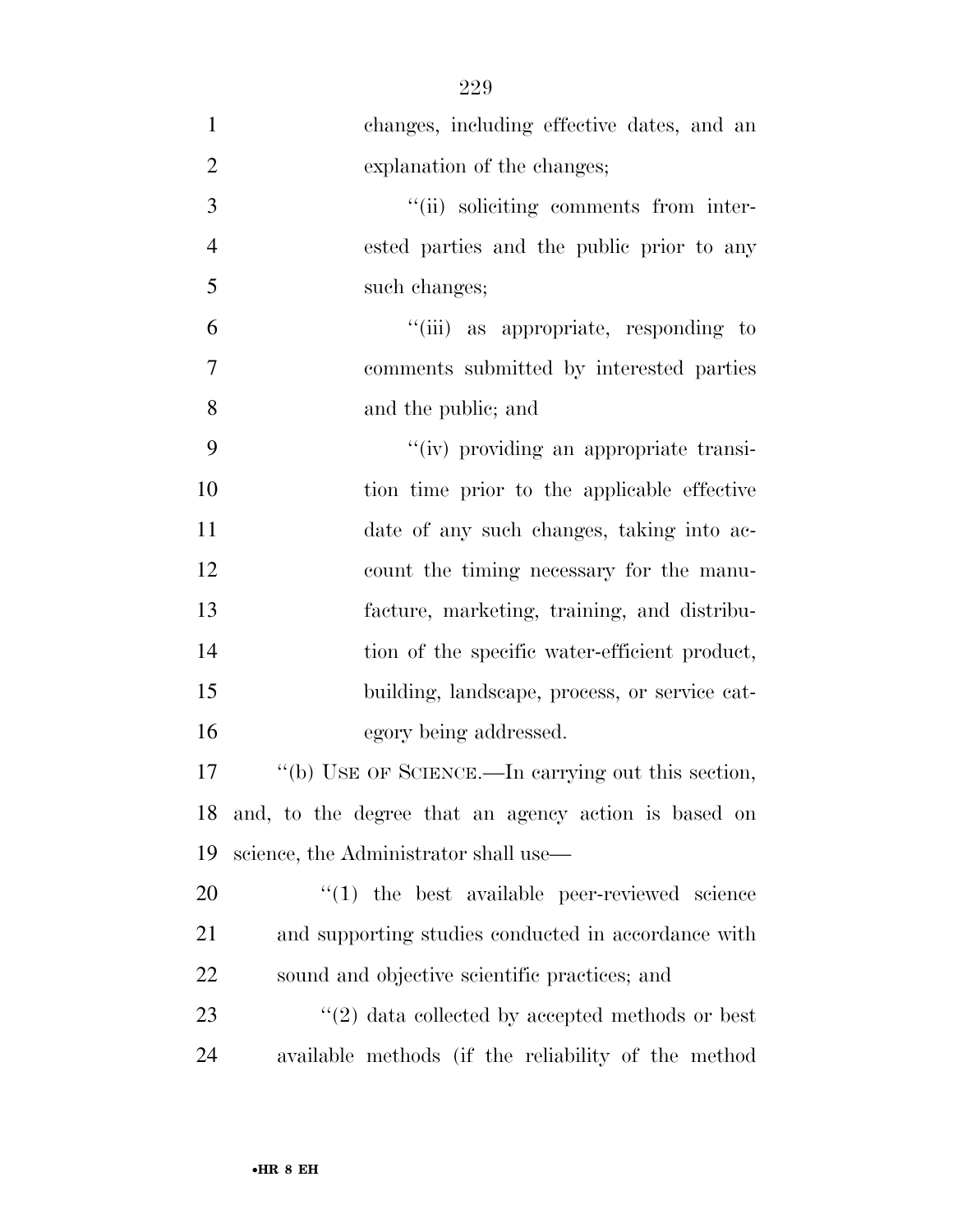changes, including effective dates, and an explanation of the changes;

''(ii) soliciting comments from interested parties and the public prior to any such changes;

''(iii) as appropriate, responding to comments submitted by interested parties and the public; and

''(iv) providing an appropriate transition time prior to the applicable effective date of any such changes, taking into account the timing necessary for the manufacture, marketing, training, and distribution of the specific water-efficient product, building, landscape, process, or service category being addressed.

''(b) USE OF SCIENCE.—In carrying out this section, and, to the degree that an agency action is based on science, the Administrator shall use—

''(1) the best available peer-reviewed science and supporting studies conducted in accordance with sound and objective scientific practices; and

''(2) data collected by accepted methods or best available methods (if the reliability of the method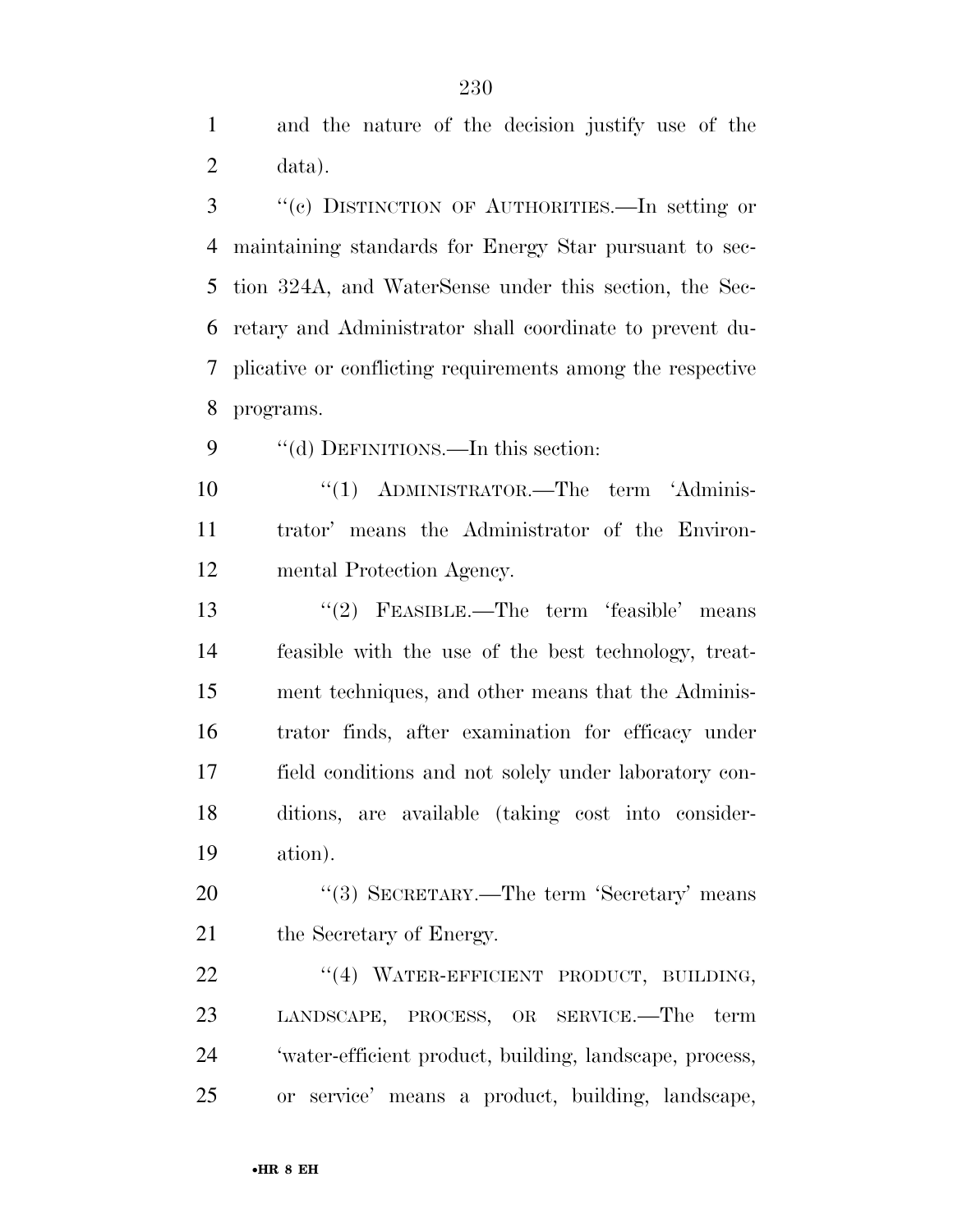and the nature of the decision justify use of the data).

''(c) DISTINCTION OF AUTHORITIES.—In setting or maintaining standards for Energy Star pursuant to section 324A, and WaterSense under this section, the Secretary and Administrator shall coordinate to prevent duplicative or conflicting requirements among the respective programs.

''(d) DEFINITIONS.—In this section:

''(1) ADMINISTRATOR.—The term 'Administrator' means the Administrator of the Environmental Protection Agency.

''(2) FEASIBLE.—The term 'feasible' means feasible with the use of the best technology, treatment techniques, and other means that the Administrator finds, after examination for efficacy under field conditions and not solely under laboratory conditions, are available (taking cost into consideration).

''(3) SECRETARY.—The term 'Secretary' means the Secretary of Energy.

''(4) WATER-EFFICIENT PRODUCT, BUILDING, LANDSCAPE, PROCESS, OR SERVICE.—The term 'water-efficient product, building, landscape, process, or service' means a product, building, landscape,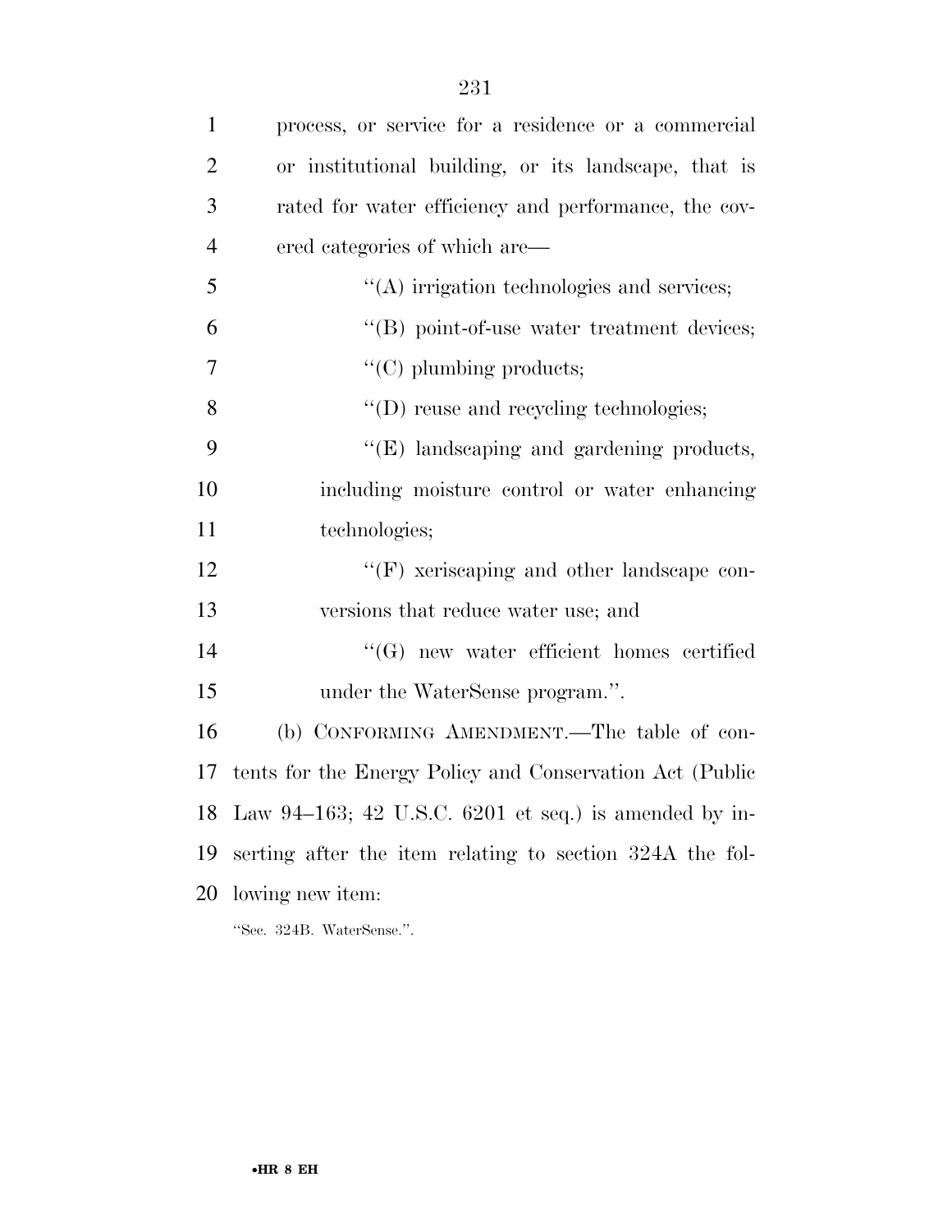process, or service for a residence or a commercial or institutional building, or its landscape, that is rated for water efficiency and performance, the covered categories of which are—

''(A) irrigation technologies and services;

''(B) point-of-use water treatment devices;

''(C) plumbing products;

''(D) reuse and recycling technologies;

''(E) landscaping and gardening products, including moisture control or water enhancing technologies;

''(F) xeriscaping and other landscape conversions that reduce water use; and

''(G) new water efficient homes certified under the WaterSense program.''.

(b) CONFORMING AMENDMENT.—The table of contents for the Energy Policy and Conservation Act (Public Law 94–163; 42 U.S.C. 6201 et seq.) is amended by inserting after the item relating to section 324A the following new item:

''Sec. 324B. WaterSense.''.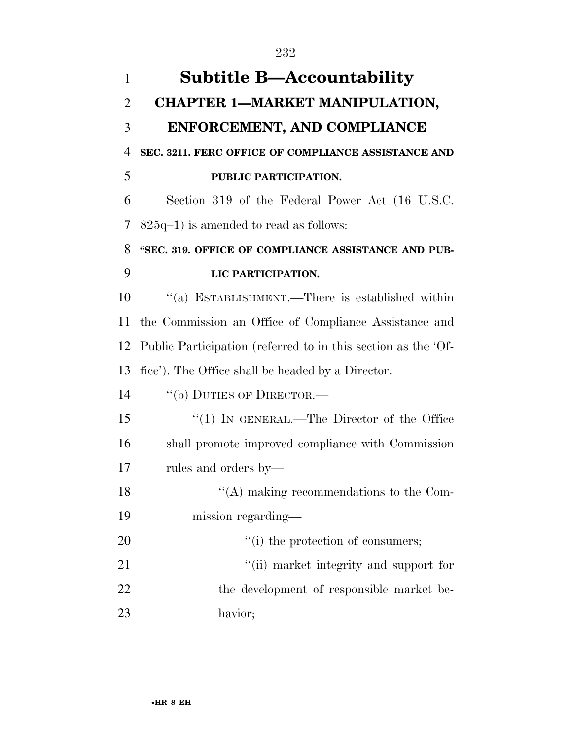# Subtitle B—Accountability

## CHAPTER 1—MARKET MANIPULATION, ENFORCEMENT, AND COMPLIANCE

### SEC. 3211. FERC OFFICE OF COMPLIANCE ASSISTANCE AND PUBLIC PARTICIPATION.

Section 319 of the Federal Power Act (16 U.S.C. 825q–1) is amended to read as follows:

**"SEC. 319. OFFICE OF COMPLIANCE ASSISTANCE AND PUBLIC PARTICIPATION.**

"(a) ESTABLISHMENT.—There is established within the Commission an Office of Compliance Assistance and Public Participation (referred to in this section as the 'Office'). The Office shall be headed by a Director.

"(b) DUTIES OF DIRECTOR.—

"(1) IN GENERAL.—The Director of the Office shall promote improved compliance with Commission rules and orders by—

"(A) making recommendations to the Commission regarding—

"(i) the protection of consumers;

"(ii) market integrity and support for the development of responsible market behavior;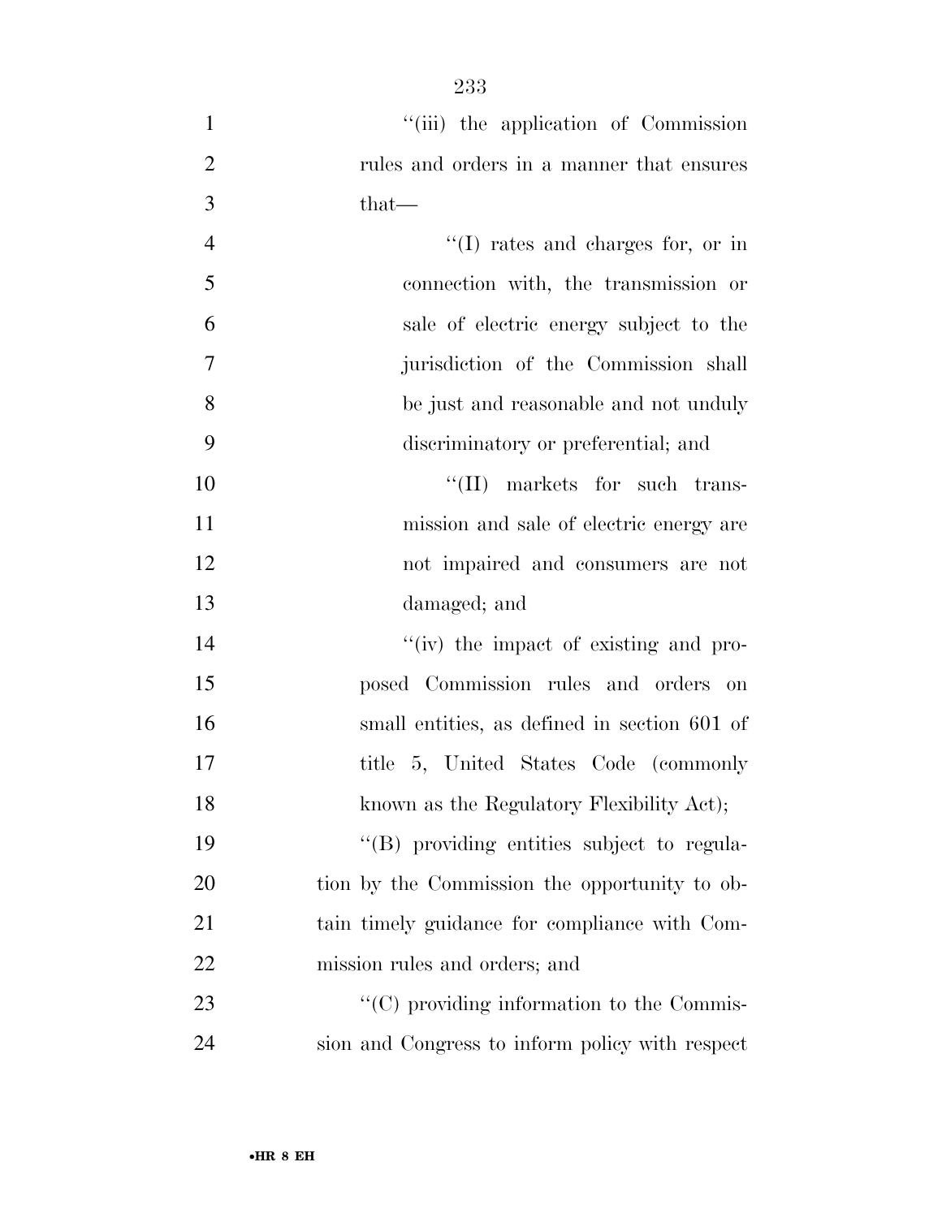''(iii) the application of Commission rules and orders in a manner that ensures that—

''(I) rates and charges for, or in connection with, the transmission or sale of electric energy subject to the jurisdiction of the Commission shall be just and reasonable and not unduly discriminatory or preferential; and

''(II) markets for such transmission and sale of electric energy are not impaired and consumers are not damaged; and

''(iv) the impact of existing and proposed Commission rules and orders on small entities, as defined in section 601 of title 5, United States Code (commonly known as the Regulatory Flexibility Act);

''(B) providing entities subject to regulation by the Commission the opportunity to obtain timely guidance for compliance with Commission rules and orders; and

''(C) providing information to the Commission and Congress to inform policy with respect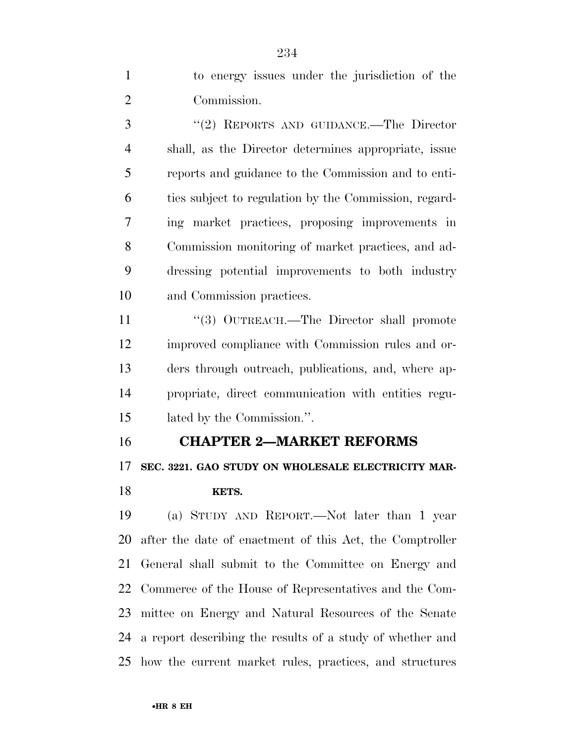to energy issues under the jurisdiction of the Commission.

''(2) REPORTS AND GUIDANCE.—The Director shall, as the Director determines appropriate, issue reports and guidance to the Commission and to entities subject to regulation by the Commission, regarding market practices, proposing improvements in Commission monitoring of market practices, and addressing potential improvements to both industry and Commission practices.

''(3) OUTREACH.—The Director shall promote improved compliance with Commission rules and orders through outreach, publications, and, where appropriate, direct communication with entities regulated by the Commission.''.

## CHAPTER 2—MARKET REFORMS

### SEC. 3221. GAO STUDY ON WHOLESALE ELECTRICITY MARKETS.

(a) STUDY AND REPORT.—Not later than 1 year after the date of enactment of this Act, the Comptroller General shall submit to the Committee on Energy and Commerce of the House of Representatives and the Committee on Energy and Natural Resources of the Senate a report describing the results of a study of whether and how the current market rules, practices, and structures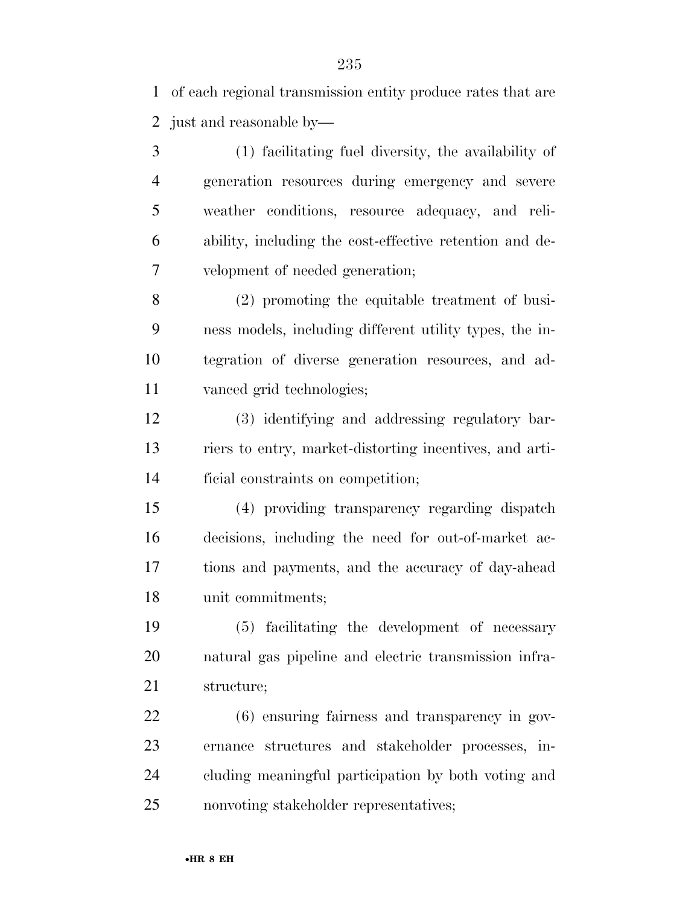of each regional transmission entity produce rates that are just and reasonable by—

(1) facilitating fuel diversity, the availability of generation resources during emergency and severe weather conditions, resource adequacy, and reliability, including the cost-effective retention and development of needed generation;

(2) promoting the equitable treatment of business models, including different utility types, the integration of diverse generation resources, and advanced grid technologies;

(3) identifying and addressing regulatory barriers to entry, market-distorting incentives, and artificial constraints on competition;

(4) providing transparency regarding dispatch decisions, including the need for out-of-market actions and payments, and the accuracy of day-ahead unit commitments;

(5) facilitating the development of necessary natural gas pipeline and electric transmission infrastructure;

(6) ensuring fairness and transparency in governance structures and stakeholder processes, including meaningful participation by both voting and nonvoting stakeholder representatives;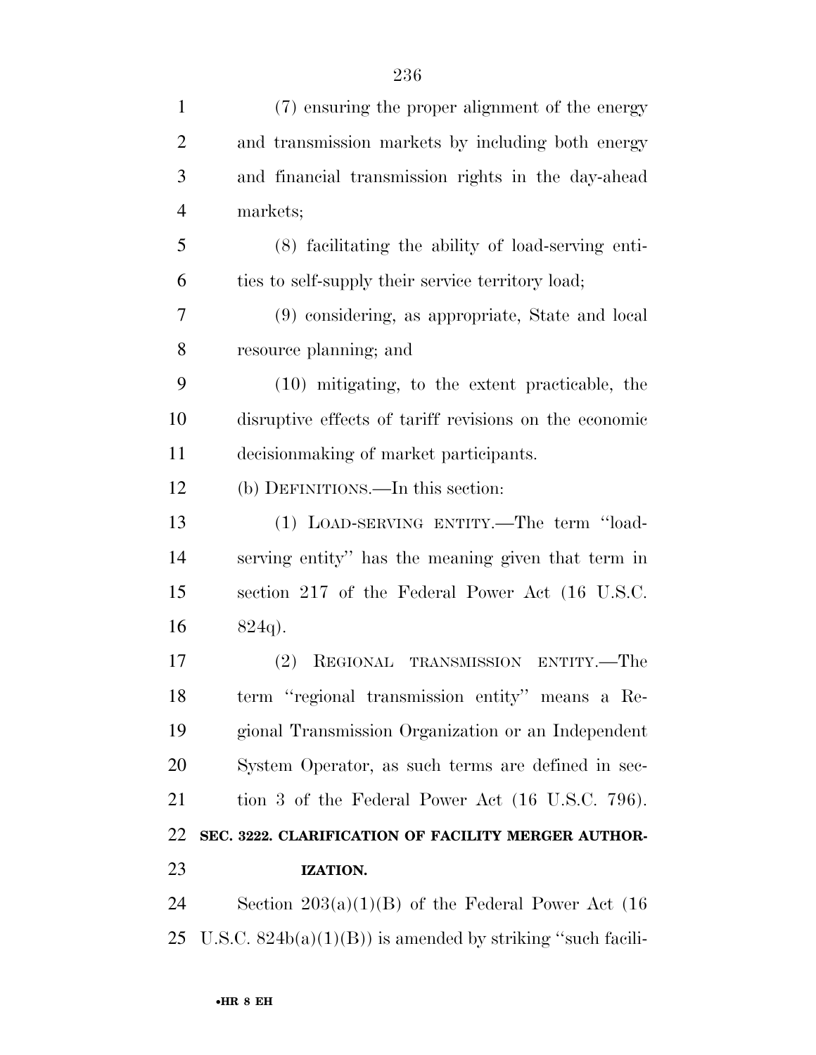(7) ensuring the proper alignment of the energy and transmission markets by including both energy and financial transmission rights in the day-ahead markets;

(8) facilitating the ability of load-serving entities to self-supply their service territory load;

(9) considering, as appropriate, State and local resource planning; and

(10) mitigating, to the extent practicable, the disruptive effects of tariff revisions on the economic decisionmaking of market participants.

(b) DEFINITIONS.—In this section:

(1) LOAD-SERVING ENTITY.—The term ''load-serving entity'' has the meaning given that term in section 217 of the Federal Power Act (16 U.S.C. 824q).

(2) REGIONAL TRANSMISSION ENTITY.—The term ''regional transmission entity'' means a Regional Transmission Organization or an Independent System Operator, as such terms are defined in section 3 of the Federal Power Act (16 U.S.C. 796).

**SEC. 3222. CLARIFICATION OF FACILITY MERGER AUTHORIZATION.**

Section 203(a)(1)(B) of the Federal Power Act (16 U.S.C. 824b(a)(1)(B)) is amended by striking ''such facili-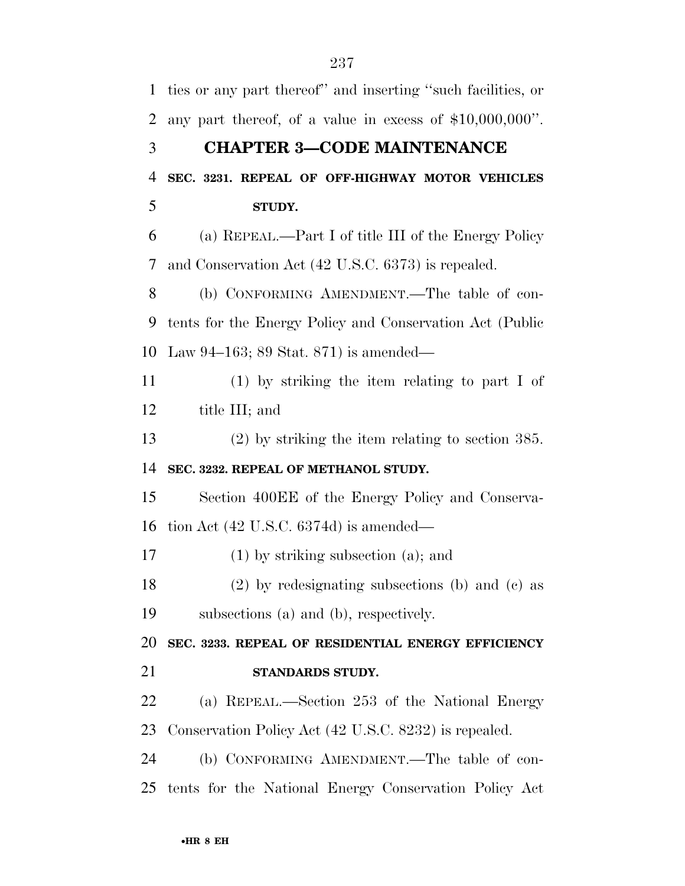ties or any part thereof'' and inserting ''such facilities, or any part thereof, of a value in excess of $10,000,000''.

## CHAPTER 3—CODE MAINTENANCE

**SEC. 3231. REPEAL OF OFF-HIGHWAY MOTOR VEHICLES STUDY.**

(a) REPEAL.—Part I of title III of the Energy Policy and Conservation Act (42 U.S.C. 6373) is repealed.

(b) CONFORMING AMENDMENT.—The table of contents for the Energy Policy and Conservation Act (Public Law 94–163; 89 Stat. 871) is amended—

(1) by striking the item relating to part I of title III; and

(2) by striking the item relating to section 385.

**SEC. 3232. REPEAL OF METHANOL STUDY.**

Section 400EE of the Energy Policy and Conservation Act (42 U.S.C. 6374d) is amended—

(1) by striking subsection (a); and

(2) by redesignating subsections (b) and (c) as subsections (a) and (b), respectively.

**SEC. 3233. REPEAL OF RESIDENTIAL ENERGY EFFICIENCY STANDARDS STUDY.**

(a) REPEAL.—Section 253 of the National Energy Conservation Policy Act (42 U.S.C. 8232) is repealed.

(b) CONFORMING AMENDMENT.—The table of contents for the National Energy Conservation Policy Act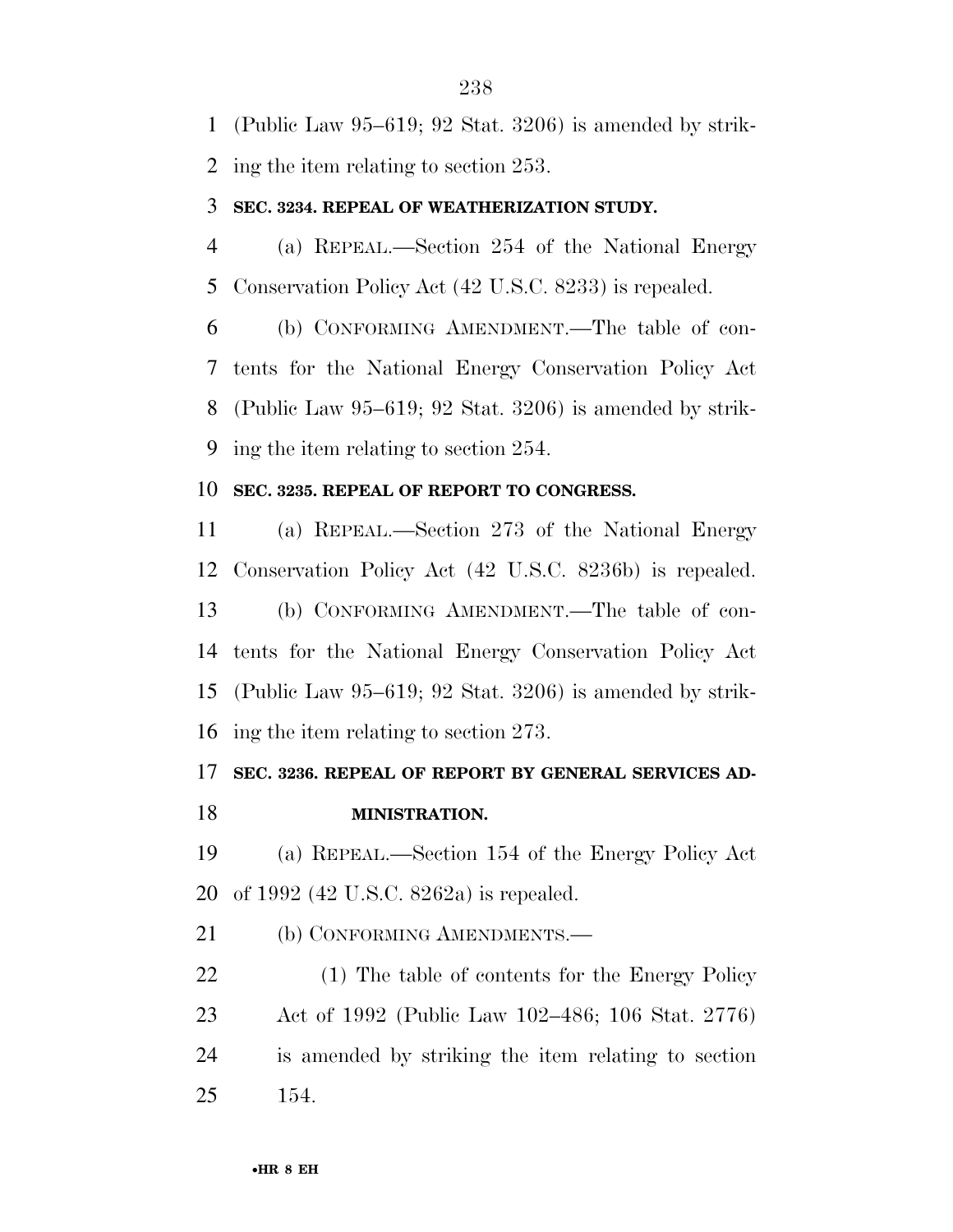(Public Law 95–619; 92 Stat. 3206) is amended by striking the item relating to section 253.

**SEC. 3234. REPEAL OF WEATHERIZATION STUDY.**

(a) REPEAL.—Section 254 of the National Energy Conservation Policy Act (42 U.S.C. 8233) is repealed.

(b) CONFORMING AMENDMENT.—The table of contents for the National Energy Conservation Policy Act (Public Law 95–619; 92 Stat. 3206) is amended by striking the item relating to section 254.

**SEC. 3235. REPEAL OF REPORT TO CONGRESS.**

(a) REPEAL.—Section 273 of the National Energy Conservation Policy Act (42 U.S.C. 8236b) is repealed.

(b) CONFORMING AMENDMENT.—The table of contents for the National Energy Conservation Policy Act (Public Law 95–619; 92 Stat. 3206) is amended by striking the item relating to section 273.

**SEC. 3236. REPEAL OF REPORT BY GENERAL SERVICES ADMINISTRATION.**

(a) REPEAL.—Section 154 of the Energy Policy Act of 1992 (42 U.S.C. 8262a) is repealed.

(b) CONFORMING AMENDMENTS.—

(1) The table of contents for the Energy Policy Act of 1992 (Public Law 102–486; 106 Stat. 2776) is amended by striking the item relating to section 154.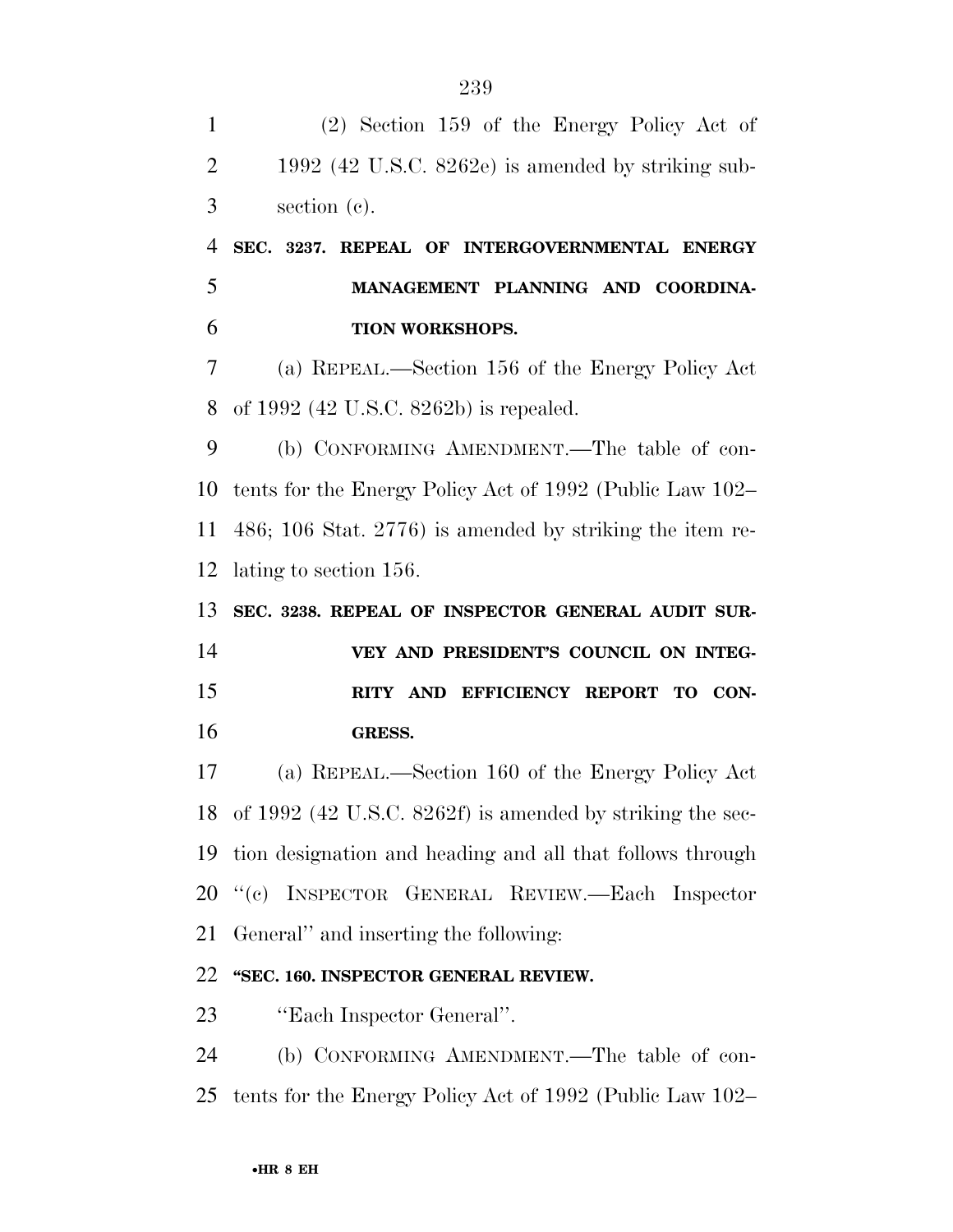(2) Section 159 of the Energy Policy Act of 1992 (42 U.S.C. 8262e) is amended by striking subsection (c).

**SEC. 3237. REPEAL OF INTERGOVERNMENTAL ENERGY MANAGEMENT PLANNING AND COORDINATION WORKSHOPS.**

(a) REPEAL.—Section 156 of the Energy Policy Act of 1992 (42 U.S.C. 8262b) is repealed.

(b) CONFORMING AMENDMENT.—The table of contents for the Energy Policy Act of 1992 (Public Law 102–486; 106 Stat. 2776) is amended by striking the item relating to section 156.

**SEC. 3238. REPEAL OF INSPECTOR GENERAL AUDIT SURVEY AND PRESIDENT'S COUNCIL ON INTEGRITY AND EFFICIENCY REPORT TO CONGRESS.**

(a) REPEAL.—Section 160 of the Energy Policy Act of 1992 (42 U.S.C. 8262f) is amended by striking the section designation and heading and all that follows through "(c) INSPECTOR GENERAL REVIEW.—Each Inspector General" and inserting the following:

**"SEC. 160. INSPECTOR GENERAL REVIEW.**

"Each Inspector General".

(b) CONFORMING AMENDMENT.—The table of contents for the Energy Policy Act of 1992 (Public Law 102–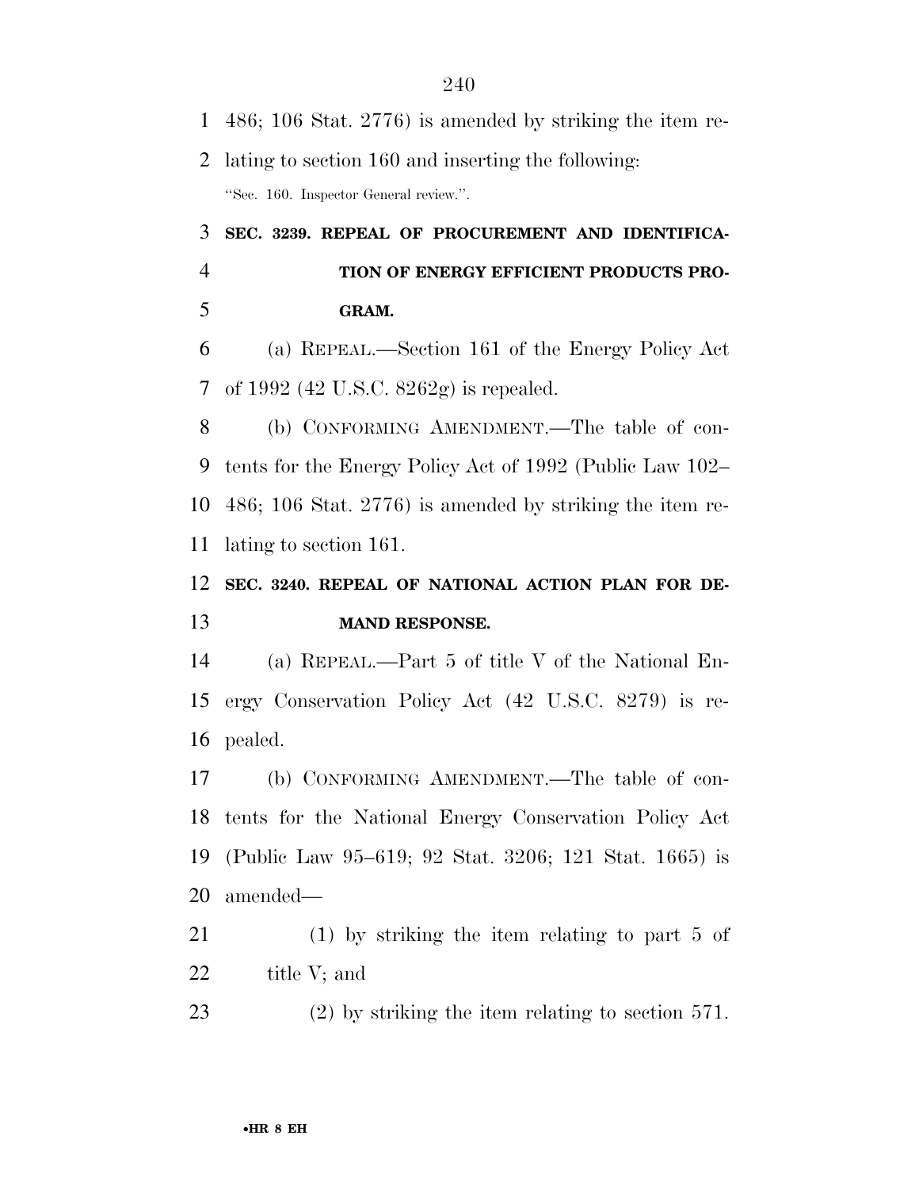486; 106 Stat. 2776) is amended by striking the item relating to section 160 and inserting the following:

"Sec. 160. Inspector General review.".

### SEC. 3239. REPEAL OF PROCUREMENT AND IDENTIFICATION OF ENERGY EFFICIENT PRODUCTS PROGRAM.

(a) REPEAL.—Section 161 of the Energy Policy Act of 1992 (42 U.S.C. 8262g) is repealed.

(b) CONFORMING AMENDMENT.—The table of contents for the Energy Policy Act of 1992 (Public Law 102–486; 106 Stat. 2776) is amended by striking the item relating to section 161.

### SEC. 3240. REPEAL OF NATIONAL ACTION PLAN FOR DEMAND RESPONSE.

(a) REPEAL.—Part 5 of title V of the National Energy Conservation Policy Act (42 U.S.C. 8279) is repealed.

(b) CONFORMING AMENDMENT.—The table of contents for the National Energy Conservation Policy Act (Public Law 95–619; 92 Stat. 3206; 121 Stat. 1665) is amended—

(1) by striking the item relating to part 5 of title V; and

(2) by striking the item relating to section 571.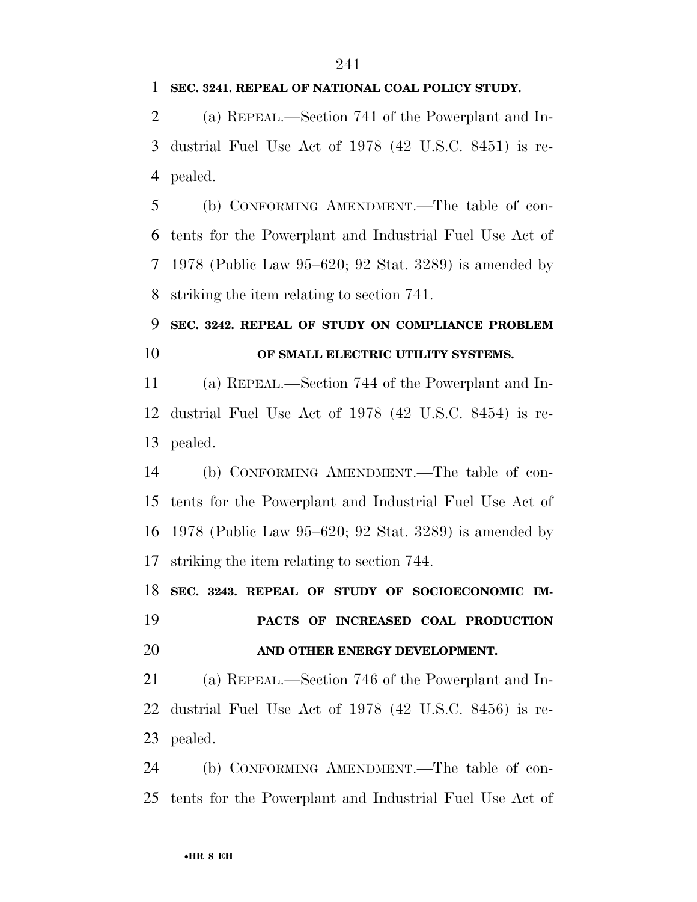**SEC. 3241. REPEAL OF NATIONAL COAL POLICY STUDY.**

(a) REPEAL.—Section 741 of the Powerplant and Industrial Fuel Use Act of 1978 (42 U.S.C. 8451) is repealed.

(b) CONFORMING AMENDMENT.—The table of contents for the Powerplant and Industrial Fuel Use Act of 1978 (Public Law 95–620; 92 Stat. 3289) is amended by striking the item relating to section 741.

**SEC. 3242. REPEAL OF STUDY ON COMPLIANCE PROBLEM OF SMALL ELECTRIC UTILITY SYSTEMS.**

(a) REPEAL.—Section 744 of the Powerplant and Industrial Fuel Use Act of 1978 (42 U.S.C. 8454) is repealed.

(b) CONFORMING AMENDMENT.—The table of contents for the Powerplant and Industrial Fuel Use Act of 1978 (Public Law 95–620; 92 Stat. 3289) is amended by striking the item relating to section 744.

**SEC. 3243. REPEAL OF STUDY OF SOCIOECONOMIC IMPACTS OF INCREASED COAL PRODUCTION AND OTHER ENERGY DEVELOPMENT.**

(a) REPEAL.—Section 746 of the Powerplant and Industrial Fuel Use Act of 1978 (42 U.S.C. 8456) is repealed.

(b) CONFORMING AMENDMENT.—The table of contents for the Powerplant and Industrial Fuel Use Act of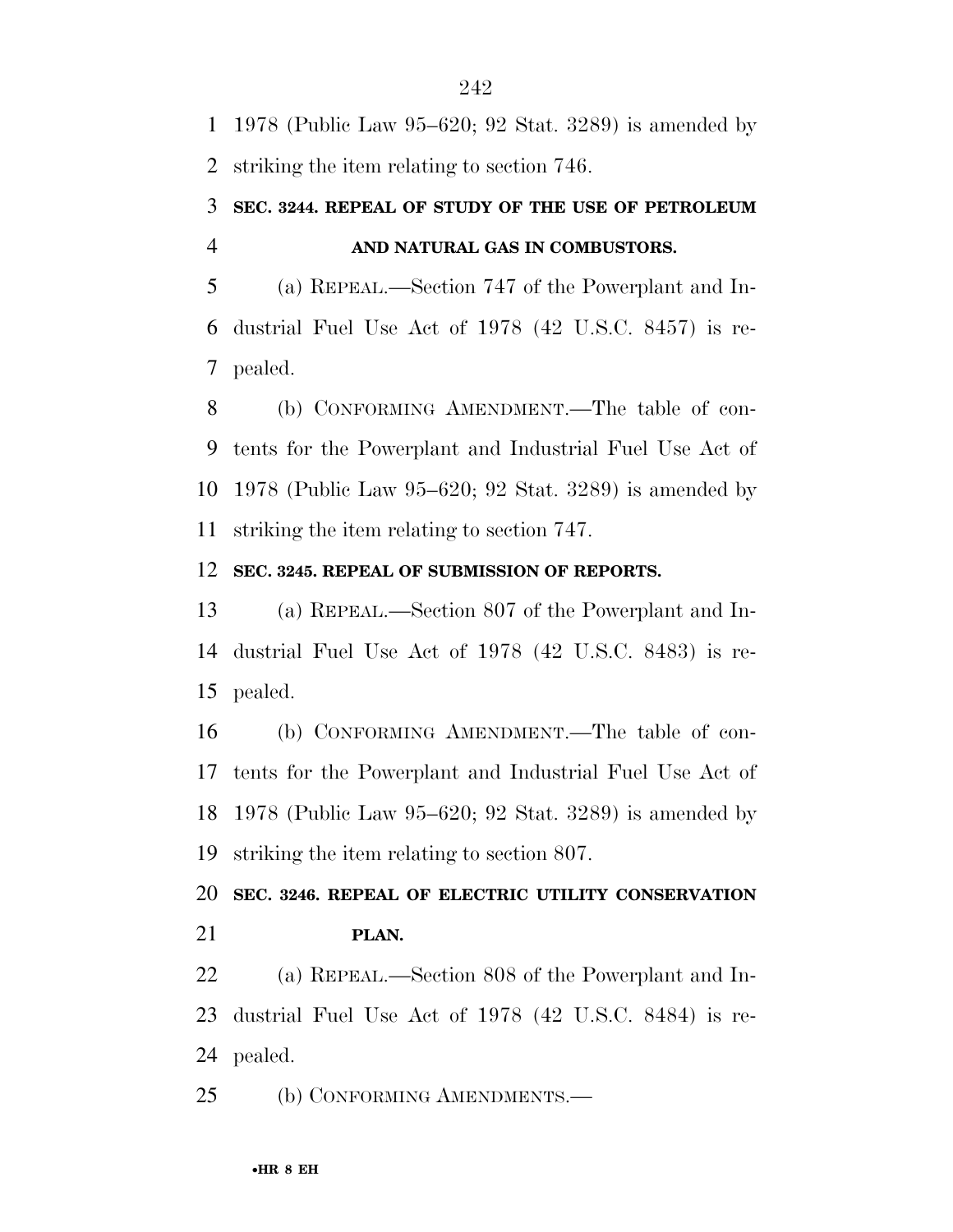1978 (Public Law 95–620; 92 Stat. 3289) is amended by striking the item relating to section 746.

**SEC. 3244. REPEAL OF STUDY OF THE USE OF PETROLEUM AND NATURAL GAS IN COMBUSTORS.**

(a) REPEAL.—Section 747 of the Powerplant and Industrial Fuel Use Act of 1978 (42 U.S.C. 8457) is repealed.

(b) CONFORMING AMENDMENT.—The table of contents for the Powerplant and Industrial Fuel Use Act of 1978 (Public Law 95–620; 92 Stat. 3289) is amended by striking the item relating to section 747.

**SEC. 3245. REPEAL OF SUBMISSION OF REPORTS.**

(a) REPEAL.—Section 807 of the Powerplant and Industrial Fuel Use Act of 1978 (42 U.S.C. 8483) is repealed.

(b) CONFORMING AMENDMENT.—The table of contents for the Powerplant and Industrial Fuel Use Act of 1978 (Public Law 95–620; 92 Stat. 3289) is amended by striking the item relating to section 807.

**SEC. 3246. REPEAL OF ELECTRIC UTILITY CONSERVATION PLAN.**

(a) REPEAL.—Section 808 of the Powerplant and Industrial Fuel Use Act of 1978 (42 U.S.C. 8484) is repealed.

(b) CONFORMING AMENDMENTS.—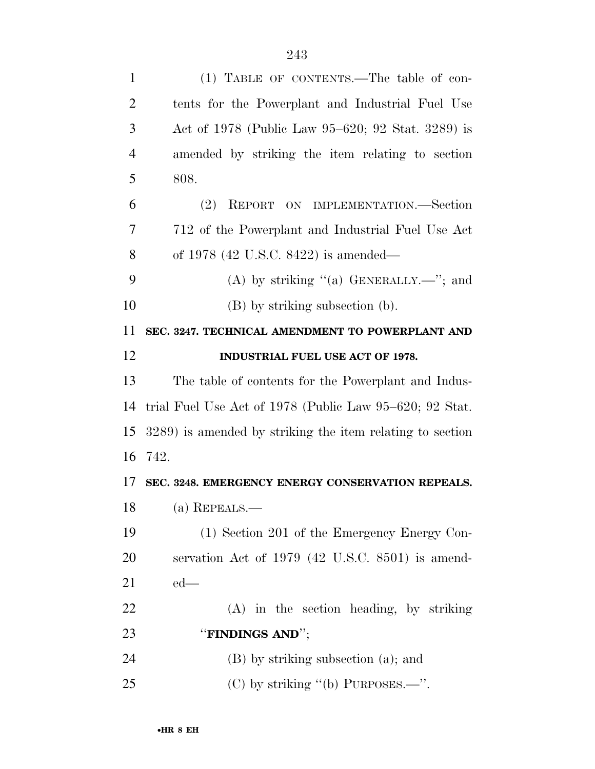(1) TABLE OF CONTENTS.—The table of contents for the Powerplant and Industrial Fuel Use Act of 1978 (Public Law 95–620; 92 Stat. 3289) is amended by striking the item relating to section 808.

(2) REPORT ON IMPLEMENTATION.—Section 712 of the Powerplant and Industrial Fuel Use Act of 1978 (42 U.S.C. 8422) is amended—

(A) by striking "(a) GENERALLY.—"; and

(B) by striking subsection (b).

**SEC. 3247. TECHNICAL AMENDMENT TO POWERPLANT AND INDUSTRIAL FUEL USE ACT OF 1978.**

The table of contents for the Powerplant and Industrial Fuel Use Act of 1978 (Public Law 95–620; 92 Stat. 3289) is amended by striking the item relating to section 742.

**SEC. 3248. EMERGENCY ENERGY CONSERVATION REPEALS.**

(a) REPEALS.—

(1) Section 201 of the Emergency Energy Conservation Act of 1979 (42 U.S.C. 8501) is amended—

(A) in the section heading, by striking "**FINDINGS AND**";

(B) by striking subsection (a); and

(C) by striking "(b) PURPOSES.—".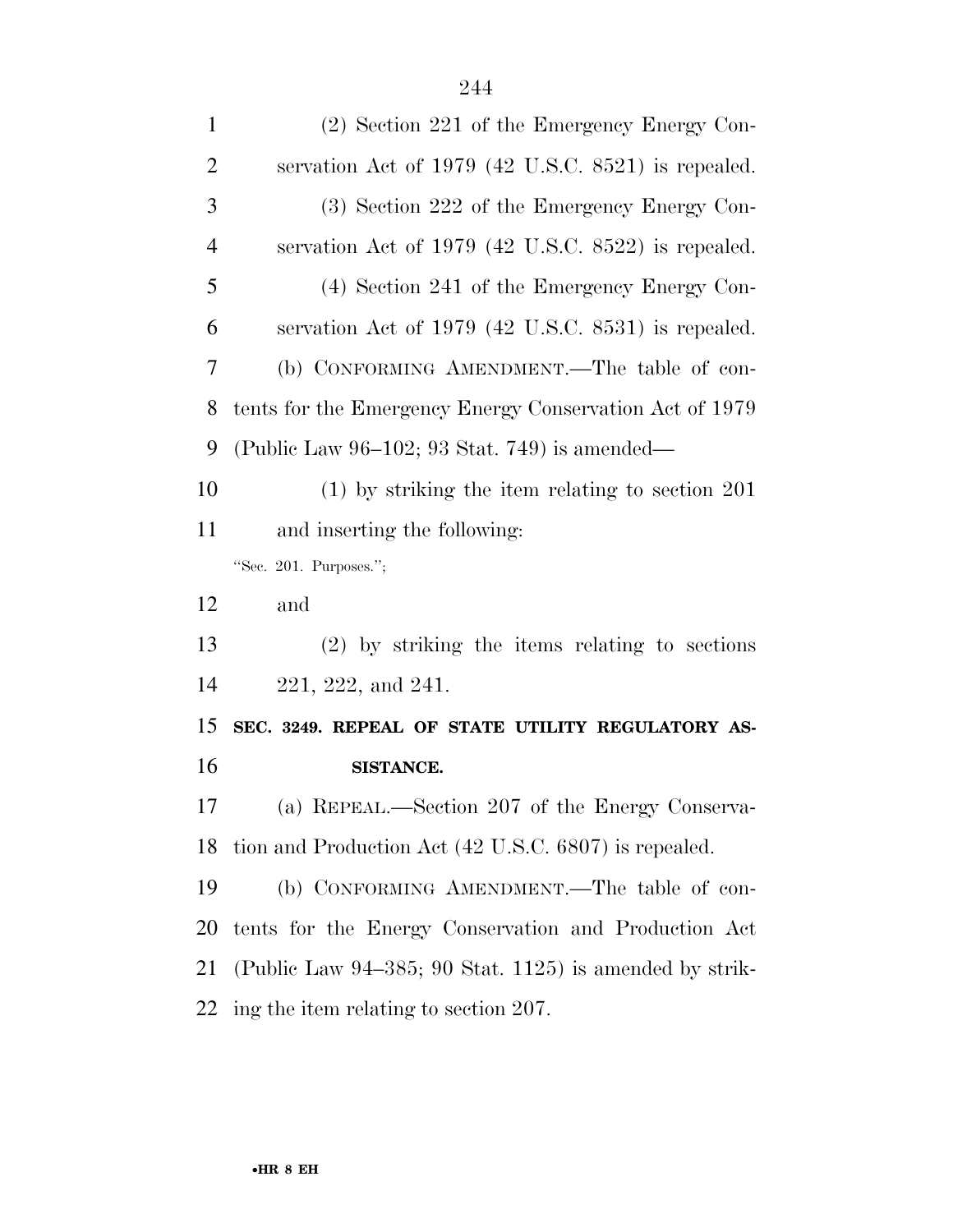(2) Section 221 of the Emergency Energy Conservation Act of 1979 (42 U.S.C. 8521) is repealed.

(3) Section 222 of the Emergency Energy Conservation Act of 1979 (42 U.S.C. 8522) is repealed.

(4) Section 241 of the Emergency Energy Conservation Act of 1979 (42 U.S.C. 8531) is repealed.

(b) CONFORMING AMENDMENT.—The table of contents for the Emergency Energy Conservation Act of 1979 (Public Law 96–102; 93 Stat. 749) is amended—

(1) by striking the item relating to section 201 and inserting the following:

"Sec. 201. Purposes.";

and

(2) by striking the items relating to sections 221, 222, and 241.

**SEC. 3249. REPEAL OF STATE UTILITY REGULATORY ASSISTANCE.**

(a) REPEAL.—Section 207 of the Energy Conservation and Production Act (42 U.S.C. 6807) is repealed.

(b) CONFORMING AMENDMENT.—The table of contents for the Energy Conservation and Production Act (Public Law 94–385; 90 Stat. 1125) is amended by striking the item relating to section 207.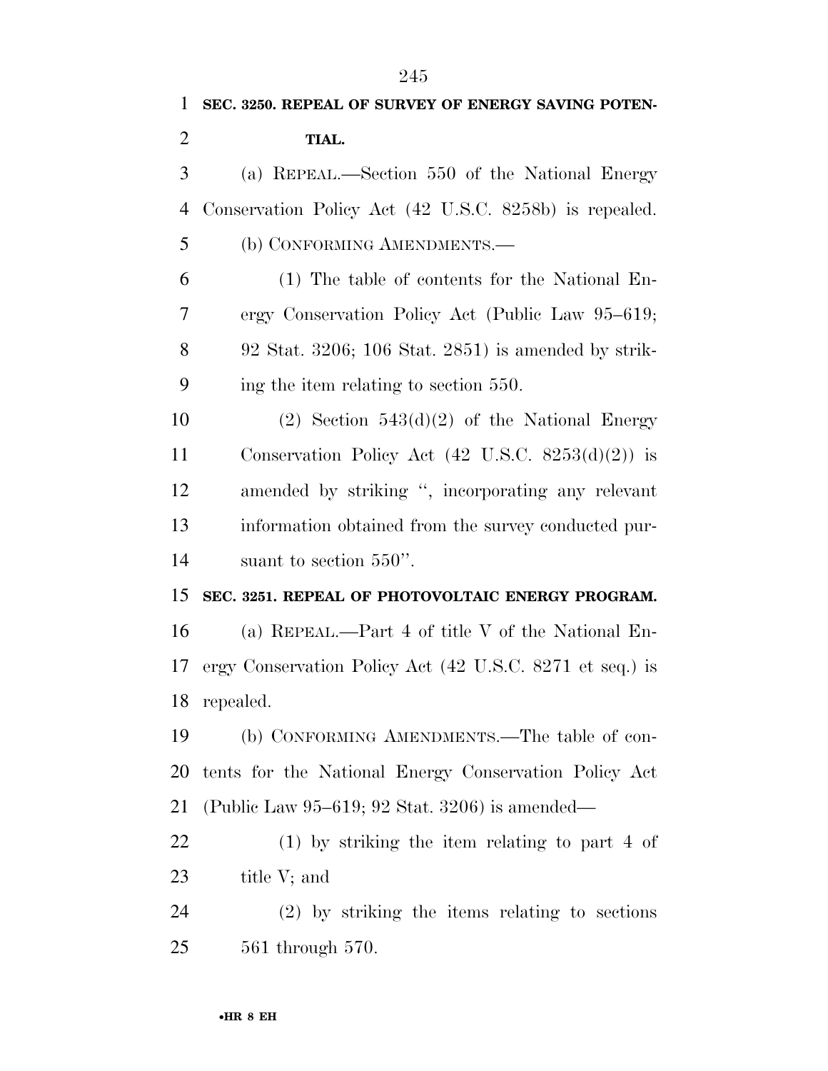**SEC. 3250. REPEAL OF SURVEY OF ENERGY SAVING POTENTIAL.**

(a) REPEAL.—Section 550 of the National Energy Conservation Policy Act (42 U.S.C. 8258b) is repealed.

(b) CONFORMING AMENDMENTS.—

(1) The table of contents for the National Energy Conservation Policy Act (Public Law 95–619; 92 Stat. 3206; 106 Stat. 2851) is amended by striking the item relating to section 550.

(2) Section 543(d)(2) of the National Energy Conservation Policy Act (42 U.S.C. 8253(d)(2)) is amended by striking ", incorporating any relevant information obtained from the survey conducted pursuant to section 550".

**SEC. 3251. REPEAL OF PHOTOVOLTAIC ENERGY PROGRAM.**

(a) REPEAL.—Part 4 of title V of the National Energy Conservation Policy Act (42 U.S.C. 8271 et seq.) is repealed.

(b) CONFORMING AMENDMENTS.—The table of contents for the National Energy Conservation Policy Act (Public Law 95–619; 92 Stat. 3206) is amended—

(1) by striking the item relating to part 4 of title V; and

(2) by striking the items relating to sections 561 through 570.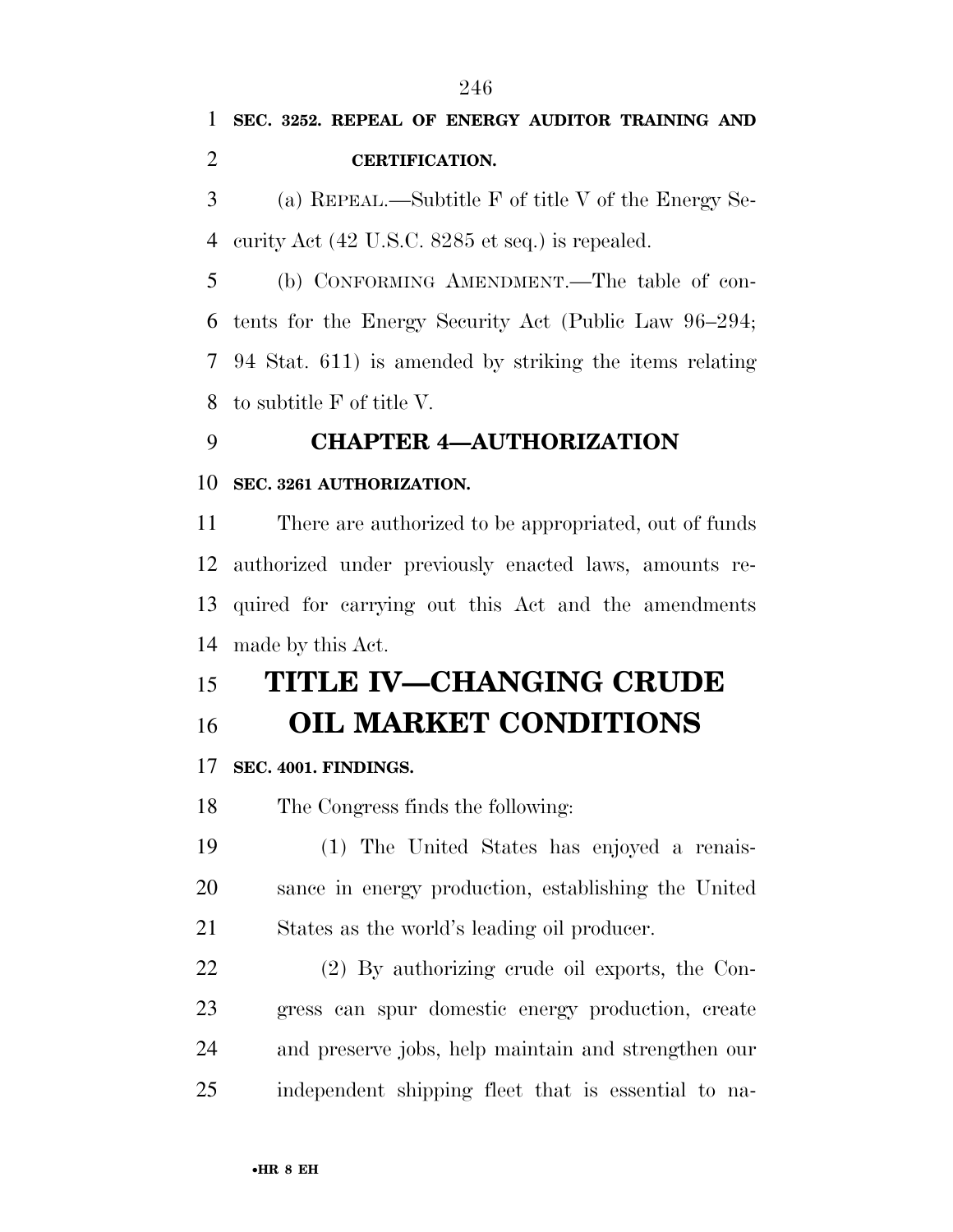**SEC. 3252. REPEAL OF ENERGY AUDITOR TRAINING AND CERTIFICATION.**

(a) REPEAL.—Subtitle F of title V of the Energy Security Act (42 U.S.C. 8285 et seq.) is repealed.

(b) CONFORMING AMENDMENT.—The table of contents for the Energy Security Act (Public Law 96–294; 94 Stat. 611) is amended by striking the items relating to subtitle F of title V.

## CHAPTER 4—AUTHORIZATION

**SEC. 3261 AUTHORIZATION.**

There are authorized to be appropriated, out of funds authorized under previously enacted laws, amounts required for carrying out this Act and the amendments made by this Act.

# TITLE IV—CHANGING CRUDE OIL MARKET CONDITIONS

**SEC. 4001. FINDINGS.**

The Congress finds the following:

(1) The United States has enjoyed a renaissance in energy production, establishing the United States as the world's leading oil producer.

(2) By authorizing crude oil exports, the Congress can spur domestic energy production, create and preserve jobs, help maintain and strengthen our independent shipping fleet that is essential to na-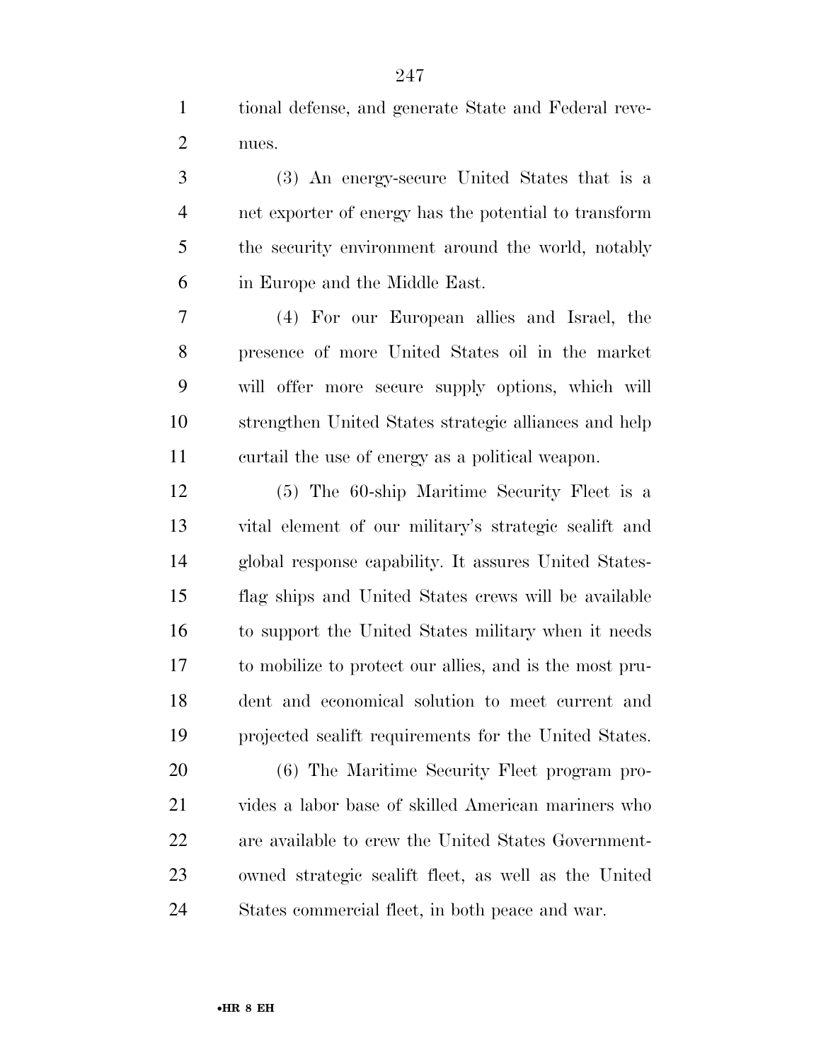tional defense, and generate State and Federal revenues.

(3) An energy-secure United States that is a net exporter of energy has the potential to transform the security environment around the world, notably in Europe and the Middle East.

(4) For our European allies and Israel, the presence of more United States oil in the market will offer more secure supply options, which will strengthen United States strategic alliances and help curtail the use of energy as a political weapon.

(5) The 60-ship Maritime Security Fleet is a vital element of our military's strategic sealift and global response capability. It assures United States-flag ships and United States crews will be available to support the United States military when it needs to mobilize to protect our allies, and is the most prudent and economical solution to meet current and projected sealift requirements for the United States.

(6) The Maritime Security Fleet program provides a labor base of skilled American mariners who are available to crew the United States Government-owned strategic sealift fleet, as well as the United States commercial fleet, in both peace and war.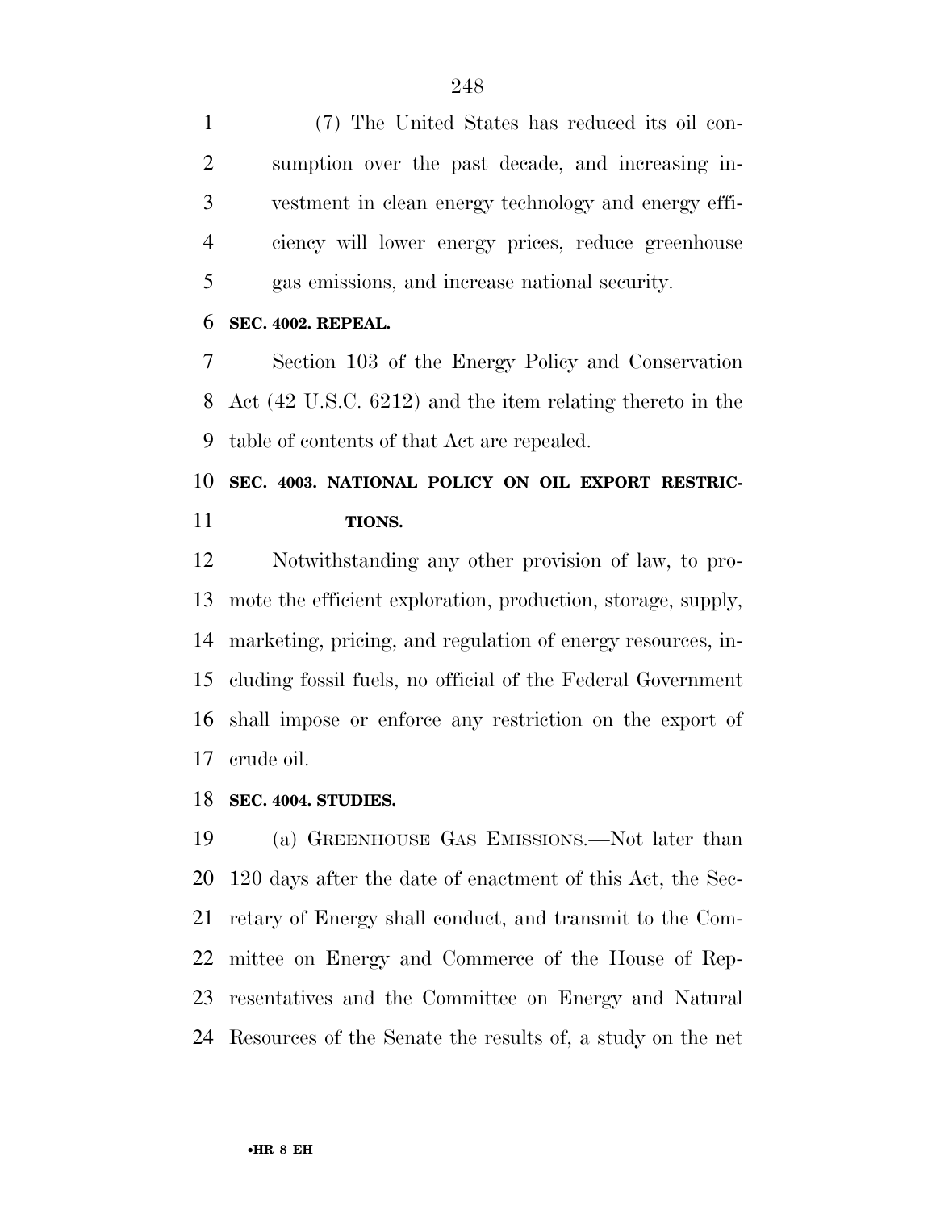(7) The United States has reduced its oil consumption over the past decade, and increasing investment in clean energy technology and energy efficiency will lower energy prices, reduce greenhouse gas emissions, and increase national security.

**SEC. 4002. REPEAL.**

Section 103 of the Energy Policy and Conservation Act (42 U.S.C. 6212) and the item relating thereto in the table of contents of that Act are repealed.

**SEC. 4003. NATIONAL POLICY ON OIL EXPORT RESTRICTIONS.**

Notwithstanding any other provision of law, to promote the efficient exploration, production, storage, supply, marketing, pricing, and regulation of energy resources, including fossil fuels, no official of the Federal Government shall impose or enforce any restriction on the export of crude oil.

**SEC. 4004. STUDIES.**

(a) GREENHOUSE GAS EMISSIONS.—Not later than 120 days after the date of enactment of this Act, the Secretary of Energy shall conduct, and transmit to the Committee on Energy and Commerce of the House of Representatives and the Committee on Energy and Natural Resources of the Senate the results of, a study on the net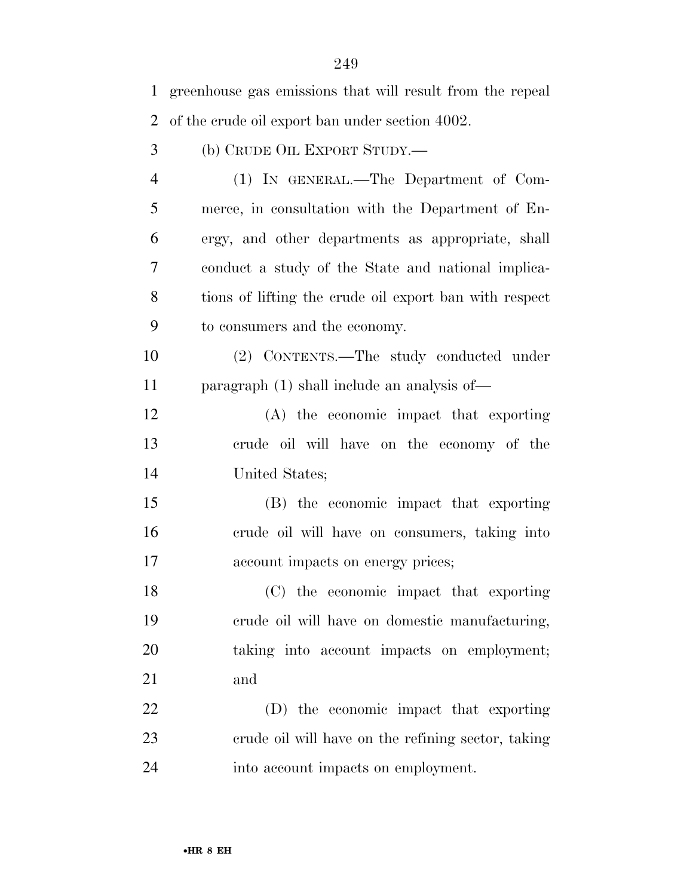greenhouse gas emissions that will result from the repeal of the crude oil export ban under section 4002.

(b) CRUDE OIL EXPORT STUDY.—

(1) IN GENERAL.—The Department of Commerce, in consultation with the Department of Energy, and other departments as appropriate, shall conduct a study of the State and national implications of lifting the crude oil export ban with respect to consumers and the economy.

(2) CONTENTS.—The study conducted under paragraph (1) shall include an analysis of—

(A) the economic impact that exporting crude oil will have on the economy of the United States;

(B) the economic impact that exporting crude oil will have on consumers, taking into account impacts on energy prices;

(C) the economic impact that exporting crude oil will have on domestic manufacturing, taking into account impacts on employment; and

(D) the economic impact that exporting crude oil will have on the refining sector, taking into account impacts on employment.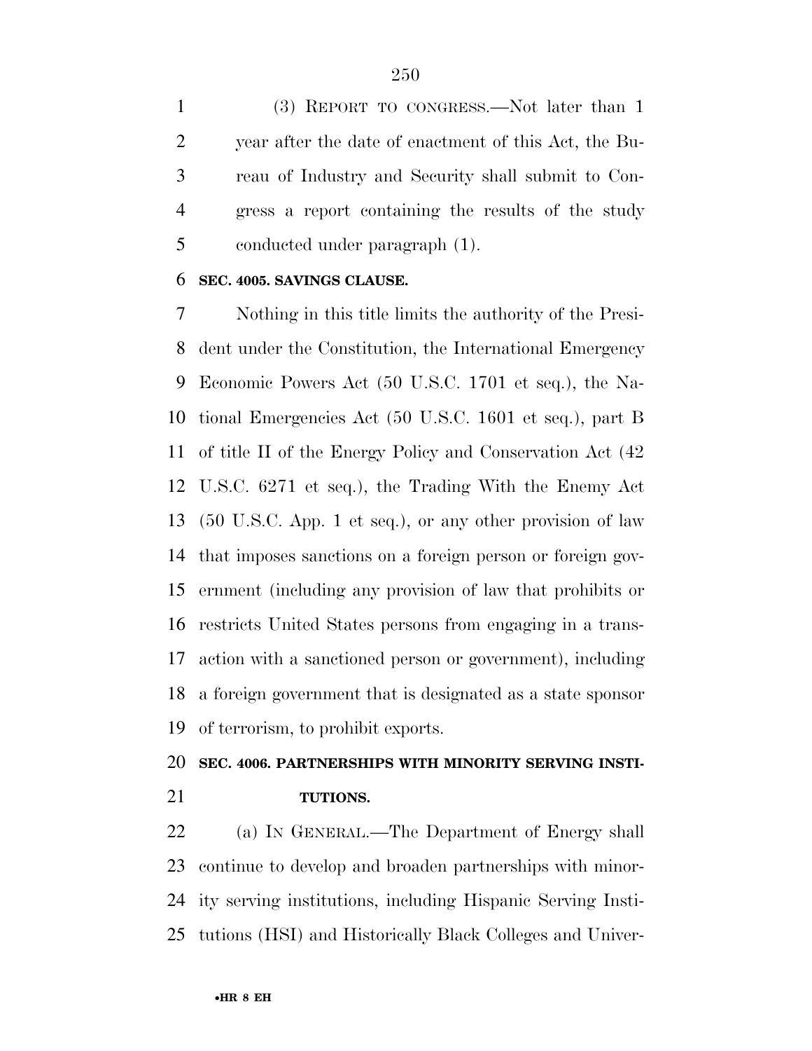(3) REPORT TO CONGRESS.—Not later than 1 year after the date of enactment of this Act, the Bureau of Industry and Security shall submit to Congress a report containing the results of the study conducted under paragraph (1).

**SEC. 4005. SAVINGS CLAUSE.**

Nothing in this title limits the authority of the President under the Constitution, the International Emergency Economic Powers Act (50 U.S.C. 1701 et seq.), the National Emergencies Act (50 U.S.C. 1601 et seq.), part B of title II of the Energy Policy and Conservation Act (42 U.S.C. 6271 et seq.), the Trading With the Enemy Act (50 U.S.C. App. 1 et seq.), or any other provision of law that imposes sanctions on a foreign person or foreign government (including any provision of law that prohibits or restricts United States persons from engaging in a transaction with a sanctioned person or government), including a foreign government that is designated as a state sponsor of terrorism, to prohibit exports.

**SEC. 4006. PARTNERSHIPS WITH MINORITY SERVING INSTITUTIONS.**

(a) IN GENERAL.—The Department of Energy shall continue to develop and broaden partnerships with minority serving institutions, including Hispanic Serving Institutions (HSI) and Historically Black Colleges and Univer-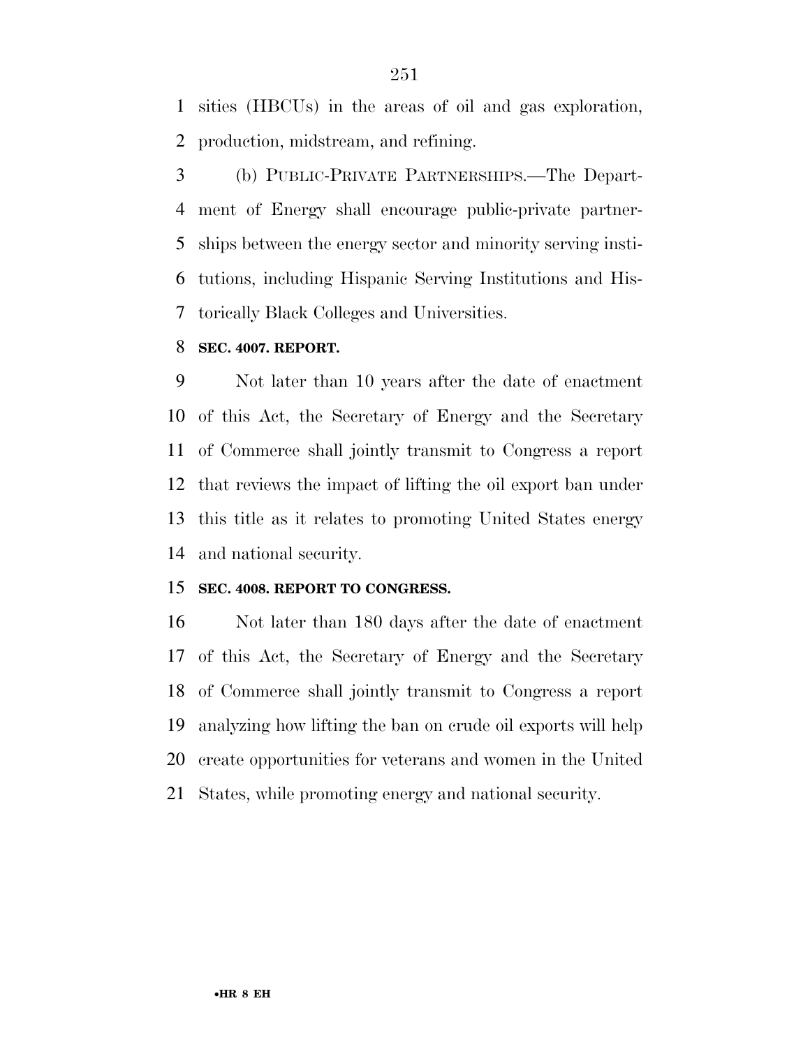sities (HBCUs) in the areas of oil and gas exploration, production, midstream, and refining.

(b) PUBLIC-PRIVATE PARTNERSHIPS.—The Department of Energy shall encourage public-private partnerships between the energy sector and minority serving institutions, including Hispanic Serving Institutions and Historically Black Colleges and Universities.

**SEC. 4007. REPORT.**

Not later than 10 years after the date of enactment of this Act, the Secretary of Energy and the Secretary of Commerce shall jointly transmit to Congress a report that reviews the impact of lifting the oil export ban under this title as it relates to promoting United States energy and national security.

**SEC. 4008. REPORT TO CONGRESS.**

Not later than 180 days after the date of enactment of this Act, the Secretary of Energy and the Secretary of Commerce shall jointly transmit to Congress a report analyzing how lifting the ban on crude oil exports will help create opportunities for veterans and women in the United States, while promoting energy and national security.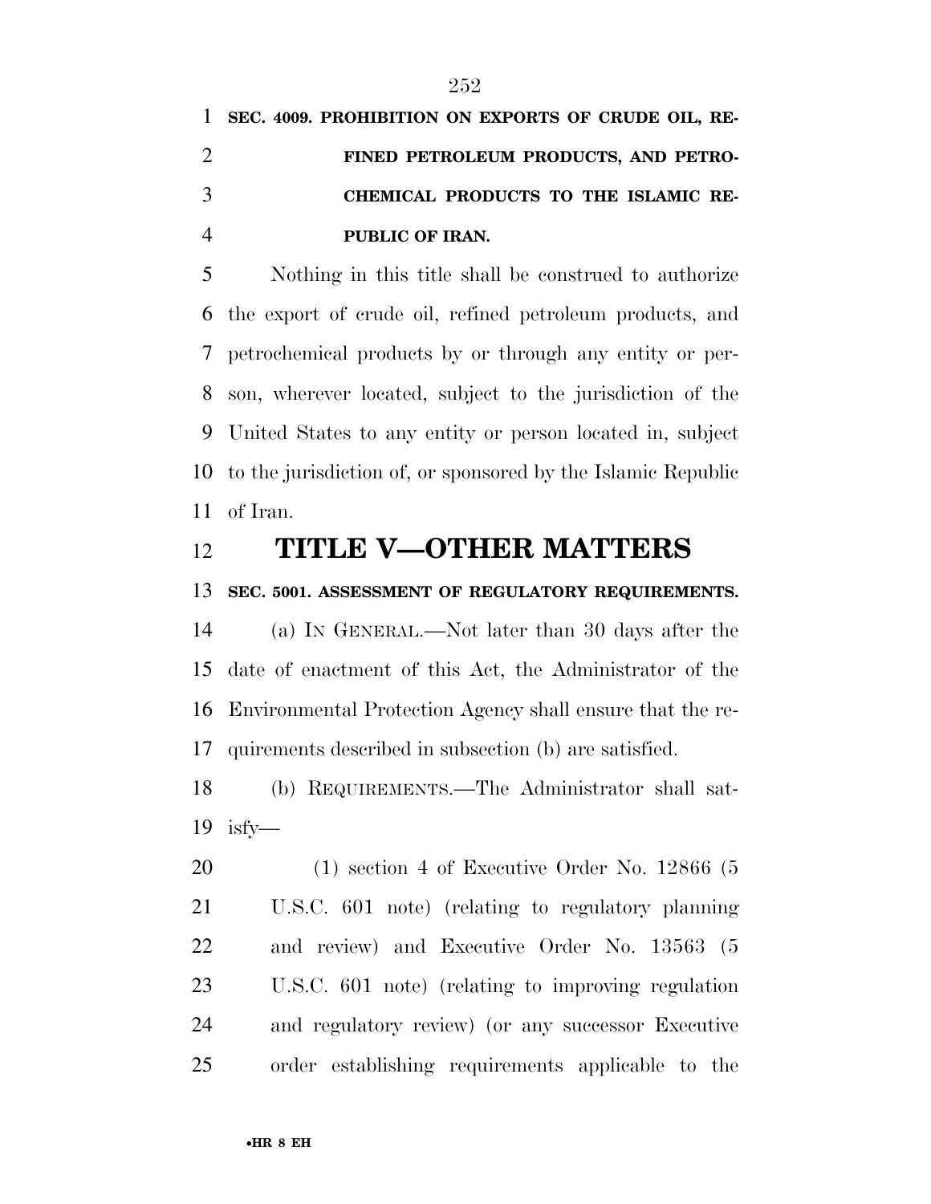**SEC. 4009. PROHIBITION ON EXPORTS OF CRUDE OIL, REFINED PETROLEUM PRODUCTS, AND PETROCHEMICAL PRODUCTS TO THE ISLAMIC REPUBLIC OF IRAN.**

Nothing in this title shall be construed to authorize the export of crude oil, refined petroleum products, and petrochemical products by or through any entity or person, wherever located, subject to the jurisdiction of the United States to any entity or person located in, subject to the jurisdiction of, or sponsored by the Islamic Republic of Iran.

# TITLE V—OTHER MATTERS

**SEC. 5001. ASSESSMENT OF REGULATORY REQUIREMENTS.**

(a) IN GENERAL.—Not later than 30 days after the date of enactment of this Act, the Administrator of the Environmental Protection Agency shall ensure that the requirements described in subsection (b) are satisfied.

(b) REQUIREMENTS.—The Administrator shall satisfy—

(1) section 4 of Executive Order No. 12866 (5 U.S.C. 601 note) (relating to regulatory planning and review) and Executive Order No. 13563 (5 U.S.C. 601 note) (relating to improving regulation and regulatory review) (or any successor Executive order establishing requirements applicable to the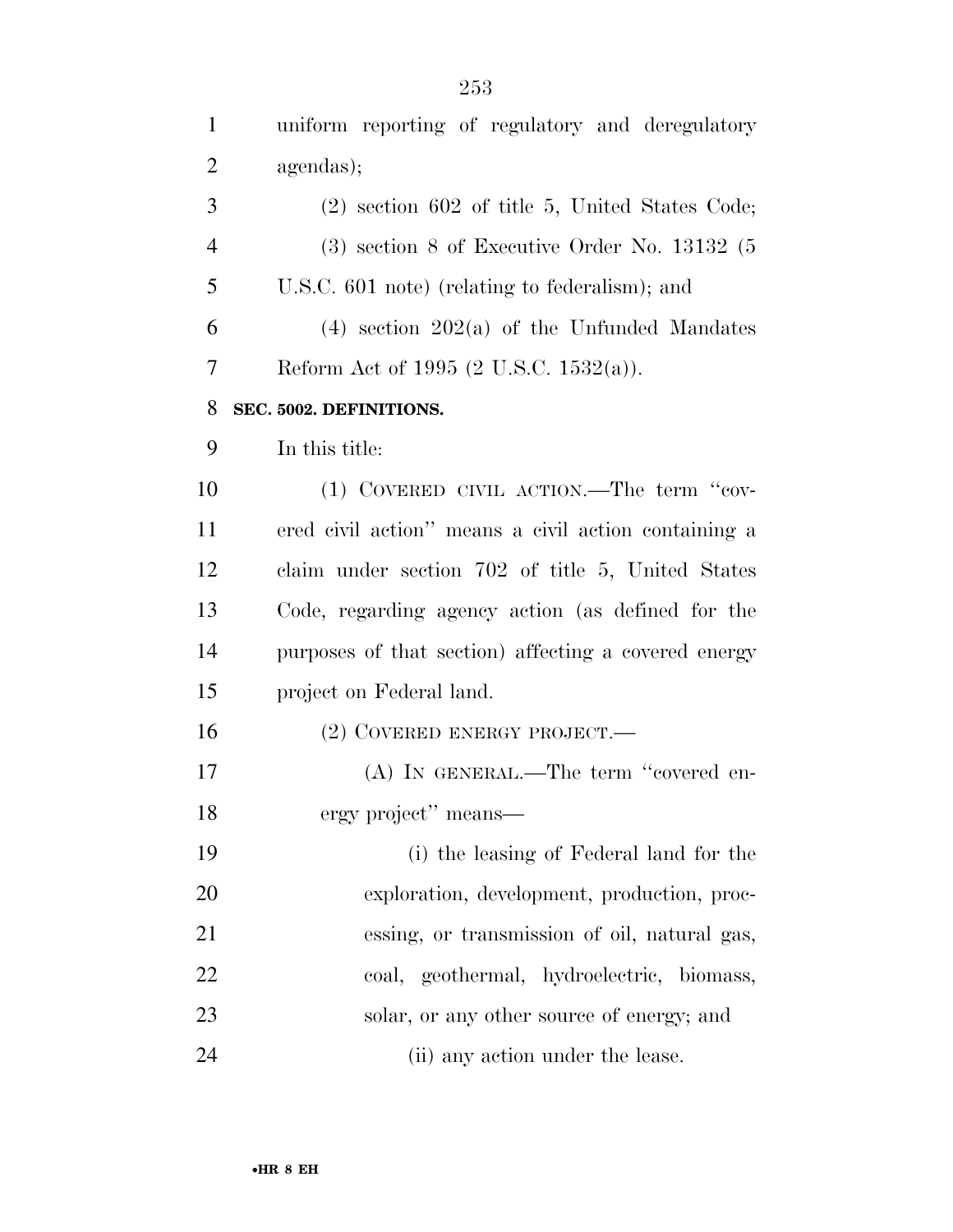uniform reporting of regulatory and deregulatory agendas);

(2) section 602 of title 5, United States Code;

(3) section 8 of Executive Order No. 13132 (5 U.S.C. 601 note) (relating to federalism); and

(4) section 202(a) of the Unfunded Mandates Reform Act of 1995 (2 U.S.C. 1532(a)).

**SEC. 5002. DEFINITIONS.**

In this title:

(1) COVERED CIVIL ACTION.—The term "covered civil action" means a civil action containing a claim under section 702 of title 5, United States Code, regarding agency action (as defined for the purposes of that section) affecting a covered energy project on Federal land.

(2) COVERED ENERGY PROJECT.—

(A) IN GENERAL.—The term "covered energy project" means—

(i) the leasing of Federal land for the exploration, development, production, processing, or transmission of oil, natural gas, coal, geothermal, hydroelectric, biomass, solar, or any other source of energy; and

(ii) any action under the lease.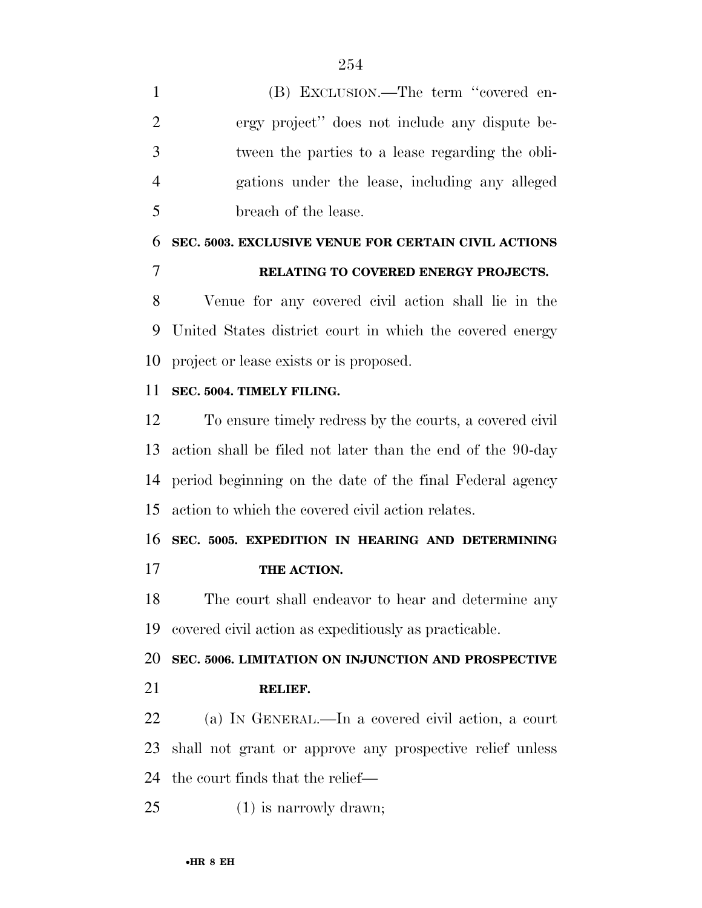(B) EXCLUSION.—The term ''covered energy project'' does not include any dispute between the parties to a lease regarding the obligations under the lease, including any alleged breach of the lease.

### SEC. 5003. EXCLUSIVE VENUE FOR CERTAIN CIVIL ACTIONS RELATING TO COVERED ENERGY PROJECTS.

Venue for any covered civil action shall lie in the United States district court in which the covered energy project or lease exists or is proposed.

### SEC. 5004. TIMELY FILING.

To ensure timely redress by the courts, a covered civil action shall be filed not later than the end of the 90-day period beginning on the date of the final Federal agency action to which the covered civil action relates.

### SEC. 5005. EXPEDITION IN HEARING AND DETERMINING THE ACTION.

The court shall endeavor to hear and determine any covered civil action as expeditiously as practicable.

### SEC. 5006. LIMITATION ON INJUNCTION AND PROSPECTIVE RELIEF.

(a) IN GENERAL.—In a covered civil action, a court shall not grant or approve any prospective relief unless the court finds that the relief—

(1) is narrowly drawn;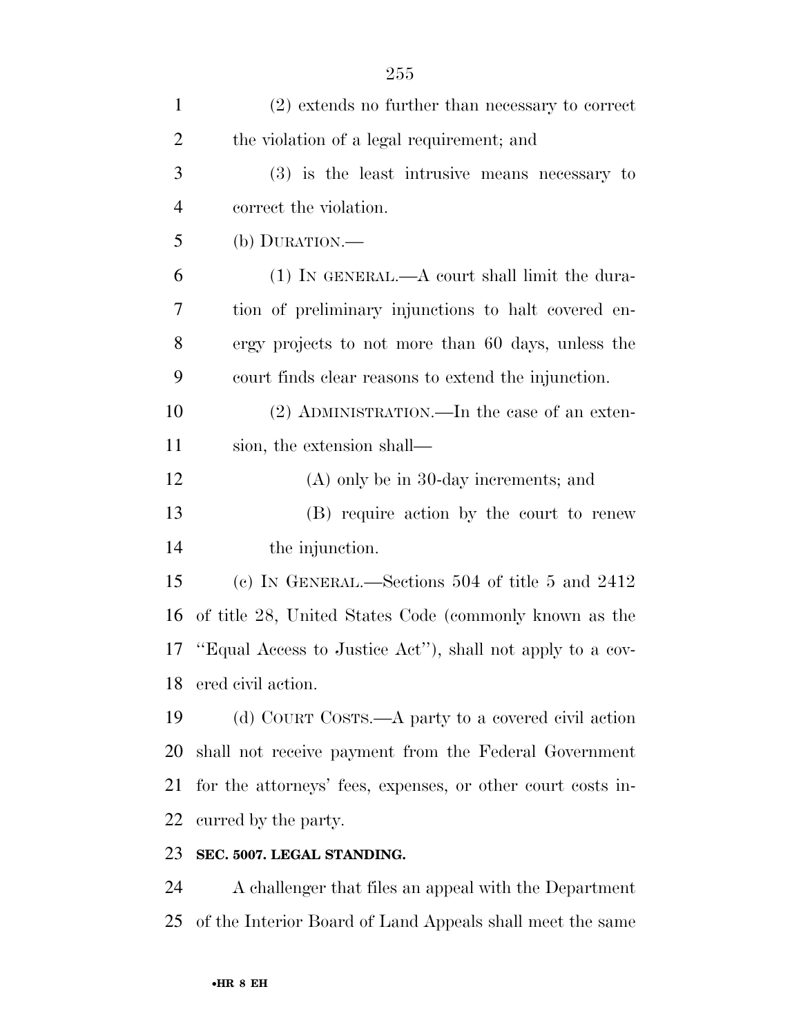(2) extends no further than necessary to correct the violation of a legal requirement; and

(3) is the least intrusive means necessary to correct the violation.

(b) DURATION.—

(1) IN GENERAL.—A court shall limit the duration of preliminary injunctions to halt covered energy projects to not more than 60 days, unless the court finds clear reasons to extend the injunction.

(2) ADMINISTRATION.—In the case of an extension, the extension shall—

(A) only be in 30-day increments; and

(B) require action by the court to renew the injunction.

(c) IN GENERAL.—Sections 504 of title 5 and 2412 of title 28, United States Code (commonly known as the ''Equal Access to Justice Act''), shall not apply to a covered civil action.

(d) COURT COSTS.—A party to a covered civil action shall not receive payment from the Federal Government for the attorneys' fees, expenses, or other court costs incurred by the party.

**SEC. 5007. LEGAL STANDING.**

A challenger that files an appeal with the Department of the Interior Board of Land Appeals shall meet the same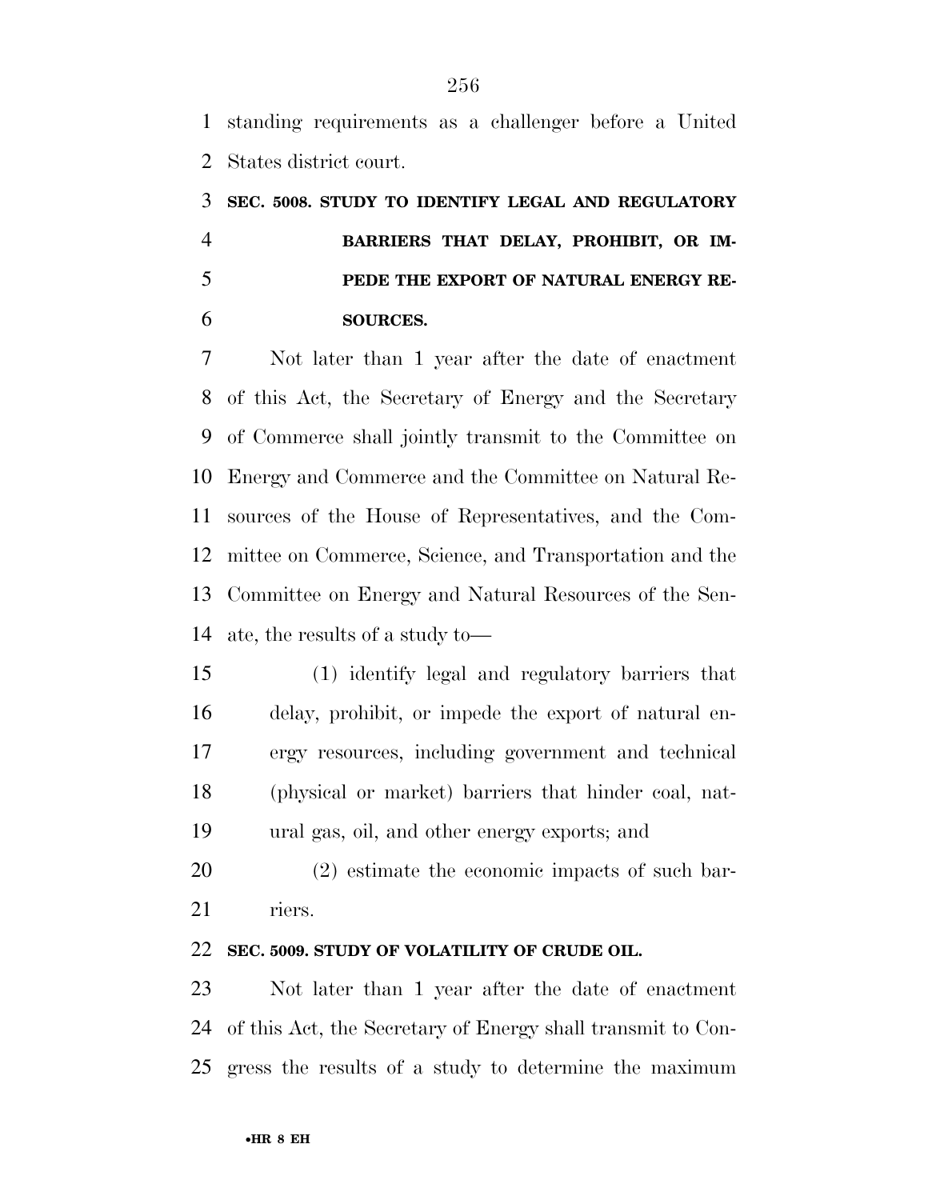standing requirements as a challenger before a United States district court.

### SEC. 5008. STUDY TO IDENTIFY LEGAL AND REGULATORY BARRIERS THAT DELAY, PROHIBIT, OR IMPEDE THE EXPORT OF NATURAL ENERGY RESOURCES.

Not later than 1 year after the date of enactment of this Act, the Secretary of Energy and the Secretary of Commerce shall jointly transmit to the Committee on Energy and Commerce and the Committee on Natural Resources of the House of Representatives, and the Committee on Commerce, Science, and Transportation and the Committee on Energy and Natural Resources of the Senate, the results of a study to—

(1) identify legal and regulatory barriers that delay, prohibit, or impede the export of natural energy resources, including government and technical (physical or market) barriers that hinder coal, natural gas, oil, and other energy exports; and

(2) estimate the economic impacts of such barriers.

### SEC. 5009. STUDY OF VOLATILITY OF CRUDE OIL.

Not later than 1 year after the date of enactment of this Act, the Secretary of Energy shall transmit to Congress the results of a study to determine the maximum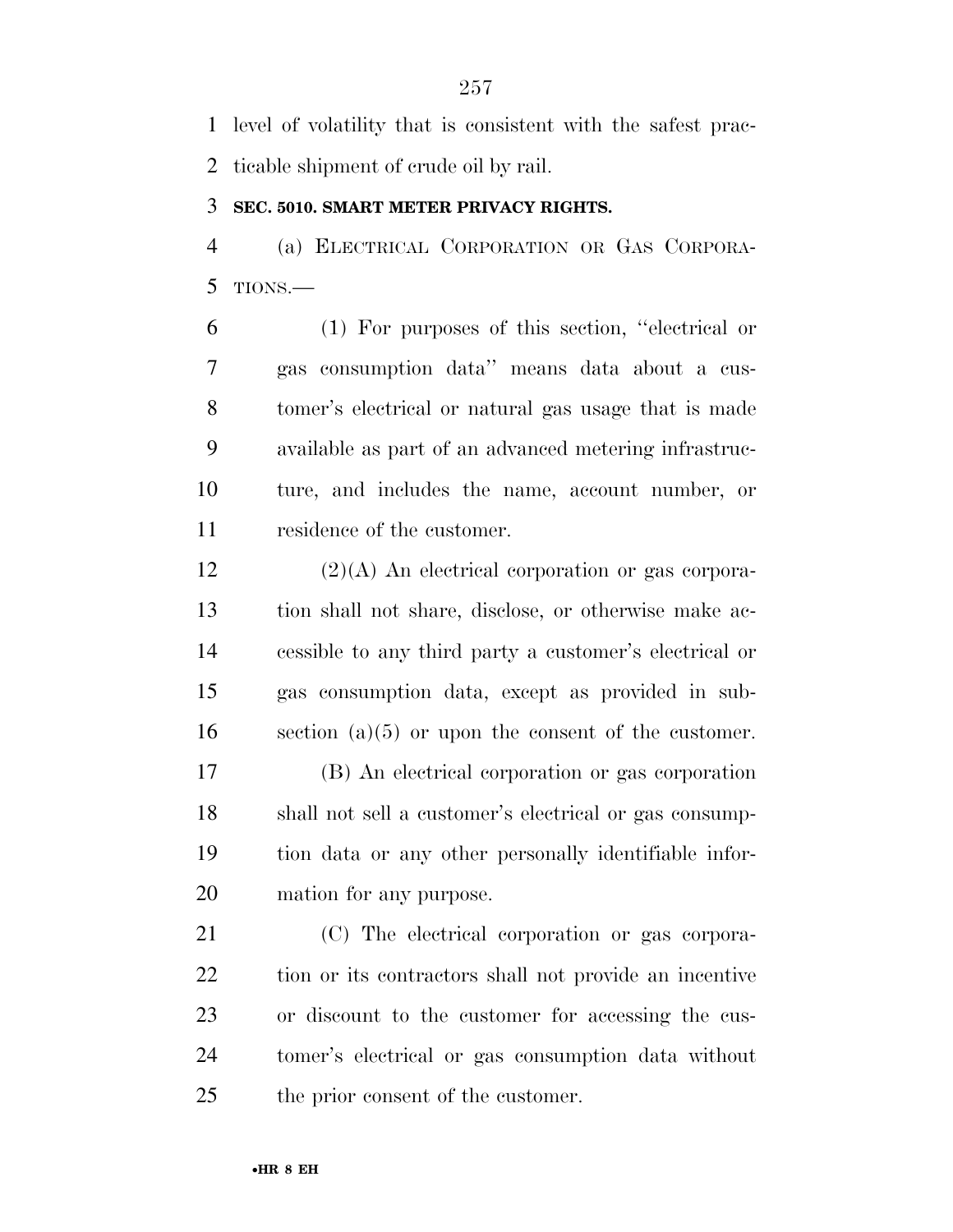level of volatility that is consistent with the safest practicable shipment of crude oil by rail.

**SEC. 5010. SMART METER PRIVACY RIGHTS.**

(a) ELECTRICAL CORPORATION OR GAS CORPORATIONS.—

(1) For purposes of this section, "electrical or gas consumption data" means data about a customer's electrical or natural gas usage that is made available as part of an advanced metering infrastructure, and includes the name, account number, or residence of the customer.

(2)(A) An electrical corporation or gas corporation shall not share, disclose, or otherwise make accessible to any third party a customer's electrical or gas consumption data, except as provided in subsection (a)(5) or upon the consent of the customer.

(B) An electrical corporation or gas corporation shall not sell a customer's electrical or gas consumption data or any other personally identifiable information for any purpose.

(C) The electrical corporation or gas corporation or its contractors shall not provide an incentive or discount to the customer for accessing the customer's electrical or gas consumption data without the prior consent of the customer.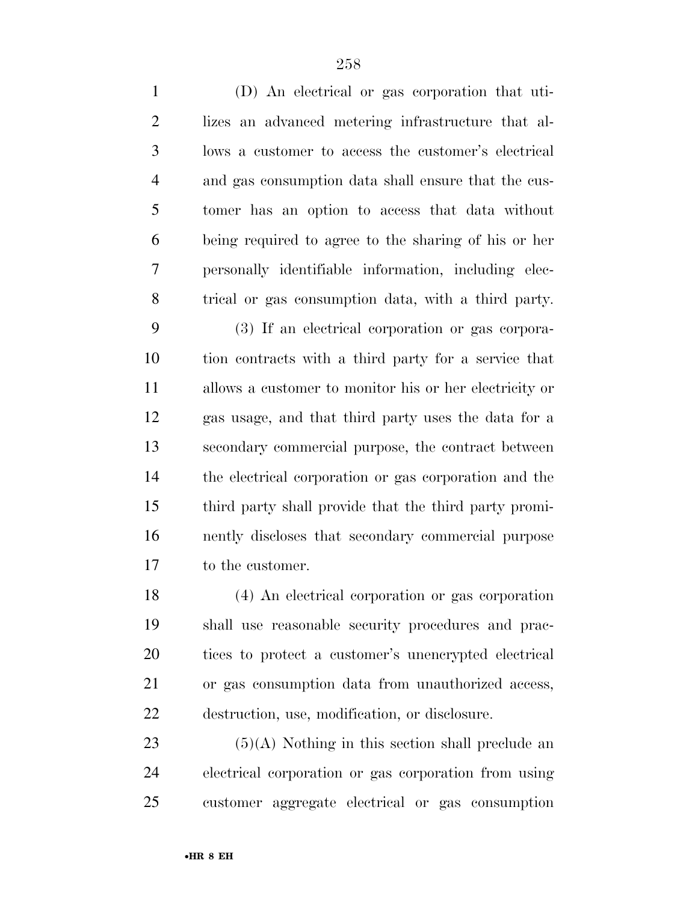(D) An electrical or gas corporation that utilizes an advanced metering infrastructure that allows a customer to access the customer's electrical and gas consumption data shall ensure that the customer has an option to access that data without being required to agree to the sharing of his or her personally identifiable information, including electrical or gas consumption data, with a third party.

(3) If an electrical corporation or gas corporation contracts with a third party for a service that allows a customer to monitor his or her electricity or gas usage, and that third party uses the data for a secondary commercial purpose, the contract between the electrical corporation or gas corporation and the third party shall provide that the third party prominently discloses that secondary commercial purpose to the customer.

(4) An electrical corporation or gas corporation shall use reasonable security procedures and practices to protect a customer's unencrypted electrical or gas consumption data from unauthorized access, destruction, use, modification, or disclosure.

(5)(A) Nothing in this section shall preclude an electrical corporation or gas corporation from using customer aggregate electrical or gas consumption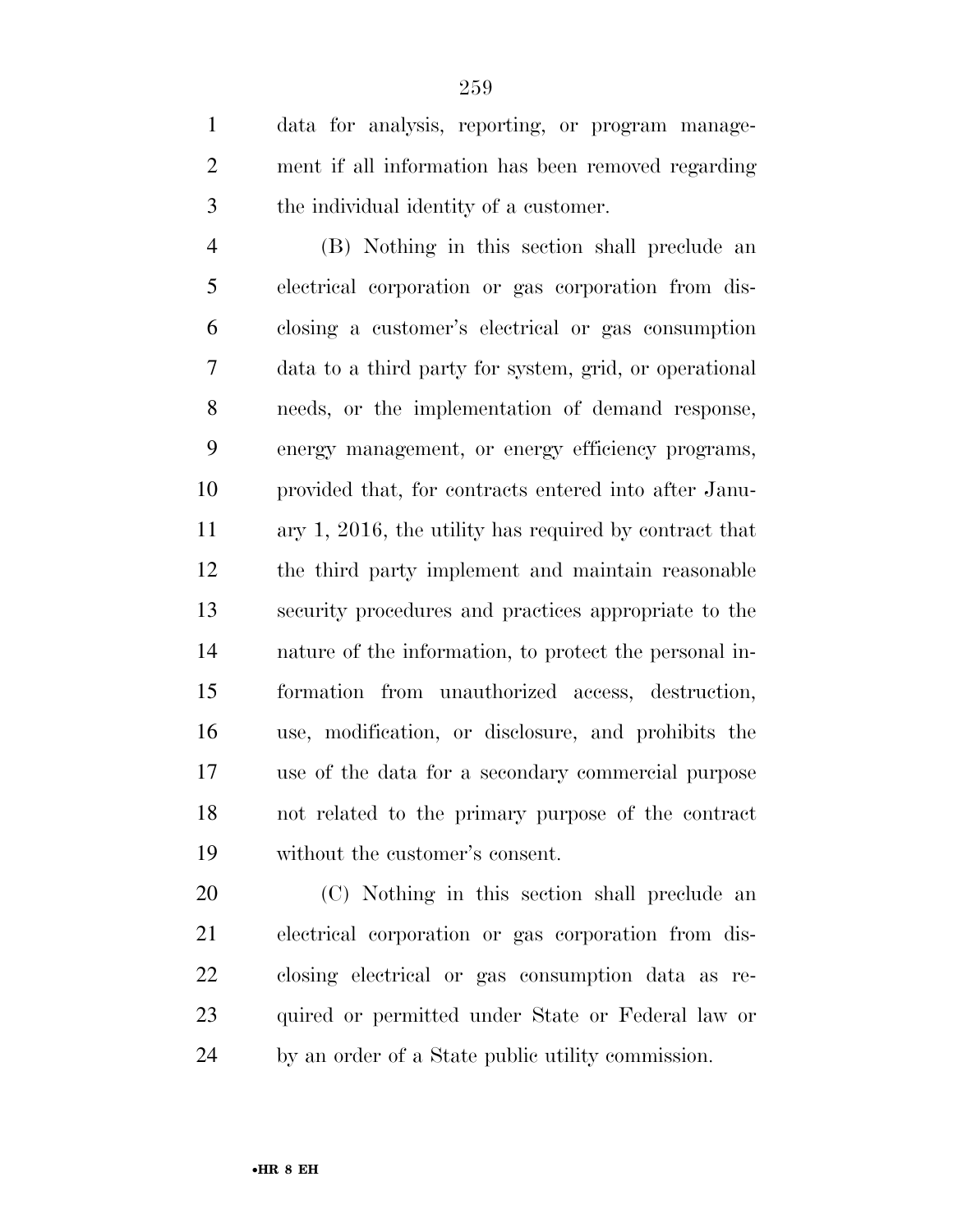data for analysis, reporting, or program management if all information has been removed regarding the individual identity of a customer.

(B) Nothing in this section shall preclude an electrical corporation or gas corporation from disclosing a customer's electrical or gas consumption data to a third party for system, grid, or operational needs, or the implementation of demand response, energy management, or energy efficiency programs, provided that, for contracts entered into after January 1, 2016, the utility has required by contract that the third party implement and maintain reasonable security procedures and practices appropriate to the nature of the information, to protect the personal information from unauthorized access, destruction, use, modification, or disclosure, and prohibits the use of the data for a secondary commercial purpose not related to the primary purpose of the contract without the customer's consent.

(C) Nothing in this section shall preclude an electrical corporation or gas corporation from disclosing electrical or gas consumption data as required or permitted under State or Federal law or by an order of a State public utility commission.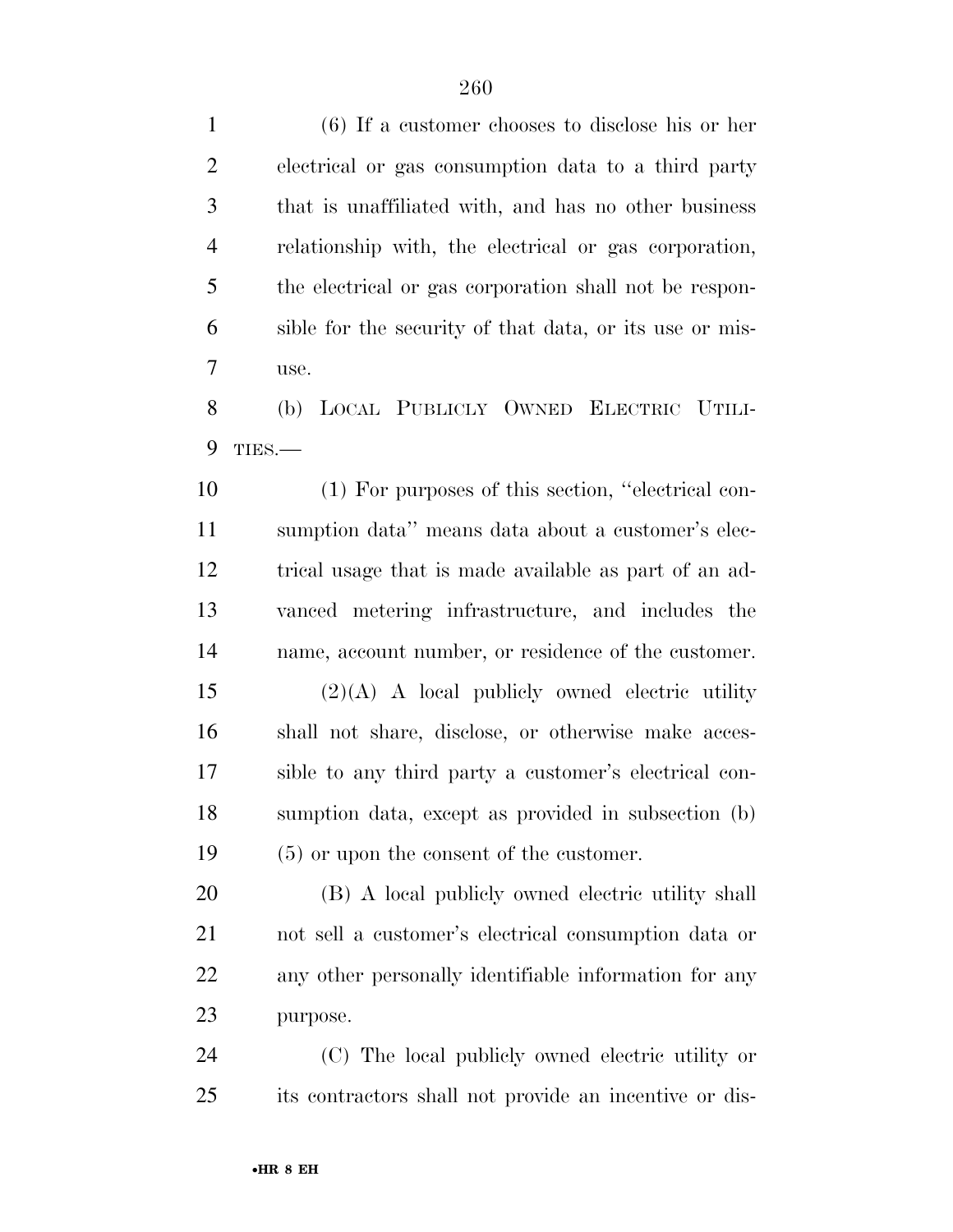(6) If a customer chooses to disclose his or her electrical or gas consumption data to a third party that is unaffiliated with, and has no other business relationship with, the electrical or gas corporation, the electrical or gas corporation shall not be responsible for the security of that data, or its use or misuse.

(b) LOCAL PUBLICLY OWNED ELECTRIC UTILITIES.—

(1) For purposes of this section, ''electrical consumption data'' means data about a customer's electrical usage that is made available as part of an advanced metering infrastructure, and includes the name, account number, or residence of the customer.

(2)(A) A local publicly owned electric utility shall not share, disclose, or otherwise make accessible to any third party a customer's electrical consumption data, except as provided in subsection (b)(5) or upon the consent of the customer.

(B) A local publicly owned electric utility shall not sell a customer's electrical consumption data or any other personally identifiable information for any purpose.

(C) The local publicly owned electric utility or its contractors shall not provide an incentive or dis-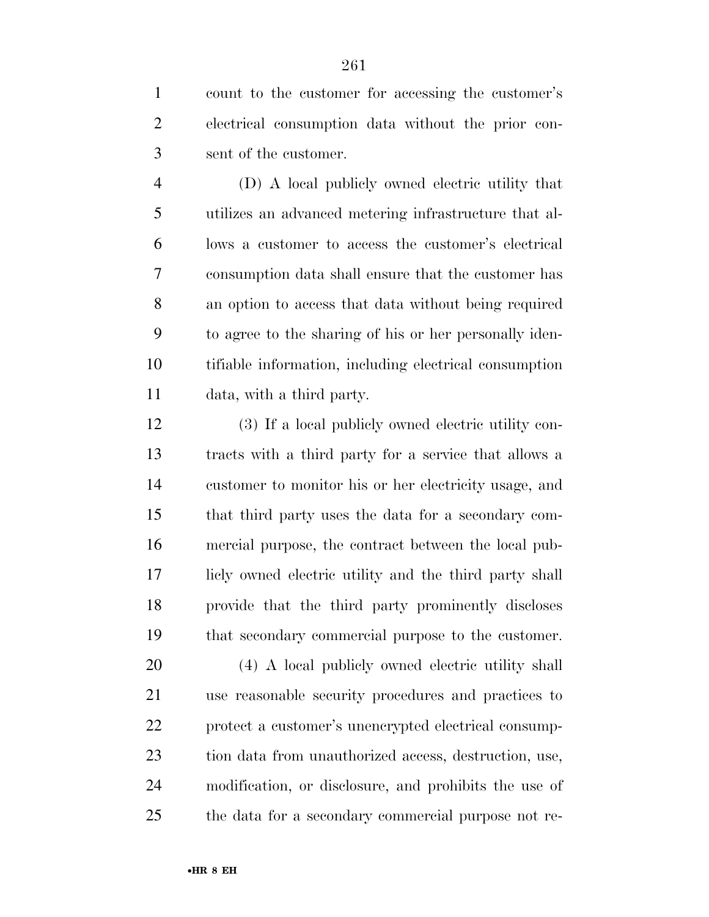count to the customer for accessing the customer's electrical consumption data without the prior consent of the customer.

(D) A local publicly owned electric utility that utilizes an advanced metering infrastructure that allows a customer to access the customer's electrical consumption data shall ensure that the customer has an option to access that data without being required to agree to the sharing of his or her personally identifiable information, including electrical consumption data, with a third party.

(3) If a local publicly owned electric utility contracts with a third party for a service that allows a customer to monitor his or her electricity usage, and that third party uses the data for a secondary commercial purpose, the contract between the local publicly owned electric utility and the third party shall provide that the third party prominently discloses that secondary commercial purpose to the customer.

(4) A local publicly owned electric utility shall use reasonable security procedures and practices to protect a customer's unencrypted electrical consumption data from unauthorized access, destruction, use, modification, or disclosure, and prohibits the use of the data for a secondary commercial purpose not re-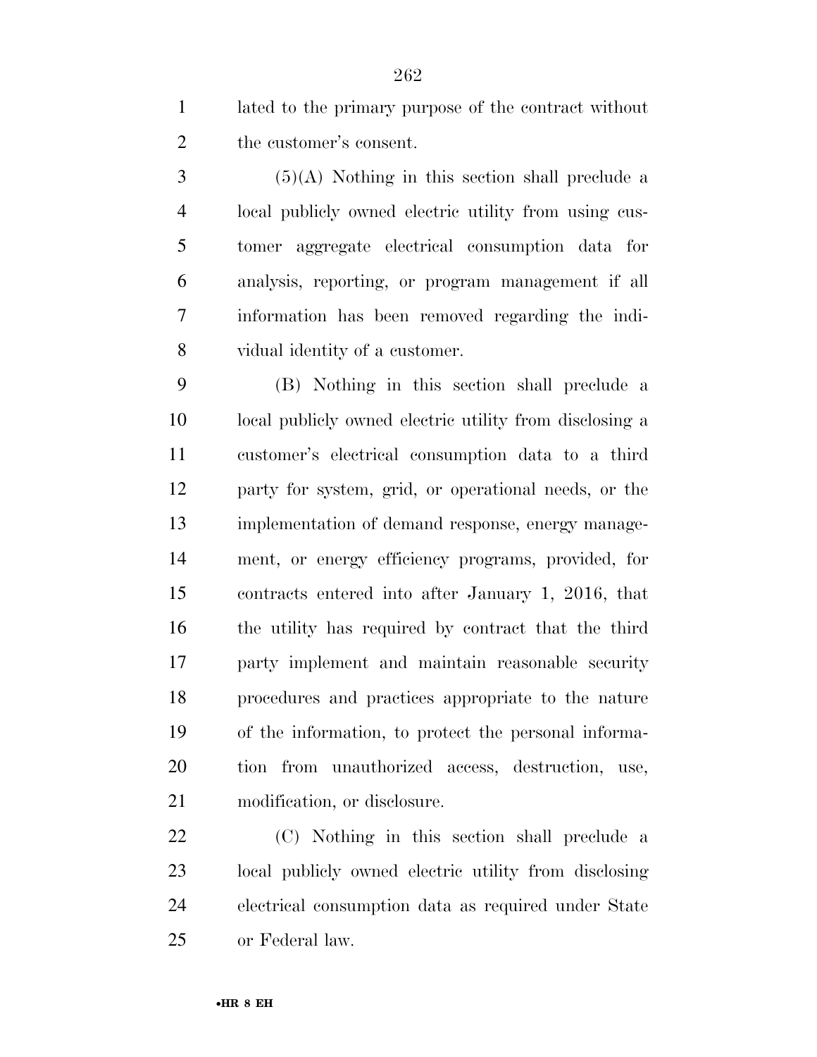lated to the primary purpose of the contract without the customer's consent.

(5)(A) Nothing in this section shall preclude a local publicly owned electric utility from using customer aggregate electrical consumption data for analysis, reporting, or program management if all information has been removed regarding the individual identity of a customer.

(B) Nothing in this section shall preclude a local publicly owned electric utility from disclosing a customer's electrical consumption data to a third party for system, grid, or operational needs, or the implementation of demand response, energy management, or energy efficiency programs, provided, for contracts entered into after January 1, 2016, that the utility has required by contract that the third party implement and maintain reasonable security procedures and practices appropriate to the nature of the information, to protect the personal information from unauthorized access, destruction, use, modification, or disclosure.

(C) Nothing in this section shall preclude a local publicly owned electric utility from disclosing electrical consumption data as required under State or Federal law.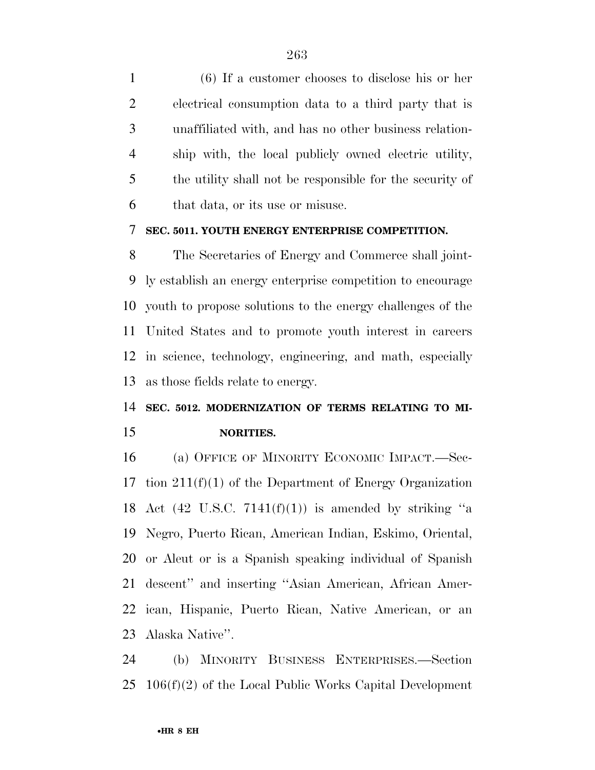(6) If a customer chooses to disclose his or her electrical consumption data to a third party that is unaffiliated with, and has no other business relationship with, the local publicly owned electric utility, the utility shall not be responsible for the security of that data, or its use or misuse.

**SEC. 5011. YOUTH ENERGY ENTERPRISE COMPETITION.**

The Secretaries of Energy and Commerce shall jointly establish an energy enterprise competition to encourage youth to propose solutions to the energy challenges of the United States and to promote youth interest in careers in science, technology, engineering, and math, especially as those fields relate to energy.

**SEC. 5012. MODERNIZATION OF TERMS RELATING TO MINORITIES.**

(a) OFFICE OF MINORITY ECONOMIC IMPACT.—Section 211(f)(1) of the Department of Energy Organization Act (42 U.S.C. 7141(f)(1)) is amended by striking "a Negro, Puerto Rican, American Indian, Eskimo, Oriental, or Aleut or is a Spanish speaking individual of Spanish descent" and inserting "Asian American, African American, Hispanic, Puerto Rican, Native American, or an Alaska Native".

(b) MINORITY BUSINESS ENTERPRISES.—Section 106(f)(2) of the Local Public Works Capital Development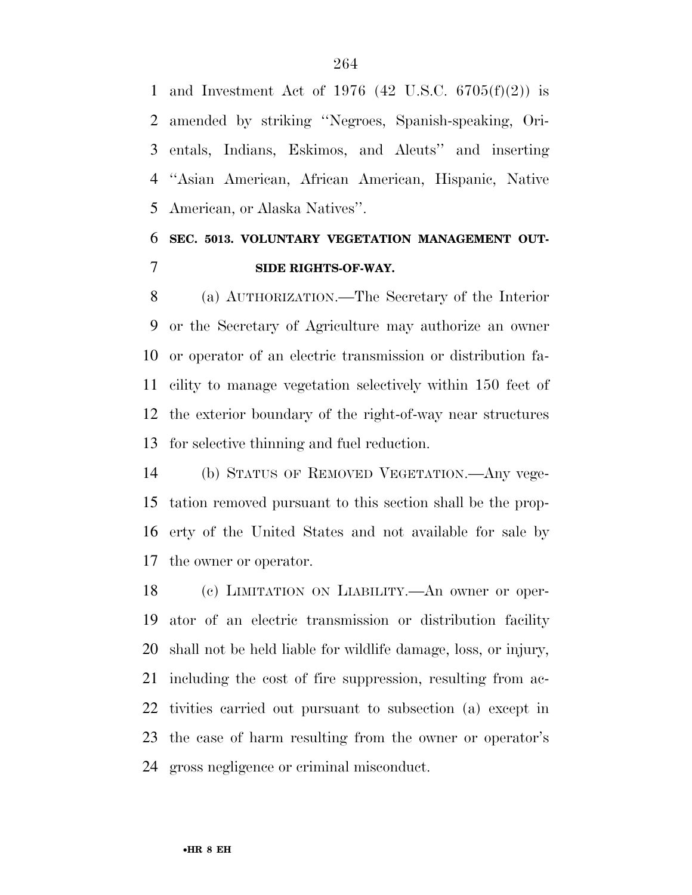and Investment Act of 1976 (42 U.S.C. 6705(f)(2)) is amended by striking ''Negroes, Spanish-speaking, Orientals, Indians, Eskimos, and Aleuts'' and inserting ''Asian American, African American, Hispanic, Native American, or Alaska Natives''.

### SEC. 5013. VOLUNTARY VEGETATION MANAGEMENT OUTSIDE RIGHTS-OF-WAY.

(a) AUTHORIZATION.—The Secretary of the Interior or the Secretary of Agriculture may authorize an owner or operator of an electric transmission or distribution facility to manage vegetation selectively within 150 feet of the exterior boundary of the right-of-way near structures for selective thinning and fuel reduction.

(b) STATUS OF REMOVED VEGETATION.—Any vegetation removed pursuant to this section shall be the property of the United States and not available for sale by the owner or operator.

(c) LIMITATION ON LIABILITY.—An owner or operator of an electric transmission or distribution facility shall not be held liable for wildlife damage, loss, or injury, including the cost of fire suppression, resulting from activities carried out pursuant to subsection (a) except in the case of harm resulting from the owner or operator's gross negligence or criminal misconduct.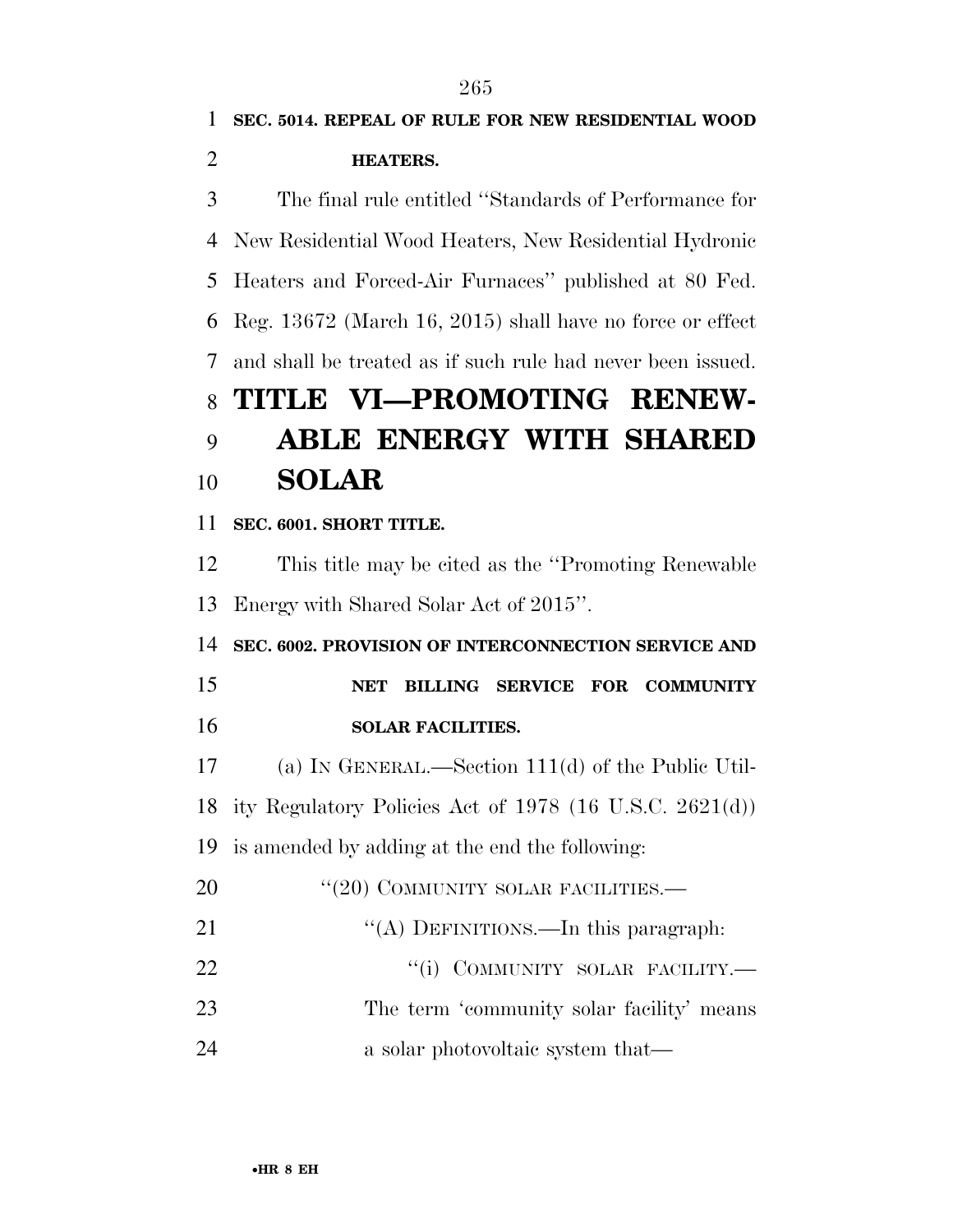**SEC. 5014. REPEAL OF RULE FOR NEW RESIDENTIAL WOOD HEATERS.**

The final rule entitled ''Standards of Performance for New Residential Wood Heaters, New Residential Hydronic Heaters and Forced-Air Furnaces'' published at 80 Fed. Reg. 13672 (March 16, 2015) shall have no force or effect and shall be treated as if such rule had never been issued.

# TITLE VI—PROMOTING RENEWABLE ENERGY WITH SHARED SOLAR

**SEC. 6001. SHORT TITLE.**

This title may be cited as the ''Promoting Renewable Energy with Shared Solar Act of 2015''.

**SEC. 6002. PROVISION OF INTERCONNECTION SERVICE AND NET BILLING SERVICE FOR COMMUNITY SOLAR FACILITIES.**

(a) IN GENERAL.—Section 111(d) of the Public Utility Regulatory Policies Act of 1978 (16 U.S.C. 2621(d)) is amended by adding at the end the following:

''(20) COMMUNITY SOLAR FACILITIES.—

''(A) DEFINITIONS.—In this paragraph:

''(i) COMMUNITY SOLAR FACILITY.— The term 'community solar facility' means a solar photovoltaic system that—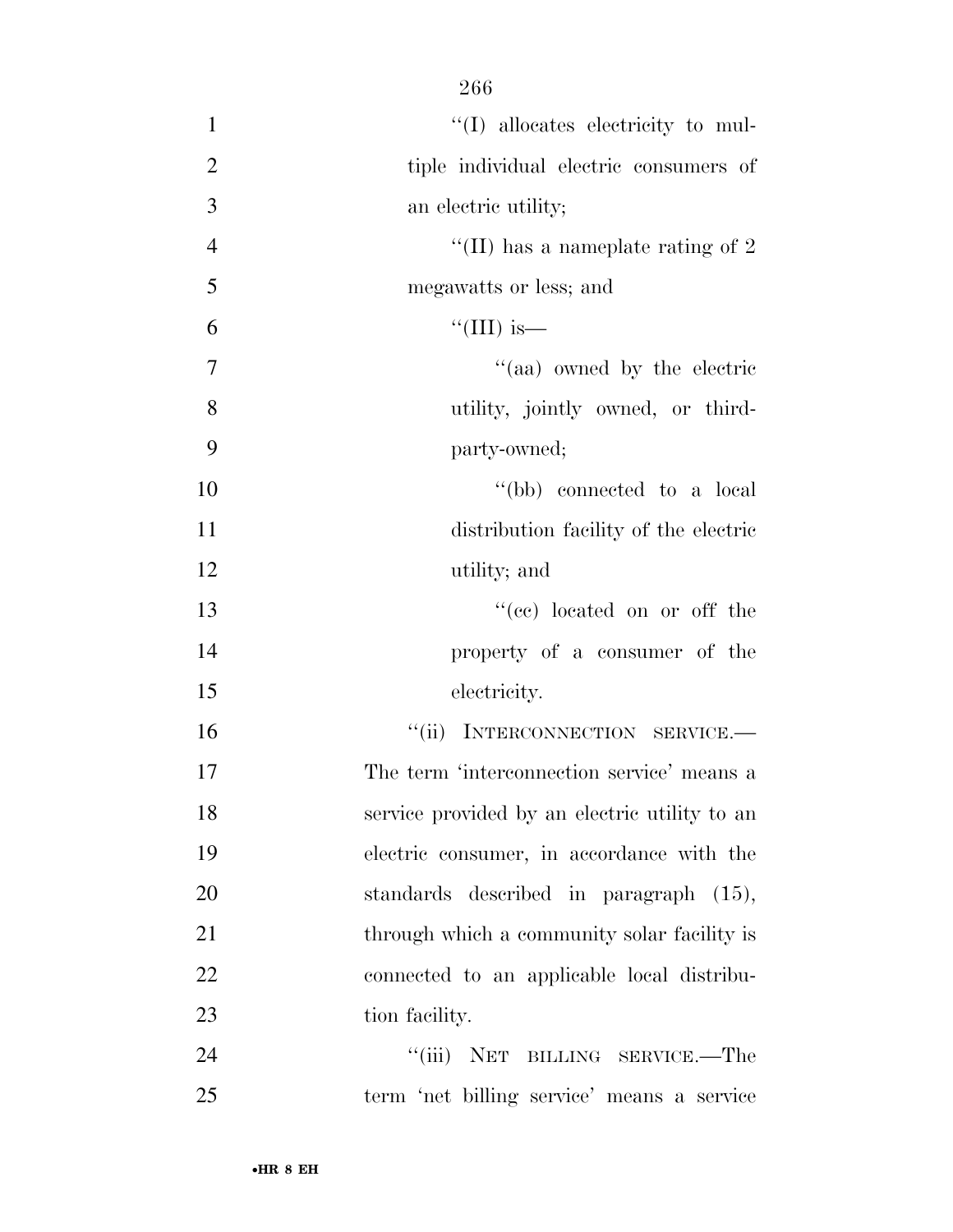''(I) allocates electricity to multiple individual electric consumers of an electric utility;

''(II) has a nameplate rating of 2 megawatts or less; and

''(III) is—

''(aa) owned by the electric utility, jointly owned, or third-party-owned;

''(bb) connected to a local distribution facility of the electric utility; and

''(cc) located on or off the property of a consumer of the electricity.

''(ii) INTERCONNECTION SERVICE.—The term 'interconnection service' means a service provided by an electric utility to an electric consumer, in accordance with the standards described in paragraph (15), through which a community solar facility is connected to an applicable local distribution facility.

''(iii) NET BILLING SERVICE.—The term 'net billing service' means a service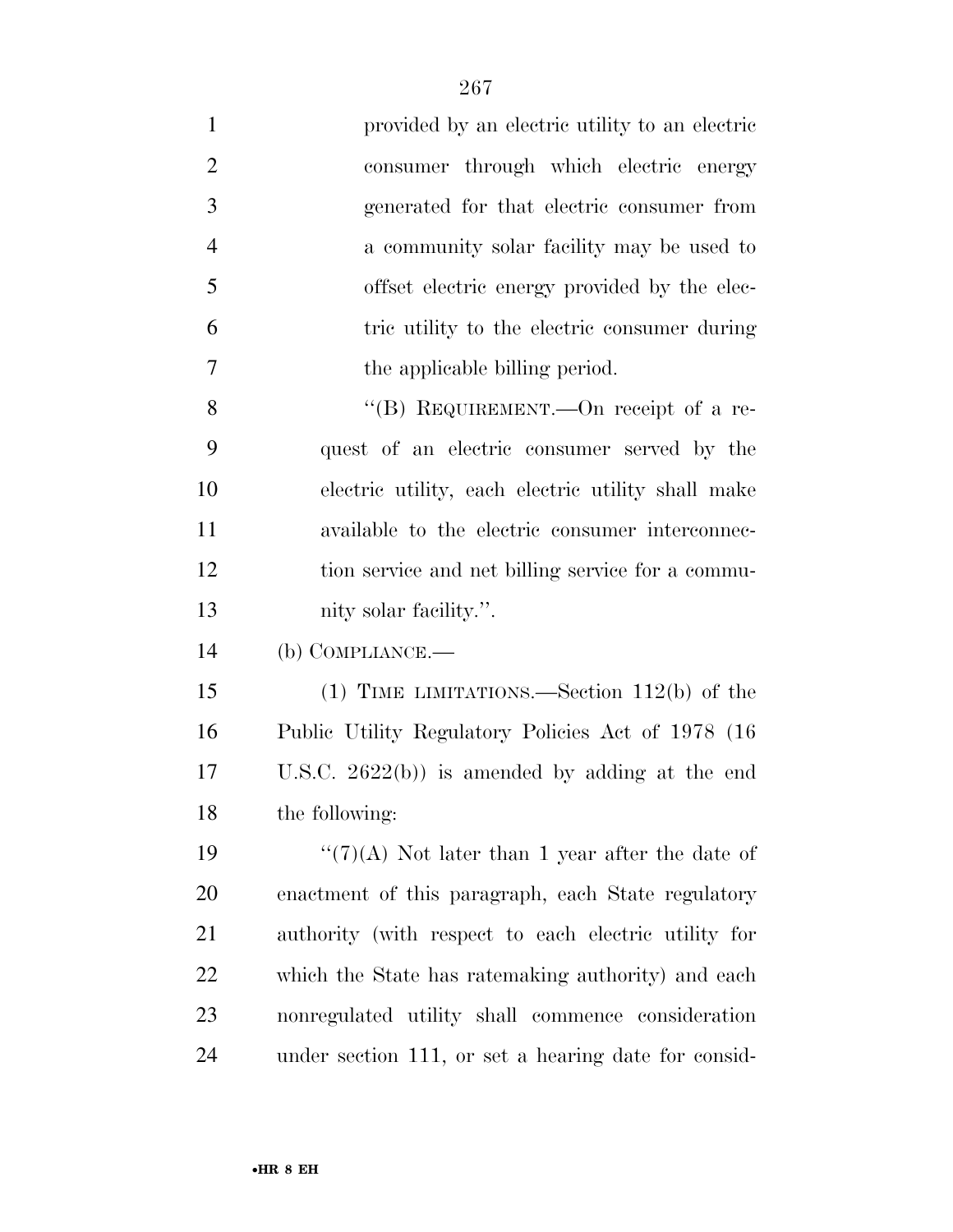provided by an electric utility to an electric consumer through which electric energy generated for that electric consumer from a community solar facility may be used to offset electric energy provided by the electric utility to the electric consumer during the applicable billing period.

"(B) REQUIREMENT.—On receipt of a request of an electric consumer served by the electric utility, each electric utility shall make available to the electric consumer interconnection service and net billing service for a community solar facility.".

(b) COMPLIANCE.—

(1) TIME LIMITATIONS.—Section 112(b) of the Public Utility Regulatory Policies Act of 1978 (16 U.S.C. 2622(b)) is amended by adding at the end the following:

"(7)(A) Not later than 1 year after the date of enactment of this paragraph, each State regulatory authority (with respect to each electric utility for which the State has ratemaking authority) and each nonregulated utility shall commence consideration under section 111, or set a hearing date for consid-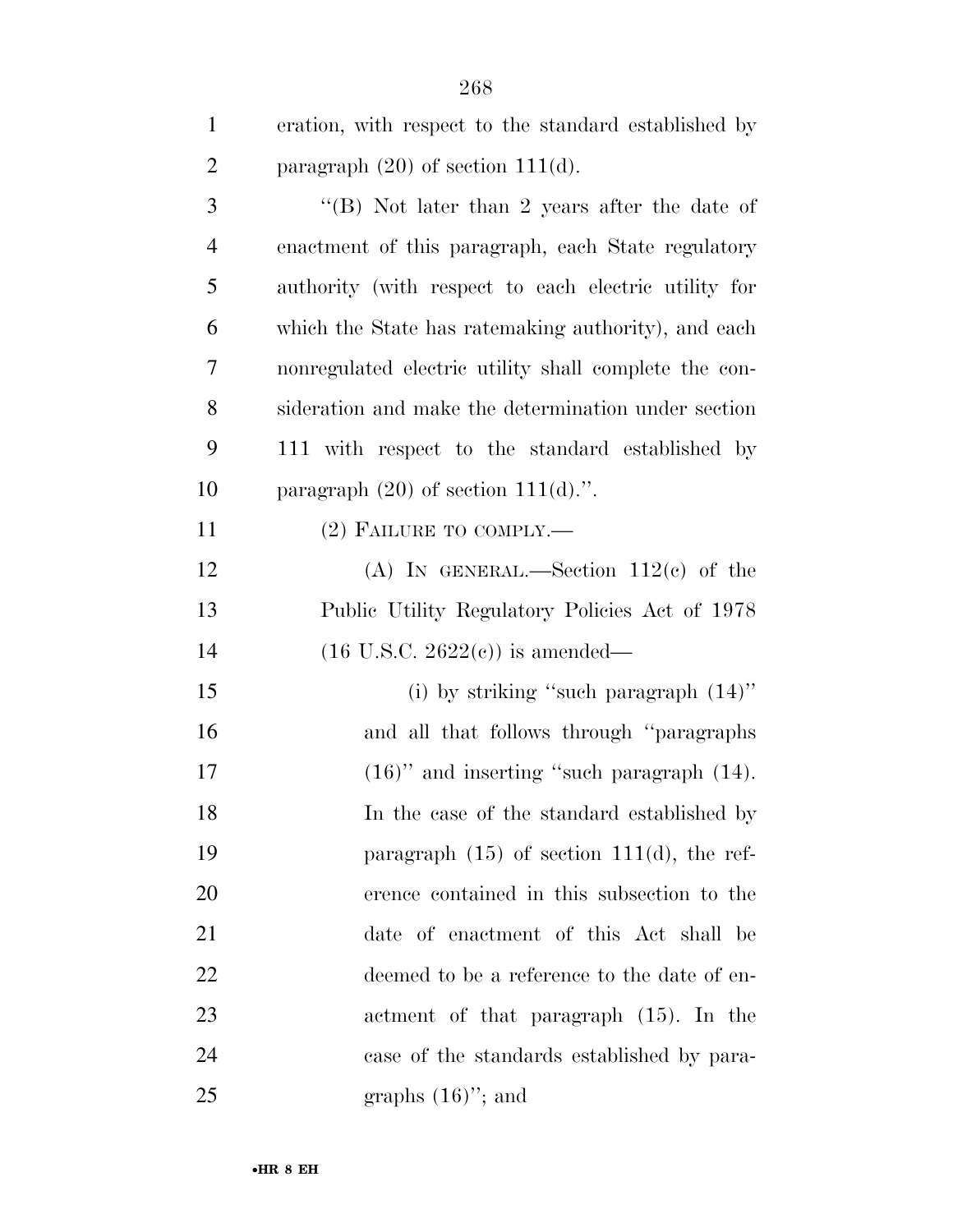eration, with respect to the standard established by paragraph (20) of section 111(d).

''(B) Not later than 2 years after the date of enactment of this paragraph, each State regulatory authority (with respect to each electric utility for which the State has ratemaking authority), and each nonregulated electric utility shall complete the consideration and make the determination under section 111 with respect to the standard established by paragraph (20) of section 111(d).''.

(2) FAILURE TO COMPLY.—

(A) IN GENERAL.—Section 112(c) of the Public Utility Regulatory Policies Act of 1978 (16 U.S.C. 2622(c)) is amended—

(i) by striking ''such paragraph (14)'' and all that follows through ''paragraphs (16)'' and inserting ''such paragraph (14). In the case of the standard established by paragraph (15) of section 111(d), the reference contained in this subsection to the date of enactment of this Act shall be deemed to be a reference to the date of enactment of that paragraph (15). In the case of the standards established by paragraphs (16)''; and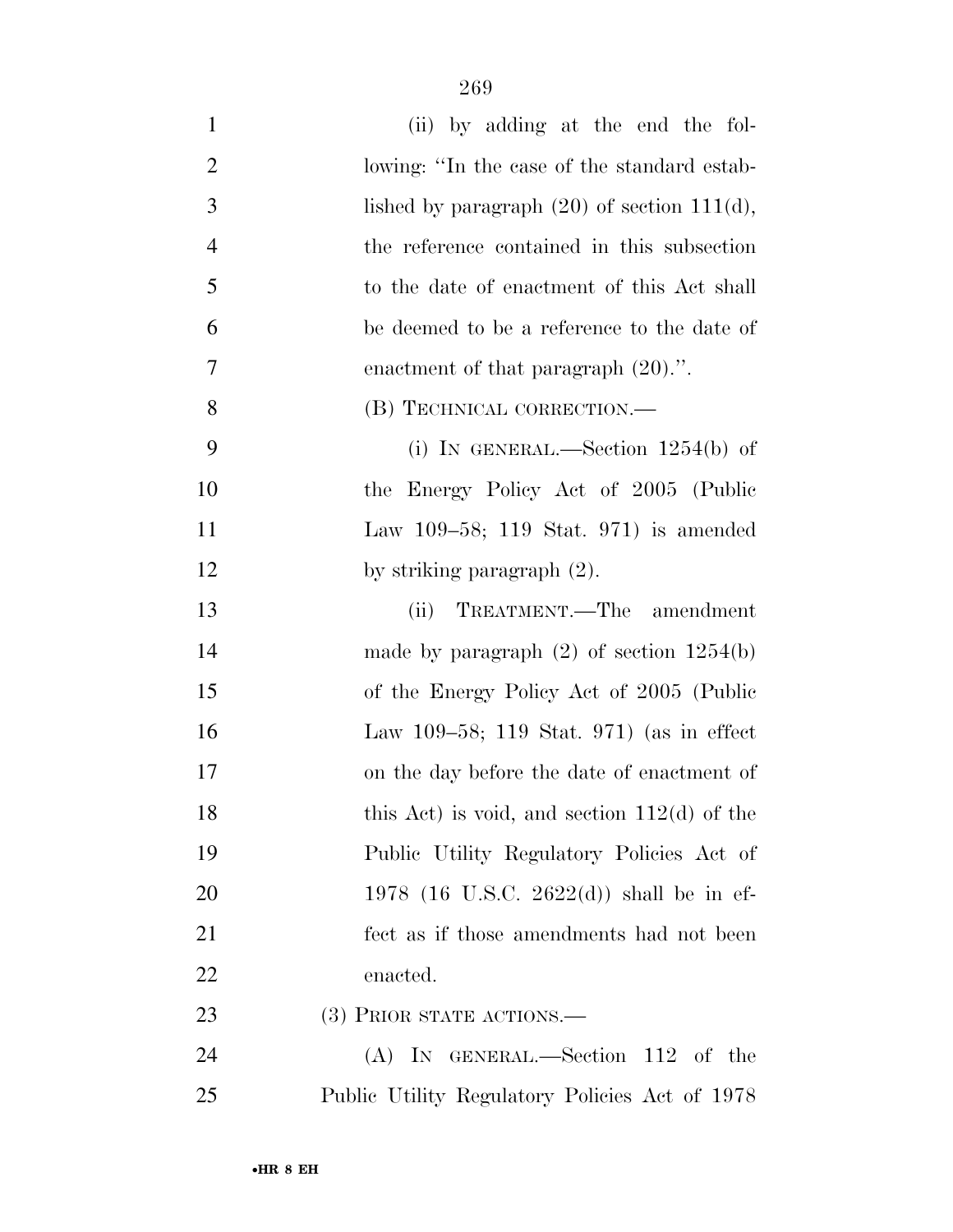(ii) by adding at the end the following: "In the case of the standard established by paragraph (20) of section 111(d), the reference contained in this subsection to the date of enactment of this Act shall be deemed to be a reference to the date of enactment of that paragraph (20).".

(B) TECHNICAL CORRECTION.—

(i) IN GENERAL.—Section 1254(b) of the Energy Policy Act of 2005 (Public Law 109–58; 119 Stat. 971) is amended by striking paragraph (2).

(ii) TREATMENT.—The amendment made by paragraph (2) of section 1254(b) of the Energy Policy Act of 2005 (Public Law 109–58; 119 Stat. 971) (as in effect on the day before the date of enactment of this Act) is void, and section 112(d) of the Public Utility Regulatory Policies Act of 1978 (16 U.S.C. 2622(d)) shall be in effect as if those amendments had not been enacted.

(3) PRIOR STATE ACTIONS.—

(A) IN GENERAL.—Section 112 of the Public Utility Regulatory Policies Act of 1978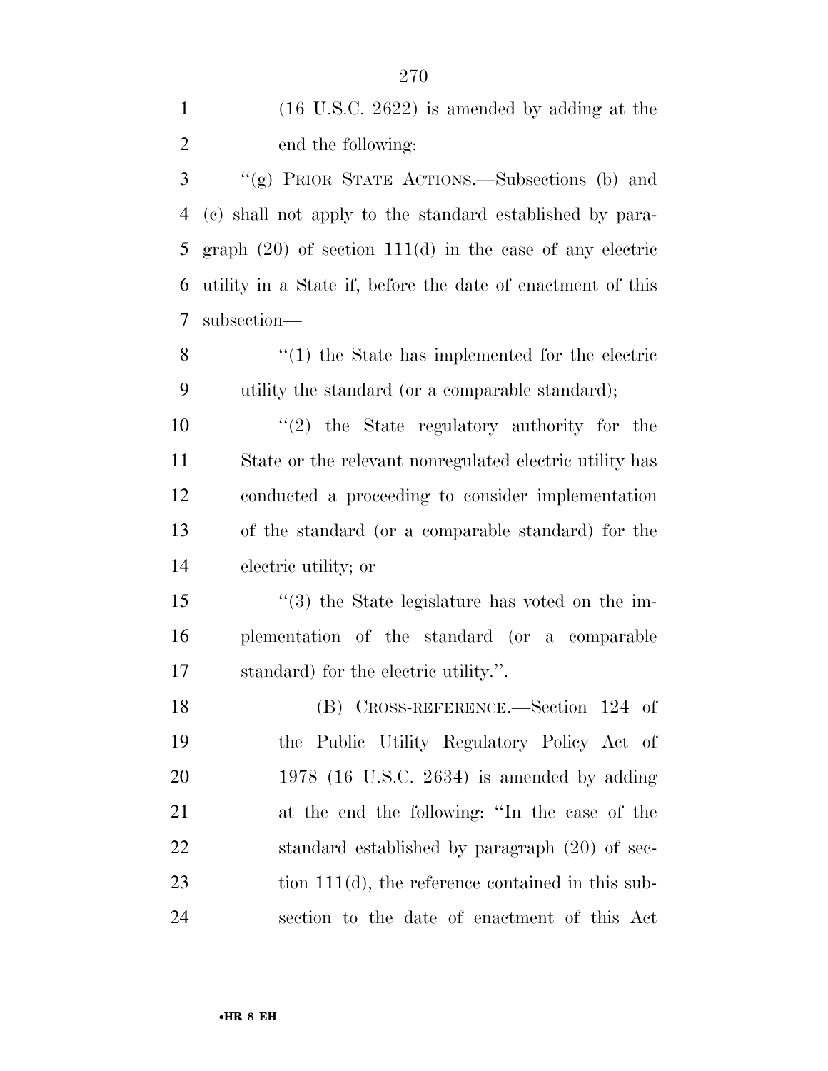(16 U.S.C. 2622) is amended by adding at the end the following:

"(g) PRIOR STATE ACTIONS.—Subsections (b) and (c) shall not apply to the standard established by paragraph (20) of section 111(d) in the case of any electric utility in a State if, before the date of enactment of this subsection—

"(1) the State has implemented for the electric utility the standard (or a comparable standard);

"(2) the State regulatory authority for the State or the relevant nonregulated electric utility has conducted a proceeding to consider implementation of the standard (or a comparable standard) for the electric utility; or

"(3) the State legislature has voted on the implementation of the standard (or a comparable standard) for the electric utility.".

(B) CROSS-REFERENCE.—Section 124 of the Public Utility Regulatory Policy Act of 1978 (16 U.S.C. 2634) is amended by adding at the end the following: "In the case of the standard established by paragraph (20) of section 111(d), the reference contained in this subsection to the date of enactment of this Act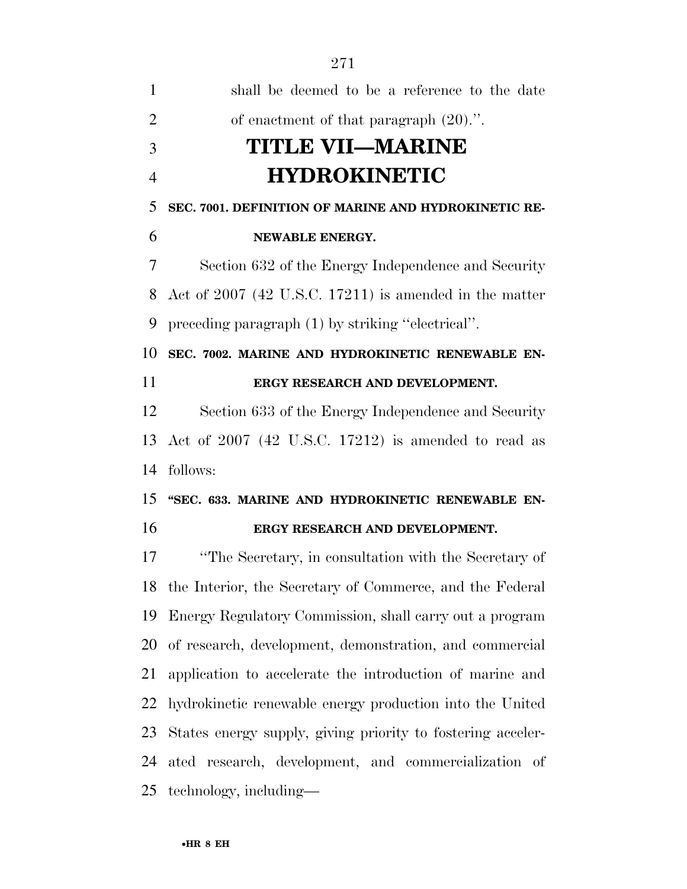shall be deemed to be a reference to the date of enactment of that paragraph (20).''.

# TITLE VII—MARINE HYDROKINETIC

**SEC. 7001. DEFINITION OF MARINE AND HYDROKINETIC RENEWABLE ENERGY.**

Section 632 of the Energy Independence and Security Act of 2007 (42 U.S.C. 17211) is amended in the matter preceding paragraph (1) by striking ''electrical''.

**SEC. 7002. MARINE AND HYDROKINETIC RENEWABLE ENERGY RESEARCH AND DEVELOPMENT.**

Section 633 of the Energy Independence and Security Act of 2007 (42 U.S.C. 17212) is amended to read as follows:

**''SEC. 633. MARINE AND HYDROKINETIC RENEWABLE ENERGY RESEARCH AND DEVELOPMENT.**

''The Secretary, in consultation with the Secretary of the Interior, the Secretary of Commerce, and the Federal Energy Regulatory Commission, shall carry out a program of research, development, demonstration, and commercial application to accelerate the introduction of marine and hydrokinetic renewable energy production into the United States energy supply, giving priority to fostering accelerated research, development, and commercialization of technology, including—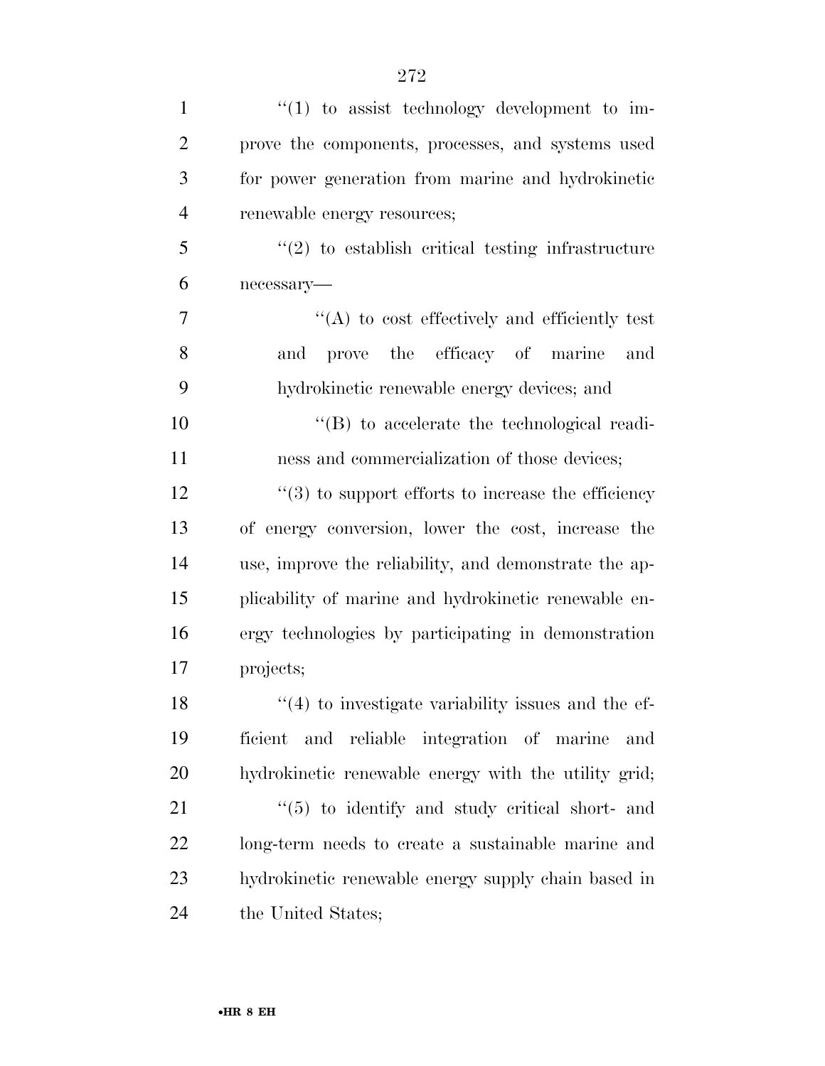''(1) to assist technology development to improve the components, processes, and systems used for power generation from marine and hydrokinetic renewable energy resources;

''(2) to establish critical testing infrastructure necessary—

''(A) to cost effectively and efficiently test and prove the efficacy of marine and hydrokinetic renewable energy devices; and

''(B) to accelerate the technological readiness and commercialization of those devices;

''(3) to support efforts to increase the efficiency of energy conversion, lower the cost, increase the use, improve the reliability, and demonstrate the applicability of marine and hydrokinetic renewable energy technologies by participating in demonstration projects;

''(4) to investigate variability issues and the efficient and reliable integration of marine and hydrokinetic renewable energy with the utility grid;

''(5) to identify and study critical short- and long-term needs to create a sustainable marine and hydrokinetic renewable energy supply chain based in the United States;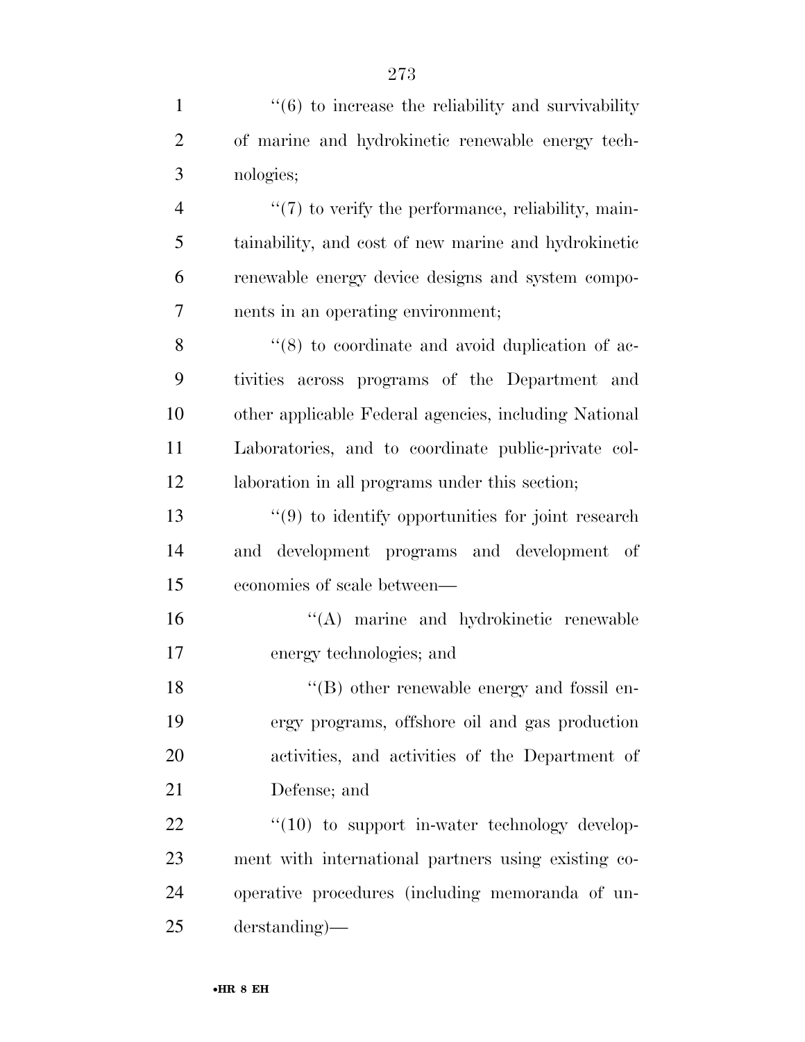''(6) to increase the reliability and survivability of marine and hydrokinetic renewable energy technologies;

''(7) to verify the performance, reliability, maintainability, and cost of new marine and hydrokinetic renewable energy device designs and system components in an operating environment;

''(8) to coordinate and avoid duplication of activities across programs of the Department and other applicable Federal agencies, including National Laboratories, and to coordinate public-private collaboration in all programs under this section;

''(9) to identify opportunities for joint research and development programs and development of economies of scale between—

''(A) marine and hydrokinetic renewable energy technologies; and

''(B) other renewable energy and fossil energy programs, offshore oil and gas production activities, and activities of the Department of Defense; and

''(10) to support in-water technology development with international partners using existing cooperative procedures (including memoranda of understanding)—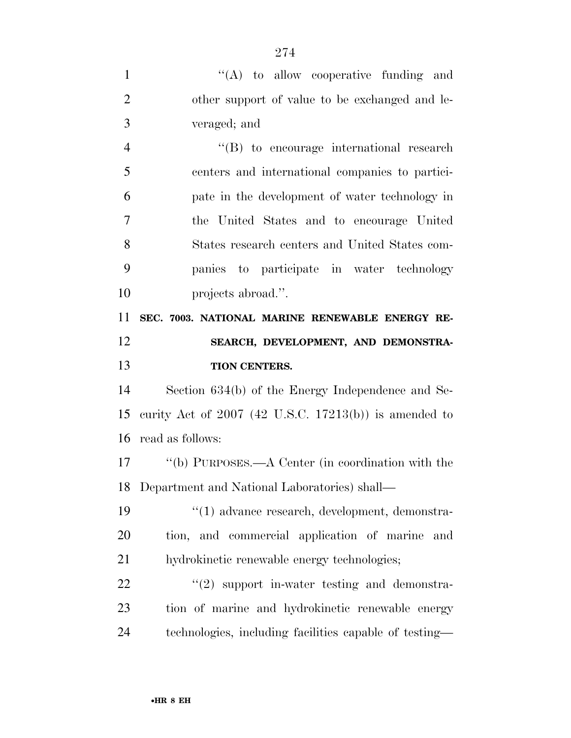''(A) to allow cooperative funding and other support of value to be exchanged and leveraged; and

''(B) to encourage international research centers and international companies to participate in the development of water technology in the United States and to encourage United States research centers and United States companies to participate in water technology projects abroad.''.

**SEC. 7003. NATIONAL MARINE RENEWABLE ENERGY RESEARCH, DEVELOPMENT, AND DEMONSTRATION CENTERS.**

Section 634(b) of the Energy Independence and Security Act of 2007 (42 U.S.C. 17213(b)) is amended to read as follows:

''(b) PURPOSES.—A Center (in coordination with the Department and National Laboratories) shall—

''(1) advance research, development, demonstration, and commercial application of marine and hydrokinetic renewable energy technologies;

''(2) support in-water testing and demonstration of marine and hydrokinetic renewable energy technologies, including facilities capable of testing—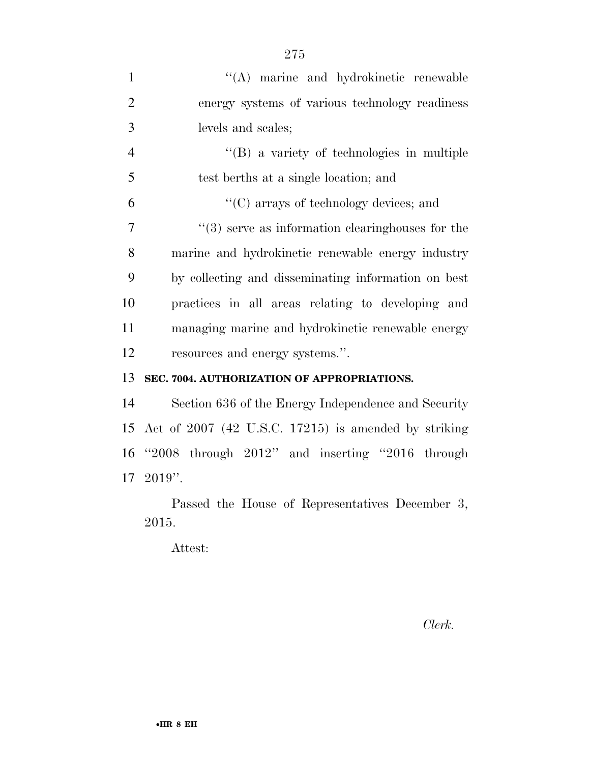''(A) marine and hydrokinetic renewable energy systems of various technology readiness levels and scales;

''(B) a variety of technologies in multiple test berths at a single location; and

''(C) arrays of technology devices; and

''(3) serve as information clearinghouses for the marine and hydrokinetic renewable energy industry by collecting and disseminating information on best practices in all areas relating to developing and managing marine and hydrokinetic renewable energy resources and energy systems.''.

**SEC. 7004. AUTHORIZATION OF APPROPRIATIONS.**

Section 636 of the Energy Independence and Security Act of 2007 (42 U.S.C. 17215) is amended by striking ''2008 through 2012'' and inserting ''2016 through 2019''.

Passed the House of Representatives December 3, 2015.

Attest:

*Clerk.*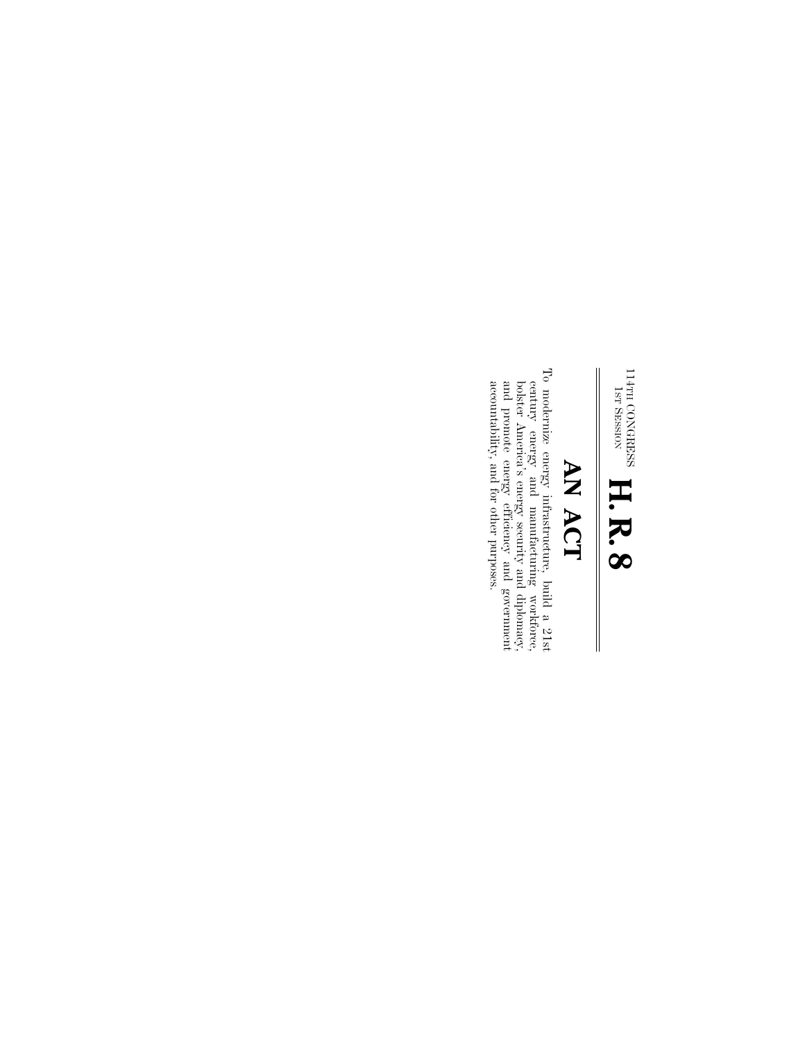114TH CONGRESS
1ST SESSION

# H. R. 8

# AN ACT

To modernize energy infrastructure, build a 21st century energy and manufacturing workforce, bolster America's energy security and diplomacy, and promote energy efficiency and government accountability, and for other purposes.